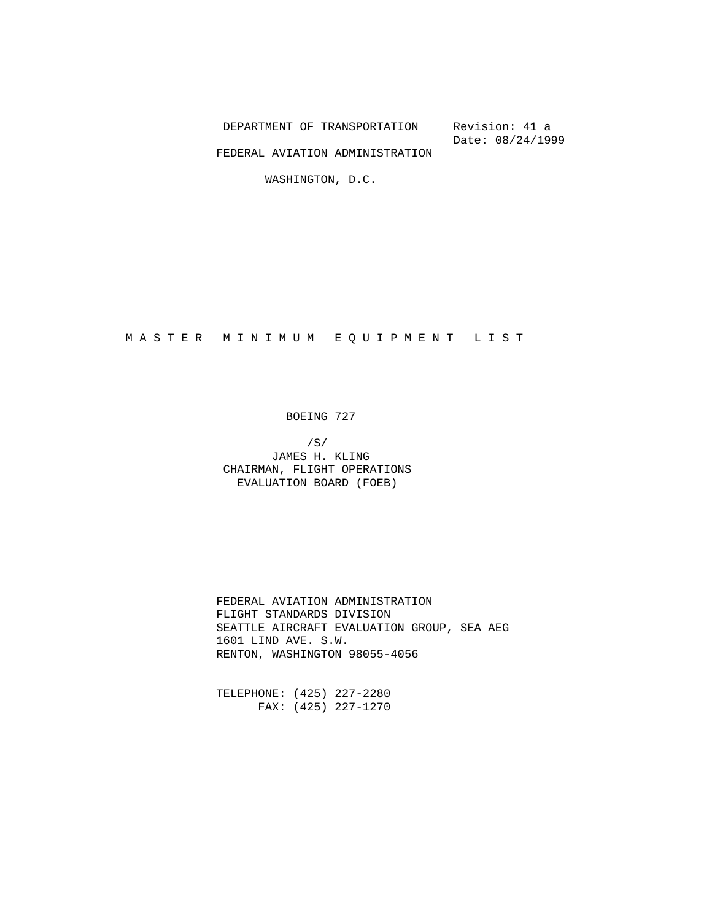DEPARTMENT OF TRANSPORTATION

Revision: 41 a
Date: 08/24/1999

FEDERAL AVIATION ADMINISTRATION

WASHINGTON, D.C.

# M A S T E R   M I N I M U M   E Q U I P M E N T   L I S T

## BOEING 727

/S/
JAMES H. KLING
CHAIRMAN, FLIGHT OPERATIONS
EVALUATION BOARD (FOEB)

FEDERAL AVIATION ADMINISTRATION
FLIGHT STANDARDS DIVISION
SEATTLE AIRCRAFT EVALUATION GROUP, SEA AEG
1601 LIND AVE. S.W.
RENTON, WASHINGTON 98055-4056

TELEPHONE: (425) 227-2280
FAX: (425) 227-1270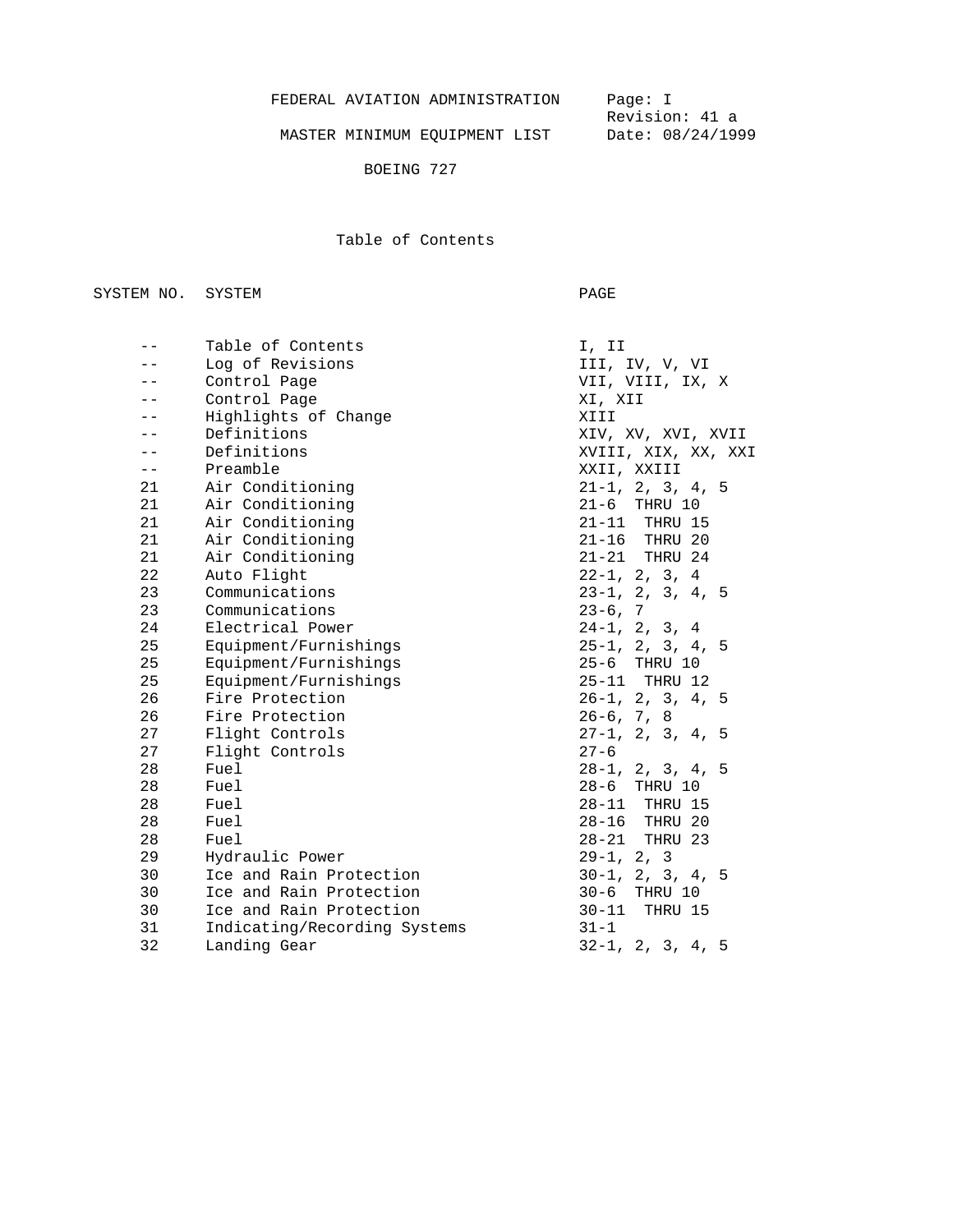FEDERAL AVIATION ADMINISTRATION

MASTER MINIMUM EQUIPMENT LIST

BOEING 727

Page: I
Revision: 41 a
Date: 08/24/1999

# Table of Contents

| SYSTEM NO. | SYSTEM | PAGE |
|---|---|---|
| -- | Table of Contents | I, II |
| -- | Log of Revisions | III, IV, V, VI |
| -- | Control Page | VII, VIII, IX, X |
| -- | Control Page | XI, XII |
| -- | Highlights of Change | XIII |
| -- | Definitions | XIV, XV, XVI, XVII |
| -- | Definitions | XVIII, XIX, XX, XXI |
| -- | Preamble | XXII, XXIII |
| 21 | Air Conditioning | 21-1, 2, 3, 4, 5 |
| 21 | Air Conditioning | 21-6 THRU 10 |
| 21 | Air Conditioning | 21-11 THRU 15 |
| 21 | Air Conditioning | 21-16 THRU 20 |
| 21 | Air Conditioning | 21-21 THRU 24 |
| 22 | Auto Flight | 22-1, 2, 3, 4 |
| 23 | Communications | 23-1, 2, 3, 4, 5 |
| 23 | Communications | 23-6, 7 |
| 24 | Electrical Power | 24-1, 2, 3, 4 |
| 25 | Equipment/Furnishings | 25-1, 2, 3, 4, 5 |
| 25 | Equipment/Furnishings | 25-6 THRU 10 |
| 25 | Equipment/Furnishings | 25-11 THRU 12 |
| 26 | Fire Protection | 26-1, 2, 3, 4, 5 |
| 26 | Fire Protection | 26-6, 7, 8 |
| 27 | Flight Controls | 27-1, 2, 3, 4, 5 |
| 27 | Flight Controls | 27-6 |
| 28 | Fuel | 28-1, 2, 3, 4, 5 |
| 28 | Fuel | 28-6 THRU 10 |
| 28 | Fuel | 28-11 THRU 15 |
| 28 | Fuel | 28-16 THRU 20 |
| 28 | Fuel | 28-21 THRU 23 |
| 29 | Hydraulic Power | 29-1, 2, 3 |
| 30 | Ice and Rain Protection | 30-1, 2, 3, 4, 5 |
| 30 | Ice and Rain Protection | 30-6 THRU 10 |
| 30 | Ice and Rain Protection | 30-11 THRU 15 |
| 31 | Indicating/Recording Systems | 31-1 |
| 32 | Landing Gear | 32-1, 2, 3, 4, 5 |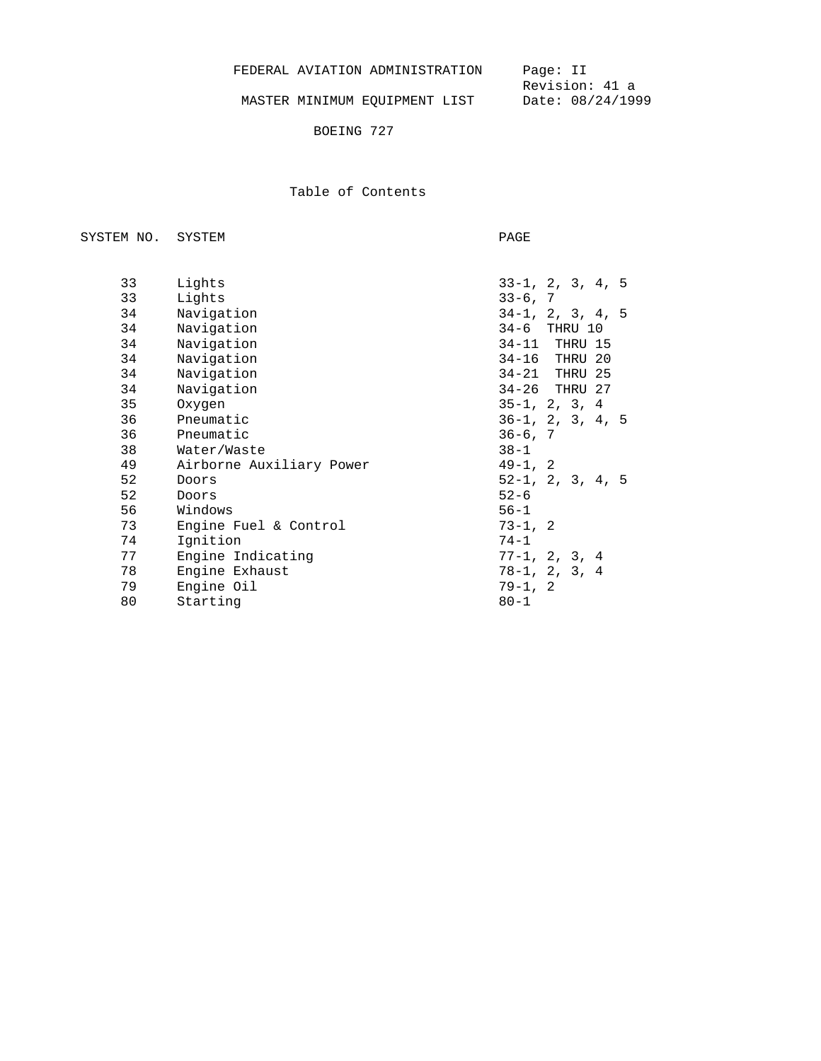FEDERAL AVIATION ADMINISTRATION

MASTER MINIMUM EQUIPMENT LIST

BOEING 727

Page: II
Revision: 41 a
Date: 08/24/1999

## Table of Contents

| SYSTEM NO. | SYSTEM | PAGE |
|---|---|---|
| 33 | Lights | 33-1, 2, 3, 4, 5 |
| 33 | Lights | 33-6, 7 |
| 34 | Navigation | 34-1, 2, 3, 4, 5 |
| 34 | Navigation | 34-6 THRU 10 |
| 34 | Navigation | 34-11 THRU 15 |
| 34 | Navigation | 34-16 THRU 20 |
| 34 | Navigation | 34-21 THRU 25 |
| 34 | Navigation | 34-26 THRU 27 |
| 35 | Oxygen | 35-1, 2, 3, 4 |
| 36 | Pneumatic | 36-1, 2, 3, 4, 5 |
| 36 | Pneumatic | 36-6, 7 |
| 38 | Water/Waste | 38-1 |
| 49 | Airborne Auxiliary Power | 49-1, 2 |
| 52 | Doors | 52-1, 2, 3, 4, 5 |
| 52 | Doors | 52-6 |
| 56 | Windows | 56-1 |
| 73 | Engine Fuel & Control | 73-1, 2 |
| 74 | Ignition | 74-1 |
| 77 | Engine Indicating | 77-1, 2, 3, 4 |
| 78 | Engine Exhaust | 78-1, 2, 3, 4 |
| 79 | Engine Oil | 79-1, 2 |
| 80 | Starting | 80-1 |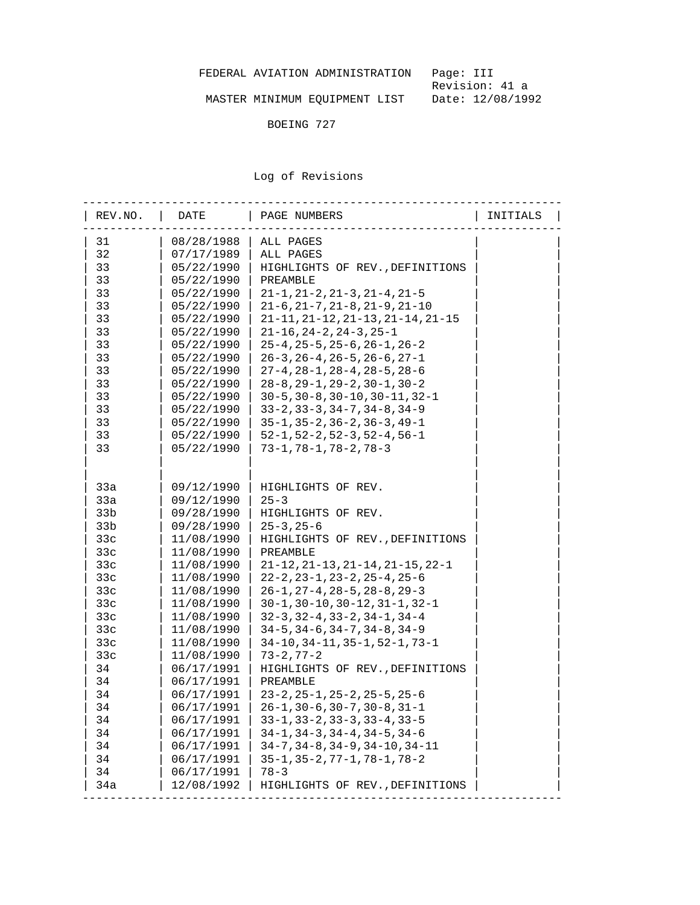FEDERAL AVIATION ADMINISTRATION

MASTER MINIMUM EQUIPMENT LIST

Page: III
Revision: 41 a
Date: 12/08/1992

BOEING 727

## Log of Revisions

| REV.NO. | DATE | PAGE NUMBERS | INITIALS |
|---|---|---|---|
| 31 | 08/28/1988 | ALL PAGES | |
| 32 | 07/17/1989 | ALL PAGES | |
| 33 | 05/22/1990 | HIGHLIGHTS OF REV.,DEFINITIONS | |
| 33 | 05/22/1990 | PREAMBLE | |
| 33 | 05/22/1990 | 21-1,21-2,21-3,21-4,21-5 | |
| 33 | 05/22/1990 | 21-6,21-7,21-8,21-9,21-10 | |
| 33 | 05/22/1990 | 21-11,21-12,21-13,21-14,21-15 | |
| 33 | 05/22/1990 | 21-16,24-2,24-3,25-1 | |
| 33 | 05/22/1990 | 25-4,25-5,25-6,26-1,26-2 | |
| 33 | 05/22/1990 | 26-3,26-4,26-5,26-6,27-1 | |
| 33 | 05/22/1990 | 27-4,28-1,28-4,28-5,28-6 | |
| 33 | 05/22/1990 | 28-8,29-1,29-2,30-1,30-2 | |
| 33 | 05/22/1990 | 30-5,30-8,30-10,30-11,32-1 | |
| 33 | 05/22/1990 | 33-2,33-3,34-7,34-8,34-9 | |
| 33 | 05/22/1990 | 35-1,35-2,36-2,36-3,49-1 | |
| 33 | 05/22/1990 | 52-1,52-2,52-3,52-4,56-1 | |
| 33 | 05/22/1990 | 73-1,78-1,78-2,78-3 | |
| | | | |
| 33a | 09/12/1990 | HIGHLIGHTS OF REV. | |
| 33a | 09/12/1990 | 25-3 | |
| 33b | 09/28/1990 | HIGHLIGHTS OF REV. | |
| 33b | 09/28/1990 | 25-3,25-6 | |
| 33c | 11/08/1990 | HIGHLIGHTS OF REV.,DEFINITIONS | |
| 33c | 11/08/1990 | PREAMBLE | |
| 33c | 11/08/1990 | 21-12,21-13,21-14,21-15,22-1 | |
| 33c | 11/08/1990 | 22-2,23-1,23-2,25-4,25-6 | |
| 33c | 11/08/1990 | 26-1,27-4,28-5,28-8,29-3 | |
| 33c | 11/08/1990 | 30-1,30-10,30-12,31-1,32-1 | |
| 33c | 11/08/1990 | 32-3,32-4,33-2,34-1,34-4 | |
| 33c | 11/08/1990 | 34-5,34-6,34-7,34-8,34-9 | |
| 33c | 11/08/1990 | 34-10,34-11,35-1,52-1,73-1 | |
| 33c | 11/08/1990 | 73-2,77-2 | |
| 34 | 06/17/1991 | HIGHLIGHTS OF REV.,DEFINITIONS | |
| 34 | 06/17/1991 | PREAMBLE | |
| 34 | 06/17/1991 | 23-2,25-1,25-2,25-5,25-6 | |
| 34 | 06/17/1991 | 26-1,30-6,30-7,30-8,31-1 | |
| 34 | 06/17/1991 | 33-1,33-2,33-3,33-4,33-5 | |
| 34 | 06/17/1991 | 34-1,34-3,34-4,34-5,34-6 | |
| 34 | 06/17/1991 | 34-7,34-8,34-9,34-10,34-11 | |
| 34 | 06/17/1991 | 35-1,35-2,77-1,78-1,78-2 | |
| 34 | 06/17/1991 | 78-3 | |
| 34a | 12/08/1992 | HIGHLIGHTS OF REV.,DEFINITIONS | |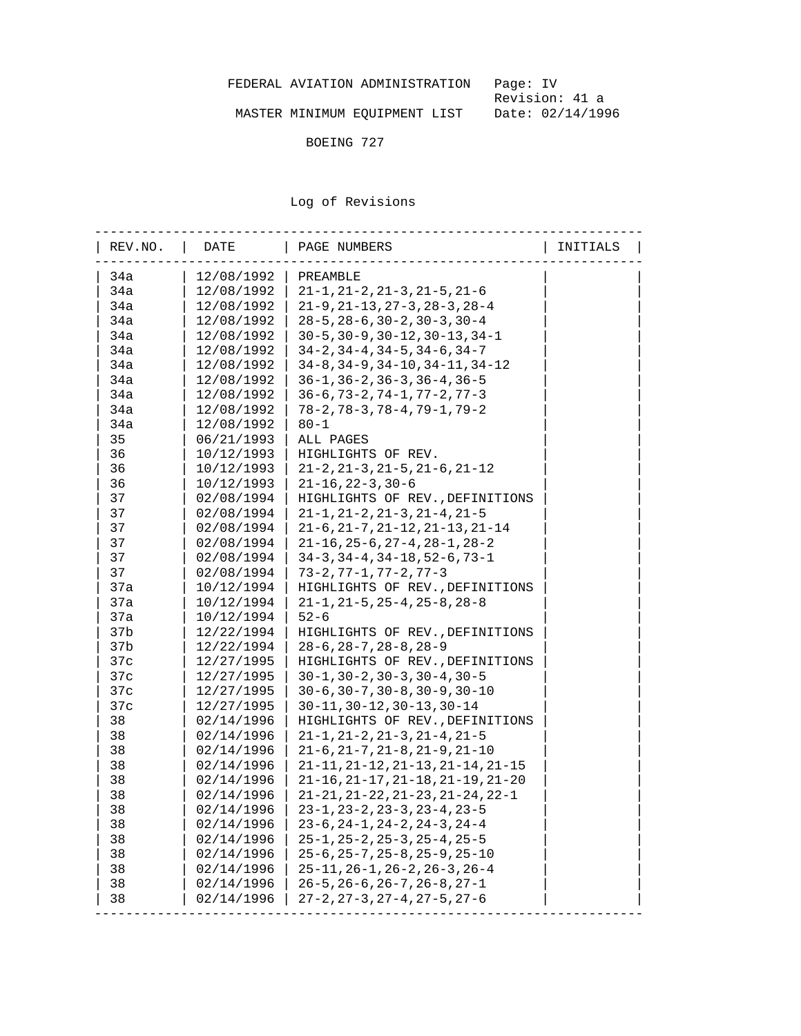FEDERAL AVIATION ADMINISTRATION

MASTER MINIMUM EQUIPMENT LIST

BOEING 727

Page: IV
Revision: 41 a
Date: 02/14/1996

## Log of Revisions

| REV.NO. | DATE | PAGE NUMBERS | INITIALS |
|---|---|---|---|
| 34a | 12/08/1992 | PREAMBLE | |
| 34a | 12/08/1992 | 21-1,21-2,21-3,21-5,21-6 | |
| 34a | 12/08/1992 | 21-9,21-13,27-3,28-3,28-4 | |
| 34a | 12/08/1992 | 28-5,28-6,30-2,30-3,30-4 | |
| 34a | 12/08/1992 | 30-5,30-9,30-12,30-13,34-1 | |
| 34a | 12/08/1992 | 34-2,34-4,34-5,34-6,34-7 | |
| 34a | 12/08/1992 | 34-8,34-9,34-10,34-11,34-12 | |
| 34a | 12/08/1992 | 36-1,36-2,36-3,36-4,36-5 | |
| 34a | 12/08/1992 | 36-6,73-2,74-1,77-2,77-3 | |
| 34a | 12/08/1992 | 78-2,78-3,78-4,79-1,79-2 | |
| 34a | 12/08/1992 | 80-1 | |
| 35 | 06/21/1993 | ALL PAGES | |
| 36 | 10/12/1993 | HIGHLIGHTS OF REV. | |
| 36 | 10/12/1993 | 21-2,21-3,21-5,21-6,21-12 | |
| 36 | 10/12/1993 | 21-16,22-3,30-6 | |
| 37 | 02/08/1994 | HIGHLIGHTS OF REV.,DEFINITIONS | |
| 37 | 02/08/1994 | 21-1,21-2,21-3,21-4,21-5 | |
| 37 | 02/08/1994 | 21-6,21-7,21-12,21-13,21-14 | |
| 37 | 02/08/1994 | 21-16,25-6,27-4,28-1,28-2 | |
| 37 | 02/08/1994 | 34-3,34-4,34-18,52-6,73-1 | |
| 37 | 02/08/1994 | 73-2,77-1,77-2,77-3 | |
| 37a | 10/12/1994 | HIGHLIGHTS OF REV.,DEFINITIONS | |
| 37a | 10/12/1994 | 21-1,21-5,25-4,25-8,28-8 | |
| 37a | 10/12/1994 | 52-6 | |
| 37b | 12/22/1994 | HIGHLIGHTS OF REV.,DEFINITIONS | |
| 37b | 12/22/1994 | 28-6,28-7,28-8,28-9 | |
| 37c | 12/27/1995 | HIGHLIGHTS OF REV.,DEFINITIONS | |
| 37c | 12/27/1995 | 30-1,30-2,30-3,30-4,30-5 | |
| 37c | 12/27/1995 | 30-6,30-7,30-8,30-9,30-10 | |
| 37c | 12/27/1995 | 30-11,30-12,30-13,30-14 | |
| 38 | 02/14/1996 | HIGHLIGHTS OF REV.,DEFINITIONS | |
| 38 | 02/14/1996 | 21-1,21-2,21-3,21-4,21-5 | |
| 38 | 02/14/1996 | 21-6,21-7,21-8,21-9,21-10 | |
| 38 | 02/14/1996 | 21-11,21-12,21-13,21-14,21-15 | |
| 38 | 02/14/1996 | 21-16,21-17,21-18,21-19,21-20 | |
| 38 | 02/14/1996 | 21-21,21-22,21-23,21-24,22-1 | |
| 38 | 02/14/1996 | 23-1,23-2,23-3,23-4,23-5 | |
| 38 | 02/14/1996 | 23-6,24-1,24-2,24-3,24-4 | |
| 38 | 02/14/1996 | 25-1,25-2,25-3,25-4,25-5 | |
| 38 | 02/14/1996 | 25-6,25-7,25-8,25-9,25-10 | |
| 38 | 02/14/1996 | 25-11,26-1,26-2,26-3,26-4 | |
| 38 | 02/14/1996 | 26-5,26-6,26-7,26-8,27-1 | |
| 38 | 02/14/1996 | 27-2,27-3,27-4,27-5,27-6 | |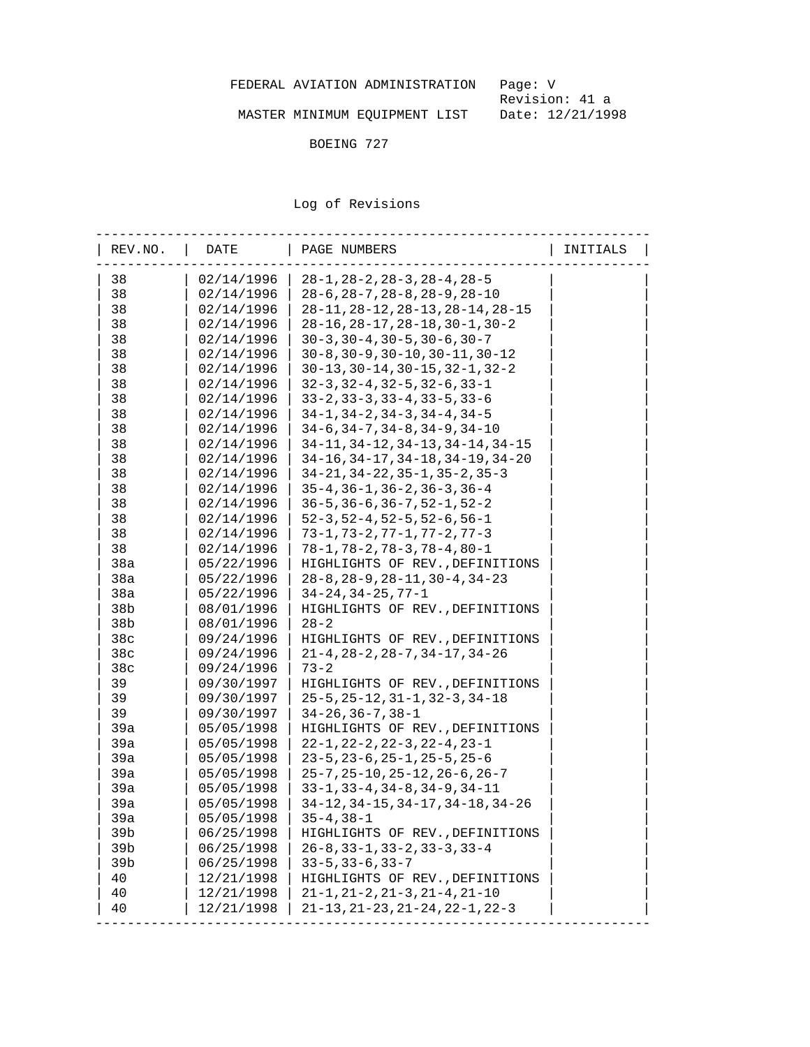FEDERAL AVIATION ADMINISTRATION

MASTER MINIMUM EQUIPMENT LIST

BOEING 727

## Log of Revisions

| REV.NO. | DATE | PAGE NUMBERS | INITIALS |
|---|---|---|---|
| 38 | 02/14/1996 | 28-1,28-2,28-3,28-4,28-5 | |
| 38 | 02/14/1996 | 28-6,28-7,28-8,28-9,28-10 | |
| 38 | 02/14/1996 | 28-11,28-12,28-13,28-14,28-15 | |
| 38 | 02/14/1996 | 28-16,28-17,28-18,30-1,30-2 | |
| 38 | 02/14/1996 | 30-3,30-4,30-5,30-6,30-7 | |
| 38 | 02/14/1996 | 30-8,30-9,30-10,30-11,30-12 | |
| 38 | 02/14/1996 | 30-13,30-14,30-15,32-1,32-2 | |
| 38 | 02/14/1996 | 32-3,32-4,32-5,32-6,33-1 | |
| 38 | 02/14/1996 | 33-2,33-3,33-4,33-5,33-6 | |
| 38 | 02/14/1996 | 34-1,34-2,34-3,34-4,34-5 | |
| 38 | 02/14/1996 | 34-6,34-7,34-8,34-9,34-10 | |
| 38 | 02/14/1996 | 34-11,34-12,34-13,34-14,34-15 | |
| 38 | 02/14/1996 | 34-16,34-17,34-18,34-19,34-20 | |
| 38 | 02/14/1996 | 34-21,34-22,35-1,35-2,35-3 | |
| 38 | 02/14/1996 | 35-4,36-1,36-2,36-3,36-4 | |
| 38 | 02/14/1996 | 36-5,36-6,36-7,52-1,52-2 | |
| 38 | 02/14/1996 | 52-3,52-4,52-5,52-6,56-1 | |
| 38 | 02/14/1996 | 73-1,73-2,77-1,77-2,77-3 | |
| 38 | 02/14/1996 | 78-1,78-2,78-3,78-4,80-1 | |
| 38a | 05/22/1996 | HIGHLIGHTS OF REV.,DEFINITIONS | |
| 38a | 05/22/1996 | 28-8,28-9,28-11,30-4,34-23 | |
| 38a | 05/22/1996 | 34-24,34-25,77-1 | |
| 38b | 08/01/1996 | HIGHLIGHTS OF REV.,DEFINITIONS | |
| 38b | 08/01/1996 | 28-2 | |
| 38c | 09/24/1996 | HIGHLIGHTS OF REV.,DEFINITIONS | |
| 38c | 09/24/1996 | 21-4,28-2,28-7,34-17,34-26 | |
| 38c | 09/24/1996 | 73-2 | |
| 39 | 09/30/1997 | HIGHLIGHTS OF REV.,DEFINITIONS | |
| 39 | 09/30/1997 | 25-5,25-12,31-1,32-3,34-18 | |
| 39 | 09/30/1997 | 34-26,36-7,38-1 | |
| 39a | 05/05/1998 | HIGHLIGHTS OF REV.,DEFINITIONS | |
| 39a | 05/05/1998 | 22-1,22-2,22-3,22-4,23-1 | |
| 39a | 05/05/1998 | 23-5,23-6,25-1,25-5,25-6 | |
| 39a | 05/05/1998 | 25-7,25-10,25-12,26-6,26-7 | |
| 39a | 05/05/1998 | 33-1,33-4,34-8,34-9,34-11 | |
| 39a | 05/05/1998 | 34-12,34-15,34-17,34-18,34-26 | |
| 39a | 05/05/1998 | 35-4,38-1 | |
| 39b | 06/25/1998 | HIGHLIGHTS OF REV.,DEFINITIONS | |
| 39b | 06/25/1998 | 26-8,33-1,33-2,33-3,33-4 | |
| 39b | 06/25/1998 | 33-5,33-6,33-7 | |
| 40 | 12/21/1998 | HIGHLIGHTS OF REV.,DEFINITIONS | |
| 40 | 12/21/1998 | 21-1,21-2,21-3,21-4,21-10 | |
| 40 | 12/21/1998 | 21-13,21-23,21-24,22-1,22-3 | |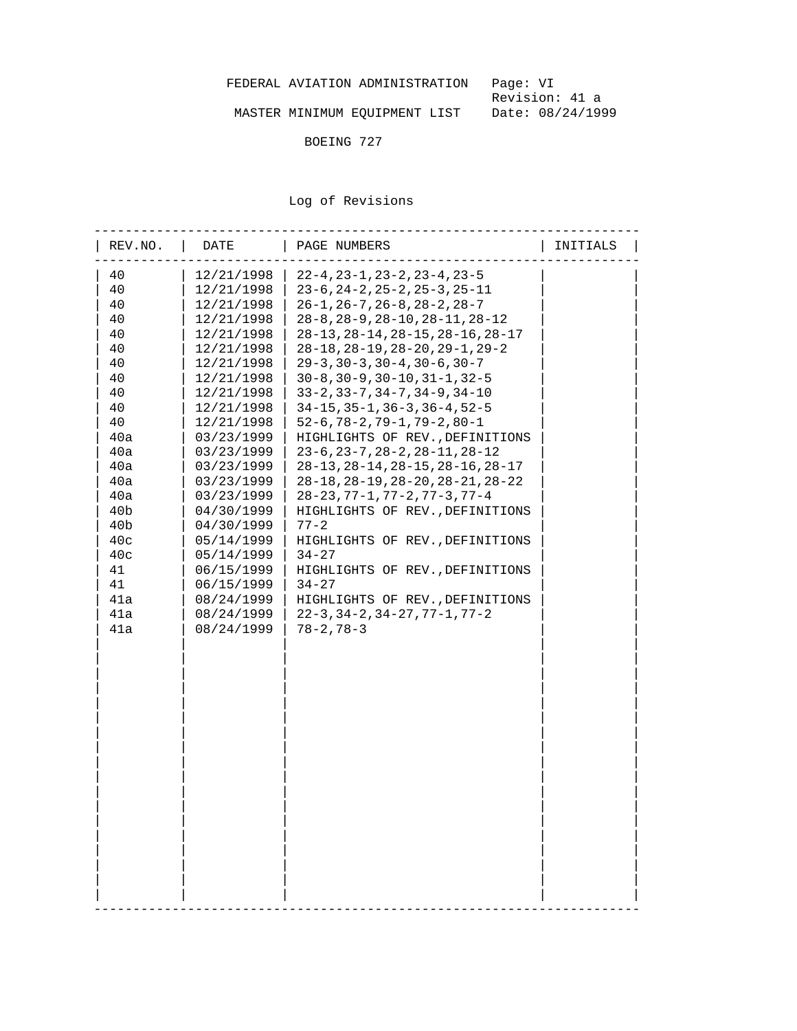FEDERAL AVIATION ADMINISTRATION

MASTER MINIMUM EQUIPMENT LIST

BOEING 727

Page: VI
Revision: 41 a
Date: 08/24/1999

## Log of Revisions

| REV.NO. | DATE | PAGE NUMBERS | INITIALS |
|---|---|---|---|
| 40 | 12/21/1998 | 22-4,23-1,23-2,23-4,23-5 | |
| 40 | 12/21/1998 | 23-6,24-2,25-2,25-3,25-11 | |
| 40 | 12/21/1998 | 26-1,26-7,26-8,28-2,28-7 | |
| 40 | 12/21/1998 | 28-8,28-9,28-10,28-11,28-12 | |
| 40 | 12/21/1998 | 28-13,28-14,28-15,28-16,28-17 | |
| 40 | 12/21/1998 | 28-18,28-19,28-20,29-1,29-2 | |
| 40 | 12/21/1998 | 29-3,30-3,30-4,30-6,30-7 | |
| 40 | 12/21/1998 | 30-8,30-9,30-10,31-1,32-5 | |
| 40 | 12/21/1998 | 33-2,33-7,34-7,34-9,34-10 | |
| 40 | 12/21/1998 | 34-15,35-1,36-3,36-4,52-5 | |
| 40 | 12/21/1998 | 52-6,78-2,79-1,79-2,80-1 | |
| 40a | 03/23/1999 | HIGHLIGHTS OF REV.,DEFINITIONS | |
| 40a | 03/23/1999 | 23-6,23-7,28-2,28-11,28-12 | |
| 40a | 03/23/1999 | 28-13,28-14,28-15,28-16,28-17 | |
| 40a | 03/23/1999 | 28-18,28-19,28-20,28-21,28-22 | |
| 40a | 03/23/1999 | 28-23,77-1,77-2,77-3,77-4 | |
| 40b | 04/30/1999 | HIGHLIGHTS OF REV.,DEFINITIONS | |
| 40b | 04/30/1999 | 77-2 | |
| 40c | 05/14/1999 | HIGHLIGHTS OF REV.,DEFINITIONS | |
| 40c | 05/14/1999 | 34-27 | |
| 41 | 06/15/1999 | HIGHLIGHTS OF REV.,DEFINITIONS | |
| 41 | 06/15/1999 | 34-27 | |
| 41a | 08/24/1999 | HIGHLIGHTS OF REV.,DEFINITIONS | |
| 41a | 08/24/1999 | 22-3,34-2,34-27,77-1,77-2 | |
| 41a | 08/24/1999 | 78-2,78-3 | |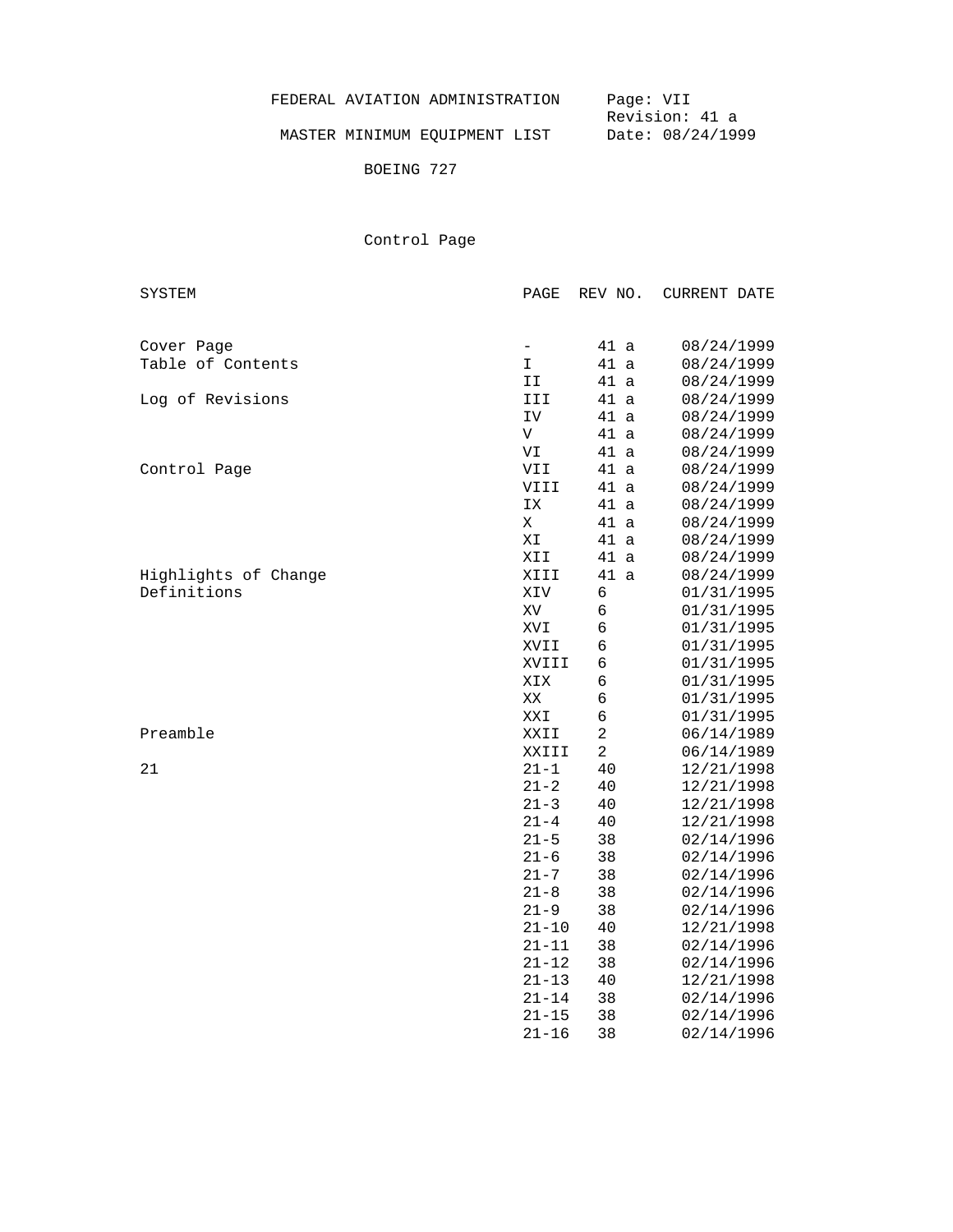FEDERAL AVIATION ADMINISTRATION

MASTER MINIMUM EQUIPMENT LIST

BOEING 727

Page: VII
Revision: 41 a
Date: 08/24/1999

## Control Page

| SYSTEM | PAGE | REV NO. | CURRENT DATE |
|---|---|---|---|
| Cover Page | - | 41 a | 08/24/1999 |
| Table of Contents | I | 41 a | 08/24/1999 |
| | II | 41 a | 08/24/1999 |
| Log of Revisions | III | 41 a | 08/24/1999 |
| | IV | 41 a | 08/24/1999 |
| | V | 41 a | 08/24/1999 |
| | VI | 41 a | 08/24/1999 |
| Control Page | VII | 41 a | 08/24/1999 |
| | VIII | 41 a | 08/24/1999 |
| | IX | 41 a | 08/24/1999 |
| | X | 41 a | 08/24/1999 |
| | XI | 41 a | 08/24/1999 |
| | XII | 41 a | 08/24/1999 |
| Highlights of Change | XIII | 41 a | 08/24/1999 |
| Definitions | XIV | 6 | 01/31/1995 |
| | XV | 6 | 01/31/1995 |
| | XVI | 6 | 01/31/1995 |
| | XVII | 6 | 01/31/1995 |
| | XVIII | 6 | 01/31/1995 |
| | XIX | 6 | 01/31/1995 |
| | XX | 6 | 01/31/1995 |
| | XXI | 6 | 01/31/1995 |
| Preamble | XXII | 2 | 06/14/1989 |
| | XXIII | 2 | 06/14/1989 |
| 21 | 21-1 | 40 | 12/21/1998 |
| | 21-2 | 40 | 12/21/1998 |
| | 21-3 | 40 | 12/21/1998 |
| | 21-4 | 40 | 12/21/1998 |
| | 21-5 | 38 | 02/14/1996 |
| | 21-6 | 38 | 02/14/1996 |
| | 21-7 | 38 | 02/14/1996 |
| | 21-8 | 38 | 02/14/1996 |
| | 21-9 | 38 | 02/14/1996 |
| | 21-10 | 40 | 12/21/1998 |
| | 21-11 | 38 | 02/14/1996 |
| | 21-12 | 38 | 02/14/1996 |
| | 21-13 | 40 | 12/21/1998 |
| | 21-14 | 38 | 02/14/1996 |
| | 21-15 | 38 | 02/14/1996 |
| | 21-16 | 38 | 02/14/1996 |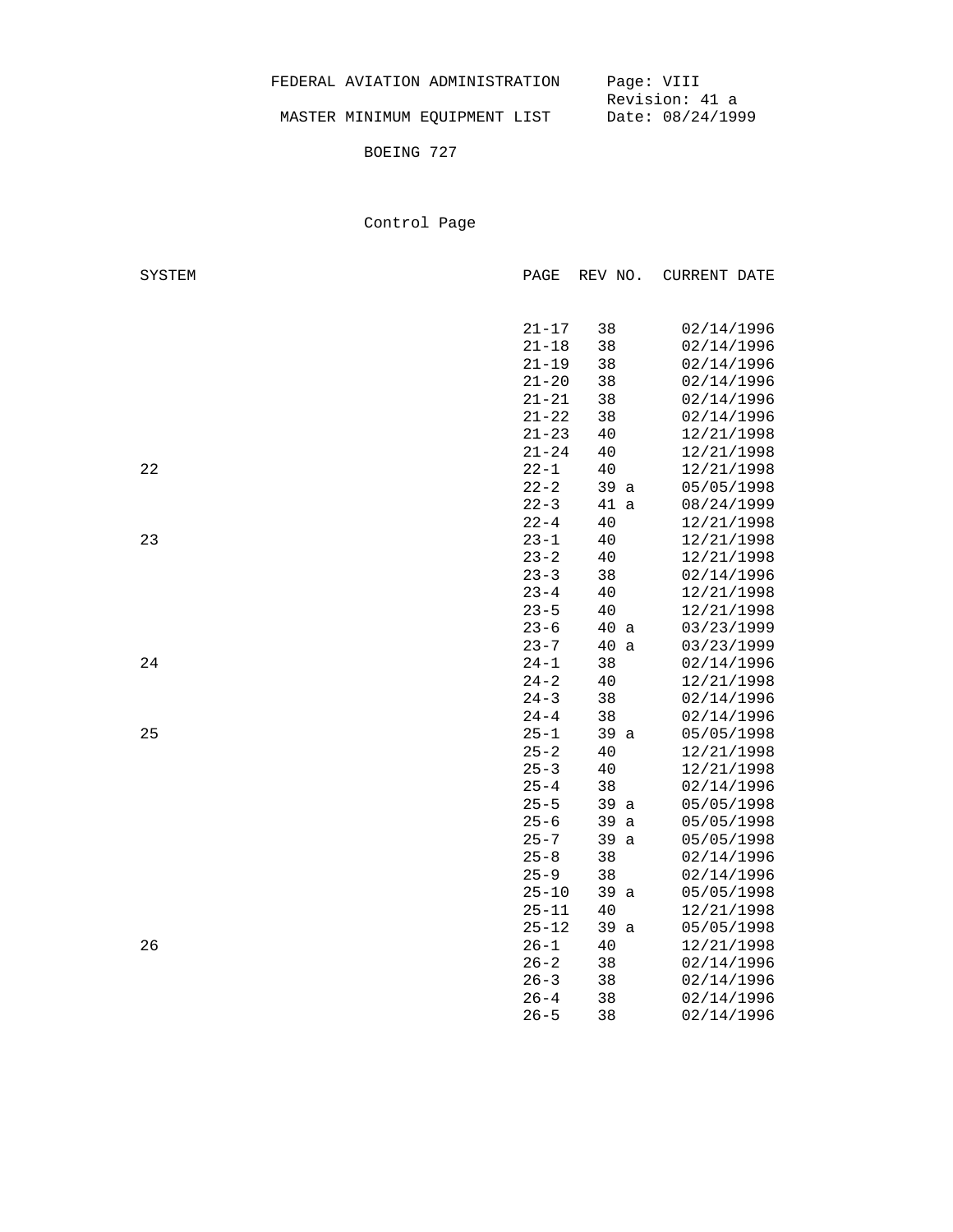FEDERAL AVIATION ADMINISTRATION

MASTER MINIMUM EQUIPMENT LIST

BOEING 727

Page: VIII
Revision: 41 a
Date: 08/24/1999

Control Page

| SYSTEM | PAGE | REV NO. | CURRENT DATE |
|---|---|---|---|
| | 21-17 | 38 | 02/14/1996 |
| | 21-18 | 38 | 02/14/1996 |
| | 21-19 | 38 | 02/14/1996 |
| | 21-20 | 38 | 02/14/1996 |
| | 21-21 | 38 | 02/14/1996 |
| | 21-22 | 38 | 02/14/1996 |
| | 21-23 | 40 | 12/21/1998 |
| | 21-24 | 40 | 12/21/1998 |
| 22 | 22-1 | 40 | 12/21/1998 |
| | 22-2 | 39 a | 05/05/1998 |
| | 22-3 | 41 a | 08/24/1999 |
| | 22-4 | 40 | 12/21/1998 |
| 23 | 23-1 | 40 | 12/21/1998 |
| | 23-2 | 40 | 12/21/1998 |
| | 23-3 | 38 | 02/14/1996 |
| | 23-4 | 40 | 12/21/1998 |
| | 23-5 | 40 | 12/21/1998 |
| | 23-6 | 40 a | 03/23/1999 |
| | 23-7 | 40 a | 03/23/1999 |
| 24 | 24-1 | 38 | 02/14/1996 |
| | 24-2 | 40 | 12/21/1998 |
| | 24-3 | 38 | 02/14/1996 |
| | 24-4 | 38 | 02/14/1996 |
| 25 | 25-1 | 39 a | 05/05/1998 |
| | 25-2 | 40 | 12/21/1998 |
| | 25-3 | 40 | 12/21/1998 |
| | 25-4 | 38 | 02/14/1996 |
| | 25-5 | 39 a | 05/05/1998 |
| | 25-6 | 39 a | 05/05/1998 |
| | 25-7 | 39 a | 05/05/1998 |
| | 25-8 | 38 | 02/14/1996 |
| | 25-9 | 38 | 02/14/1996 |
| | 25-10 | 39 a | 05/05/1998 |
| | 25-11 | 40 | 12/21/1998 |
| | 25-12 | 39 a | 05/05/1998 |
| 26 | 26-1 | 40 | 12/21/1998 |
| | 26-2 | 38 | 02/14/1996 |
| | 26-3 | 38 | 02/14/1996 |
| | 26-4 | 38 | 02/14/1996 |
| | 26-5 | 38 | 02/14/1996 |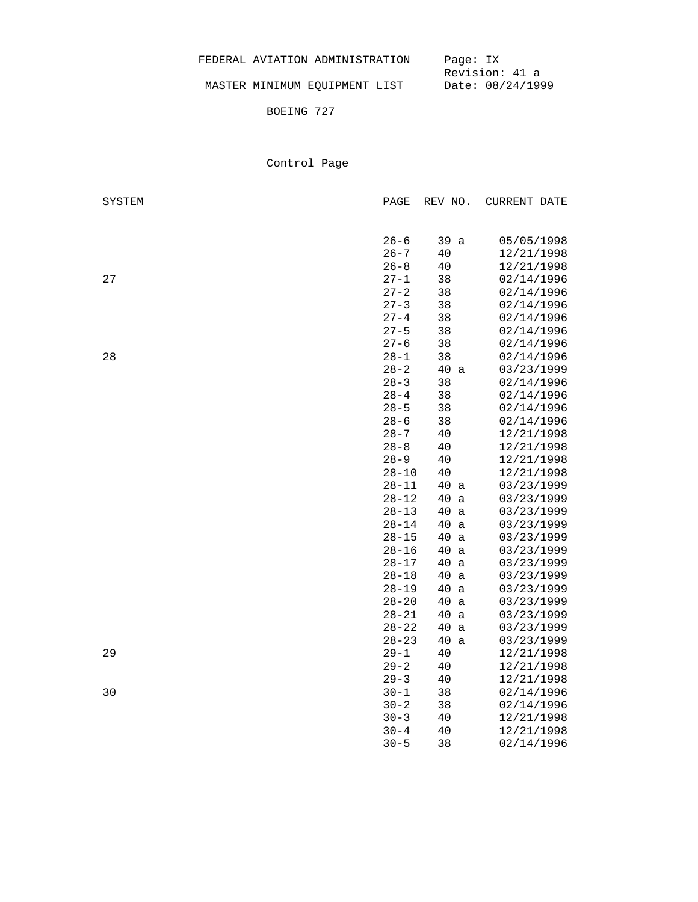FEDERAL AVIATION ADMINISTRATION

MASTER MINIMUM EQUIPMENT LIST

BOEING 727

Page: IX
Revision: 41 a
Date: 08/24/1999

## Control Page

| SYSTEM | PAGE | REV NO. | CURRENT DATE |
|---|---|---|---|
| | 26-6 | 39 a | 05/05/1998 |
| | 26-7 | 40 | 12/21/1998 |
| | 26-8 | 40 | 12/21/1998 |
| 27 | 27-1 | 38 | 02/14/1996 |
| | 27-2 | 38 | 02/14/1996 |
| | 27-3 | 38 | 02/14/1996 |
| | 27-4 | 38 | 02/14/1996 |
| | 27-5 | 38 | 02/14/1996 |
| | 27-6 | 38 | 02/14/1996 |
| 28 | 28-1 | 38 | 02/14/1996 |
| | 28-2 | 40 a | 03/23/1999 |
| | 28-3 | 38 | 02/14/1996 |
| | 28-4 | 38 | 02/14/1996 |
| | 28-5 | 38 | 02/14/1996 |
| | 28-6 | 38 | 02/14/1996 |
| | 28-7 | 40 | 12/21/1998 |
| | 28-8 | 40 | 12/21/1998 |
| | 28-9 | 40 | 12/21/1998 |
| | 28-10 | 40 | 12/21/1998 |
| | 28-11 | 40 a | 03/23/1999 |
| | 28-12 | 40 a | 03/23/1999 |
| | 28-13 | 40 a | 03/23/1999 |
| | 28-14 | 40 a | 03/23/1999 |
| | 28-15 | 40 a | 03/23/1999 |
| | 28-16 | 40 a | 03/23/1999 |
| | 28-17 | 40 a | 03/23/1999 |
| | 28-18 | 40 a | 03/23/1999 |
| | 28-19 | 40 a | 03/23/1999 |
| | 28-20 | 40 a | 03/23/1999 |
| | 28-21 | 40 a | 03/23/1999 |
| | 28-22 | 40 a | 03/23/1999 |
| | 28-23 | 40 a | 03/23/1999 |
| 29 | 29-1 | 40 | 12/21/1998 |
| | 29-2 | 40 | 12/21/1998 |
| | 29-3 | 40 | 12/21/1998 |
| 30 | 30-1 | 38 | 02/14/1996 |
| | 30-2 | 38 | 02/14/1996 |
| | 30-3 | 40 | 12/21/1998 |
| | 30-4 | 40 | 12/21/1998 |
| | 30-5 | 38 | 02/14/1996 |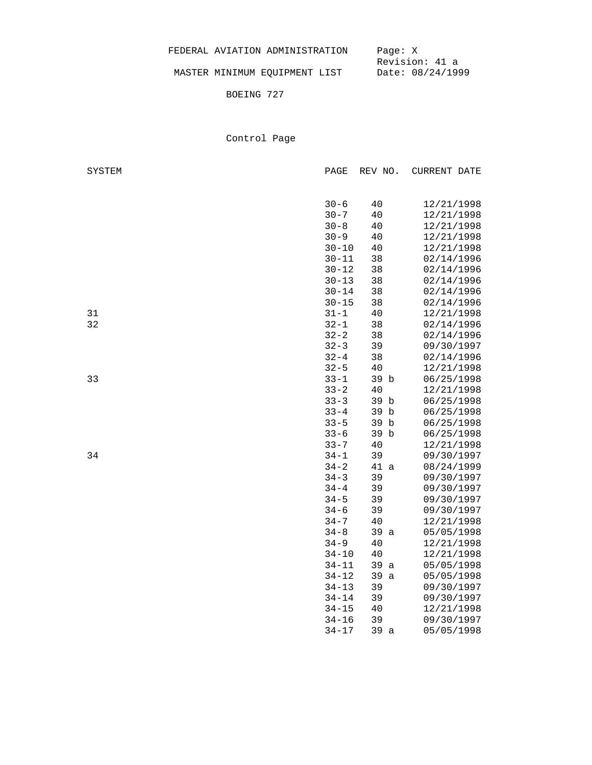FEDERAL AVIATION ADMINISTRATION    Page: X
Revision: 41 a
MASTER MINIMUM EQUIPMENT LIST    Date: 08/24/1999

BOEING 727

# Control Page

| SYSTEM | PAGE | REV NO. | CURRENT DATE |
|---|---|---|---|
| | 30-6 | 40 | 12/21/1998 |
| | 30-7 | 40 | 12/21/1998 |
| | 30-8 | 40 | 12/21/1998 |
| | 30-9 | 40 | 12/21/1998 |
| | 30-10 | 40 | 12/21/1998 |
| | 30-11 | 38 | 02/14/1996 |
| | 30-12 | 38 | 02/14/1996 |
| | 30-13 | 38 | 02/14/1996 |
| | 30-14 | 38 | 02/14/1996 |
| | 30-15 | 38 | 02/14/1996 |
| 31 | 31-1 | 40 | 12/21/1998 |
| 32 | 32-1 | 38 | 02/14/1996 |
| | 32-2 | 38 | 02/14/1996 |
| | 32-3 | 39 | 09/30/1997 |
| | 32-4 | 38 | 02/14/1996 |
| | 32-5 | 40 | 12/21/1998 |
| 33 | 33-1 | 39 b | 06/25/1998 |
| | 33-2 | 40 | 12/21/1998 |
| | 33-3 | 39 b | 06/25/1998 |
| | 33-4 | 39 b | 06/25/1998 |
| | 33-5 | 39 b | 06/25/1998 |
| | 33-6 | 39 b | 06/25/1998 |
| | 33-7 | 40 | 12/21/1998 |
| 34 | 34-1 | 39 | 09/30/1997 |
| | 34-2 | 41 a | 08/24/1999 |
| | 34-3 | 39 | 09/30/1997 |
| | 34-4 | 39 | 09/30/1997 |
| | 34-5 | 39 | 09/30/1997 |
| | 34-6 | 39 | 09/30/1997 |
| | 34-7 | 40 | 12/21/1998 |
| | 34-8 | 39 a | 05/05/1998 |
| | 34-9 | 40 | 12/21/1998 |
| | 34-10 | 40 | 12/21/1998 |
| | 34-11 | 39 a | 05/05/1998 |
| | 34-12 | 39 a | 05/05/1998 |
| | 34-13 | 39 | 09/30/1997 |
| | 34-14 | 39 | 09/30/1997 |
| | 34-15 | 40 | 12/21/1998 |
| | 34-16 | 39 | 09/30/1997 |
| | 34-17 | 39 a | 05/05/1998 |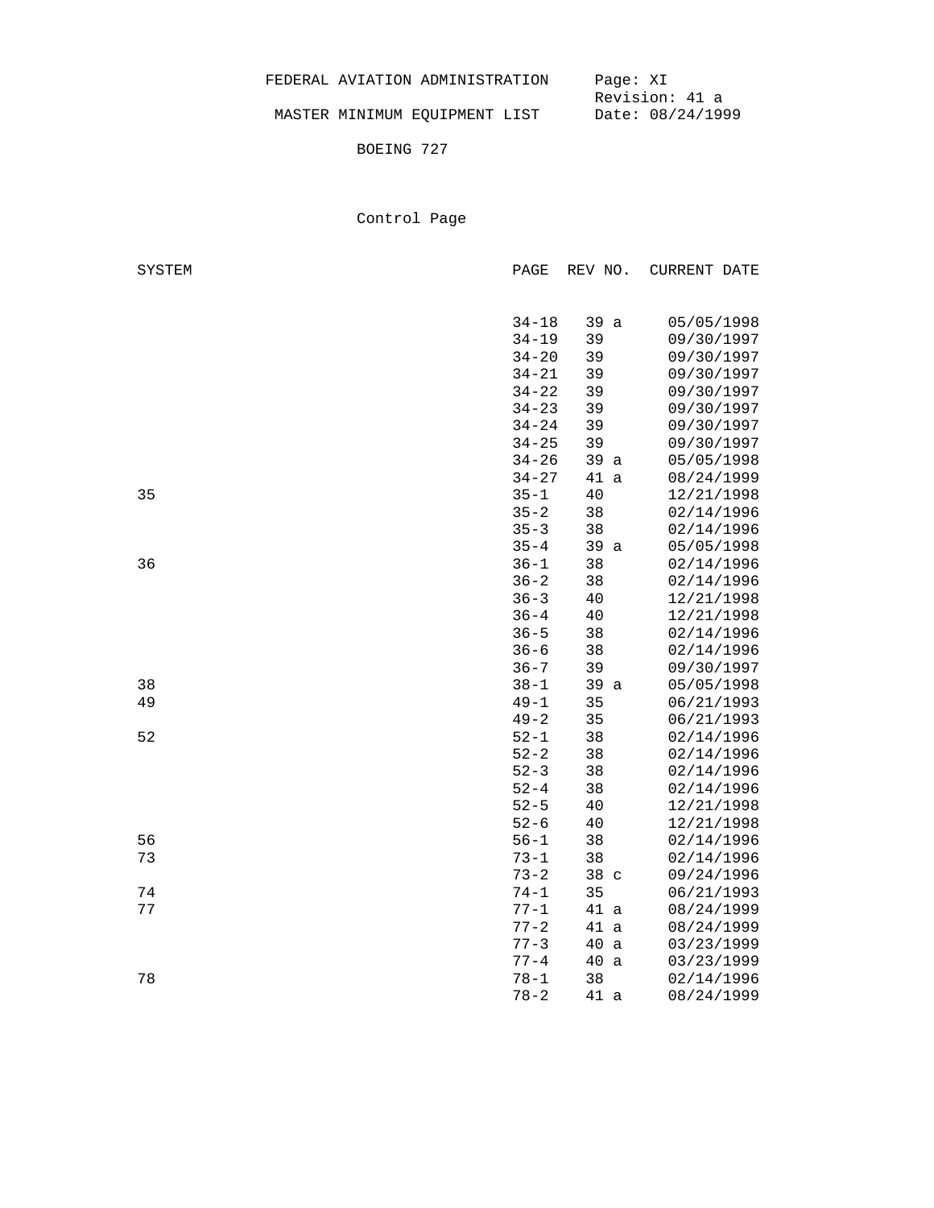FEDERAL AVIATION ADMINISTRATION

MASTER MINIMUM EQUIPMENT LIST

BOEING 727

Page: XI
Revision: 41 a
Date: 08/24/1999

## Control Page

| SYSTEM | PAGE | REV NO. | CURRENT DATE |
|---|---|---|---|
| | 34-18 | 39 a | 05/05/1998 |
| | 34-19 | 39 | 09/30/1997 |
| | 34-20 | 39 | 09/30/1997 |
| | 34-21 | 39 | 09/30/1997 |
| | 34-22 | 39 | 09/30/1997 |
| | 34-23 | 39 | 09/30/1997 |
| | 34-24 | 39 | 09/30/1997 |
| | 34-25 | 39 | 09/30/1997 |
| | 34-26 | 39 a | 05/05/1998 |
| | 34-27 | 41 a | 08/24/1999 |
| 35 | 35-1 | 40 | 12/21/1998 |
| | 35-2 | 38 | 02/14/1996 |
| | 35-3 | 38 | 02/14/1996 |
| | 35-4 | 39 a | 05/05/1998 |
| 36 | 36-1 | 38 | 02/14/1996 |
| | 36-2 | 38 | 02/14/1996 |
| | 36-3 | 40 | 12/21/1998 |
| | 36-4 | 40 | 12/21/1998 |
| | 36-5 | 38 | 02/14/1996 |
| | 36-6 | 38 | 02/14/1996 |
| | 36-7 | 39 | 09/30/1997 |
| 38 | 38-1 | 39 a | 05/05/1998 |
| 49 | 49-1 | 35 | 06/21/1993 |
| | 49-2 | 35 | 06/21/1993 |
| 52 | 52-1 | 38 | 02/14/1996 |
| | 52-2 | 38 | 02/14/1996 |
| | 52-3 | 38 | 02/14/1996 |
| | 52-4 | 38 | 02/14/1996 |
| | 52-5 | 40 | 12/21/1998 |
| | 52-6 | 40 | 12/21/1998 |
| 56 | 56-1 | 38 | 02/14/1996 |
| 73 | 73-1 | 38 | 02/14/1996 |
| | 73-2 | 38 c | 09/24/1996 |
| 74 | 74-1 | 35 | 06/21/1993 |
| 77 | 77-1 | 41 a | 08/24/1999 |
| | 77-2 | 41 a | 08/24/1999 |
| | 77-3 | 40 a | 03/23/1999 |
| | 77-4 | 40 a | 03/23/1999 |
| 78 | 78-1 | 38 | 02/14/1996 |
| | 78-2 | 41 a | 08/24/1999 |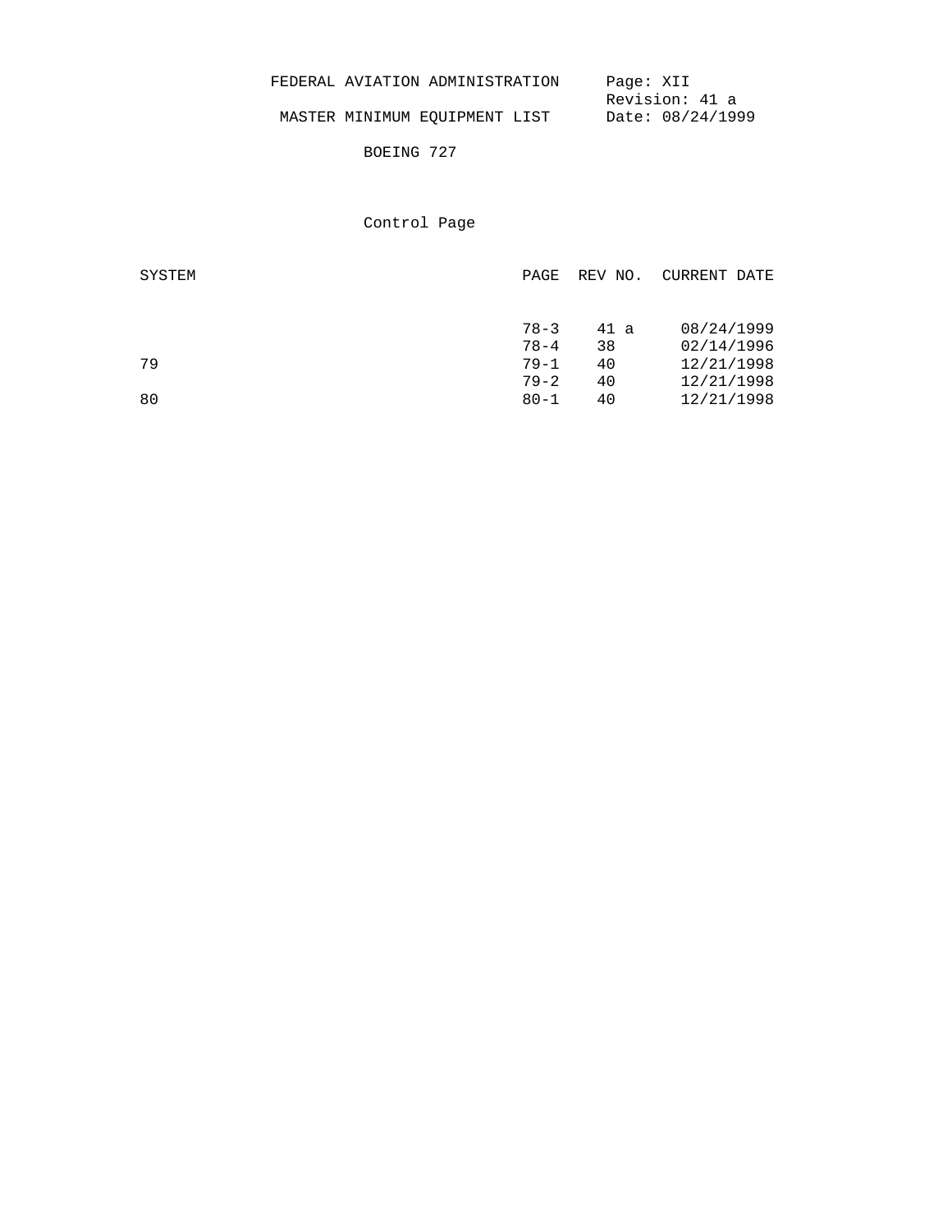FEDERAL AVIATION ADMINISTRATION

MASTER MINIMUM EQUIPMENT LIST

BOEING 727

Page: XII
Revision: 41 a
Date: 08/24/1999

Control Page

| SYSTEM | PAGE | REV NO. | CURRENT DATE |
|---|---|---|---|
| | 78-3 | 41 a | 08/24/1999 |
| | 78-4 | 38 | 02/14/1996 |
| 79 | 79-1 | 40 | 12/21/1998 |
| | 79-2 | 40 | 12/21/1998 |
| 80 | 80-1 | 40 | 12/21/1998 |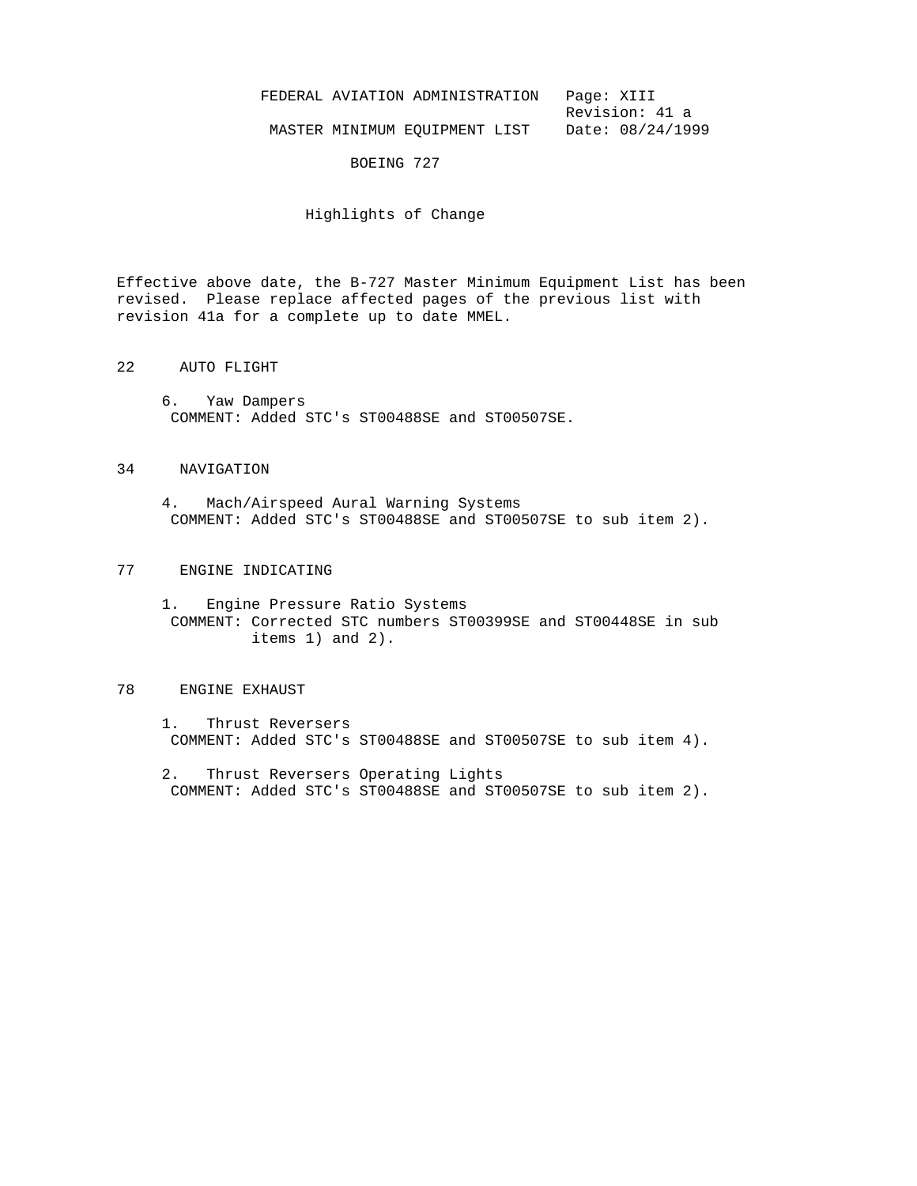FEDERAL AVIATION ADMINISTRATION    Page: XIII
Revision: 41 a
MASTER MINIMUM EQUIPMENT LIST    Date: 08/24/1999

BOEING 727

## Highlights of Change

Effective above date, the B-727 Master Minimum Equipment List has been revised. Please replace affected pages of the previous list with revision 41a for a complete up to date MMEL.

### 22 AUTO FLIGHT

6. Yaw Dampers
   COMMENT: Added STC's ST00488SE and ST00507SE.

### 34 NAVIGATION

4. Mach/Airspeed Aural Warning Systems
   COMMENT: Added STC's ST00488SE and ST00507SE to sub item 2).

### 77 ENGINE INDICATING

1. Engine Pressure Ratio Systems
   COMMENT: Corrected STC numbers ST00399SE and ST00448SE in sub items 1) and 2).

### 78 ENGINE EXHAUST

1. Thrust Reversers
   COMMENT: Added STC's ST00488SE and ST00507SE to sub item 4).

2. Thrust Reversers Operating Lights
   COMMENT: Added STC's ST00488SE and ST00507SE to sub item 2).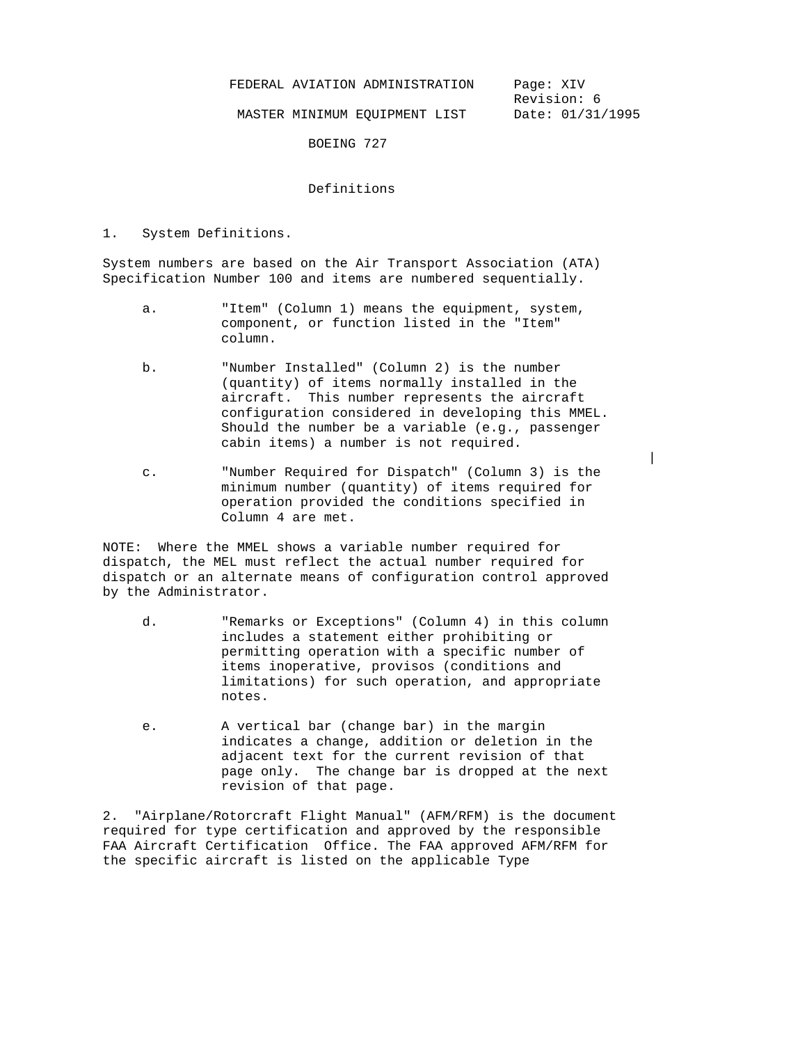# Definitions

## 1. System Definitions.

System numbers are based on the Air Transport Association (ATA) Specification Number 100 and items are numbered sequentially.

a. "Item" (Column 1) means the equipment, system, component, or function listed in the "Item" column.

b. "Number Installed" (Column 2) is the number (quantity) of items normally installed in the aircraft. This number represents the aircraft configuration considered in developing this MMEL. Should the number be a variable (e.g., passenger cabin items) a number is not required.

c. "Number Required for Dispatch" (Column 3) is the minimum number (quantity) of items required for operation provided the conditions specified in Column 4 are met.

NOTE: Where the MMEL shows a variable number required for dispatch, the MEL must reflect the actual number required for dispatch or an alternate means of configuration control approved by the Administrator.

d. "Remarks or Exceptions" (Column 4) in this column includes a statement either prohibiting or permitting operation with a specific number of items inoperative, provisos (conditions and limitations) for such operation, and appropriate notes.

e. A vertical bar (change bar) in the margin indicates a change, addition or deletion in the adjacent text for the current revision of that page only. The change bar is dropped at the next revision of that page.

2. "Airplane/Rotorcraft Flight Manual" (AFM/RFM) is the document required for type certification and approved by the responsible FAA Aircraft Certification Office. The FAA approved AFM/RFM for the specific aircraft is listed on the applicable Type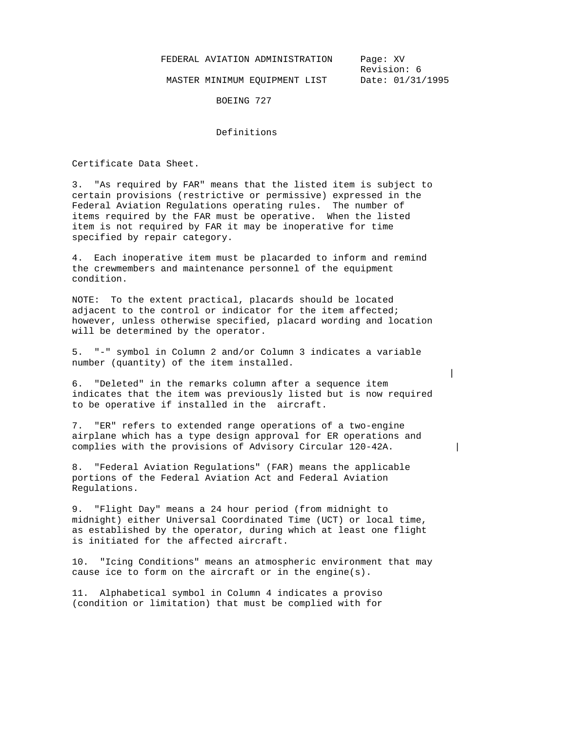## Definitions

Certificate Data Sheet.

3. "As required by FAR" means that the listed item is subject to certain provisions (restrictive or permissive) expressed in the Federal Aviation Regulations operating rules. The number of items required by the FAR must be operative. When the listed item is not required by FAR it may be inoperative for time specified by repair category.

4. Each inoperative item must be placarded to inform and remind the crewmembers and maintenance personnel of the equipment condition.

NOTE: To the extent practical, placards should be located adjacent to the control or indicator for the item affected; however, unless otherwise specified, placard wording and location will be determined by the operator.

5. "-" symbol in Column 2 and/or Column 3 indicates a variable number (quantity) of the item installed.

6. "Deleted" in the remarks column after a sequence item indicates that the item was previously listed but is now required to be operative if installed in the aircraft.

7. "ER" refers to extended range operations of a two-engine airplane which has a type design approval for ER operations and complies with the provisions of Advisory Circular 120-42A.

8. "Federal Aviation Regulations" (FAR) means the applicable portions of the Federal Aviation Act and Federal Aviation Regulations.

9. "Flight Day" means a 24 hour period (from midnight to midnight) either Universal Coordinated Time (UCT) or local time, as established by the operator, during which at least one flight is initiated for the affected aircraft.

10. "Icing Conditions" means an atmospheric environment that may cause ice to form on the aircraft or in the engine(s).

11. Alphabetical symbol in Column 4 indicates a proviso (condition or limitation) that must be complied with for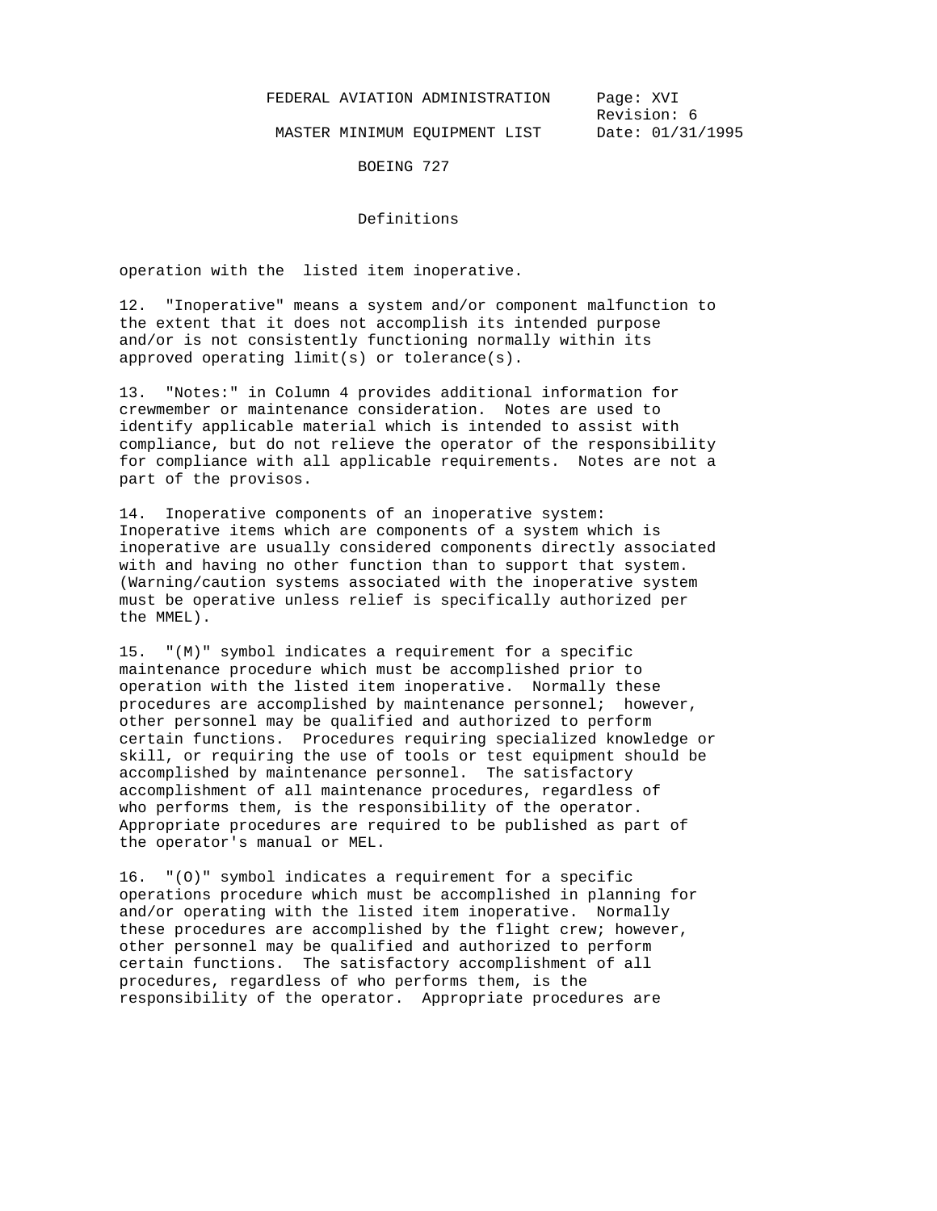## Definitions

operation with the listed item inoperative.

12. "Inoperative" means a system and/or component malfunction to the extent that it does not accomplish its intended purpose and/or is not consistently functioning normally within its approved operating limit(s) or tolerance(s).

13. "Notes:" in Column 4 provides additional information for crewmember or maintenance consideration. Notes are used to identify applicable material which is intended to assist with compliance, but do not relieve the operator of the responsibility for compliance with all applicable requirements. Notes are not a part of the provisos.

14. Inoperative components of an inoperative system: Inoperative items which are components of a system which is inoperative are usually considered components directly associated with and having no other function than to support that system. (Warning/caution systems associated with the inoperative system must be operative unless relief is specifically authorized per the MMEL).

15. "(M)" symbol indicates a requirement for a specific maintenance procedure which must be accomplished prior to operation with the listed item inoperative. Normally these procedures are accomplished by maintenance personnel; however, other personnel may be qualified and authorized to perform certain functions. Procedures requiring specialized knowledge or skill, or requiring the use of tools or test equipment should be accomplished by maintenance personnel. The satisfactory accomplishment of all maintenance procedures, regardless of who performs them, is the responsibility of the operator. Appropriate procedures are required to be published as part of the operator's manual or MEL.

16. "(O)" symbol indicates a requirement for a specific operations procedure which must be accomplished in planning for and/or operating with the listed item inoperative. Normally these procedures are accomplished by the flight crew; however, other personnel may be qualified and authorized to perform certain functions. The satisfactory accomplishment of all procedures, regardless of who performs them, is the responsibility of the operator. Appropriate procedures are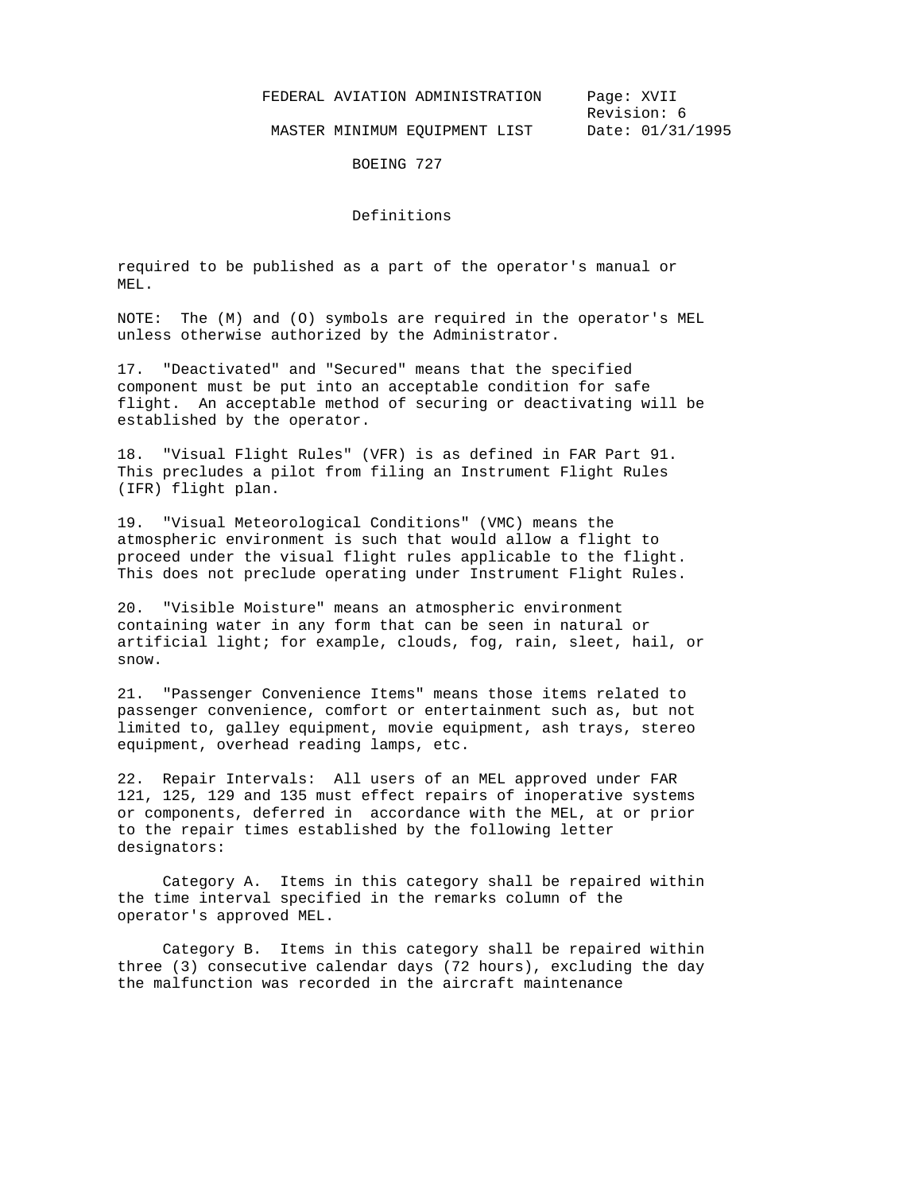## Definitions

required to be published as a part of the operator's manual or MEL.

NOTE: The (M) and (O) symbols are required in the operator's MEL unless otherwise authorized by the Administrator.

17. "Deactivated" and "Secured" means that the specified component must be put into an acceptable condition for safe flight. An acceptable method of securing or deactivating will be established by the operator.

18. "Visual Flight Rules" (VFR) is as defined in FAR Part 91. This precludes a pilot from filing an Instrument Flight Rules (IFR) flight plan.

19. "Visual Meteorological Conditions" (VMC) means the atmospheric environment is such that would allow a flight to proceed under the visual flight rules applicable to the flight. This does not preclude operating under Instrument Flight Rules.

20. "Visible Moisture" means an atmospheric environment containing water in any form that can be seen in natural or artificial light; for example, clouds, fog, rain, sleet, hail, or snow.

21. "Passenger Convenience Items" means those items related to passenger convenience, comfort or entertainment such as, but not limited to, galley equipment, movie equipment, ash trays, stereo equipment, overhead reading lamps, etc.

22. Repair Intervals: All users of an MEL approved under FAR 121, 125, 129 and 135 must effect repairs of inoperative systems or components, deferred in accordance with the MEL, at or prior to the repair times established by the following letter designators:

Category A. Items in this category shall be repaired within the time interval specified in the remarks column of the operator's approved MEL.

Category B. Items in this category shall be repaired within three (3) consecutive calendar days (72 hours), excluding the day the malfunction was recorded in the aircraft maintenance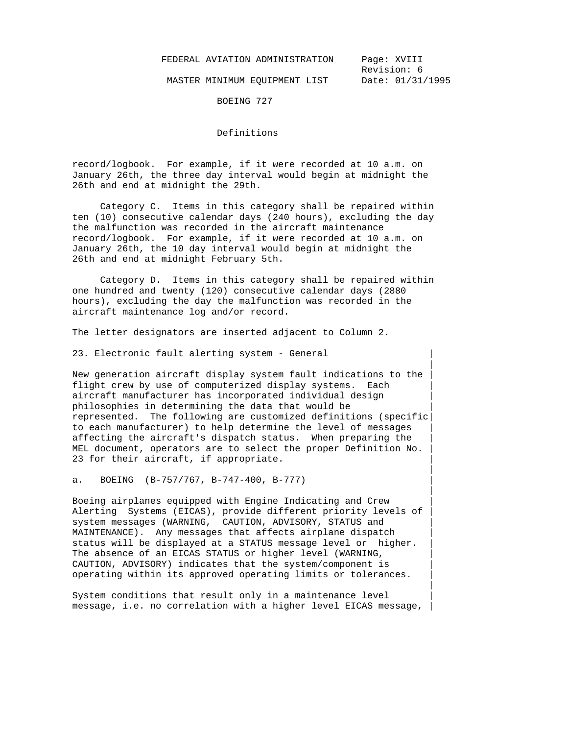## Definitions

record/logbook. For example, if it were recorded at 10 a.m. on January 26th, the three day interval would begin at midnight the 26th and end at midnight the 29th.

Category C. Items in this category shall be repaired within ten (10) consecutive calendar days (240 hours), excluding the day the malfunction was recorded in the aircraft maintenance record/logbook. For example, if it were recorded at 10 a.m. on January 26th, the 10 day interval would begin at midnight the 26th and end at midnight February 5th.

Category D. Items in this category shall be repaired within one hundred and twenty (120) consecutive calendar days (2880 hours), excluding the day the malfunction was recorded in the aircraft maintenance log and/or record.

The letter designators are inserted adjacent to Column 2.

23. Electronic fault alerting system - General

New generation aircraft display system fault indications to the flight crew by use of computerized display systems. Each aircraft manufacturer has incorporated individual design philosophies in determining the data that would be represented. The following are customized definitions (specific to each manufacturer) to help determine the level of messages affecting the aircraft's dispatch status. When preparing the MEL document, operators are to select the proper Definition No. 23 for their aircraft, if appropriate.

a. BOEING (B-757/767, B-747-400, B-777)

Boeing airplanes equipped with Engine Indicating and Crew Alerting Systems (EICAS), provide different priority levels of system messages (WARNING, CAUTION, ADVISORY, STATUS and MAINTENANCE). Any messages that affects airplane dispatch status will be displayed at a STATUS message level or higher. The absence of an EICAS STATUS or higher level (WARNING, CAUTION, ADVISORY) indicates that the system/component is operating within its approved operating limits or tolerances.

System conditions that result only in a maintenance level message, i.e. no correlation with a higher level EICAS message,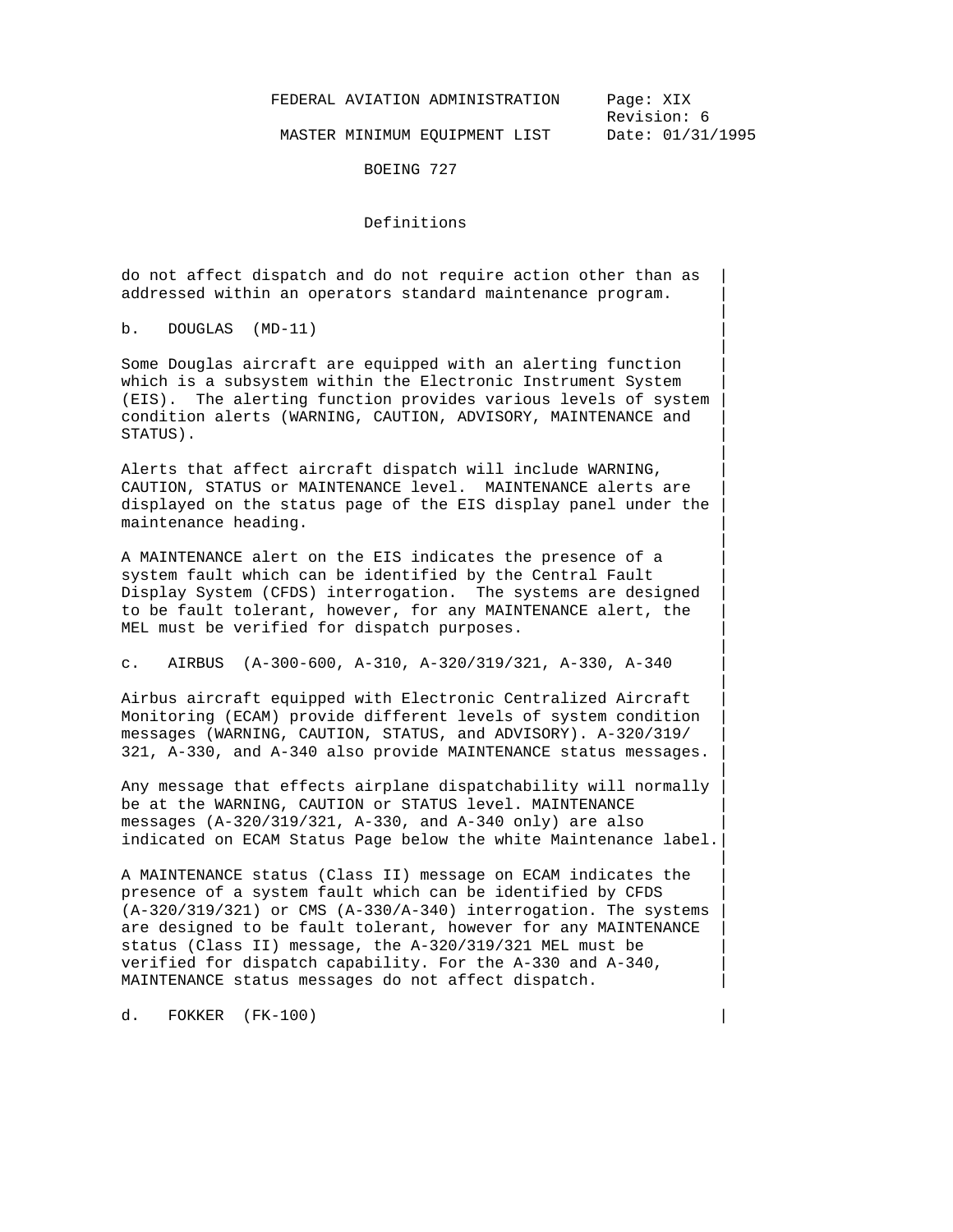## Definitions

do not affect dispatch and do not require action other than as addressed within an operators standard maintenance program.

b. DOUGLAS (MD-11)

Some Douglas aircraft are equipped with an alerting function which is a subsystem within the Electronic Instrument System (EIS). The alerting function provides various levels of system condition alerts (WARNING, CAUTION, ADVISORY, MAINTENANCE and STATUS).

Alerts that affect aircraft dispatch will include WARNING, CAUTION, STATUS or MAINTENANCE level. MAINTENANCE alerts are displayed on the status page of the EIS display panel under the maintenance heading.

A MAINTENANCE alert on the EIS indicates the presence of a system fault which can be identified by the Central Fault Display System (CFDS) interrogation. The systems are designed to be fault tolerant, however, for any MAINTENANCE alert, the MEL must be verified for dispatch purposes.

c. AIRBUS (A-300-600, A-310, A-320/319/321, A-330, A-340

Airbus aircraft equipped with Electronic Centralized Aircraft Monitoring (ECAM) provide different levels of system condition messages (WARNING, CAUTION, STATUS, and ADVISORY). A-320/319/321, A-330, and A-340 also provide MAINTENANCE status messages.

Any message that effects airplane dispatchability will normally be at the WARNING, CAUTION or STATUS level. MAINTENANCE messages (A-320/319/321, A-330, and A-340 only) are also indicated on ECAM Status Page below the white Maintenance label.

A MAINTENANCE status (Class II) message on ECAM indicates the presence of a system fault which can be identified by CFDS (A-320/319/321) or CMS (A-330/A-340) interrogation. The systems are designed to be fault tolerant, however for any MAINTENANCE status (Class II) message, the A-320/319/321 MEL must be verified for dispatch capability. For the A-330 and A-340, MAINTENANCE status messages do not affect dispatch.

d. FOKKER (FK-100)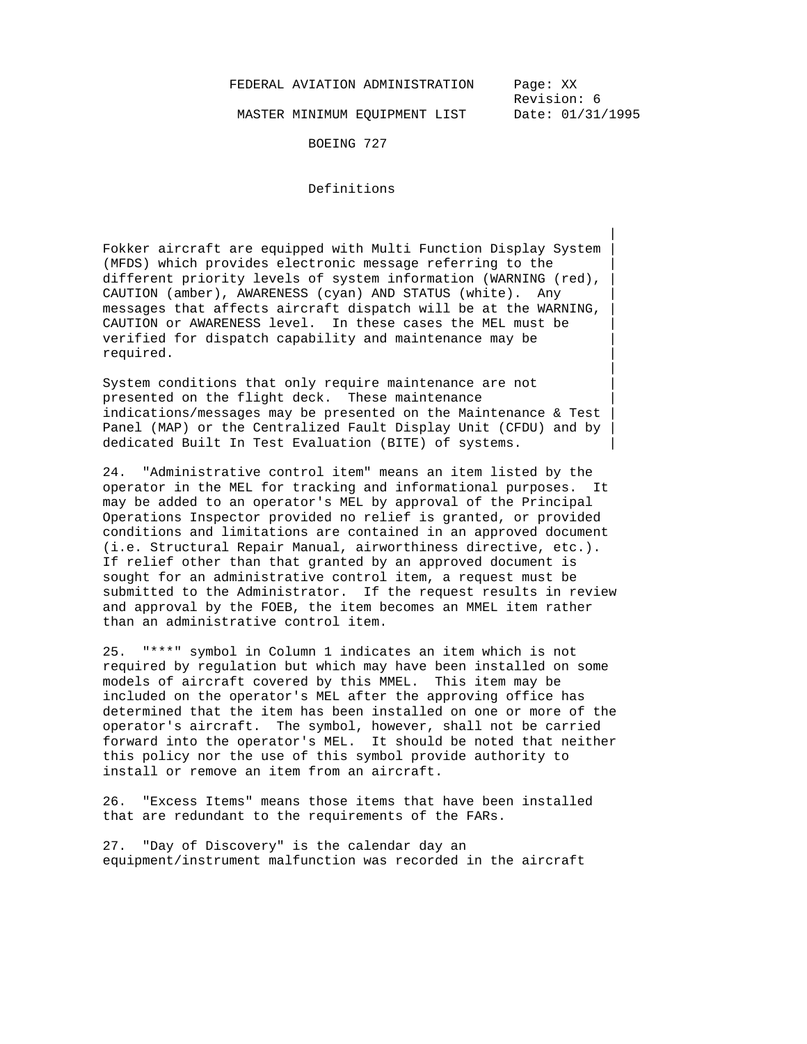# Definitions

Fokker aircraft are equipped with Multi Function Display System (MFDS) which provides electronic message referring to the different priority levels of system information (WARNING (red), CAUTION (amber), AWARENESS (cyan) AND STATUS (white). Any messages that affects aircraft dispatch will be at the WARNING, CAUTION or AWARENESS level. In these cases the MEL must be verified for dispatch capability and maintenance may be required.

System conditions that only require maintenance are not presented on the flight deck. These maintenance indications/messages may be presented on the Maintenance & Test Panel (MAP) or the Centralized Fault Display Unit (CFDU) and by dedicated Built In Test Evaluation (BITE) of systems.

24. "Administrative control item" means an item listed by the operator in the MEL for tracking and informational purposes. It may be added to an operator's MEL by approval of the Principal Operations Inspector provided no relief is granted, or provided conditions and limitations are contained in an approved document (i.e. Structural Repair Manual, airworthiness directive, etc.). If relief other than that granted by an approved document is sought for an administrative control item, a request must be submitted to the Administrator. If the request results in review and approval by the FOEB, the item becomes an MMEL item rather than an administrative control item.

25. "***" symbol in Column 1 indicates an item which is not required by regulation but which may have been installed on some models of aircraft covered by this MMEL. This item may be included on the operator's MEL after the approving office has determined that the item has been installed on one or more of the operator's aircraft. The symbol, however, shall not be carried forward into the operator's MEL. It should be noted that neither this policy nor the use of this symbol provide authority to install or remove an item from an aircraft.

26. "Excess Items" means those items that have been installed that are redundant to the requirements of the FARs.

27. "Day of Discovery" is the calendar day an equipment/instrument malfunction was recorded in the aircraft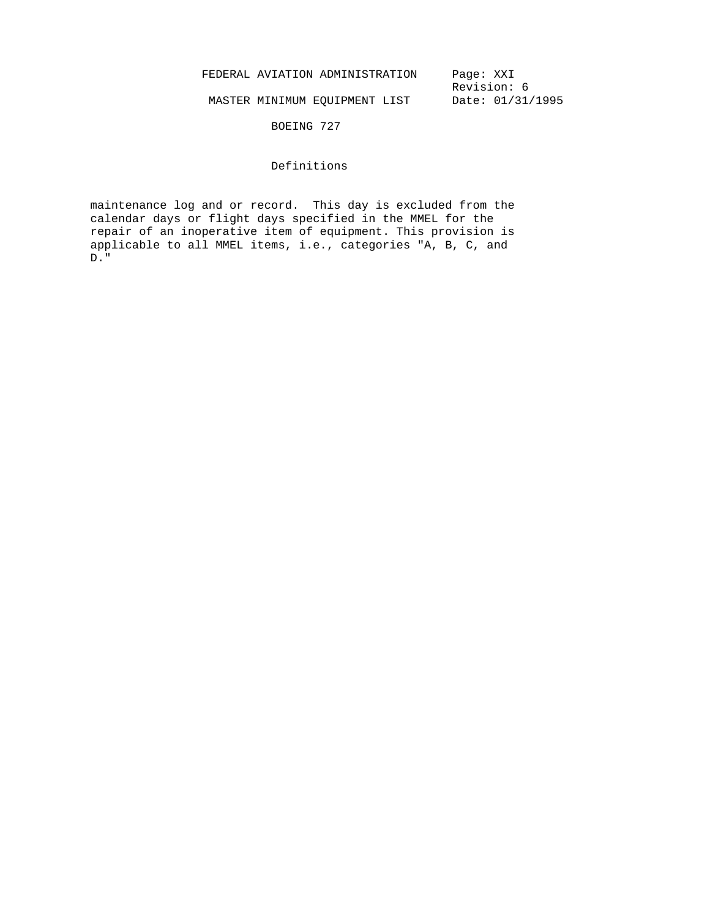## Definitions

maintenance log and or record. This day is excluded from the calendar days or flight days specified in the MMEL for the repair of an inoperative item of equipment. This provision is applicable to all MMEL items, i.e., categories "A, B, C, and D."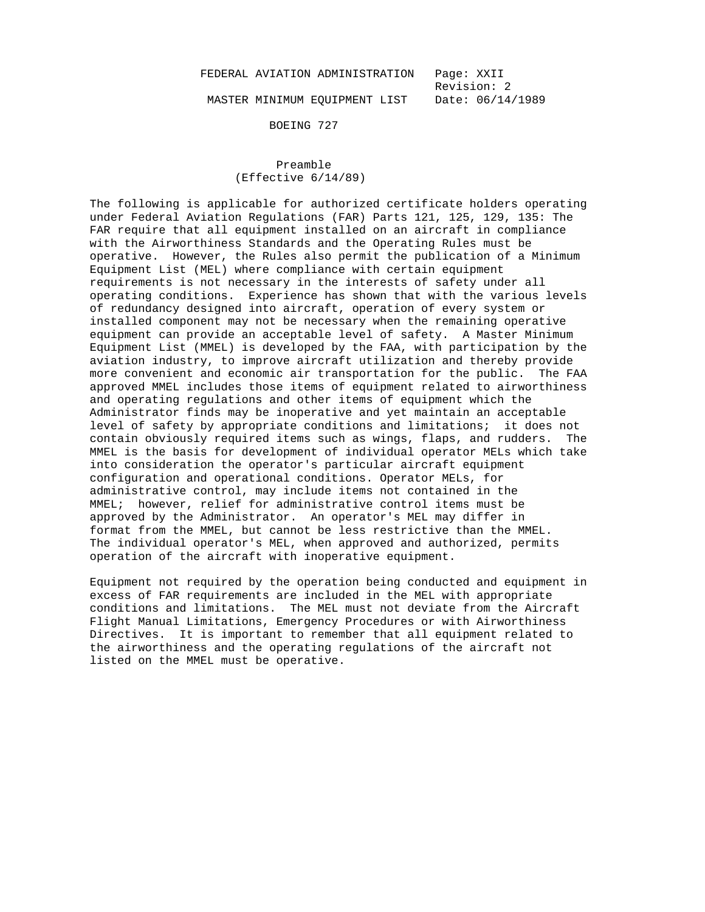## Preamble

(Effective 6/14/89)

The following is applicable for authorized certificate holders operating under Federal Aviation Regulations (FAR) Parts 121, 125, 129, 135: The FAR require that all equipment installed on an aircraft in compliance with the Airworthiness Standards and the Operating Rules must be operative. However, the Rules also permit the publication of a Minimum Equipment List (MEL) where compliance with certain equipment requirements is not necessary in the interests of safety under all operating conditions. Experience has shown that with the various levels of redundancy designed into aircraft, operation of every system or installed component may not be necessary when the remaining operative equipment can provide an acceptable level of safety. A Master Minimum Equipment List (MMEL) is developed by the FAA, with participation by the aviation industry, to improve aircraft utilization and thereby provide more convenient and economic air transportation for the public. The FAA approved MMEL includes those items of equipment related to airworthiness and operating regulations and other items of equipment which the Administrator finds may be inoperative and yet maintain an acceptable level of safety by appropriate conditions and limitations; it does not contain obviously required items such as wings, flaps, and rudders. The MMEL is the basis for development of individual operator MELs which take into consideration the operator's particular aircraft equipment configuration and operational conditions. Operator MELs, for administrative control, may include items not contained in the MMEL; however, relief for administrative control items must be approved by the Administrator. An operator's MEL may differ in format from the MMEL, but cannot be less restrictive than the MMEL. The individual operator's MEL, when approved and authorized, permits operation of the aircraft with inoperative equipment.

Equipment not required by the operation being conducted and equipment in excess of FAR requirements are included in the MEL with appropriate conditions and limitations. The MEL must not deviate from the Aircraft Flight Manual Limitations, Emergency Procedures or with Airworthiness Directives. It is important to remember that all equipment related to the airworthiness and the operating regulations of the aircraft not listed on the MMEL must be operative.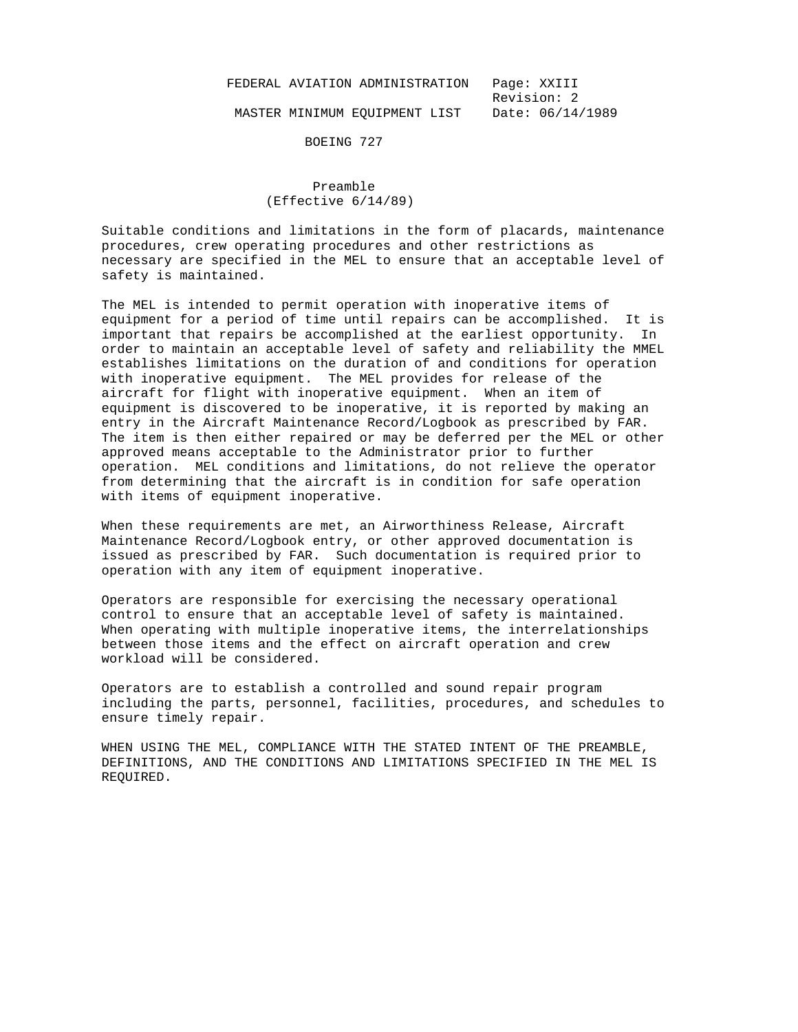FEDERAL AVIATION ADMINISTRATION

MASTER MINIMUM EQUIPMENT LIST

BOEING 727

# Preamble

(Effective 6/14/89)

Suitable conditions and limitations in the form of placards, maintenance procedures, crew operating procedures and other restrictions as necessary are specified in the MEL to ensure that an acceptable level of safety is maintained.

The MEL is intended to permit operation with inoperative items of equipment for a period of time until repairs can be accomplished. It is important that repairs be accomplished at the earliest opportunity. In order to maintain an acceptable level of safety and reliability the MMEL establishes limitations on the duration of and conditions for operation with inoperative equipment. The MEL provides for release of the aircraft for flight with inoperative equipment. When an item of equipment is discovered to be inoperative, it is reported by making an entry in the Aircraft Maintenance Record/Logbook as prescribed by FAR. The item is then either repaired or may be deferred per the MEL or other approved means acceptable to the Administrator prior to further operation. MEL conditions and limitations, do not relieve the operator from determining that the aircraft is in condition for safe operation with items of equipment inoperative.

When these requirements are met, an Airworthiness Release, Aircraft Maintenance Record/Logbook entry, or other approved documentation is issued as prescribed by FAR. Such documentation is required prior to operation with any item of equipment inoperative.

Operators are responsible for exercising the necessary operational control to ensure that an acceptable level of safety is maintained. When operating with multiple inoperative items, the interrelationships between those items and the effect on aircraft operation and crew workload will be considered.

Operators are to establish a controlled and sound repair program including the parts, personnel, facilities, procedures, and schedules to ensure timely repair.

WHEN USING THE MEL, COMPLIANCE WITH THE STATED INTENT OF THE PREAMBLE, DEFINITIONS, AND THE CONDITIONS AND LIMITATIONS SPECIFIED IN THE MEL IS REQUIRED.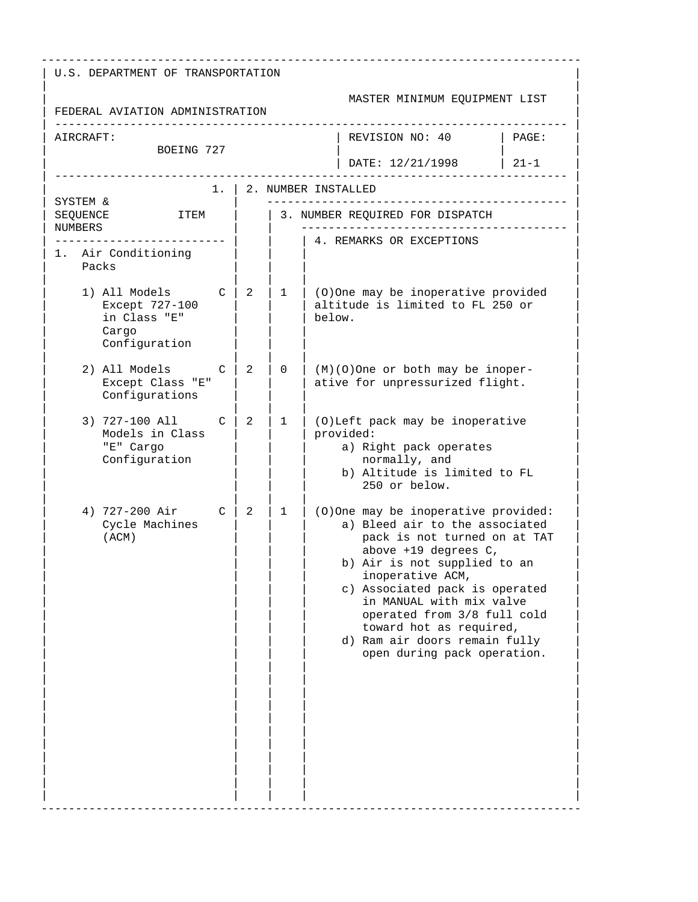U.S. DEPARTMENT OF TRANSPORTATION

FEDERAL AVIATION ADMINISTRATION

MASTER MINIMUM EQUIPMENT LIST

| AIRCRAFT: BOEING 727 | REVISION NO: 40 DATE: 12/21/1998 | PAGE: 21-1 |
|---|---|---|

| SYSTEM & SEQUENCE NUMBERS / ITEM | 1. | 2. NUMBER INSTALLED | 3. NUMBER REQUIRED FOR DISPATCH | 4. REMARKS OR EXCEPTIONS |
|---|---|---|---|---|
| 1. Air Conditioning Packs | | | | |
| 1) All Models Except 727-100 in Class "E" Cargo Configuration | C | 2 | 1 | (O)One may be inoperative provided altitude is limited to FL 250 or below. |
| 2) All Models Except Class "E" Configurations | C | 2 | 0 | (M)(O)One or both may be inoperative for unpressurized flight. |
| 3) 727-100 All Models in Class "E" Cargo Configuration | C | 2 | 1 | (O)Left pack may be inoperative provided:<br>a) Right pack operates normally, and<br>b) Altitude is limited to FL 250 or below. |
| 4) 727-200 Air Cycle Machines (ACM) | C | 2 | 1 | (O)One may be inoperative provided:<br>a) Bleed air to the associated pack is not turned on at TAT above +19 degrees C,<br>b) Air is not supplied to an inoperative ACM,<br>c) Associated pack is operated in MANUAL with mix valve operated from 3/8 full cold toward hot as required,<br>d) Ram air doors remain fully open during pack operation. |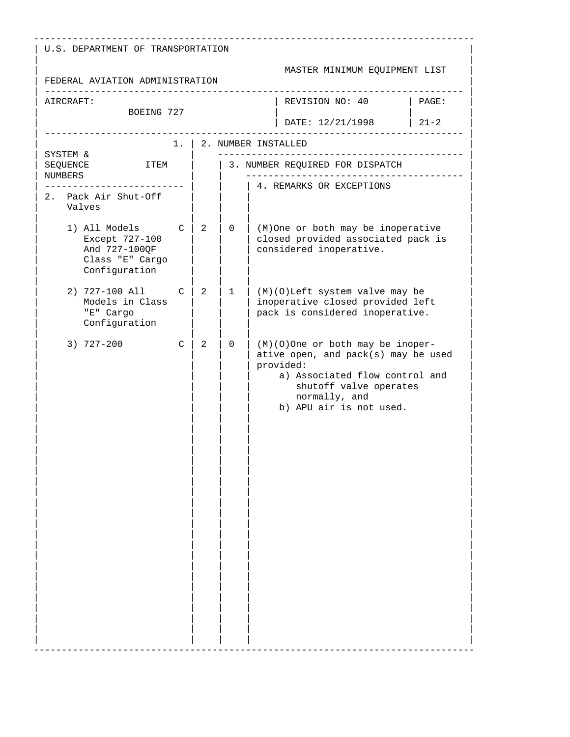U.S. DEPARTMENT OF TRANSPORTATION

FEDERAL AVIATION ADMINISTRATION

MASTER MINIMUM EQUIPMENT LIST

| AIRCRAFT: BOEING 727 | REVISION NO: 40 DATE: 12/21/1998 | PAGE: 21-2 |
|---|---|---|

| SYSTEM & SEQUENCE NUMBERS ITEM | 1. | 2. NUMBER INSTALLED | 3. NUMBER REQUIRED FOR DISPATCH | 4. REMARKS OR EXCEPTIONS |
|---|---|---|---|---|
| 2. Pack Air Shut-Off Valves | | | | |
| 1) All Models Except 727-100 And 727-100QF Class "E" Cargo Configuration | C | 2 | 0 | (M)One or both may be inoperative closed provided associated pack is considered inoperative. |
| 2) 727-100 All Models in Class "E" Cargo Configuration | C | 2 | 1 | (M)(O)Left system valve may be inoperative closed provided left pack is considered inoperative. |
| 3) 727-200 | C | 2 | 0 | (M)(O)One or both may be inoperative open, and pack(s) may be used provided:<br>a) Associated flow control and shutoff valve operates normally, and<br>b) APU air is not used. |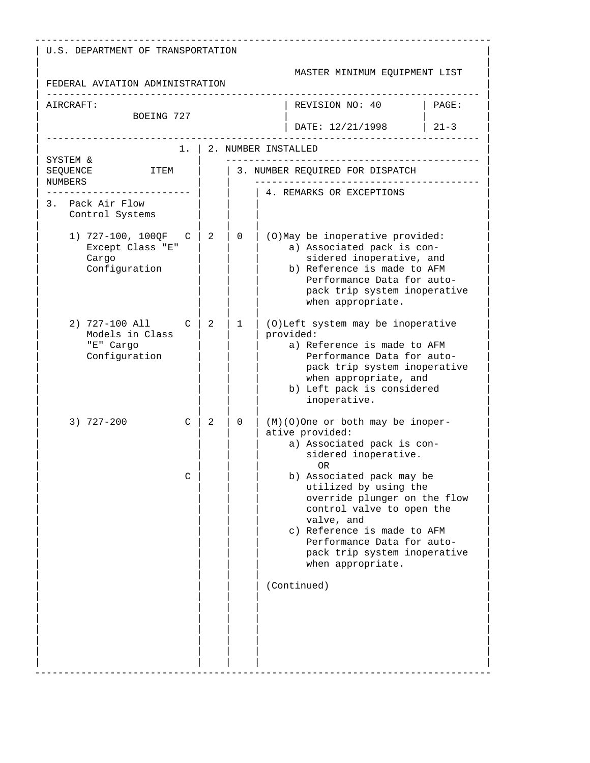U.S. DEPARTMENT OF TRANSPORTATION

FEDERAL AVIATION ADMINISTRATION

MASTER MINIMUM EQUIPMENT LIST

| AIRCRAFT: | REVISION NO: 40 | PAGE: |
|---|---|---|
| BOEING 727 | DATE: 12/21/1998 | 21-3 |

| SYSTEM & SEQUENCE NUMBERS / ITEM | 1. | 2. NUMBER INSTALLED | 3. NUMBER REQUIRED FOR DISPATCH | 4. REMARKS OR EXCEPTIONS |
|---|---|---|---|---|
| 3. Pack Air Flow Control Systems | | | | |
| 1) 727-100, 100QF Except Class "E" Cargo Configuration | C | 2 | 0 | (O)May be inoperative provided: a) Associated pack is considered inoperative, and b) Reference is made to AFM Performance Data for auto-pack trip system inoperative when appropriate. |
| 2) 727-100 All Models in Class "E" Cargo Configuration | C | 2 | 1 | (O)Left system may be inoperative provided: a) Reference is made to AFM Performance Data for auto-pack trip system inoperative when appropriate, and b) Left pack is considered inoperative. |
| 3) 727-200 | C | 2 | 0 | (M)(O)One or both may be inoperative provided: a) Associated pack is considered inoperative. OR |
| | C | | | b) Associated pack may be utilized by using the override plunger on the flow control valve to open the valve, and c) Reference is made to AFM Performance Data for auto-pack trip system inoperative when appropriate. |
| | | | | (Continued) |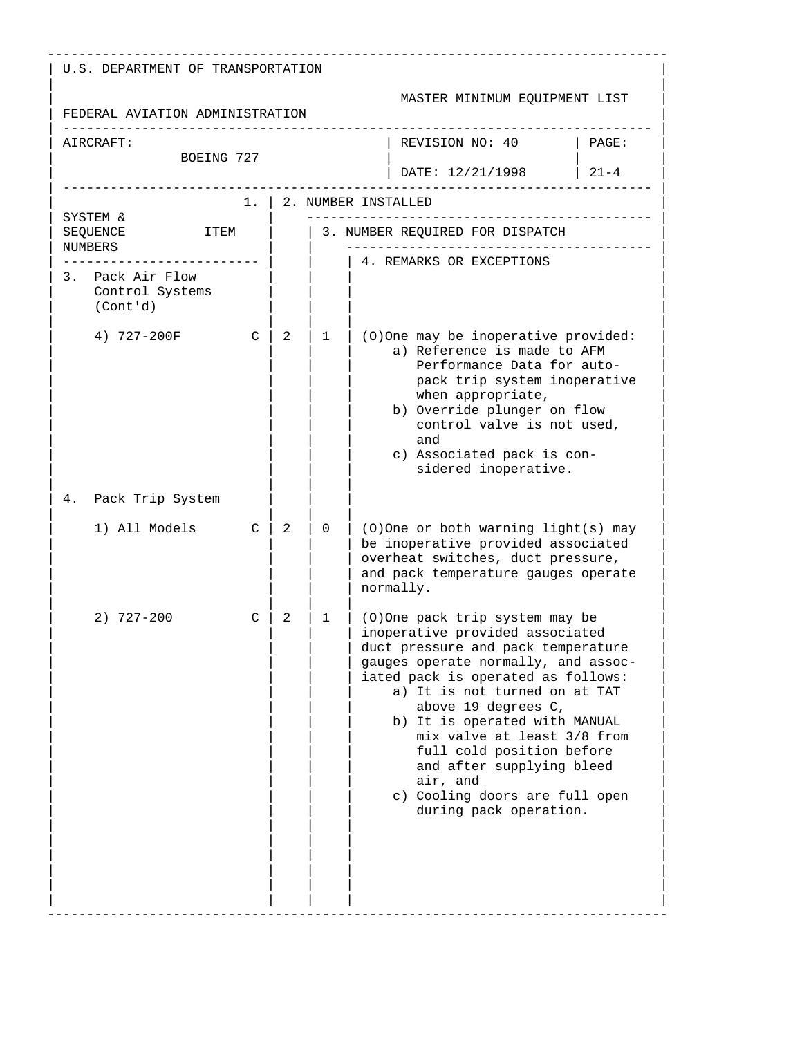U.S. DEPARTMENT OF TRANSPORTATION

FEDERAL AVIATION ADMINISTRATION

MASTER MINIMUM EQUIPMENT LIST

| AIRCRAFT: BOEING 727 | REVISION NO: 40 DATE: 12/21/1998 | PAGE: 21-4 |
|---|---|---|

| SYSTEM & SEQUENCE NUMBERS / ITEM | 1. | 2. NUMBER INSTALLED | 3. NUMBER REQUIRED FOR DISPATCH | 4. REMARKS OR EXCEPTIONS |
|---|---|---|---|---|
| 3. Pack Air Flow Control Systems (Cont'd) | | | | |
| 4) 727-200F | C | 2 | 1 | (O)One may be inoperative provided: a) Reference is made to AFM Performance Data for auto-pack trip system inoperative when appropriate, b) Override plunger on flow control valve is not used, and c) Associated pack is considered inoperative. |
| 4. Pack Trip System | | | | |
| 1) All Models | C | 2 | 0 | (O)One or both warning light(s) may be inoperative provided associated overheat switches, duct pressure, and pack temperature gauges operate normally. |
| 2) 727-200 | C | 2 | 1 | (O)One pack trip system may be inoperative provided associated duct pressure and pack temperature gauges operate normally, and associated pack is operated as follows: a) It is not turned on at TAT above 19 degrees C, b) It is operated with MANUAL mix valve at least 3/8 from full cold position before and after supplying bleed air, and c) Cooling doors are full open during pack operation. |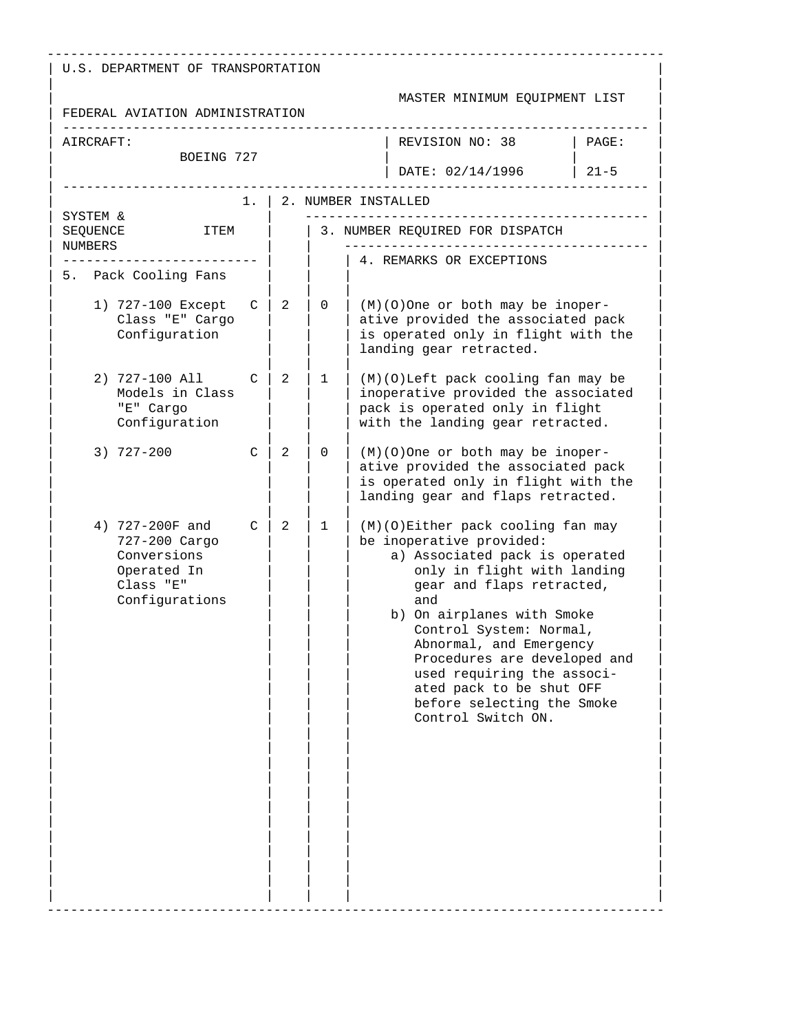U.S. DEPARTMENT OF TRANSPORTATION

FEDERAL AVIATION ADMINISTRATION

MASTER MINIMUM EQUIPMENT LIST

| AIRCRAFT: BOEING 727 | REVISION NO: 38 DATE: 02/14/1996 | PAGE: 21-5 |
|---|---|---|

| SYSTEM & SEQUENCE NUMBERS / ITEM | | 1. | 2. NUMBER INSTALLED | 3. NUMBER REQUIRED FOR DISPATCH | 4. REMARKS OR EXCEPTIONS |
|---|---|---|---|---|---|
| 5. Pack Cooling Fans | | | | | |
| 1) 727-100 Except Class "E" Cargo Configuration | C | | 2 | 0 | (M)(O)One or both may be inoperative provided the associated pack is operated only in flight with the landing gear retracted. |
| 2) 727-100 All Models in Class "E" Cargo Configuration | C | | 2 | 1 | (M)(O)Left pack cooling fan may be inoperative provided the associated pack is operated only in flight with the landing gear retracted. |
| 3) 727-200 | C | | 2 | 0 | (M)(O)One or both may be inoperative provided the associated pack is operated only in flight with the landing gear and flaps retracted. |
| 4) 727-200F and 727-200 Cargo Conversions Operated In Class "E" Configurations | C | | 2 | 1 | (M)(O)Either pack cooling fan may be inoperative provided:<br>a) Associated pack is operated only in flight with landing gear and flaps retracted, and<br>b) On airplanes with Smoke Control System: Normal, Abnormal, and Emergency Procedures are developed and used requiring the associated pack to be shut OFF before selecting the Smoke Control Switch ON. |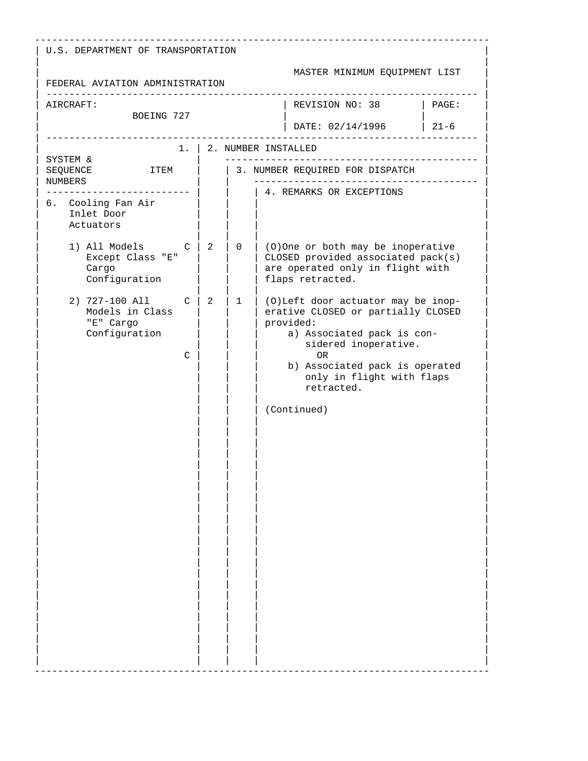U.S. DEPARTMENT OF TRANSPORTATION

FEDERAL AVIATION ADMINISTRATION

MASTER MINIMUM EQUIPMENT LIST

| AIRCRAFT: BOEING 727 | REVISION NO: 38 DATE: 02/14/1996 | PAGE: 21-6 |
|---|---|---|

| SYSTEM & SEQUENCE NUMBERS / ITEM | 1. | 2. NUMBER INSTALLED | 3. NUMBER REQUIRED FOR DISPATCH | 4. REMARKS OR EXCEPTIONS |
|---|---|---|---|---|
| 6. Cooling Fan Air Inlet Door Actuators | | | | |
| 1) All Models Except Class "E" Cargo Configuration | C | 2 | 0 | (O)One or both may be inoperative CLOSED provided associated pack(s) are operated only in flight with flaps retracted. |
| 2) 727-100 All Models in Class "E" Cargo Configuration | C<br>C | 2 | 1 | (O)Left door actuator may be inoperative CLOSED or partially CLOSED provided:<br>a) Associated pack is considered inoperative.<br>OR<br>b) Associated pack is operated only in flight with flaps retracted.<br><br>(Continued) |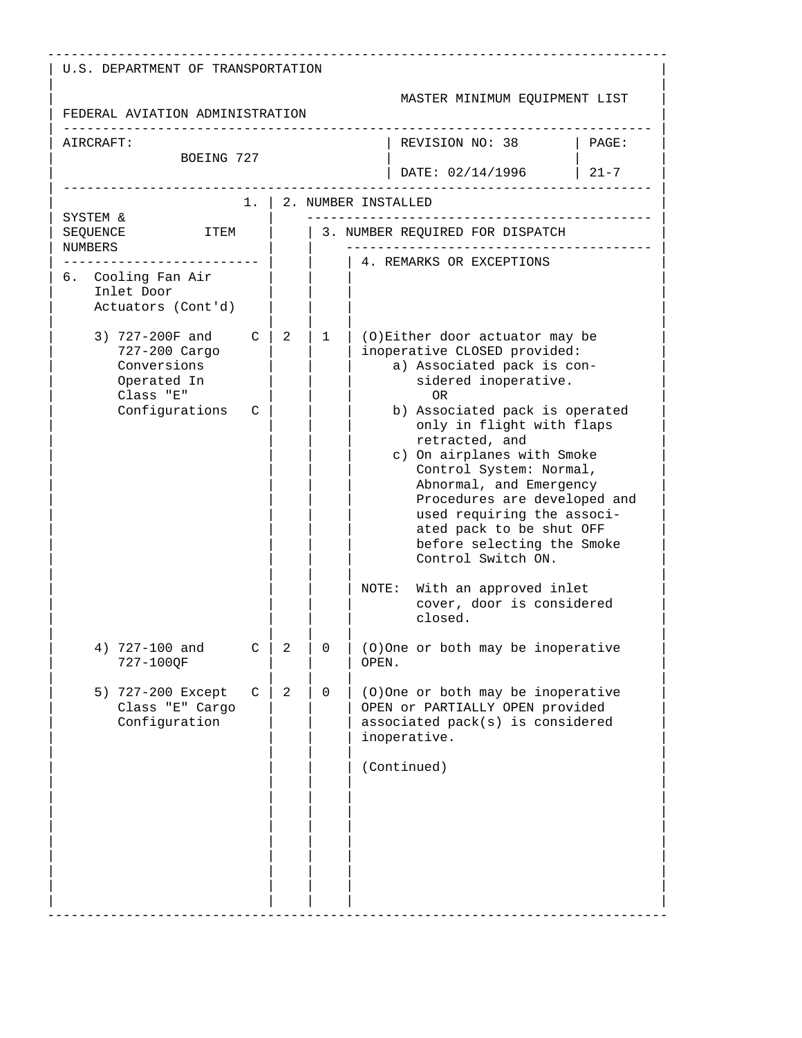U.S. DEPARTMENT OF TRANSPORTATION

FEDERAL AVIATION ADMINISTRATION

MASTER MINIMUM EQUIPMENT LIST

| AIRCRAFT: BOEING 727 | REVISION NO: 38<br>DATE: 02/14/1996 | PAGE: 21-7 |
|---|---|---|

| 1. SYSTEM & SEQUENCE NUMBERS / ITEM | | 2. NUMBER INSTALLED | 3. NUMBER REQUIRED FOR DISPATCH | 4. REMARKS OR EXCEPTIONS |
|---|---|---|---|---|
| 6. Cooling Fan Air Inlet Door Actuators (Cont'd) | | | | |
| 3) 727-200F and 727-200 Cargo Conversions Operated In Class "E" Configurations | C<br>C | 2 | 1 | (O)Either door actuator may be inoperative CLOSED provided:<br>a) Associated pack is considered inoperative.<br>OR<br>b) Associated pack is operated only in flight with flaps retracted, and<br>c) On airplanes with Smoke Control System: Normal, Abnormal, and Emergency Procedures are developed and used requiring the associated pack to be shut OFF before selecting the Smoke Control Switch ON.<br><br>NOTE: With an approved inlet cover, door is considered closed. |
| 4) 727-100 and 727-100QF | C | 2 | 0 | (O)One or both may be inoperative OPEN. |
| 5) 727-200 Except Class "E" Cargo Configuration | C | 2 | 0 | (O)One or both may be inoperative OPEN or PARTIALLY OPEN provided associated pack(s) is considered inoperative.<br><br>(Continued) |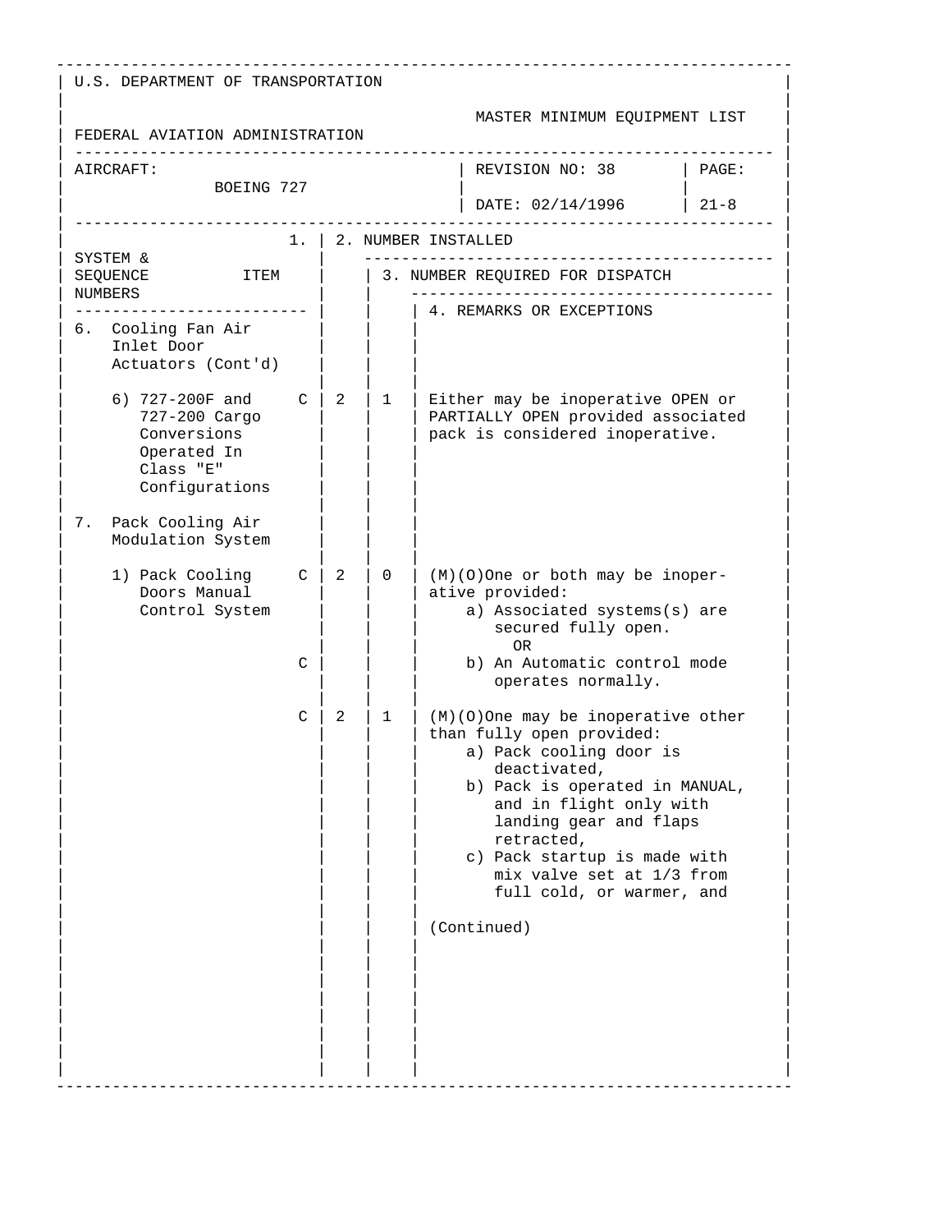U.S. DEPARTMENT OF TRANSPORTATION

FEDERAL AVIATION ADMINISTRATION

MASTER MINIMUM EQUIPMENT LIST

| AIRCRAFT: BOEING 727 | REVISION NO: 38 DATE: 02/14/1996 | PAGE: 21-8 |
|---|---|---|

| SYSTEM & SEQUENCE NUMBERS / ITEM | 1. | 2. NUMBER INSTALLED | 3. NUMBER REQUIRED FOR DISPATCH | 4. REMARKS OR EXCEPTIONS |
|---|---|---|---|---|
| 6. Cooling Fan Air Inlet Door Actuators (Cont'd) | | | | |
| 6) 727-200F and 727-200 Cargo Conversions Operated In Class "E" Configurations | C | 2 | 1 | Either may be inoperative OPEN or PARTIALLY OPEN provided associated pack is considered inoperative. |
| 7. Pack Cooling Air Modulation System | | | | |
| 1) Pack Cooling Doors Manual Control System | C | 2 | 0 | (M)(O)One or both may be inoperative provided: a) Associated systems(s) are secured fully open. OR |
| | C | | | b) An Automatic control mode operates normally. |
| | C | 2 | 1 | (M)(O)One may be inoperative other than fully open provided: a) Pack cooling door is deactivated, b) Pack is operated in MANUAL, and in flight only with landing gear and flaps retracted, c) Pack startup is made with mix valve set at 1/3 from full cold, or warmer, and<br><br>(Continued) |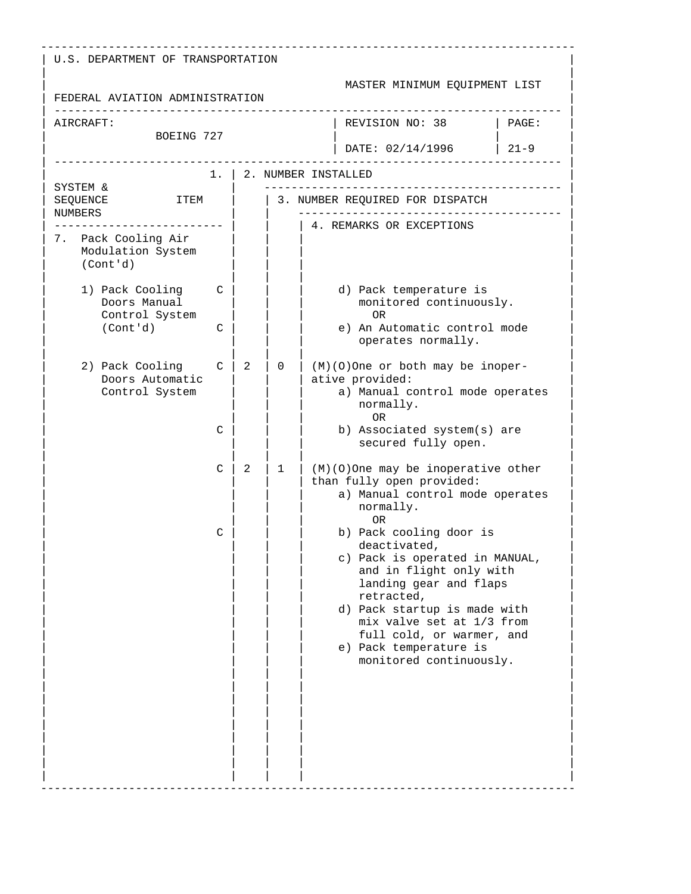U.S. DEPARTMENT OF TRANSPORTATION

FEDERAL AVIATION ADMINISTRATION

MASTER MINIMUM EQUIPMENT LIST

| AIRCRAFT: BOEING 727 | REVISION NO: 38 DATE: 02/14/1996 | PAGE: 21-9 |
|---|---|---|

| SYSTEM & SEQUENCE NUMBERS ITEM | 1. | 2. NUMBER INSTALLED | 3. NUMBER REQUIRED FOR DISPATCH | 4. REMARKS OR EXCEPTIONS |
|---|---|---|---|---|
| 7. Pack Cooling Air Modulation System (Cont'd) | | | | |
| 1) Pack Cooling Doors Manual Control System (Cont'd) | C | | | d) Pack temperature is monitored continuously.<br>OR |
| | C | | | e) An Automatic control mode operates normally. |
| 2) Pack Cooling Doors Automatic Control System | C | 2 | 0 | (M)(O)One or both may be inoperative provided:<br>a) Manual control mode operates normally.<br>OR |
| | C | | | b) Associated system(s) are secured fully open. |
| | C | 2 | 1 | (M)(O)One may be inoperative other than fully open provided:<br>a) Manual control mode operates normally.<br>OR |
| | C | | | b) Pack cooling door is deactivated,<br>c) Pack is operated in MANUAL, and in flight only with landing gear and flaps retracted,<br>d) Pack startup is made with mix valve set at 1/3 from full cold, or warmer, and<br>e) Pack temperature is monitored continuously. |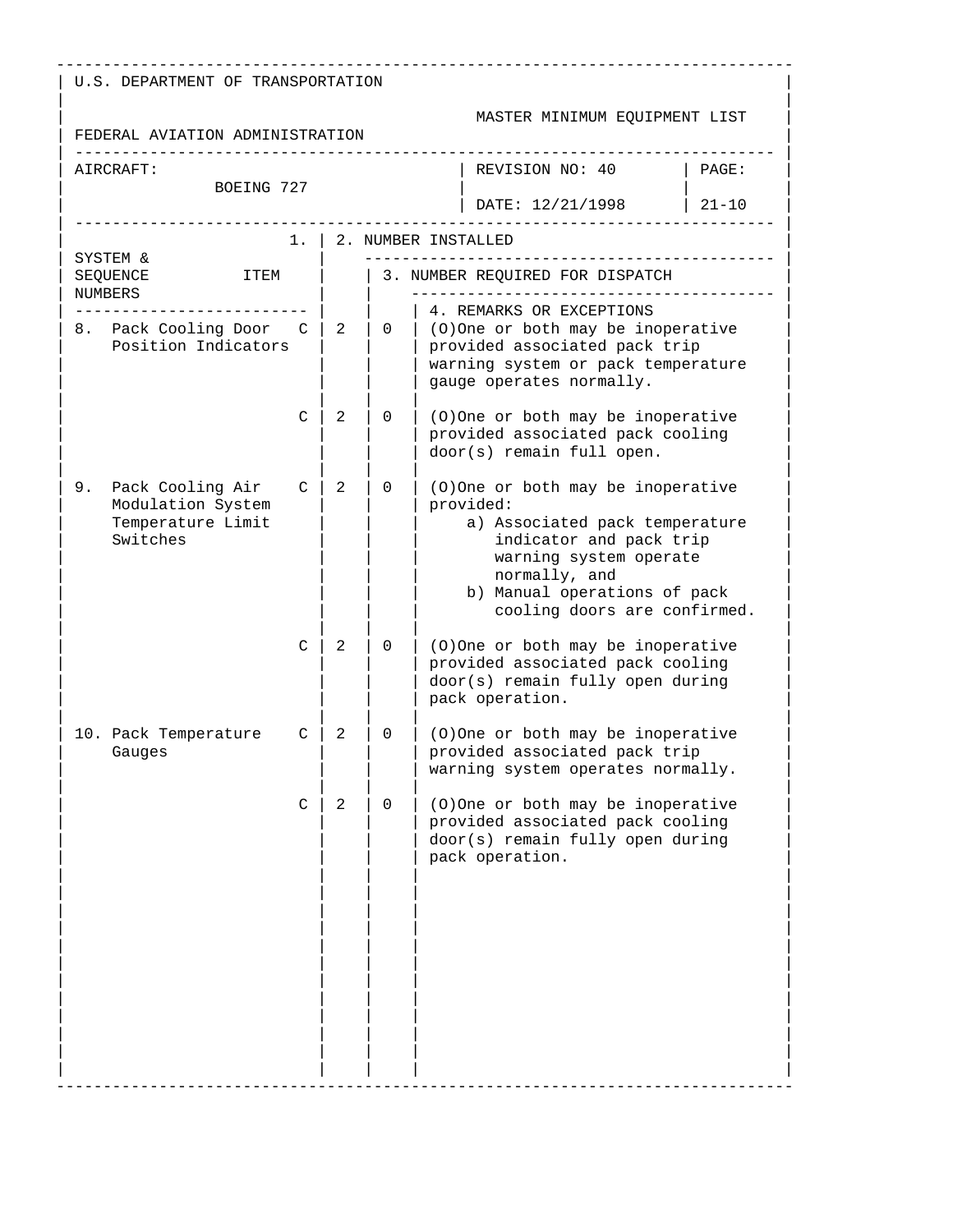U.S. DEPARTMENT OF TRANSPORTATION

FEDERAL AVIATION ADMINISTRATION

MASTER MINIMUM EQUIPMENT LIST

| AIRCRAFT: BOEING 727 | REVISION NO: 40 DATE: 12/21/1998 | PAGE: 21-10 |
|---|---|---|

| SYSTEM & SEQUENCE NUMBERS ITEM | 1. | 2. NUMBER INSTALLED | 3. NUMBER REQUIRED FOR DISPATCH | 4. REMARKS OR EXCEPTIONS |
|---|---|---|---|---|
| 8. Pack Cooling Door Position Indicators | C | 2 | 0 | (O)One or both may be inoperative provided associated pack trip warning system or pack temperature gauge operates normally. |
| | C | 2 | 0 | (O)One or both may be inoperative provided associated pack cooling door(s) remain full open. |
| 9. Pack Cooling Air Modulation System Temperature Limit Switches | C | 2 | 0 | (O)One or both may be inoperative provided: a) Associated pack temperature indicator and pack trip warning system operate normally, and b) Manual operations of pack cooling doors are confirmed. |
| | C | 2 | 0 | (O)One or both may be inoperative provided associated pack cooling door(s) remain fully open during pack operation. |
| 10. Pack Temperature Gauges | C | 2 | 0 | (O)One or both may be inoperative provided associated pack trip warning system operates normally. |
| | C | 2 | 0 | (O)One or both may be inoperative provided associated pack cooling door(s) remain fully open during pack operation. |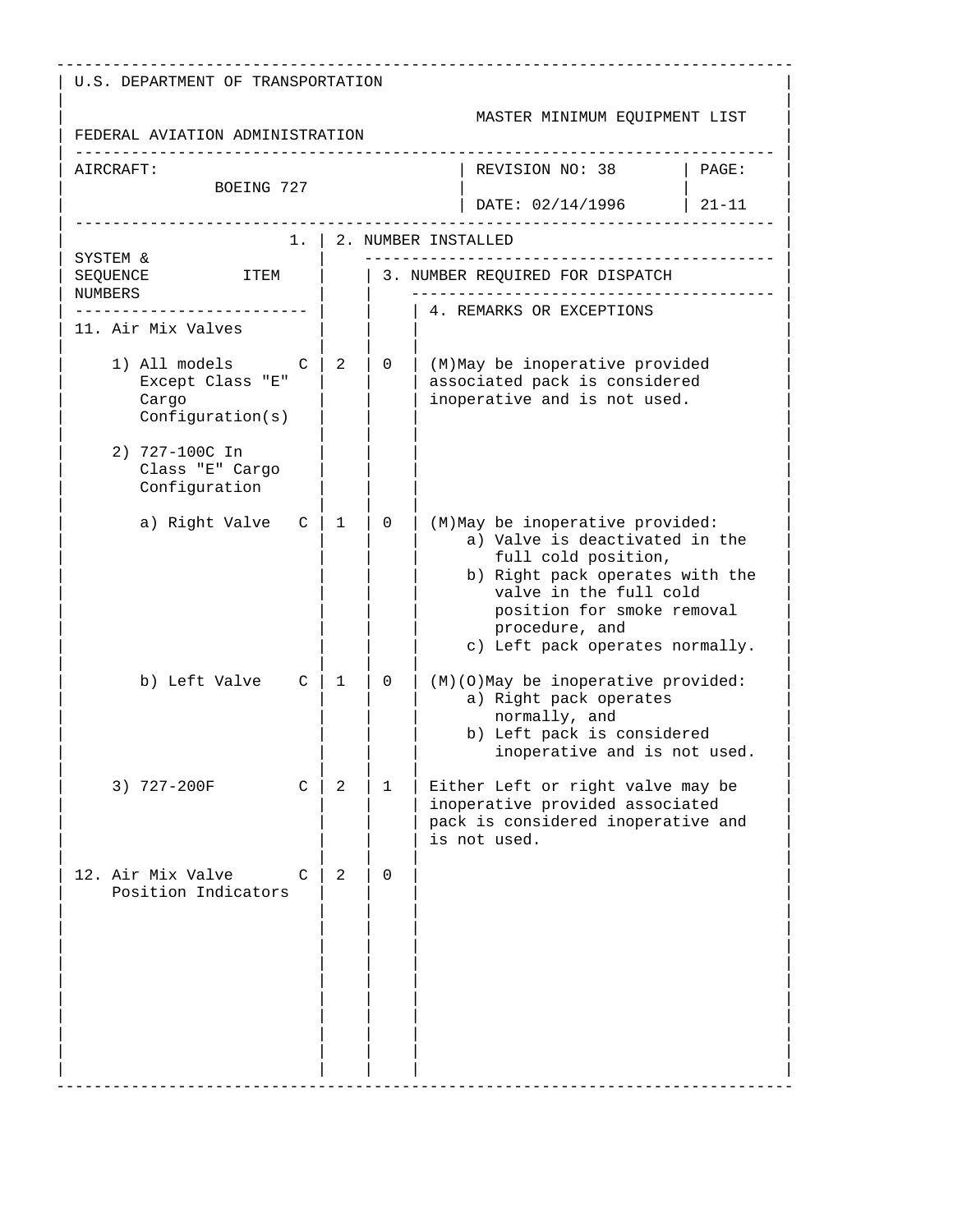U.S. DEPARTMENT OF TRANSPORTATION

FEDERAL AVIATION ADMINISTRATION

MASTER MINIMUM EQUIPMENT LIST

AIRCRAFT: BOEING 727

REVISION NO: 38

DATE: 02/14/1996

PAGE: 21-11

| SYSTEM & SEQUENCE NUMBERS / 1. ITEM | | 2. NUMBER INSTALLED | 3. NUMBER REQUIRED FOR DISPATCH | 4. REMARKS OR EXCEPTIONS |
|---|---|---|---|---|
| 11. Air Mix Valves | | | | |
| 1) All models Except Class "E" Cargo Configuration(s) | C | 2 | 0 | (M)May be inoperative provided associated pack is considered inoperative and is not used. |
| 2) 727-100C In Class "E" Cargo Configuration | | | | |
| a) Right Valve | C | 1 | 0 | (M)May be inoperative provided:<br>a) Valve is deactivated in the full cold position,<br>b) Right pack operates with the valve in the full cold position for smoke removal procedure, and<br>c) Left pack operates normally. |
| b) Left Valve | C | 1 | 0 | (M)(O)May be inoperative provided:<br>a) Right pack operates normally, and<br>b) Left pack is considered inoperative and is not used. |
| 3) 727-200F | C | 2 | 1 | Either Left or right valve may be inoperative provided associated pack is considered inoperative and is not used. |
| 12. Air Mix Valve Position Indicators | C | 2 | 0 | |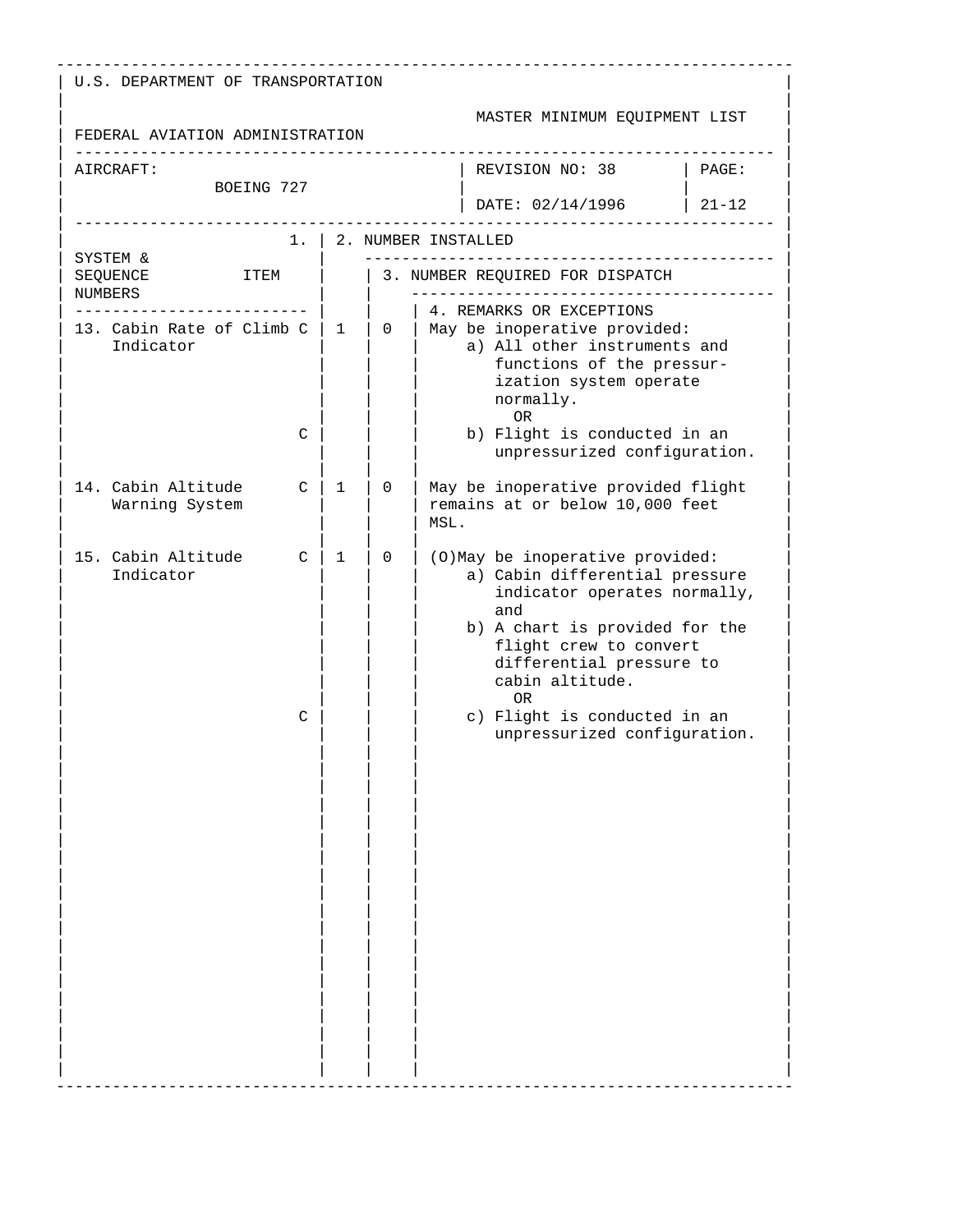U.S. DEPARTMENT OF TRANSPORTATION

FEDERAL AVIATION ADMINISTRATION

MASTER MINIMUM EQUIPMENT LIST

| AIRCRAFT: BOEING 727 | REVISION NO: 38 DATE: 02/14/1996 | PAGE: 21-12 |
|---|---|---|

| 1. SYSTEM & SEQUENCE NUMBERS ITEM | | 2. NUMBER INSTALLED | 3. NUMBER REQUIRED FOR DISPATCH | 4. REMARKS OR EXCEPTIONS |
|---|---|---|---|---|
| 13. Cabin Rate of Climb Indicator | C | 1 | 0 | May be inoperative provided: a) All other instruments and functions of the pressurization system operate normally. OR |
| | C | | | b) Flight is conducted in an unpressurized configuration. |
| 14. Cabin Altitude Warning System | C | 1 | 0 | May be inoperative provided flight remains at or below 10,000 feet MSL. |
| 15. Cabin Altitude Indicator | C | 1 | 0 | (O)May be inoperative provided: a) Cabin differential pressure indicator operates normally, and b) A chart is provided for the flight crew to convert differential pressure to cabin altitude. OR |
| | C | | | c) Flight is conducted in an unpressurized configuration. |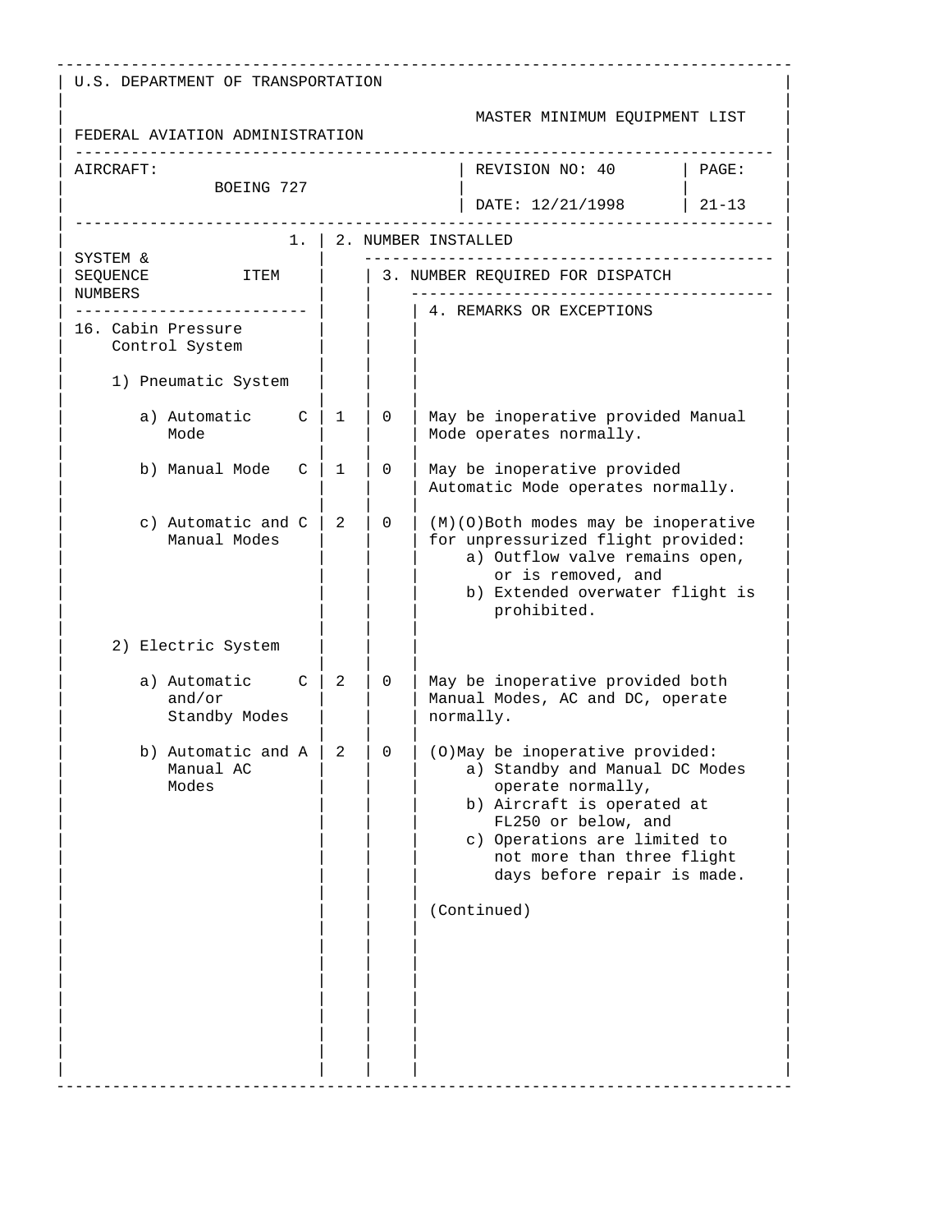U.S. DEPARTMENT OF TRANSPORTATION

FEDERAL AVIATION ADMINISTRATION

MASTER MINIMUM EQUIPMENT LIST

AIRCRAFT: BOEING 727

REVISION NO: 40

DATE: 12/21/1998

PAGE: 21-13

| SYSTEM & SEQUENCE NUMBERS / ITEM | 1. | 2. NUMBER INSTALLED | 3. NUMBER REQUIRED FOR DISPATCH | 4. REMARKS OR EXCEPTIONS |
|---|---|---|---|---|
| 16. Cabin Pressure Control System | | | | |
| 1) Pneumatic System | | | | |
| a) Automatic Mode | C | 1 | 0 | May be inoperative provided Manual Mode operates normally. |
| b) Manual Mode | C | 1 | 0 | May be inoperative provided Automatic Mode operates normally. |
| c) Automatic and Manual Modes | C | 2 | 0 | (M)(O)Both modes may be inoperative for unpressurized flight provided: a) Outflow valve remains open, or is removed, and b) Extended overwater flight is prohibited. |
| 2) Electric System | | | | |
| a) Automatic and/or Standby Modes | C | 2 | 0 | May be inoperative provided both Manual Modes, AC and DC, operate normally. |
| b) Automatic and Manual AC Modes | A | 2 | 0 | (O)May be inoperative provided: a) Standby and Manual DC Modes operate normally, b) Aircraft is operated at FL250 or below, and c) Operations are limited to not more than three flight days before repair is made.<br><br>(Continued) |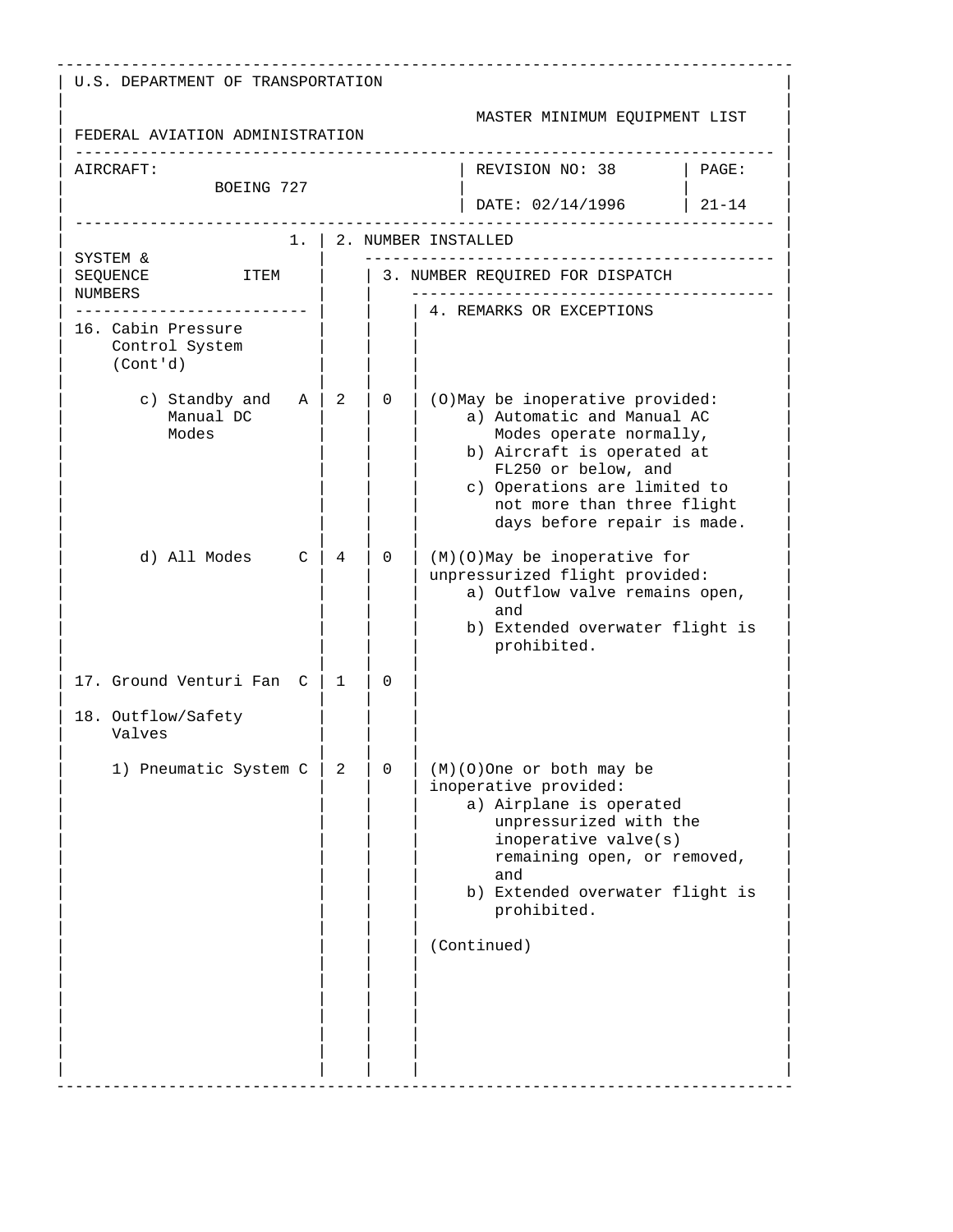U.S. DEPARTMENT OF TRANSPORTATION

FEDERAL AVIATION ADMINISTRATION

MASTER MINIMUM EQUIPMENT LIST

| AIRCRAFT: BOEING 727 | REVISION NO: 38 DATE: 02/14/1996 | PAGE: 21-14 |
|---|---|---|

| 1. SYSTEM & SEQUENCE NUMBERS ITEM | | 2. NUMBER INSTALLED | 3. NUMBER REQUIRED FOR DISPATCH | 4. REMARKS OR EXCEPTIONS |
|---|---|---|---|---|
| 16. Cabin Pressure Control System (Cont'd) | | | | |
| c) Standby and Manual DC Modes | A | 2 | 0 | (O)May be inoperative provided: a) Automatic and Manual AC Modes operate normally, b) Aircraft is operated at FL250 or below, and c) Operations are limited to not more than three flight days before repair is made. |
| d) All Modes | C | 4 | 0 | (M)(O)May be inoperative for unpressurized flight provided: a) Outflow valve remains open, and b) Extended overwater flight is prohibited. |
| 17. Ground Venturi Fan | C | 1 | 0 | |
| 18. Outflow/Safety Valves | | | | |
| 1) Pneumatic System | C | 2 | 0 | (M)(O)One or both may be inoperative provided: a) Airplane is operated unpressurized with the inoperative valve(s) remaining open, or removed, and b) Extended overwater flight is prohibited. (Continued) |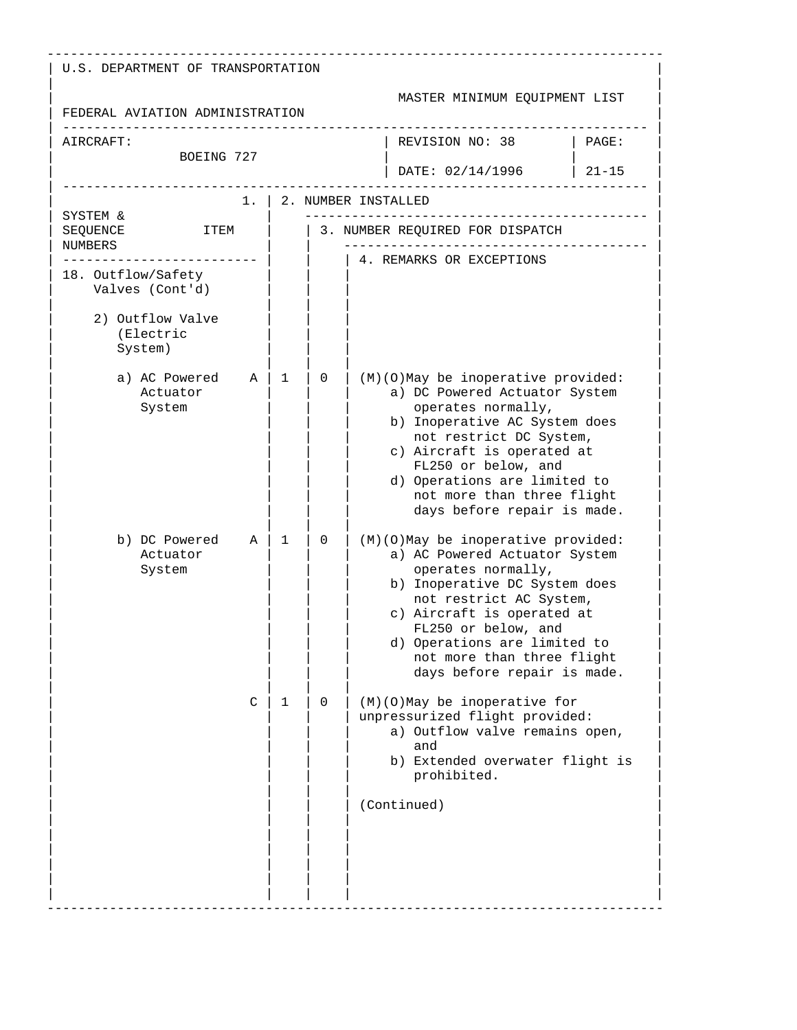U.S. DEPARTMENT OF TRANSPORTATION

FEDERAL AVIATION ADMINISTRATION

MASTER MINIMUM EQUIPMENT LIST

| AIRCRAFT: BOEING 727 | REVISION NO: 38 DATE: 02/14/1996 | PAGE: 21-15 |
|---|---|---|

| SYSTEM & SEQUENCE NUMBERS ITEM | 1. | 2. NUMBER INSTALLED | 3. NUMBER REQUIRED FOR DISPATCH | 4. REMARKS OR EXCEPTIONS |
|---|---|---|---|---|
| 18. Outflow/Safety Valves (Cont'd) | | | | |
| 2) Outflow Valve (Electric System) | | | | |
| a) AC Powered Actuator System | A | 1 | 0 | (M)(O)May be inoperative provided: a) DC Powered Actuator System operates normally, b) Inoperative AC System does not restrict DC System, c) Aircraft is operated at FL250 or below, and d) Operations are limited to not more than three flight days before repair is made. |
| b) DC Powered Actuator System | A | 1 | 0 | (M)(O)May be inoperative provided: a) AC Powered Actuator System operates normally, b) Inoperative DC System does not restrict AC System, c) Aircraft is operated at FL250 or below, and d) Operations are limited to not more than three flight days before repair is made. |
| | C | 1 | 0 | (M)(O)May be inoperative for unpressurized flight provided: a) Outflow valve remains open, and b) Extended overwater flight is prohibited. <br><br> (Continued) |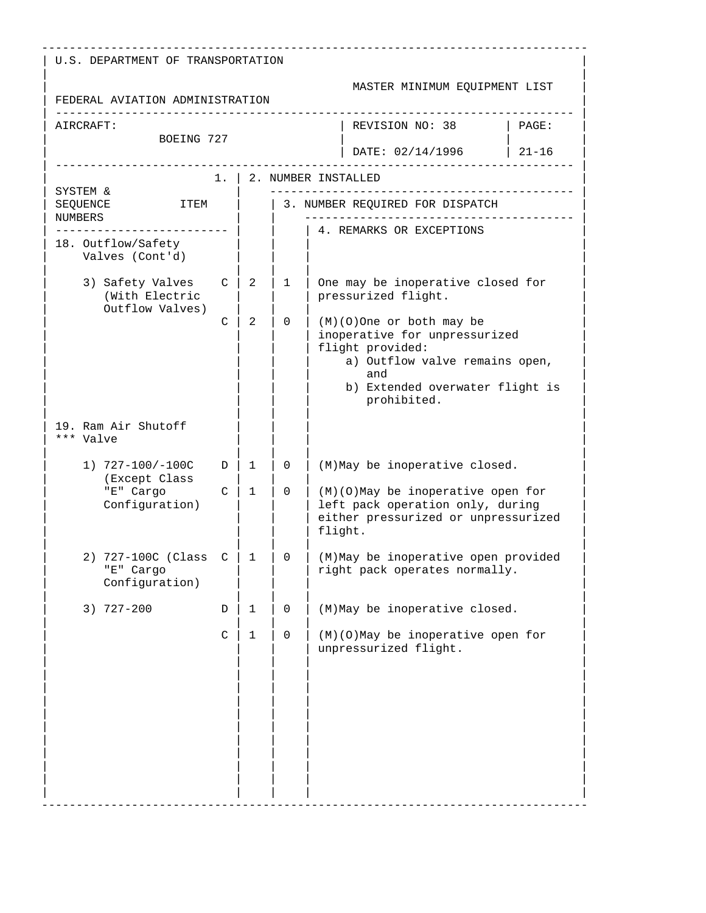U.S. DEPARTMENT OF TRANSPORTATION

FEDERAL AVIATION ADMINISTRATION

MASTER MINIMUM EQUIPMENT LIST

| AIRCRAFT: BOEING 727 | REVISION NO: 38 DATE: 02/14/1996 | PAGE: 21-16 |
|---|---|---|

| SYSTEM & SEQUENCE NUMBERS ITEM | 1. | 2. NUMBER INSTALLED | 3. NUMBER REQUIRED FOR DISPATCH | 4. REMARKS OR EXCEPTIONS |
|---|---|---|---|---|
| 18. Outflow/Safety Valves (Cont'd) | | | | |
| 3) Safety Valves (With Electric Outflow Valves) | C | 2 | 1 | One may be inoperative closed for pressurized flight. |
| | C | 2 | 0 | (M)(O)One or both may be inoperative for unpressurized flight provided: a) Outflow valve remains open, and b) Extended overwater flight is prohibited. |
| 19. Ram Air Shutoff *** Valve | | | | |
| 1) 727-100/-100C (Except Class "E" Cargo Configuration) | D | 1 | 0 | (M)May be inoperative closed. |
| | C | 1 | 0 | (M)(O)May be inoperative open for left pack operation only, during either pressurized or unpressurized flight. |
| 2) 727-100C (Class "E" Cargo Configuration) | C | 1 | 0 | (M)May be inoperative open provided right pack operates normally. |
| 3) 727-200 | D | 1 | 0 | (M)May be inoperative closed. |
| | C | 1 | 0 | (M)(O)May be inoperative open for unpressurized flight. |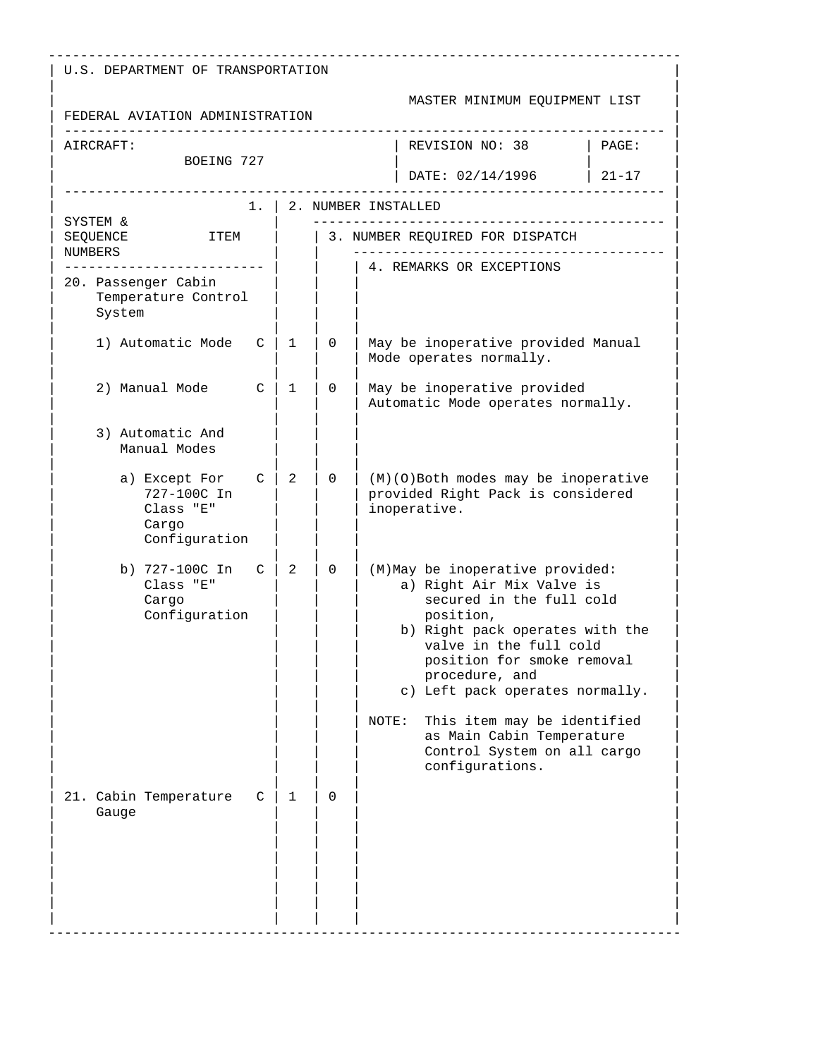U.S. DEPARTMENT OF TRANSPORTATION

FEDERAL AVIATION ADMINISTRATION

MASTER MINIMUM EQUIPMENT LIST

| AIRCRAFT: BOEING 727 | REVISION NO: 38 DATE: 02/14/1996 | PAGE: 21-17 |
|---|---|---|

| SYSTEM & SEQUENCE NUMBERS ITEM | 1. | 2. NUMBER INSTALLED | 3. NUMBER REQUIRED FOR DISPATCH | 4. REMARKS OR EXCEPTIONS |
|---|---|---|---|---|
| 20. Passenger Cabin Temperature Control System | | | | |
| 1) Automatic Mode | C | 1 | 0 | May be inoperative provided Manual Mode operates normally. |
| 2) Manual Mode | C | 1 | 0 | May be inoperative provided Automatic Mode operates normally. |
| 3) Automatic And Manual Modes | | | | |
| a) Except For 727-100C In Class "E" Cargo Configuration | C | 2 | 0 | (M)(O)Both modes may be inoperative provided Right Pack is considered inoperative. |
| b) 727-100C In Class "E" Cargo Configuration | C | 2 | 0 | (M)May be inoperative provided:<br>a) Right Air Mix Valve is secured in the full cold position,<br>b) Right pack operates with the valve in the full cold position for smoke removal procedure, and<br>c) Left pack operates normally.<br><br>NOTE: This item may be identified as Main Cabin Temperature Control System on all cargo configurations. |
| 21. Cabin Temperature Gauge | C | 1 | 0 | |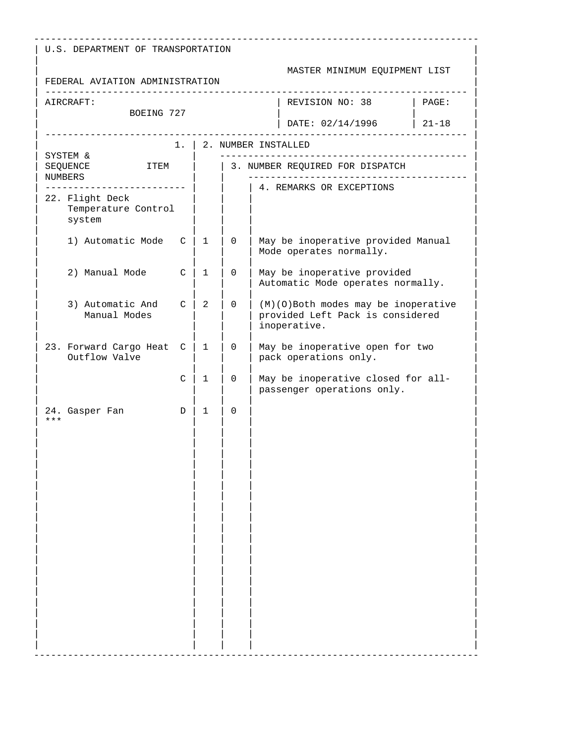U.S. DEPARTMENT OF TRANSPORTATION

FEDERAL AVIATION ADMINISTRATION

MASTER MINIMUM EQUIPMENT LIST

| AIRCRAFT: BOEING 727 | REVISION NO: 38 | PAGE: |
|---|---|---|
| | DATE: 02/14/1996 | 21-18 |

| SYSTEM & SEQUENCE NUMBERS ITEM | 1. | 2. NUMBER INSTALLED | 3. NUMBER REQUIRED FOR DISPATCH | 4. REMARKS OR EXCEPTIONS |
|---|---|---|---|---|
| 22. Flight Deck Temperature Control system | | | | |
| 1) Automatic Mode | C | 1 | 0 | May be inoperative provided Manual Mode operates normally. |
| 2) Manual Mode | C | 1 | 0 | May be inoperative provided Automatic Mode operates normally. |
| 3) Automatic And Manual Modes | C | 2 | 0 | (M)(O)Both modes may be inoperative provided Left Pack is considered inoperative. |
| 23. Forward Cargo Heat Outflow Valve | C | 1 | 0 | May be inoperative open for two pack operations only. |
| | C | 1 | 0 | May be inoperative closed for all-passenger operations only. |
| 24. Gasper Fan *** | D | 1 | 0 | |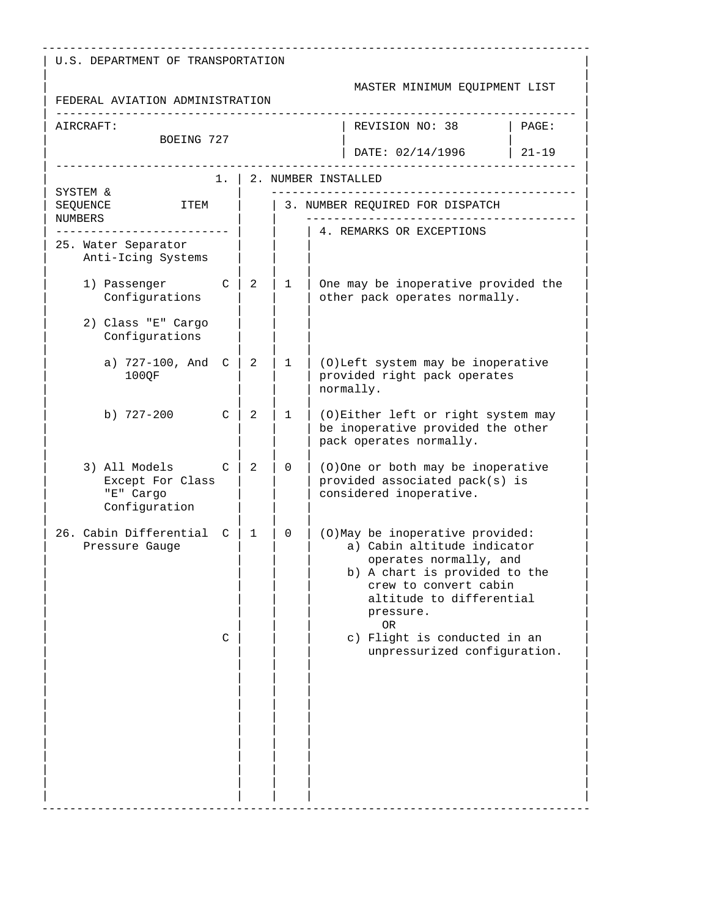U.S. DEPARTMENT OF TRANSPORTATION

FEDERAL AVIATION ADMINISTRATION

MASTER MINIMUM EQUIPMENT LIST

AIRCRAFT: BOEING 727

REVISION NO: 38

DATE: 02/14/1996

PAGE: 21-19

| SYSTEM & SEQUENCE NUMBERS ITEM | 1. | 2. NUMBER INSTALLED | 3. NUMBER REQUIRED FOR DISPATCH | 4. REMARKS OR EXCEPTIONS |
|---|---|---|---|---|
| 25. Water Separator Anti-Icing Systems | | | | |
| 1) Passenger Configurations | C | 2 | 1 | One may be inoperative provided the other pack operates normally. |
| 2) Class "E" Cargo Configurations | | | | |
| a) 727-100, And 100QF | C | 2 | 1 | (O)Left system may be inoperative provided right pack operates normally. |
| b) 727-200 | C | 2 | 1 | (O)Either left or right system may be inoperative provided the other pack operates normally. |
| 3) All Models Except For Class "E" Cargo Configuration | C | 2 | 0 | (O)One or both may be inoperative provided associated pack(s) is considered inoperative. |
| 26. Cabin Differential Pressure Gauge | C | 1 | 0 | (O)May be inoperative provided:<br>a) Cabin altitude indicator operates normally, and<br>b) A chart is provided to the crew to convert cabin altitude to differential pressure.<br>OR |
| | C | | | c) Flight is conducted in an unpressurized configuration. |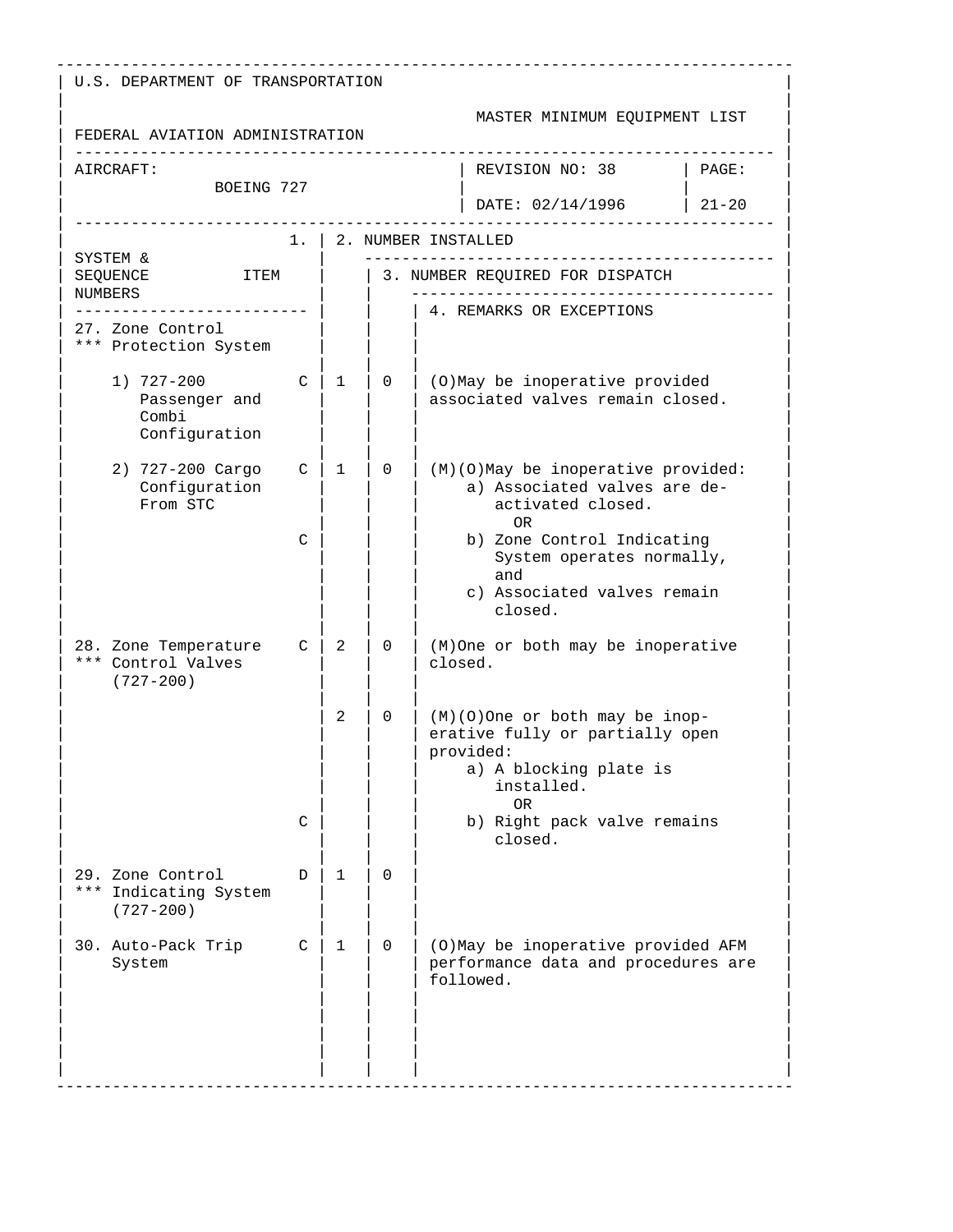U.S. DEPARTMENT OF TRANSPORTATION

FEDERAL AVIATION ADMINISTRATION

MASTER MINIMUM EQUIPMENT LIST

| AIRCRAFT: BOEING 727 | REVISION NO: 38 | PAGE: |
|---|---|---|
| | DATE: 02/14/1996 | 21-20 |

| SYSTEM & SEQUENCE NUMBERS ITEM | 1. | 2. NUMBER INSTALLED | 3. NUMBER REQUIRED FOR DISPATCH | 4. REMARKS OR EXCEPTIONS |
|---|---|---|---|---|
| 27. Zone Control *** Protection System | | | | |
| 1) 727-200 Passenger and Combi Configuration | C | 1 | 0 | (O)May be inoperative provided associated valves remain closed. |
| 2) 727-200 Cargo Configuration From STC | C | 1 | 0 | (M)(O)May be inoperative provided: a) Associated valves are de-activated closed. OR |
| | C | | | b) Zone Control Indicating System operates normally, and c) Associated valves remain closed. |
| 28. Zone Temperature *** Control Valves (727-200) | C | 2 | 0 | (M)One or both may be inoperative closed. |
| | | 2 | 0 | (M)(O)One or both may be inop-erative fully or partially open provided: a) A blocking plate is installed. OR |
| | C | | | b) Right pack valve remains closed. |
| 29. Zone Control *** Indicating System (727-200) | D | 1 | 0 | |
| 30. Auto-Pack Trip System | C | 1 | 0 | (O)May be inoperative provided AFM performance data and procedures are followed. |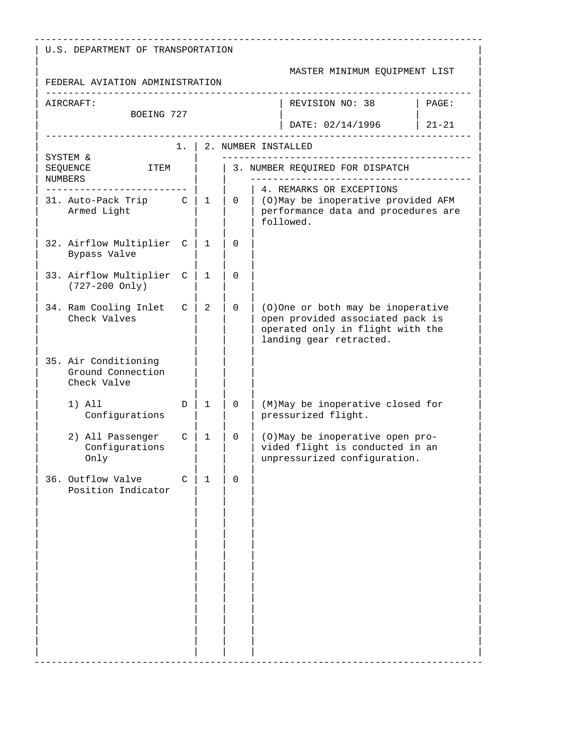U.S. DEPARTMENT OF TRANSPORTATION

FEDERAL AVIATION ADMINISTRATION

MASTER MINIMUM EQUIPMENT LIST

| AIRCRAFT: BOEING 727 | REVISION NO: 38 DATE: 02/14/1996 | PAGE: 21-21 |
|---|---|---|

| SYSTEM & SEQUENCE NUMBERS ITEM | | 1. 2. NUMBER INSTALLED | 3. NUMBER REQUIRED FOR DISPATCH | 4. REMARKS OR EXCEPTIONS |
|---|---|---|---|---|
| 31. Auto-Pack Trip Armed Light | C | 1 | 0 | (O)May be inoperative provided AFM performance data and procedures are followed. |
| 32. Airflow Multiplier Bypass Valve | C | 1 | 0 | |
| 33. Airflow Multiplier (727-200 Only) | C | 1 | 0 | |
| 34. Ram Cooling Inlet Check Valves | C | 2 | 0 | (O)One or both may be inoperative open provided associated pack is operated only in flight with the landing gear retracted. |
| 35. Air Conditioning Ground Connection Check Valve | | | | |
| 1) All Configurations | D | 1 | 0 | (M)May be inoperative closed for pressurized flight. |
| 2) All Passenger Configurations Only | C | 1 | 0 | (O)May be inoperative open provided flight is conducted in an unpressurized configuration. |
| 36. Outflow Valve Position Indicator | C | 1 | 0 | |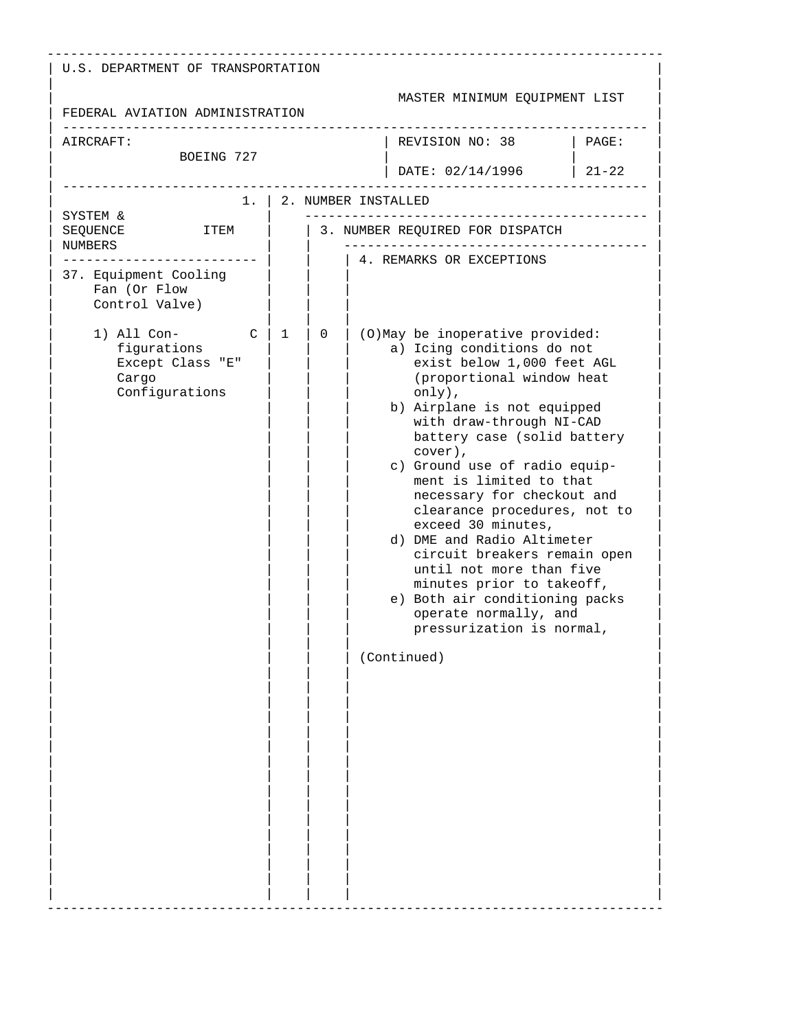U.S. DEPARTMENT OF TRANSPORTATION

FEDERAL AVIATION ADMINISTRATION

MASTER MINIMUM EQUIPMENT LIST

| AIRCRAFT: BOEING 727 | REVISION NO: 38 | PAGE: |
|---|---|---|
| | DATE: 02/14/1996 | 21-22 |

| SYSTEM & SEQUENCE NUMBERS ITEM | | 1. 2. NUMBER INSTALLED | 3. NUMBER REQUIRED FOR DISPATCH | 4. REMARKS OR EXCEPTIONS |
|---|---|---|---|---|
| 37. Equipment Cooling Fan (Or Flow Control Valve) | | | | |
| 1) All Configurations Except Class "E" Cargo Configurations | C | 1 | 0 | (O)May be inoperative provided:<br>a) Icing conditions do not exist below 1,000 feet AGL (proportional window heat only),<br>b) Airplane is not equipped with draw-through NI-CAD battery case (solid battery cover),<br>c) Ground use of radio equipment is limited to that necessary for checkout and clearance procedures, not to exceed 30 minutes,<br>d) DME and Radio Altimeter circuit breakers remain open until not more than five minutes prior to takeoff,<br>e) Both air conditioning packs operate normally, and pressurization is normal,<br><br>(Continued) |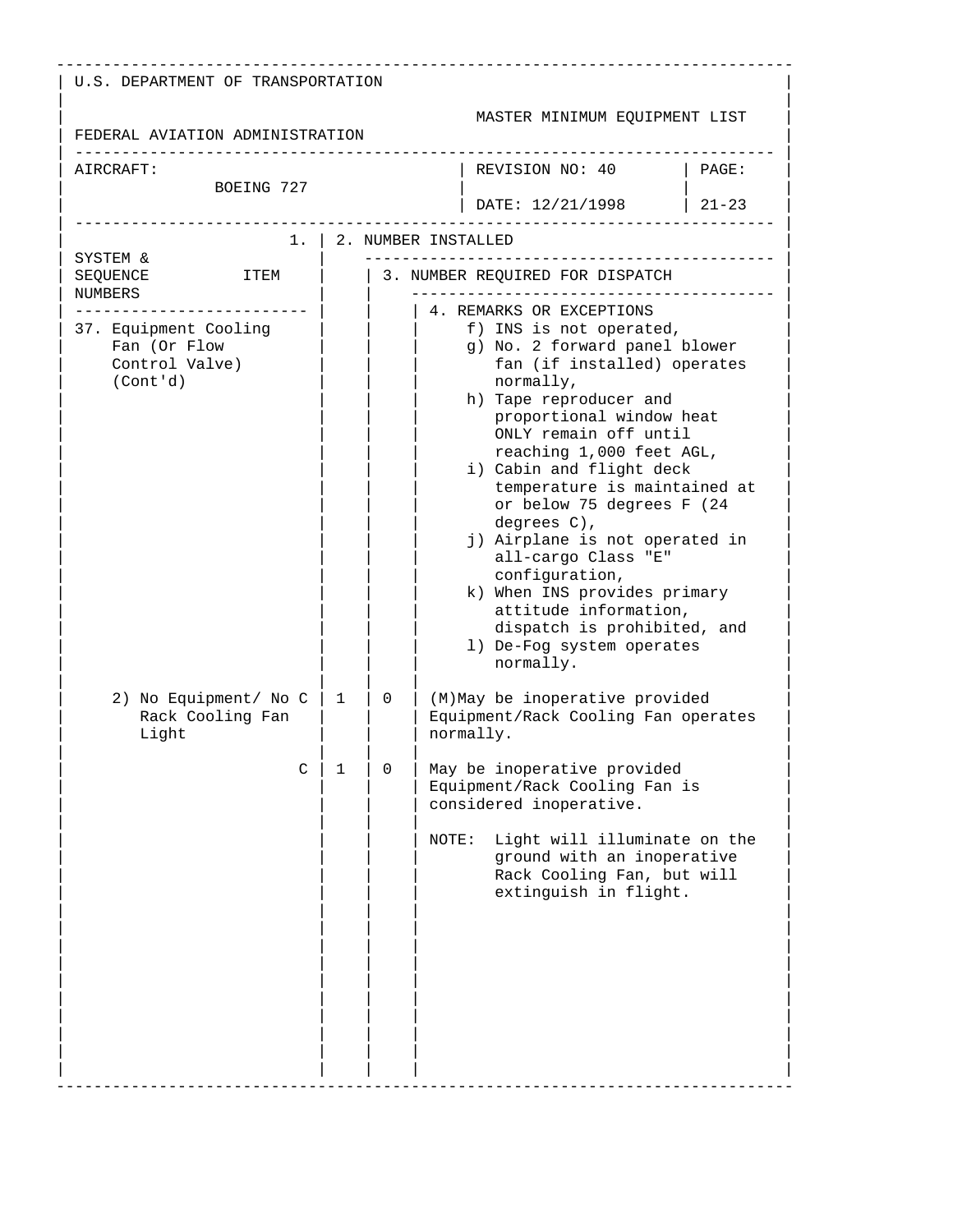U.S. DEPARTMENT OF TRANSPORTATION

FEDERAL AVIATION ADMINISTRATION

MASTER MINIMUM EQUIPMENT LIST

| AIRCRAFT: BOEING 727 | REVISION NO: 40 DATE: 12/21/1998 | PAGE: 21-23 |
|---|---|---|

| SYSTEM & SEQUENCE NUMBERS / ITEM | 1. | 2. NUMBER INSTALLED | 3. NUMBER REQUIRED FOR DISPATCH | 4. REMARKS OR EXCEPTIONS |
|---|---|---|---|---|
| 37. Equipment Cooling Fan (Or Flow Control Valve) (Cont'd) | | | | f) INS is not operated, g) No. 2 forward panel blower fan (if installed) operates normally, h) Tape reproducer and proportional window heat ONLY remain off until reaching 1,000 feet AGL, i) Cabin and flight deck temperature is maintained at or below 75 degrees F (24 degrees C), j) Airplane is not operated in all-cargo Class "E" configuration, k) When INS provides primary attitude information, dispatch is prohibited, and l) De-Fog system operates normally. |
| 2) No Equipment/ No Rack Cooling Fan Light | C | 1 | 0 | (M)May be inoperative provided Equipment/Rack Cooling Fan operates normally. |
| | C | 1 | 0 | May be inoperative provided Equipment/Rack Cooling Fan is considered inoperative. NOTE: Light will illuminate on the ground with an inoperative Rack Cooling Fan, but will extinguish in flight. |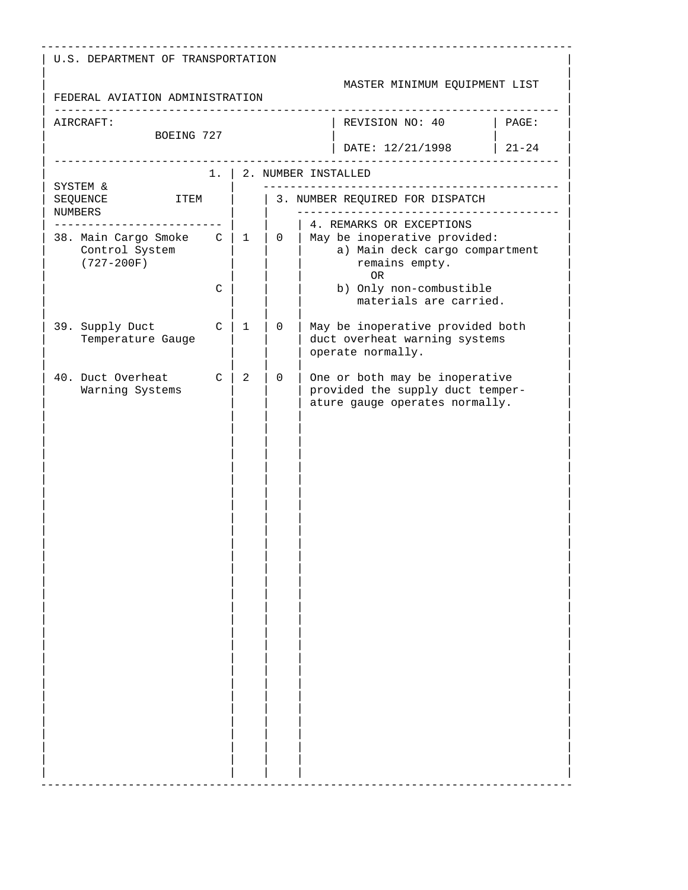U.S. DEPARTMENT OF TRANSPORTATION

FEDERAL AVIATION ADMINISTRATION

MASTER MINIMUM EQUIPMENT LIST

| AIRCRAFT: BOEING 727 | REVISION NO: 40 DATE: 12/21/1998 | PAGE: 21-24 |
|---|---|---|

| SYSTEM & SEQUENCE NUMBERS ITEM | 1. | 2. NUMBER INSTALLED | 3. NUMBER REQUIRED FOR DISPATCH | 4. REMARKS OR EXCEPTIONS |
|---|---|---|---|---|
| 38. Main Cargo Smoke Control System (727-200F) | C | 1 | 0 | May be inoperative provided: a) Main deck cargo compartment remains empty. OR |
| | C | | | b) Only non-combustible materials are carried. |
| 39. Supply Duct Temperature Gauge | C | 1 | 0 | May be inoperative provided both duct overheat warning systems operate normally. |
| 40. Duct Overheat Warning Systems | C | 2 | 0 | One or both may be inoperative provided the supply duct temperature gauge operates normally. |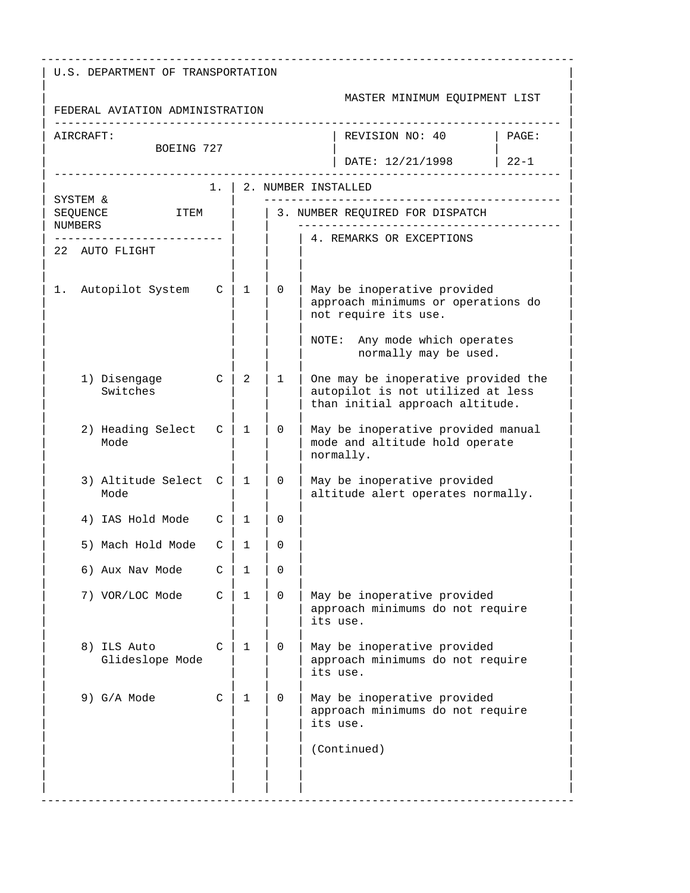U.S. DEPARTMENT OF TRANSPORTATION

FEDERAL AVIATION ADMINISTRATION

MASTER MINIMUM EQUIPMENT LIST

| AIRCRAFT: BOEING 727 | REVISION NO: 40 DATE: 12/21/1998 | PAGE: 22-1 |
|---|---|---|

| SYSTEM & SEQUENCE NUMBERS / ITEM | | 1. | 2. NUMBER INSTALLED | 3. NUMBER REQUIRED FOR DISPATCH | 4. REMARKS OR EXCEPTIONS |
|---|---|---|---|---|---|
| **22 AUTO FLIGHT** | | | | | |
| 1. Autopilot System | | C | 1 | 0 | May be inoperative provided approach minimums or operations do not require its use. NOTE: Any mode which operates normally may be used. |
| | 1) Disengage Switches | C | 2 | 1 | One may be inoperative provided the autopilot is not utilized at less than initial approach altitude. |
| | 2) Heading Select Mode | C | 1 | 0 | May be inoperative provided manual mode and altitude hold operate normally. |
| | 3) Altitude Select Mode | C | 1 | 0 | May be inoperative provided altitude alert operates normally. |
| | 4) IAS Hold Mode | C | 1 | 0 | |
| | 5) Mach Hold Mode | C | 1 | 0 | |
| | 6) Aux Nav Mode | C | 1 | 0 | |
| | 7) VOR/LOC Mode | C | 1 | 0 | May be inoperative provided approach minimums do not require its use. |
| | 8) ILS Auto Glideslope Mode | C | 1 | 0 | May be inoperative provided approach minimums do not require its use. |
| | 9) G/A Mode | C | 1 | 0 | May be inoperative provided approach minimums do not require its use. (Continued) |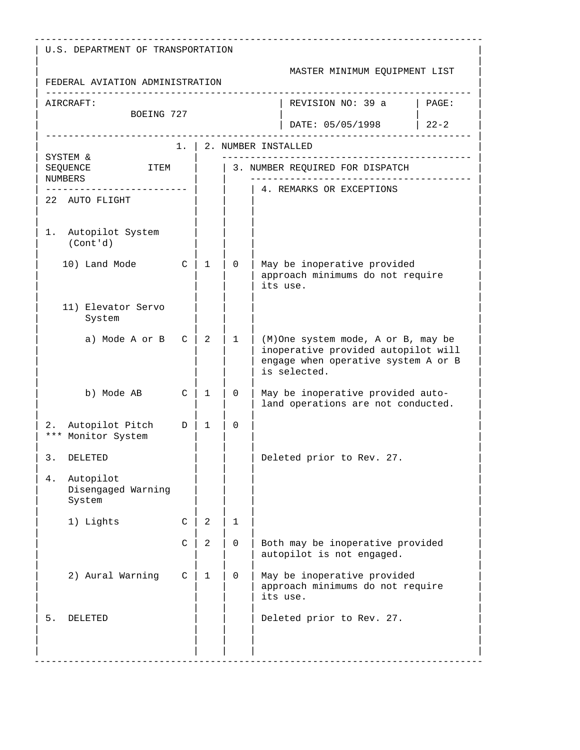U.S. DEPARTMENT OF TRANSPORTATION

FEDERAL AVIATION ADMINISTRATION

MASTER MINIMUM EQUIPMENT LIST

| AIRCRAFT: BOEING 727 | REVISION NO: 39 a | PAGE: |
|---|---|---|
| | DATE: 05/05/1998 | 22-2 |

| SYSTEM & SEQUENCE NUMBERS / ITEM | | 1. | 2. NUMBER INSTALLED | 3. NUMBER REQUIRED FOR DISPATCH | 4. REMARKS OR EXCEPTIONS |
|---|---|---|---|---|---|
| **22 AUTO FLIGHT** | | | | | |
| 1. Autopilot System (Cont'd) | | | | | |
| 10) Land Mode | C | | 1 | 0 | May be inoperative provided approach minimums do not require its use. |
| 11) Elevator Servo System | | | | | |
| a) Mode A or B | C | | 2 | 1 | (M)One system mode, A or B, may be inoperative provided autopilot will engage when operative system A or B is selected. |
| b) Mode AB | C | | 1 | 0 | May be inoperative provided auto-land operations are not conducted. |
| 2. Autopilot Pitch *** Monitor System | D | | 1 | 0 | |
| 3. DELETED | | | | | Deleted prior to Rev. 27. |
| 4. Autopilot Disengaged Warning System | | | | | |
| 1) Lights | C | | 2 | 1 | |
| | C | | 2 | 0 | Both may be inoperative provided autopilot is not engaged. |
| 2) Aural Warning | C | | 1 | 0 | May be inoperative provided approach minimums do not require its use. |
| 5. DELETED | | | | | Deleted prior to Rev. 27. |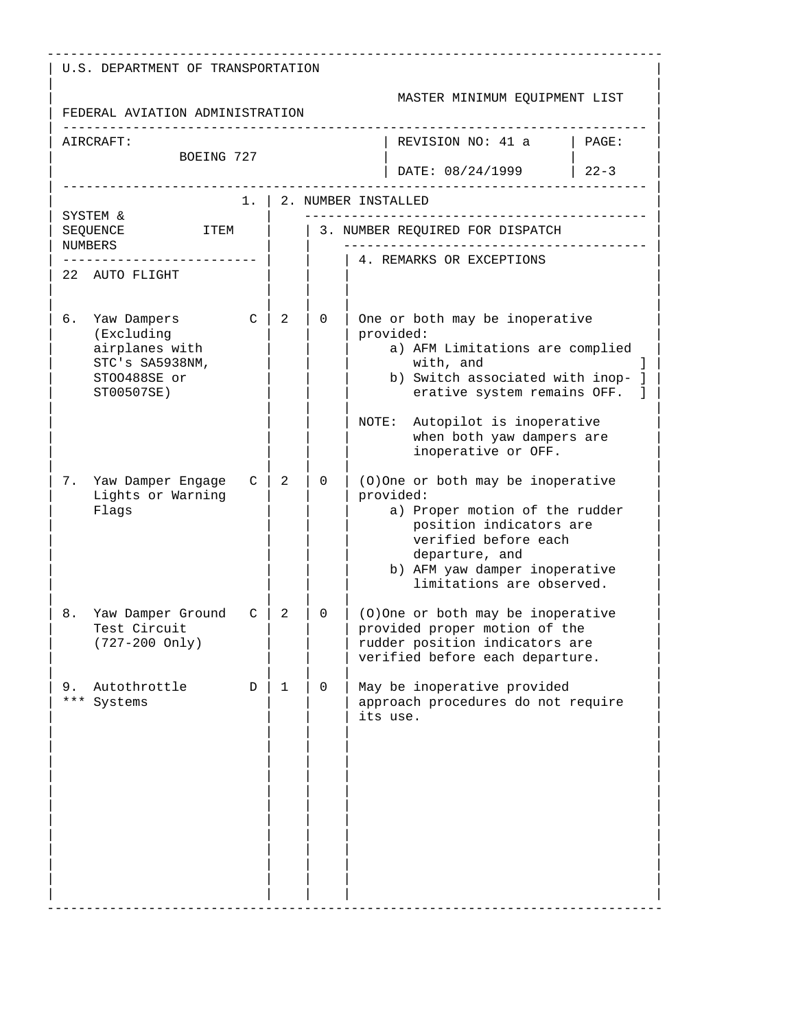U.S. DEPARTMENT OF TRANSPORTATION

FEDERAL AVIATION ADMINISTRATION

MASTER MINIMUM EQUIPMENT LIST

| AIRCRAFT: BOEING 727 | REVISION NO: 41 a DATE: 08/24/1999 | PAGE: 22-3 |
|---|---|---|

| SYSTEM & SEQUENCE NUMBERS / ITEM | | 1. | 2. NUMBER INSTALLED | 3. NUMBER REQUIRED FOR DISPATCH / 4. REMARKS OR EXCEPTIONS |
|---|---|---|---|---|
| **22 AUTO FLIGHT** | | | | |
| 6. Yaw Dampers (Excluding airplanes with STC's SA5938NM, STO0488SE or ST00507SE) | C | 2 | 0 | One or both may be inoperative provided: a) AFM Limitations are complied with, and ] b) Switch associated with inop- ] erative system remains OFF. ] <br><br> NOTE: Autopilot is inoperative when both yaw dampers are inoperative or OFF. |
| 7. Yaw Damper Engage Lights or Warning Flags | C | 2 | 0 | (O)One or both may be inoperative provided: a) Proper motion of the rudder position indicators are verified before each departure, and b) AFM yaw damper inoperative limitations are observed. |
| 8. Yaw Damper Ground Test Circuit (727-200 Only) | C | 2 | 0 | (O)One or both may be inoperative provided proper motion of the rudder position indicators are verified before each departure. |
| 9. *** Autothrottle Systems | D | 1 | 0 | May be inoperative provided approach procedures do not require its use. |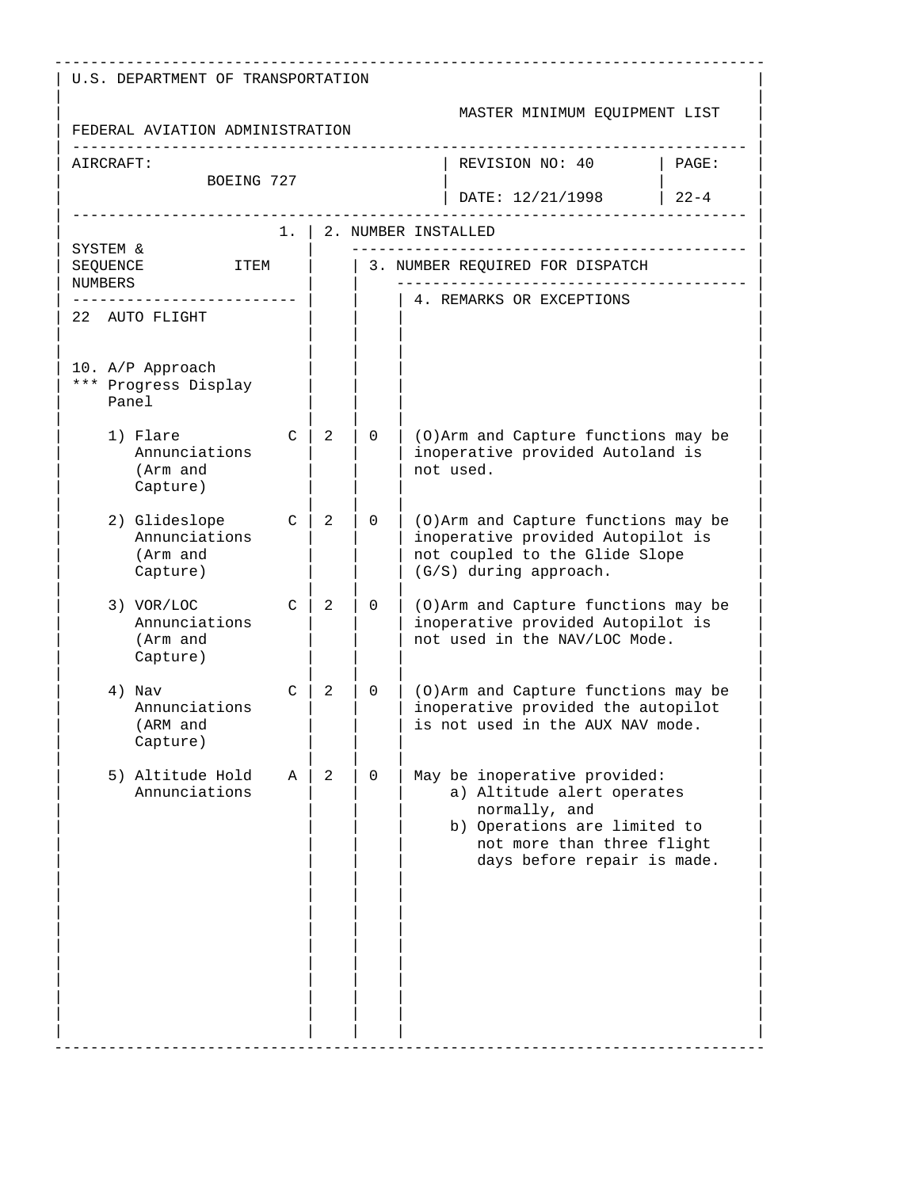U.S. DEPARTMENT OF TRANSPORTATION

FEDERAL AVIATION ADMINISTRATION

MASTER MINIMUM EQUIPMENT LIST

| AIRCRAFT: BOEING 727 | REVISION NO: 40 DATE: 12/21/1998 | PAGE: 22-4 |
|---|---|---|

| SYSTEM & SEQUENCE NUMBERS ITEM | 1. | 2. NUMBER INSTALLED | 3. NUMBER REQUIRED FOR DISPATCH | 4. REMARKS OR EXCEPTIONS |
|---|---|---|---|---|
| 22 AUTO FLIGHT | | | | |
| 10. A/P Approach *** Progress Display Panel | | | | |
| 1) Flare Annunciations (Arm and Capture) | C | 2 | 0 | (O)Arm and Capture functions may be inoperative provided Autoland is not used. |
| 2) Glideslope Annunciations (Arm and Capture) | C | 2 | 0 | (O)Arm and Capture functions may be inoperative provided Autopilot is not coupled to the Glide Slope (G/S) during approach. |
| 3) VOR/LOC Annunciations (Arm and Capture) | C | 2 | 0 | (O)Arm and Capture functions may be inoperative provided Autopilot is not used in the NAV/LOC Mode. |
| 4) Nav Annunciations (ARM and Capture) | C | 2 | 0 | (O)Arm and Capture functions may be inoperative provided the autopilot is not used in the AUX NAV mode. |
| 5) Altitude Hold Annunciations | A | 2 | 0 | May be inoperative provided: a) Altitude alert operates normally, and b) Operations are limited to not more than three flight days before repair is made. |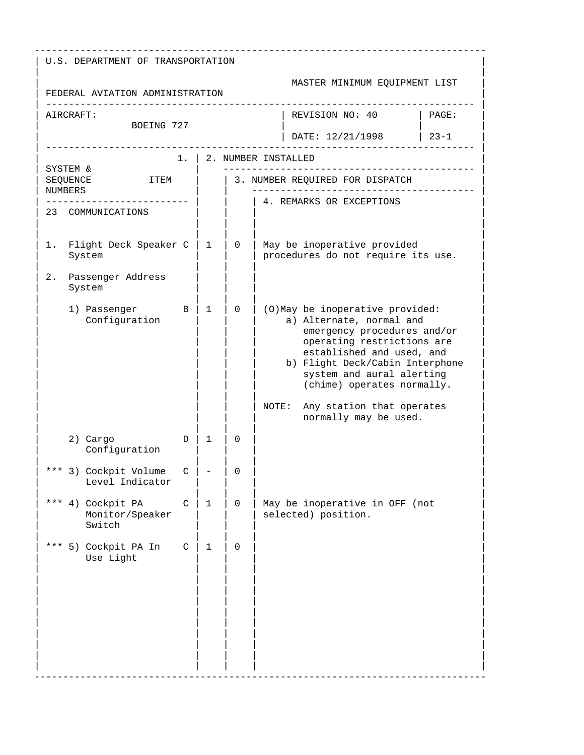U.S. DEPARTMENT OF TRANSPORTATION

FEDERAL AVIATION ADMINISTRATION

MASTER MINIMUM EQUIPMENT LIST

| AIRCRAFT: BOEING 727 | REVISION NO: 40 | PAGE: |
|---|---|---|
| | DATE: 12/21/1998 | 23-1 |

| SYSTEM & SEQUENCE NUMBERS ITEM | | 1. 2. NUMBER INSTALLED | 3. NUMBER REQUIRED FOR DISPATCH | 4. REMARKS OR EXCEPTIONS |
|---|---|---|---|---|
| **23 COMMUNICATIONS** | | | | |
| 1. Flight Deck Speaker System | C | 1 | 0 | May be inoperative provided procedures do not require its use. |
| 2. Passenger Address System | | | | |
| 1) Passenger Configuration | B | 1 | 0 | (O)May be inoperative provided:<br>a) Alternate, normal and emergency procedures and/or operating restrictions are established and used, and<br>b) Flight Deck/Cabin Interphone system and aural alerting (chime) operates normally.<br><br>NOTE: Any station that operates normally may be used. |
| 2) Cargo Configuration | D | 1 | 0 | |
| *** 3) Cockpit Volume Level Indicator | C | - | 0 | |
| *** 4) Cockpit PA Monitor/Speaker Switch | C | 1 | 0 | May be inoperative in OFF (not selected) position. |
| *** 5) Cockpit PA In Use Light | C | 1 | 0 | |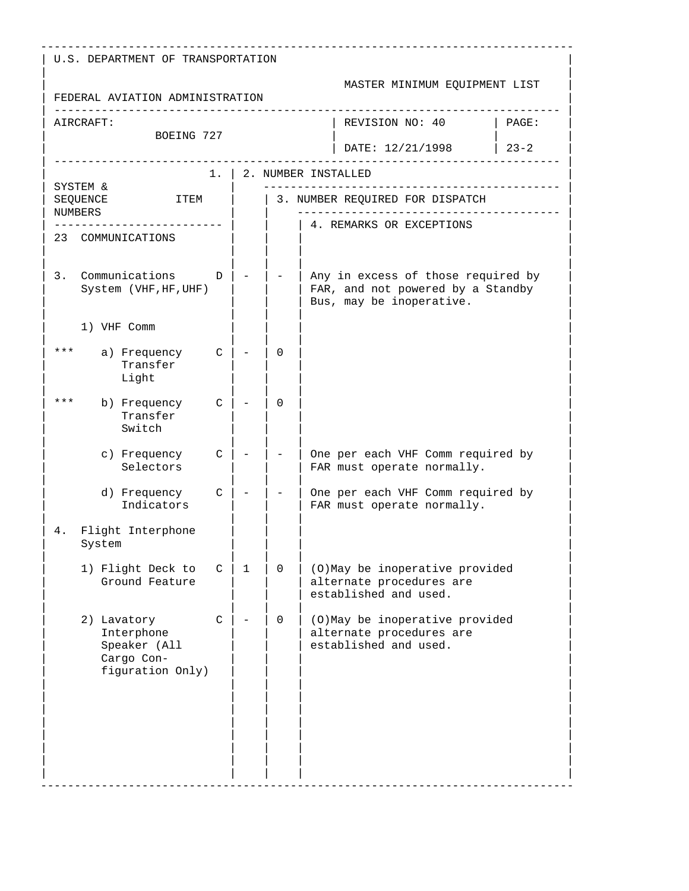U.S. DEPARTMENT OF TRANSPORTATION

FEDERAL AVIATION ADMINISTRATION

MASTER MINIMUM EQUIPMENT LIST

| AIRCRAFT: BOEING 727 | REVISION NO: 40 | PAGE: |
|---|---|---|
| | DATE: 12/21/1998 | 23-2 |

| SYSTEM & SEQUENCE NUMBERS / ITEM | 1. | 2. NUMBER INSTALLED | 3. NUMBER REQUIRED FOR DISPATCH | 4. REMARKS OR EXCEPTIONS |
|---|---|---|---|---|
| 23 COMMUNICATIONS | | | | |
| 3. Communications System (VHF,HF,UHF) | D | - | - | Any in excess of those required by FAR, and not powered by a Standby Bus, may be inoperative. |
| 1) VHF Comm | | | | |
| *** a) Frequency Transfer Light | C | - | 0 | |
| *** b) Frequency Transfer Switch | C | - | 0 | |
| c) Frequency Selectors | C | - | - | One per each VHF Comm required by FAR must operate normally. |
| d) Frequency Indicators | C | - | - | One per each VHF Comm required by FAR must operate normally. |
| 4. Flight Interphone System | | | | |
| 1) Flight Deck to Ground Feature | C | 1 | 0 | (O)May be inoperative provided alternate procedures are established and used. |
| 2) Lavatory Interphone Speaker (All Cargo Con-figuration Only) | C | - | 0 | (O)May be inoperative provided alternate procedures are established and used. |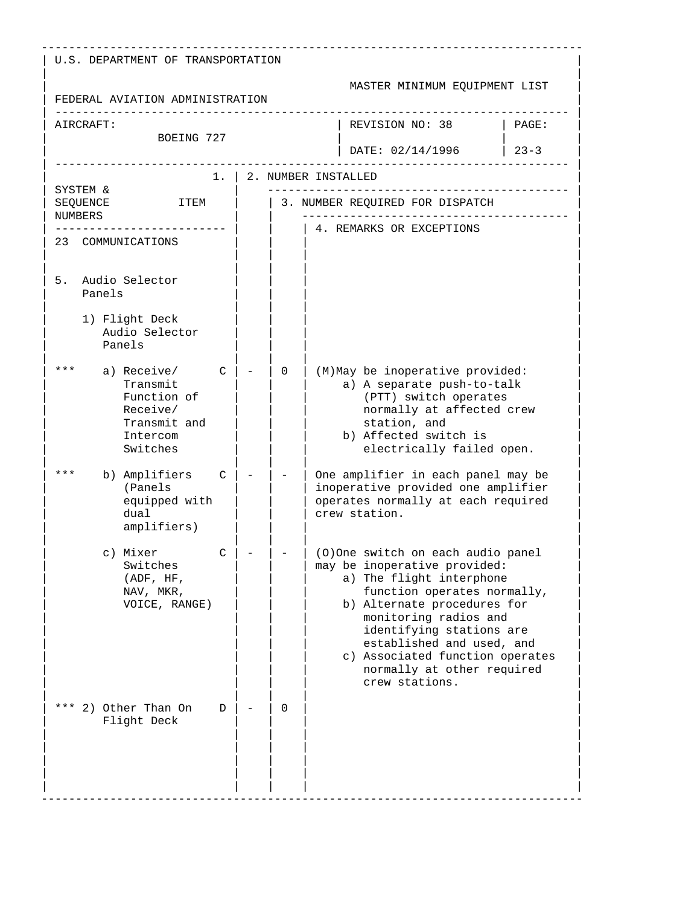U.S. DEPARTMENT OF TRANSPORTATION

FEDERAL AVIATION ADMINISTRATION

MASTER MINIMUM EQUIPMENT LIST

AIRCRAFT: BOEING 727

REVISION NO: 38

DATE: 02/14/1996

PAGE: 23-3

| SYSTEM & SEQUENCE NUMBERS ITEM | 1. | 2. NUMBER INSTALLED | 3. NUMBER REQUIRED FOR DISPATCH | 4. REMARKS OR EXCEPTIONS |
|---|---|---|---|---|
| 23 COMMUNICATIONS | | | | |
| 5. Audio Selector Panels | | | | |
| 1) Flight Deck Audio Selector Panels | | | | |
| *** a) Receive/ Transmit Function of Receive/ Transmit and Intercom Switches | C | - | 0 | (M)May be inoperative provided:<br>a) A separate push-to-talk (PTT) switch operates normally at affected crew station, and<br>b) Affected switch is electrically failed open. |
| *** b) Amplifiers (Panels equipped with dual amplifiers) | C | - | - | One amplifier in each panel may be inoperative provided one amplifier operates normally at each required crew station. |
| c) Mixer Switches (ADF, HF, NAV, MKR, VOICE, RANGE) | C | - | - | (O)One switch on each audio panel may be inoperative provided:<br>a) The flight interphone function operates normally,<br>b) Alternate procedures for monitoring radios and identifying stations are established and used, and<br>c) Associated function operates normally at other required crew stations. |
| *** 2) Other Than On Flight Deck | D | - | 0 | |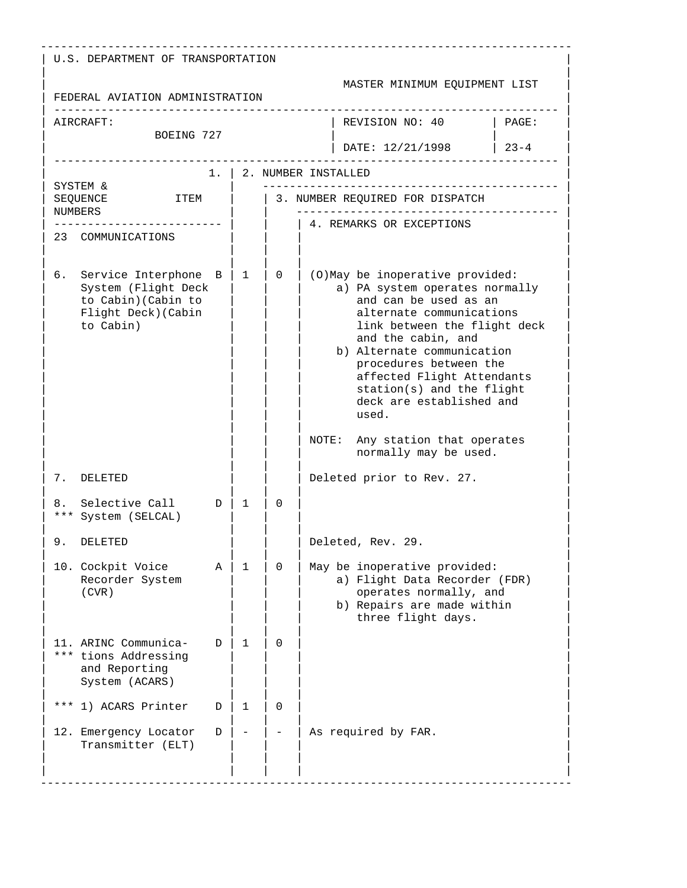U.S. DEPARTMENT OF TRANSPORTATION

FEDERAL AVIATION ADMINISTRATION

MASTER MINIMUM EQUIPMENT LIST

| AIRCRAFT: BOEING 727 | REVISION NO: 40 DATE: 12/21/1998 | PAGE: 23-4 |
|---|---|---|

| SYSTEM & SEQUENCE NUMBERS ITEM | 1. | 2. NUMBER INSTALLED | 3. NUMBER REQUIRED FOR DISPATCH | 4. REMARKS OR EXCEPTIONS |
|---|---|---|---|---|
| 23 COMMUNICATIONS | | | | |
| 6. Service Interphone System (Flight Deck to Cabin)(Cabin to Flight Deck)(Cabin to Cabin) | B | 1 | 0 | (O)May be inoperative provided: a) PA system operates normally and can be used as an alternate communications link between the flight deck and the cabin, and b) Alternate communication procedures between the affected Flight Attendants station(s) and the flight deck are established and used. NOTE: Any station that operates normally may be used. |
| 7. DELETED | | | | Deleted prior to Rev. 27. |
| 8. *** Selective Call System (SELCAL) | D | 1 | 0 | |
| 9. DELETED | | | | Deleted, Rev. 29. |
| 10. Cockpit Voice Recorder System (CVR) | A | 1 | 0 | May be inoperative provided: a) Flight Data Recorder (FDR) operates normally, and b) Repairs are made within three flight days. |
| 11. *** ARINC Communications Addressing and Reporting System (ACARS) | D | 1 | 0 | |
| *** 1) ACARS Printer | D | 1 | 0 | |
| 12. Emergency Locator Transmitter (ELT) | D | - | - | As required by FAR. |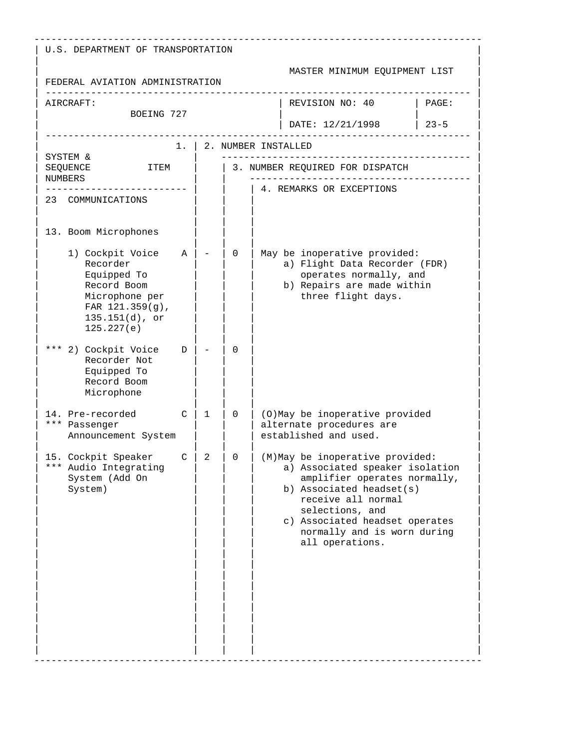U.S. DEPARTMENT OF TRANSPORTATION

FEDERAL AVIATION ADMINISTRATION

MASTER MINIMUM EQUIPMENT LIST

| AIRCRAFT: BOEING 727 | REVISION NO: 40 DATE: 12/21/1998 | PAGE: 23-5 |
|---|---|---|

| SYSTEM & SEQUENCE NUMBERS / ITEM | 1. | 2. NUMBER INSTALLED | 3. NUMBER REQUIRED FOR DISPATCH | 4. REMARKS OR EXCEPTIONS |
|---|---|---|---|---|
| 23 COMMUNICATIONS | | | | |
| 13. Boom Microphones | | | | |
| 1) Cockpit Voice Recorder Equipped To Record Boom Microphone per FAR 121.359(g), 135.151(d), or 125.227(e) | A | - | 0 | May be inoperative provided: a) Flight Data Recorder (FDR) operates normally, and b) Repairs are made within three flight days. |
| *** 2) Cockpit Voice Recorder Not Equipped To Record Boom Microphone | D | - | 0 | |
| 14. Pre-recorded *** Passenger Announcement System | C | 1 | 0 | (O)May be inoperative provided alternate procedures are established and used. |
| 15. Cockpit Speaker *** Audio Integrating System (Add On System) | C | 2 | 0 | (M)May be inoperative provided: a) Associated speaker isolation amplifier operates normally, b) Associated headset(s) receive all normal selections, and c) Associated headset operates normally and is worn during all operations. |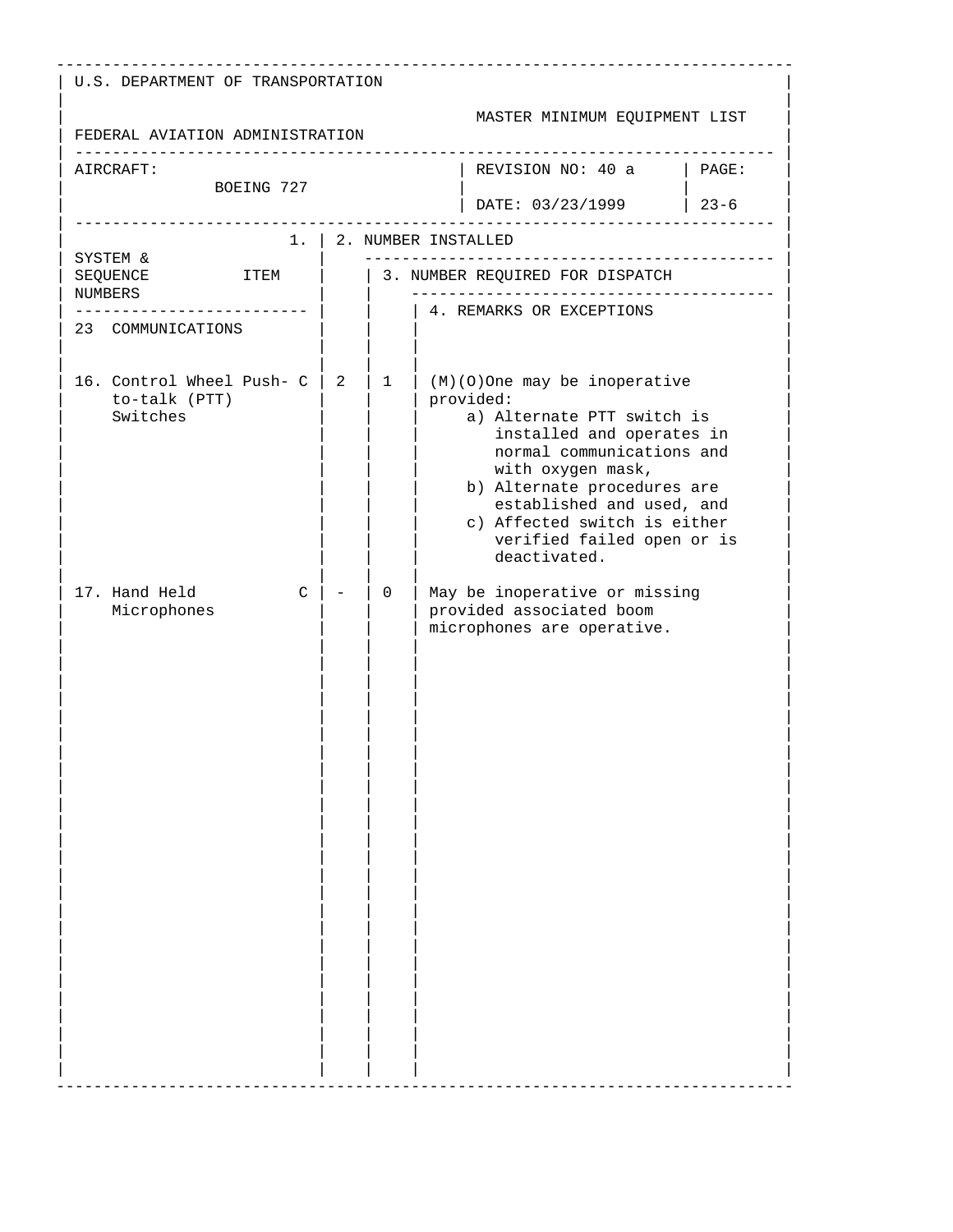U.S. DEPARTMENT OF TRANSPORTATION

FEDERAL AVIATION ADMINISTRATION

MASTER MINIMUM EQUIPMENT LIST

| AIRCRAFT: BOEING 727 | REVISION NO: 40 a | PAGE: |
|---|---|---|
| | DATE: 03/23/1999 | 23-6 |

| SYSTEM & SEQUENCE NUMBERS / ITEM | 1. | 2. NUMBER INSTALLED | 3. NUMBER REQUIRED FOR DISPATCH | 4. REMARKS OR EXCEPTIONS |
|---|---|---|---|---|
| 23 COMMUNICATIONS | | | | |
| 16. Control Wheel Push-to-talk (PTT) Switches | C | 2 | 1 | (M)(O)One may be inoperative provided:<br>a) Alternate PTT switch is installed and operates in normal communications and with oxygen mask,<br>b) Alternate procedures are established and used, and<br>c) Affected switch is either verified failed open or is deactivated. |
| 17. Hand Held Microphones | C | - | 0 | May be inoperative or missing provided associated boom microphones are operative. |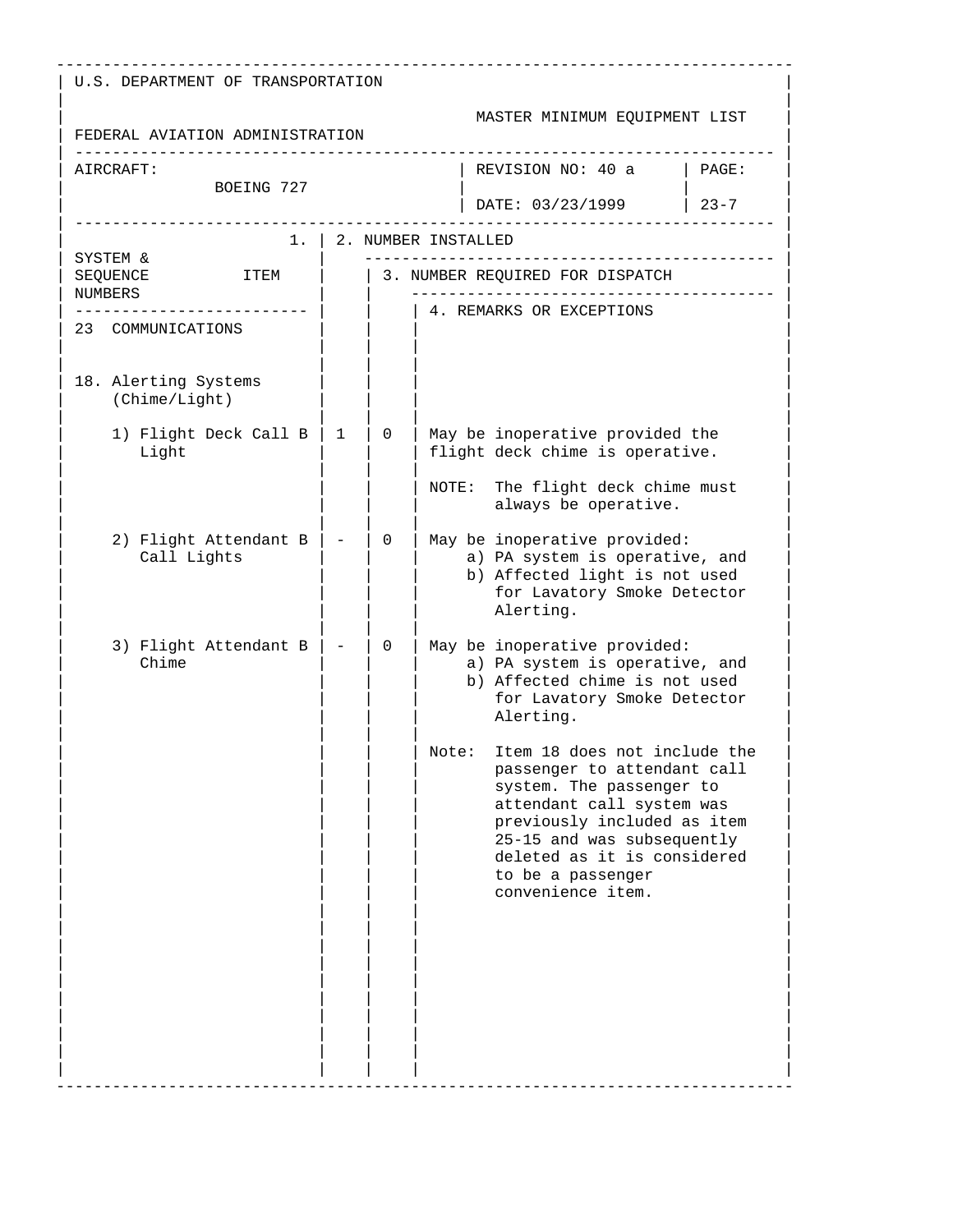U.S. DEPARTMENT OF TRANSPORTATION

FEDERAL AVIATION ADMINISTRATION

MASTER MINIMUM EQUIPMENT LIST

| AIRCRAFT: BOEING 727 | REVISION NO: 40 a<br>DATE: 03/23/1999 | PAGE: 23-7 |
|---|---|---|

| 1. SYSTEM & SEQUENCE NUMBERS ITEM | 2. NUMBER INSTALLED | 3. NUMBER REQUIRED FOR DISPATCH | 4. REMARKS OR EXCEPTIONS |
|---|---|---|---|
| 23 COMMUNICATIONS | | | |
| 18. Alerting Systems (Chime/Light) | | | |
| 1) Flight Deck Call B Light | 1 | 0 | May be inoperative provided the flight deck chime is operative.<br><br>NOTE: The flight deck chime must always be operative. |
| 2) Flight Attendant B Call Lights | - | 0 | May be inoperative provided:<br>a) PA system is operative, and<br>b) Affected light is not used for Lavatory Smoke Detector Alerting. |
| 3) Flight Attendant B Chime | - | 0 | May be inoperative provided:<br>a) PA system is operative, and<br>b) Affected chime is not used for Lavatory Smoke Detector Alerting.<br><br>Note: Item 18 does not include the passenger to attendant call system. The passenger to attendant call system was previously included as item 25-15 and was subsequently deleted as it is considered to be a passenger convenience item. |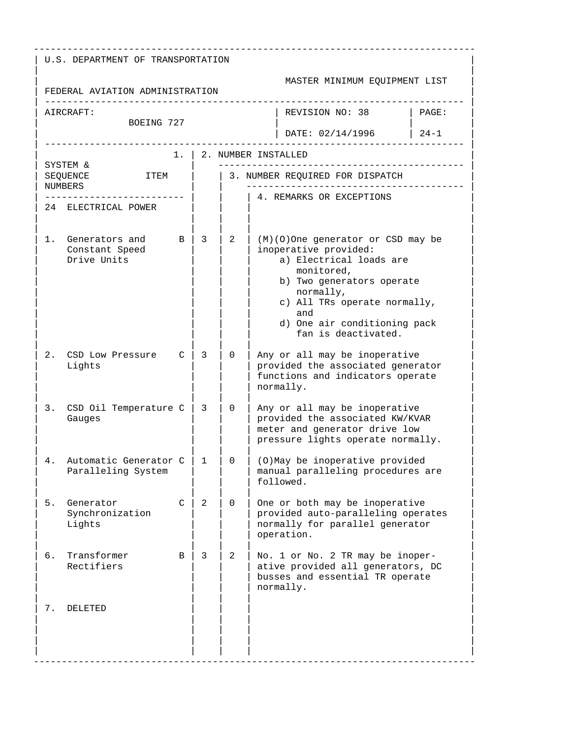U.S. DEPARTMENT OF TRANSPORTATION

FEDERAL AVIATION ADMINISTRATION

MASTER MINIMUM EQUIPMENT LIST

| AIRCRAFT: BOEING 727 | REVISION NO: 38 | PAGE: |
|---|---|---|
| | DATE: 02/14/1996 | 24-1 |

| 1. SYSTEM & SEQUENCE NUMBERS ITEM | | 2. NUMBER INSTALLED | 3. NUMBER REQUIRED FOR DISPATCH | 4. REMARKS OR EXCEPTIONS |
|---|---|---|---|---|
| 24 ELECTRICAL POWER | | | | |
| 1. Generators and Constant Speed Drive Units | B | 3 | 2 | (M)(O)One generator or CSD may be inoperative provided:<br>a) Electrical loads are monitored,<br>b) Two generators operate normally,<br>c) All TRs operate normally, and<br>d) One air conditioning pack fan is deactivated. |
| 2. CSD Low Pressure Lights | C | 3 | 0 | Any or all may be inoperative provided the associated generator functions and indicators operate normally. |
| 3. CSD Oil Temperature Gauges | C | 3 | 0 | Any or all may be inoperative provided the associated KW/KVAR meter and generator drive low pressure lights operate normally. |
| 4. Automatic Generator Paralleling System | C | 1 | 0 | (O)May be inoperative provided manual paralleling procedures are followed. |
| 5. Generator Synchronization Lights | C | 2 | 0 | One or both may be inoperative provided auto-paralleling operates normally for parallel generator operation. |
| 6. Transformer Rectifiers | B | 3 | 2 | No. 1 or No. 2 TR may be inoperative provided all generators, DC busses and essential TR operate normally. |
| 7. DELETED | | | | |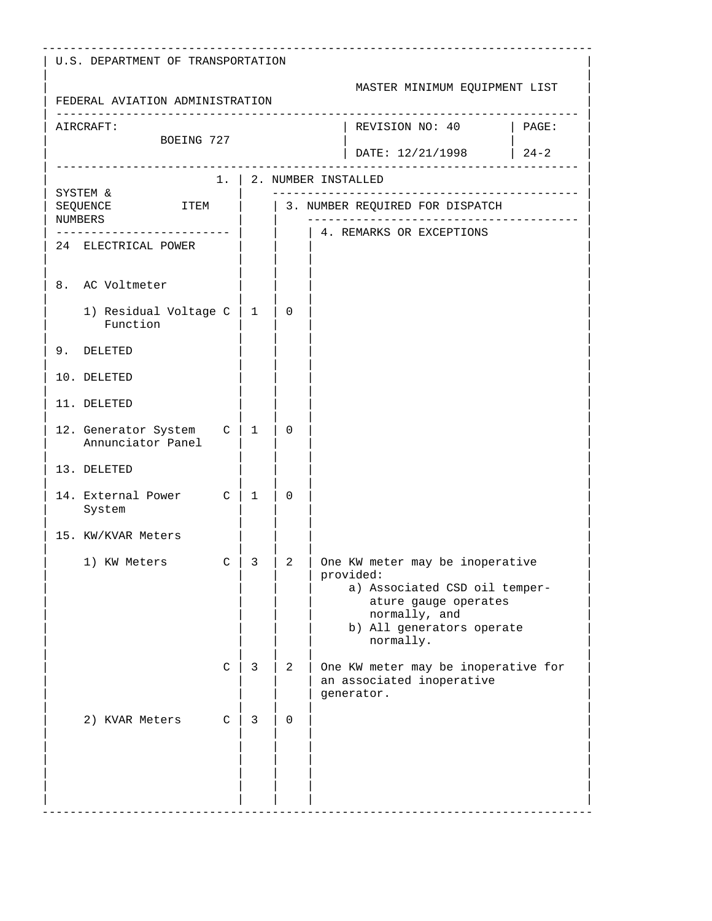U.S. DEPARTMENT OF TRANSPORTATION

FEDERAL AVIATION ADMINISTRATION

MASTER MINIMUM EQUIPMENT LIST

| AIRCRAFT: BOEING 727 | REVISION NO: 40 DATE: 12/21/1998 | PAGE: 24-2 |
|---|---|---|

| SYSTEM & SEQUENCE NUMBERS ITEM | 1. | 2. NUMBER INSTALLED | 3. NUMBER REQUIRED FOR DISPATCH | 4. REMARKS OR EXCEPTIONS |
|---|---|---|---|---|
| 24 ELECTRICAL POWER | | | | |
| 8. AC Voltmeter | | | | |
| 1) Residual Voltage Function | C | 1 | 0 | |
| 9. DELETED | | | | |
| 10. DELETED | | | | |
| 11. DELETED | | | | |
| 12. Generator System Annunciator Panel | C | 1 | 0 | |
| 13. DELETED | | | | |
| 14. External Power System | C | 1 | 0 | |
| 15. KW/KVAR Meters | | | | |
| 1) KW Meters | C | 3 | 2 | One KW meter may be inoperative provided: a) Associated CSD oil temperature gauge operates normally, and b) All generators operate normally. |
| | C | 3 | 2 | One KW meter may be inoperative for an associated inoperative generator. |
| 2) KVAR Meters | C | 3 | 0 | |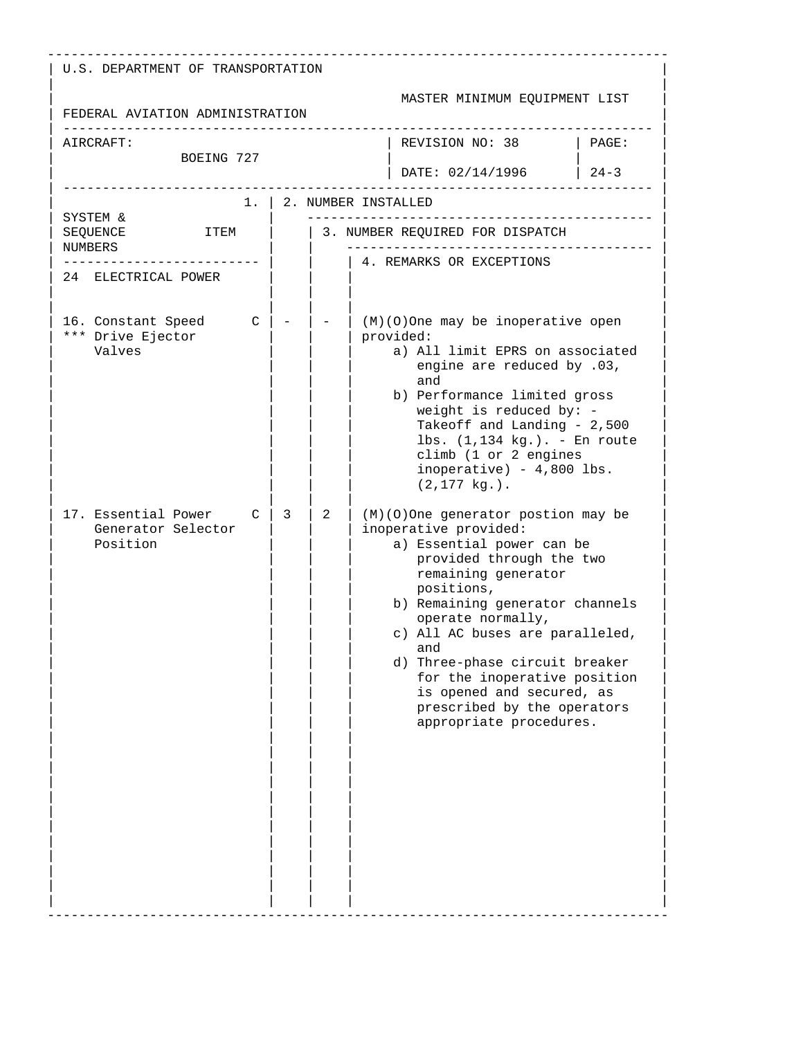U.S. DEPARTMENT OF TRANSPORTATION

FEDERAL AVIATION ADMINISTRATION

MASTER MINIMUM EQUIPMENT LIST

| AIRCRAFT: BOEING 727 | REVISION NO: 38 | PAGE: |
|---|---|---|
| | DATE: 02/14/1996 | 24-3 |

| SYSTEM & SEQUENCE NUMBERS | ITEM | 1. | 2. NUMBER INSTALLED | 3. NUMBER REQUIRED FOR DISPATCH | 4. REMARKS OR EXCEPTIONS |
|---|---|---|---|---|---|
| 24 ELECTRICAL POWER | | | | | |
| 16. Constant Speed *** Drive Ejector Valves | | C | - | - | (M)(O)One may be inoperative open provided:<br>a) All limit EPRS on associated engine are reduced by .03, and<br>b) Performance limited gross weight is reduced by: - Takeoff and Landing - 2,500 lbs. (1,134 kg.). - En route climb (1 or 2 engines inoperative) - 4,800 lbs. (2,177 kg.). |
| 17. Essential Power Generator Selector Position | | C | 3 | 2 | (M)(O)One generator postion may be inoperative provided:<br>a) Essential power can be provided through the two remaining generator positions,<br>b) Remaining generator channels operate normally,<br>c) All AC buses are paralleled, and<br>d) Three-phase circuit breaker for the inoperative position is opened and secured, as prescribed by the operators appropriate procedures. |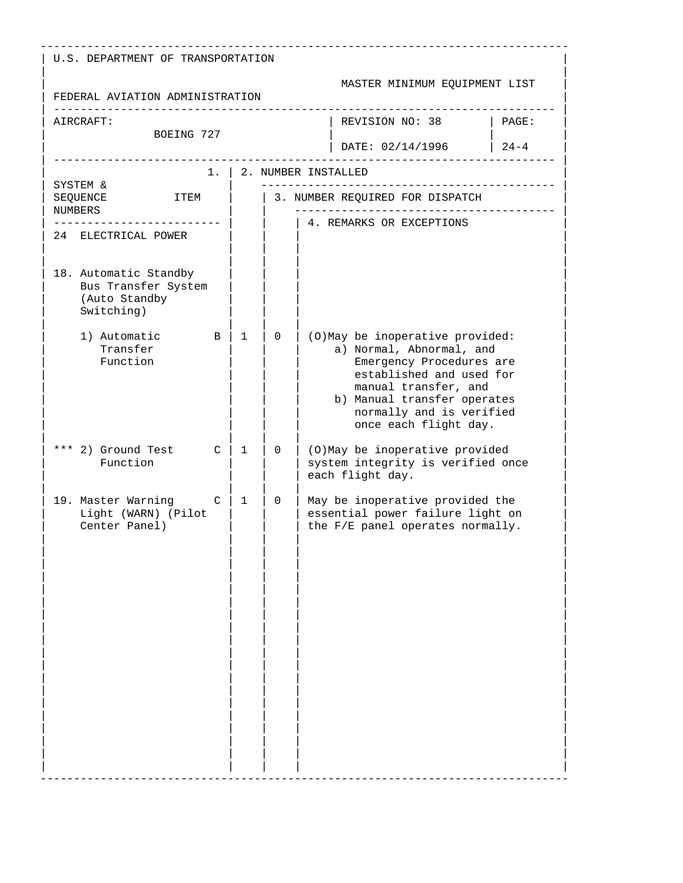U.S. DEPARTMENT OF TRANSPORTATION

FEDERAL AVIATION ADMINISTRATION

MASTER MINIMUM EQUIPMENT LIST

| AIRCRAFT: BOEING 727 | REVISION NO: 38 DATE: 02/14/1996 | PAGE: 24-4 |
|---|---|---|

| SYSTEM & SEQUENCE NUMBERS / ITEM | 1. | 2. NUMBER INSTALLED | 3. NUMBER REQUIRED FOR DISPATCH | 4. REMARKS OR EXCEPTIONS |
|---|---|---|---|---|
| 24 ELECTRICAL POWER | | | | |
| 18. Automatic Standby Bus Transfer System (Auto Standby Switching) | | | | |
| 1) Automatic Transfer Function | B | 1 | 0 | (O)May be inoperative provided: a) Normal, Abnormal, and Emergency Procedures are established and used for manual transfer, and b) Manual transfer operates normally and is verified once each flight day. |
| *** 2) Ground Test Function | C | 1 | 0 | (O)May be inoperative provided system integrity is verified once each flight day. |
| 19. Master Warning Light (WARN) (Pilot Center Panel) | C | 1 | 0 | May be inoperative provided the essential power failure light on the F/E panel operates normally. |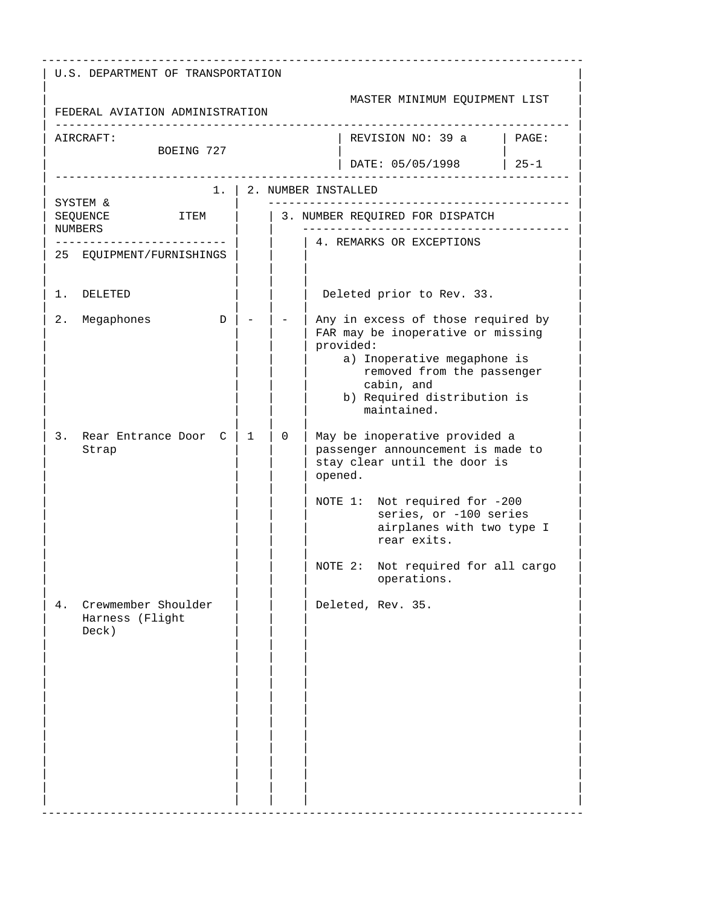U.S. DEPARTMENT OF TRANSPORTATION

FEDERAL AVIATION ADMINISTRATION

MASTER MINIMUM EQUIPMENT LIST

| AIRCRAFT: BOEING 727 | REVISION NO: 39 a | PAGE: 25-1 |
|---|---|---|
| | DATE: 05/05/1998 | |

| SYSTEM & SEQUENCE NUMBERS | 1. ITEM | 2. NUMBER INSTALLED | 3. NUMBER REQUIRED FOR DISPATCH | 4. REMARKS OR EXCEPTIONS |
|---|---|---|---|---|
| 25 EQUIPMENT/FURNISHINGS | | | | |
| 1. DELETED | | | | Deleted prior to Rev. 33. |
| 2. Megaphones | D | - | - | Any in excess of those required by FAR may be inoperative or missing provided:<br>a) Inoperative megaphone is removed from the passenger cabin, and<br>b) Required distribution is maintained. |
| 3. Rear Entrance Door Strap | C | 1 | 0 | May be inoperative provided a passenger announcement is made to stay clear until the door is opened.<br><br>NOTE 1: Not required for -200 series, or -100 series airplanes with two type I rear exits.<br><br>NOTE 2: Not required for all cargo operations. |
| 4. Crewmember Shoulder Harness (Flight Deck) | | | | Deleted, Rev. 35. |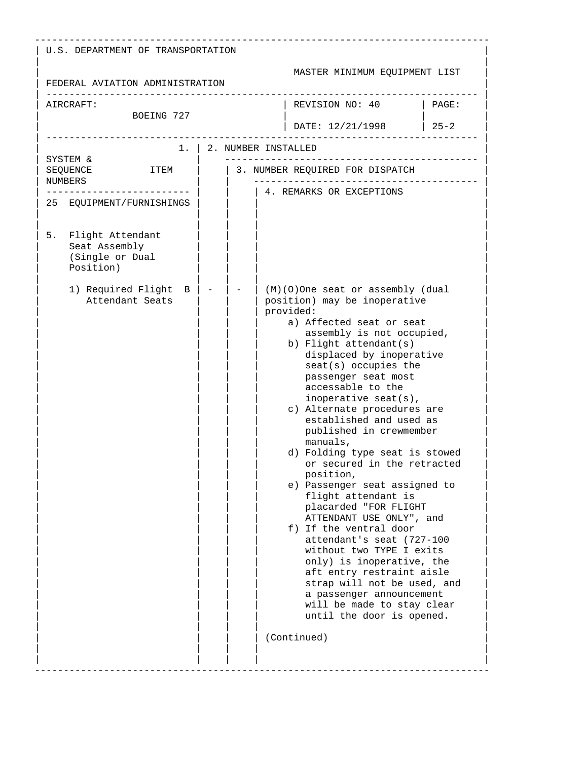U.S. DEPARTMENT OF TRANSPORTATION

FEDERAL AVIATION ADMINISTRATION

MASTER MINIMUM EQUIPMENT LIST

| AIRCRAFT: BOEING 727 | REVISION NO: 40 DATE: 12/21/1998 | PAGE: 25-2 |
|---|---|---|

| SYSTEM & SEQUENCE NUMBERS ITEM | 1. | 2. NUMBER INSTALLED | 3. NUMBER REQUIRED FOR DISPATCH | 4. REMARKS OR EXCEPTIONS |
|---|---|---|---|---|
| 25 EQUIPMENT/FURNISHINGS | | | | |
| 5. Flight Attendant Seat Assembly (Single or Dual Position) | | | | |
| 1) Required Flight Attendant Seats | B | - | - | (M)(O)One seat or assembly (dual position) may be inoperative provided:<br>a) Affected seat or seat assembly is not occupied,<br>b) Flight attendant(s) displaced by inoperative seat(s) occupies the passenger seat most accessable to the inoperative seat(s),<br>c) Alternate procedures are established and used as published in crewmember manuals,<br>d) Folding type seat is stowed or secured in the retracted position,<br>e) Passenger seat assigned to flight attendant is placarded "FOR FLIGHT ATTENDANT USE ONLY", and<br>f) If the ventral door attendant's seat (727-100 without two TYPE I exits only) is inoperative, the aft entry restraint aisle strap will not be used, and a passenger announcement will be made to stay clear until the door is opened.<br><br>(Continued) |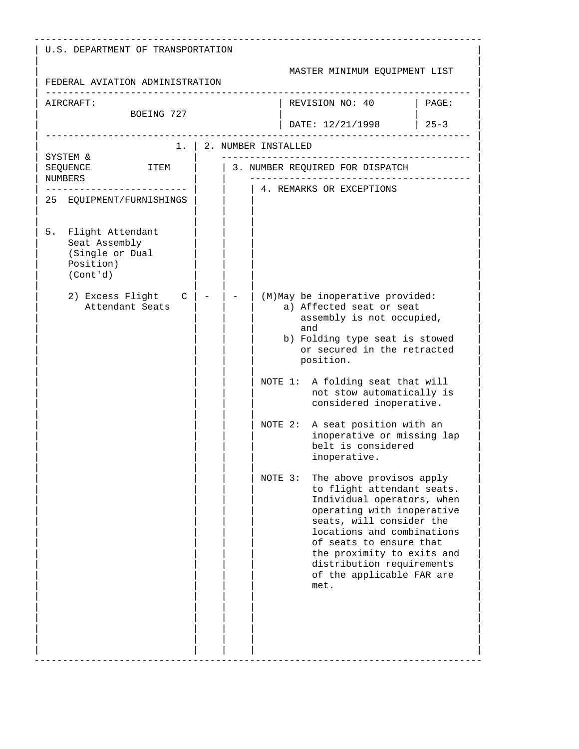U.S. DEPARTMENT OF TRANSPORTATION

FEDERAL AVIATION ADMINISTRATION

MASTER MINIMUM EQUIPMENT LIST

| AIRCRAFT: BOEING 727 | REVISION NO: 40 DATE: 12/21/1998 | PAGE: 25-3 |
|---|---|---|

| SYSTEM & SEQUENCE NUMBERS ITEM | 1. | 2. NUMBER INSTALLED | 3. NUMBER REQUIRED FOR DISPATCH | 4. REMARKS OR EXCEPTIONS |
|---|---|---|---|---|
| 25 EQUIPMENT/FURNISHINGS | | | | |
| 5. Flight Attendant Seat Assembly (Single or Dual Position) (Cont'd) | | | | |
| 2) Excess Flight Attendant Seats | C | - | - | (M)May be inoperative provided:<br>a) Affected seat or seat assembly is not occupied, and<br>b) Folding type seat is stowed or secured in the retracted position.<br><br>NOTE 1: A folding seat that will not stow automatically is considered inoperative.<br><br>NOTE 2: A seat position with an inoperative or missing lap belt is considered inoperative.<br><br>NOTE 3: The above provisos apply to flight attendant seats. Individual operators, when operating with inoperative seats, will consider the locations and combinations of seats to ensure that the proximity to exits and distribution requirements of the applicable FAR are met. |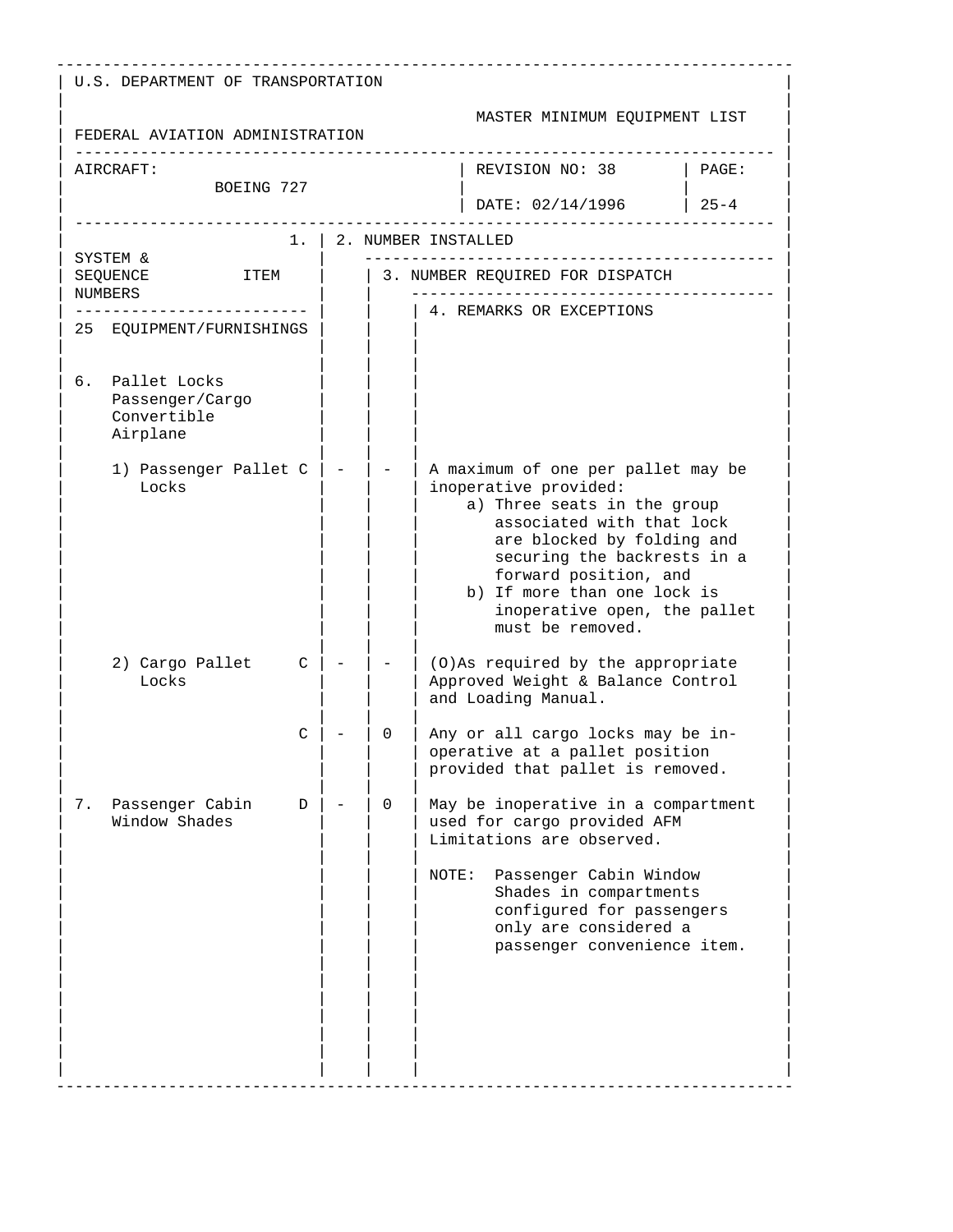U.S. DEPARTMENT OF TRANSPORTATION

FEDERAL AVIATION ADMINISTRATION

MASTER MINIMUM EQUIPMENT LIST

| AIRCRAFT: BOEING 727 | REVISION NO: 38 DATE: 02/14/1996 | PAGE: 25-4 |
|---|---|---|

| SYSTEM & SEQUENCE NUMBERS / ITEM | 1. | 2. NUMBER INSTALLED | 3. NUMBER REQUIRED FOR DISPATCH | 4. REMARKS OR EXCEPTIONS |
|---|---|---|---|---|
| 25 EQUIPMENT/FURNISHINGS | | | | |
| 6. Pallet Locks Passenger/Cargo Convertible Airplane | | | | |
| 1) Passenger Pallet Locks | C | - | - | A maximum of one per pallet may be inoperative provided: a) Three seats in the group associated with that lock are blocked by folding and securing the backrests in a forward position, and b) If more than one lock is inoperative open, the pallet must be removed. |
| 2) Cargo Pallet Locks | C | - | - | (O)As required by the appropriate Approved Weight & Balance Control and Loading Manual. |
| | C | - | 0 | Any or all cargo locks may be inoperative at a pallet position provided that pallet is removed. |
| 7. Passenger Cabin Window Shades | D | - | 0 | May be inoperative in a compartment used for cargo provided AFM Limitations are observed. NOTE: Passenger Cabin Window Shades in compartments configured for passengers only are considered a passenger convenience item. |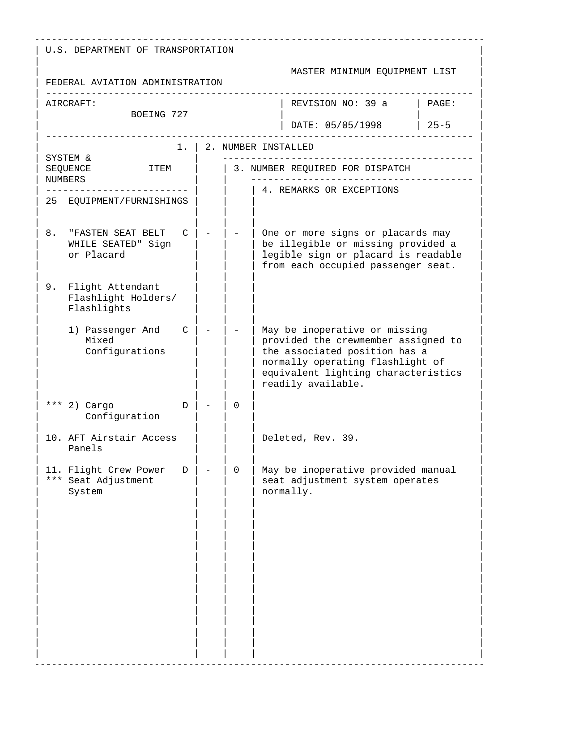U.S. DEPARTMENT OF TRANSPORTATION

FEDERAL AVIATION ADMINISTRATION

MASTER MINIMUM EQUIPMENT LIST

| AIRCRAFT: BOEING 727 | REVISION NO: 39 a | PAGE: |
|---|---|---|
| | DATE: 05/05/1998 | 25-5 |

| SYSTEM & SEQUENCE NUMBERS ITEM | | 1. | 2. NUMBER INSTALLED | 3. NUMBER REQUIRED FOR DISPATCH | 4. REMARKS OR EXCEPTIONS |
|---|---|---|---|---|---|
| 25 EQUIPMENT/FURNISHINGS | | | | | |
| 8. "FASTEN SEAT BELT WHILE SEATED" Sign or Placard | | C | - | - | One or more signs or placards may be illegible or missing provided a legible sign or placard is readable from each occupied passenger seat. |
| 9. Flight Attendant Flashlight Holders/ Flashlights | | | | | |
| 1) Passenger And Mixed Configurations | | C | - | - | May be inoperative or missing provided the crewmember assigned to the associated position has a normally operating flashlight of equivalent lighting characteristics readily available. |
| *** 2) Cargo Configuration | | D | - | 0 | |
| 10. AFT Airstair Access Panels | | | | | Deleted, Rev. 39. |
| 11. *** Flight Crew Power Seat Adjustment System | | D | - | 0 | May be inoperative provided manual seat adjustment system operates normally. |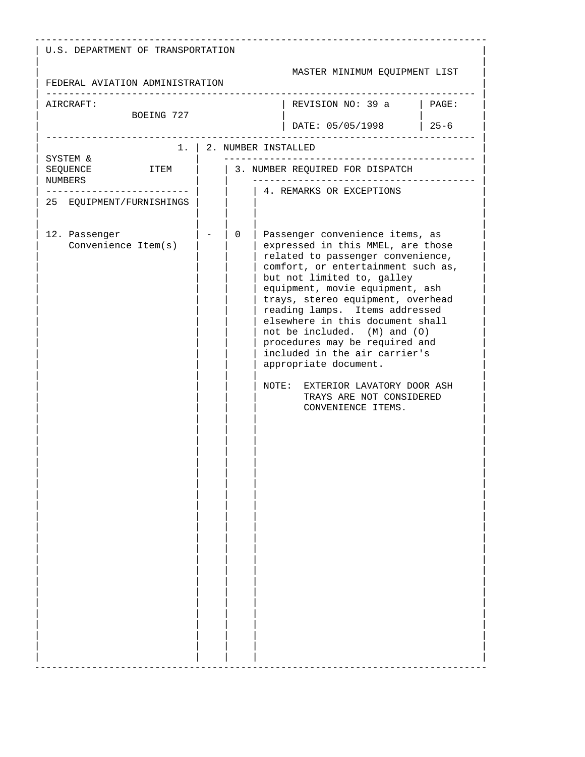U.S. DEPARTMENT OF TRANSPORTATION

FEDERAL AVIATION ADMINISTRATION

MASTER MINIMUM EQUIPMENT LIST

| AIRCRAFT: BOEING 727 | REVISION NO: 39 a | PAGE: |
|---|---|---|
| | DATE: 05/05/1998 | 25-6 |

| 1. SYSTEM & SEQUENCE NUMBERS ITEM | 2. NUMBER INSTALLED | 3. NUMBER REQUIRED FOR DISPATCH | 4. REMARKS OR EXCEPTIONS |
|---|---|---|---|
| 25 EQUIPMENT/FURNISHINGS | | | |
| 12. Passenger Convenience Item(s) | - | 0 | Passenger convenience items, as expressed in this MMEL, are those related to passenger convenience, comfort, or entertainment such as, but not limited to, galley equipment, movie equipment, ash trays, stereo equipment, overhead reading lamps. Items addressed elsewhere in this document shall not be included. (M) and (O) procedures may be required and included in the air carrier's appropriate document.<br><br>NOTE: EXTERIOR LAVATORY DOOR ASH TRAYS ARE NOT CONSIDERED CONVENIENCE ITEMS. |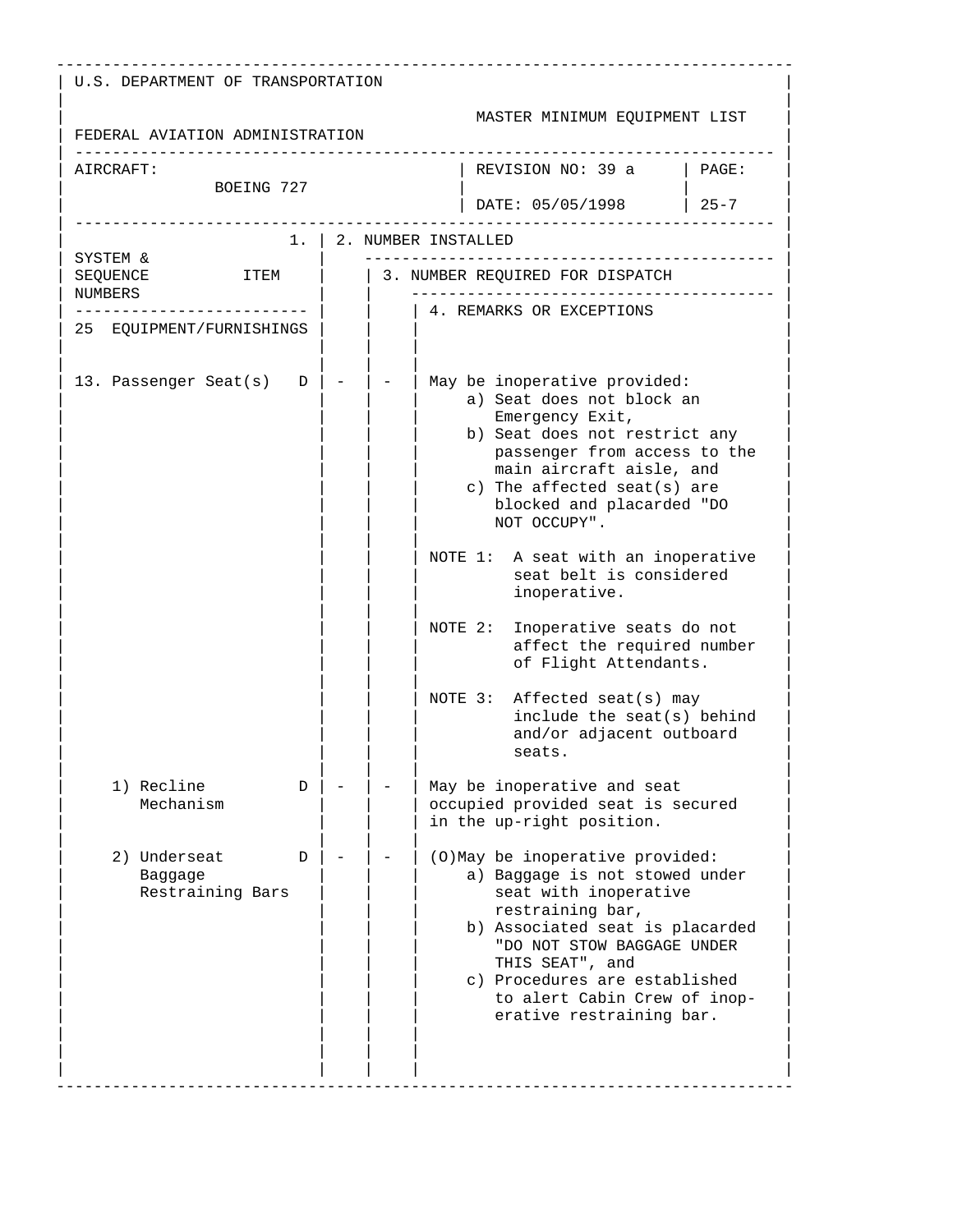U.S. DEPARTMENT OF TRANSPORTATION

FEDERAL AVIATION ADMINISTRATION

MASTER MINIMUM EQUIPMENT LIST

| AIRCRAFT: BOEING 727 | REVISION NO: 39 a | PAGE: |
|---|---|---|
| | DATE: 05/05/1998 | 25-7 |

| SYSTEM & SEQUENCE NUMBERS / 1. ITEM | | 2. NUMBER INSTALLED | 3. NUMBER REQUIRED FOR DISPATCH | 4. REMARKS OR EXCEPTIONS |
|---|---|---|---|---|
| 25 EQUIPMENT/FURNISHINGS | | | | |
| 13. Passenger Seat(s) | D | - | - | May be inoperative provided:<br>a) Seat does not block an Emergency Exit,<br>b) Seat does not restrict any passenger from access to the main aircraft aisle, and<br>c) The affected seat(s) are blocked and placarded "DO NOT OCCUPY".<br><br>NOTE 1: A seat with an inoperative seat belt is considered inoperative.<br><br>NOTE 2: Inoperative seats do not affect the required number of Flight Attendants.<br><br>NOTE 3: Affected seat(s) may include the seat(s) behind and/or adjacent outboard seats. |
| 1) Recline Mechanism | D | - | - | May be inoperative and seat occupied provided seat is secured in the up-right position. |
| 2) Underseat Baggage Restraining Bars | D | - | - | (O)May be inoperative provided:<br>a) Baggage is not stowed under seat with inoperative restraining bar,<br>b) Associated seat is placarded "DO NOT STOW BAGGAGE UNDER THIS SEAT", and<br>c) Procedures are established to alert Cabin Crew of inop-erative restraining bar. |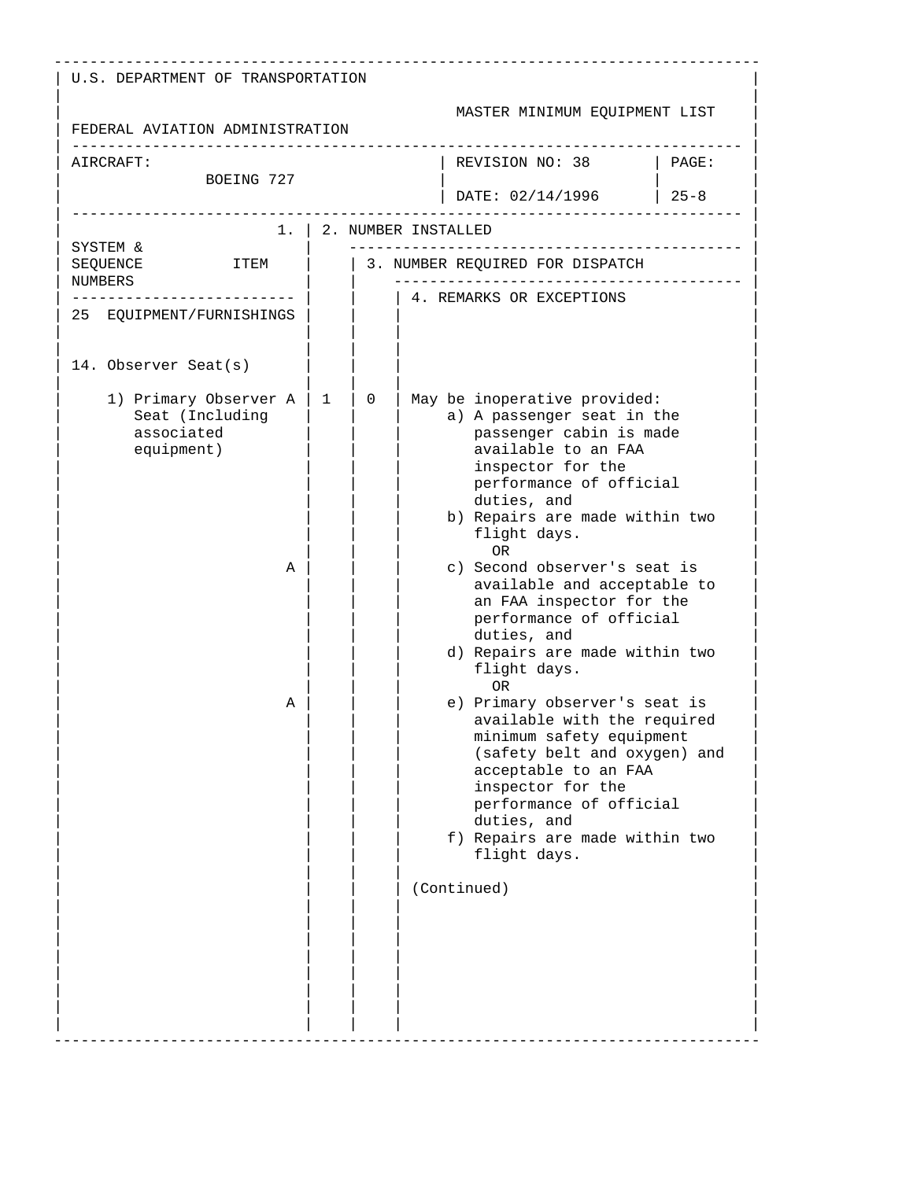U.S. DEPARTMENT OF TRANSPORTATION

FEDERAL AVIATION ADMINISTRATION

MASTER MINIMUM EQUIPMENT LIST

| AIRCRAFT: BOEING 727 | REVISION NO: 38 | PAGE: |
|---|---|---|
| | DATE: 02/14/1996 | 25-8 |

| 1. SYSTEM & SEQUENCE NUMBERS ITEM | | 2. NUMBER INSTALLED | 3. NUMBER REQUIRED FOR DISPATCH | 4. REMARKS OR EXCEPTIONS |
|---|---|---|---|---|
| 25 EQUIPMENT/FURNISHINGS | | | | |
| 14. Observer Seat(s) | | | | |
| 1) Primary Observer Seat (Including associated equipment) | A | 1 | 0 | May be inoperative provided:<br>a) A passenger seat in the passenger cabin is made available to an FAA inspector for the performance of official duties, and<br>b) Repairs are made within two flight days.<br>OR |
| | A | | | c) Second observer's seat is available and acceptable to an FAA inspector for the performance of official duties, and<br>d) Repairs are made within two flight days.<br>OR |
| | A | | | e) Primary observer's seat is available with the required minimum safety equipment (safety belt and oxygen) and acceptable to an FAA inspector for the performance of official duties, and<br>f) Repairs are made within two flight days.<br><br>(Continued) |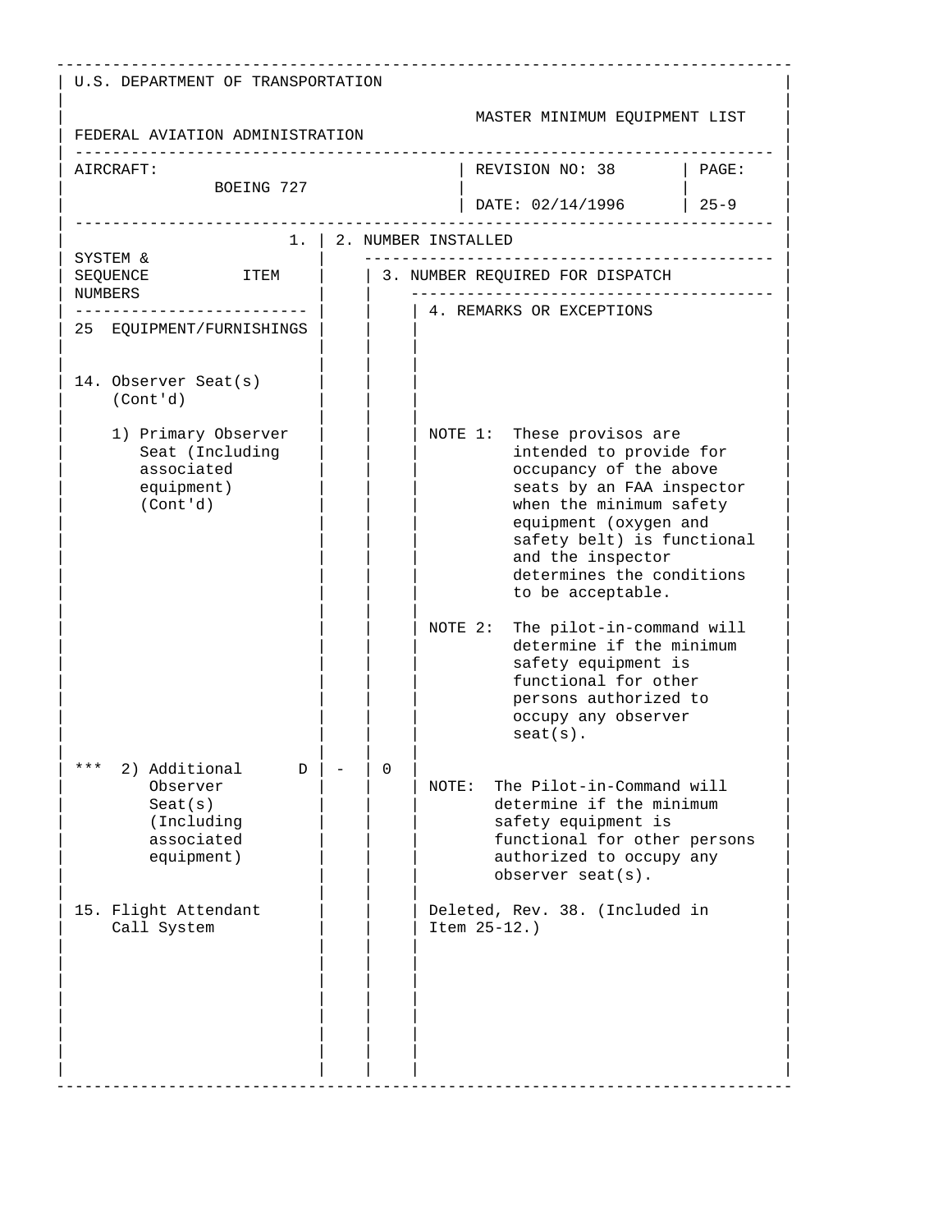U.S. DEPARTMENT OF TRANSPORTATION

FEDERAL AVIATION ADMINISTRATION

MASTER MINIMUM EQUIPMENT LIST

| AIRCRAFT: BOEING 727 | REVISION NO: 38 DATE: 02/14/1996 | PAGE: 25-9 |
|---|---|---|

| 1. SYSTEM & SEQUENCE NUMBERS / ITEM | 2. NUMBER INSTALLED | 3. NUMBER REQUIRED FOR DISPATCH | 4. REMARKS OR EXCEPTIONS |
|---|---|---|---|
| 25 EQUIPMENT/FURNISHINGS | | | |
| 14. Observer Seat(s) (Cont'd) | | | |
| 1) Primary Observer Seat (Including associated equipment) (Cont'd) | | | NOTE 1: These provisos are intended to provide for occupancy of the above seats by an FAA inspector when the minimum safety equipment (oxygen and safety belt) is functional and the inspector determines the conditions to be acceptable.<br><br>NOTE 2: The pilot-in-command will determine if the minimum safety equipment is functional for other persons authorized to occupy any observer seat(s). |
| *** 2) Additional Observer Seat(s) (Including associated equipment) D | - | 0 | NOTE: The Pilot-in-Command will determine if the minimum safety equipment is functional for other persons authorized to occupy any observer seat(s). |
| 15. Flight Attendant Call System | | | Deleted, Rev. 38. (Included in Item 25-12.) |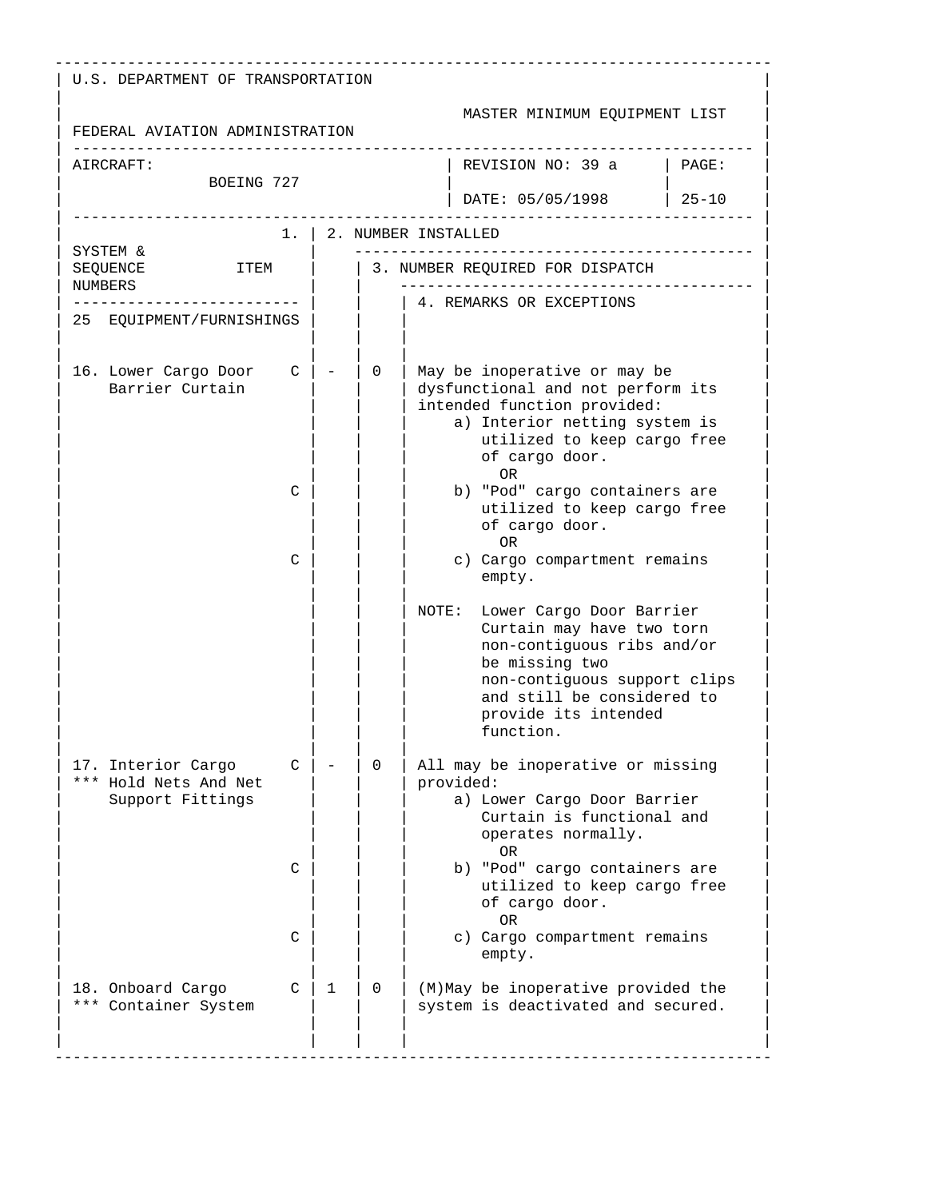U.S. DEPARTMENT OF TRANSPORTATION

FEDERAL AVIATION ADMINISTRATION

MASTER MINIMUM EQUIPMENT LIST

| AIRCRAFT: BOEING 727 | REVISION NO: 39 a | PAGE: |
|---|---|---|
| | DATE: 05/05/1998 | 25-10 |

| SYSTEM & SEQUENCE NUMBERS ITEM | | 1. | 2. NUMBER INSTALLED | 3. NUMBER REQUIRED FOR DISPATCH | 4. REMARKS OR EXCEPTIONS |
|---|---|---|---|---|---|
| 25 EQUIPMENT/FURNISHINGS | | | | | |
| 16. Lower Cargo Door Barrier Curtain | C | | - | 0 | May be inoperative or may be dysfunctional and not perform its intended function provided:<br>a) Interior netting system is utilized to keep cargo free of cargo door.<br>OR |
| | C | | | | b) "Pod" cargo containers are utilized to keep cargo free of cargo door.<br>OR |
| | C | | | | c) Cargo compartment remains empty.<br><br>NOTE: Lower Cargo Door Barrier Curtain may have two torn non-contiguous ribs and/or be missing two non-contiguous support clips and still be considered to provide its intended function. |
| 17. Interior Cargo *** Hold Nets And Net Support Fittings | C | | - | 0 | All may be inoperative or missing provided:<br>a) Lower Cargo Door Barrier Curtain is functional and operates normally.<br>OR |
| | C | | | | b) "Pod" cargo containers are utilized to keep cargo free of cargo door.<br>OR |
| | C | | | | c) Cargo compartment remains empty. |
| 18. Onboard Cargo *** Container System | C | | 1 | 0 | (M)May be inoperative provided the system is deactivated and secured. |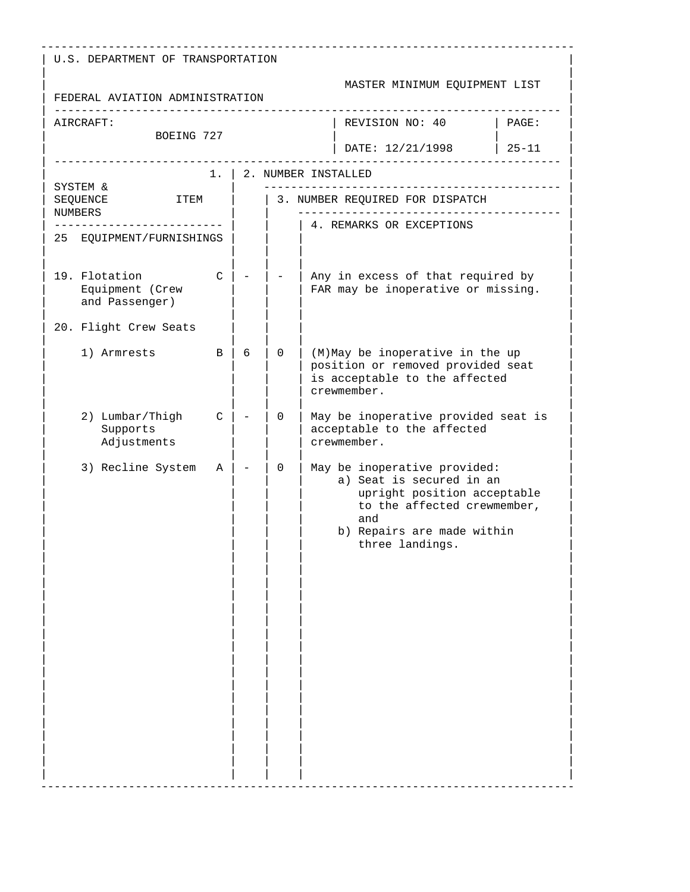U.S. DEPARTMENT OF TRANSPORTATION

FEDERAL AVIATION ADMINISTRATION

MASTER MINIMUM EQUIPMENT LIST

| AIRCRAFT: BOEING 727 | REVISION NO: 40 DATE: 12/21/1998 | PAGE: 25-11 |
|---|---|---|

| SYSTEM & SEQUENCE NUMBERS / ITEM | 1. | 2. NUMBER INSTALLED | 3. NUMBER REQUIRED FOR DISPATCH | 4. REMARKS OR EXCEPTIONS |
|---|---|---|---|---|
| 25 EQUIPMENT/FURNISHINGS | | | | |
| 19. Flotation Equipment (Crew and Passenger) | C | - | - | Any in excess of that required by FAR may be inoperative or missing. |
| 20. Flight Crew Seats | | | | |
| 1) Armrests | B | 6 | 0 | (M)May be inoperative in the up position or removed provided seat is acceptable to the affected crewmember. |
| 2) Lumbar/Thigh Supports Adjustments | C | - | 0 | May be inoperative provided seat is acceptable to the affected crewmember. |
| 3) Recline System | A | - | 0 | May be inoperative provided: a) Seat is secured in an upright position acceptable to the affected crewmember, and b) Repairs are made within three landings. |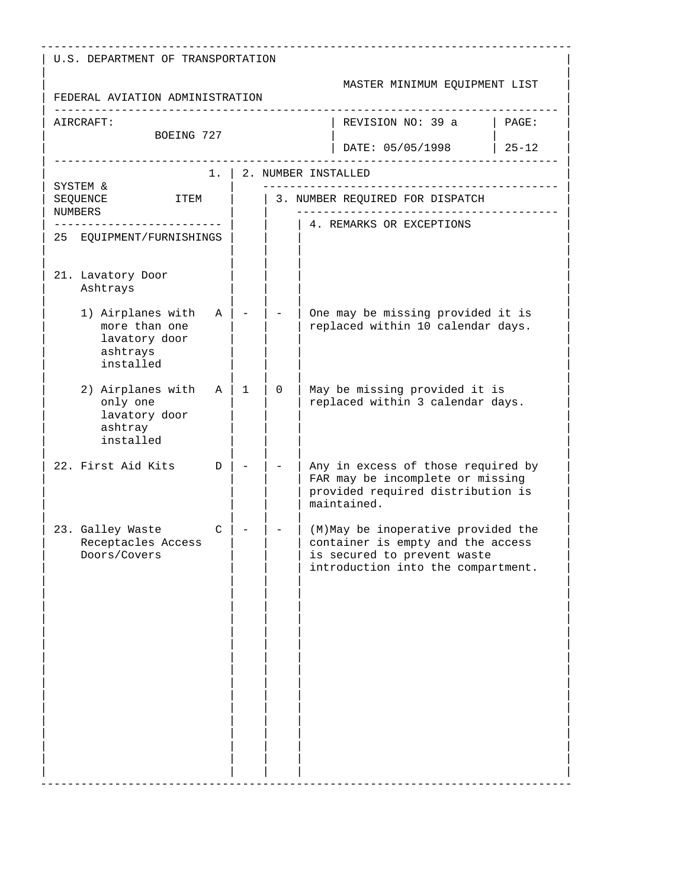U.S. DEPARTMENT OF TRANSPORTATION

FEDERAL AVIATION ADMINISTRATION

MASTER MINIMUM EQUIPMENT LIST

| AIRCRAFT: BOEING 727 | REVISION NO: 39 a | PAGE: |
|---|---|---|
| | DATE: 05/05/1998 | 25-12 |

| SYSTEM & SEQUENCE NUMBERS / ITEM | | 1. | 2. NUMBER INSTALLED / 3. NUMBER REQUIRED FOR DISPATCH | 4. REMARKS OR EXCEPTIONS |
|---|---|---|---|---|
| **25 EQUIPMENT/FURNISHINGS** | | | | |
| 21. Lavatory Door Ashtrays | | | | |
| 1) Airplanes with more than one lavatory door ashtrays installed | A | - | - | One may be missing provided it is replaced within 10 calendar days. |
| 2) Airplanes with only one lavatory door ashtray installed | A | 1 | 0 | May be missing provided it is replaced within 3 calendar days. |
| 22. First Aid Kits | D | - | - | Any in excess of those required by FAR may be incomplete or missing provided required distribution is maintained. |
| 23. Galley Waste Receptacles Access Doors/Covers | C | - | - | (M)May be inoperative provided the container is empty and the access is secured to prevent waste introduction into the compartment. |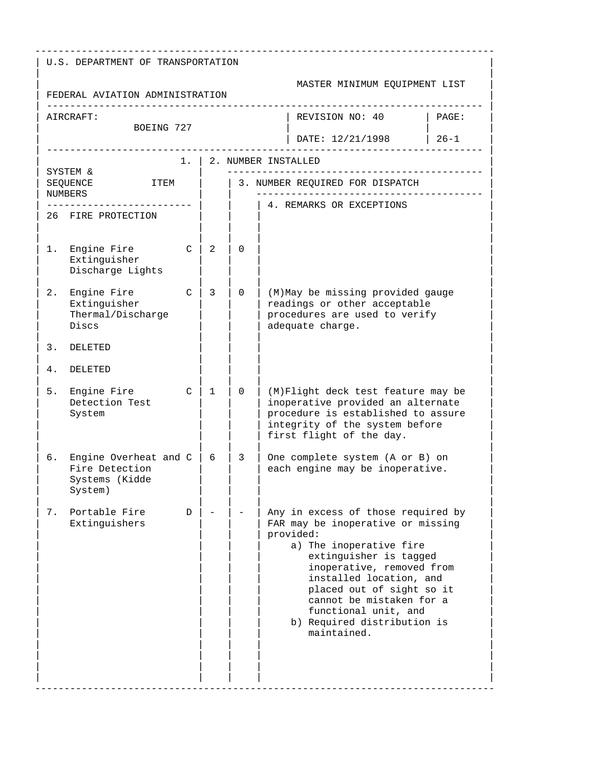U.S. DEPARTMENT OF TRANSPORTATION

FEDERAL AVIATION ADMINISTRATION

MASTER MINIMUM EQUIPMENT LIST

AIRCRAFT: BOEING 727

REVISION NO: 40

DATE: 12/21/1998

PAGE: 26-1

| SYSTEM & SEQUENCE NUMBERS | ITEM | 1. | 2. NUMBER INSTALLED | 3. NUMBER REQUIRED FOR DISPATCH | 4. REMARKS OR EXCEPTIONS |
|---|---|---|---|---|---|
| 26 | FIRE PROTECTION | | | | |
| 1. | Engine Fire Extinguisher Discharge Lights | C | 2 | 0 | |
| 2. | Engine Fire Extinguisher Thermal/Discharge Discs | C | 3 | 0 | (M)May be missing provided gauge readings or other acceptable procedures are used to verify adequate charge. |
| 3. | DELETED | | | | |
| 4. | DELETED | | | | |
| 5. | Engine Fire Detection Test System | C | 1 | 0 | (M)Flight deck test feature may be inoperative provided an alternate procedure is established to assure integrity of the system before first flight of the day. |
| 6. | Engine Overheat and Fire Detection Systems (Kidde System) | C | 6 | 3 | One complete system (A or B) on each engine may be inoperative. |
| 7. | Portable Fire Extinguishers | D | - | - | Any in excess of those required by FAR may be inoperative or missing provided:<br>a) The inoperative fire extinguisher is tagged inoperative, removed from installed location, and placed out of sight so it cannot be mistaken for a functional unit, and<br>b) Required distribution is maintained. |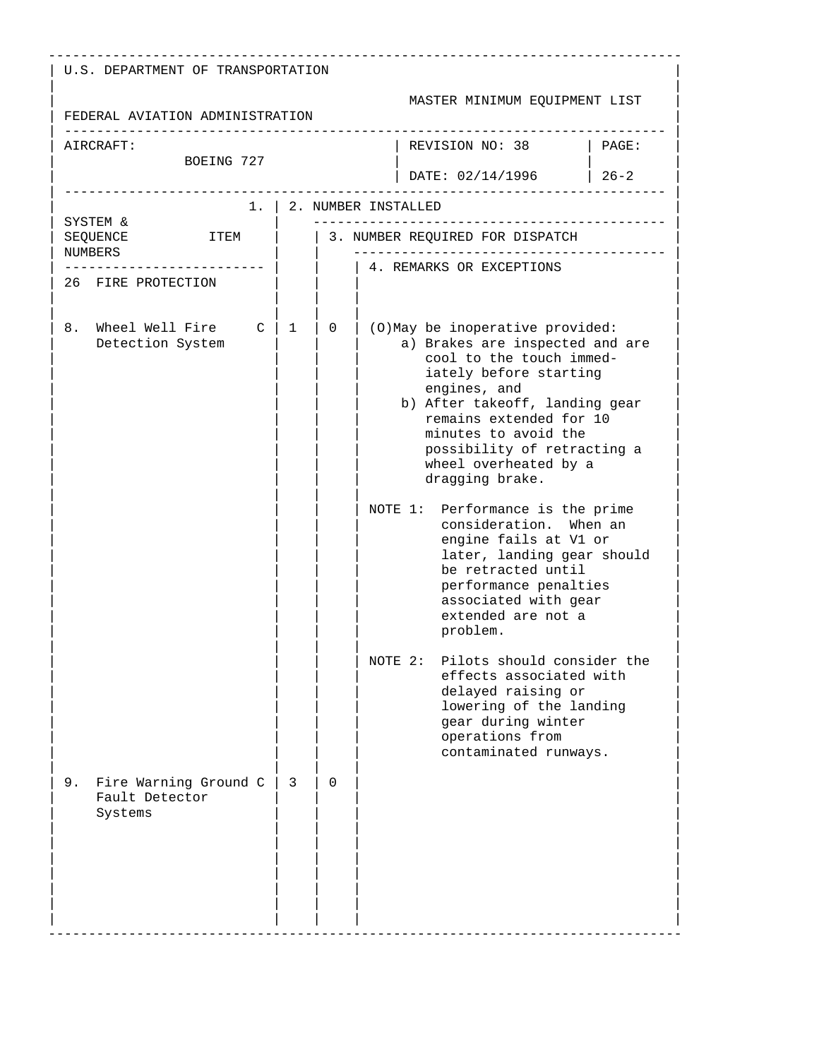U.S. DEPARTMENT OF TRANSPORTATION

FEDERAL AVIATION ADMINISTRATION

MASTER MINIMUM EQUIPMENT LIST

| AIRCRAFT: BOEING 727 | REVISION NO: 38 DATE: 02/14/1996 | PAGE: 26-2 |
|---|---|---|

| SYSTEM & SEQUENCE NUMBERS / ITEM | 1. | 2. NUMBER INSTALLED | 3. NUMBER REQUIRED FOR DISPATCH | 4. REMARKS OR EXCEPTIONS |
|---|---|---|---|---|
| **26 FIRE PROTECTION** | | | | |
| 8. Wheel Well Fire Detection System | C | 1 | 0 | (O)May be inoperative provided: a) Brakes are inspected and are cool to the touch immediately before starting engines, and b) After takeoff, landing gear remains extended for 10 minutes to avoid the possibility of retracting a wheel overheated by a dragging brake.<br><br>NOTE 1: Performance is the prime consideration. When an engine fails at V1 or later, landing gear should be retracted until performance penalties associated with gear extended are not a problem.<br><br>NOTE 2: Pilots should consider the effects associated with delayed raising or lowering of the landing gear during winter operations from contaminated runways. |
| 9. Fire Warning Ground Fault Detector Systems | C | 3 | 0 | |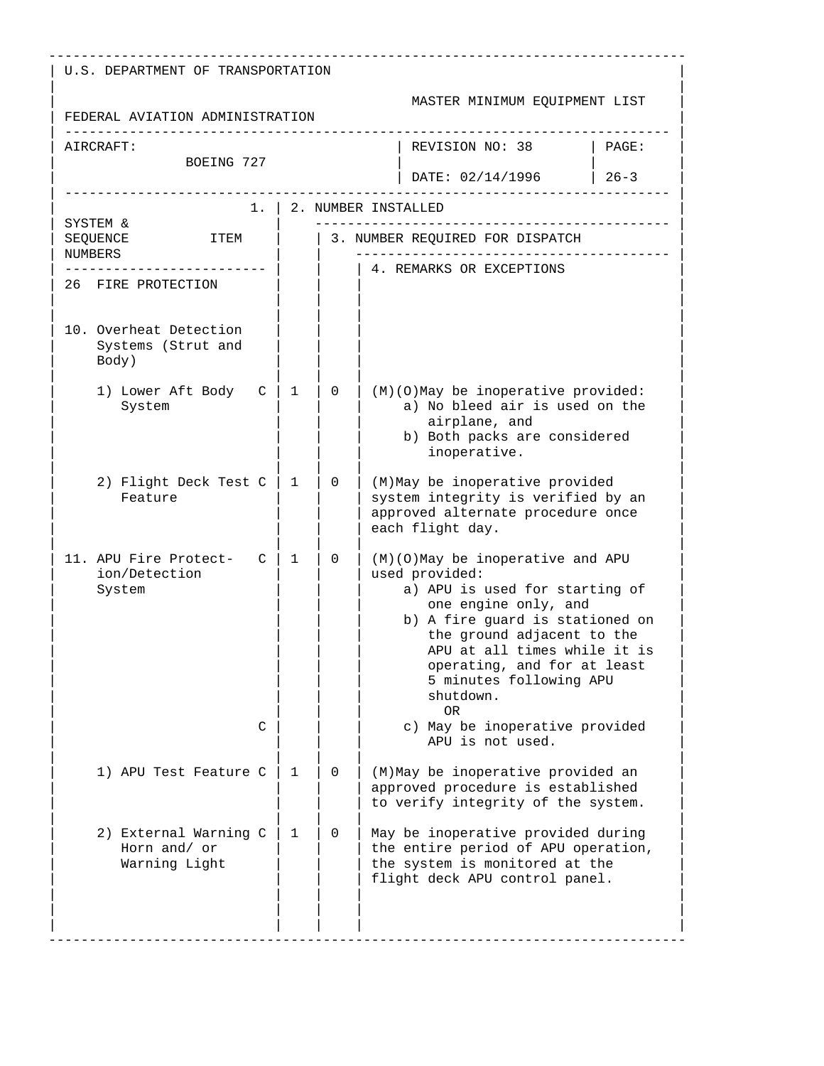U.S. DEPARTMENT OF TRANSPORTATION

FEDERAL AVIATION ADMINISTRATION

MASTER MINIMUM EQUIPMENT LIST

| AIRCRAFT: BOEING 727 | REVISION NO: 38 DATE: 02/14/1996 | PAGE: 26-3 |
|---|---|---|

| SYSTEM & SEQUENCE NUMBERS / ITEM | | 1. | 2. NUMBER INSTALLED | 3. NUMBER REQUIRED FOR DISPATCH | 4. REMARKS OR EXCEPTIONS |
|---|---|---|---|---|---|
| **26 FIRE PROTECTION** | | | | | |
| 10. Overheat Detection Systems (Strut and Body) | | | | | |
| 1) Lower Aft Body System | C | | 1 | 0 | (M)(O)May be inoperative provided:<br>a) No bleed air is used on the airplane, and<br>b) Both packs are considered inoperative. |
| 2) Flight Deck Test Feature | C | | 1 | 0 | (M)May be inoperative provided system integrity is verified by an approved alternate procedure once each flight day. |
| 11. APU Fire Protection/Detection System | C | | 1 | 0 | (M)(O)May be inoperative and APU used provided:<br>a) APU is used for starting of one engine only, and<br>b) A fire guard is stationed on the ground adjacent to the APU at all times while it is operating, and for at least 5 minutes following APU shutdown.<br>OR |
| | C | | | | c) May be inoperative provided APU is not used. |
| 1) APU Test Feature | C | | 1 | 0 | (M)May be inoperative provided an approved procedure is established to verify integrity of the system. |
| 2) External Warning Horn and/ or Warning Light | C | | 1 | 0 | May be inoperative provided during the entire period of APU operation, the system is monitored at the flight deck APU control panel. |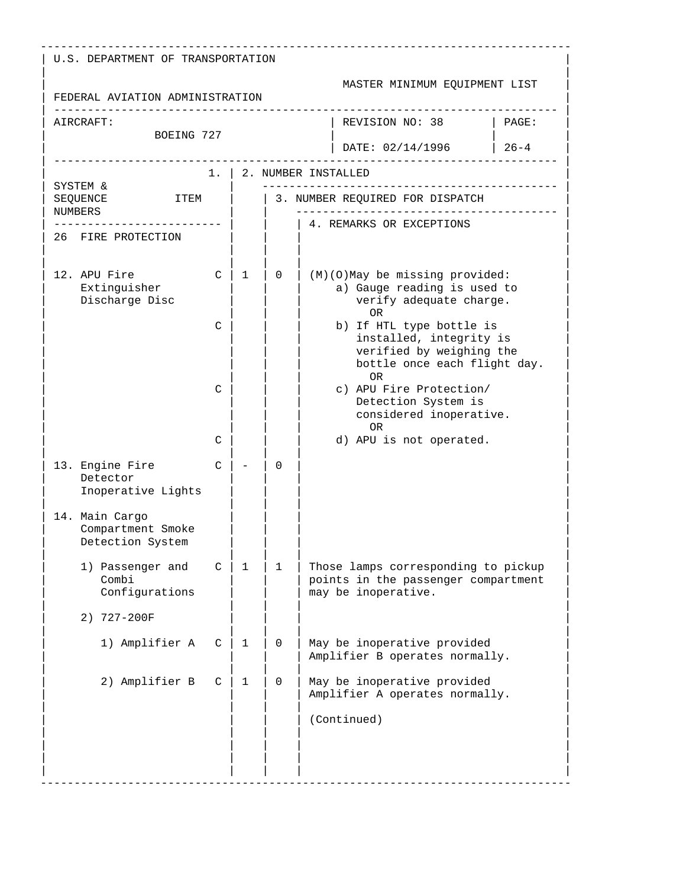U.S. DEPARTMENT OF TRANSPORTATION

FEDERAL AVIATION ADMINISTRATION

MASTER MINIMUM EQUIPMENT LIST

| AIRCRAFT: BOEING 727 | REVISION NO: 38 DATE: 02/14/1996 | PAGE: 26-4 |
|---|---|---|

| SYSTEM & SEQUENCE NUMBERS / ITEM | | 1. | 2. NUMBER INSTALLED | 3. NUMBER REQUIRED FOR DISPATCH | 4. REMARKS OR EXCEPTIONS |
|---|---|---|---|---|
| **26 FIRE PROTECTION** | | | | |
| 12. APU Fire Extinguisher Discharge Disc | C | 1 | 0 | (M)(O)May be missing provided: a) Gauge reading is used to verify adequate charge. OR |
| | C | | | b) If HTL type bottle is installed, integrity is verified by weighing the bottle once each flight day. OR |
| | C | | | c) APU Fire Protection/ Detection System is considered inoperative. OR |
| | C | | | d) APU is not operated. |
| 13. Engine Fire Detector Inoperative Lights | C | - | 0 | |
| 14. Main Cargo Compartment Smoke Detection System | | | | |
| 1) Passenger and Combi Configurations | C | 1 | 1 | Those lamps corresponding to pickup points in the passenger compartment may be inoperative. |
| 2) 727-200F | | | | |
| 1) Amplifier A | C | 1 | 0 | May be inoperative provided Amplifier B operates normally. |
| 2) Amplifier B | C | 1 | 0 | May be inoperative provided Amplifier A operates normally. (Continued) |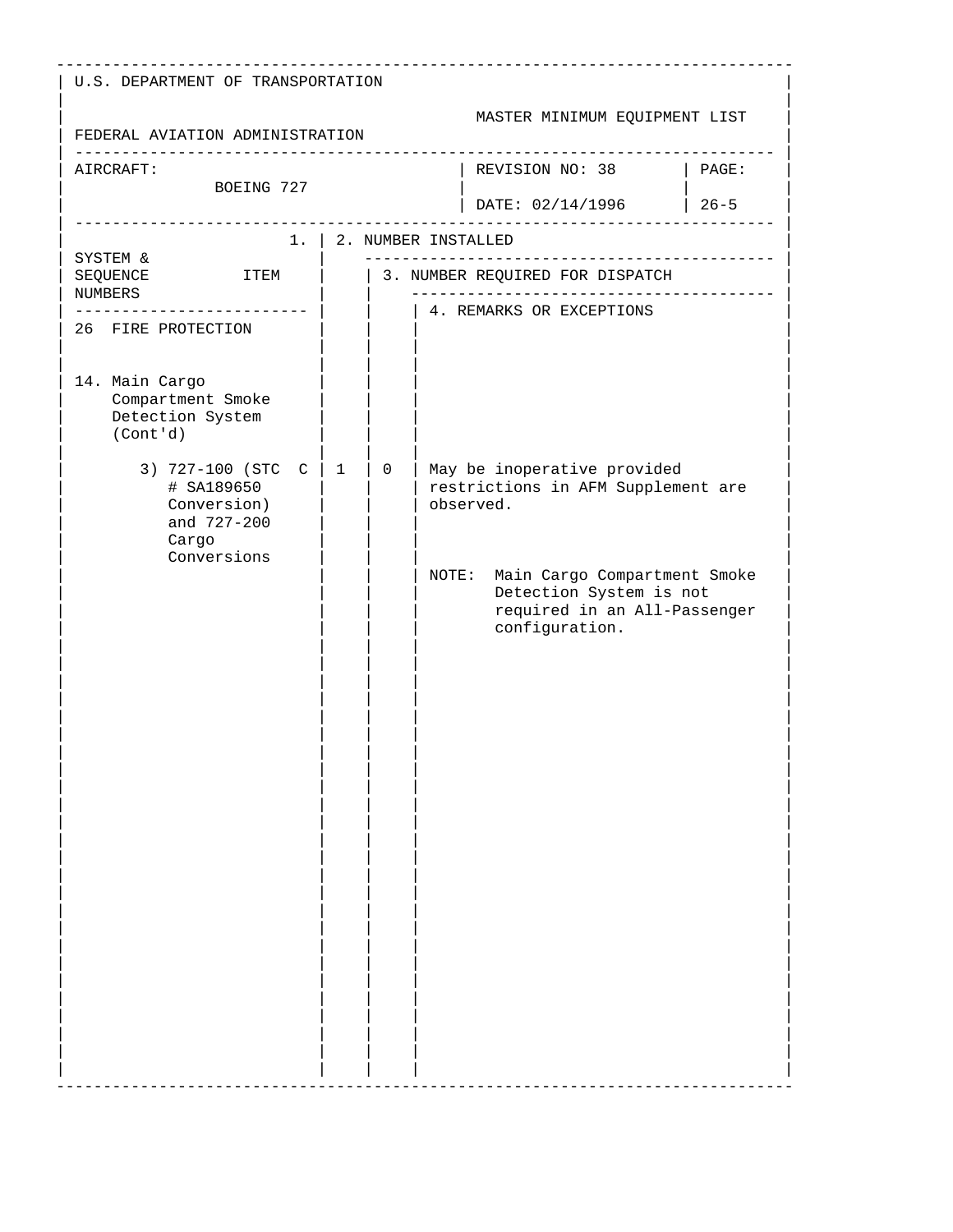U.S. DEPARTMENT OF TRANSPORTATION

FEDERAL AVIATION ADMINISTRATION

MASTER MINIMUM EQUIPMENT LIST

| AIRCRAFT: | REVISION NO: 38 | PAGE: |
|---|---|---|
| BOEING 727 | DATE: 02/14/1996 | 26-5 |

| SYSTEM & SEQUENCE NUMBERS / ITEM | 1. | 2. NUMBER INSTALLED | 3. NUMBER REQUIRED FOR DISPATCH | 4. REMARKS OR EXCEPTIONS |
|---|---|---|---|---|
| 26 FIRE PROTECTION | | | | |
| 14. Main Cargo Compartment Smoke Detection System (Cont'd) | | | | |
| 3) 727-100 (STC # SA189650 Conversion) and 727-200 Cargo Conversions | C | 1 | 0 | May be inoperative provided restrictions in AFM Supplement are observed.<br><br>NOTE: Main Cargo Compartment Smoke Detection System is not required in an All-Passenger configuration. |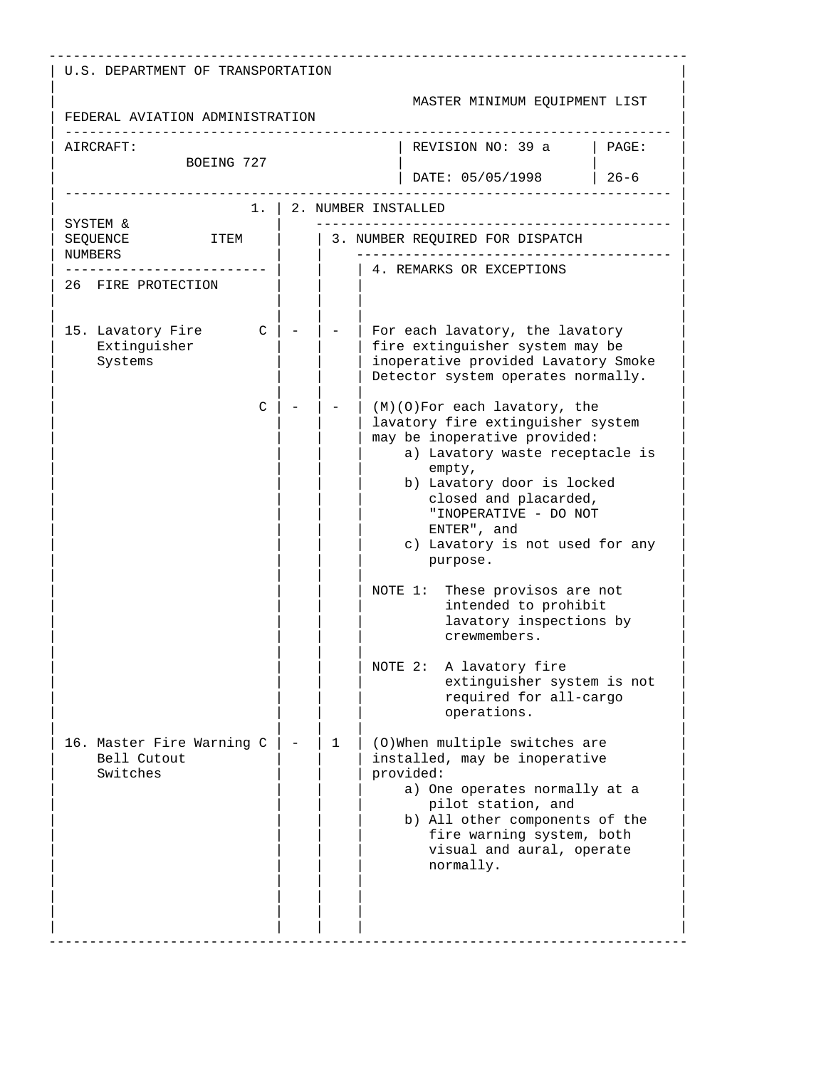U.S. DEPARTMENT OF TRANSPORTATION

FEDERAL AVIATION ADMINISTRATION

MASTER MINIMUM EQUIPMENT LIST

| AIRCRAFT: BOEING 727 | REVISION NO: 39 a | PAGE: |
|---|---|---|
| | DATE: 05/05/1998 | 26-6 |

| 1. SYSTEM & SEQUENCE NUMBERS / ITEM | | 2. NUMBER INSTALLED | 3. NUMBER REQUIRED FOR DISPATCH | 4. REMARKS OR EXCEPTIONS |
|---|---|---|---|---|
| 26 FIRE PROTECTION | | | | |
| 15. Lavatory Fire Extinguisher Systems | C | - | - | For each lavatory, the lavatory fire extinguisher system may be inoperative provided Lavatory Smoke Detector system operates normally. |
| | C | - | - | (M)(O)For each lavatory, the lavatory fire extinguisher system may be inoperative provided:<br>a) Lavatory waste receptacle is empty,<br>b) Lavatory door is locked closed and placarded, "INOPERATIVE - DO NOT ENTER", and<br>c) Lavatory is not used for any purpose.<br><br>NOTE 1: These provisos are not intended to prohibit lavatory inspections by crewmembers.<br><br>NOTE 2: A lavatory fire extinguisher system is not required for all-cargo operations. |
| 16. Master Fire Warning Bell Cutout Switches | C | - | 1 | (O)When multiple switches are installed, may be inoperative provided:<br>a) One operates normally at a pilot station, and<br>b) All other components of the fire warning system, both visual and aural, operate normally. |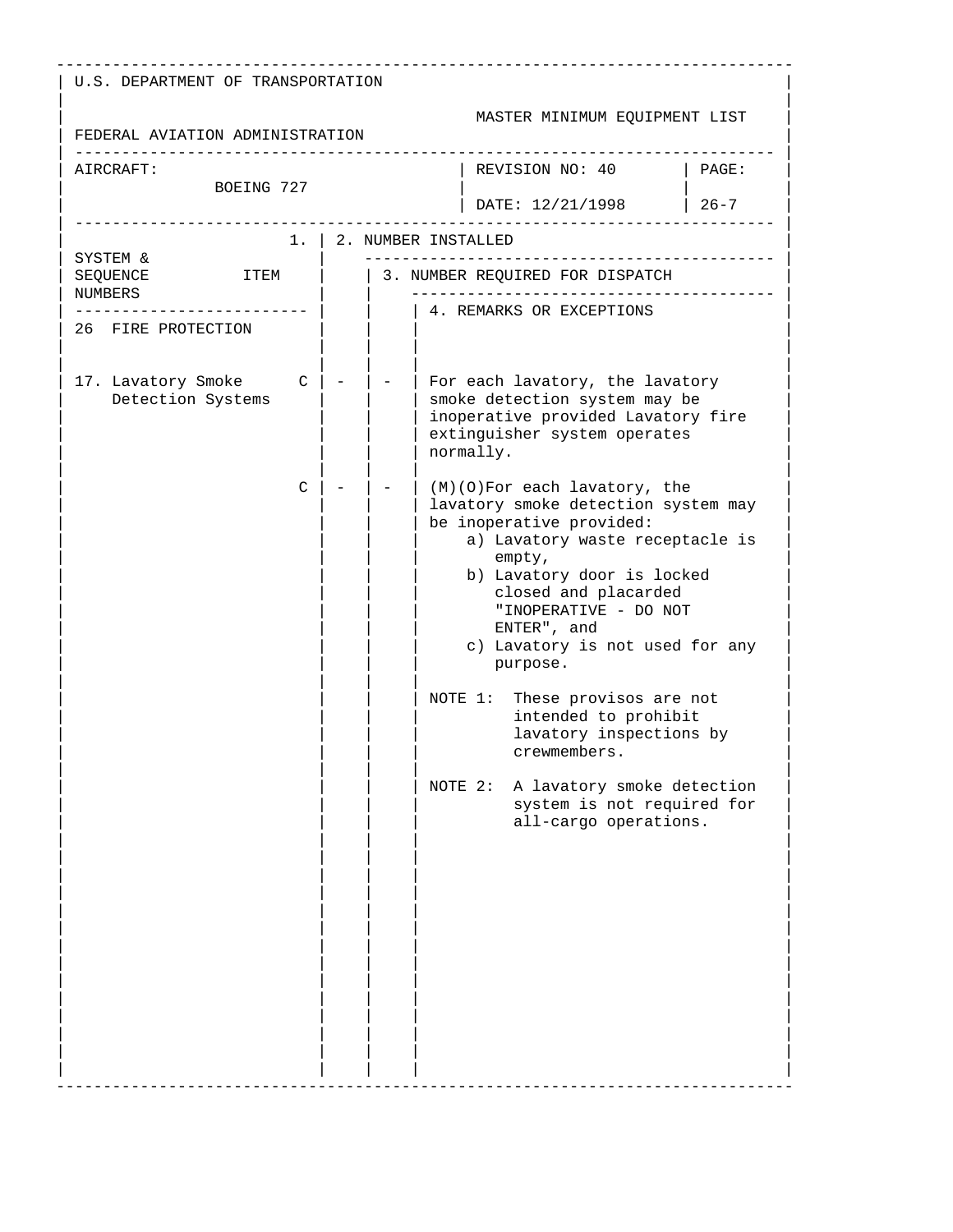U.S. DEPARTMENT OF TRANSPORTATION

FEDERAL AVIATION ADMINISTRATION

MASTER MINIMUM EQUIPMENT LIST

| AIRCRAFT: BOEING 727 | REVISION NO: 40 DATE: 12/21/1998 | PAGE: 26-7 |
|---|---|---|

| SYSTEM & SEQUENCE NUMBERS / ITEM | 1. | 2. NUMBER INSTALLED | 3. NUMBER REQUIRED FOR DISPATCH | 4. REMARKS OR EXCEPTIONS |
|---|---|---|---|---|
| 26 FIRE PROTECTION | | | | |
| 17. Lavatory Smoke Detection Systems | C | - | - | For each lavatory, the lavatory smoke detection system may be inoperative provided Lavatory fire extinguisher system operates normally. |
| | C | - | - | (M)(O)For each lavatory, the lavatory smoke detection system may be inoperative provided:<br>a) Lavatory waste receptacle is empty,<br>b) Lavatory door is locked closed and placarded "INOPERATIVE - DO NOT ENTER", and<br>c) Lavatory is not used for any purpose.<br><br>NOTE 1: These provisos are not intended to prohibit lavatory inspections by crewmembers.<br><br>NOTE 2: A lavatory smoke detection system is not required for all-cargo operations. |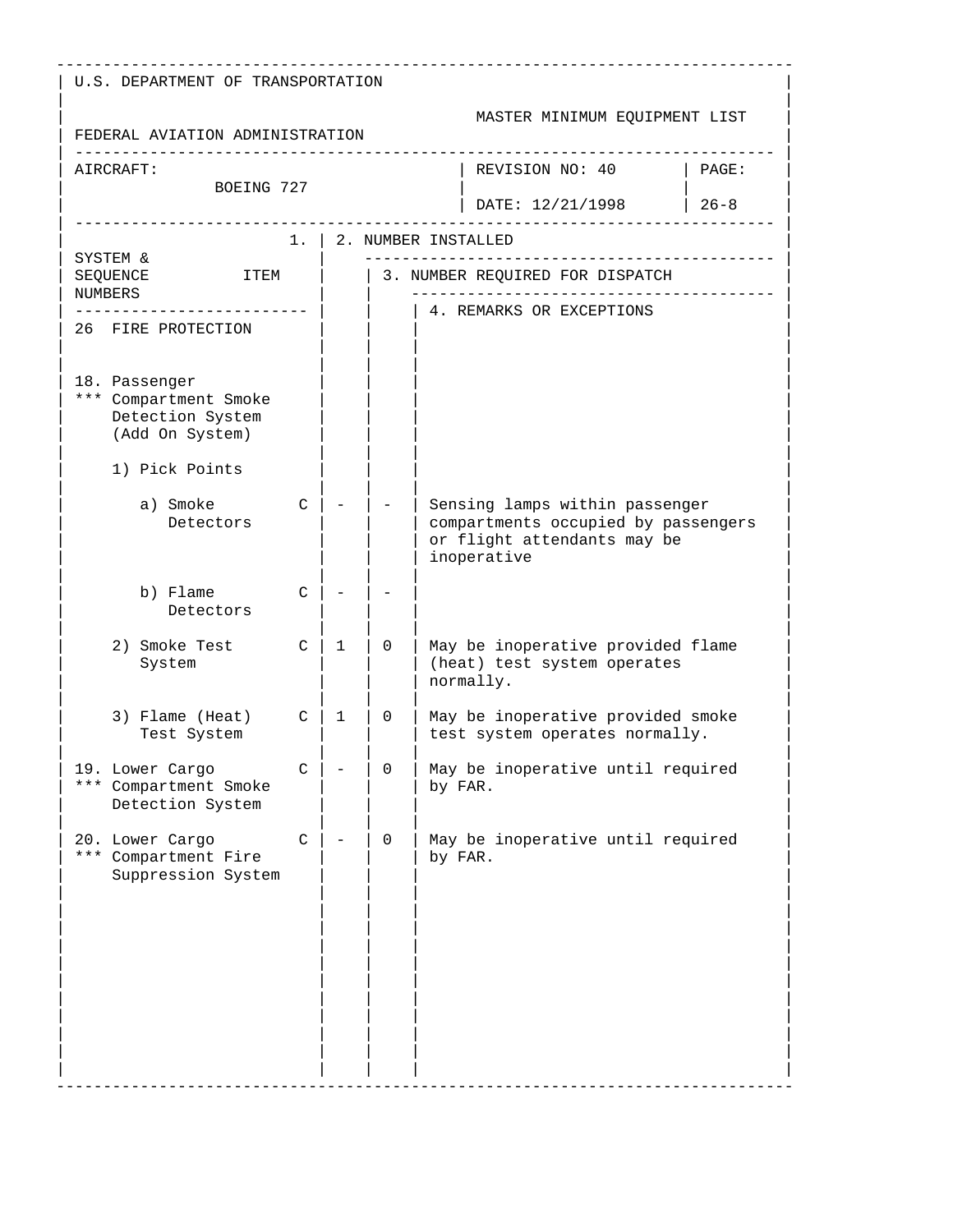U.S. DEPARTMENT OF TRANSPORTATION

FEDERAL AVIATION ADMINISTRATION

MASTER MINIMUM EQUIPMENT LIST

AIRCRAFT: BOEING 727

REVISION NO: 40

DATE: 12/21/1998

PAGE: 26-8

| SYSTEM & SEQUENCE NUMBERS ITEM | 1. | 2. NUMBER INSTALLED | 3. NUMBER REQUIRED FOR DISPATCH | 4. REMARKS OR EXCEPTIONS |
|---|---|---|---|---|
| 26 FIRE PROTECTION | | | | |
| 18. Passenger *** Compartment Smoke Detection System (Add On System) | | | | |
| 1) Pick Points | | | | |
| a) Smoke Detectors | C | - | - | Sensing lamps within passenger compartments occupied by passengers or flight attendants may be inoperative |
| b) Flame Detectors | C | - | - | |
| 2) Smoke Test System | C | 1 | 0 | May be inoperative provided flame (heat) test system operates normally. |
| 3) Flame (Heat) Test System | C | 1 | 0 | May be inoperative provided smoke test system operates normally. |
| 19. Lower Cargo *** Compartment Smoke Detection System | C | - | 0 | May be inoperative until required by FAR. |
| 20. Lower Cargo *** Compartment Fire Suppression System | C | - | 0 | May be inoperative until required by FAR. |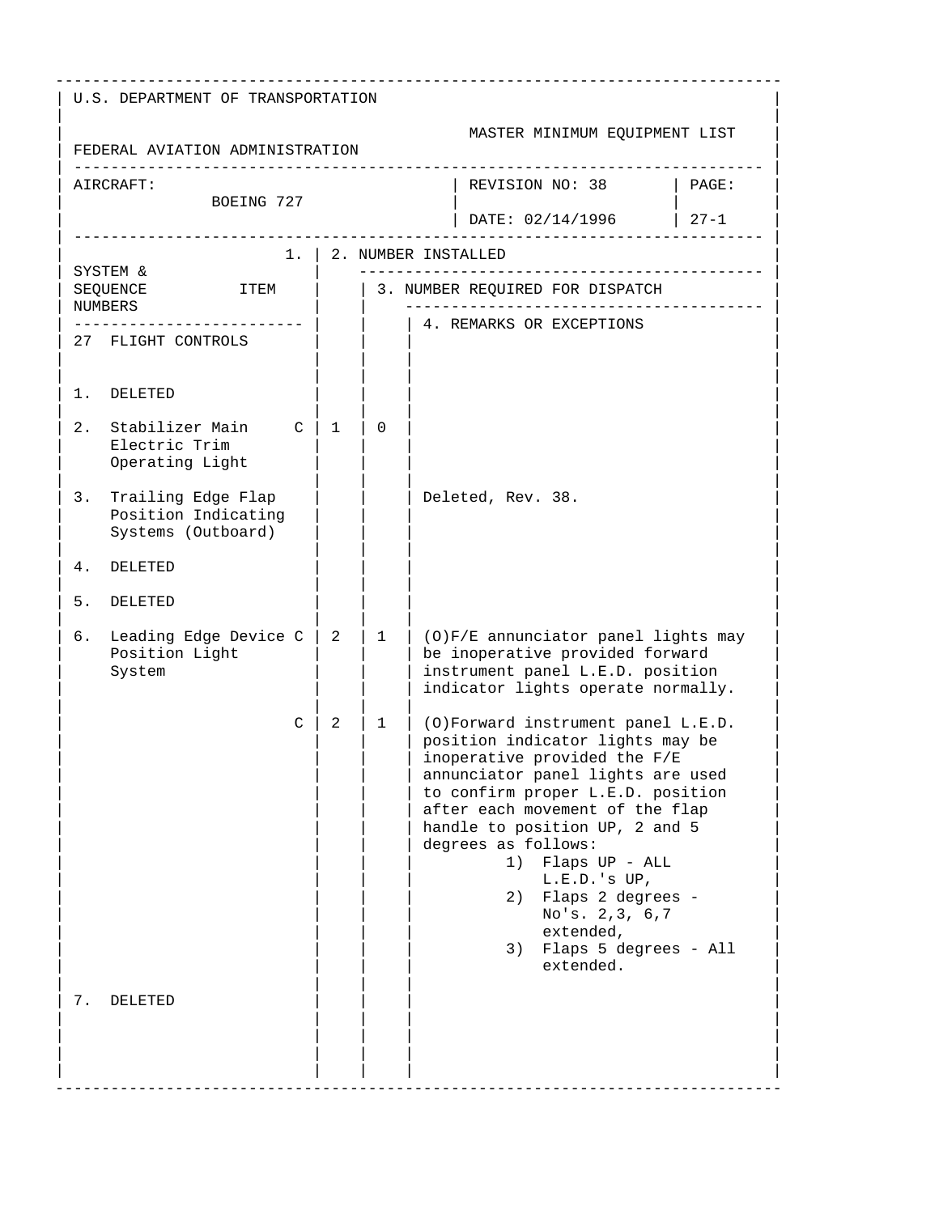U.S. DEPARTMENT OF TRANSPORTATION

FEDERAL AVIATION ADMINISTRATION

MASTER MINIMUM EQUIPMENT LIST

| AIRCRAFT: BOEING 727 | REVISION NO: 38 | PAGE: |
|---|---|---|
| | DATE: 02/14/1996 | 27-1 |

| SYSTEM & SEQUENCE NUMBERS | ITEM | 1. | 2. NUMBER INSTALLED | 3. NUMBER REQUIRED FOR DISPATCH | 4. REMARKS OR EXCEPTIONS |
|---|---|---|---|---|---|
| 27 | FLIGHT CONTROLS | | | | |
| 1. | DELETED | | | | |
| 2. | Stabilizer Main Electric Trim Operating Light | C | 1 | 0 | |
| 3. | Trailing Edge Flap Position Indicating Systems (Outboard) | | | | Deleted, Rev. 38. |
| 4. | DELETED | | | | |
| 5. | DELETED | | | | |
| 6. | Leading Edge Device Position Light System | C | 2 | 1 | (O)F/E annunciator panel lights may be inoperative provided forward instrument panel L.E.D. position indicator lights operate normally. |
| | | C | 2 | 1 | (O)Forward instrument panel L.E.D. position indicator lights may be inoperative provided the F/E annunciator panel lights are used to confirm proper L.E.D. position after each movement of the flap handle to position UP, 2 and 5 degrees as follows:<br>1) Flaps UP - ALL L.E.D.'s UP,<br>2) Flaps 2 degrees - No's. 2,3, 6,7 extended,<br>3) Flaps 5 degrees - All extended. |
| 7. | DELETED | | | | |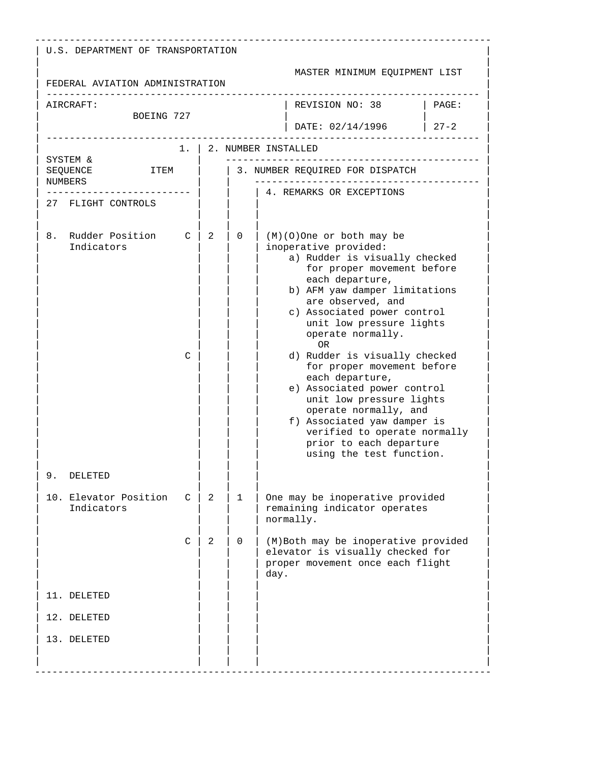U.S. DEPARTMENT OF TRANSPORTATION

FEDERAL AVIATION ADMINISTRATION

MASTER MINIMUM EQUIPMENT LIST

| AIRCRAFT: BOEING 727 | REVISION NO: 38 | PAGE: |
|---|---|---|
| | DATE: 02/14/1996 | 27-2 |

| SYSTEM & SEQUENCE NUMBERS ITEM | 1. | 2. NUMBER INSTALLED | 3. NUMBER REQUIRED FOR DISPATCH | 4. REMARKS OR EXCEPTIONS |
|---|---|---|---|---|
| 27 FLIGHT CONTROLS | | | | |
| 8. Rudder Position Indicators | C | 2 | 0 | (M)(O)One or both may be inoperative provided: a) Rudder is visually checked for proper movement before each departure, b) AFM yaw damper limitations are observed, and c) Associated power control unit low pressure lights operate normally. OR |
| | C | | | d) Rudder is visually checked for proper movement before each departure, e) Associated power control unit low pressure lights operate normally, and f) Associated yaw damper is verified to operate normally prior to each departure using the test function. |
| 9. DELETED | | | | |
| 10. Elevator Position Indicators | C | 2 | 1 | One may be inoperative provided remaining indicator operates normally. |
| | C | 2 | 0 | (M)Both may be inoperative provided elevator is visually checked for proper movement once each flight day. |
| 11. DELETED | | | | |
| 12. DELETED | | | | |
| 13. DELETED | | | | |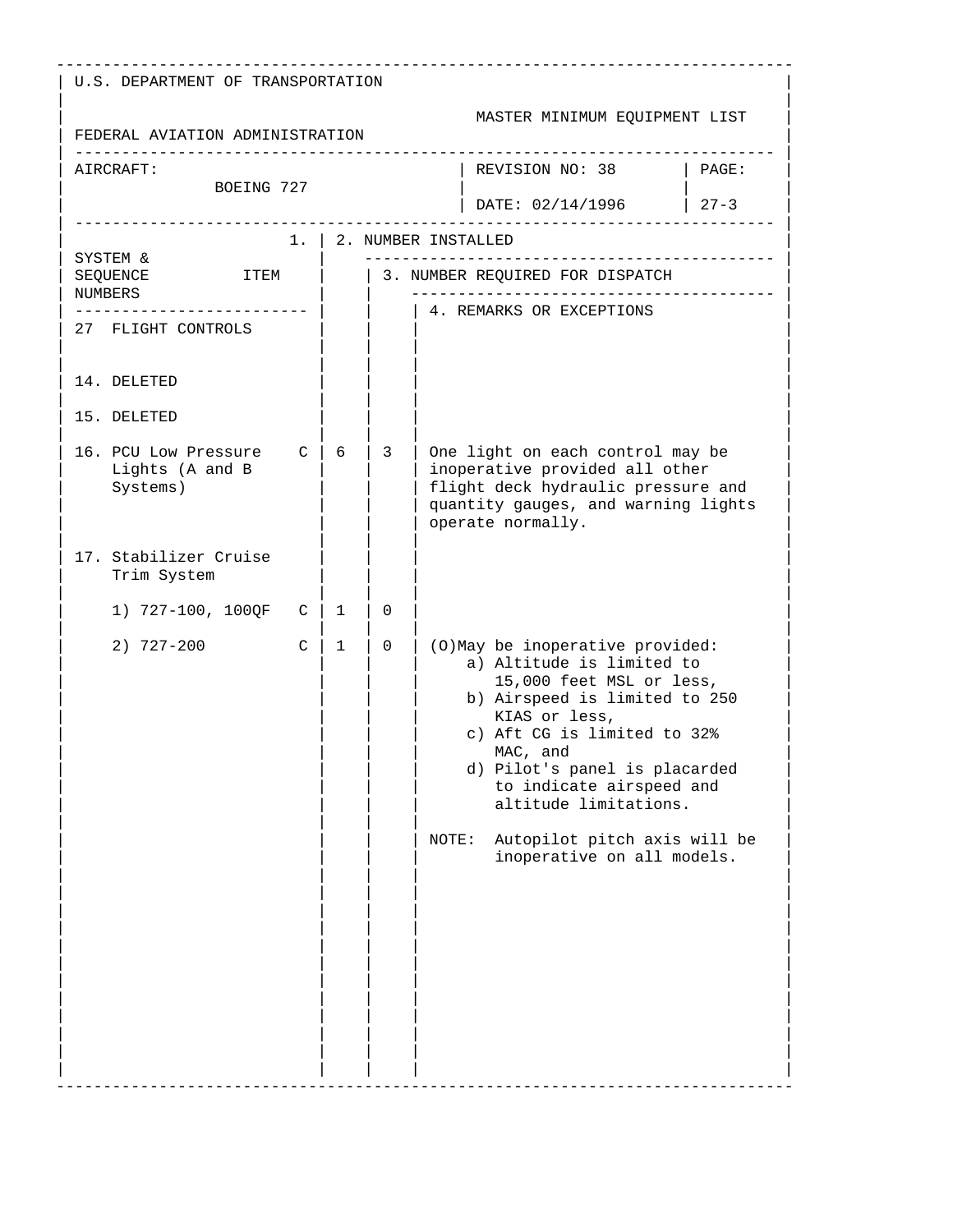U.S. DEPARTMENT OF TRANSPORTATION

FEDERAL AVIATION ADMINISTRATION

MASTER MINIMUM EQUIPMENT LIST

| AIRCRAFT: | REVISION NO: 38 | PAGE: |
|---|---|---|
| BOEING 727 | DATE: 02/14/1996 | 27-3 |

| SYSTEM & SEQUENCE NUMBERS ITEM | 1. | 2. NUMBER INSTALLED | 3. NUMBER REQUIRED FOR DISPATCH | 4. REMARKS OR EXCEPTIONS |
|---|---|---|---|---|
| 27 FLIGHT CONTROLS | | | | |
| 14. DELETED | | | | |
| 15. DELETED | | | | |
| 16. PCU Low Pressure Lights (A and B Systems) | C | 6 | 3 | One light on each control may be inoperative provided all other flight deck hydraulic pressure and quantity gauges, and warning lights operate normally. |
| 17. Stabilizer Cruise Trim System | | | | |
| 1) 727-100, 100QF | C | 1 | 0 | |
| 2) 727-200 | C | 1 | 0 | (O)May be inoperative provided:<br>a) Altitude is limited to 15,000 feet MSL or less,<br>b) Airspeed is limited to 250 KIAS or less,<br>c) Aft CG is limited to 32% MAC, and<br>d) Pilot's panel is placarded to indicate airspeed and altitude limitations.<br><br>NOTE: Autopilot pitch axis will be inoperative on all models. |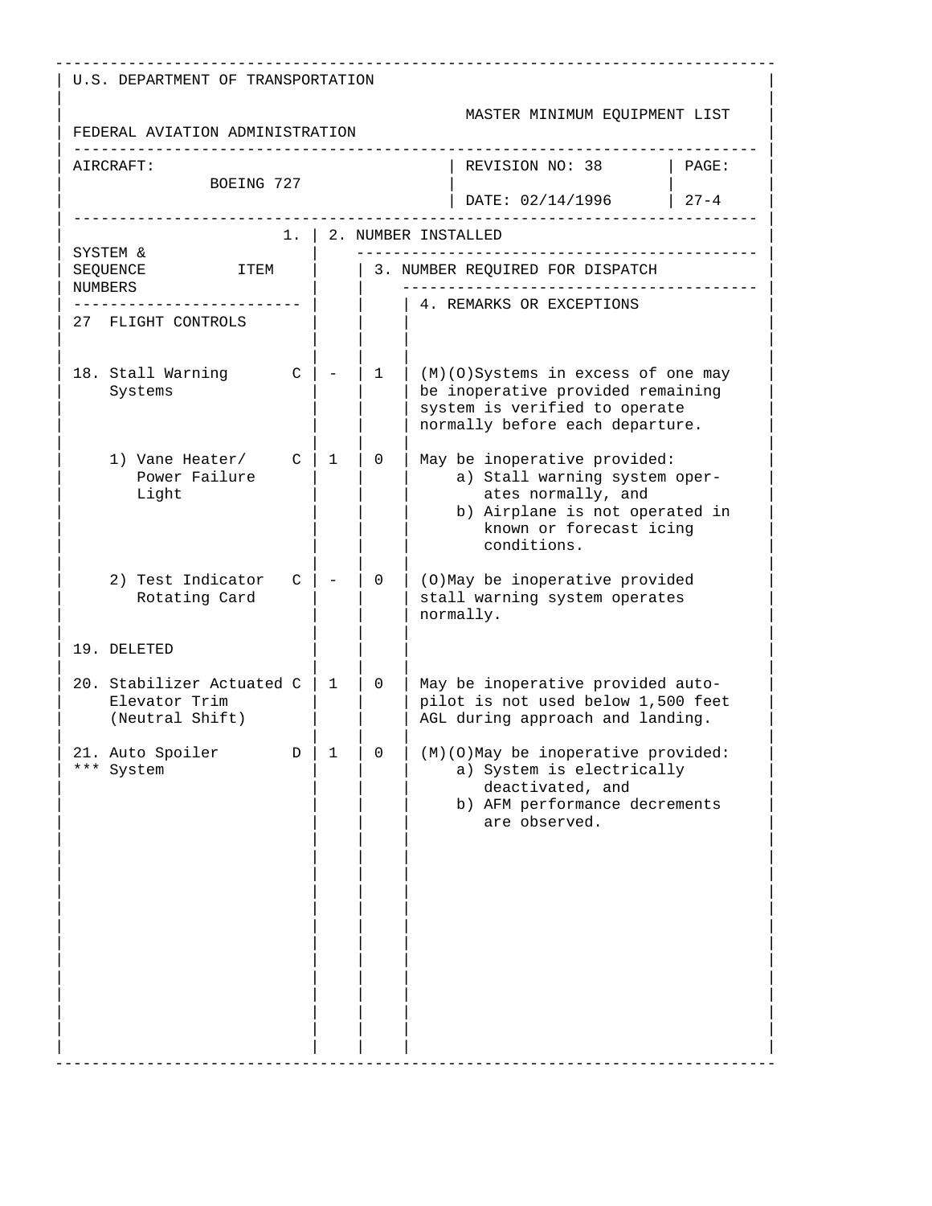U.S. DEPARTMENT OF TRANSPORTATION

FEDERAL AVIATION ADMINISTRATION

MASTER MINIMUM EQUIPMENT LIST

| AIRCRAFT: BOEING 727 | REVISION NO: 38 DATE: 02/14/1996 | PAGE: 27-4 |
|---|---|---|

| SYSTEM & SEQUENCE NUMBERS / ITEM | | 1. | 2. NUMBER INSTALLED | 3. NUMBER REQUIRED FOR DISPATCH | 4. REMARKS OR EXCEPTIONS |
|---|---|---|---|---|---|
| 27 FLIGHT CONTROLS | | | | | |
| 18. Stall Warning Systems | C | - | 1 | | (M)(O)Systems in excess of one may be inoperative provided remaining system is verified to operate normally before each departure. |
| 1) Vane Heater/ Power Failure Light | C | 1 | 0 | | May be inoperative provided: a) Stall warning system operates normally, and b) Airplane is not operated in known or forecast icing conditions. |
| 2) Test Indicator Rotating Card | C | - | 0 | | (O)May be inoperative provided stall warning system operates normally. |
| 19. DELETED | | | | | |
| 20. Stabilizer Actuated Elevator Trim (Neutral Shift) | C | 1 | 0 | | May be inoperative provided auto-pilot is not used below 1,500 feet AGL during approach and landing. |
| 21. Auto Spoiler *** System | D | 1 | 0 | | (M)(O)May be inoperative provided: a) System is electrically deactivated, and b) AFM performance decrements are observed. |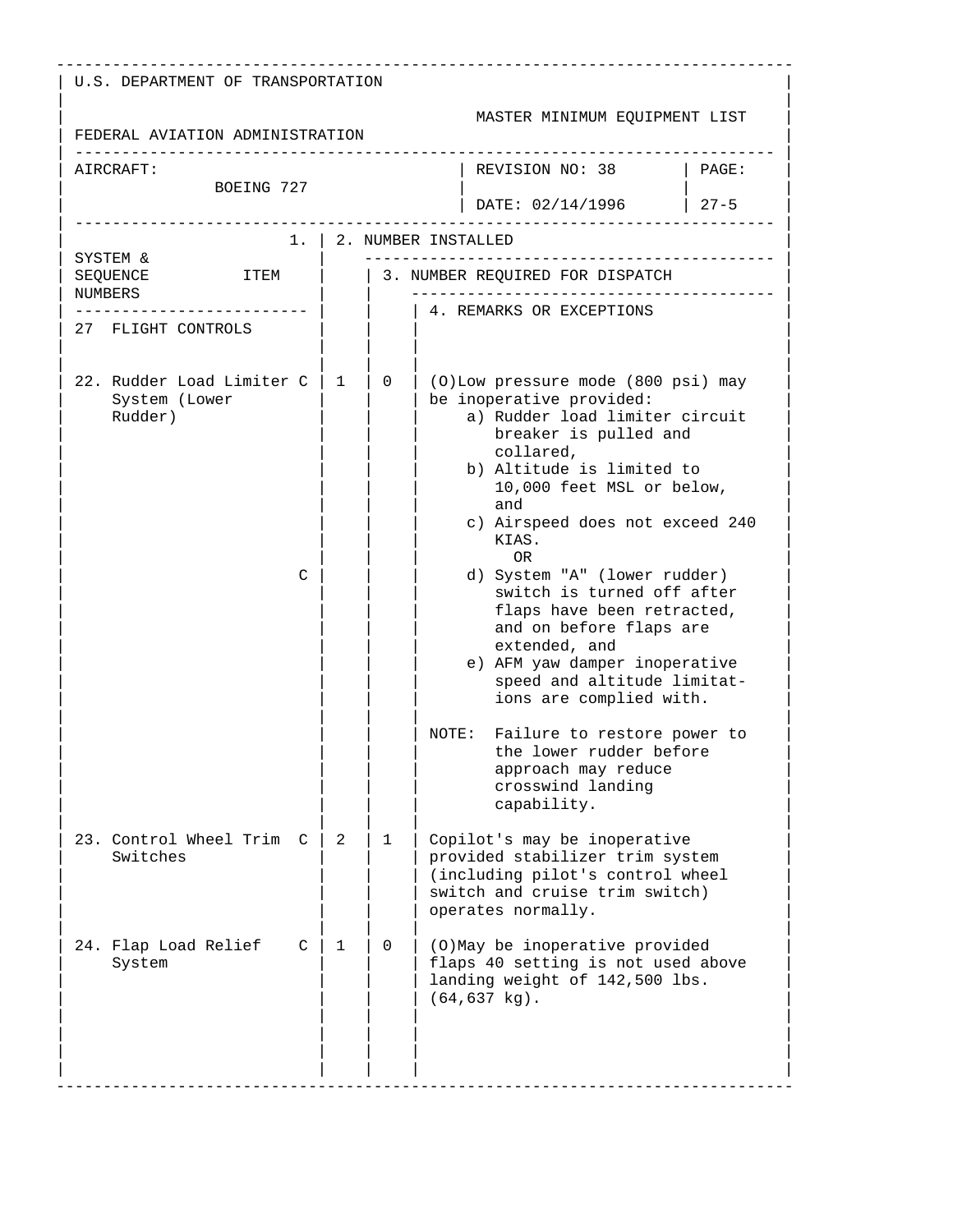U.S. DEPARTMENT OF TRANSPORTATION

FEDERAL AVIATION ADMINISTRATION

MASTER MINIMUM EQUIPMENT LIST

| AIRCRAFT: BOEING 727 | REVISION NO: 38 DATE: 02/14/1996 | PAGE: 27-5 |
|---|---|---|

| SYSTEM & SEQUENCE NUMBERS / ITEM | | 1. | 2. NUMBER INSTALLED | 3. NUMBER REQUIRED FOR DISPATCH | 4. REMARKS OR EXCEPTIONS |
|---|---|---|---|---|---|
| **27 FLIGHT CONTROLS** | | | | | |
| 22. Rudder Load Limiter System (Lower Rudder) | C | | 1 | 0 | (O)Low pressure mode (800 psi) may be inoperative provided: a) Rudder load limiter circuit breaker is pulled and collared, b) Altitude is limited to 10,000 feet MSL or below, and c) Airspeed does not exceed 240 KIAS. OR |
| | C | | | | d) System "A" (lower rudder) switch is turned off after flaps have been retracted, and on before flaps are extended, and e) AFM yaw damper inoperative speed and altitude limitations are complied with. NOTE: Failure to restore power to the lower rudder before approach may reduce crosswind landing capability. |
| 23. Control Wheel Trim Switches | C | | 2 | 1 | Copilot's may be inoperative provided stabilizer trim system (including pilot's control wheel switch and cruise trim switch) operates normally. |
| 24. Flap Load Relief System | C | | 1 | 0 | (O)May be inoperative provided flaps 40 setting is not used above landing weight of 142,500 lbs. (64,637 kg). |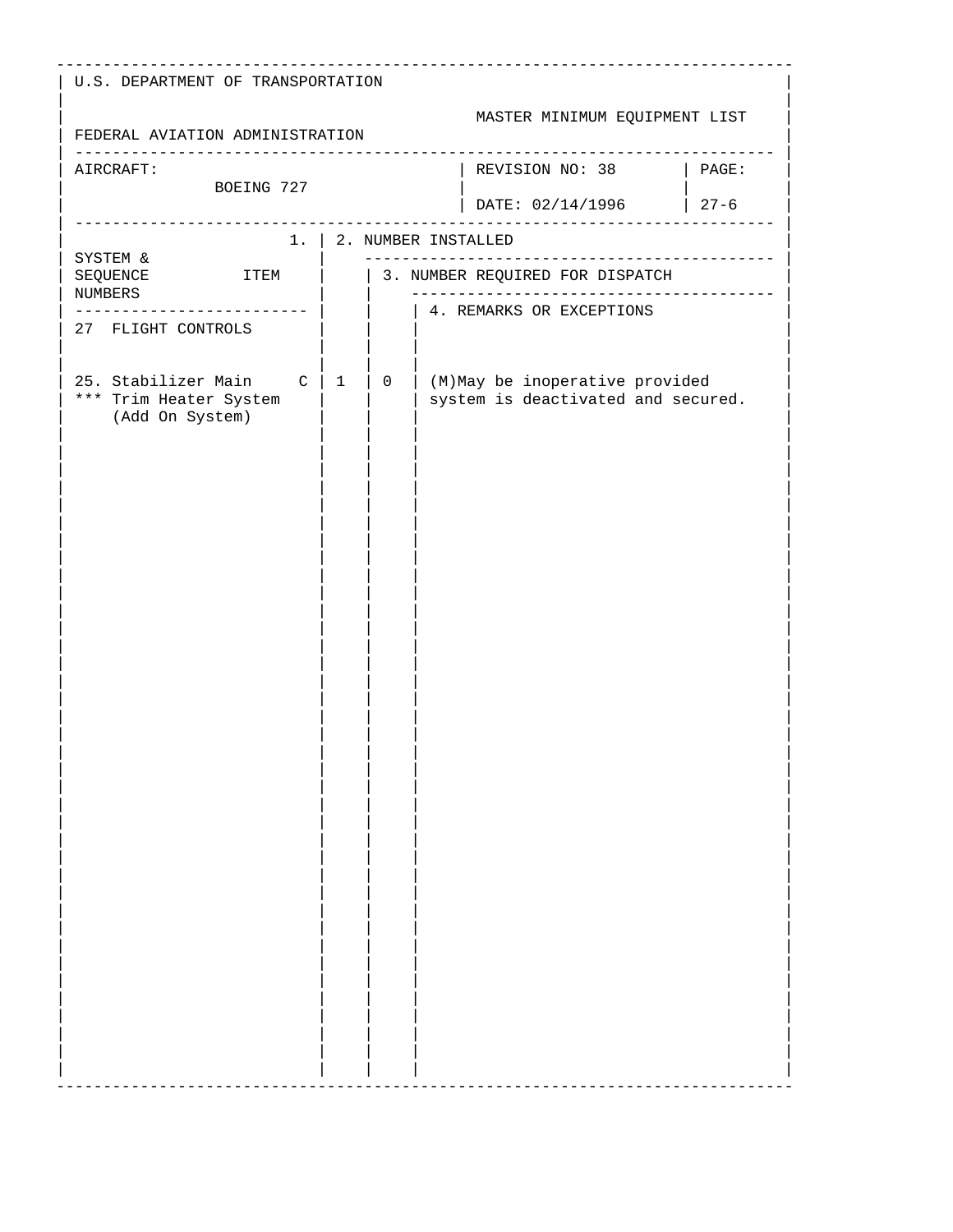U.S. DEPARTMENT OF TRANSPORTATION

FEDERAL AVIATION ADMINISTRATION

MASTER MINIMUM EQUIPMENT LIST

| AIRCRAFT: BOEING 727 | REVISION NO: 38 DATE: 02/14/1996 | PAGE: 27-6 |
|---|---|---|

| 1. SYSTEM & SEQUENCE NUMBERS ITEM | | 2. NUMBER INSTALLED | 3. NUMBER REQUIRED FOR DISPATCH | 4. REMARKS OR EXCEPTIONS |
|---|---|---|---|---|
| 27 FLIGHT CONTROLS | | | | |
| 25. Stabilizer Main *** Trim Heater System (Add On System) | C | 1 | 0 | (M)May be inoperative provided system is deactivated and secured. |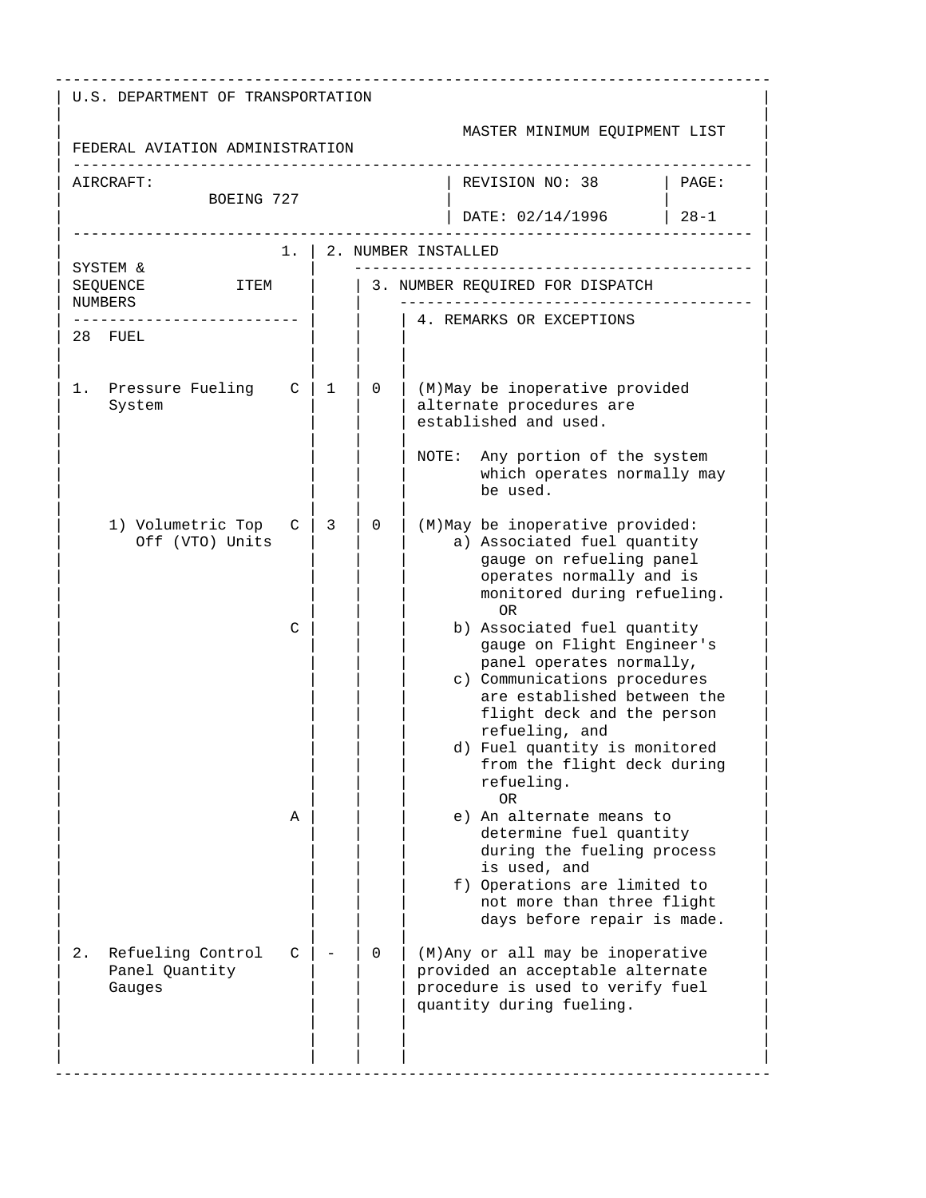U.S. DEPARTMENT OF TRANSPORTATION

FEDERAL AVIATION ADMINISTRATION

MASTER MINIMUM EQUIPMENT LIST

| AIRCRAFT: BOEING 727 | REVISION NO: 38 DATE: 02/14/1996 | PAGE: 28-1 |
|---|---|---|

| SYSTEM & SEQUENCE NUMBERS | ITEM | 1. | 2. NUMBER INSTALLED | 3. NUMBER REQUIRED FOR DISPATCH | 4. REMARKS OR EXCEPTIONS |
|---|---|---|---|---|---|
| 28 | FUEL | | | | |
| 1. | Pressure Fueling System | C | 1 | 0 | (M)May be inoperative provided alternate procedures are established and used.<br><br>NOTE: Any portion of the system which operates normally may be used. |
| | 1) Volumetric Top Off (VTO) Units | C | 3 | 0 | (M)May be inoperative provided:<br>a) Associated fuel quantity gauge on refueling panel operates normally and is monitored during refueling.<br>OR |
| | | C | | | b) Associated fuel quantity gauge on Flight Engineer's panel operates normally,<br>c) Communications procedures are established between the flight deck and the person refueling, and<br>d) Fuel quantity is monitored from the flight deck during refueling.<br>OR |
| | | A | | | e) An alternate means to determine fuel quantity during the fueling process is used, and<br>f) Operations are limited to not more than three flight days before repair is made. |
| 2. | Refueling Control Panel Quantity Gauges | C | - | 0 | (M)Any or all may be inoperative provided an acceptable alternate procedure is used to verify fuel quantity during fueling. |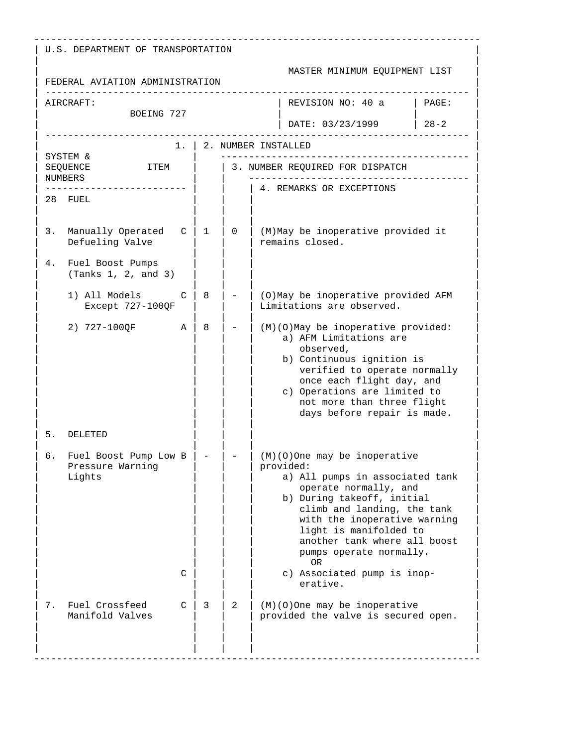U.S. DEPARTMENT OF TRANSPORTATION

FEDERAL AVIATION ADMINISTRATION

MASTER MINIMUM EQUIPMENT LIST

| AIRCRAFT: BOEING 727 | REVISION NO: 40 a<br>DATE: 03/23/1999 | PAGE: 28-2 |
|---|---|---|

| SYSTEM & SEQUENCE NUMBERS / ITEM | | 1. | 2. NUMBER INSTALLED | 3. NUMBER REQUIRED FOR DISPATCH | 4. REMARKS OR EXCEPTIONS |
|---|---|---|---|---|
| 28 FUEL | | | | |
| 3. Manually Operated Defueling Valve | C | 1 | 0 | (M)May be inoperative provided it remains closed. |
| 4. Fuel Boost Pumps (Tanks 1, 2, and 3) | | | | |
| 1) All Models Except 727-100QF | C | 8 | - | (O)May be inoperative provided AFM Limitations are observed. |
| 2) 727-100QF | A | 8 | - | (M)(O)May be inoperative provided:<br>a) AFM Limitations are observed,<br>b) Continuous ignition is verified to operate normally once each flight day, and<br>c) Operations are limited to not more than three flight days before repair is made. |
| 5. DELETED | | | | |
| 6. Fuel Boost Pump Low Pressure Warning Lights | B | - | - | (M)(O)One may be inoperative provided:<br>a) All pumps in associated tank operate normally, and<br>b) During takeoff, initial climb and landing, the tank with the inoperative warning light is manifolded to another tank where all boost pumps operate normally.<br>OR |
| | C | | | c) Associated pump is inoperative. |
| 7. Fuel Crossfeed Manifold Valves | C | 3 | 2 | (M)(O)One may be inoperative provided the valve is secured open. |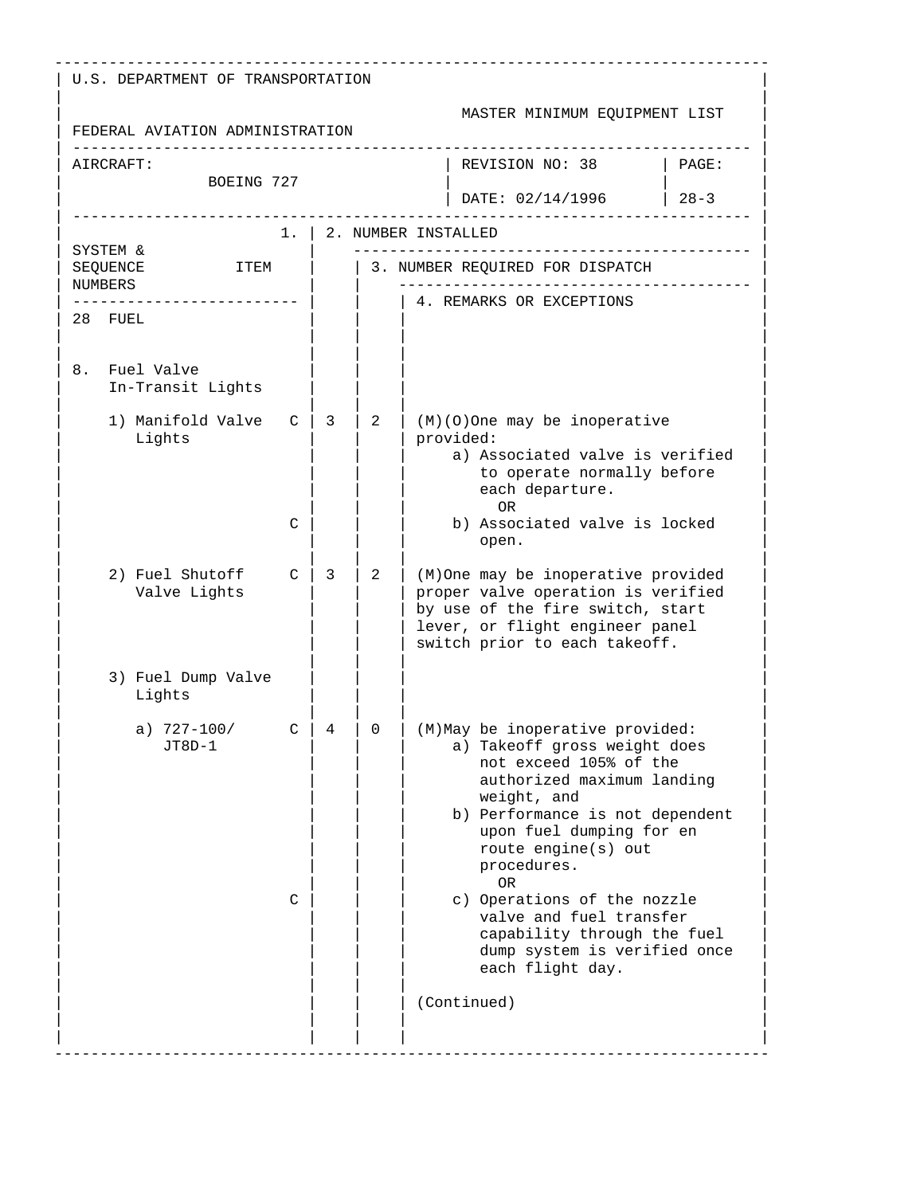U.S. DEPARTMENT OF TRANSPORTATION

FEDERAL AVIATION ADMINISTRATION

MASTER MINIMUM EQUIPMENT LIST

| AIRCRAFT: BOEING 727 | REVISION NO: 38 | PAGE: |
|---|---|---|
| | DATE: 02/14/1996 | 28-3 |

| SYSTEM & SEQUENCE NUMBERS ITEM | 1. | 2. NUMBER INSTALLED | 3. NUMBER REQUIRED FOR DISPATCH | 4. REMARKS OR EXCEPTIONS |
|---|---|---|---|---|
| 28 FUEL | | | | |
| 8. Fuel Valve In-Transit Lights | | | | |
| 1) Manifold Valve Lights | C | 3 | 2 | (M)(O)One may be inoperative provided: a) Associated valve is verified to operate normally before each departure. OR |
| | C | | | b) Associated valve is locked open. |
| 2) Fuel Shutoff Valve Lights | C | 3 | 2 | (M)One may be inoperative provided proper valve operation is verified by use of the fire switch, start lever, or flight engineer panel switch prior to each takeoff. |
| 3) Fuel Dump Valve Lights | | | | |
| a) 727-100/ JT8D-1 | C | 4 | 0 | (M)May be inoperative provided: a) Takeoff gross weight does not exceed 105% of the authorized maximum landing weight, and b) Performance is not dependent upon fuel dumping for en route engine(s) out procedures. OR |
| | C | | | c) Operations of the nozzle valve and fuel transfer capability through the fuel dump system is verified once each flight day. |
| | | | | (Continued) |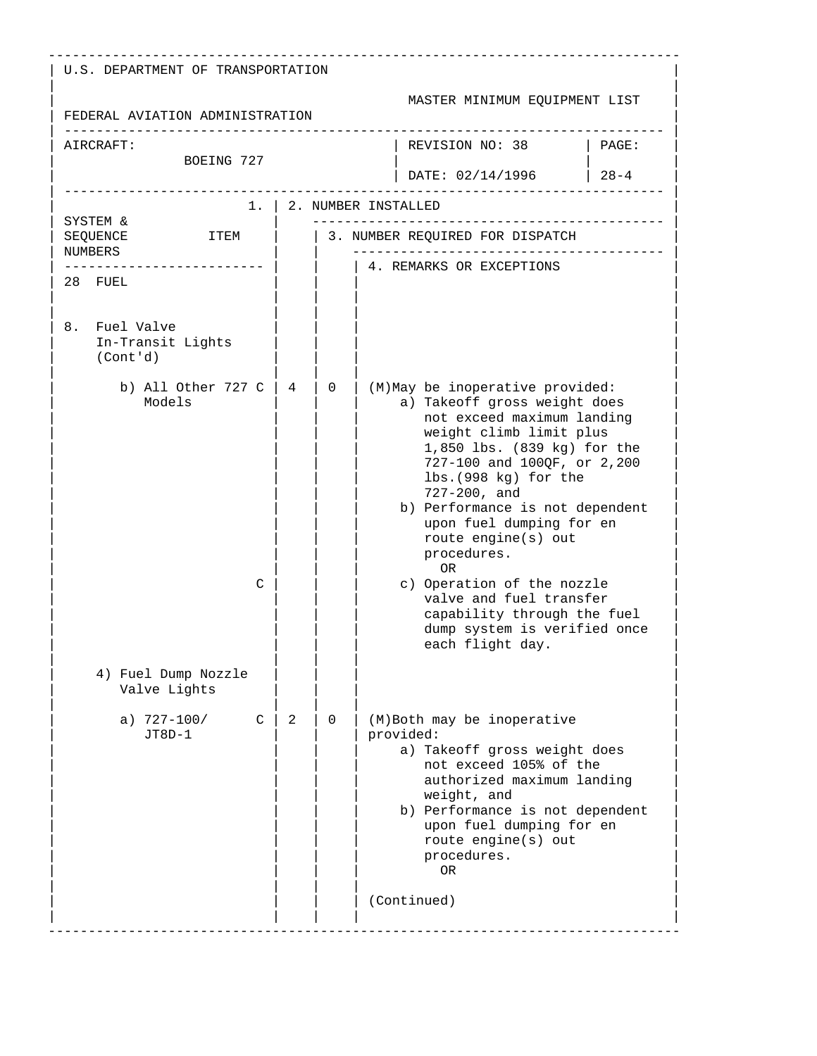U.S. DEPARTMENT OF TRANSPORTATION

FEDERAL AVIATION ADMINISTRATION

MASTER MINIMUM EQUIPMENT LIST

AIRCRAFT: BOEING 727 | REVISION NO: 38 | DATE: 02/14/1996 | PAGE: 28-4

| 1. SYSTEM & SEQUENCE NUMBERS ITEM | | 2. NUMBER INSTALLED | 3. NUMBER REQUIRED FOR DISPATCH | 4. REMARKS OR EXCEPTIONS |
|---|---|---|---|---|
| 28 FUEL | | | | |
| 8. Fuel Valve In-Transit Lights (Cont'd) | | | | |
| b) All Other 727 Models | C | 4 | 0 | (M)May be inoperative provided: a) Takeoff gross weight does not exceed maximum landing weight climb limit plus 1,850 lbs. (839 kg) for the 727-100 and 100QF, or 2,200 lbs.(998 kg) for the 727-200, and b) Performance is not dependent upon fuel dumping for en route engine(s) out procedures. OR |
| | C | | | c) Operation of the nozzle valve and fuel transfer capability through the fuel dump system is verified once each flight day. |
| 4) Fuel Dump Nozzle Valve Lights | | | | |
| a) 727-100/ JT8D-1 | C | 2 | 0 | (M)Both may be inoperative provided: a) Takeoff gross weight does not exceed 105% of the authorized maximum landing weight, and b) Performance is not dependent upon fuel dumping for en route engine(s) out procedures. OR (Continued) |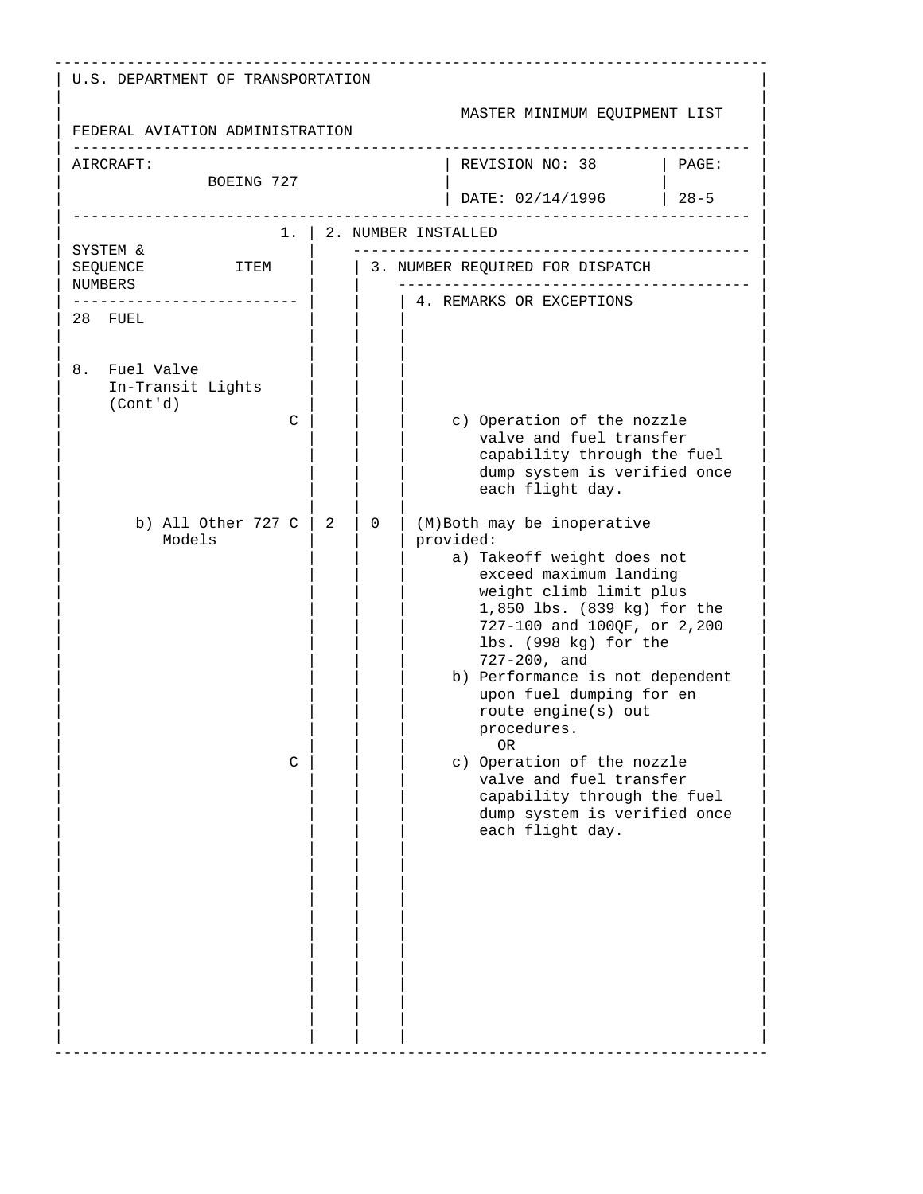U.S. DEPARTMENT OF TRANSPORTATION

FEDERAL AVIATION ADMINISTRATION

MASTER MINIMUM EQUIPMENT LIST

| AIRCRAFT: BOEING 727 | REVISION NO: 38 DATE: 02/14/1996 | PAGE: 28-5 |
|---|---|---|

| SYSTEM & SEQUENCE NUMBERS / ITEM | 1. | 2. NUMBER INSTALLED | 3. NUMBER REQUIRED FOR DISPATCH | 4. REMARKS OR EXCEPTIONS |
|---|---|---|---|---|
| 28 FUEL | | | | |
| 8. Fuel Valve In-Transit Lights (Cont'd) | C | | | c) Operation of the nozzle valve and fuel transfer capability through the fuel dump system is verified once each flight day. |
| b) All Other 727 Models | C | 2 | 0 | (M)Both may be inoperative provided:<br>a) Takeoff weight does not exceed maximum landing weight climb limit plus 1,850 lbs. (839 kg) for the 727-100 and 100QF, or 2,200 lbs. (998 kg) for the 727-200, and<br>b) Performance is not dependent upon fuel dumping for en route engine(s) out procedures.<br>OR |
| | C | | | c) Operation of the nozzle valve and fuel transfer capability through the fuel dump system is verified once each flight day. |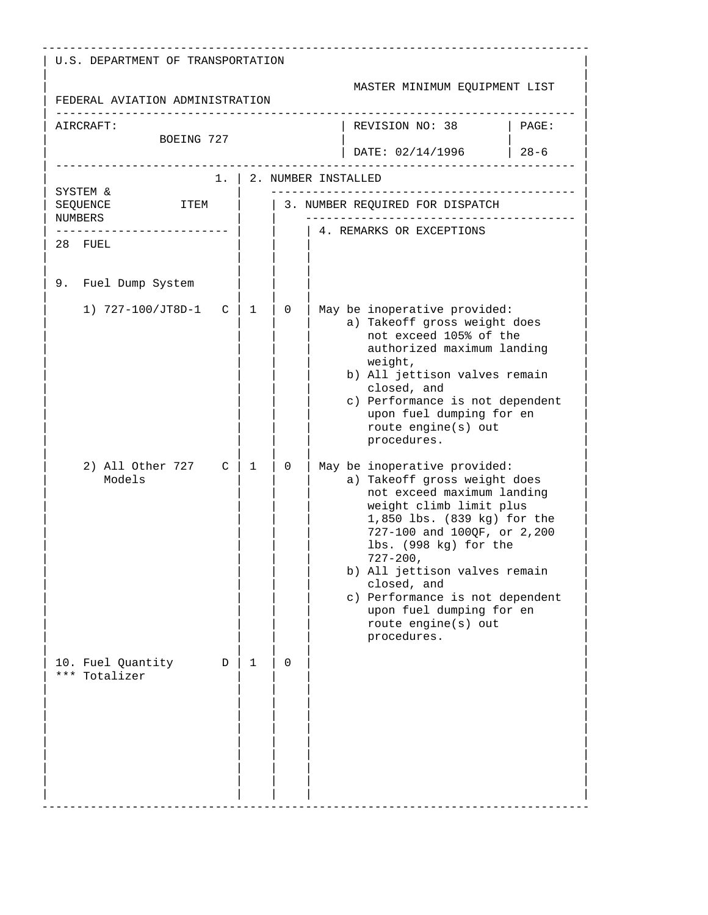U.S. DEPARTMENT OF TRANSPORTATION

FEDERAL AVIATION ADMINISTRATION

MASTER MINIMUM EQUIPMENT LIST

| AIRCRAFT: | REVISION NO: 38 | PAGE: |
|---|---|---|
| BOEING 727 | DATE: 02/14/1996 | 28-6 |

| SYSTEM & SEQUENCE NUMBERS | ITEM | 1. | 2. NUMBER INSTALLED | 3. NUMBER REQUIRED FOR DISPATCH | 4. REMARKS OR EXCEPTIONS |
|---|---|---|---|---|---|
| 28 FUEL | | | | | |
| 9. Fuel Dump System | | | | | |
| 1) 727-100/JT8D-1 | | C | 1 | 0 | May be inoperative provided: a) Takeoff gross weight does not exceed 105% of the authorized maximum landing weight, b) All jettison valves remain closed, and c) Performance is not dependent upon fuel dumping for en route engine(s) out procedures. |
| 2) All Other 727 Models | | C | 1 | 0 | May be inoperative provided: a) Takeoff gross weight does not exceed maximum landing weight climb limit plus 1,850 lbs. (839 kg) for the 727-100 and 100QF, or 2,200 lbs. (998 kg) for the 727-200, b) All jettison valves remain closed, and c) Performance is not dependent upon fuel dumping for en route engine(s) out procedures. |
| 10. Fuel Quantity *** Totalizer | | D | 1 | 0 | |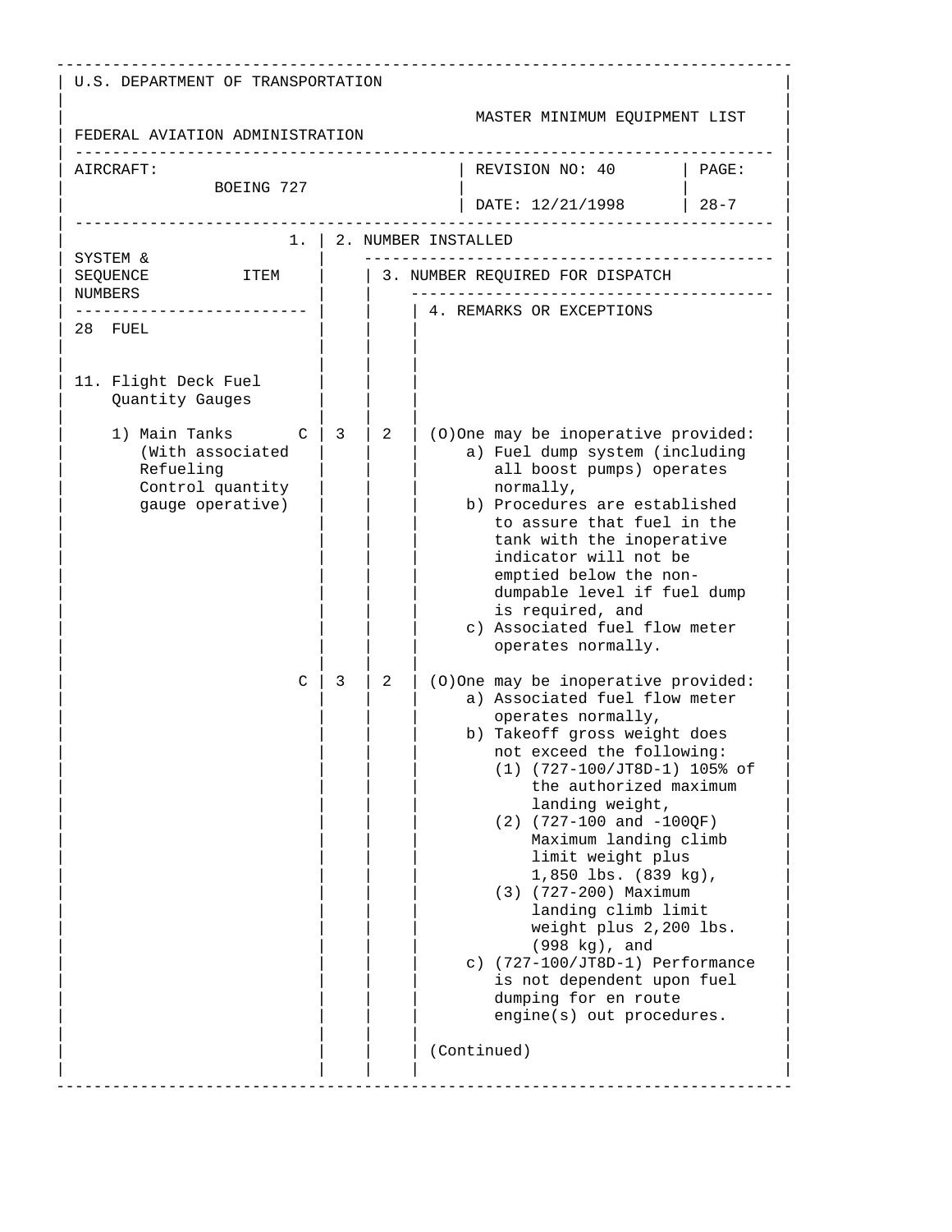U.S. DEPARTMENT OF TRANSPORTATION

FEDERAL AVIATION ADMINISTRATION

MASTER MINIMUM EQUIPMENT LIST

| AIRCRAFT: BOEING 727 | REVISION NO: 40 DATE: 12/21/1998 | PAGE: 28-7 |
|---|---|---|

| SYSTEM & SEQUENCE NUMBERS / 1. ITEM | | 2. NUMBER INSTALLED | 3. NUMBER REQUIRED FOR DISPATCH | 4. REMARKS OR EXCEPTIONS |
|---|---|---|---|---|
| 28 FUEL | | | | |
| 11. Flight Deck Fuel Quantity Gauges | | | | |
| 1) Main Tanks (With associated Refueling Control quantity gauge operative) | C | 3 | 2 | (O)One may be inoperative provided:<br>a) Fuel dump system (including all boost pumps) operates normally,<br>b) Procedures are established to assure that fuel in the tank with the inoperative indicator will not be emptied below the non-dumpable level if fuel dump is required, and<br>c) Associated fuel flow meter operates normally. |
| | C | 3 | 2 | (O)One may be inoperative provided:<br>a) Associated fuel flow meter operates normally,<br>b) Takeoff gross weight does not exceed the following:<br>(1) (727-100/JT8D-1) 105% of the authorized maximum landing weight,<br>(2) (727-100 and -100QF) Maximum landing climb limit weight plus 1,850 lbs. (839 kg),<br>(3) (727-200) Maximum landing climb limit weight plus 2,200 lbs. (998 kg), and<br>c) (727-100/JT8D-1) Performance is not dependent upon fuel dumping for en route engine(s) out procedures.<br><br>(Continued) |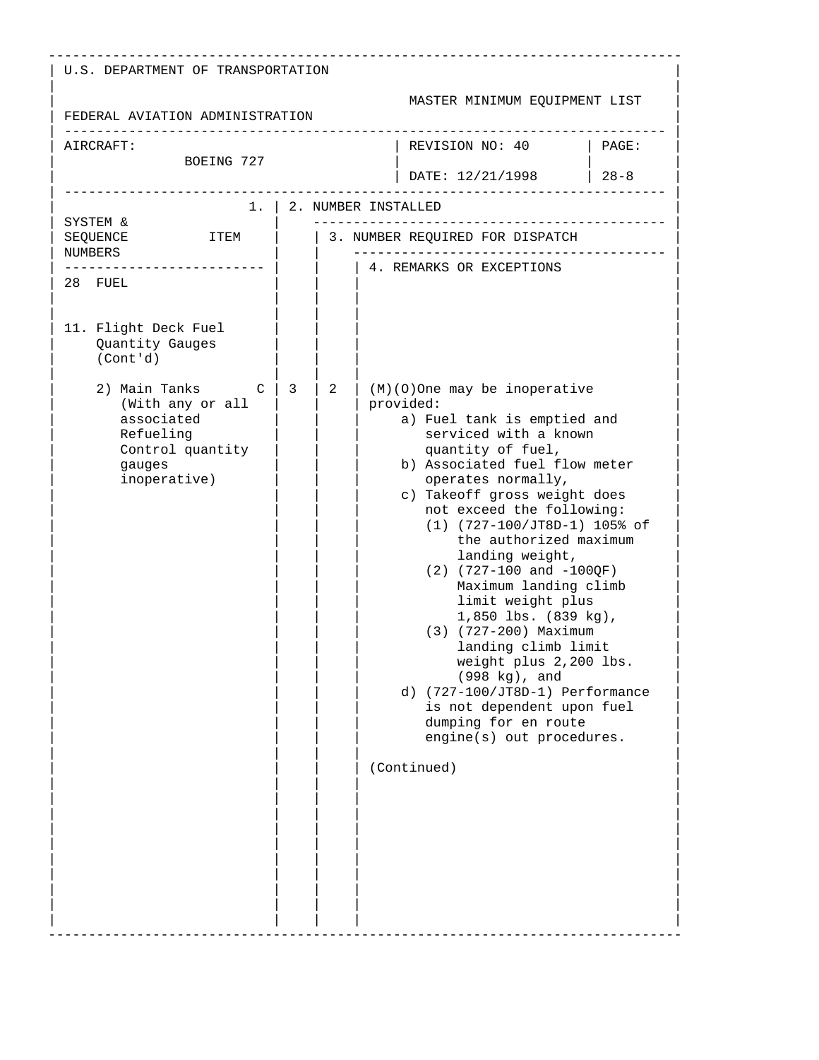U.S. DEPARTMENT OF TRANSPORTATION

FEDERAL AVIATION ADMINISTRATION

MASTER MINIMUM EQUIPMENT LIST

| AIRCRAFT: BOEING 727 | REVISION NO: 40 | PAGE: |
|---|---|---|
| | DATE: 12/21/1998 | 28-8 |

| SYSTEM & SEQUENCE NUMBERS / ITEM | 1. | 2. NUMBER INSTALLED | 3. NUMBER REQUIRED FOR DISPATCH | 4. REMARKS OR EXCEPTIONS |
|---|---|---|---|---|
| 28 FUEL | | | | |
| 11. Flight Deck Fuel Quantity Gauges (Cont'd) | | | | |
| 2) Main Tanks (With any or all associated Refueling Control quantity gauges inoperative) | C | 3 | 2 | (M)(O)One may be inoperative provided:<br>a) Fuel tank is emptied and serviced with a known quantity of fuel,<br>b) Associated fuel flow meter operates normally,<br>c) Takeoff gross weight does not exceed the following:<br>(1) (727-100/JT8D-1) 105% of the authorized maximum landing weight,<br>(2) (727-100 and -100QF) Maximum landing climb limit weight plus 1,850 lbs. (839 kg),<br>(3) (727-200) Maximum landing climb limit weight plus 2,200 lbs. (998 kg), and<br>d) (727-100/JT8D-1) Performance is not dependent upon fuel dumping for en route engine(s) out procedures.<br><br>(Continued) |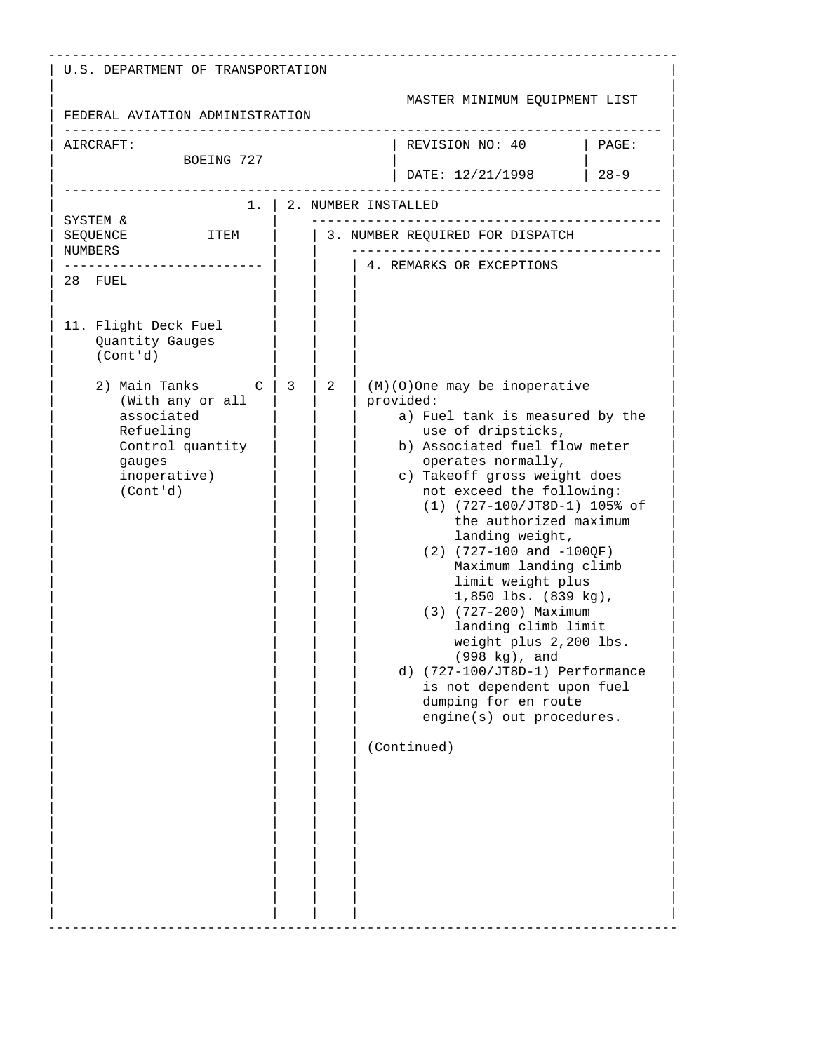U.S. DEPARTMENT OF TRANSPORTATION

FEDERAL AVIATION ADMINISTRATION

MASTER MINIMUM EQUIPMENT LIST

| AIRCRAFT: BOEING 727 | REVISION NO: 40 | PAGE: |
|---|---|---|
| | DATE: 12/21/1998 | 28-9 |

| SYSTEM & SEQUENCE NUMBERS | ITEM | 1. | 2. NUMBER INSTALLED | 3. NUMBER REQUIRED FOR DISPATCH | 4. REMARKS OR EXCEPTIONS |
|---|---|---|---|---|---|
| 28 FUEL | | | | | |
| 11. Flight Deck Fuel Quantity Gauges (Cont'd) | | | | | |
| 2) Main Tanks (With any or all associated Refueling Control quantity gauges inoperative) (Cont'd) | | C | 3 | 2 | (M)(O)One may be inoperative provided:<br>a) Fuel tank is measured by the use of dripsticks,<br>b) Associated fuel flow meter operates normally,<br>c) Takeoff gross weight does not exceed the following:<br>(1) (727-100/JT8D-1) 105% of the authorized maximum landing weight,<br>(2) (727-100 and -100QF) Maximum landing climb limit weight plus 1,850 lbs. (839 kg),<br>(3) (727-200) Maximum landing climb limit weight plus 2,200 lbs. (998 kg), and<br>d) (727-100/JT8D-1) Performance is not dependent upon fuel dumping for en route engine(s) out procedures.<br><br>(Continued) |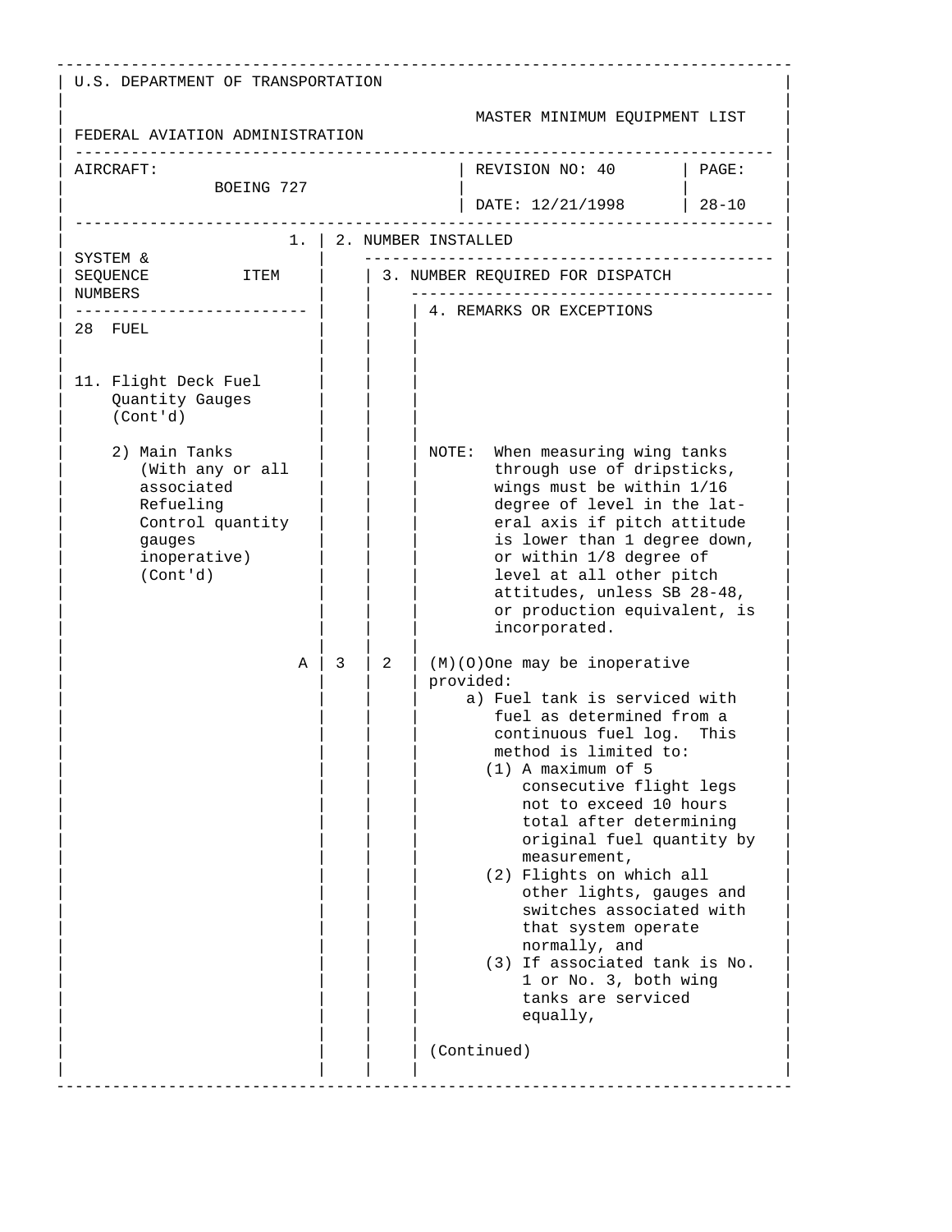U.S. DEPARTMENT OF TRANSPORTATION

FEDERAL AVIATION ADMINISTRATION

MASTER MINIMUM EQUIPMENT LIST

| AIRCRAFT: BOEING 727 | REVISION NO: 40 DATE: 12/21/1998 | PAGE: 28-10 |
|---|---|---|

| SYSTEM & SEQUENCE NUMBERS ITEM | 1. | 2. NUMBER INSTALLED | 3. NUMBER REQUIRED FOR DISPATCH | 4. REMARKS OR EXCEPTIONS |
|---|---|---|---|---|
| 28 FUEL | | | | |
| 11. Flight Deck Fuel Quantity Gauges (Cont'd) | | | | |
| 2) Main Tanks (With any or all associated Refueling Control quantity gauges inoperative) (Cont'd) | | | | NOTE: When measuring wing tanks through use of dripsticks, wings must be within 1/16 degree of level in the lateral axis if pitch attitude is lower than 1 degree down, or within 1/8 degree of level at all other pitch attitudes, unless SB 28-48, or production equivalent, is incorporated. |
| | A | 3 | 2 | (M)(O)One may be inoperative provided:<br>a) Fuel tank is serviced with fuel as determined from a continuous fuel log. This method is limited to:<br>(1) A maximum of 5 consecutive flight legs not to exceed 10 hours total after determining original fuel quantity by measurement,<br>(2) Flights on which all other lights, gauges and switches associated with that system operate normally, and<br>(3) If associated tank is No. 1 or No. 3, both wing tanks are serviced equally,<br><br>(Continued) |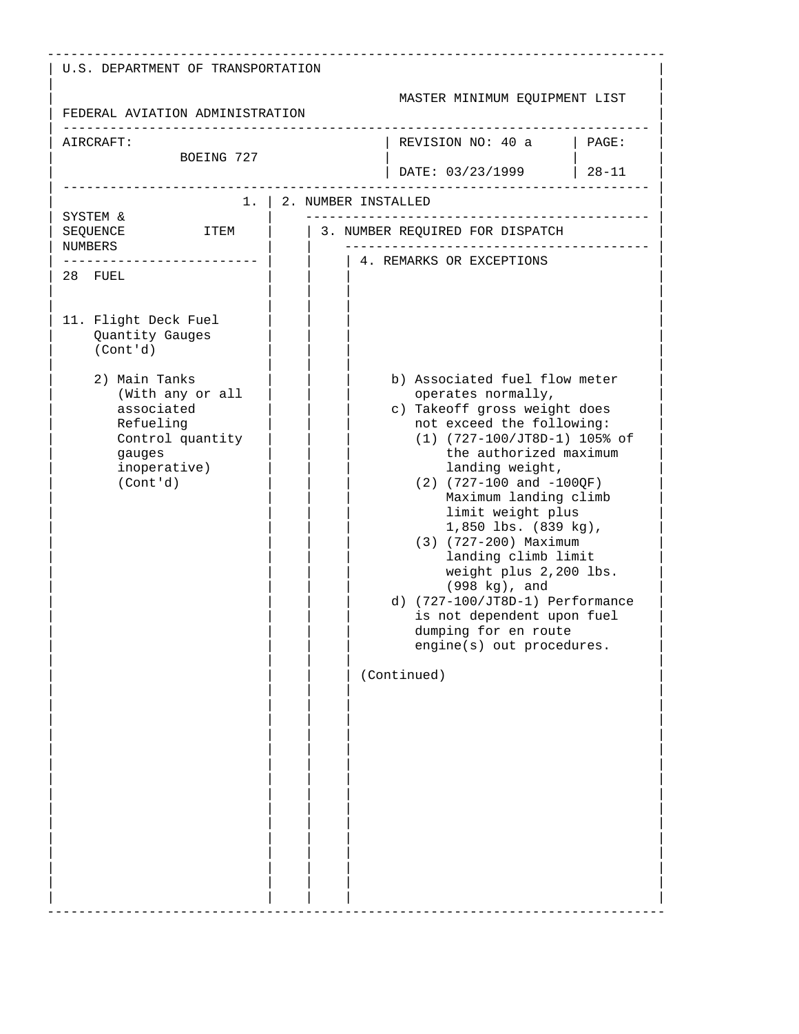U.S. DEPARTMENT OF TRANSPORTATION

FEDERAL AVIATION ADMINISTRATION

MASTER MINIMUM EQUIPMENT LIST

| AIRCRAFT: BOEING 727 | REVISION NO: 40 a | PAGE: |
|---|---|---|
| | DATE: 03/23/1999 | 28-11 |

| SYSTEM & SEQUENCE NUMBERS ITEM | 1. | 2. NUMBER INSTALLED | 3. NUMBER REQUIRED FOR DISPATCH | 4. REMARKS OR EXCEPTIONS |
|---|---|---|---|---|
| 28 FUEL | | | | |
| 11. Flight Deck Fuel Quantity Gauges (Cont'd) | | | | |
| 2) Main Tanks (With any or all associated Refueling Control quantity gauges inoperative) (Cont'd) | | | | b) Associated fuel flow meter operates normally,<br>c) Takeoff gross weight does not exceed the following:<br>(1) (727-100/JT8D-1) 105% of the authorized maximum landing weight,<br>(2) (727-100 and -100QF) Maximum landing climb limit weight plus 1,850 lbs. (839 kg),<br>(3) (727-200) Maximum landing climb limit weight plus 2,200 lbs. (998 kg), and<br>d) (727-100/JT8D-1) Performance is not dependent upon fuel dumping for en route engine(s) out procedures.<br><br>(Continued) |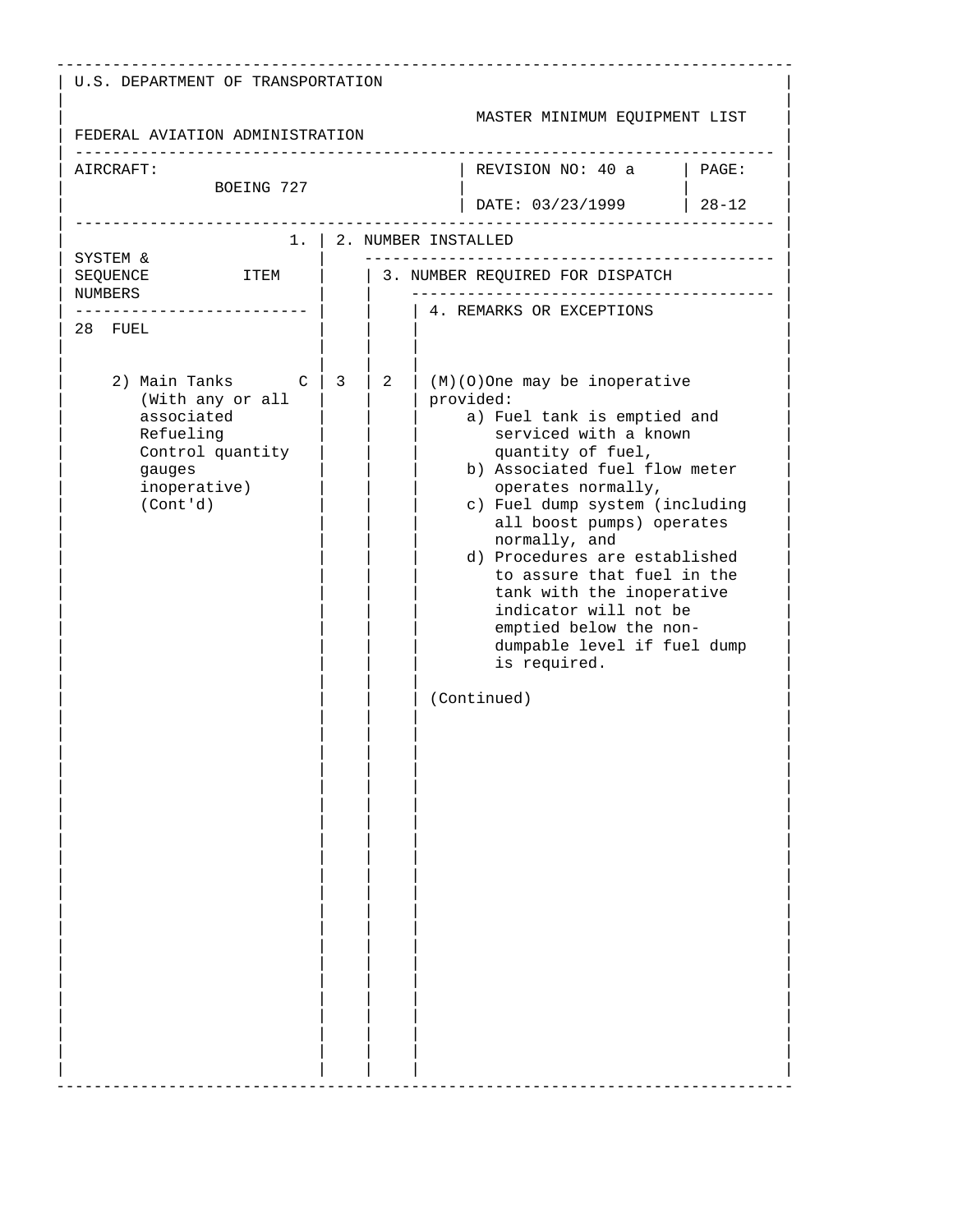U.S. DEPARTMENT OF TRANSPORTATION

FEDERAL AVIATION ADMINISTRATION

MASTER MINIMUM EQUIPMENT LIST

| AIRCRAFT: BOEING 727 | REVISION NO: 40 a | PAGE: |
|---|---|---|
| | DATE: 03/23/1999 | 28-12 |

| 1. SYSTEM & SEQUENCE NUMBERS / ITEM | | 2. NUMBER INSTALLED | 3. NUMBER REQUIRED FOR DISPATCH | 4. REMARKS OR EXCEPTIONS |
|---|---|---|---|---|
| 28 FUEL | | | | |
| 2) Main Tanks (With any or all associated Refueling Control quantity gauges inoperative) (Cont'd) | C | 3 | 2 | (M)(O)One may be inoperative provided:<br>a) Fuel tank is emptied and serviced with a known quantity of fuel,<br>b) Associated fuel flow meter operates normally,<br>c) Fuel dump system (including all boost pumps) operates normally, and<br>d) Procedures are established to assure that fuel in the tank with the inoperative indicator will not be emptied below the non-dumpable level if fuel dump is required.<br><br>(Continued) |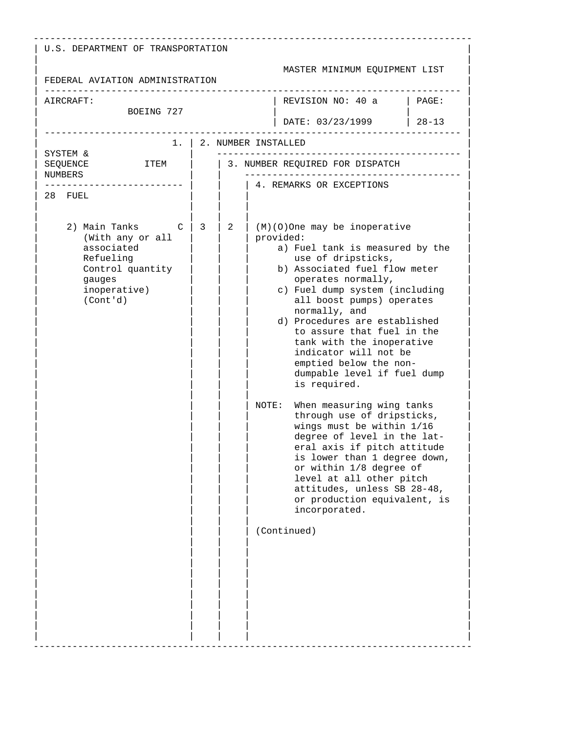U.S. DEPARTMENT OF TRANSPORTATION

FEDERAL AVIATION ADMINISTRATION

MASTER MINIMUM EQUIPMENT LIST

| AIRCRAFT: BOEING 727 | REVISION NO: 40 a | PAGE: |
|---|---|---|
| | DATE: 03/23/1999 | 28-13 |

| SYSTEM & SEQUENCE NUMBERS / 1. ITEM | | 2. NUMBER INSTALLED | 3. NUMBER REQUIRED FOR DISPATCH | 4. REMARKS OR EXCEPTIONS |
|---|---|---|---|---|
| 28 FUEL | | | | |
| 2) Main Tanks (With any or all associated Refueling Control quantity gauges inoperative) (Cont'd) | C | 3 | 2 | (M)(O)One may be inoperative provided:<br>a) Fuel tank is measured by the use of dripsticks,<br>b) Associated fuel flow meter operates normally,<br>c) Fuel dump system (including all boost pumps) operates normally, and<br>d) Procedures are established to assure that fuel in the tank with the inoperative indicator will not be emptied below the non-dumpable level if fuel dump is required.<br><br>NOTE: When measuring wing tanks through use of dripsticks, wings must be within 1/16 degree of level in the lateral axis if pitch attitude is lower than 1 degree down, or within 1/8 degree of level at all other pitch attitudes, unless SB 28-48, or production equivalent, is incorporated.<br><br>(Continued) |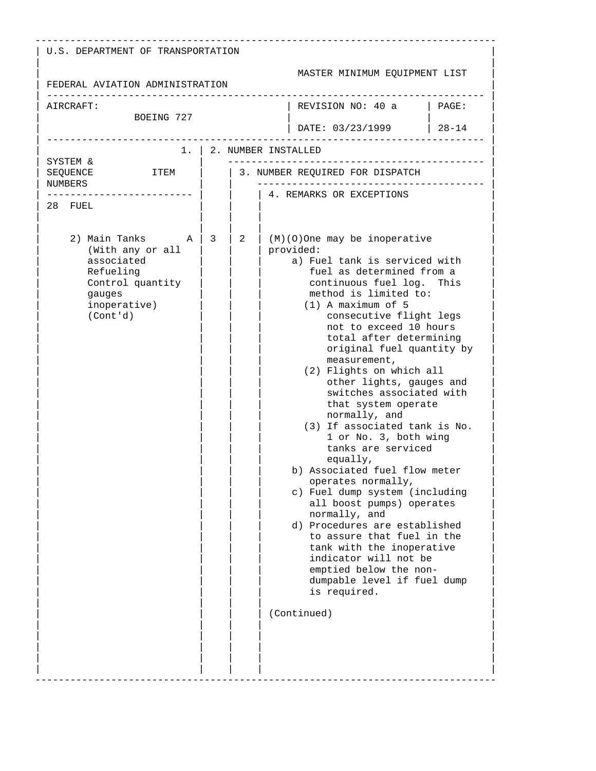U.S. DEPARTMENT OF TRANSPORTATION

FEDERAL AVIATION ADMINISTRATION

MASTER MINIMUM EQUIPMENT LIST

| AIRCRAFT: BOEING 727 | REVISION NO: 40 a | PAGE: |
|---|---|---|
| | DATE: 03/23/1999 | 28-14 |

| SYSTEM & SEQUENCE NUMBERS / ITEM | 1. | 2. NUMBER INSTALLED | 3. NUMBER REQUIRED FOR DISPATCH | 4. REMARKS OR EXCEPTIONS |
|---|---|---|---|---|
| 28 FUEL | | | | |
| 2) Main Tanks (With any or all associated Refueling Control quantity gauges inoperative) (Cont'd) | A | 3 | 2 | (M)(O)One may be inoperative provided:<br>a) Fuel tank is serviced with fuel as determined from a continuous fuel log. This method is limited to:<br>(1) A maximum of 5 consecutive flight legs not to exceed 10 hours total after determining original fuel quantity by measurement,<br>(2) Flights on which all other lights, gauges and switches associated with that system operate normally, and<br>(3) If associated tank is No. 1 or No. 3, both wing tanks are serviced equally,<br>b) Associated fuel flow meter operates normally,<br>c) Fuel dump system (including all boost pumps) operates normally, and<br>d) Procedures are established to assure that fuel in the tank with the inoperative indicator will not be emptied below the non-dumpable level if fuel dump is required.<br><br>(Continued) |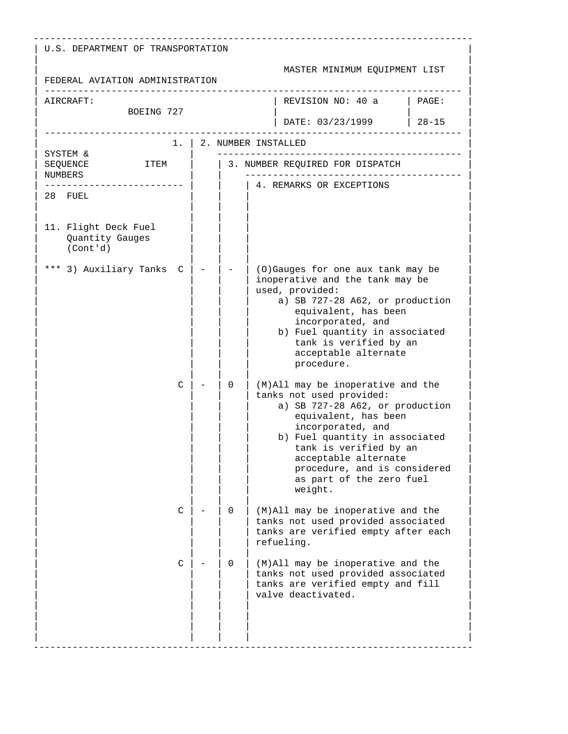U.S. DEPARTMENT OF TRANSPORTATION

FEDERAL AVIATION ADMINISTRATION

MASTER MINIMUM EQUIPMENT LIST

| AIRCRAFT: | REVISION NO: 40 a | PAGE: |
|---|---|---|
| BOEING 727 | DATE: 03/23/1999 | 28-15 |

| SYSTEM & SEQUENCE NUMBERS ITEM | 1. | 2. NUMBER INSTALLED | 3. NUMBER REQUIRED FOR DISPATCH | 4. REMARKS OR EXCEPTIONS |
|---|---|---|---|---|
| 28 FUEL | | | | |
| 11. Flight Deck Fuel Quantity Gauges (Cont'd) | | | | |
| *** 3) Auxiliary Tanks | C | - | - | (O)Gauges for one aux tank may be inoperative and the tank may be used, provided:<br>a) SB 727-28 A62, or production equivalent, has been incorporated, and<br>b) Fuel quantity in associated tank is verified by an acceptable alternate procedure. |
| | C | - | 0 | (M)All may be inoperative and the tanks not used provided:<br>a) SB 727-28 A62, or production equivalent, has been incorporated, and<br>b) Fuel quantity in associated tank is verified by an acceptable alternate procedure, and is considered as part of the zero fuel weight. |
| | C | - | 0 | (M)All may be inoperative and the tanks not used provided associated tanks are verified empty after each refueling. |
| | C | - | 0 | (M)All may be inoperative and the tanks not used provided associated tanks are verified empty and fill valve deactivated. |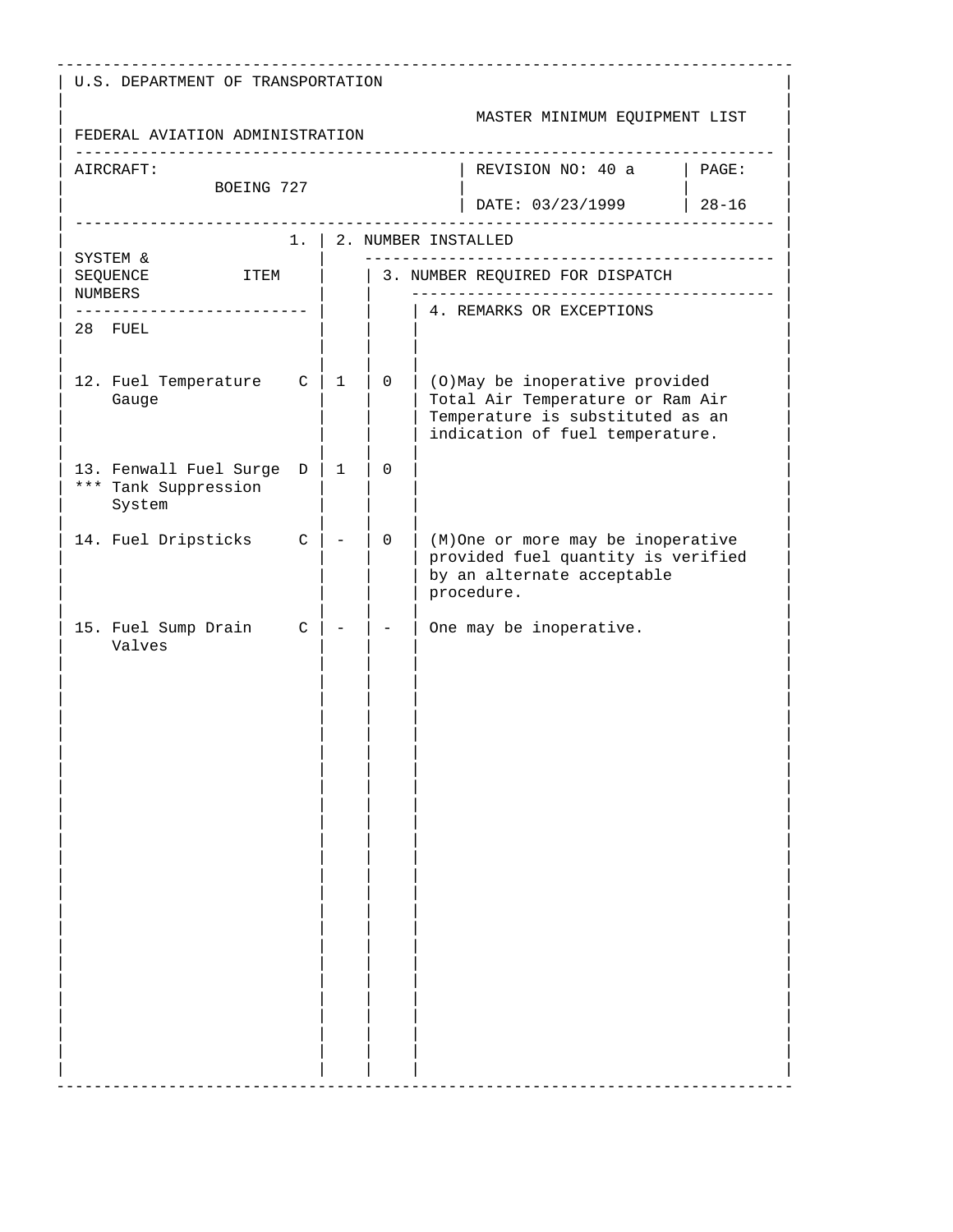U.S. DEPARTMENT OF TRANSPORTATION

FEDERAL AVIATION ADMINISTRATION

MASTER MINIMUM EQUIPMENT LIST

| AIRCRAFT: BOEING 727 | REVISION NO: 40 a<br>DATE: 03/23/1999 | PAGE: 28-16 |
|---|---|---|

| SYSTEM & SEQUENCE NUMBERS ITEM | | 1. 2. NUMBER INSTALLED | 3. NUMBER REQUIRED FOR DISPATCH | 4. REMARKS OR EXCEPTIONS |
|---|---|---|---|---|
| 28 FUEL | | | | |
| 12. Fuel Temperature Gauge | C | 1 | 0 | (O)May be inoperative provided Total Air Temperature or Ram Air Temperature is substituted as an indication of fuel temperature. |
| 13. Fenwall Fuel Surge *** Tank Suppression System | D | 1 | 0 | |
| 14. Fuel Dripsticks | C | - | 0 | (M)One or more may be inoperative provided fuel quantity is verified by an alternate acceptable procedure. |
| 15. Fuel Sump Drain Valves | C | - | - | One may be inoperative. |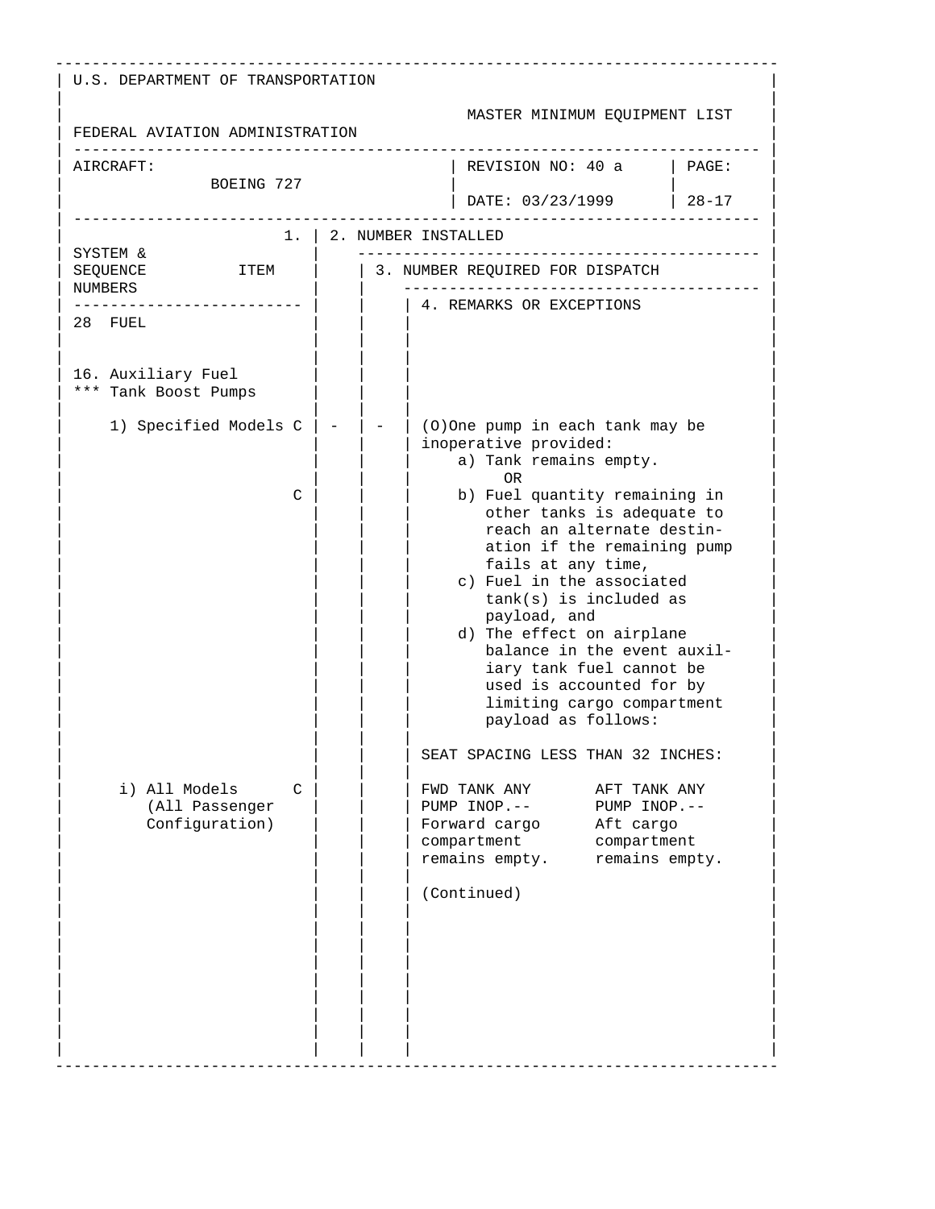U.S. DEPARTMENT OF TRANSPORTATION

FEDERAL AVIATION ADMINISTRATION

MASTER MINIMUM EQUIPMENT LIST

| AIRCRAFT: BOEING 727 | REVISION NO: 40 a | PAGE: |
|---|---|---|
| | DATE: 03/23/1999 | 28-17 |

| SYSTEM & SEQUENCE NUMBERS / 1. ITEM | 2. NUMBER INSTALLED | 3. NUMBER REQUIRED FOR DISPATCH | 4. REMARKS OR EXCEPTIONS |
|---|---|---|---|
| 28 FUEL | | | |
| 16. Auxiliary Fuel *** Tank Boost Pumps | | | |
| 1) Specified Models C | - | - | (O)One pump in each tank may be inoperative provided:<br>a) Tank remains empty.<br>OR |
| C | | | b) Fuel quantity remaining in other tanks is adequate to reach an alternate destination if the remaining pump fails at any time,<br>c) Fuel in the associated tank(s) is included as payload, and<br>d) The effect on airplane balance in the event auxiliary tank fuel cannot be used is accounted for by limiting cargo compartment payload as follows:<br><br>SEAT SPACING LESS THAN 32 INCHES: |
| i) All Models (All Passenger Configuration) C | | | FWD TANK ANY PUMP INOP.-- Forward cargo compartment remains empty.<br>AFT TANK ANY PUMP INOP.-- Aft cargo compartment remains empty.<br><br>(Continued) |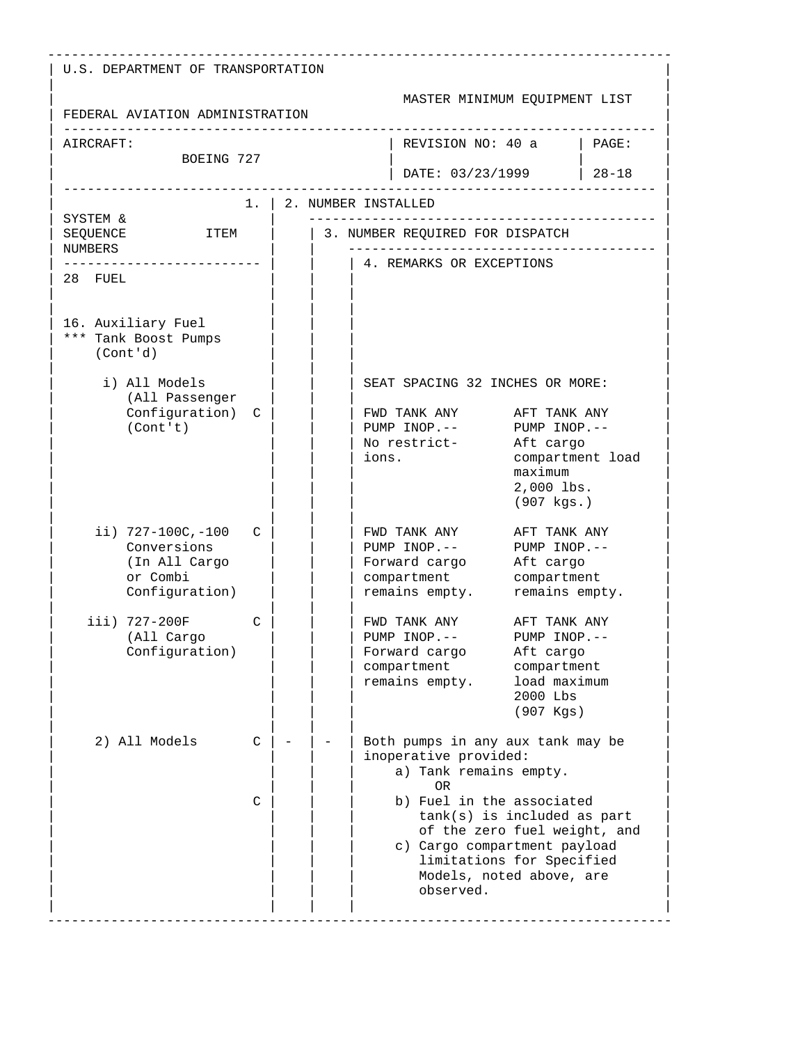U.S. DEPARTMENT OF TRANSPORTATION

FEDERAL AVIATION ADMINISTRATION

MASTER MINIMUM EQUIPMENT LIST

| AIRCRAFT: BOEING 727 | REVISION NO: 40 a | PAGE: |
|---|---|---|
| | DATE: 03/23/1999 | 28-18 |

| SYSTEM & SEQUENCE NUMBERS ITEM | 1. | 2. NUMBER INSTALLED | 3. NUMBER REQUIRED FOR DISPATCH | 4. REMARKS OR EXCEPTIONS |
|---|---|---|---|---|
| 28 FUEL | | | | |
| 16. Auxiliary Fuel *** Tank Boost Pumps (Cont'd) | | | | |
| i) All Models (All Passenger Configuration) (Cont't) | C | | | SEAT SPACING 32 INCHES OR MORE:<br><br>FWD TANK ANY PUMP INOP.-- No restrictions.<br><br>AFT TANK ANY PUMP INOP.-- Aft cargo compartment load maximum 2,000 lbs. (907 kgs.) |
| ii) 727-100C,-100 Conversions (In All Cargo or Combi Configuration) | C | | | FWD TANK ANY PUMP INOP.-- Forward cargo compartment remains empty.<br><br>AFT TANK ANY PUMP INOP.-- Aft cargo compartment remains empty. |
| iii) 727-200F (All Cargo Configuration) | C | | | FWD TANK ANY PUMP INOP.-- Forward cargo compartment remains empty.<br><br>AFT TANK ANY PUMP INOP.-- Aft cargo compartment load maximum 2000 Lbs (907 Kgs) |
| 2) All Models | C | - | - | Both pumps in any aux tank may be inoperative provided:<br>a) Tank remains empty.<br>OR |
| | C | | | b) Fuel in the associated tank(s) is included as part of the zero fuel weight, and<br>c) Cargo compartment payload limitations for Specified Models, noted above, are observed. |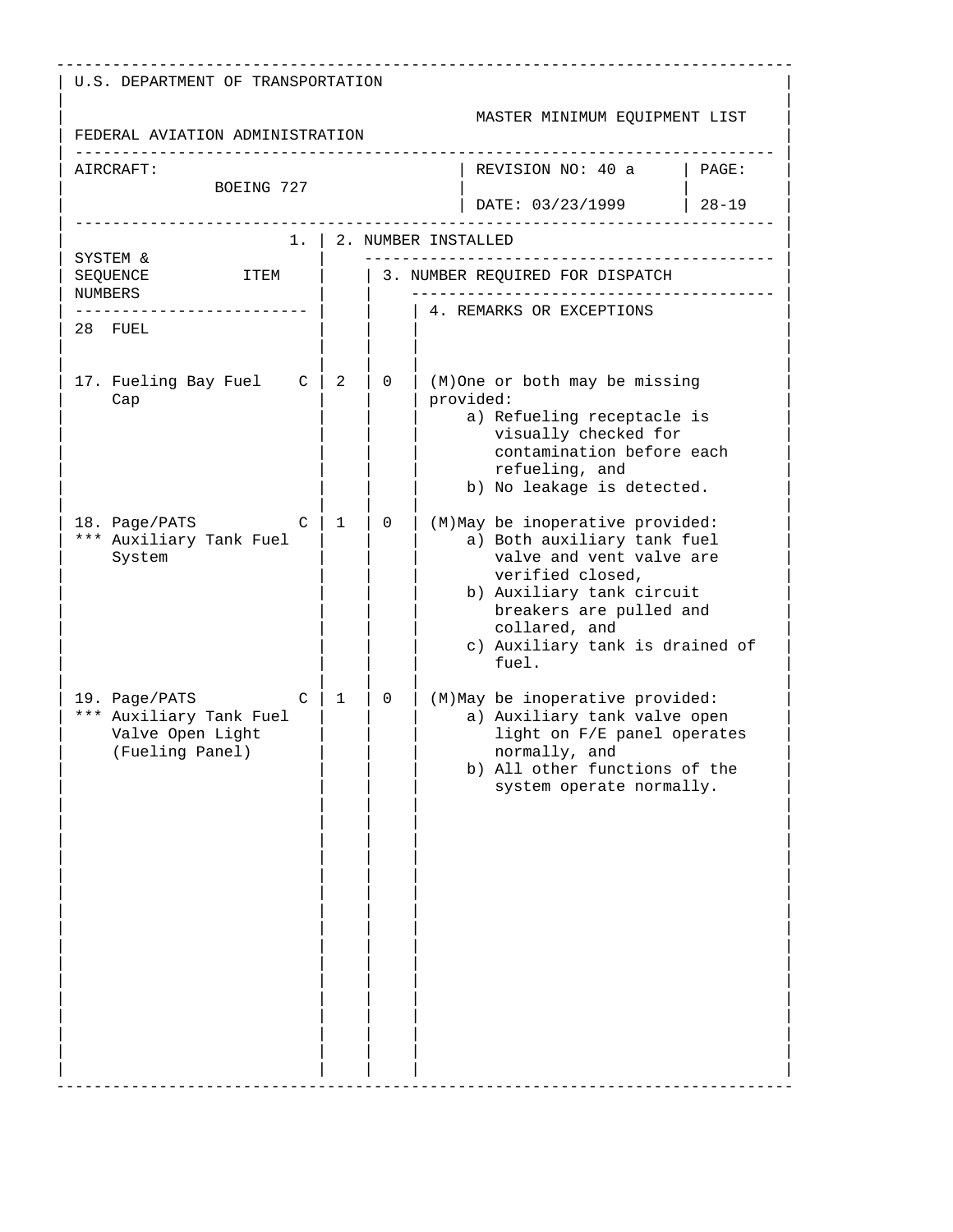U.S. DEPARTMENT OF TRANSPORTATION

FEDERAL AVIATION ADMINISTRATION

MASTER MINIMUM EQUIPMENT LIST

| AIRCRAFT: BOEING 727 | REVISION NO: 40 a | PAGE: |
|---|---|---|
| | DATE: 03/23/1999 | 28-19 |

| SYSTEM & SEQUENCE NUMBERS / ITEM | 1. | 2. NUMBER INSTALLED | 3. NUMBER REQUIRED FOR DISPATCH | 4. REMARKS OR EXCEPTIONS |
|---|---|---|---|---|
| 28 FUEL | | | | |
| 17. Fueling Bay Fuel Cap | C | 2 | 0 | (M)One or both may be missing provided: a) Refueling receptacle is visually checked for contamination before each refueling, and b) No leakage is detected. |
| 18. Page/PATS *** Auxiliary Tank Fuel System | C | 1 | 0 | (M)May be inoperative provided: a) Both auxiliary tank fuel valve and vent valve are verified closed, b) Auxiliary tank circuit breakers are pulled and collared, and c) Auxiliary tank is drained of fuel. |
| 19. Page/PATS *** Auxiliary Tank Fuel Valve Open Light (Fueling Panel) | C | 1 | 0 | (M)May be inoperative provided: a) Auxiliary tank valve open light on F/E panel operates normally, and b) All other functions of the system operate normally. |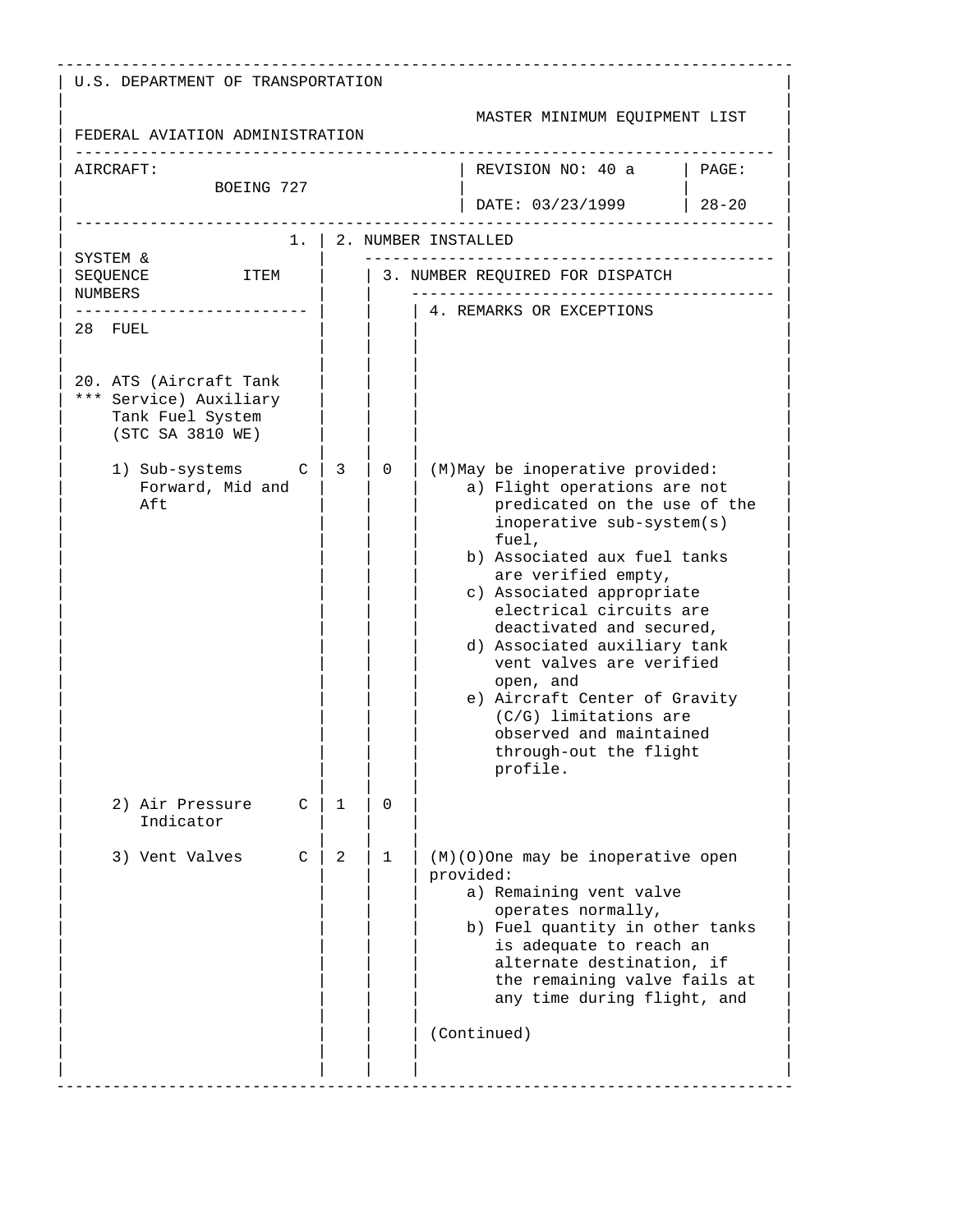U.S. DEPARTMENT OF TRANSPORTATION

FEDERAL AVIATION ADMINISTRATION

MASTER MINIMUM EQUIPMENT LIST

AIRCRAFT: BOEING 727

REVISION NO: 40 a

DATE: 03/23/1999

PAGE: 28-20

| 1. SYSTEM & SEQUENCE NUMBERS ITEM | | 2. NUMBER INSTALLED | 3. NUMBER REQUIRED FOR DISPATCH | 4. REMARKS OR EXCEPTIONS |
|---|---|---|---|---|
| 28 FUEL | | | | |
| 20. ATS (Aircraft Tank *** Service) Auxiliary Tank Fuel System (STC SA 3810 WE) | | | | |
| 1) Sub-systems Forward, Mid and Aft | C | 3 | 0 | (M)May be inoperative provided:<br>a) Flight operations are not predicated on the use of the inoperative sub-system(s) fuel,<br>b) Associated aux fuel tanks are verified empty,<br>c) Associated appropriate electrical circuits are deactivated and secured,<br>d) Associated auxiliary tank vent valves are verified open, and<br>e) Aircraft Center of Gravity (C/G) limitations are observed and maintained through-out the flight profile. |
| 2) Air Pressure Indicator | C | 1 | 0 | |
| 3) Vent Valves | C | 2 | 1 | (M)(O)One may be inoperative open provided:<br>a) Remaining vent valve operates normally,<br>b) Fuel quantity in other tanks is adequate to reach an alternate destination, if the remaining valve fails at any time during flight, and<br><br>(Continued) |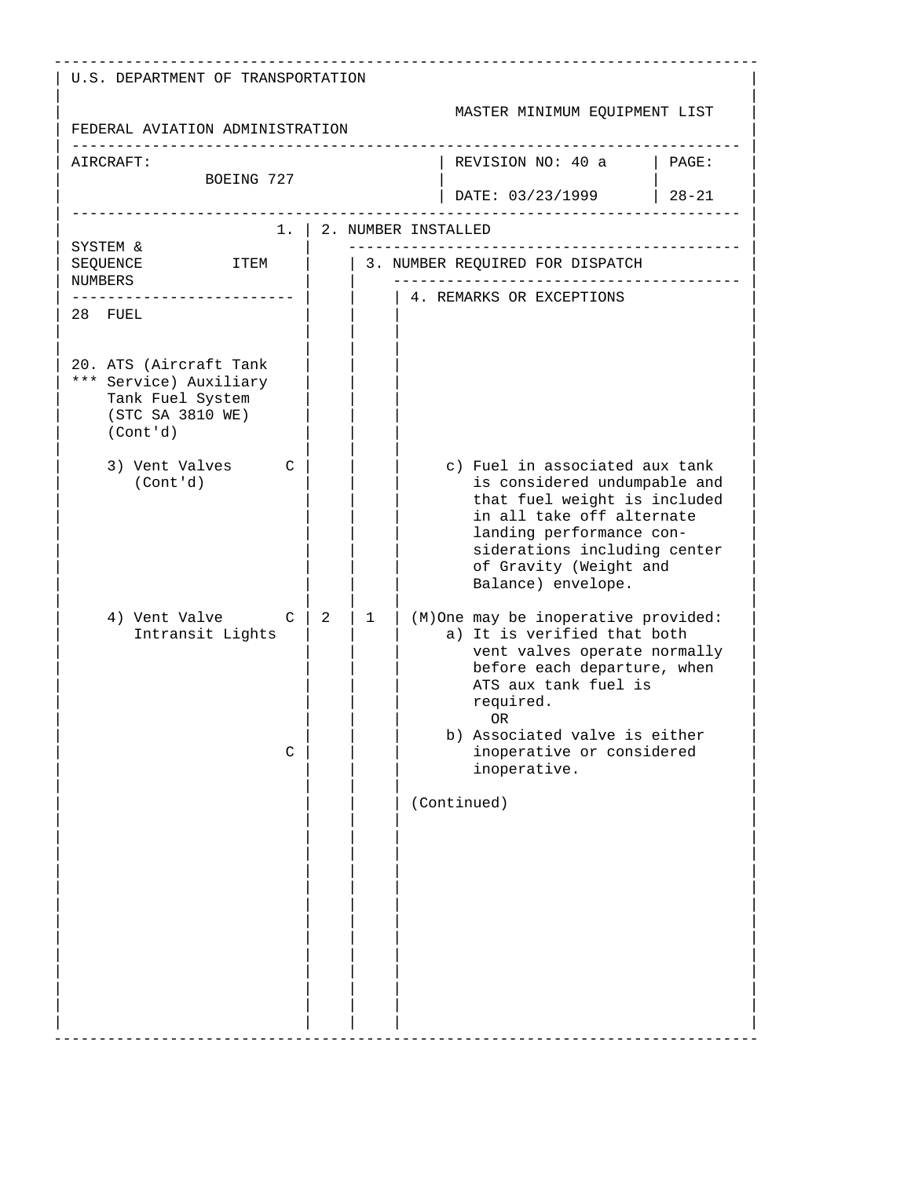U.S. DEPARTMENT OF TRANSPORTATION

FEDERAL AVIATION ADMINISTRATION

MASTER MINIMUM EQUIPMENT LIST

| AIRCRAFT: BOEING 727 | REVISION NO: 40 a | PAGE: |
|---|---|---|
| | DATE: 03/23/1999 | 28-21 |

| 1. SYSTEM & SEQUENCE NUMBERS ITEM | | 2. NUMBER INSTALLED | 3. NUMBER REQUIRED FOR DISPATCH | 4. REMARKS OR EXCEPTIONS |
|---|---|---|---|---|
| 28 FUEL | | | | |
| 20. ATS (Aircraft Tank *** Service) Auxiliary Tank Fuel System (STC SA 3810 WE) (Cont'd) | | | | |
| 3) Vent Valves (Cont'd) | C | | | c) Fuel in associated aux tank is considered undumpable and that fuel weight is included in all take off alternate landing performance considerations including center of Gravity (Weight and Balance) envelope. |
| 4) Vent Valve Intransit Lights | C | 2 | 1 | (M)One may be inoperative provided:<br>a) It is verified that both vent valves operate normally before each departure, when ATS aux tank fuel is required.<br>OR |
| | C | | | b) Associated valve is either inoperative or considered inoperative.<br><br>(Continued) |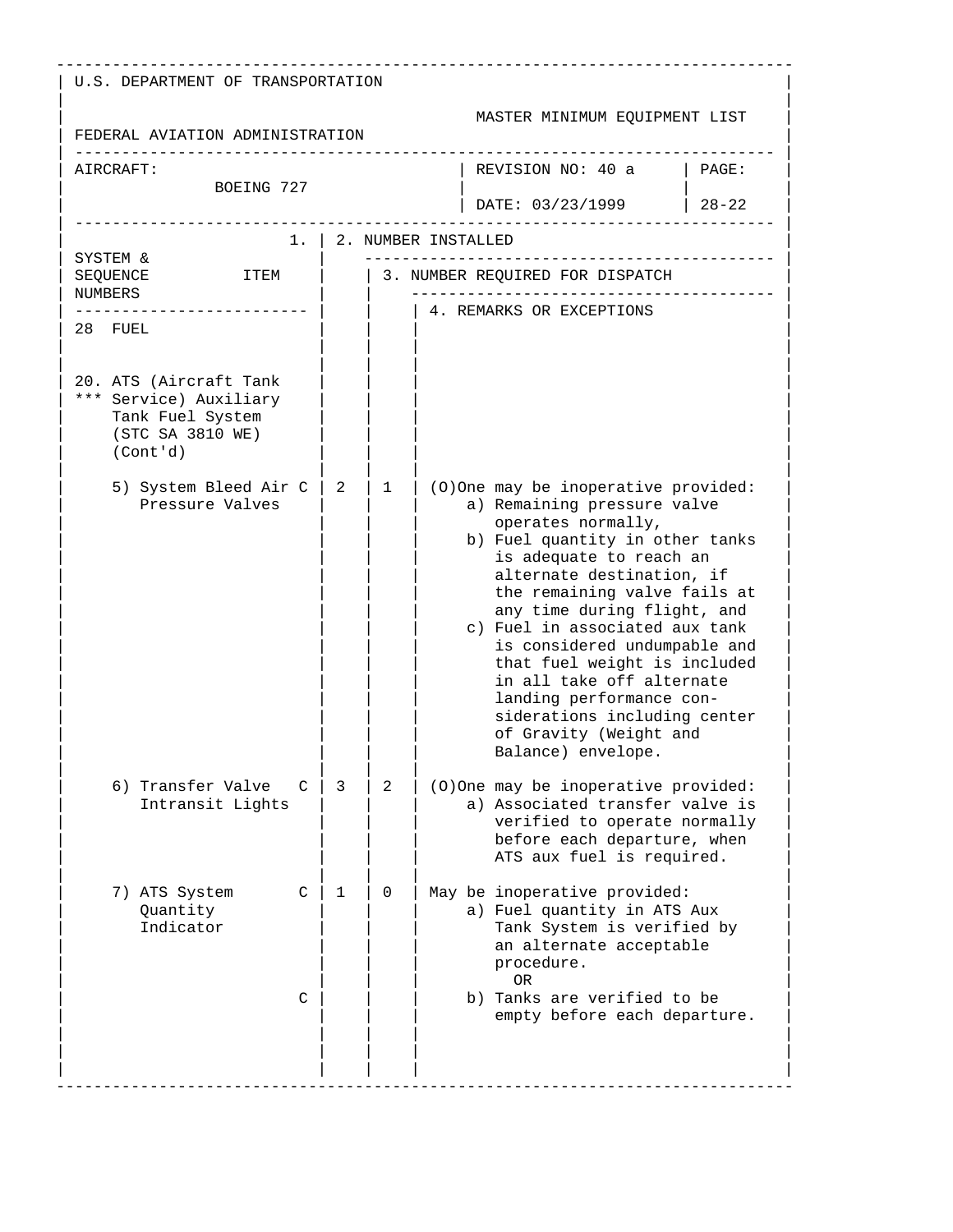U.S. DEPARTMENT OF TRANSPORTATION

FEDERAL AVIATION ADMINISTRATION

MASTER MINIMUM EQUIPMENT LIST

| AIRCRAFT: BOEING 727 | REVISION NO: 40 a | PAGE: |
|---|---|---|
| | DATE: 03/23/1999 | 28-22 |

| SYSTEM & SEQUENCE NUMBERS / 1. ITEM | | 2. NUMBER INSTALLED | 3. NUMBER REQUIRED FOR DISPATCH | 4. REMARKS OR EXCEPTIONS |
|---|---|---|---|---|
| 28 FUEL | | | | |
| 20. ATS (Aircraft Tank *** Service) Auxiliary Tank Fuel System (STC SA 3810 WE) (Cont'd) | | | | |
| 5) System Bleed Air Pressure Valves | C | 2 | 1 | (O)One may be inoperative provided: a) Remaining pressure valve operates normally, b) Fuel quantity in other tanks is adequate to reach an alternate destination, if the remaining valve fails at any time during flight, and c) Fuel in associated aux tank is considered undumpable and that fuel weight is included in all take off alternate landing performance considerations including center of Gravity (Weight and Balance) envelope. |
| 6) Transfer Valve Intransit Lights | C | 3 | 2 | (O)One may be inoperative provided: a) Associated transfer valve is verified to operate normally before each departure, when ATS aux fuel is required. |
| 7) ATS System Quantity Indicator | C | 1 | 0 | May be inoperative provided: a) Fuel quantity in ATS Aux Tank System is verified by an alternate acceptable procedure. OR |
| | C | | | b) Tanks are verified to be empty before each departure. |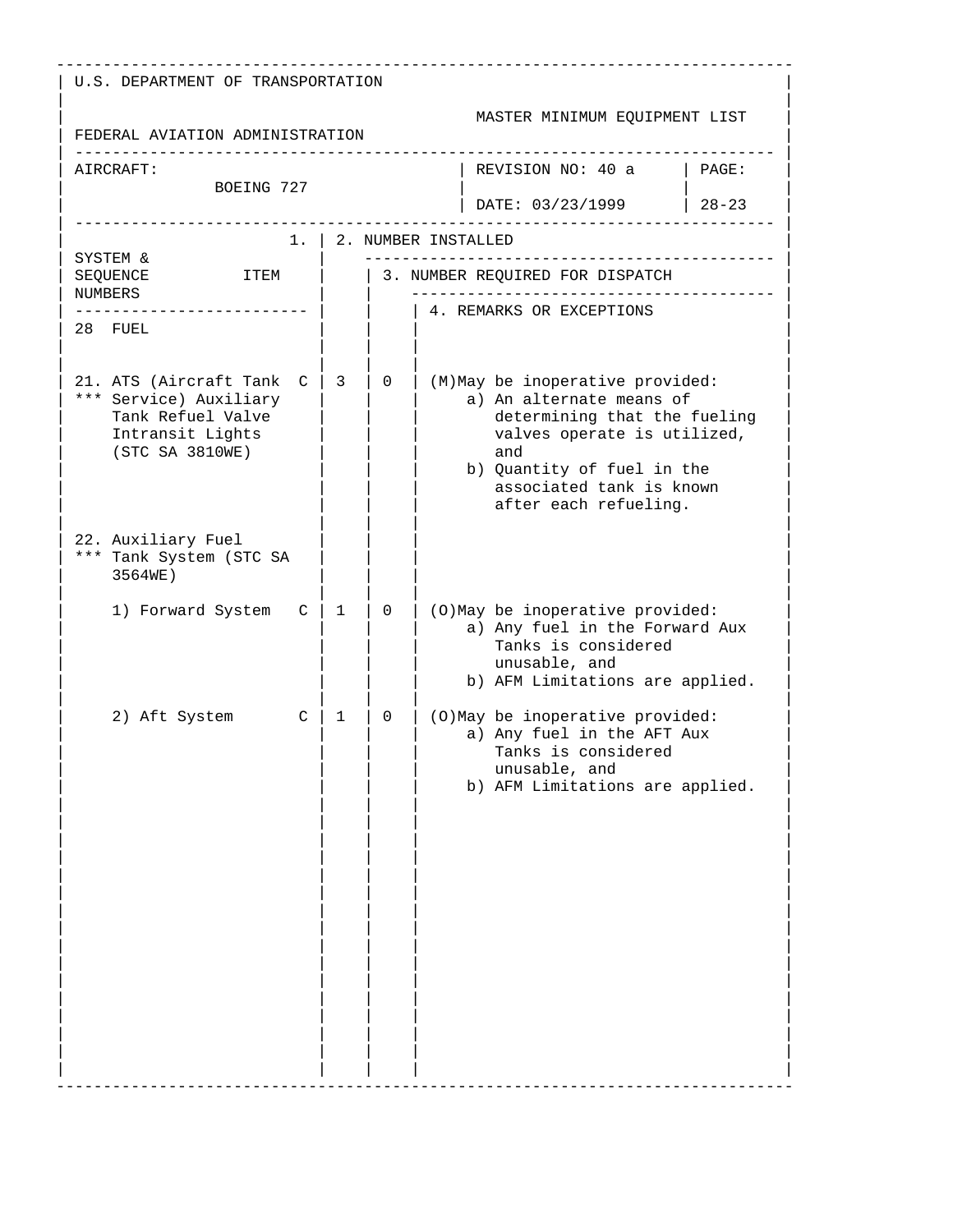U.S. DEPARTMENT OF TRANSPORTATION

FEDERAL AVIATION ADMINISTRATION

MASTER MINIMUM EQUIPMENT LIST

| AIRCRAFT: BOEING 727 | REVISION NO: 40 a | PAGE: |
|---|---|---|
| | DATE: 03/23/1999 | 28-23 |

| SYSTEM & SEQUENCE NUMBERS / 1. ITEM | | 2. NUMBER INSTALLED | 3. NUMBER REQUIRED FOR DISPATCH | 4. REMARKS OR EXCEPTIONS |
|---|---|---|---|---|
| 28 FUEL | | | | |
| 21. ATS (Aircraft Tank Service) Auxiliary Tank Refuel Valve Intransit Lights (STC SA 3810WE) *** | C | 3 | 0 | (M)May be inoperative provided: a) An alternate means of determining that the fueling valves operate is utilized, and b) Quantity of fuel in the associated tank is known after each refueling. |
| 22. Auxiliary Fuel Tank System (STC SA 3564WE) *** | | | | |
| 1) Forward System | C | 1 | 0 | (O)May be inoperative provided: a) Any fuel in the Forward Aux Tanks is considered unusable, and b) AFM Limitations are applied. |
| 2) Aft System | C | 1 | 0 | (O)May be inoperative provided: a) Any fuel in the AFT Aux Tanks is considered unusable, and b) AFM Limitations are applied. |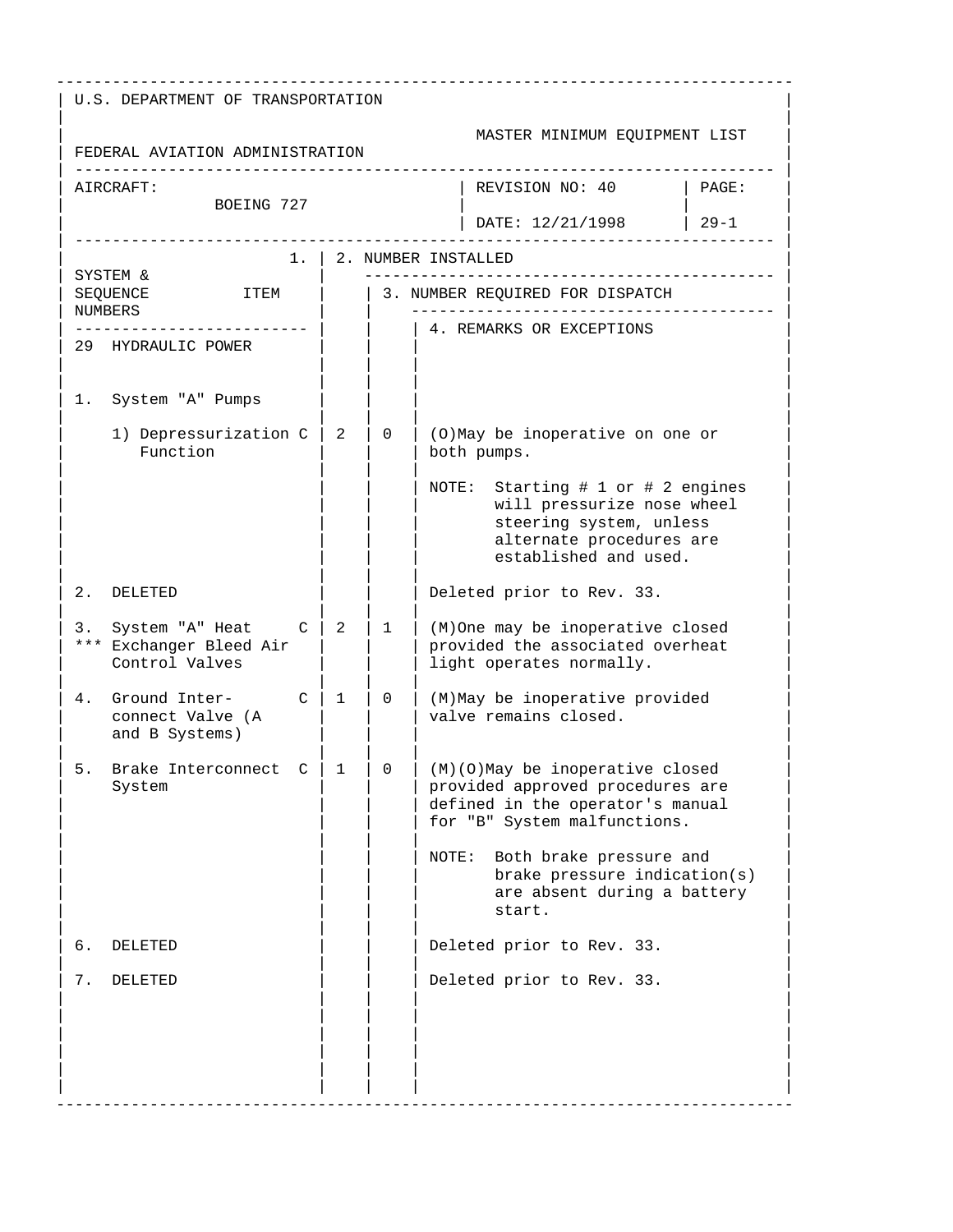U.S. DEPARTMENT OF TRANSPORTATION

FEDERAL AVIATION ADMINISTRATION

MASTER MINIMUM EQUIPMENT LIST

| AIRCRAFT: BOEING 727 | REVISION NO: 40 | PAGE: |
|---|---|---|
| | DATE: 12/21/1998 | 29-1 |

| SYSTEM & SEQUENCE NUMBERS / ITEM | | 1. | 2. NUMBER INSTALLED | 3. NUMBER REQUIRED FOR DISPATCH | 4. REMARKS OR EXCEPTIONS |
|---|---|---|---|---|---|
| 29 HYDRAULIC POWER | | | | | |
| 1. System "A" Pumps | | | | | |
| 1) Depressurization Function | | C | 2 | 0 | (O)May be inoperative on one or both pumps.<br><br>NOTE: Starting # 1 or # 2 engines will pressurize nose wheel steering system, unless alternate procedures are established and used. |
| 2. DELETED | | | | | Deleted prior to Rev. 33. |
| 3. System "A" Heat Exchanger Bleed Air Control Valves | *** | C | 2 | 1 | (M)One may be inoperative closed provided the associated overheat light operates normally. |
| 4. Ground Inter-connect Valve (A and B Systems) | | C | 1 | 0 | (M)May be inoperative provided valve remains closed. |
| 5. Brake Interconnect System | | C | 1 | 0 | (M)(O)May be inoperative closed provided approved procedures are defined in the operator's manual for "B" System malfunctions.<br><br>NOTE: Both brake pressure and brake pressure indication(s) are absent during a battery start. |
| 6. DELETED | | | | | Deleted prior to Rev. 33. |
| 7. DELETED | | | | | Deleted prior to Rev. 33. |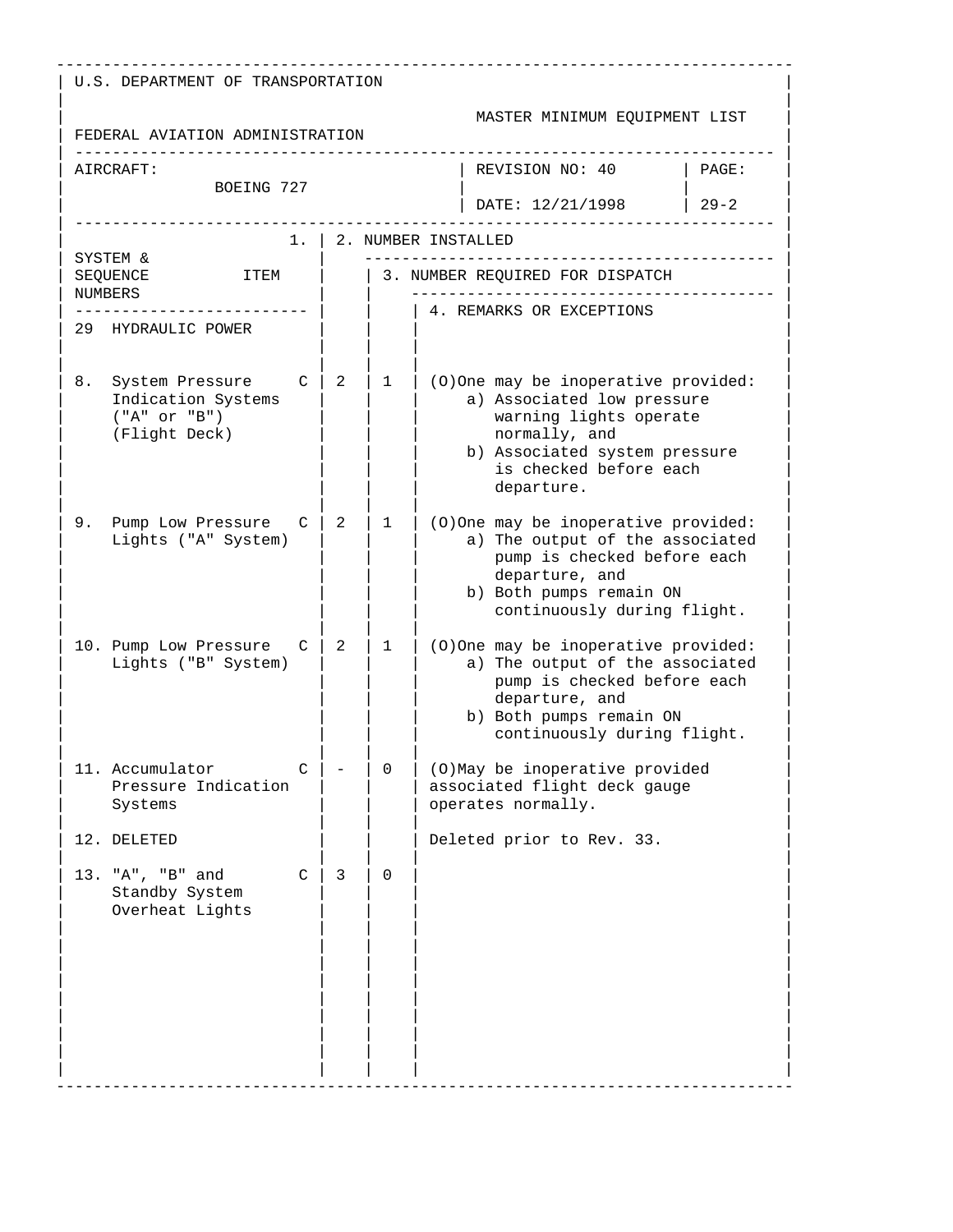U.S. DEPARTMENT OF TRANSPORTATION

FEDERAL AVIATION ADMINISTRATION

MASTER MINIMUM EQUIPMENT LIST

AIRCRAFT: BOEING 727 | REVISION NO: 40 | DATE: 12/21/1998 | PAGE: 29-2

| SYSTEM & SEQUENCE NUMBERS / ITEM | 1. | 2. NUMBER INSTALLED | 3. NUMBER REQUIRED FOR DISPATCH | 4. REMARKS OR EXCEPTIONS |
|---|---|---|---|---|
| **29 HYDRAULIC POWER** | | | | |
| 8. System Pressure Indication Systems ("A" or "B") (Flight Deck) | C | 2 | 1 | (O)One may be inoperative provided: a) Associated low pressure warning lights operate normally, and b) Associated system pressure is checked before each departure. |
| 9. Pump Low Pressure Lights ("A" System) | C | 2 | 1 | (O)One may be inoperative provided: a) The output of the associated pump is checked before each departure, and b) Both pumps remain ON continuously during flight. |
| 10. Pump Low Pressure Lights ("B" System) | C | 2 | 1 | (O)One may be inoperative provided: a) The output of the associated pump is checked before each departure, and b) Both pumps remain ON continuously during flight. |
| 11. Accumulator Pressure Indication Systems | C | - | 0 | (O)May be inoperative provided associated flight deck gauge operates normally. |
| 12. DELETED | | | | Deleted prior to Rev. 33. |
| 13. "A", "B" and Standby System Overheat Lights | C | 3 | 0 | |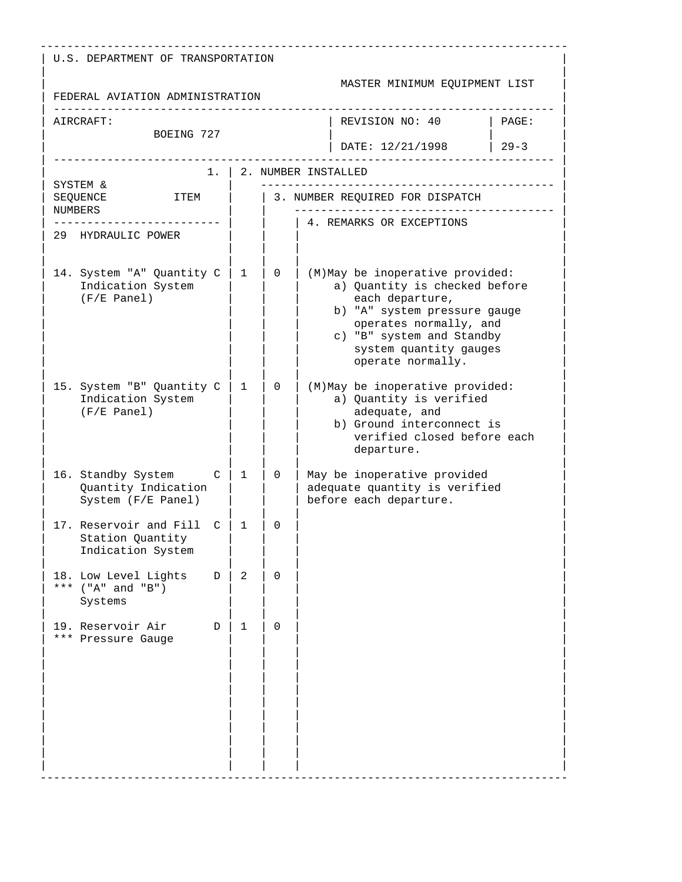U.S. DEPARTMENT OF TRANSPORTATION

FEDERAL AVIATION ADMINISTRATION

MASTER MINIMUM EQUIPMENT LIST

| AIRCRAFT: BOEING 727 | REVISION NO: 40 DATE: 12/21/1998 | PAGE: 29-3 |
|---|---|---|

| SYSTEM & SEQUENCE NUMBERS / ITEM | 1. | 2. NUMBER INSTALLED | 3. NUMBER REQUIRED FOR DISPATCH | 4. REMARKS OR EXCEPTIONS |
|---|---|---|---|---|
| 29 HYDRAULIC POWER | | | | |
| 14. System "A" Quantity Indication System (F/E Panel) | C | 1 | 0 | (M)May be inoperative provided: a) Quantity is checked before each departure, b) "A" system pressure gauge operates normally, and c) "B" system and Standby system quantity gauges operate normally. |
| 15. System "B" Quantity Indication System (F/E Panel) | C | 1 | 0 | (M)May be inoperative provided: a) Quantity is verified adequate, and b) Ground interconnect is verified closed before each departure. |
| 16. Standby System Quantity Indication System (F/E Panel) | C | 1 | 0 | May be inoperative provided adequate quantity is verified before each departure. |
| 17. Reservoir and Fill Station Quantity Indication System | C | 1 | 0 | |
| 18. *** Low Level Lights ("A" and "B") Systems | D | 2 | 0 | |
| 19. *** Reservoir Air Pressure Gauge | D | 1 | 0 | |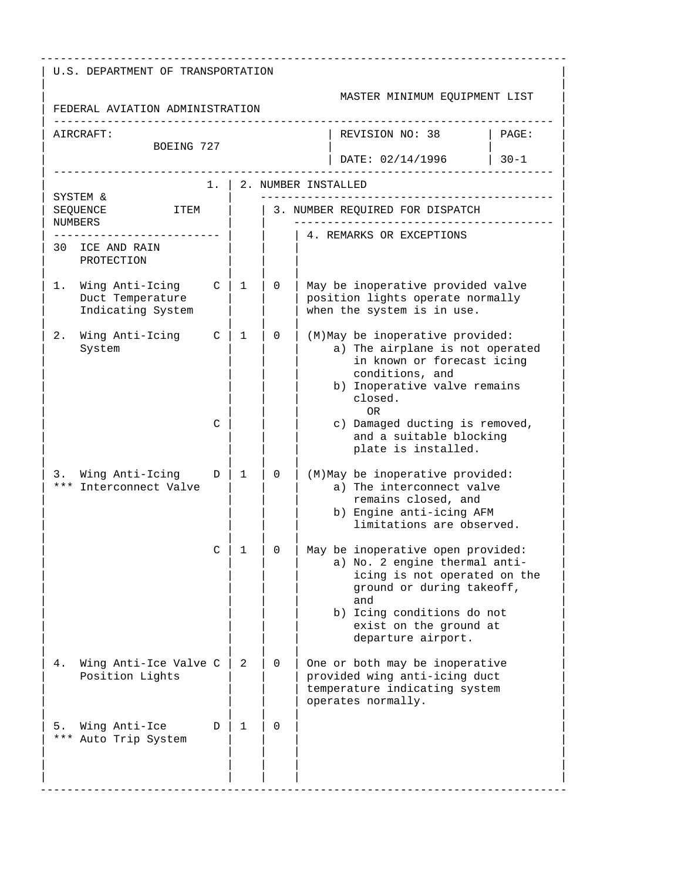U.S. DEPARTMENT OF TRANSPORTATION

FEDERAL AVIATION ADMINISTRATION

MASTER MINIMUM EQUIPMENT LIST

| AIRCRAFT: BOEING 727 | REVISION NO: 38 | PAGE: |
|---|---|---|
| | DATE: 02/14/1996 | 30-1 |

| SYSTEM & SEQUENCE NUMBERS | ITEM | 1. | 2. NUMBER INSTALLED | 3. NUMBER REQUIRED FOR DISPATCH | 4. REMARKS OR EXCEPTIONS |
|---|---|---|---|---|---|
| 30 | ICE AND RAIN PROTECTION | | | | |
| 1. | Wing Anti-Icing Duct Temperature Indicating System | C | 1 | 0 | May be inoperative provided valve position lights operate normally when the system is in use. |
| 2. | Wing Anti-Icing System | C | 1 | 0 | (M)May be inoperative provided: a) The airplane is not operated in known or forecast icing conditions, and b) Inoperative valve remains closed. OR |
| | | C | | | c) Damaged ducting is removed, and a suitable blocking plate is installed. |
| 3. *** | Wing Anti-Icing Interconnect Valve | D | 1 | 0 | (M)May be inoperative provided: a) The interconnect valve remains closed, and b) Engine anti-icing AFM limitations are observed. |
| | | C | 1 | 0 | May be inoperative open provided: a) No. 2 engine thermal anti-icing is not operated on the ground or during takeoff, and b) Icing conditions do not exist on the ground at departure airport. |
| 4. | Wing Anti-Ice Valve Position Lights | C | 2 | 0 | One or both may be inoperative provided wing anti-icing duct temperature indicating system operates normally. |
| 5. *** | Wing Anti-Ice Auto Trip System | D | 1 | 0 | |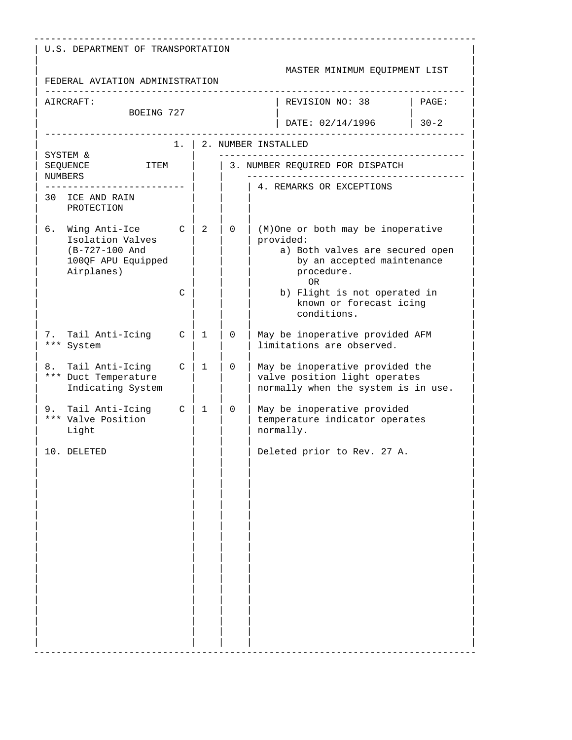U.S. DEPARTMENT OF TRANSPORTATION

FEDERAL AVIATION ADMINISTRATION

MASTER MINIMUM EQUIPMENT LIST

| AIRCRAFT: BOEING 727 | REVISION NO: 38 DATE: 02/14/1996 | PAGE: 30-2 |
|---|---|---|

| SYSTEM & SEQUENCE NUMBERS ITEM | 1. | 2. NUMBER INSTALLED | 3. NUMBER REQUIRED FOR DISPATCH | 4. REMARKS OR EXCEPTIONS |
|---|---|---|---|---|
| 30 ICE AND RAIN PROTECTION | | | | |
| 6. Wing Anti-Ice Isolation Valves (B-727-100 And 100QF APU Equipped Airplanes) | C | 2 | 0 | (M)One or both may be inoperative provided: a) Both valves are secured open by an accepted maintenance procedure. OR |
| | C | | | b) Flight is not operated in known or forecast icing conditions. |
| 7. *** Tail Anti-Icing System | C | 1 | 0 | May be inoperative provided AFM limitations are observed. |
| 8. *** Tail Anti-Icing Duct Temperature Indicating System | C | 1 | 0 | May be inoperative provided the valve position light operates normally when the system is in use. |
| 9. *** Tail Anti-Icing Valve Position Light | C | 1 | 0 | May be inoperative provided temperature indicator operates normally. |
| 10. DELETED | | | | Deleted prior to Rev. 27 A. |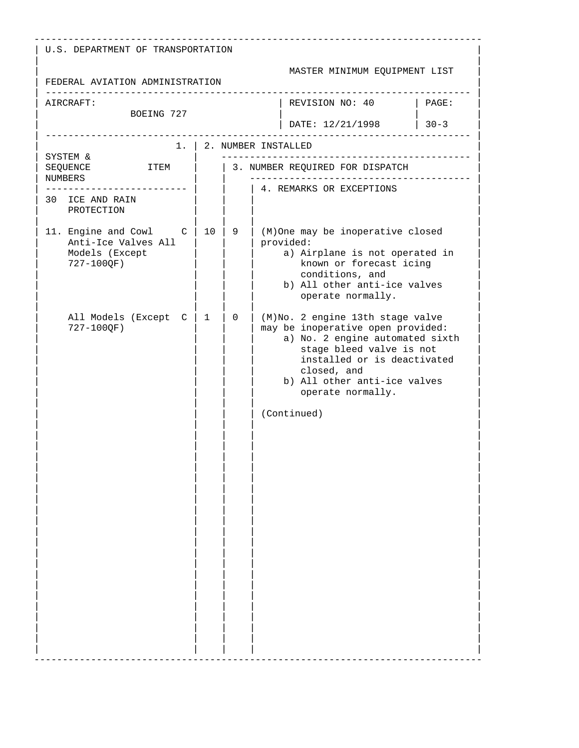U.S. DEPARTMENT OF TRANSPORTATION

FEDERAL AVIATION ADMINISTRATION

MASTER MINIMUM EQUIPMENT LIST

| AIRCRAFT: BOEING 727 | REVISION NO: 40 | PAGE: |
|---|---|---|
| | DATE: 12/21/1998 | 30-3 |

| SYSTEM & SEQUENCE NUMBERS / ITEM | | 2. NUMBER INSTALLED | 3. NUMBER REQUIRED FOR DISPATCH | 4. REMARKS OR EXCEPTIONS |
|---|---|---|---|---|
| 30 ICE AND RAIN PROTECTION | | | | |
| 11. Engine and Cowl Anti-Ice Valves All Models (Except 727-100QF) | C | 10 | 9 | (M)One may be inoperative closed provided: a) Airplane is not operated in known or forecast icing conditions, and b) All other anti-ice valves operate normally. |
| All Models (Except 727-100QF) | C | 1 | 0 | (M)No. 2 engine 13th stage valve may be inoperative open provided: a) No. 2 engine automated sixth stage bleed valve is not installed or is deactivated closed, and b) All other anti-ice valves operate normally. (Continued) |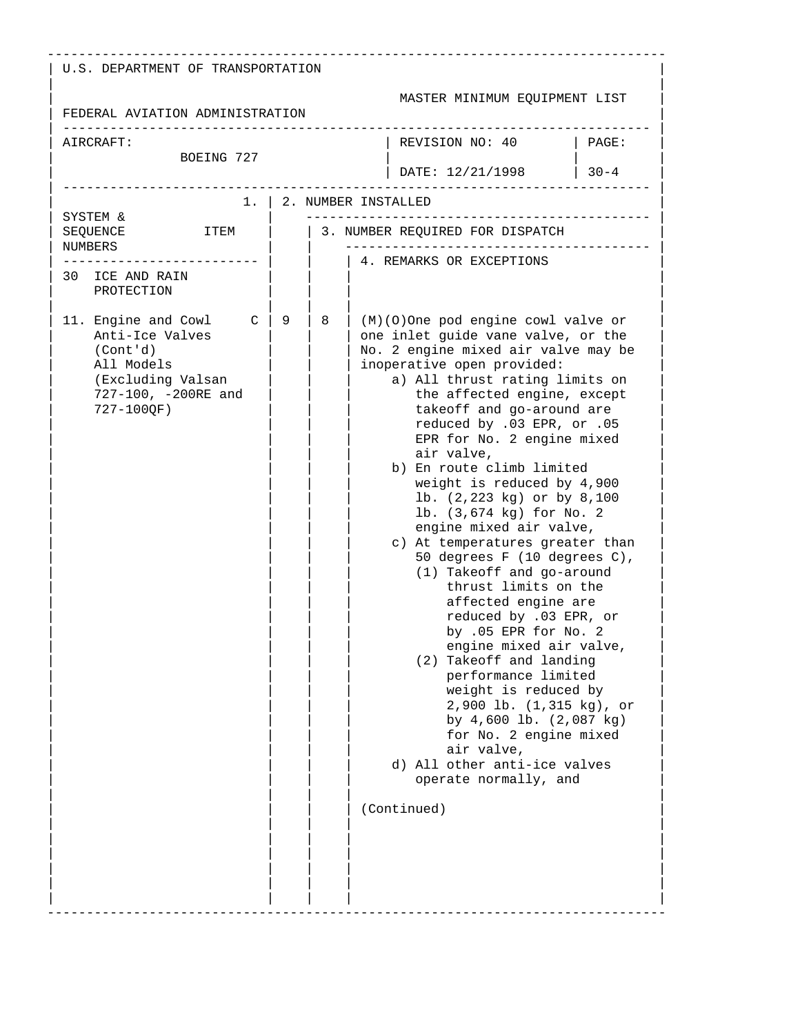U.S. DEPARTMENT OF TRANSPORTATION

FEDERAL AVIATION ADMINISTRATION

MASTER MINIMUM EQUIPMENT LIST

| AIRCRAFT: BOEING 727 | REVISION NO: 40 DATE: 12/21/1998 | PAGE: 30-4 |
|---|---|---|

| SYSTEM & SEQUENCE NUMBERS ITEM | 1. | 2. NUMBER INSTALLED | 3. NUMBER REQUIRED FOR DISPATCH | 4. REMARKS OR EXCEPTIONS |
|---|---|---|---|---|
| 30 ICE AND RAIN PROTECTION | | | | |
| 11. Engine and Cowl Anti-Ice Valves (Cont'd) All Models (Excluding Valsan 727-100, -200RE and 727-100QF) | C | 9 | 8 | (M)(O)One pod engine cowl valve or one inlet guide vane valve, or the No. 2 engine mixed air valve may be inoperative open provided:<br>a) All thrust rating limits on the affected engine, except takeoff and go-around are reduced by .03 EPR, or .05 EPR for No. 2 engine mixed air valve,<br>b) En route climb limited weight is reduced by 4,900 lb. (2,223 kg) or by 8,100 lb. (3,674 kg) for No. 2 engine mixed air valve,<br>c) At temperatures greater than 50 degrees F (10 degrees C),<br>(1) Takeoff and go-around thrust limits on the affected engine are reduced by .03 EPR, or by .05 EPR for No. 2 engine mixed air valve,<br>(2) Takeoff and landing performance limited weight is reduced by 2,900 lb. (1,315 kg), or by 4,600 lb. (2,087 kg) for No. 2 engine mixed air valve,<br>d) All other anti-ice valves operate normally, and<br><br>(Continued) |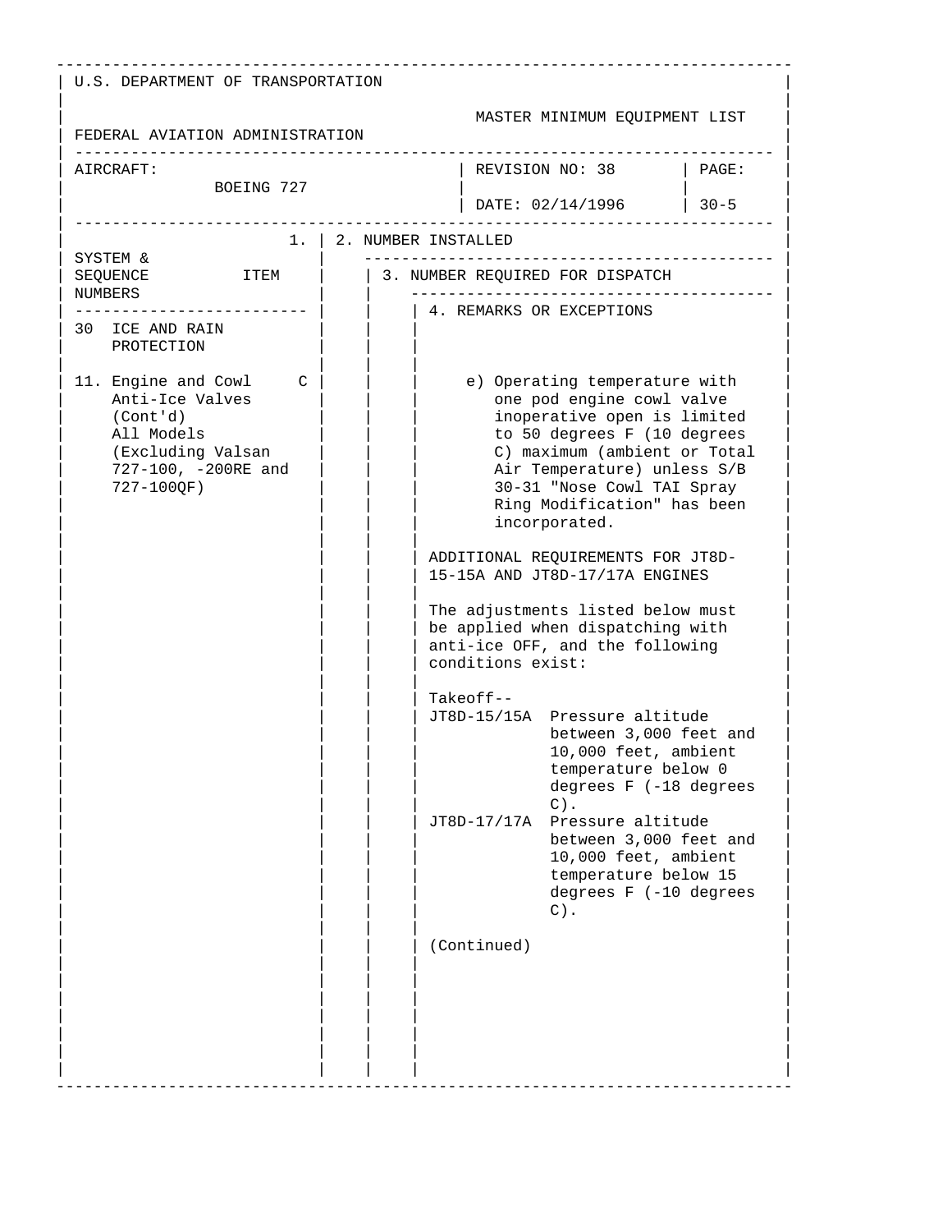U.S. DEPARTMENT OF TRANSPORTATION

FEDERAL AVIATION ADMINISTRATION

MASTER MINIMUM EQUIPMENT LIST

| AIRCRAFT: BOEING 727 | REVISION NO: 38 DATE: 02/14/1996 | PAGE: 30-5 |
|---|---|---|

| SYSTEM & SEQUENCE NUMBERS / ITEM | 1. | 2. NUMBER INSTALLED | 3. NUMBER REQUIRED FOR DISPATCH | 4. REMARKS OR EXCEPTIONS |
|---|---|---|---|---|
| 30 ICE AND RAIN PROTECTION | | | | |
| 11. Engine and Cowl Anti-Ice Valves (Cont'd) All Models (Excluding Valsan 727-100, -200RE and 727-100QF) | C | | | e) Operating temperature with one pod engine cowl valve inoperative open is limited to 50 degrees F (10 degrees C) maximum (ambient or Total Air Temperature) unless S/B 30-31 "Nose Cowl TAI Spray Ring Modification" has been incorporated.<br><br>ADDITIONAL REQUIREMENTS FOR JT8D-15-15A AND JT8D-17/17A ENGINES<br><br>The adjustments listed below must be applied when dispatching with anti-ice OFF, and the following conditions exist:<br><br>Takeoff--<br>JT8D-15/15A Pressure altitude between 3,000 feet and 10,000 feet, ambient temperature below 0 degrees F (-18 degrees C).<br>JT8D-17/17A Pressure altitude between 3,000 feet and 10,000 feet, ambient temperature below 15 degrees F (-10 degrees C).<br><br>(Continued) |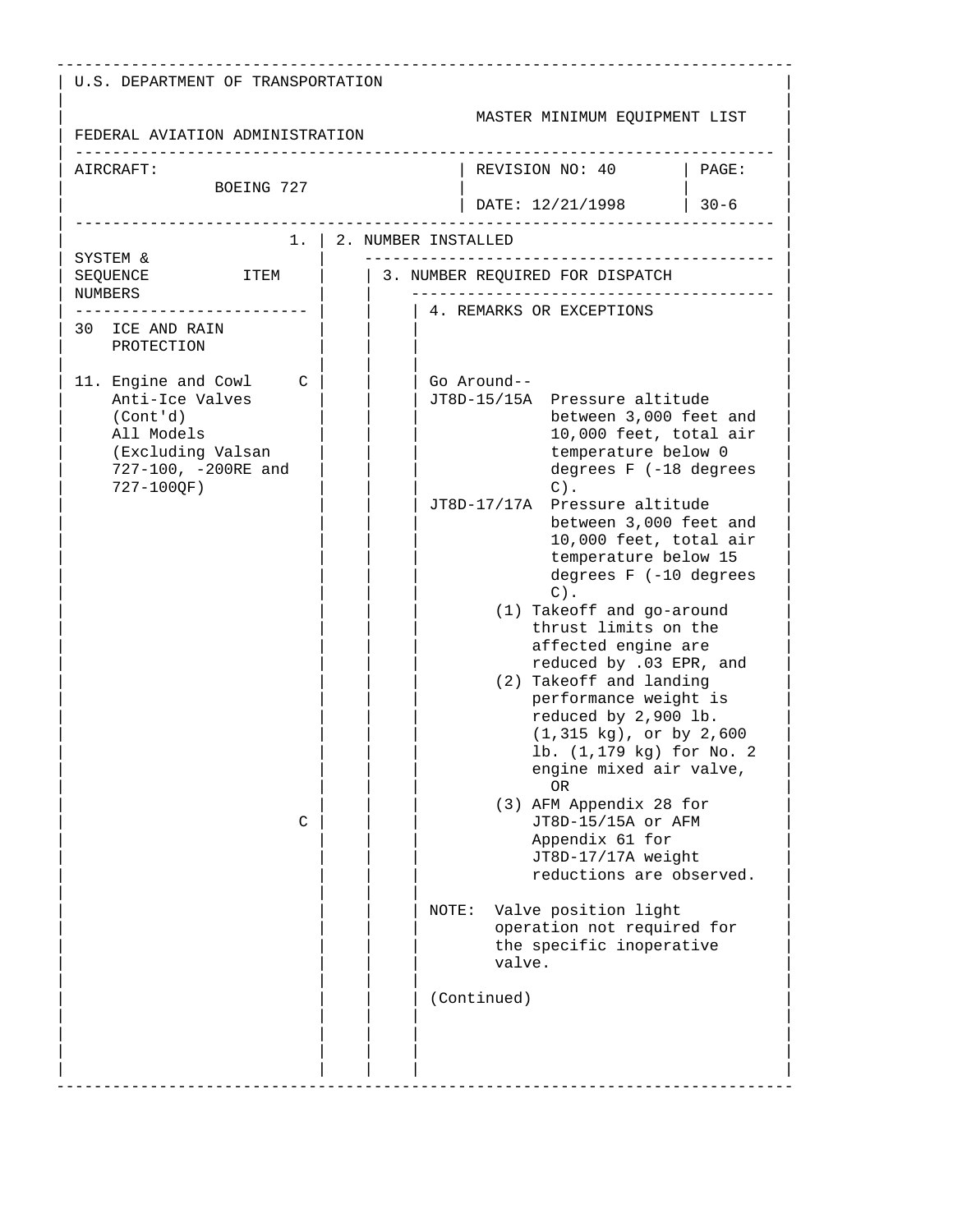U.S. DEPARTMENT OF TRANSPORTATION

FEDERAL AVIATION ADMINISTRATION

MASTER MINIMUM EQUIPMENT LIST

| AIRCRAFT: | REVISION NO: 40 | PAGE: |
|---|---|---|
| BOEING 727 | DATE: 12/21/1998 | 30-6 |

| SYSTEM & SEQUENCE NUMBERS ITEM | 1. | 2. NUMBER INSTALLED | 3. NUMBER REQUIRED FOR DISPATCH | 4. REMARKS OR EXCEPTIONS |
|---|---|---|---|---|
| 30 ICE AND RAIN PROTECTION | | | | |
| 11. Engine and Cowl Anti-Ice Valves (Cont'd) All Models (Excluding Valsan 727-100, -200RE and 727-100QF) | C | | | Go Around--<br>JT8D-15/15A Pressure altitude between 3,000 feet and 10,000 feet, total air temperature below 0 degrees F (-18 degrees C).<br>JT8D-17/17A Pressure altitude between 3,000 feet and 10,000 feet, total air temperature below 15 degrees F (-10 degrees C).<br>(1) Takeoff and go-around thrust limits on the affected engine are reduced by .03 EPR, and<br>(2) Takeoff and landing performance weight is reduced by 2,900 lb. (1,315 kg), or by 2,600 lb. (1,179 kg) for No. 2 engine mixed air valve,<br>OR<br>(3) AFM Appendix 28 for JT8D-15/15A or AFM Appendix 61 for JT8D-17/17A weight reductions are observed. |
| | C | | | NOTE: Valve position light operation not required for the specific inoperative valve.<br><br>(Continued) |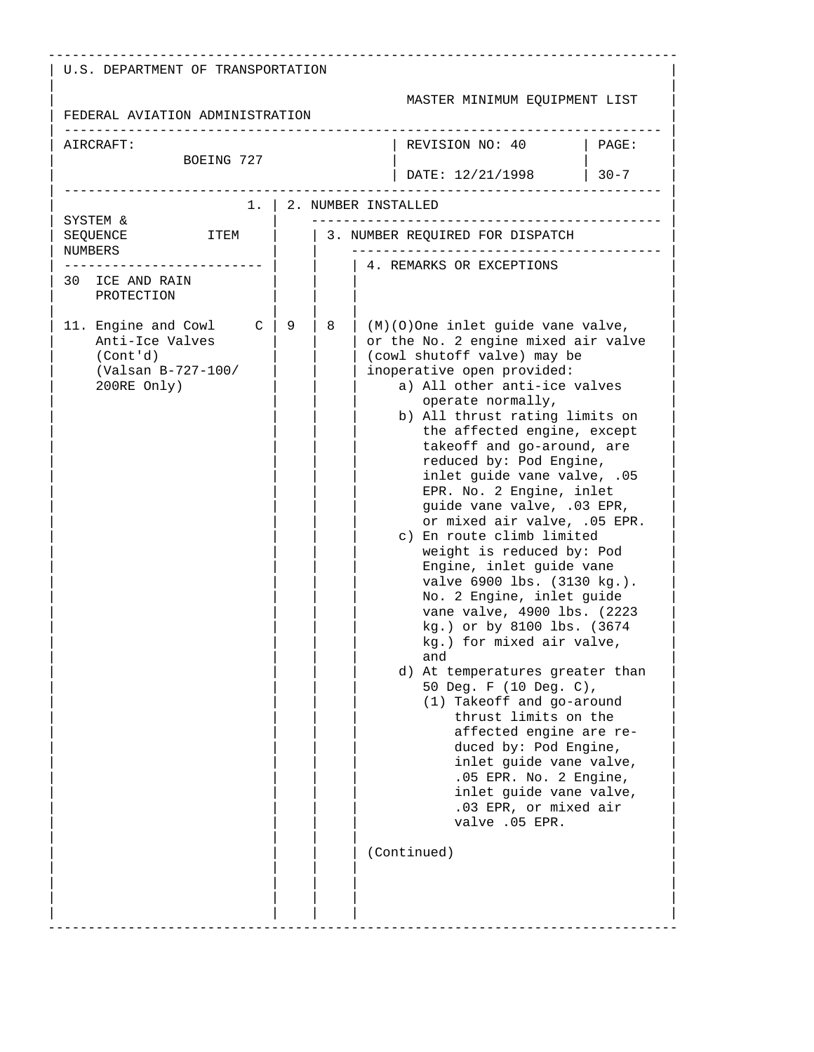U.S. DEPARTMENT OF TRANSPORTATION

FEDERAL AVIATION ADMINISTRATION

MASTER MINIMUM EQUIPMENT LIST

| AIRCRAFT: BOEING 727 | REVISION NO: 40 DATE: 12/21/1998 | PAGE: 30-7 |
|---|---|---|

| SYSTEM & SEQUENCE NUMBERS ITEM | 1. | 2. NUMBER INSTALLED | 3. NUMBER REQUIRED FOR DISPATCH | 4. REMARKS OR EXCEPTIONS |
|---|---|---|---|---|
| 30 ICE AND RAIN PROTECTION | | | | |
| 11. Engine and Cowl Anti-Ice Valves (Cont'd) (Valsan B-727-100/ 200RE Only) | C | 9 | 8 | (M)(O)One inlet guide vane valve, or the No. 2 engine mixed air valve (cowl shutoff valve) may be inoperative open provided:<br>a) All other anti-ice valves operate normally,<br>b) All thrust rating limits on the affected engine, except takeoff and go-around, are reduced by: Pod Engine, inlet guide vane valve, .05 EPR. No. 2 Engine, inlet guide vane valve, .03 EPR, or mixed air valve, .05 EPR.<br>c) En route climb limited weight is reduced by: Pod Engine, inlet guide vane valve 6900 lbs. (3130 kg.). No. 2 Engine, inlet guide vane valve, 4900 lbs. (2223 kg.) or by 8100 lbs. (3674 kg.) for mixed air valve, and<br>d) At temperatures greater than 50 Deg. F (10 Deg. C),<br>(1) Takeoff and go-around thrust limits on the affected engine are reduced by: Pod Engine, inlet guide vane valve, .05 EPR. No. 2 Engine, inlet guide vane valve, .03 EPR, or mixed air valve .05 EPR.<br><br>(Continued) |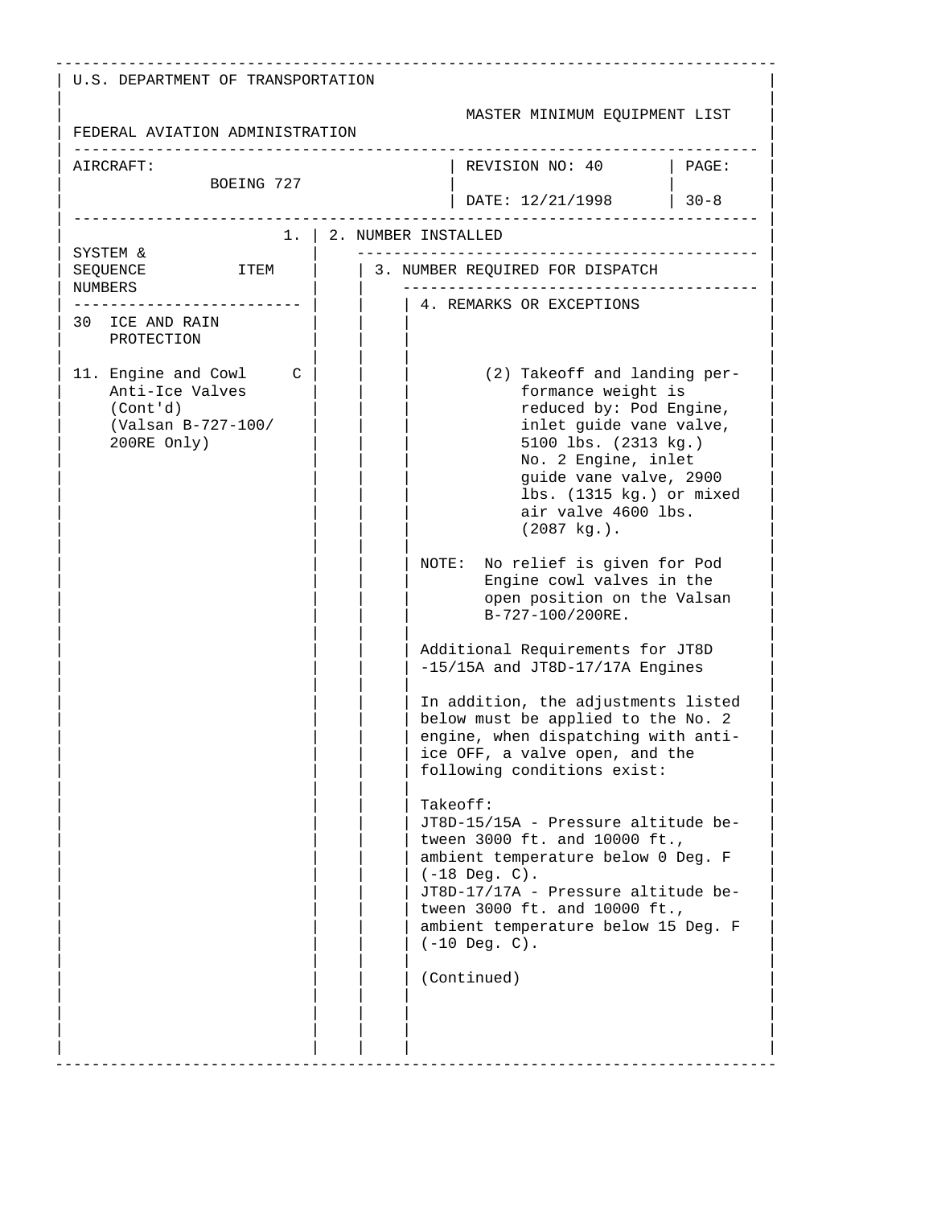U.S. DEPARTMENT OF TRANSPORTATION

FEDERAL AVIATION ADMINISTRATION

MASTER MINIMUM EQUIPMENT LIST

| AIRCRAFT: BOEING 727 | REVISION NO: 40 DATE: 12/21/1998 | PAGE: 30-8 |
|---|---|---|

| 1. SYSTEM & SEQUENCE NUMBERS ITEM | 2. NUMBER INSTALLED | 3. NUMBER REQUIRED FOR DISPATCH | 4. REMARKS OR EXCEPTIONS |
|---|---|---|---|
| 30 ICE AND RAIN PROTECTION | | | |
| 11. Engine and Cowl Anti-Ice Valves (Cont'd) (Valsan B-727-100/200RE Only) C | | | (2) Takeoff and landing performance weight is reduced by: Pod Engine, inlet guide vane valve, 5100 lbs. (2313 kg.) No. 2 Engine, inlet guide vane valve, 2900 lbs. (1315 kg.) or mixed air valve 4600 lbs. (2087 kg.).<br><br>NOTE: No relief is given for Pod Engine cowl valves in the open position on the Valsan B-727-100/200RE.<br><br>Additional Requirements for JT8D -15/15A and JT8D-17/17A Engines<br><br>In addition, the adjustments listed below must be applied to the No. 2 engine, when dispatching with anti-ice OFF, a valve open, and the following conditions exist:<br><br>Takeoff:<br>JT8D-15/15A - Pressure altitude between 3000 ft. and 10000 ft., ambient temperature below 0 Deg. F (-18 Deg. C).<br>JT8D-17/17A - Pressure altitude between 3000 ft. and 10000 ft., ambient temperature below 15 Deg. F (-10 Deg. C).<br><br>(Continued) |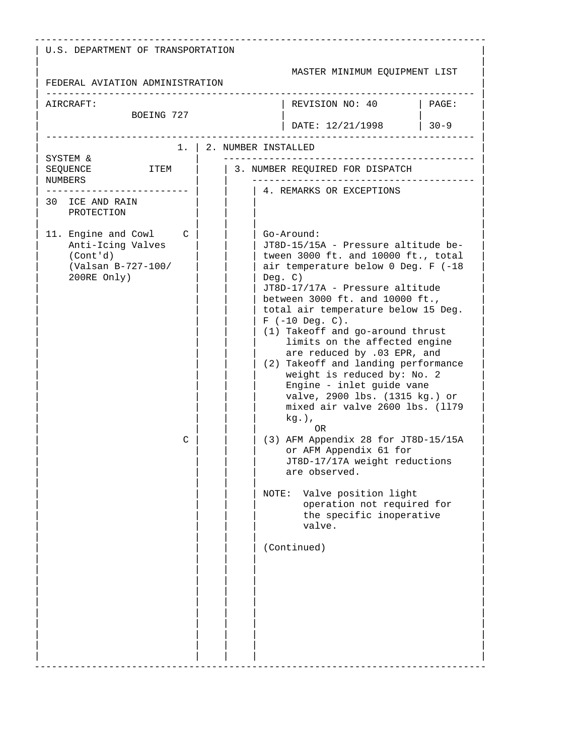U.S. DEPARTMENT OF TRANSPORTATION

FEDERAL AVIATION ADMINISTRATION

MASTER MINIMUM EQUIPMENT LIST

| AIRCRAFT: | REVISION NO: 40 | PAGE: |
|---|---|---|
| BOEING 727 | DATE: 12/21/1998 | 30-9 |

| SYSTEM & SEQUENCE NUMBERS | ITEM | 1. | 2. NUMBER INSTALLED | 3. NUMBER REQUIRED FOR DISPATCH | 4. REMARKS OR EXCEPTIONS |
|---|---|---|---|---|---|
| 30 ICE AND RAIN PROTECTION | | | | | |
| 11. Engine and Cowl Anti-Icing Valves (Cont'd) (Valsan B-727-100/ 200RE Only) | | C | | | Go-Around:<br>JT8D-15/15A - Pressure altitude between 3000 ft. and 10000 ft., total air temperature below 0 Deg. F (-18 Deg. C)<br>JT8D-17/17A - Pressure altitude between 3000 ft. and 10000 ft., total air temperature below 15 Deg. F (-10 Deg. C).<br>(1) Takeoff and go-around thrust limits on the affected engine are reduced by .03 EPR, and<br>(2) Takeoff and landing performance weight is reduced by: No. 2 Engine - inlet guide vane valve, 2900 lbs. (1315 kg.) or mixed air valve 2600 lbs. (1179 kg.),<br>OR |
| | | C | | | (3) AFM Appendix 28 for JT8D-15/15A or AFM Appendix 61 for JT8D-17/17A weight reductions are observed.<br><br>NOTE: Valve position light operation not required for the specific inoperative valve.<br><br>(Continued) |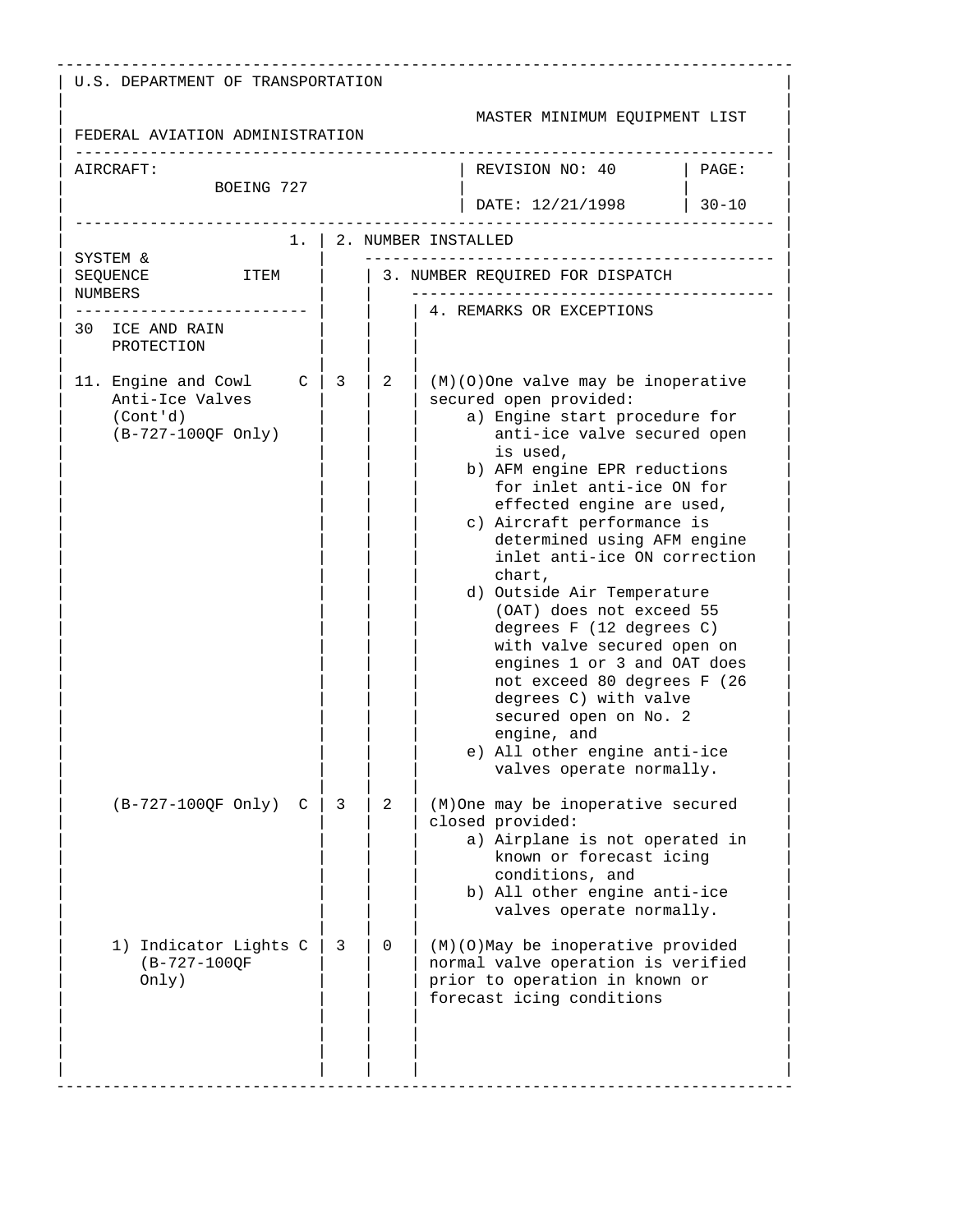U.S. DEPARTMENT OF TRANSPORTATION

FEDERAL AVIATION ADMINISTRATION

MASTER MINIMUM EQUIPMENT LIST

| AIRCRAFT: BOEING 727 | REVISION NO: 40 DATE: 12/21/1998 | PAGE: 30-10 |
|---|---|---|

| SYSTEM & SEQUENCE NUMBERS ITEM | 1. | 2. NUMBER INSTALLED | 3. NUMBER REQUIRED FOR DISPATCH | 4. REMARKS OR EXCEPTIONS |
|---|---|---|---|---|
| 30 ICE AND RAIN PROTECTION | | | | |
| 11. Engine and Cowl Anti-Ice Valves (Cont'd) (B-727-100QF Only) | C | 3 | 2 | (M)(O)One valve may be inoperative secured open provided:<br>a) Engine start procedure for anti-ice valve secured open is used,<br>b) AFM engine EPR reductions for inlet anti-ice ON for effected engine are used,<br>c) Aircraft performance is determined using AFM engine inlet anti-ice ON correction chart,<br>d) Outside Air Temperature (OAT) does not exceed 55 degrees F (12 degrees C) with valve secured open on engines 1 or 3 and OAT does not exceed 80 degrees F (26 degrees C) with valve secured open on No. 2 engine, and<br>e) All other engine anti-ice valves operate normally. |
| (B-727-100QF Only) | C | 3 | 2 | (M)One may be inoperative secured closed provided:<br>a) Airplane is not operated in known or forecast icing conditions, and<br>b) All other engine anti-ice valves operate normally. |
| 1) Indicator Lights (B-727-100QF Only) | C | 3 | 0 | (M)(O)May be inoperative provided normal valve operation is verified prior to operation in known or forecast icing conditions |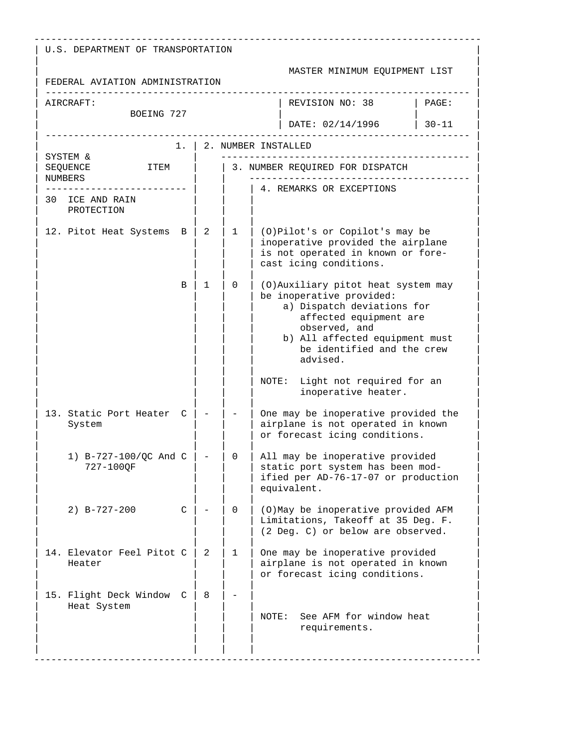U.S. DEPARTMENT OF TRANSPORTATION

FEDERAL AVIATION ADMINISTRATION

MASTER MINIMUM EQUIPMENT LIST

| AIRCRAFT: BOEING 727 | REVISION NO: 38 DATE: 02/14/1996 | PAGE: 30-11 |
|---|---|---|

| SYSTEM & SEQUENCE NUMBERS ITEM | 1. | 2. NUMBER INSTALLED | 3. NUMBER REQUIRED FOR DISPATCH | 4. REMARKS OR EXCEPTIONS |
|---|---|---|---|---|
| 30 ICE AND RAIN PROTECTION | | | | |
| 12. Pitot Heat Systems | B | 2 | 1 | (O)Pilot's or Copilot's may be inoperative provided the airplane is not operated in known or forecast icing conditions. |
| | B | 1 | 0 | (O)Auxiliary pitot heat system may be inoperative provided: a) Dispatch deviations for affected equipment are observed, and b) All affected equipment must be identified and the crew advised. NOTE: Light not required for an inoperative heater. |
| 13. Static Port Heater System | C | - | - | One may be inoperative provided the airplane is not operated in known or forecast icing conditions. |
| 1) B-727-100/QC And 727-100QF | C | - | 0 | All may be inoperative provided static port system has been modified per AD-76-17-07 or production equivalent. |
| 2) B-727-200 | C | - | 0 | (O)May be inoperative provided AFM Limitations, Takeoff at 35 Deg. F. (2 Deg. C) or below are observed. |
| 14. Elevator Feel Pitot Heater | C | 2 | 1 | One may be inoperative provided airplane is not operated in known or forecast icing conditions. |
| 15. Flight Deck Window Heat System | C | 8 | - | NOTE: See AFM for window heat requirements. |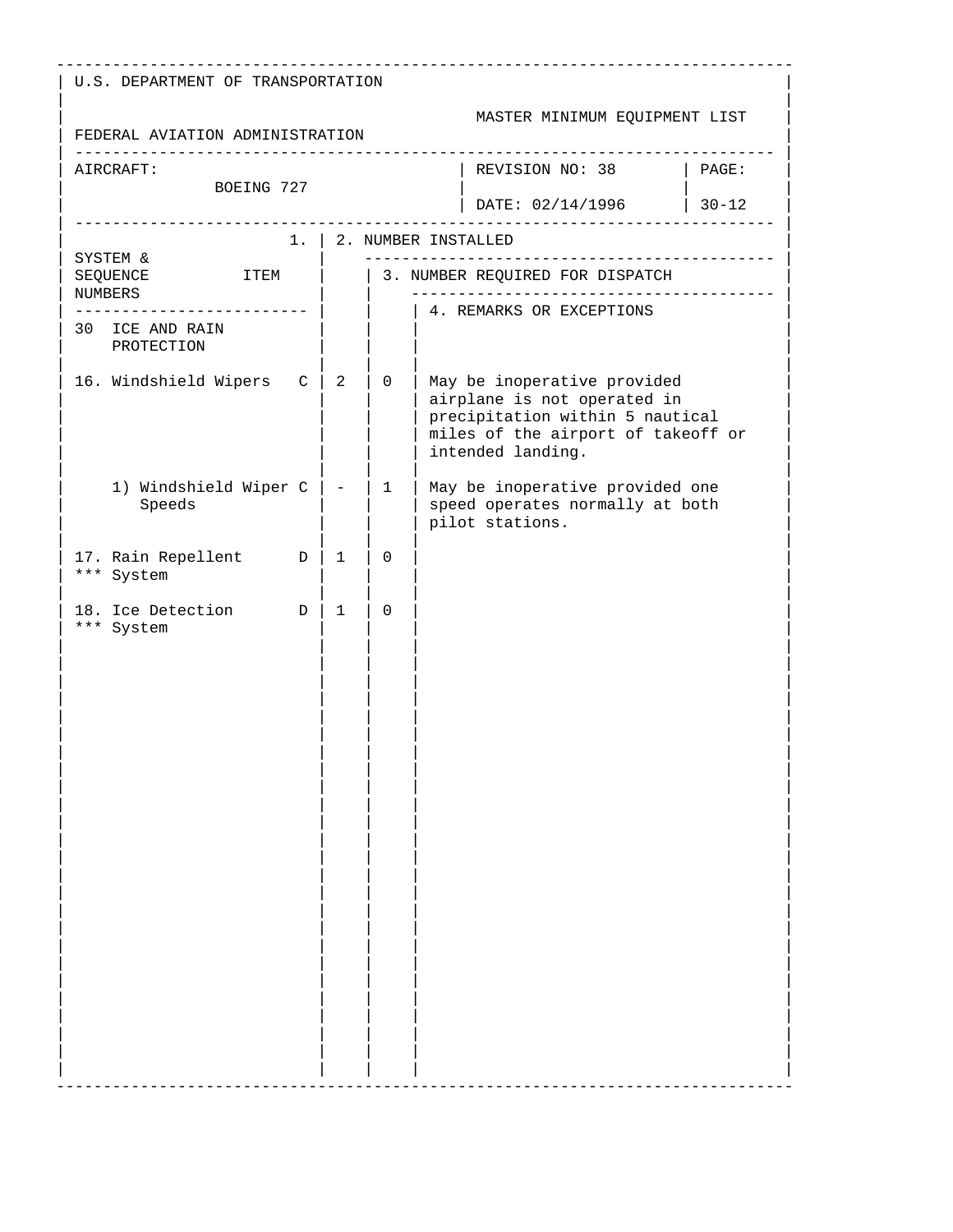U.S. DEPARTMENT OF TRANSPORTATION

FEDERAL AVIATION ADMINISTRATION

MASTER MINIMUM EQUIPMENT LIST

| AIRCRAFT: | REVISION NO: 38 | PAGE: |
|---|---|---|
| BOEING 727 | DATE: 02/14/1996 | 30-12 |

| SYSTEM & SEQUENCE NUMBERS / ITEM | 1. | 2. NUMBER INSTALLED | 3. NUMBER REQUIRED FOR DISPATCH | 4. REMARKS OR EXCEPTIONS |
|---|---|---|---|---|
| 30 ICE AND RAIN PROTECTION | | | | |
| 16. Windshield Wipers | C | 2 | 0 | May be inoperative provided airplane is not operated in precipitation within 5 nautical miles of the airport of takeoff or intended landing. |
| 1) Windshield Wiper Speeds | C | - | 1 | May be inoperative provided one speed operates normally at both pilot stations. |
| 17. Rain Repellent *** System | D | 1 | 0 | |
| 18. Ice Detection *** System | D | 1 | 0 | |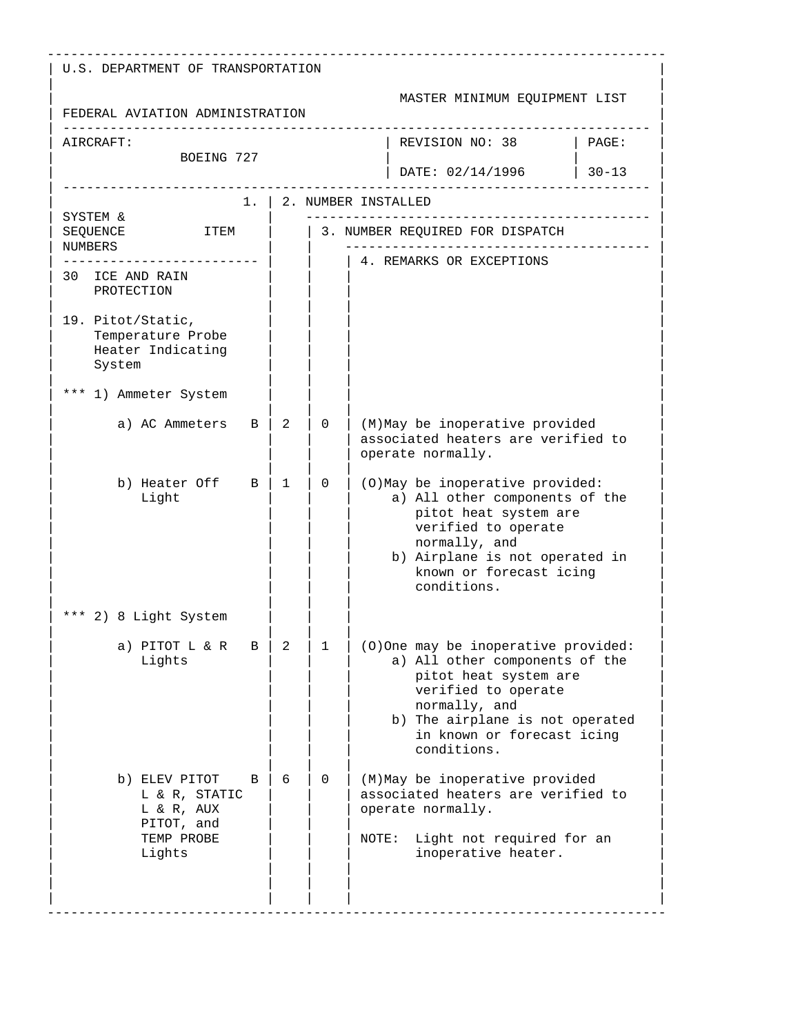U.S. DEPARTMENT OF TRANSPORTATION

FEDERAL AVIATION ADMINISTRATION

MASTER MINIMUM EQUIPMENT LIST

AIRCRAFT: BOEING 727

REVISION NO: 38

DATE: 02/14/1996

PAGE: 30-13

| SYSTEM & SEQUENCE NUMBERS ITEM | | 1. 2. NUMBER INSTALLED | 3. NUMBER REQUIRED FOR DISPATCH | 4. REMARKS OR EXCEPTIONS |
|---|---|---|---|---|
| 30 ICE AND RAIN PROTECTION | | | | |
| 19. Pitot/Static, Temperature Probe Heater Indicating System | | | | |
| *** 1) Ammeter System | | | | |
| a) AC Ammeters | B | 2 | 0 | (M)May be inoperative provided associated heaters are verified to operate normally. |
| b) Heater Off Light | B | 1 | 0 | (O)May be inoperative provided: a) All other components of the pitot heat system are verified to operate normally, and b) Airplane is not operated in known or forecast icing conditions. |
| *** 2) 8 Light System | | | | |
| a) PITOT L & R Lights | B | 2 | 1 | (O)One may be inoperative provided: a) All other components of the pitot heat system are verified to operate normally, and b) The airplane is not operated in known or forecast icing conditions. |
| b) ELEV PITOT L & R, STATIC L & R, AUX PITOT, and TEMP PROBE Lights | B | 6 | 0 | (M)May be inoperative provided associated heaters are verified to operate normally.<br><br>NOTE: Light not required for an inoperative heater. |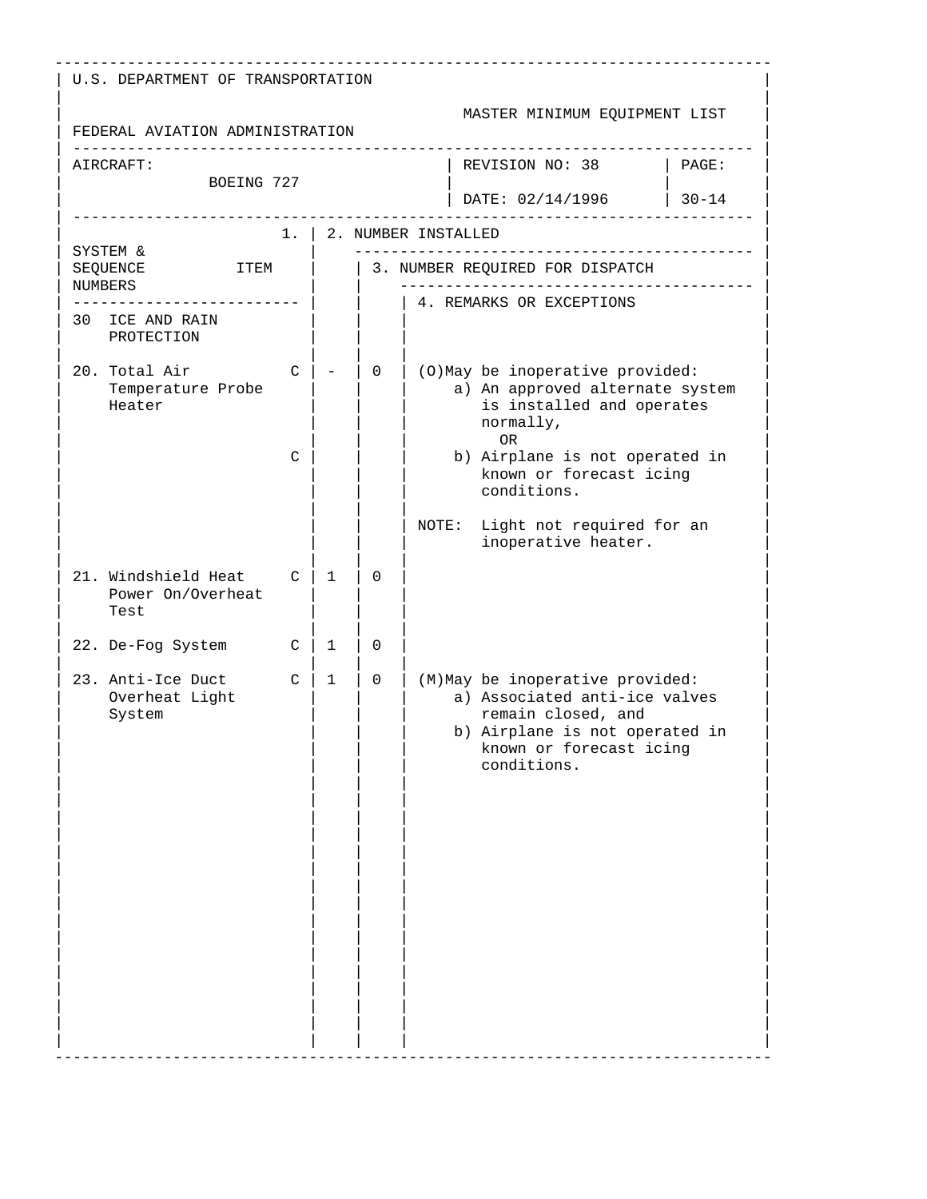U.S. DEPARTMENT OF TRANSPORTATION

FEDERAL AVIATION ADMINISTRATION

MASTER MINIMUM EQUIPMENT LIST

AIRCRAFT: BOEING 727

REVISION NO: 38

DATE: 02/14/1996

PAGE: 30-14

| SYSTEM & SEQUENCE NUMBERS ITEM | 1. | 2. NUMBER INSTALLED | 3. NUMBER REQUIRED FOR DISPATCH | 4. REMARKS OR EXCEPTIONS |
|---|---|---|---|---|
| 30 ICE AND RAIN PROTECTION | | | | |
| 20. Total Air Temperature Probe Heater | C | - | 0 | (O)May be inoperative provided: a) An approved alternate system is installed and operates normally, OR |
| | C | | | b) Airplane is not operated in known or forecast icing conditions. NOTE: Light not required for an inoperative heater. |
| 21. Windshield Heat Power On/Overheat Test | C | 1 | 0 | |
| 22. De-Fog System | C | 1 | 0 | |
| 23. Anti-Ice Duct Overheat Light System | C | 1 | 0 | (M)May be inoperative provided: a) Associated anti-ice valves remain closed, and b) Airplane is not operated in known or forecast icing conditions. |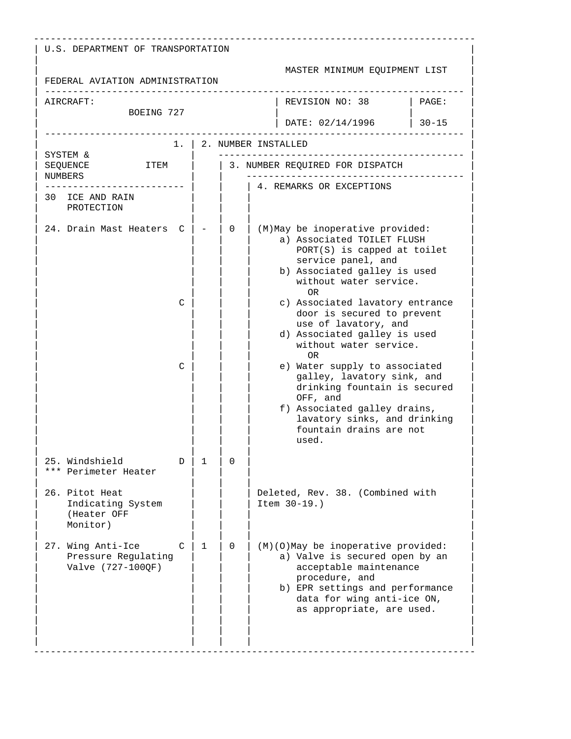U.S. DEPARTMENT OF TRANSPORTATION

FEDERAL AVIATION ADMINISTRATION

MASTER MINIMUM EQUIPMENT LIST

| AIRCRAFT: BOEING 727 | REVISION NO: 38 | PAGE: |
|---|---|---|
| | DATE: 02/14/1996 | 30-15 |

| SYSTEM & SEQUENCE NUMBERS ITEM | 1. | 2. NUMBER INSTALLED | 3. NUMBER REQUIRED FOR DISPATCH | 4. REMARKS OR EXCEPTIONS |
|---|---|---|---|---|
| 30 ICE AND RAIN PROTECTION | | | | |
| 24. Drain Mast Heaters | C | - | 0 | (M)May be inoperative provided:<br>a) Associated TOILET FLUSH PORT(S) is capped at toilet service panel, and<br>b) Associated galley is used without water service.<br>OR |
| | C | | | c) Associated lavatory entrance door is secured to prevent use of lavatory, and<br>d) Associated galley is used without water service.<br>OR |
| | C | | | e) Water supply to associated galley, lavatory sink, and drinking fountain is secured OFF, and<br>f) Associated galley drains, lavatory sinks, and drinking fountain drains are not used. |
| 25. Windshield *** Perimeter Heater | D | 1 | 0 | |
| 26. Pitot Heat Indicating System (Heater OFF Monitor) | | | | Deleted, Rev. 38. (Combined with Item 30-19.) |
| 27. Wing Anti-Ice Pressure Regulating Valve (727-100QF) | C | 1 | 0 | (M)(O)May be inoperative provided:<br>a) Valve is secured open by an acceptable maintenance procedure, and<br>b) EPR settings and performance data for wing anti-ice ON, as appropriate, are used. |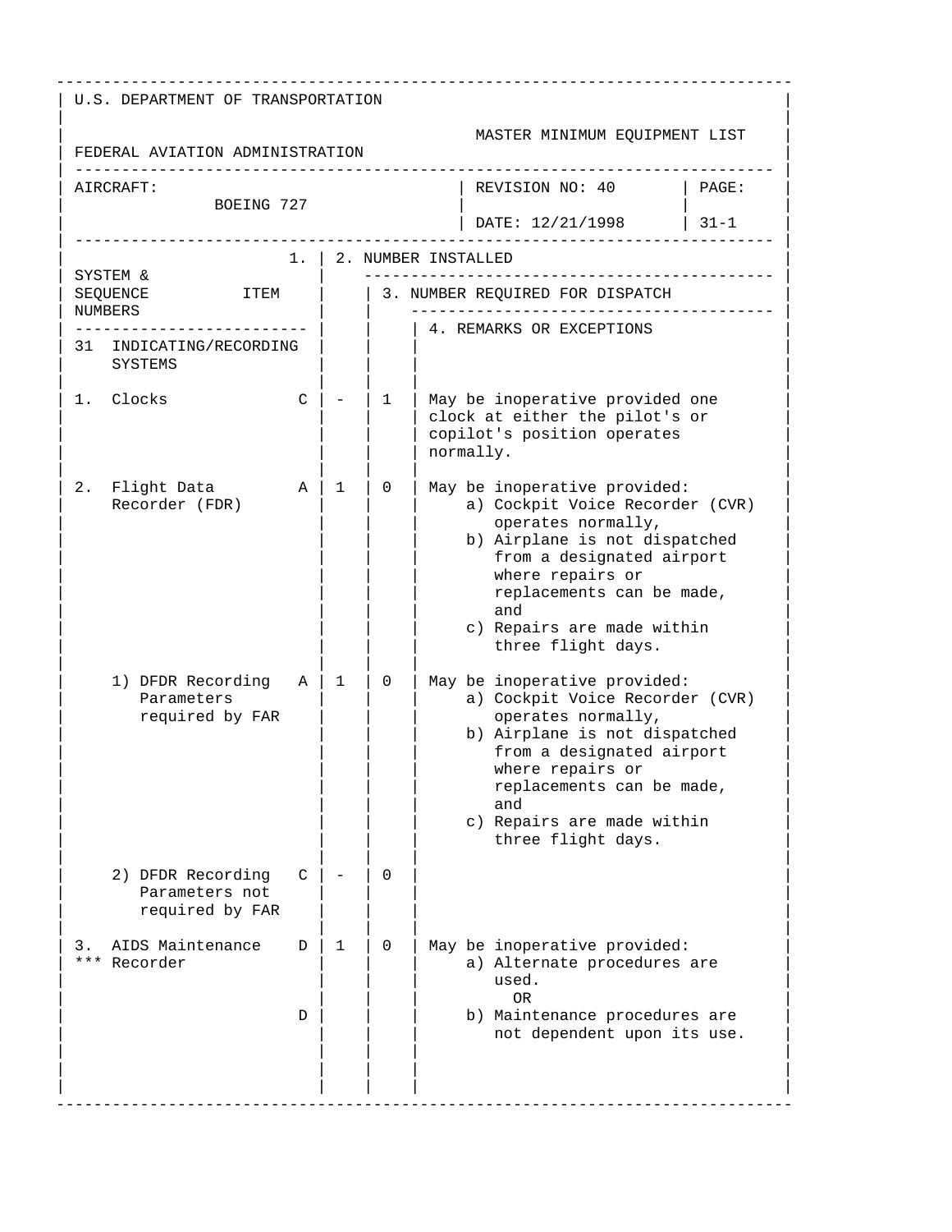U.S. DEPARTMENT OF TRANSPORTATION

FEDERAL AVIATION ADMINISTRATION

MASTER MINIMUM EQUIPMENT LIST

| AIRCRAFT: BOEING 727 | REVISION NO: 40 DATE: 12/21/1998 | PAGE: 31-1 |
|---|---|---|

| SYSTEM & SEQUENCE NUMBERS | ITEM | 1. | 2. NUMBER INSTALLED | 3. NUMBER REQUIRED FOR DISPATCH | 4. REMARKS OR EXCEPTIONS |
|---|---|---|---|---|---|
| 31 | INDICATING/RECORDING SYSTEMS | | | | |
| 1. | Clocks | C | - | 1 | May be inoperative provided one clock at either the pilot's or copilot's position operates normally. |
| 2. | Flight Data Recorder (FDR) | A | 1 | 0 | May be inoperative provided:<br>a) Cockpit Voice Recorder (CVR) operates normally,<br>b) Airplane is not dispatched from a designated airport where repairs or replacements can be made, and<br>c) Repairs are made within three flight days. |
| | 1) DFDR Recording Parameters required by FAR | A | 1 | 0 | May be inoperative provided:<br>a) Cockpit Voice Recorder (CVR) operates normally,<br>b) Airplane is not dispatched from a designated airport where repairs or replacements can be made, and<br>c) Repairs are made within three flight days. |
| | 2) DFDR Recording Parameters not required by FAR | C | - | 0 | |
| 3. *** | AIDS Maintenance Recorder | D | 1 | 0 | May be inoperative provided:<br>a) Alternate procedures are used.<br>OR |
| | | D | | | b) Maintenance procedures are not dependent upon its use. |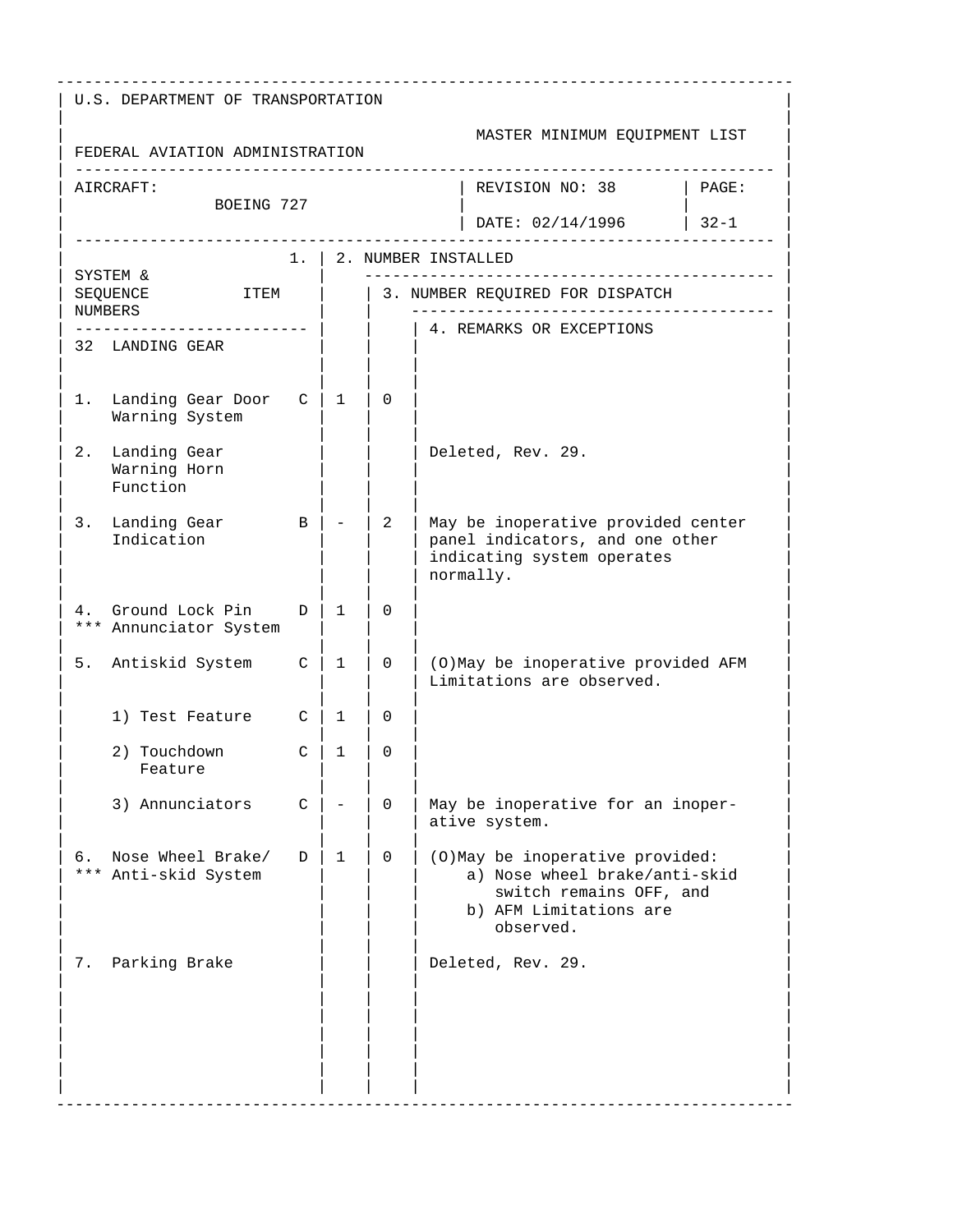U.S. DEPARTMENT OF TRANSPORTATION

FEDERAL AVIATION ADMINISTRATION

MASTER MINIMUM EQUIPMENT LIST

| AIRCRAFT: BOEING 727 | REVISION NO: 38 DATE: 02/14/1996 | PAGE: 32-1 |
|---|---|---|

| SYSTEM & SEQUENCE NUMBERS / ITEM | 1. | 2. NUMBER INSTALLED | 3. NUMBER REQUIRED FOR DISPATCH | 4. REMARKS OR EXCEPTIONS |
|---|---|---|---|---|
| **32 LANDING GEAR** | | | | |
| 1. Landing Gear Door Warning System | C | 1 | 0 | |
| 2. Landing Gear Warning Horn Function | | | | Deleted, Rev. 29. |
| 3. Landing Gear Indication | B | - | 2 | May be inoperative provided center panel indicators, and one other indicating system operates normally. |
| 4. *** Ground Lock Pin Annunciator System | D | 1 | 0 | |
| 5. Antiskid System | C | 1 | 0 | (O)May be inoperative provided AFM Limitations are observed. |
| 1) Test Feature | C | 1 | 0 | |
| 2) Touchdown Feature | C | 1 | 0 | |
| 3) Annunciators | C | - | 0 | May be inoperative for an inoperative system. |
| 6. *** Nose Wheel Brake/ Anti-skid System | D | 1 | 0 | (O)May be inoperative provided: a) Nose wheel brake/anti-skid switch remains OFF, and b) AFM Limitations are observed. |
| 7. Parking Brake | | | | Deleted, Rev. 29. |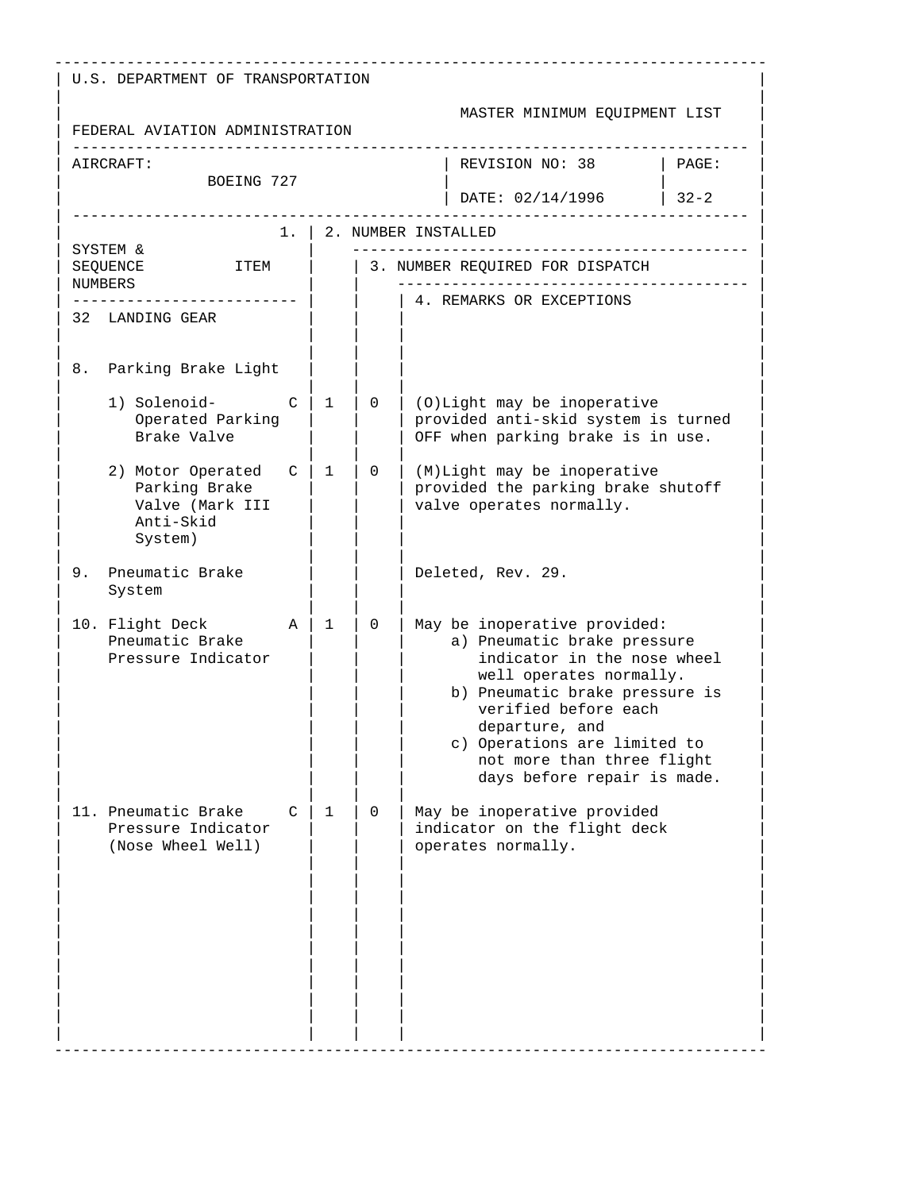U.S. DEPARTMENT OF TRANSPORTATION

FEDERAL AVIATION ADMINISTRATION

MASTER MINIMUM EQUIPMENT LIST

| AIRCRAFT: BOEING 727 | REVISION NO: 38 DATE: 02/14/1996 | PAGE: 32-2 |
|---|---|---|

| SYSTEM & SEQUENCE NUMBERS ITEM | | 1. | 2. NUMBER INSTALLED | 3. NUMBER REQUIRED FOR DISPATCH | 4. REMARKS OR EXCEPTIONS |
|---|---|---|---|---|---|
| **32 LANDING GEAR** | | | | | |
| 8. Parking Brake Light | | | | | |
| 1) Solenoid-Operated Parking Brake Valve | C | 1 | 0 | (O)Light may be inoperative provided anti-skid system is turned OFF when parking brake is in use. | |
| 2) Motor Operated Parking Brake Valve (Mark III Anti-Skid System) | C | 1 | 0 | (M)Light may be inoperative provided the parking brake shutoff valve operates normally. | |
| 9. Pneumatic Brake System | | | | Deleted, Rev. 29. | |
| 10. Flight Deck Pneumatic Brake Pressure Indicator | A | 1 | 0 | May be inoperative provided: a) Pneumatic brake pressure indicator in the nose wheel well operates normally. b) Pneumatic brake pressure is verified before each departure, and c) Operations are limited to not more than three flight days before repair is made. | |
| 11. Pneumatic Brake Pressure Indicator (Nose Wheel Well) | C | 1 | 0 | May be inoperative provided indicator on the flight deck operates normally. | |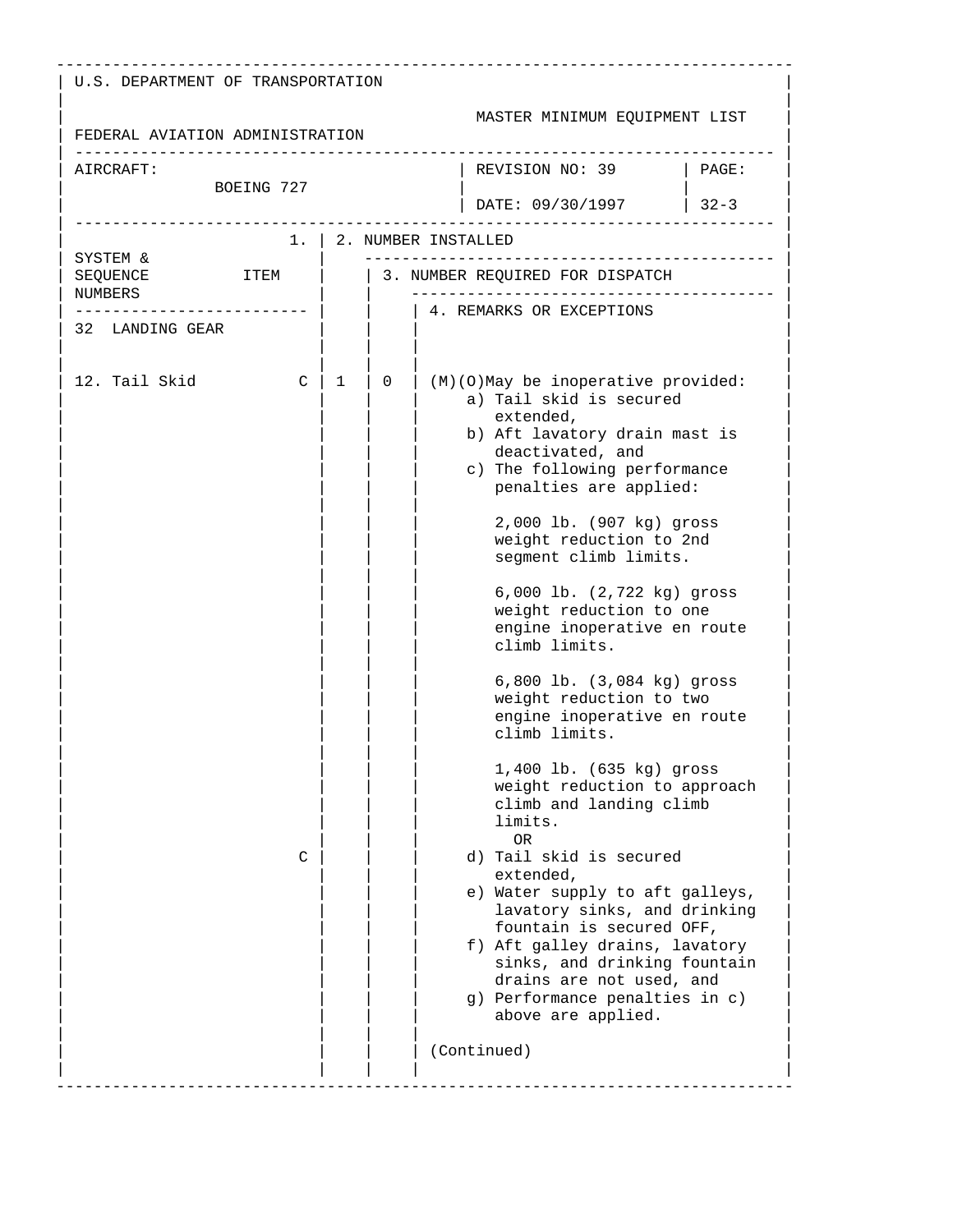U.S. DEPARTMENT OF TRANSPORTATION

FEDERAL AVIATION ADMINISTRATION

MASTER MINIMUM EQUIPMENT LIST

| AIRCRAFT: | REVISION NO: 39 | PAGE: |
|---|---|---|
| BOEING 727 | DATE: 09/30/1997 | 32-3 |

| SYSTEM & SEQUENCE NUMBERS ITEM | 1. | 2. NUMBER INSTALLED | 3. NUMBER REQUIRED FOR DISPATCH | 4. REMARKS OR EXCEPTIONS |
|---|---|---|---|---|
| 32 LANDING GEAR | | | | |
| 12. Tail Skid | C | 1 | 0 | (M)(O)May be inoperative provided:<br>a) Tail skid is secured extended,<br>b) Aft lavatory drain mast is deactivated, and<br>c) The following performance penalties are applied:<br><br>2,000 lb. (907 kg) gross weight reduction to 2nd segment climb limits.<br><br>6,000 lb. (2,722 kg) gross weight reduction to one engine inoperative en route climb limits.<br><br>6,800 lb. (3,084 kg) gross weight reduction to two engine inoperative en route climb limits.<br><br>1,400 lb. (635 kg) gross weight reduction to approach climb and landing climb limits. |
| | | | | OR |
| | C | | | d) Tail skid is secured extended,<br>e) Water supply to aft galleys, lavatory sinks, and drinking fountain is secured OFF,<br>f) Aft galley drains, lavatory sinks, and drinking fountain drains are not used, and<br>g) Performance penalties in c) above are applied.<br><br>(Continued) |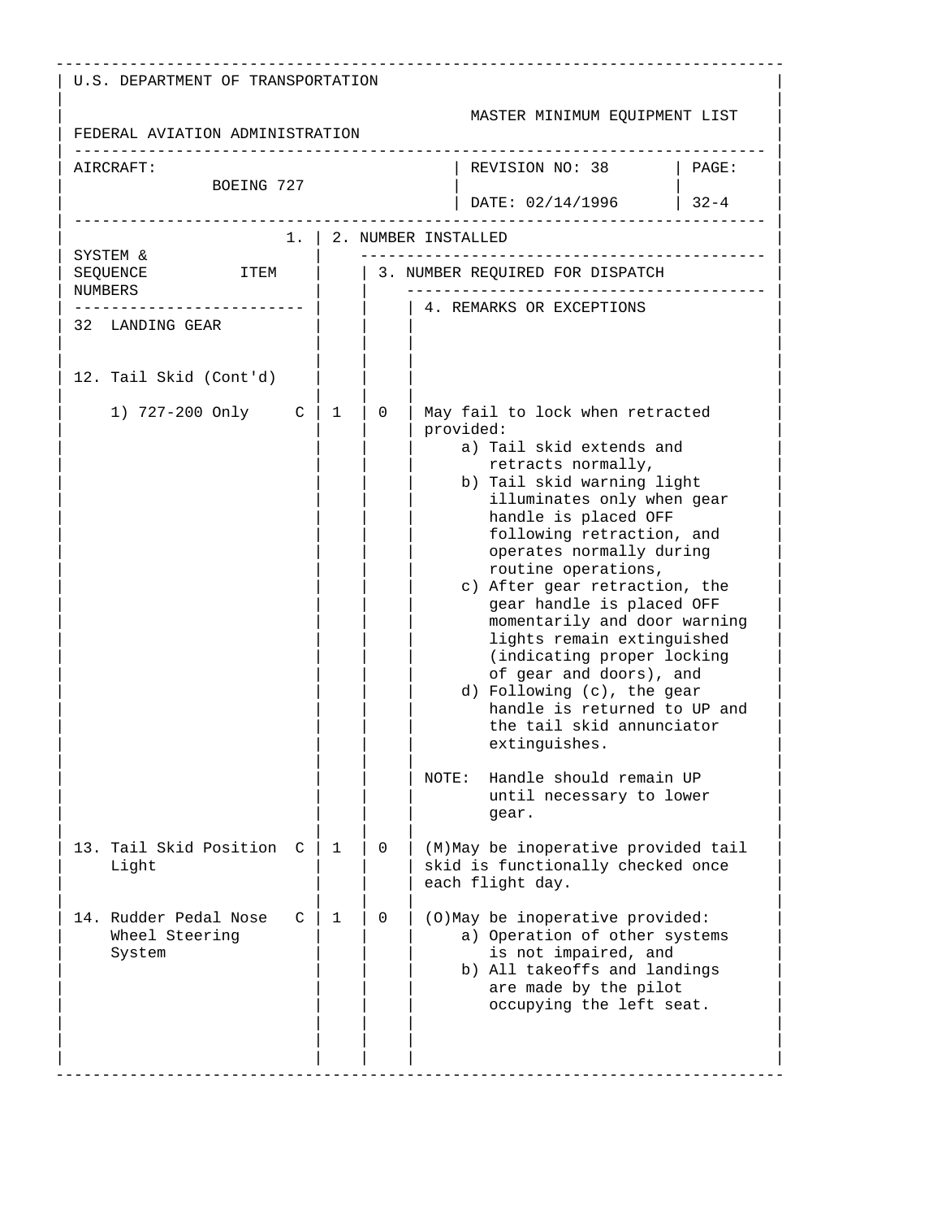U.S. DEPARTMENT OF TRANSPORTATION

FEDERAL AVIATION ADMINISTRATION

MASTER MINIMUM EQUIPMENT LIST

| AIRCRAFT: BOEING 727 | REVISION NO: 38 DATE: 02/14/1996 | PAGE: 32-4 |
|---|---|---|

| SYSTEM & SEQUENCE NUMBERS ITEM | | 1. 2. NUMBER INSTALLED | 3. NUMBER REQUIRED FOR DISPATCH | 4. REMARKS OR EXCEPTIONS |
|---|---|---|---|---|
| **32 LANDING GEAR** | | | | |
| 12. Tail Skid (Cont'd) | | | | |
| 1) 727-200 Only | C | 1 | 0 | May fail to lock when retracted provided:<br>a) Tail skid extends and retracts normally,<br>b) Tail skid warning light illuminates only when gear handle is placed OFF following retraction, and operates normally during routine operations,<br>c) After gear retraction, the gear handle is placed OFF momentarily and door warning lights remain extinguished (indicating proper locking of gear and doors), and<br>d) Following (c), the gear handle is returned to UP and the tail skid annunciator extinguishes.<br><br>NOTE: Handle should remain UP until necessary to lower gear. |
| 13. Tail Skid Position Light | C | 1 | 0 | (M)May be inoperative provided tail skid is functionally checked once each flight day. |
| 14. Rudder Pedal Nose Wheel Steering System | C | 1 | 0 | (O)May be inoperative provided:<br>a) Operation of other systems is not impaired, and<br>b) All takeoffs and landings are made by the pilot occupying the left seat. |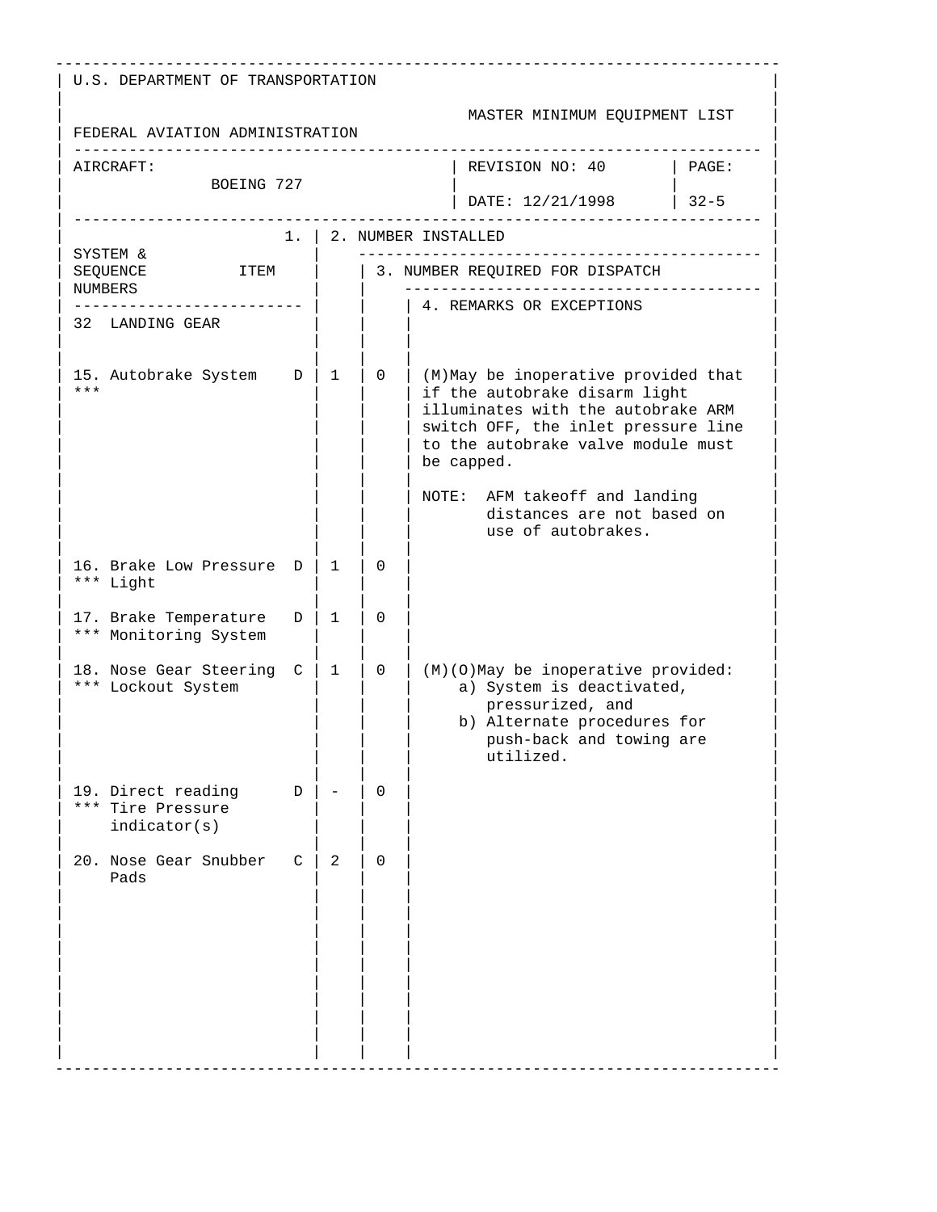U.S. DEPARTMENT OF TRANSPORTATION

FEDERAL AVIATION ADMINISTRATION

MASTER MINIMUM EQUIPMENT LIST

| AIRCRAFT: BOEING 727 | REVISION NO: 40 | PAGE: |
|---|---|---|
| | DATE: 12/21/1998 | 32-5 |

| SYSTEM & SEQUENCE NUMBERS ITEM | | 1. | 2. NUMBER INSTALLED | 3. NUMBER REQUIRED FOR DISPATCH | 4. REMARKS OR EXCEPTIONS |
|---|---|---|---|---|---|
| 32 LANDING GEAR | | | | | |
| 15. Autobrake System *** | D | 1 | 0 | | (M)May be inoperative provided that if the autobrake disarm light illuminates with the autobrake ARM switch OFF, the inlet pressure line to the autobrake valve module must be capped.<br><br>NOTE: AFM takeoff and landing distances are not based on use of autobrakes. |
| 16. Brake Low Pressure *** Light | D | 1 | 0 | | |
| 17. Brake Temperature *** Monitoring System | D | 1 | 0 | | |
| 18. Nose Gear Steering *** Lockout System | C | 1 | 0 | | (M)(O)May be inoperative provided:<br>a) System is deactivated, pressurized, and<br>b) Alternate procedures for push-back and towing are utilized. |
| 19. Direct reading *** Tire Pressure indicator(s) | D | - | 0 | | |
| 20. Nose Gear Snubber Pads | C | 2 | 0 | | |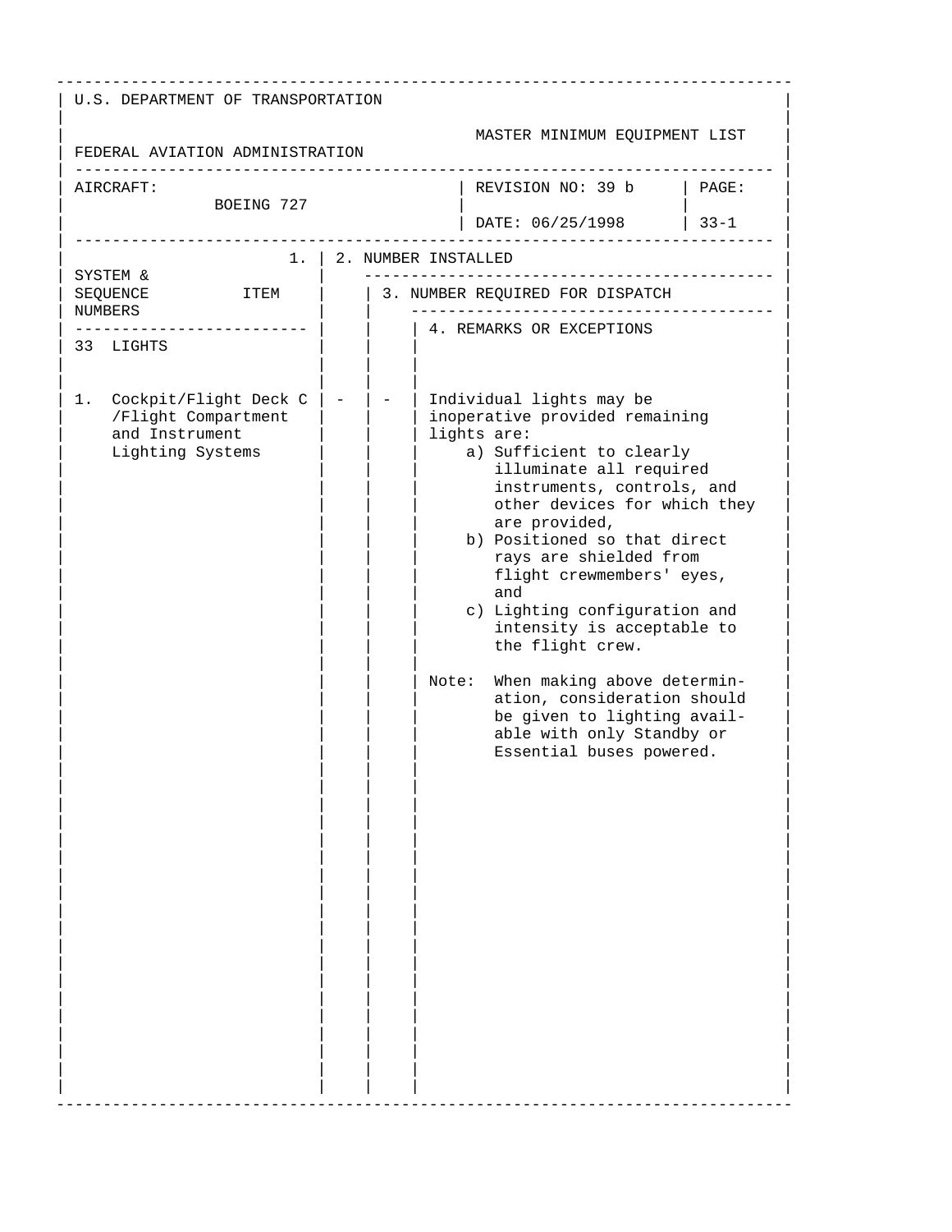U.S. DEPARTMENT OF TRANSPORTATION

FEDERAL AVIATION ADMINISTRATION

MASTER MINIMUM EQUIPMENT LIST

| AIRCRAFT: | REVISION NO: 39 b | PAGE: |
|---|---|---|
| BOEING 727 | DATE: 06/25/1998 | 33-1 |

| SYSTEM & SEQUENCE NUMBERS / ITEM | 1. | 2. NUMBER INSTALLED | 3. NUMBER REQUIRED FOR DISPATCH / 4. REMARKS OR EXCEPTIONS |
|---|---|---|---|
| **33 LIGHTS** | | | |
| 1. Cockpit/Flight Deck /Flight Compartment and Instrument Lighting Systems | C | - | - | Individual lights may be inoperative provided remaining lights are:<br>a) Sufficient to clearly illuminate all required instruments, controls, and other devices for which they are provided,<br>b) Positioned so that direct rays are shielded from flight crewmembers' eyes, and<br>c) Lighting configuration and intensity is acceptable to the flight crew.<br><br>Note: When making above determination, consideration should be given to lighting available with only Standby or Essential buses powered. |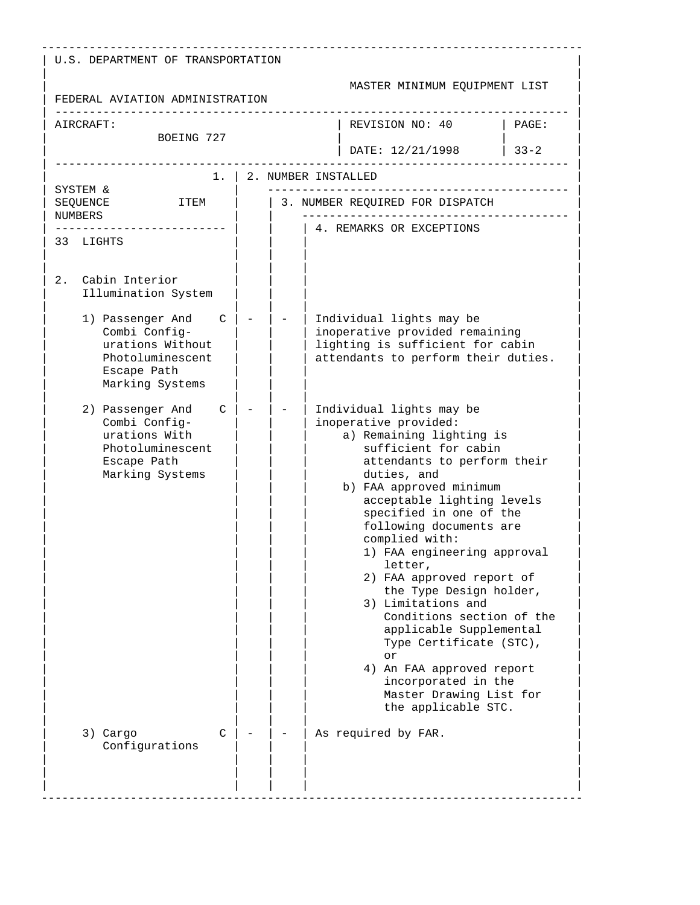U.S. DEPARTMENT OF TRANSPORTATION

FEDERAL AVIATION ADMINISTRATION

MASTER MINIMUM EQUIPMENT LIST

| AIRCRAFT: BOEING 727 | REVISION NO: 40 DATE: 12/21/1998 | PAGE: 33-2 |
|---|---|---|

| SYSTEM & SEQUENCE NUMBERS ITEM | 1. | 2. NUMBER INSTALLED | 3. NUMBER REQUIRED FOR DISPATCH | 4. REMARKS OR EXCEPTIONS |
|---|---|---|---|---|
| 33 LIGHTS | | | | |
| 2. Cabin Interior Illumination System | | | | |
| 1) Passenger And Combi Configurations Without Photoluminescent Escape Path Marking Systems | C | - | - | Individual lights may be inoperative provided remaining lighting is sufficient for cabin attendants to perform their duties. |
| 2) Passenger And Combi Configurations With Photoluminescent Escape Path Marking Systems | C | - | - | Individual lights may be inoperative provided:<br>a) Remaining lighting is sufficient for cabin attendants to perform their duties, and<br>b) FAA approved minimum acceptable lighting levels specified in one of the following documents are complied with:<br>1) FAA engineering approval letter,<br>2) FAA approved report of the Type Design holder,<br>3) Limitations and Conditions section of the applicable Supplemental Type Certificate (STC), or<br>4) An FAA approved report incorporated in the Master Drawing List for the applicable STC. |
| 3) Cargo Configurations | C | - | - | As required by FAR. |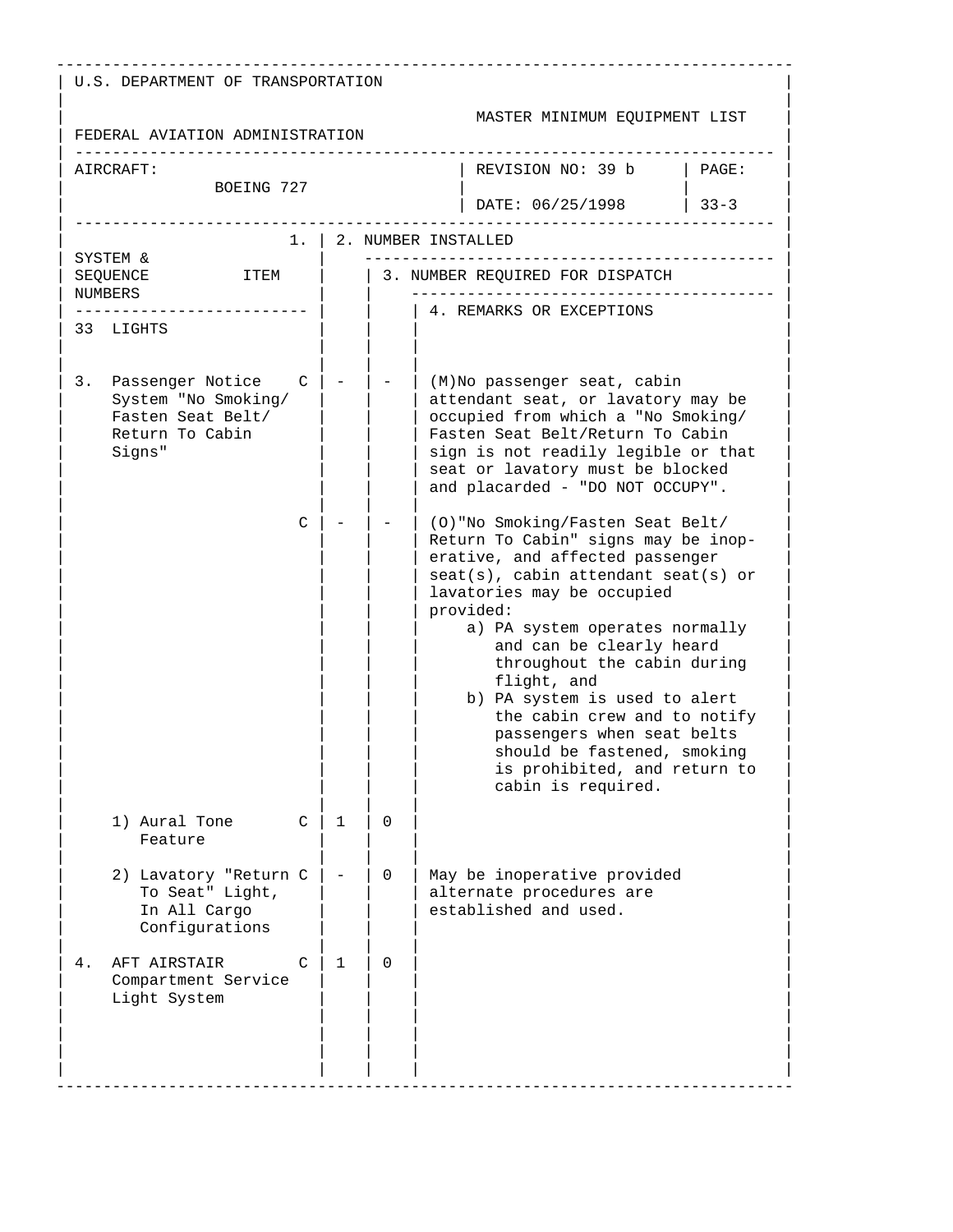U.S. DEPARTMENT OF TRANSPORTATION

FEDERAL AVIATION ADMINISTRATION

MASTER MINIMUM EQUIPMENT LIST

| AIRCRAFT: BOEING 727 | REVISION NO: 39 b | PAGE: |
|---|---|---|
| | DATE: 06/25/1998 | 33-3 |

| SYSTEM & SEQUENCE NUMBERS / ITEM | 1. | 2. NUMBER INSTALLED | 3. NUMBER REQUIRED FOR DISPATCH | 4. REMARKS OR EXCEPTIONS |
|---|---|---|---|---|
| **33 LIGHTS** | | | | |
| 3. Passenger Notice System "No Smoking/ Fasten Seat Belt/ Return To Cabin Signs" | C | - | - | (M)No passenger seat, cabin attendant seat, or lavatory may be occupied from which a "No Smoking/ Fasten Seat Belt/Return To Cabin sign is not readily legible or that seat or lavatory must be blocked and placarded - "DO NOT OCCUPY". |
| | C | - | - | (O)"No Smoking/Fasten Seat Belt/ Return To Cabin" signs may be inoperative, and affected passenger seat(s), cabin attendant seat(s) or lavatories may be occupied provided:<br>a) PA system operates normally and can be clearly heard throughout the cabin during flight, and<br>b) PA system is used to alert the cabin crew and to notify passengers when seat belts should be fastened, smoking is prohibited, and return to cabin is required. |
| 1) Aural Tone Feature | C | 1 | 0 | |
| 2) Lavatory "Return To Seat" Light, In All Cargo Configurations | C | - | 0 | May be inoperative provided alternate procedures are established and used. |
| 4. AFT AIRSTAIR Compartment Service Light System | C | 1 | 0 | |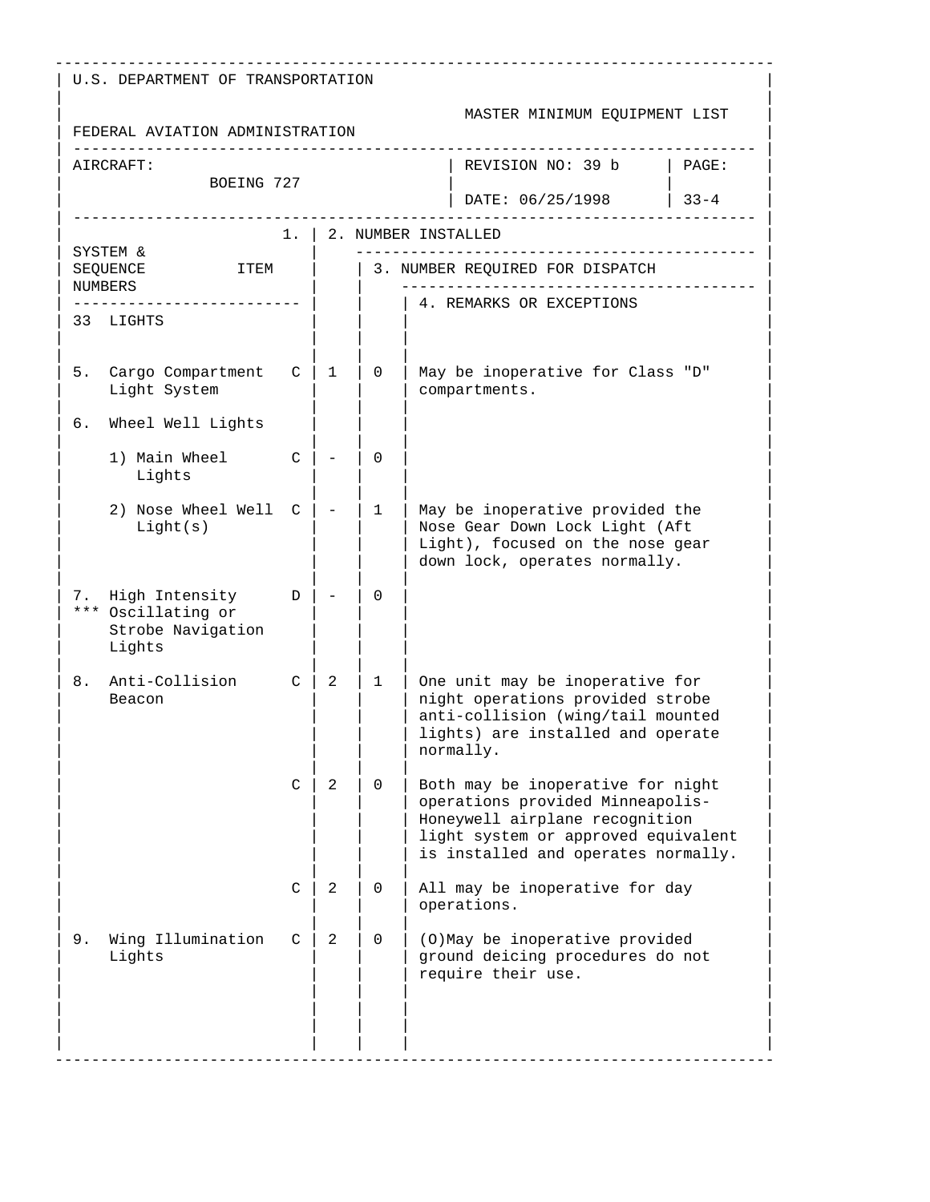U.S. DEPARTMENT OF TRANSPORTATION

FEDERAL AVIATION ADMINISTRATION

MASTER MINIMUM EQUIPMENT LIST

| AIRCRAFT: BOEING 727 | REVISION NO: 39 b | PAGE: |
|---|---|---|
| | DATE: 06/25/1998 | 33-4 |

| SYSTEM & SEQUENCE NUMBERS ITEM | 1. | 2. NUMBER INSTALLED | 3. NUMBER REQUIRED FOR DISPATCH | 4. REMARKS OR EXCEPTIONS |
|---|---|---|---|---|
| 33 LIGHTS | | | | |
| 5. Cargo Compartment Light System | C | 1 | 0 | May be inoperative for Class "D" compartments. |
| 6. Wheel Well Lights | | | | |
| 1) Main Wheel Lights | C | - | 0 | |
| 2) Nose Wheel Well Light(s) | C | - | 1 | May be inoperative provided the Nose Gear Down Lock Light (Aft Light), focused on the nose gear down lock, operates normally. |
| 7. *** High Intensity Oscillating or Strobe Navigation Lights | D | - | 0 | |
| 8. Anti-Collision Beacon | C | 2 | 1 | One unit may be inoperative for night operations provided strobe anti-collision (wing/tail mounted lights) are installed and operate normally. |
| | C | 2 | 0 | Both may be inoperative for night operations provided Minneapolis-Honeywell airplane recognition light system or approved equivalent is installed and operates normally. |
| | C | 2 | 0 | All may be inoperative for day operations. |
| 9. Wing Illumination Lights | C | 2 | 0 | (O)May be inoperative provided ground deicing procedures do not require their use. |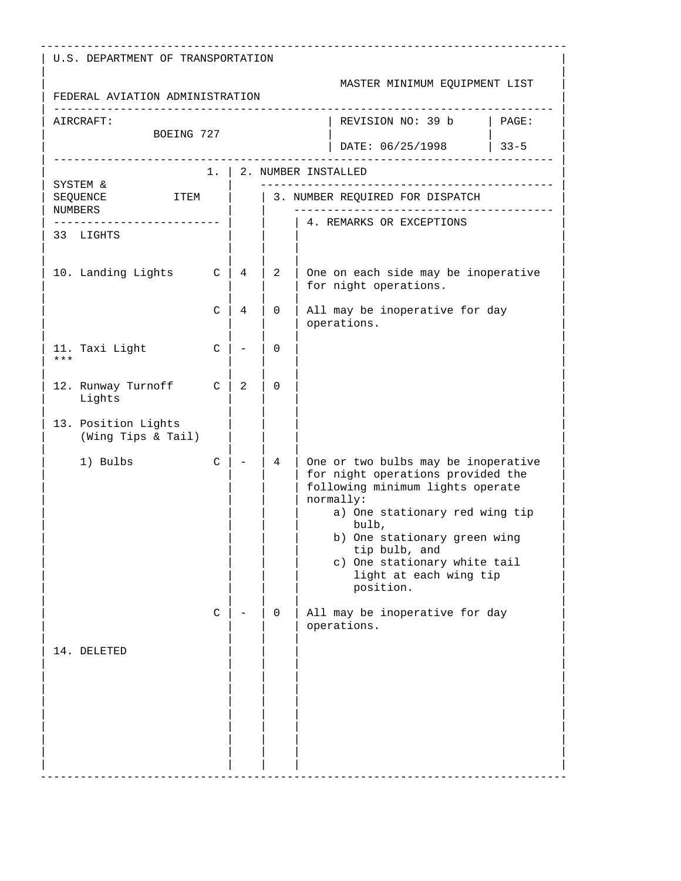U.S. DEPARTMENT OF TRANSPORTATION

FEDERAL AVIATION ADMINISTRATION

MASTER MINIMUM EQUIPMENT LIST

| AIRCRAFT: BOEING 727 | REVISION NO: 39 b | PAGE: |
|---|---|---|
| | DATE: 06/25/1998 | 33-5 |

| SYSTEM & SEQUENCE NUMBERS / ITEM | | 1. | 2. NUMBER INSTALLED | 3. NUMBER REQUIRED FOR DISPATCH | 4. REMARKS OR EXCEPTIONS |
|---|---|---|---|---|---|
| 33 LIGHTS | | | | | |
| 10. Landing Lights | | C | 4 | 2 | One on each side may be inoperative for night operations. |
| | | C | 4 | 0 | All may be inoperative for day operations. |
| 11. Taxi Light | *** | C | - | 0 | |
| 12. Runway Turnoff Lights | | C | 2 | 0 | |
| 13. Position Lights (Wing Tips & Tail) | | | | | |
| 1) Bulbs | | C | - | 4 | One or two bulbs may be inoperative for night operations provided the following minimum lights operate normally:<br>a) One stationary red wing tip bulb,<br>b) One stationary green wing tip bulb, and<br>c) One stationary white tail light at each wing tip position. |
| | | C | - | 0 | All may be inoperative for day operations. |
| 14. DELETED | | | | | |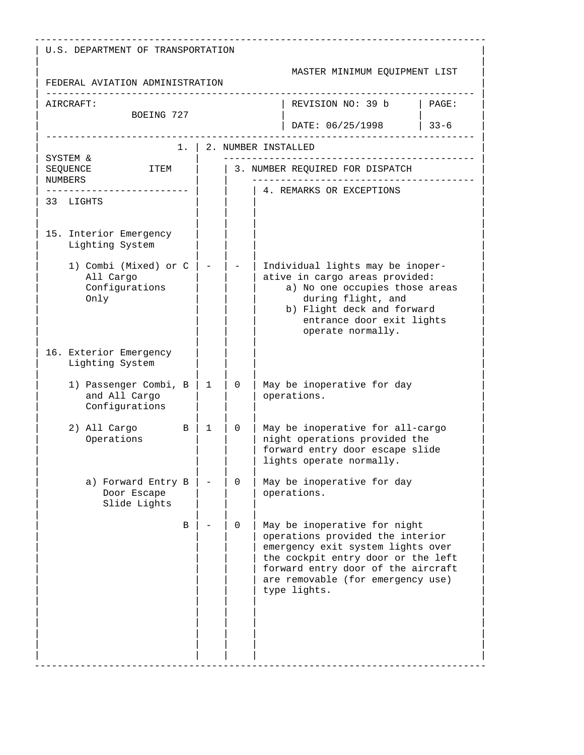U.S. DEPARTMENT OF TRANSPORTATION

FEDERAL AVIATION ADMINISTRATION

MASTER MINIMUM EQUIPMENT LIST

| AIRCRAFT: BOEING 727 | REVISION NO: 39 b DATE: 06/25/1998 | PAGE: 33-6 |
|---|---|---|

| SYSTEM & SEQUENCE NUMBERS ITEM | 1. | 2. NUMBER INSTALLED | 3. NUMBER REQUIRED FOR DISPATCH | 4. REMARKS OR EXCEPTIONS |
|---|---|---|---|---|
| 33 LIGHTS | | | | |
| 15. Interior Emergency Lighting System | | | | |
| 1) Combi (Mixed) or All Cargo Configurations Only | C | - | - | Individual lights may be inoperative in cargo areas provided: a) No one occupies those areas during flight, and b) Flight deck and forward entrance door exit lights operate normally. |
| 16. Exterior Emergency Lighting System | | | | |
| 1) Passenger Combi, and All Cargo Configurations | B | 1 | 0 | May be inoperative for day operations. |
| 2) All Cargo Operations | B | 1 | 0 | May be inoperative for all-cargo night operations provided the forward entry door escape slide lights operate normally. |
| a) Forward Entry Door Escape Slide Lights | B | - | 0 | May be inoperative for day operations. |
| | B | - | 0 | May be inoperative for night operations provided the interior emergency exit system lights over the cockpit entry door or the left forward entry door of the aircraft are removable (for emergency use) type lights. |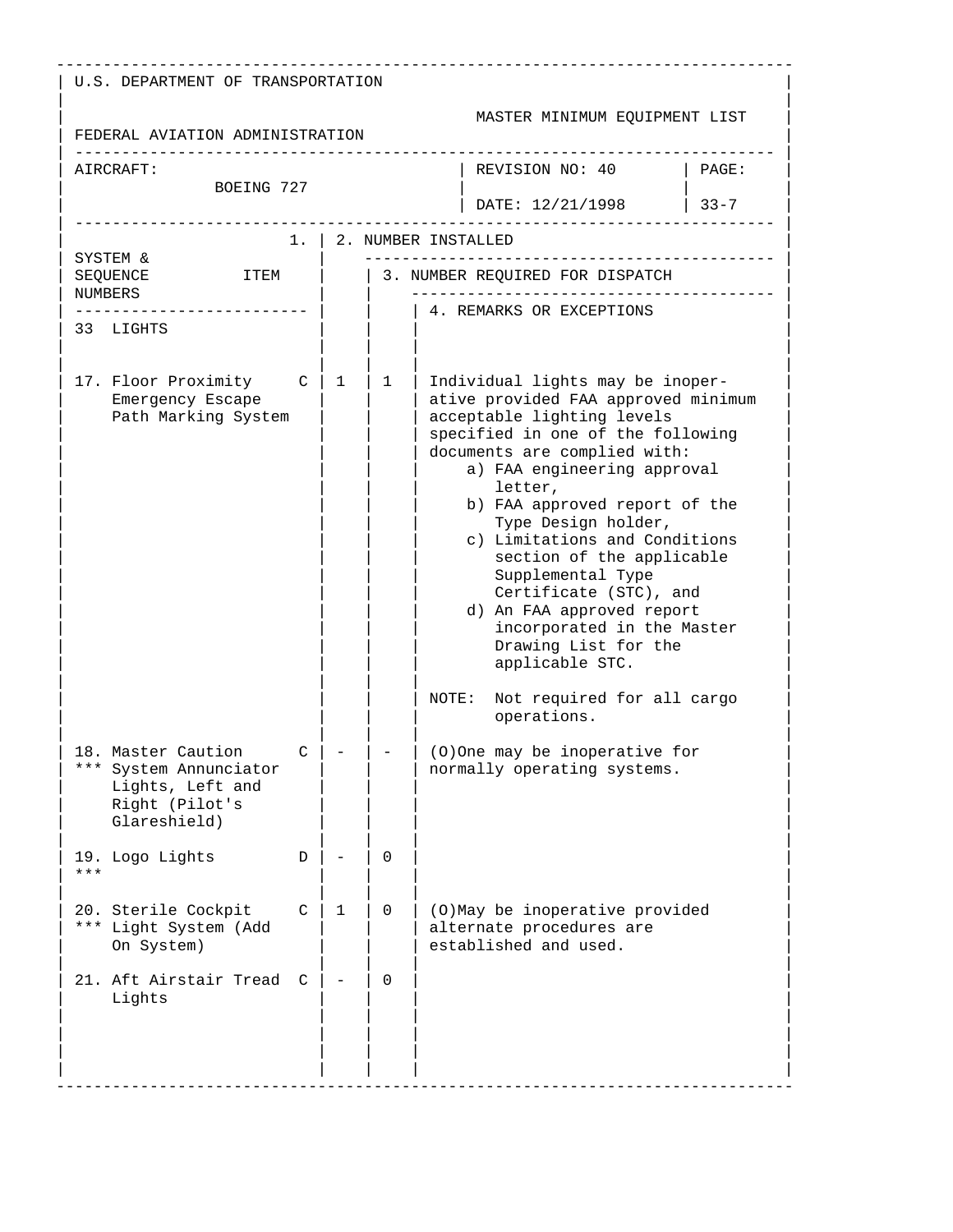U.S. DEPARTMENT OF TRANSPORTATION

FEDERAL AVIATION ADMINISTRATION

MASTER MINIMUM EQUIPMENT LIST

| AIRCRAFT: | REVISION NO: 40 | PAGE: |
|---|---|---|
| BOEING 727 | DATE: 12/21/1998 | 33-7 |

| SYSTEM & SEQUENCE NUMBERS | ITEM | 1. | 2. NUMBER INSTALLED | 3. NUMBER REQUIRED FOR DISPATCH | 4. REMARKS OR EXCEPTIONS |
|---|---|---|---|---|---|
| 33 LIGHTS | | | | | |
| 17. | Floor Proximity Emergency Escape Path Marking System | C | 1 | 1 | Individual lights may be inoperative provided FAA approved minimum acceptable lighting levels specified in one of the following documents are complied with: a) FAA engineering approval letter, b) FAA approved report of the Type Design holder, c) Limitations and Conditions section of the applicable Supplemental Type Certificate (STC), and d) An FAA approved report incorporated in the Master Drawing List for the applicable STC.<br><br>NOTE: Not required for all cargo operations. |
| 18. *** | Master Caution System Annunciator Lights, Left and Right (Pilot's Glareshield) | C | - | - | (O)One may be inoperative for normally operating systems. |
| 19. *** | Logo Lights | D | - | 0 | |
| 20. *** | Sterile Cockpit Light System (Add On System) | C | 1 | 0 | (O)May be inoperative provided alternate procedures are established and used. |
| 21. | Aft Airstair Tread Lights | C | - | 0 | |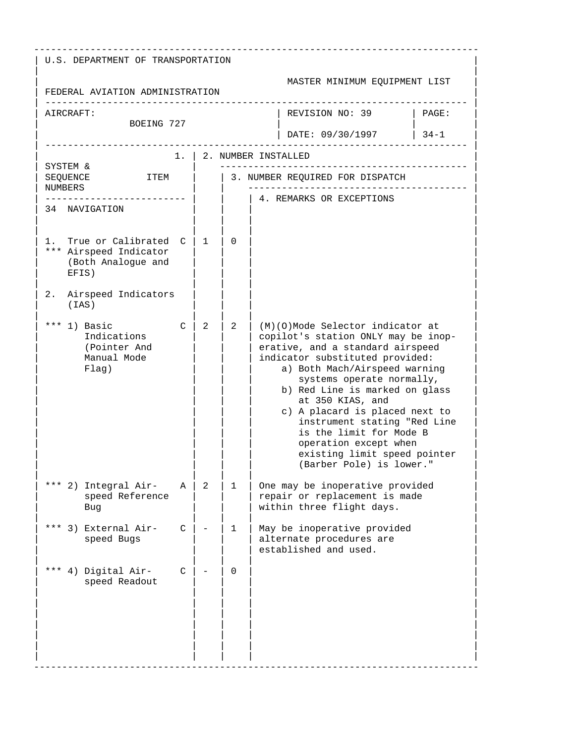U.S. DEPARTMENT OF TRANSPORTATION

FEDERAL AVIATION ADMINISTRATION

MASTER MINIMUM EQUIPMENT LIST

| AIRCRAFT: BOEING 727 | REVISION NO: 39 DATE: 09/30/1997 | PAGE: 34-1 |
|---|---|---|

| SYSTEM & SEQUENCE NUMBERS / ITEM | 1. | 2. NUMBER INSTALLED | 3. NUMBER REQUIRED FOR DISPATCH | 4. REMARKS OR EXCEPTIONS |
|---|---|---|---|---|
| 34 NAVIGATION | | | | |
| 1. *** True or Calibrated Airspeed Indicator (Both Analogue and EFIS) | C | 1 | 0 | |
| 2. Airspeed Indicators (IAS) | | | | |
| *** 1) Basic Indications (Pointer And Manual Mode Flag) | C | 2 | 2 | (M)(O)Mode Selector indicator at copilot's station ONLY may be inoperative, and a standard airspeed indicator substituted provided:<br>a) Both Mach/Airspeed warning systems operate normally,<br>b) Red Line is marked on glass at 350 KIAS, and<br>c) A placard is placed next to instrument stating "Red Line is the limit for Mode B operation except when existing limit speed pointer (Barber Pole) is lower." |
| *** 2) Integral Airspeed Reference Bug | A | 2 | 1 | One may be inoperative provided repair or replacement is made within three flight days. |
| *** 3) External Airspeed Bugs | C | - | 1 | May be inoperative provided alternate procedures are established and used. |
| *** 4) Digital Airspeed Readout | C | - | 0 | |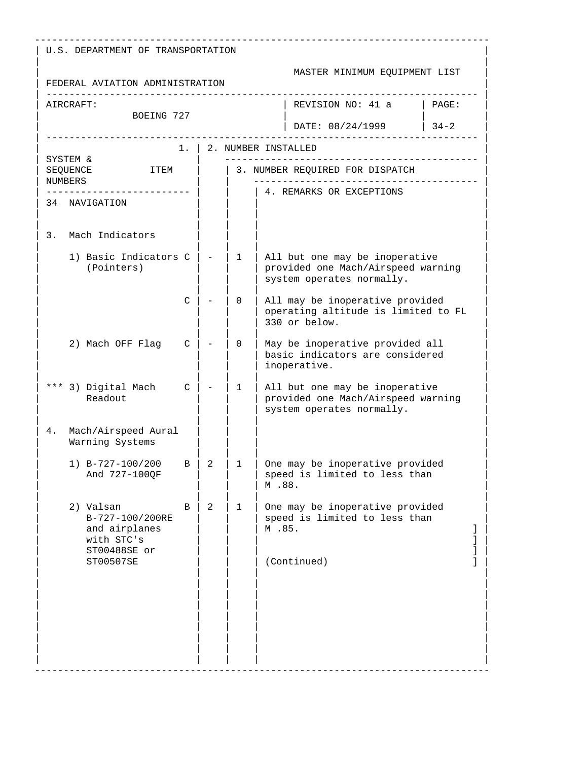U.S. DEPARTMENT OF TRANSPORTATION

FEDERAL AVIATION ADMINISTRATION

MASTER MINIMUM EQUIPMENT LIST

| AIRCRAFT: BOEING 727 | REVISION NO: 41 a | PAGE: |
|---|---|---|
| | DATE: 08/24/1999 | 34-2 |

| SYSTEM & SEQUENCE NUMBERS ITEM | 1. | 2. NUMBER INSTALLED | 3. NUMBER REQUIRED FOR DISPATCH | 4. REMARKS OR EXCEPTIONS |
|---|---|---|---|---|
| 34 NAVIGATION | | | | |
| 3. Mach Indicators | | | | |
| 1) Basic Indicators (Pointers) | C | - | 1 | All but one may be inoperative provided one Mach/Airspeed warning system operates normally. |
| | C | - | 0 | All may be inoperative provided operating altitude is limited to FL 330 or below. |
| 2) Mach OFF Flag | C | - | 0 | May be inoperative provided all basic indicators are considered inoperative. |
| *** 3) Digital Mach Readout | C | - | 1 | All but one may be inoperative provided one Mach/Airspeed warning system operates normally. |
| 4. Mach/Airspeed Aural Warning Systems | | | | |
| 1) B-727-100/200 And 727-100QF | B | 2 | 1 | One may be inoperative provided speed is limited to less than M .88. |
| 2) Valsan B-727-100/200RE and airplanes with STC's ST00488SE or ST00507SE | B | 2 | 1 | One may be inoperative provided speed is limited to less than M .85. ]<br>]<br>]<br>(Continued) ] |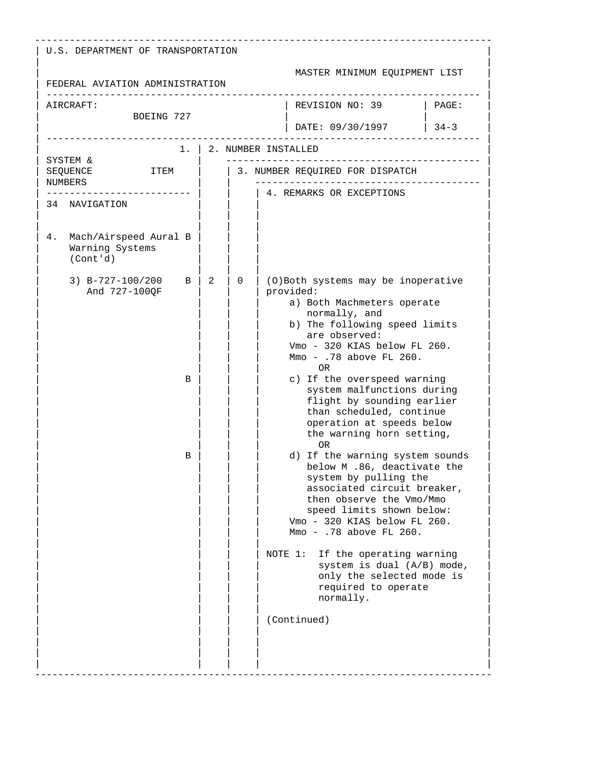U.S. DEPARTMENT OF TRANSPORTATION

FEDERAL AVIATION ADMINISTRATION

MASTER MINIMUM EQUIPMENT LIST

| AIRCRAFT: BOEING 727 | REVISION NO: 39 | PAGE: |
|---|---|---|
| | DATE: 09/30/1997 | 34-3 |

| SYSTEM & SEQUENCE NUMBERS / ITEM | 1. | 2. NUMBER INSTALLED | 3. NUMBER REQUIRED FOR DISPATCH | 4. REMARKS OR EXCEPTIONS |
|---|---|---|---|---|
| 34 NAVIGATION | | | | |
| 4. Mach/Airspeed Aural Warning Systems (Cont'd) | B | | | |
| 3) B-727-100/200 And 727-100QF | B | 2 | 0 | (O)Both systems may be inoperative provided:<br>a) Both Machmeters operate normally, and<br>b) The following speed limits are observed:<br>Vmo - 320 KIAS below FL 260.<br>Mmo - .78 above FL 260.<br>OR |
| | B | | | c) If the overspeed warning system malfunctions during flight by sounding earlier than scheduled, continue operation at speeds below the warning horn setting,<br>OR |
| | B | | | d) If the warning system sounds below M .86, deactivate the system by pulling the associated circuit breaker, then observe the Vmo/Mmo speed limits shown below:<br>Vmo - 320 KIAS below FL 260.<br>Mmo - .78 above FL 260.<br><br>NOTE 1: If the operating warning system is dual (A/B) mode, only the selected mode is required to operate normally.<br><br>(Continued) |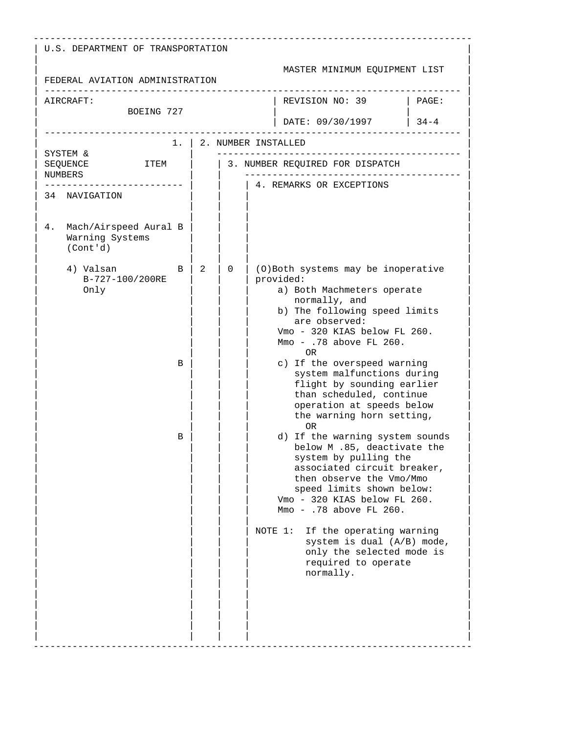U.S. DEPARTMENT OF TRANSPORTATION

FEDERAL AVIATION ADMINISTRATION

MASTER MINIMUM EQUIPMENT LIST

| AIRCRAFT: BOEING 727 | REVISION NO: 39 | PAGE: |
|---|---|---|
| | DATE: 09/30/1997 | 34-4 |

| SYSTEM & SEQUENCE NUMBERS | 1. ITEM | 2. NUMBER INSTALLED | 3. NUMBER REQUIRED FOR DISPATCH | 4. REMARKS OR EXCEPTIONS |
|---|---|---|---|---|
| 34 NAVIGATION | | | | |
| 4. Mach/Airspeed Aural Warning Systems (Cont'd) | B | | | |
| 4) Valsan B-727-100/200RE Only | B | 2 | 0 | (O)Both systems may be inoperative provided:<br>a) Both Machmeters operate normally, and<br>b) The following speed limits are observed:<br>Vmo - 320 KIAS below FL 260.<br>Mmo - .78 above FL 260.<br>OR |
| | B | | | c) If the overspeed warning system malfunctions during flight by sounding earlier than scheduled, continue operation at speeds below the warning horn setting,<br>OR |
| | B | | | d) If the warning system sounds below M .85, deactivate the system by pulling the associated circuit breaker, then observe the Vmo/Mmo speed limits shown below:<br>Vmo - 320 KIAS below FL 260.<br>Mmo - .78 above FL 260.<br><br>NOTE 1: If the operating warning system is dual (A/B) mode, only the selected mode is required to operate normally. |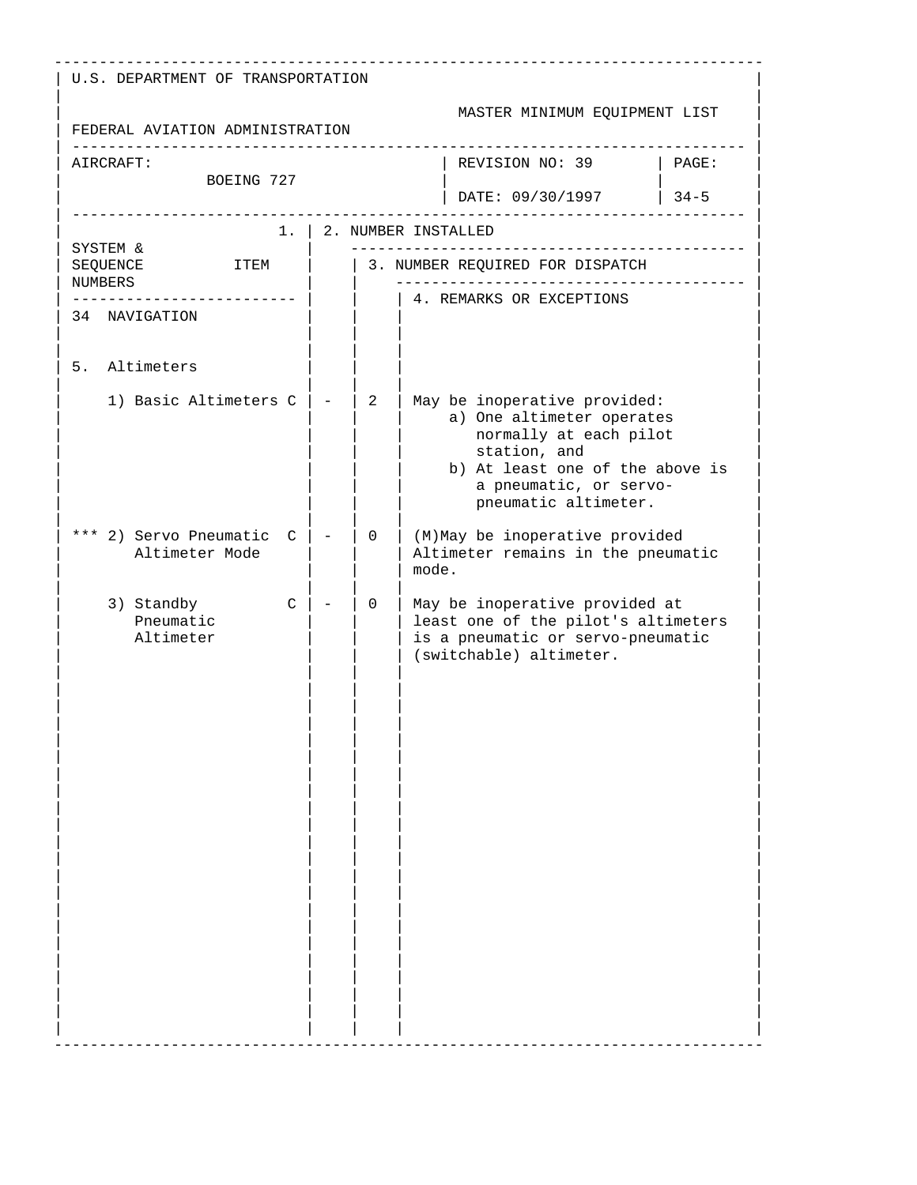U.S. DEPARTMENT OF TRANSPORTATION

FEDERAL AVIATION ADMINISTRATION

MASTER MINIMUM EQUIPMENT LIST

| AIRCRAFT: BOEING 727 | REVISION NO: 39 DATE: 09/30/1997 | PAGE: 34-5 |
|---|---|---|

| SYSTEM & SEQUENCE NUMBERS / 1. ITEM | 2. NUMBER INSTALLED | 3. NUMBER REQUIRED FOR DISPATCH | 4. REMARKS OR EXCEPTIONS |
|---|---|---|---|
| 34 NAVIGATION | | | |
| 5. Altimeters | | | |
| 1) Basic Altimeters C | - | 2 | May be inoperative provided: a) One altimeter operates normally at each pilot station, and b) At least one of the above is a pneumatic, or servo-pneumatic altimeter. |
| *** 2) Servo Pneumatic Altimeter Mode C | - | 0 | (M)May be inoperative provided Altimeter remains in the pneumatic mode. |
| 3) Standby Pneumatic Altimeter C | - | 0 | May be inoperative provided at least one of the pilot's altimeters is a pneumatic or servo-pneumatic (switchable) altimeter. |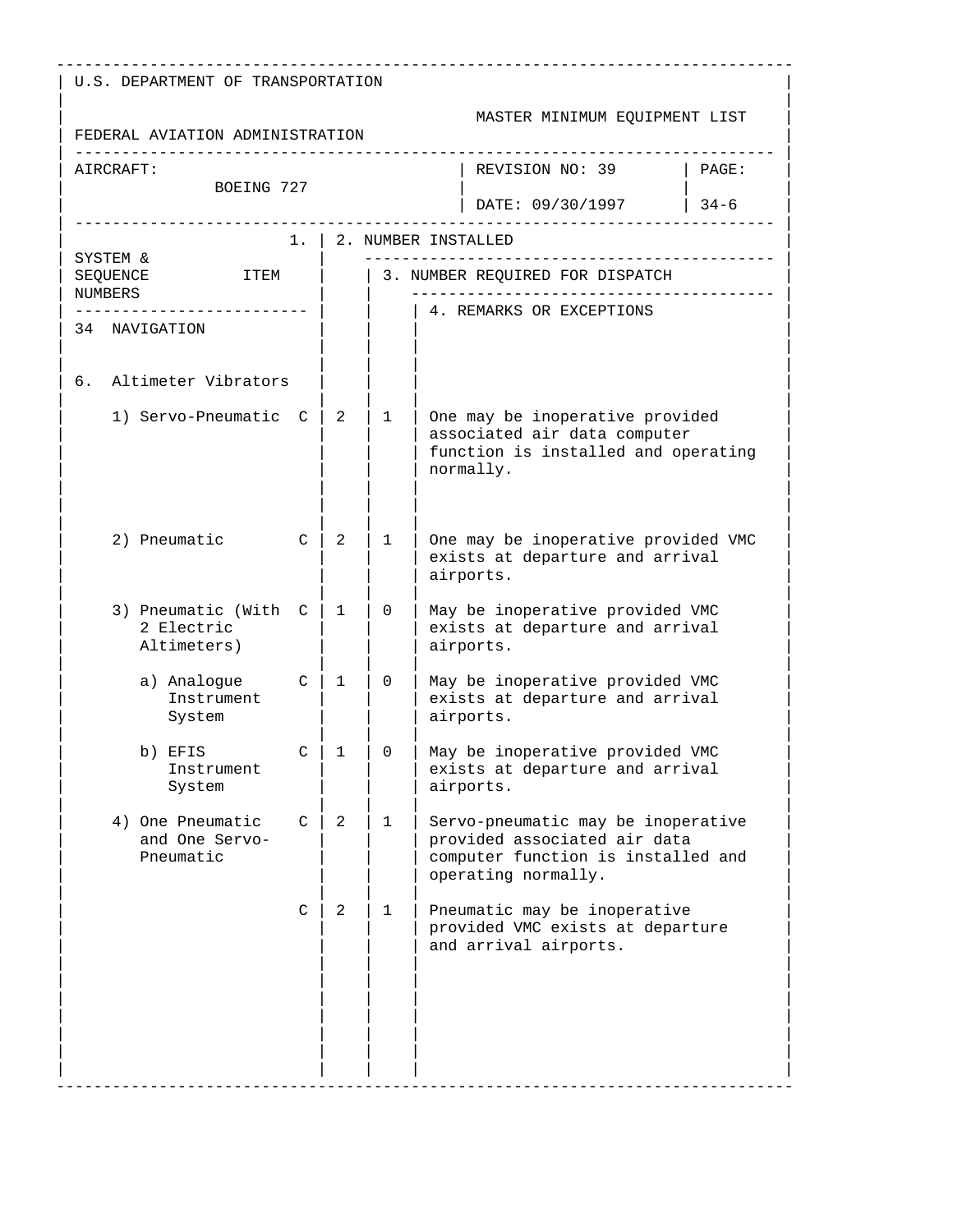U.S. DEPARTMENT OF TRANSPORTATION

FEDERAL AVIATION ADMINISTRATION

MASTER MINIMUM EQUIPMENT LIST

| AIRCRAFT: BOEING 727 | REVISION NO: 39 DATE: 09/30/1997 | PAGE: 34-6 |
|---|---|---|

| SYSTEM & SEQUENCE NUMBERS ITEM | 1. | 2. NUMBER INSTALLED | 3. NUMBER REQUIRED FOR DISPATCH | 4. REMARKS OR EXCEPTIONS |
|---|---|---|---|---|
| 34 NAVIGATION | | | | |
| 6. Altimeter Vibrators | | | | |
| 1) Servo-Pneumatic | C | 2 | 1 | One may be inoperative provided associated air data computer function is installed and operating normally. |
| 2) Pneumatic | C | 2 | 1 | One may be inoperative provided VMC exists at departure and arrival airports. |
| 3) Pneumatic (With 2 Electric Altimeters) | C | 1 | 0 | May be inoperative provided VMC exists at departure and arrival airports. |
| a) Analogue Instrument System | C | 1 | 0 | May be inoperative provided VMC exists at departure and arrival airports. |
| b) EFIS Instrument System | C | 1 | 0 | May be inoperative provided VMC exists at departure and arrival airports. |
| 4) One Pneumatic and One Servo-Pneumatic | C | 2 | 1 | Servo-pneumatic may be inoperative provided associated air data computer function is installed and operating normally. |
| | C | 2 | 1 | Pneumatic may be inoperative provided VMC exists at departure and arrival airports. |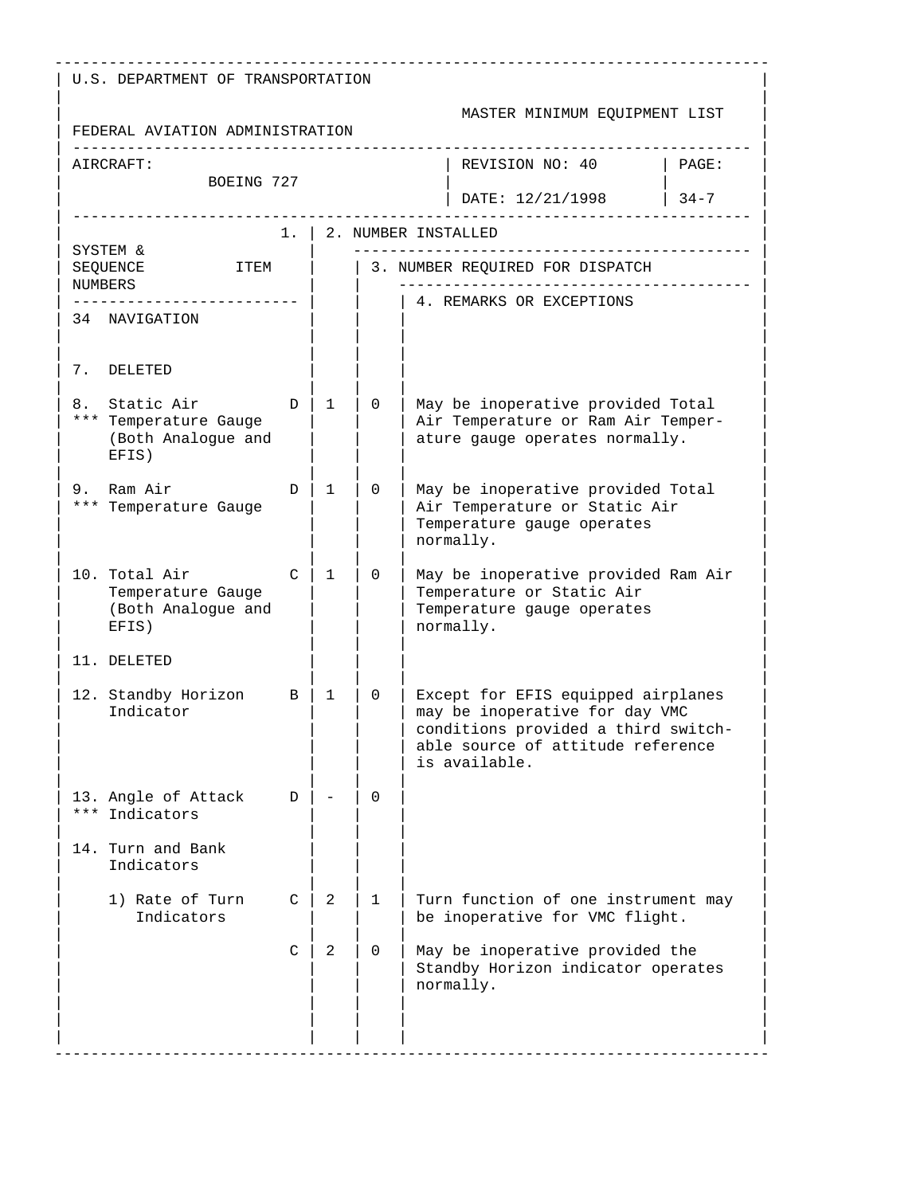U.S. DEPARTMENT OF TRANSPORTATION

FEDERAL AVIATION ADMINISTRATION

MASTER MINIMUM EQUIPMENT LIST

| AIRCRAFT: BOEING 727 | REVISION NO: 40 DATE: 12/21/1998 | PAGE: 34-7 |
|---|---|---|

| SYSTEM & SEQUENCE NUMBERS ITEM | | 1. | 2. NUMBER INSTALLED | 3. NUMBER REQUIRED FOR DISPATCH | 4. REMARKS OR EXCEPTIONS |
|---|---|---|---|---|---|
| 34 NAVIGATION | | | | | |
| 7. DELETED | | | | | |
| 8. *** Static Air Temperature Gauge (Both Analogue and EFIS) | D | 1 | 0 | | May be inoperative provided Total Air Temperature or Ram Air Temperature gauge operates normally. |
| 9. *** Ram Air Temperature Gauge | D | 1 | 0 | | May be inoperative provided Total Air Temperature or Static Air Temperature gauge operates normally. |
| 10. Total Air Temperature Gauge (Both Analogue and EFIS) | C | 1 | 0 | | May be inoperative provided Ram Air Temperature or Static Air Temperature gauge operates normally. |
| 11. DELETED | | | | | |
| 12. Standby Horizon Indicator | B | 1 | 0 | | Except for EFIS equipped airplanes may be inoperative for day VMC conditions provided a third switchable source of attitude reference is available. |
| 13. *** Angle of Attack Indicators | D | - | 0 | | |
| 14. Turn and Bank Indicators | | | | | |
| 1) Rate of Turn Indicators | C | 2 | 1 | | Turn function of one instrument may be inoperative for VMC flight. |
| | C | 2 | 0 | | May be inoperative provided the Standby Horizon indicator operates normally. |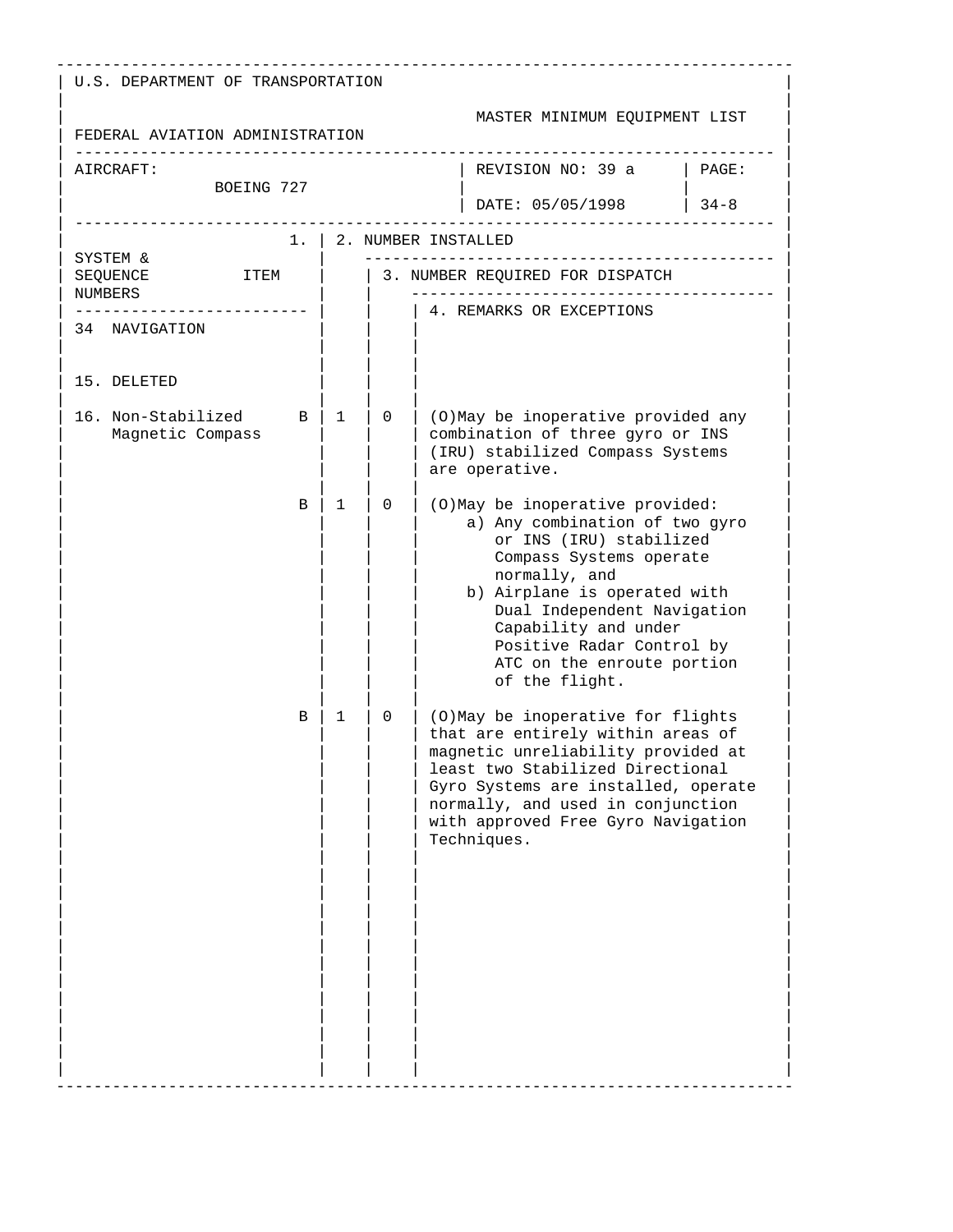U.S. DEPARTMENT OF TRANSPORTATION

FEDERAL AVIATION ADMINISTRATION

MASTER MINIMUM EQUIPMENT LIST

| AIRCRAFT: BOEING 727 | REVISION NO: 39 a | PAGE: |
|---|---|---|
| | DATE: 05/05/1998 | 34-8 |

| SYSTEM & SEQUENCE NUMBERS ITEM | 1. | 2. NUMBER INSTALLED | 3. NUMBER REQUIRED FOR DISPATCH | 4. REMARKS OR EXCEPTIONS |
|---|---|---|---|---|
| 34 NAVIGATION | | | | |
| 15. DELETED | | | | |
| 16. Non-Stabilized Magnetic Compass | B | 1 | 0 | (O)May be inoperative provided any combination of three gyro or INS (IRU) stabilized Compass Systems are operative. |
| | B | 1 | 0 | (O)May be inoperative provided:<br>a) Any combination of two gyro or INS (IRU) stabilized Compass Systems operate normally, and<br>b) Airplane is operated with Dual Independent Navigation Capability and under Positive Radar Control by ATC on the enroute portion of the flight. |
| | B | 1 | 0 | (O)May be inoperative for flights that are entirely within areas of magnetic unreliability provided at least two Stabilized Directional Gyro Systems are installed, operate normally, and used in conjunction with approved Free Gyro Navigation Techniques. |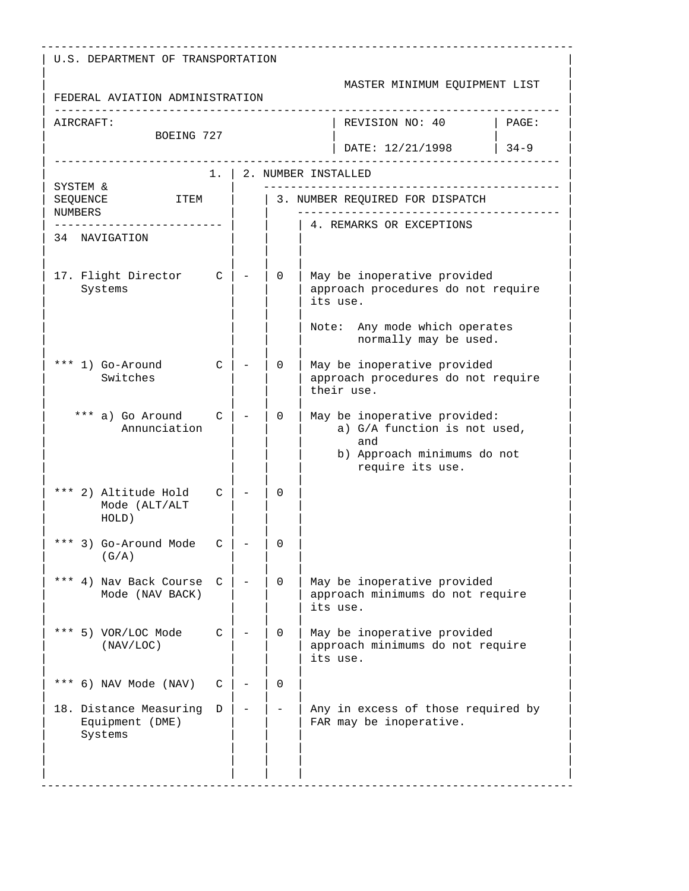U.S. DEPARTMENT OF TRANSPORTATION

FEDERAL AVIATION ADMINISTRATION

MASTER MINIMUM EQUIPMENT LIST

| AIRCRAFT: BOEING 727 | REVISION NO: 40 DATE: 12/21/1998 | PAGE: 34-9 |
|---|---|---|

| SYSTEM & SEQUENCE NUMBERS ITEM | 1. | 2. NUMBER INSTALLED | 3. NUMBER REQUIRED FOR DISPATCH | 4. REMARKS OR EXCEPTIONS |
|---|---|---|---|---|
| 34 NAVIGATION | | | | |
| 17. Flight Director Systems | C | - | 0 | May be inoperative provided approach procedures do not require its use.<br><br>Note: Any mode which operates normally may be used. |
| *** 1) Go-Around Switches | C | - | 0 | May be inoperative provided approach procedures do not require their use. |
| *** a) Go Around Annunciation | C | - | 0 | May be inoperative provided:<br>a) G/A function is not used, and<br>b) Approach minimums do not require its use. |
| *** 2) Altitude Hold Mode (ALT/ALT HOLD) | C | - | 0 | |
| *** 3) Go-Around Mode (G/A) | C | - | 0 | |
| *** 4) Nav Back Course Mode (NAV BACK) | C | - | 0 | May be inoperative provided approach minimums do not require its use. |
| *** 5) VOR/LOC Mode (NAV/LOC) | C | - | 0 | May be inoperative provided approach minimums do not require its use. |
| *** 6) NAV Mode (NAV) | C | - | 0 | |
| 18. Distance Measuring Equipment (DME) Systems | D | - | - | Any in excess of those required by FAR may be inoperative. |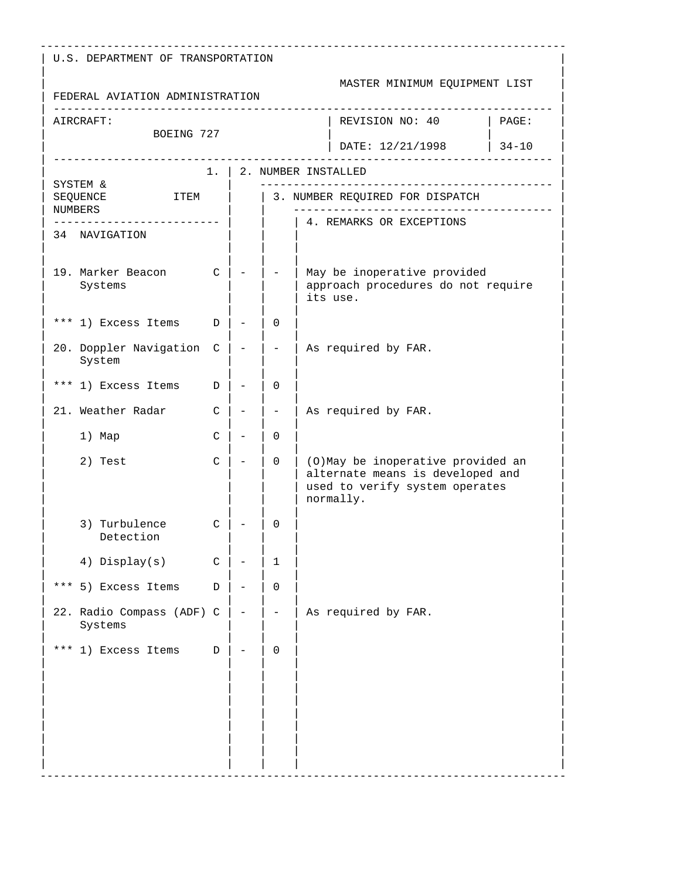U.S. DEPARTMENT OF TRANSPORTATION

FEDERAL AVIATION ADMINISTRATION

MASTER MINIMUM EQUIPMENT LIST

| AIRCRAFT: BOEING 727 | REVISION NO: 40 DATE: 12/21/1998 | PAGE: 34-10 |
|---|---|---|

| SYSTEM & SEQUENCE NUMBERS / ITEM | 1. | 2. NUMBER INSTALLED | 3. NUMBER REQUIRED FOR DISPATCH | 4. REMARKS OR EXCEPTIONS |
|---|---|---|---|---|
| 34 NAVIGATION | | | | |
| 19. Marker Beacon Systems | C | - | - | May be inoperative provided approach procedures do not require its use. |
| *** 1) Excess Items | D | - | 0 | |
| 20. Doppler Navigation System | C | - | - | As required by FAR. |
| *** 1) Excess Items | D | - | 0 | |
| 21. Weather Radar | C | - | - | As required by FAR. |
| 1) Map | C | - | 0 | |
| 2) Test | C | - | 0 | (O)May be inoperative provided an alternate means is developed and used to verify system operates normally. |
| 3) Turbulence Detection | C | - | 0 | |
| 4) Display(s) | C | - | 1 | |
| *** 5) Excess Items | D | - | 0 | |
| 22. Radio Compass (ADF) Systems | C | - | - | As required by FAR. |
| *** 1) Excess Items | D | - | 0 | |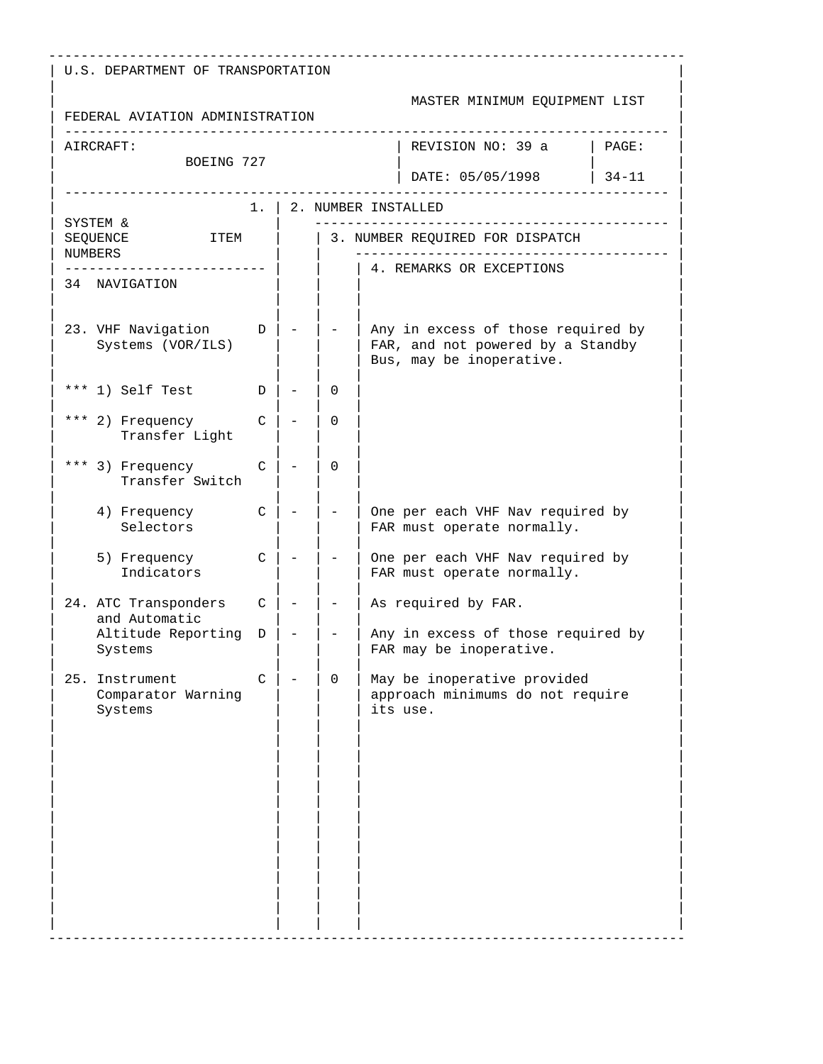U.S. DEPARTMENT OF TRANSPORTATION

FEDERAL AVIATION ADMINISTRATION

MASTER MINIMUM EQUIPMENT LIST

| AIRCRAFT: BOEING 727 | REVISION NO: 39 a | PAGE: |
|---|---|---|
| | DATE: 05/05/1998 | 34-11 |

| SYSTEM & SEQUENCE NUMBERS ITEM | 1. | 2. NUMBER INSTALLED | 3. NUMBER REQUIRED FOR DISPATCH | 4. REMARKS OR EXCEPTIONS |
|---|---|---|---|---|
| 34 NAVIGATION | | | | |
| 23. VHF Navigation Systems (VOR/ILS) | D | - | - | Any in excess of those required by FAR, and not powered by a Standby Bus, may be inoperative. |
| *** 1) Self Test | D | - | 0 | |
| *** 2) Frequency Transfer Light | C | - | 0 | |
| *** 3) Frequency Transfer Switch | C | - | 0 | |
| 4) Frequency Selectors | C | - | - | One per each VHF Nav required by FAR must operate normally. |
| 5) Frequency Indicators | C | - | - | One per each VHF Nav required by FAR must operate normally. |
| 24. ATC Transponders and Automatic | C | - | - | As required by FAR. |
| Altitude Reporting Systems | D | - | - | Any in excess of those required by FAR may be inoperative. |
| 25. Instrument Comparator Warning Systems | C | - | 0 | May be inoperative provided approach minimums do not require its use. |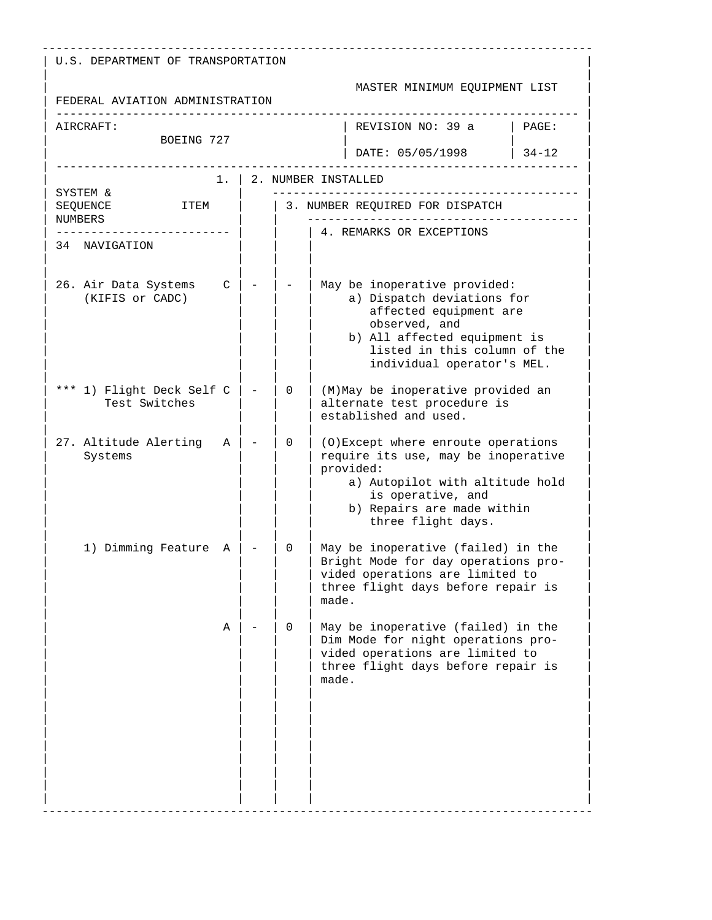U.S. DEPARTMENT OF TRANSPORTATION

FEDERAL AVIATION ADMINISTRATION

MASTER MINIMUM EQUIPMENT LIST

| AIRCRAFT: BOEING 727 | REVISION NO: 39 a DATE: 05/05/1998 | PAGE: 34-12 |
|---|---|---|

| SYSTEM & SEQUENCE NUMBERS ITEM | 1. | 2. NUMBER INSTALLED | 3. NUMBER REQUIRED FOR DISPATCH | 4. REMARKS OR EXCEPTIONS |
|---|---|---|---|---|
| 34 NAVIGATION | | | | |
| 26. Air Data Systems (KIFIS or CADC) | C | - | - | May be inoperative provided:<br>a) Dispatch deviations for affected equipment are observed, and<br>b) All affected equipment is listed in this column of the individual operator's MEL. |
| *** 1) Flight Deck Self Test Switches | C | - | 0 | (M)May be inoperative provided an alternate test procedure is established and used. |
| 27. Altitude Alerting Systems | A | - | 0 | (O)Except where enroute operations require its use, may be inoperative provided:<br>a) Autopilot with altitude hold is operative, and<br>b) Repairs are made within three flight days. |
| 1) Dimming Feature | A | - | 0 | May be inoperative (failed) in the Bright Mode for day operations provided operations are limited to three flight days before repair is made. |
| | A | - | 0 | May be inoperative (failed) in the Dim Mode for night operations provided operations are limited to three flight days before repair is made. |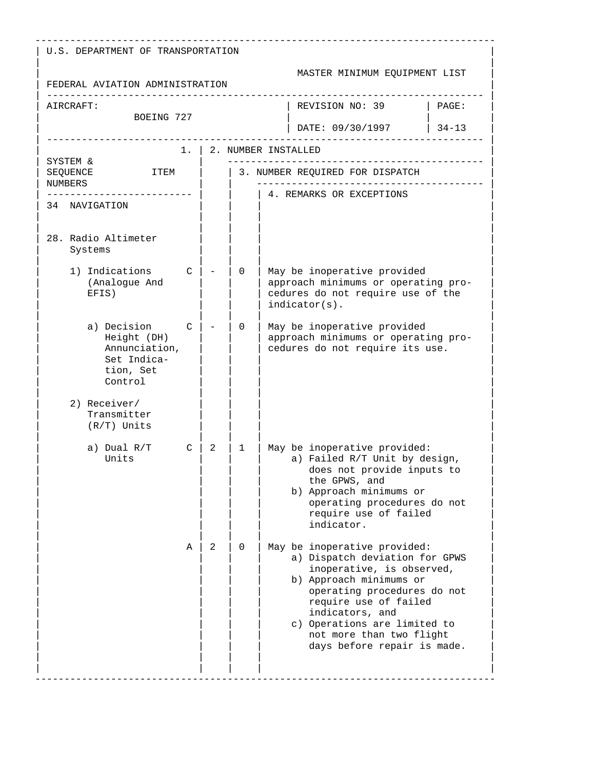U.S. DEPARTMENT OF TRANSPORTATION

FEDERAL AVIATION ADMINISTRATION

MASTER MINIMUM EQUIPMENT LIST

AIRCRAFT: BOEING 727

REVISION NO: 39

DATE: 09/30/1997

PAGE: 34-13

| SYSTEM & SEQUENCE NUMBERS / ITEM | 1. | 2. NUMBER INSTALLED | 3. NUMBER REQUIRED FOR DISPATCH | 4. REMARKS OR EXCEPTIONS |
|---|---|---|---|---|
| **34 NAVIGATION** | | | | |
| 28. Radio Altimeter Systems | | | | |
| 1) Indications (Analogue And EFIS) | C | - | 0 | May be inoperative provided approach minimums or operating procedures do not require use of the indicator(s). |
| a) Decision Height (DH) Annunciation, Set Indication, Set Control | C | - | 0 | May be inoperative provided approach minimums or operating procedures do not require its use. |
| 2) Receiver/ Transmitter (R/T) Units | | | | |
| a) Dual R/T Units | C | 2 | 1 | May be inoperative provided:<br>a) Failed R/T Unit by design, does not provide inputs to the GPWS, and<br>b) Approach minimums or operating procedures do not require use of failed indicator. |
| | A | 2 | 0 | May be inoperative provided:<br>a) Dispatch deviation for GPWS inoperative, is observed,<br>b) Approach minimums or operating procedures do not require use of failed indicators, and<br>c) Operations are limited to not more than two flight days before repair is made. |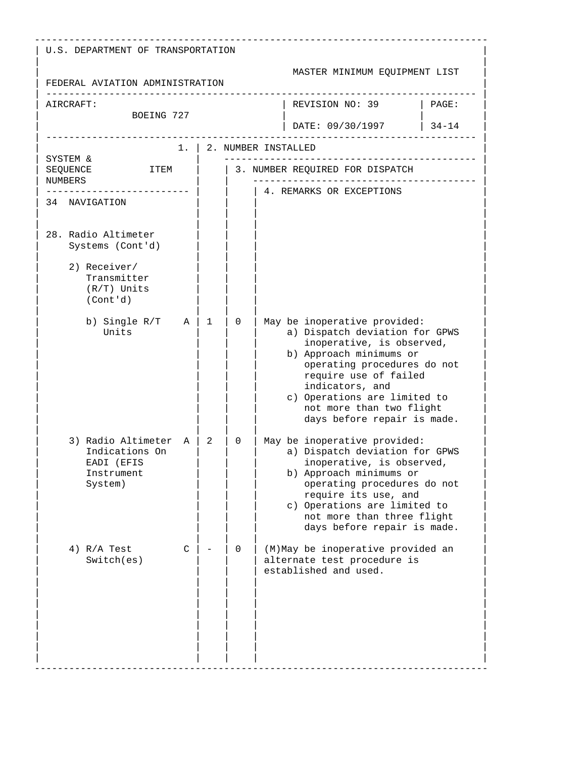U.S. DEPARTMENT OF TRANSPORTATION

FEDERAL AVIATION ADMINISTRATION

MASTER MINIMUM EQUIPMENT LIST

| AIRCRAFT: BOEING 727 | REVISION NO: 39 | PAGE: |
|---|---|---|
| | DATE: 09/30/1997 | 34-14 |

| SYSTEM & SEQUENCE NUMBERS | ITEM | 1. | 2. NUMBER INSTALLED | 3. NUMBER REQUIRED FOR DISPATCH | 4. REMARKS OR EXCEPTIONS |
|---|---|---|---|---|---|
| 34 NAVIGATION | | | | | |
| 28. Radio Altimeter Systems (Cont'd) | | | | | |
| 2) Receiver/ Transmitter (R/T) Units (Cont'd) | | | | | |
| b) Single R/T Units | | A | 1 | 0 | May be inoperative provided: a) Dispatch deviation for GPWS inoperative, is observed, b) Approach minimums or operating procedures do not require use of failed indicators, and c) Operations are limited to not more than two flight days before repair is made. |
| 3) Radio Altimeter Indications On EADI (EFIS Instrument System) | | A | 2 | 0 | May be inoperative provided: a) Dispatch deviation for GPWS inoperative, is observed, b) Approach minimums or operating procedures do not require its use, and c) Operations are limited to not more than three flight days before repair is made. |
| 4) R/A Test Switch(es) | | C | - | 0 | (M)May be inoperative provided an alternate test procedure is established and used. |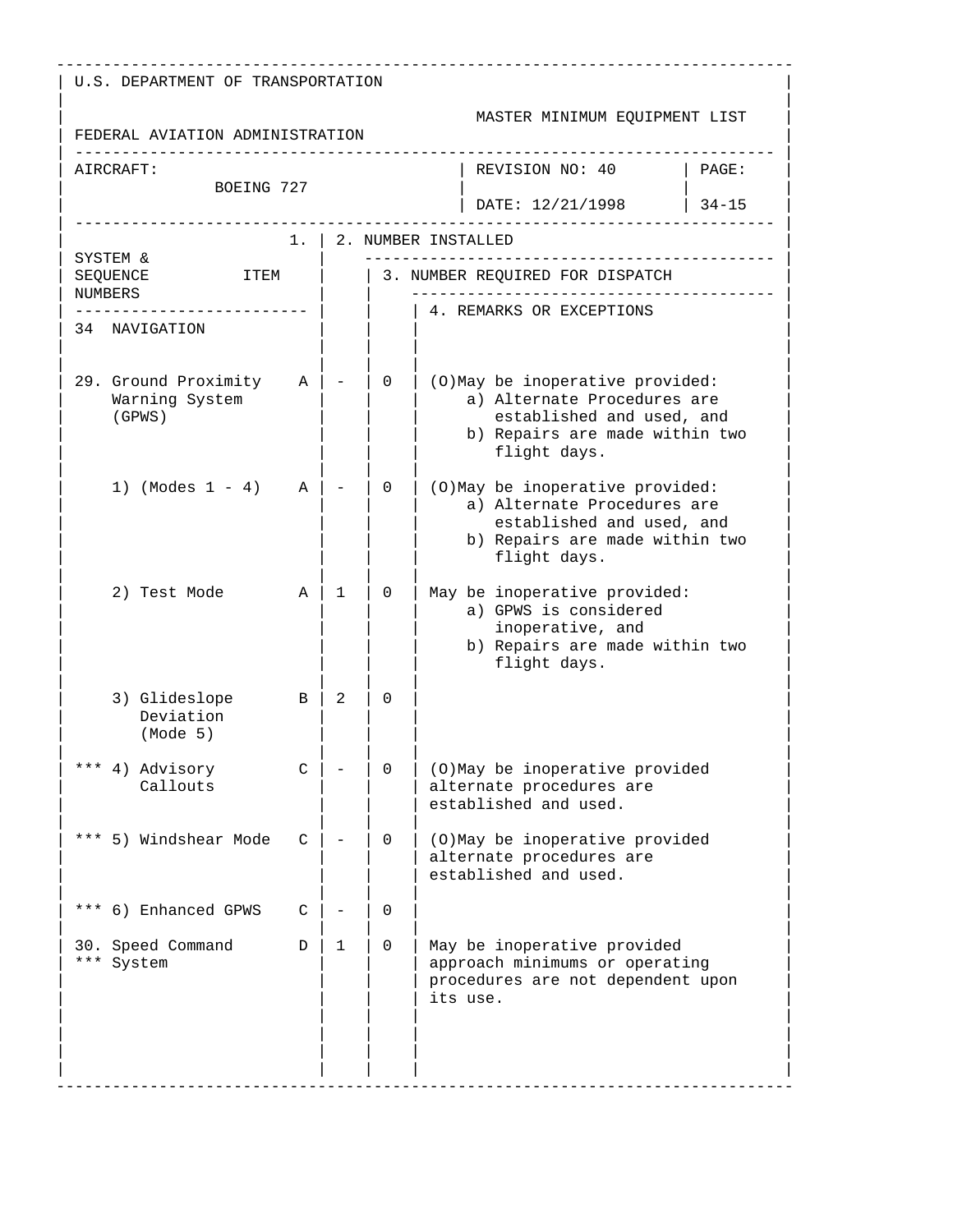U.S. DEPARTMENT OF TRANSPORTATION

FEDERAL AVIATION ADMINISTRATION

MASTER MINIMUM EQUIPMENT LIST

AIRCRAFT: BOEING 727

REVISION NO: 40

DATE: 12/21/1998

PAGE: 34-15

| SYSTEM & SEQUENCE NUMBERS / ITEM | 1. | 2. NUMBER INSTALLED | 3. NUMBER REQUIRED FOR DISPATCH | 4. REMARKS OR EXCEPTIONS |
|---|---|---|---|---|
| 34 NAVIGATION | | | | |
| 29. Ground Proximity Warning System (GPWS) | A | - | 0 | (O)May be inoperative provided: a) Alternate Procedures are established and used, and b) Repairs are made within two flight days. |
| 1) (Modes 1 - 4) | A | - | 0 | (O)May be inoperative provided: a) Alternate Procedures are established and used, and b) Repairs are made within two flight days. |
| 2) Test Mode | A | 1 | 0 | May be inoperative provided: a) GPWS is considered inoperative, and b) Repairs are made within two flight days. |
| 3) Glideslope Deviation (Mode 5) | B | 2 | 0 | |
| *** 4) Advisory Callouts | C | - | 0 | (O)May be inoperative provided alternate procedures are established and used. |
| *** 5) Windshear Mode | C | - | 0 | (O)May be inoperative provided alternate procedures are established and used. |
| *** 6) Enhanced GPWS | C | - | 0 | |
| 30. Speed Command *** System | D | 1 | 0 | May be inoperative provided approach minimums or operating procedures are not dependent upon its use. |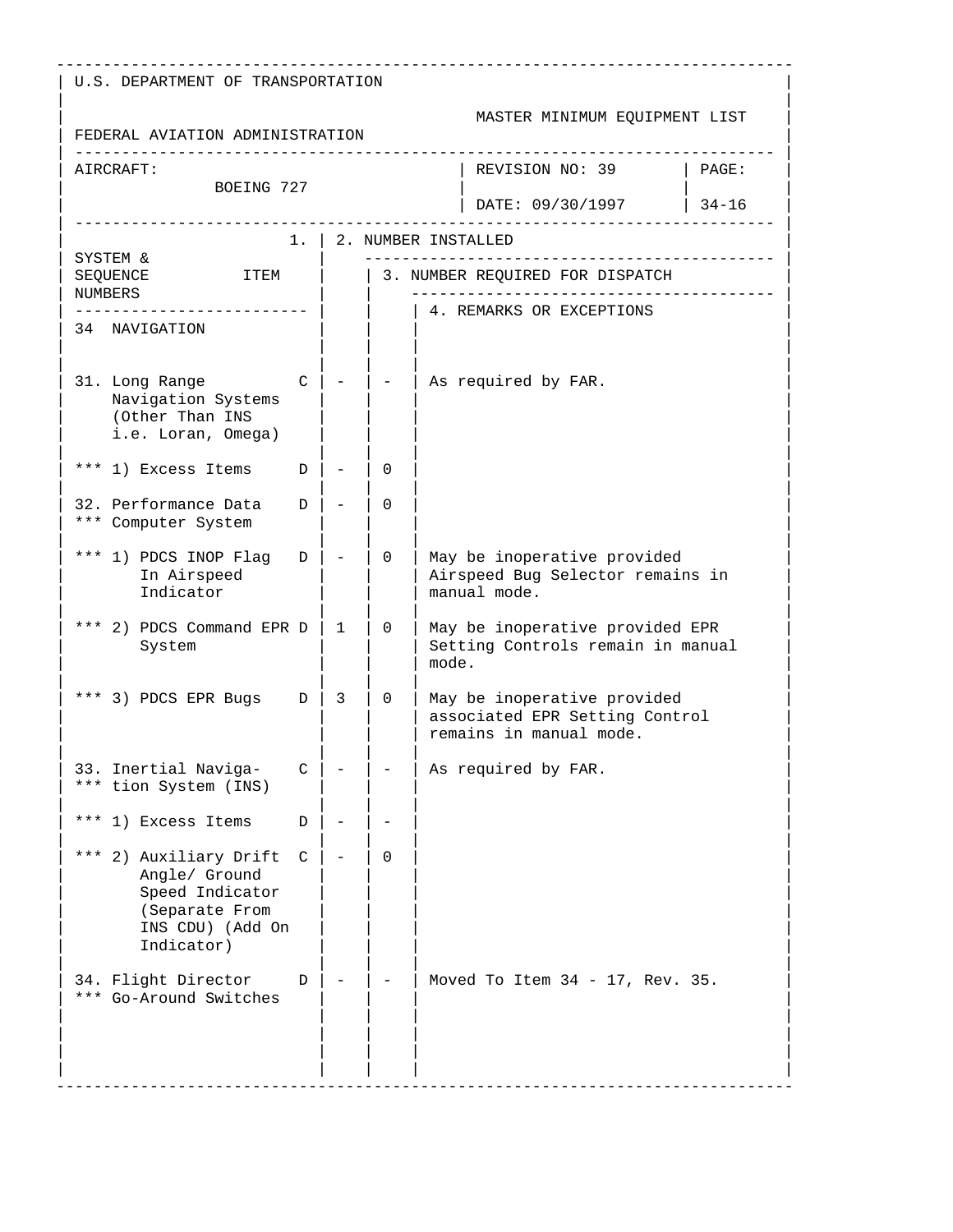U.S. DEPARTMENT OF TRANSPORTATION

FEDERAL AVIATION ADMINISTRATION

MASTER MINIMUM EQUIPMENT LIST

| AIRCRAFT: BOEING 727 | REVISION NO: 39 DATE: 09/30/1997 | PAGE: 34-16 |
|---|---|---|

| SYSTEM & SEQUENCE NUMBERS ITEM | 1. | 2. NUMBER INSTALLED | 3. NUMBER REQUIRED FOR DISPATCH | 4. REMARKS OR EXCEPTIONS |
|---|---|---|---|---|
| 34 NAVIGATION | | | | |
| 31. Long Range Navigation Systems (Other Than INS i.e. Loran, Omega) | C | - | - | As required by FAR. |
| *** 1) Excess Items | D | - | 0 | |
| 32. Performance Data *** Computer System | D | - | 0 | |
| *** 1) PDCS INOP Flag In Airspeed Indicator | D | - | 0 | May be inoperative provided Airspeed Bug Selector remains in manual mode. |
| *** 2) PDCS Command EPR System | D | 1 | 0 | May be inoperative provided EPR Setting Controls remain in manual mode. |
| *** 3) PDCS EPR Bugs | D | 3 | 0 | May be inoperative provided associated EPR Setting Control remains in manual mode. |
| 33. Inertial Naviga- *** tion System (INS) | C | - | - | As required by FAR. |
| *** 1) Excess Items | D | - | - | |
| *** 2) Auxiliary Drift Angle/ Ground Speed Indicator (Separate From INS CDU) (Add On Indicator) | C | - | 0 | |
| 34. Flight Director *** Go-Around Switches | D | - | - | Moved To Item 34 - 17, Rev. 35. |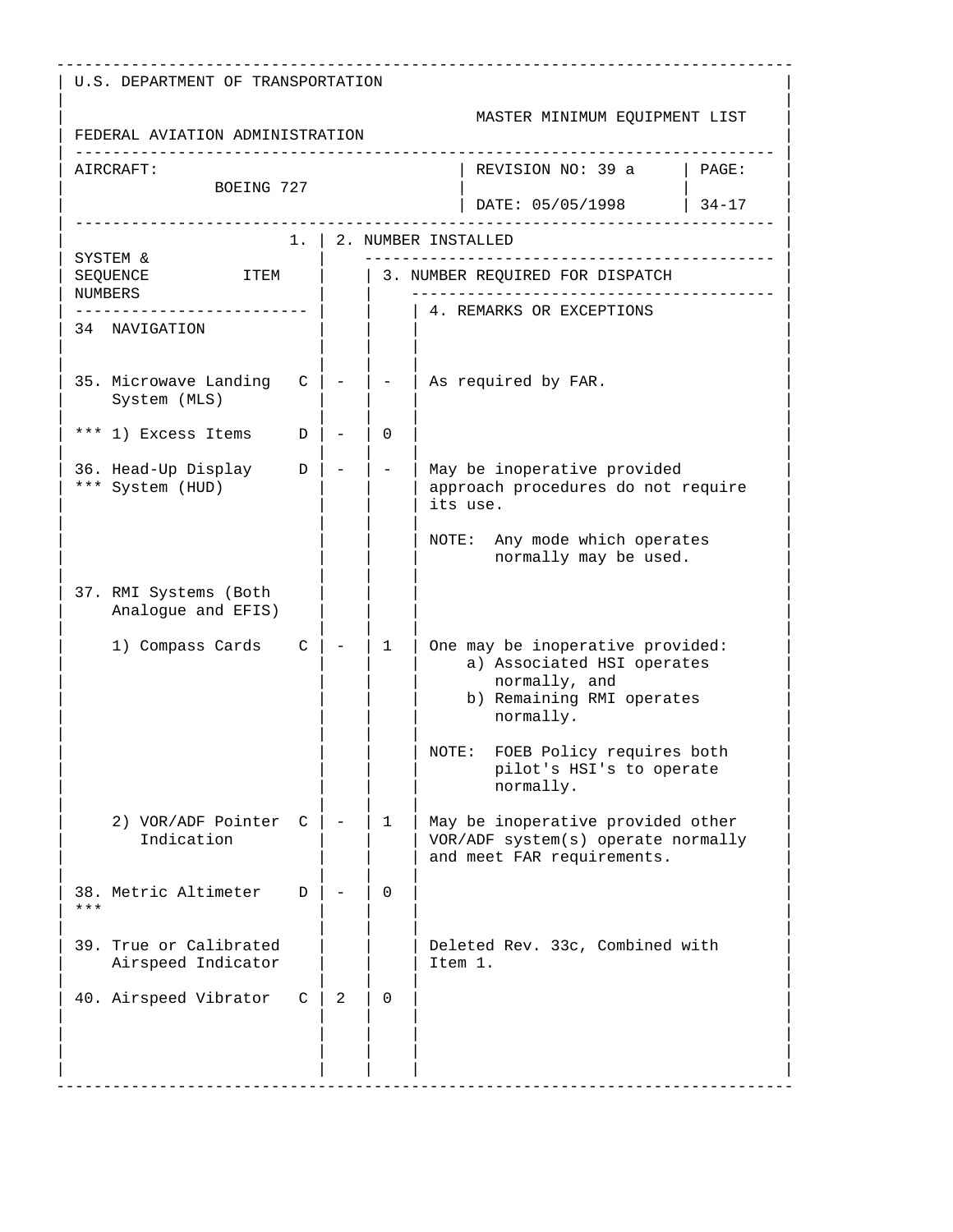U.S. DEPARTMENT OF TRANSPORTATION

FEDERAL AVIATION ADMINISTRATION

MASTER MINIMUM EQUIPMENT LIST

| AIRCRAFT: BOEING 727 | REVISION NO: 39 a | PAGE: |
|---|---|---|
| | DATE: 05/05/1998 | 34-17 |

| SYSTEM & SEQUENCE NUMBERS ITEM | | 1. | 2. NUMBER INSTALLED | 3. NUMBER REQUIRED FOR DISPATCH | 4. REMARKS OR EXCEPTIONS |
|---|---|---|---|---|---|
| 34 NAVIGATION | | | | | |
| 35. Microwave Landing System (MLS) | C | - | - | | As required by FAR. |
| *** 1) Excess Items | D | - | 0 | | |
| 36. Head-Up Display *** System (HUD) | D | - | - | | May be inoperative provided approach procedures do not require its use.<br><br>NOTE: Any mode which operates normally may be used. |
| 37. RMI Systems (Both Analogue and EFIS) | | | | | |
| 1) Compass Cards | C | - | 1 | | One may be inoperative provided:<br>a) Associated HSI operates normally, and<br>b) Remaining RMI operates normally.<br><br>NOTE: FOEB Policy requires both pilot's HSI's to operate normally. |
| 2) VOR/ADF Pointer Indication | C | - | 1 | | May be inoperative provided other VOR/ADF system(s) operate normally and meet FAR requirements. |
| 38. Metric Altimeter *** | D | - | 0 | | |
| 39. True or Calibrated Airspeed Indicator | | | | | Deleted Rev. 33c, Combined with Item 1. |
| 40. Airspeed Vibrator | C | 2 | 0 | | |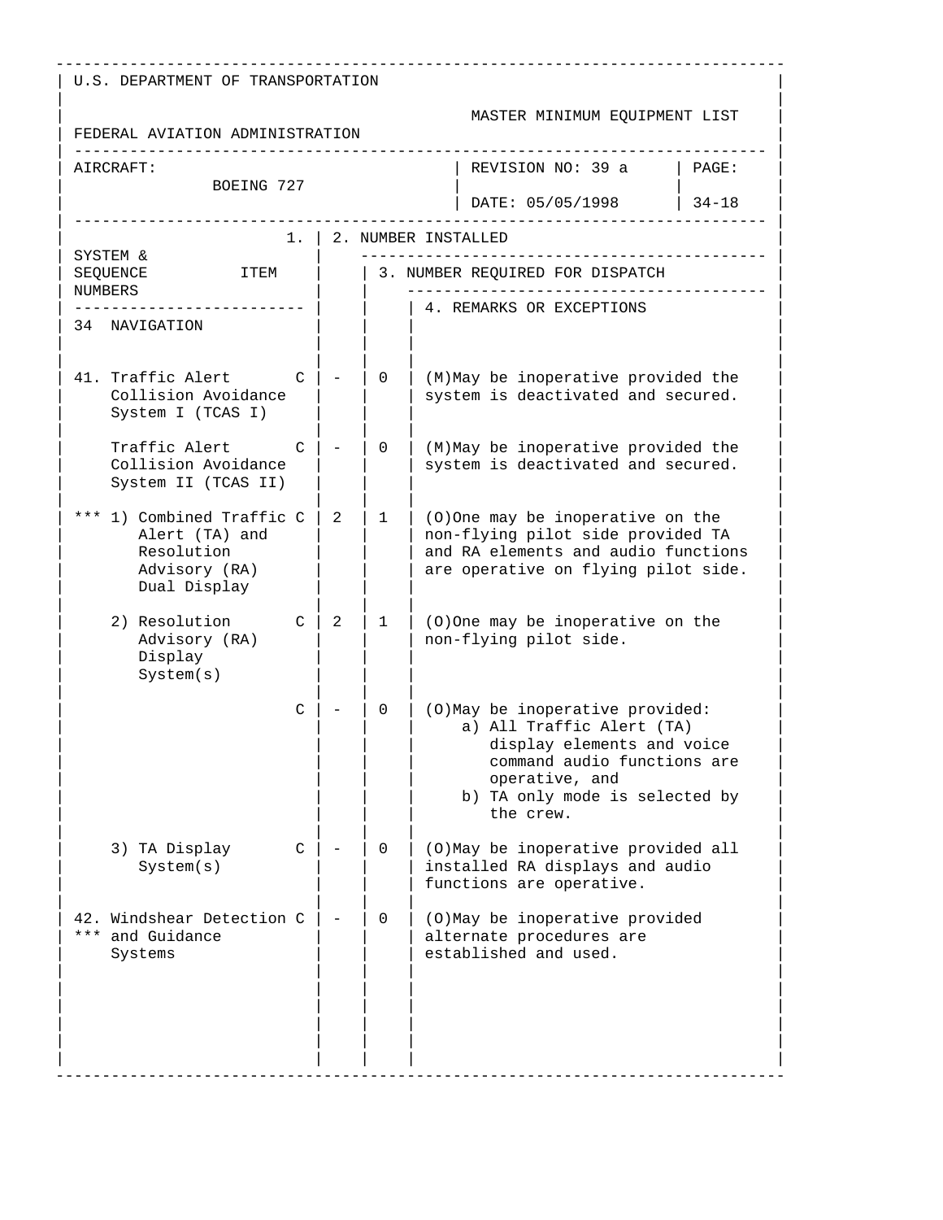U.S. DEPARTMENT OF TRANSPORTATION

FEDERAL AVIATION ADMINISTRATION

MASTER MINIMUM EQUIPMENT LIST

| AIRCRAFT: BOEING 727 | REVISION NO: 39 a DATE: 05/05/1998 | PAGE: 34-18 |
|---|---|---|

| SYSTEM & SEQUENCE NUMBERS / ITEM | 1. | 2. NUMBER INSTALLED | 3. NUMBER REQUIRED FOR DISPATCH | 4. REMARKS OR EXCEPTIONS |
|---|---|---|---|---|
| 34 NAVIGATION | | | | |
| 41. Traffic Alert Collision Avoidance System I (TCAS I) | C | - | 0 | (M)May be inoperative provided the system is deactivated and secured. |
| Traffic Alert Collision Avoidance System II (TCAS II) | C | - | 0 | (M)May be inoperative provided the system is deactivated and secured. |
| *** 1) Combined Traffic Alert (TA) and Resolution Advisory (RA) Dual Display | C | 2 | 1 | (O)One may be inoperative on the non-flying pilot side provided TA and RA elements and audio functions are operative on flying pilot side. |
| 2) Resolution Advisory (RA) Display System(s) | C | 2 | 1 | (O)One may be inoperative on the non-flying pilot side. |
| | C | - | 0 | (O)May be inoperative provided: a) All Traffic Alert (TA) display elements and voice command audio functions are operative, and b) TA only mode is selected by the crew. |
| 3) TA Display System(s) | C | - | 0 | (O)May be inoperative provided all installed RA displays and audio functions are operative. |
| 42. Windshear Detection *** and Guidance Systems | C | - | 0 | (O)May be inoperative provided alternate procedures are established and used. |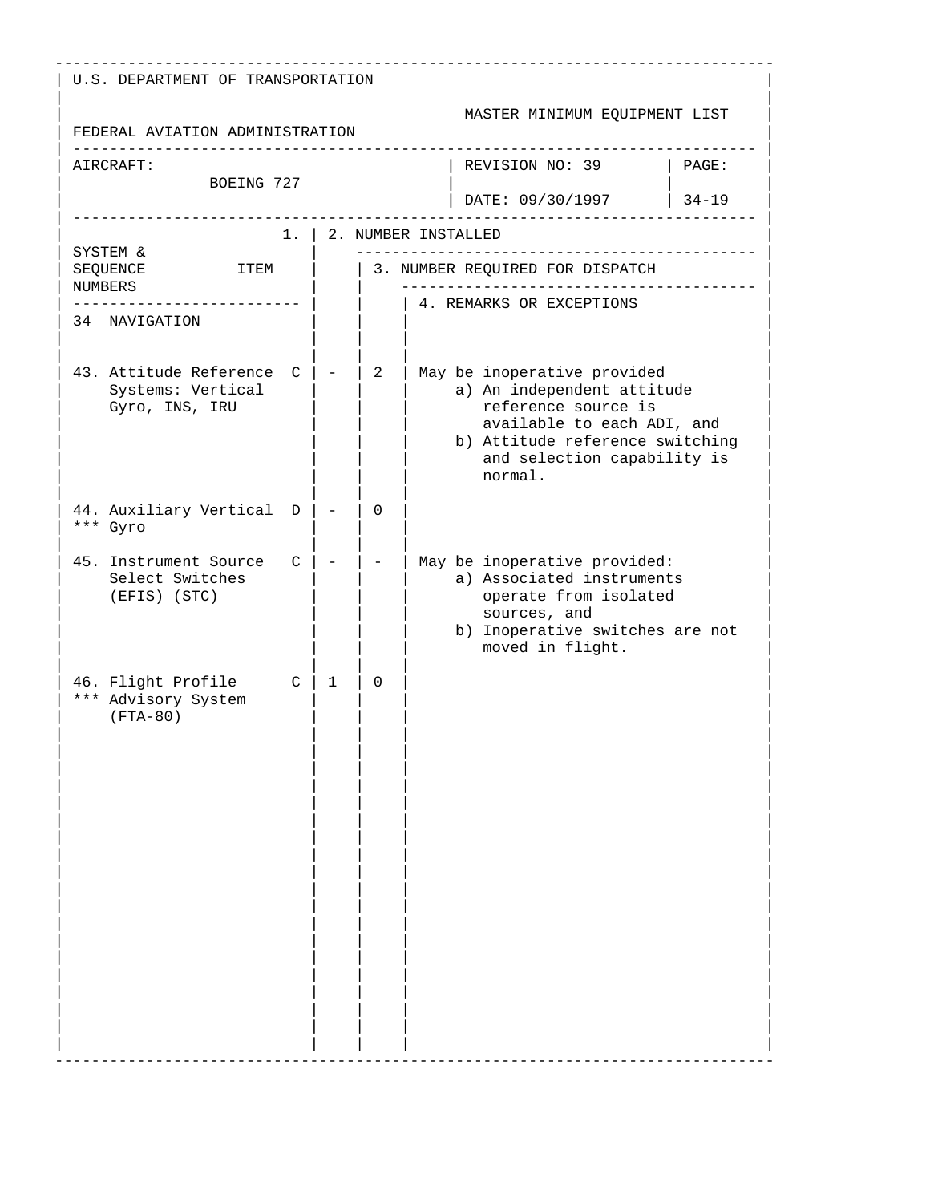U.S. DEPARTMENT OF TRANSPORTATION

FEDERAL AVIATION ADMINISTRATION

MASTER MINIMUM EQUIPMENT LIST

| AIRCRAFT: BOEING 727 | REVISION NO: 39 DATE: 09/30/1997 | PAGE: 34-19 |
|---|---|---|

| SYSTEM & SEQUENCE NUMBERS ITEM | | 1. 2. NUMBER INSTALLED | 3. NUMBER REQUIRED FOR DISPATCH | 4. REMARKS OR EXCEPTIONS |
|---|---|---|---|---|
| 34 NAVIGATION | | | | |
| 43. Attitude Reference Systems: Vertical Gyro, INS, IRU | C | - | 2 | May be inoperative provided<br>a) An independent attitude reference source is available to each ADI, and<br>b) Attitude reference switching and selection capability is normal. |
| 44. Auxiliary Vertical *** Gyro | D | - | 0 | |
| 45. Instrument Source Select Switches (EFIS) (STC) | C | - | - | May be inoperative provided:<br>a) Associated instruments operate from isolated sources, and<br>b) Inoperative switches are not moved in flight. |
| 46. Flight Profile *** Advisory System (FTA-80) | C | 1 | 0 | |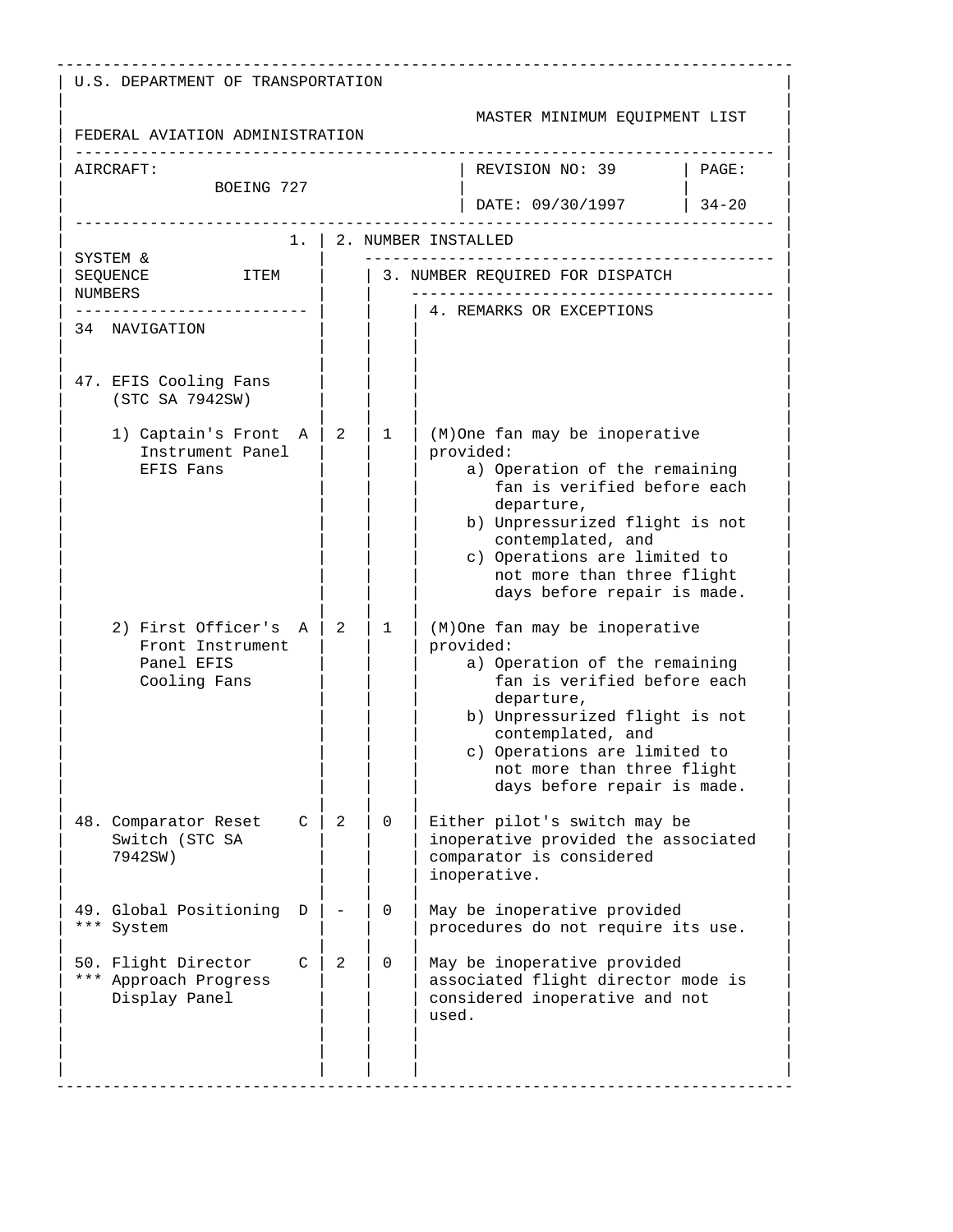U.S. DEPARTMENT OF TRANSPORTATION

FEDERAL AVIATION ADMINISTRATION

MASTER MINIMUM EQUIPMENT LIST

| AIRCRAFT: BOEING 727 | REVISION NO: 39 | PAGE: |
|---|---|---|
| | DATE: 09/30/1997 | 34-20 |

| SYSTEM & SEQUENCE NUMBERS / 1. ITEM | | 2. NUMBER INSTALLED | 3. NUMBER REQUIRED FOR DISPATCH | 4. REMARKS OR EXCEPTIONS |
|---|---|---|---|---|
| 34 NAVIGATION | | | | |
| 47. EFIS Cooling Fans (STC SA 7942SW) | | | | |
| 1) Captain's Front Instrument Panel EFIS Fans | A | 2 | 1 | (M)One fan may be inoperative provided: a) Operation of the remaining fan is verified before each departure, b) Unpressurized flight is not contemplated, and c) Operations are limited to not more than three flight days before repair is made. |
| 2) First Officer's Front Instrument Panel EFIS Cooling Fans | A | 2 | 1 | (M)One fan may be inoperative provided: a) Operation of the remaining fan is verified before each departure, b) Unpressurized flight is not contemplated, and c) Operations are limited to not more than three flight days before repair is made. |
| 48. Comparator Reset Switch (STC SA 7942SW) | C | 2 | 0 | Either pilot's switch may be inoperative provided the associated comparator is considered inoperative. |
| 49. Global Positioning *** System | D | - | 0 | May be inoperative provided procedures do not require its use. |
| 50. Flight Director *** Approach Progress Display Panel | C | 2 | 0 | May be inoperative provided associated flight director mode is considered inoperative and not used. |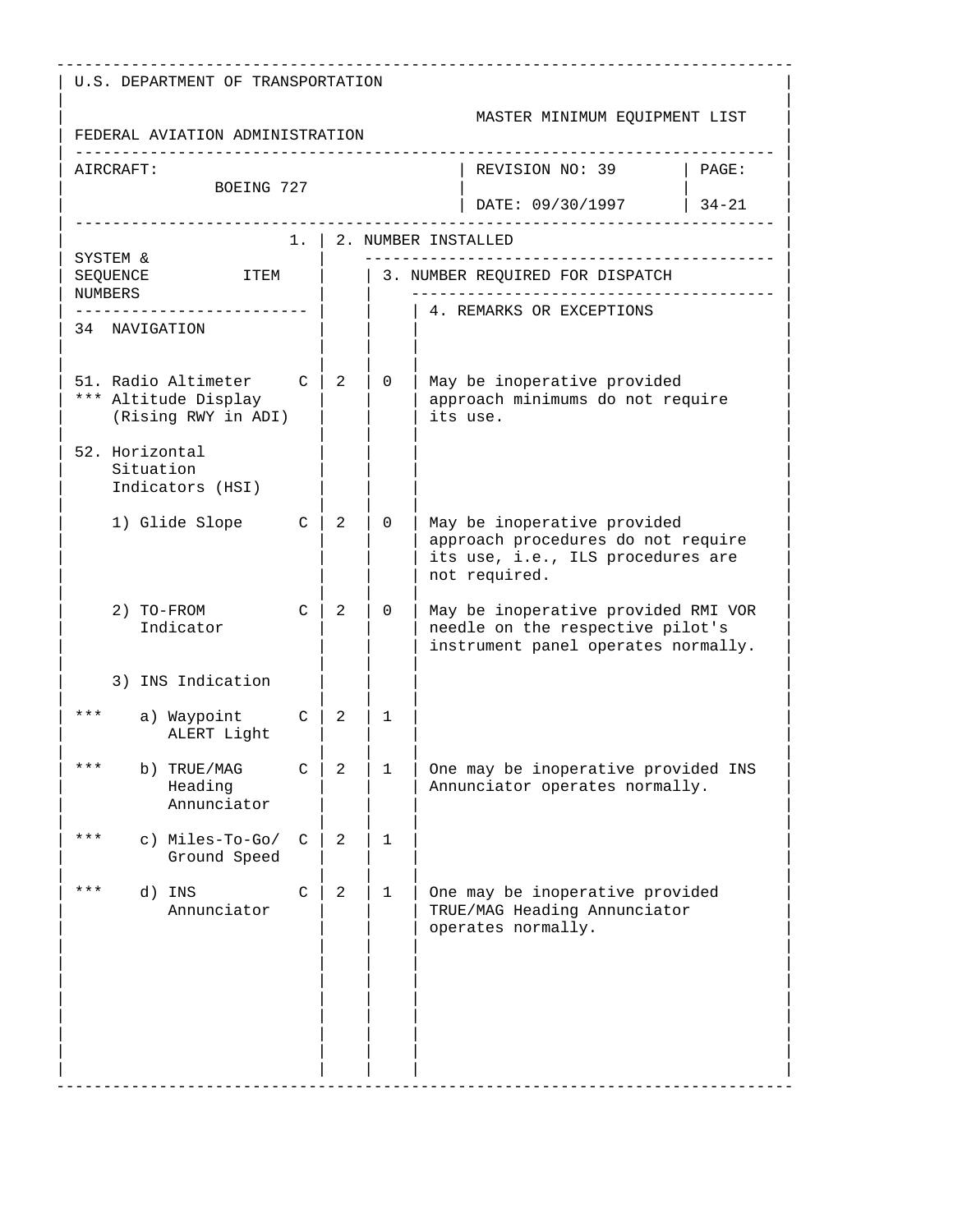U.S. DEPARTMENT OF TRANSPORTATION

FEDERAL AVIATION ADMINISTRATION

MASTER MINIMUM EQUIPMENT LIST

| AIRCRAFT: BOEING 727 | REVISION NO: 39 DATE: 09/30/1997 | PAGE: 34-21 |
|---|---|---|

| SYSTEM & SEQUENCE NUMBERS / ITEM | | 1. | 2. NUMBER INSTALLED | 3. NUMBER REQUIRED FOR DISPATCH | 4. REMARKS OR EXCEPTIONS |
|---|---|---|---|---|---|
| 34 NAVIGATION | | | | | |
| 51. Radio Altimeter Altitude Display (Rising RWY in ADI) | *** | C | 2 | 0 | May be inoperative provided approach minimums do not require its use. |
| 52. Horizontal Situation Indicators (HSI) | | | | | |
| 1) Glide Slope | | C | 2 | 0 | May be inoperative provided approach procedures do not require its use, i.e., ILS procedures are not required. |
| 2) TO-FROM Indicator | | C | 2 | 0 | May be inoperative provided RMI VOR needle on the respective pilot's instrument panel operates normally. |
| 3) INS Indication | | | | | |
| a) Waypoint ALERT Light | *** | C | 2 | 1 | |
| b) TRUE/MAG Heading Annunciator | *** | C | 2 | 1 | One may be inoperative provided INS Annunciator operates normally. |
| c) Miles-To-Go/ Ground Speed | *** | C | 2 | 1 | |
| d) INS Annunciator | *** | C | 2 | 1 | One may be inoperative provided TRUE/MAG Heading Annunciator operates normally. |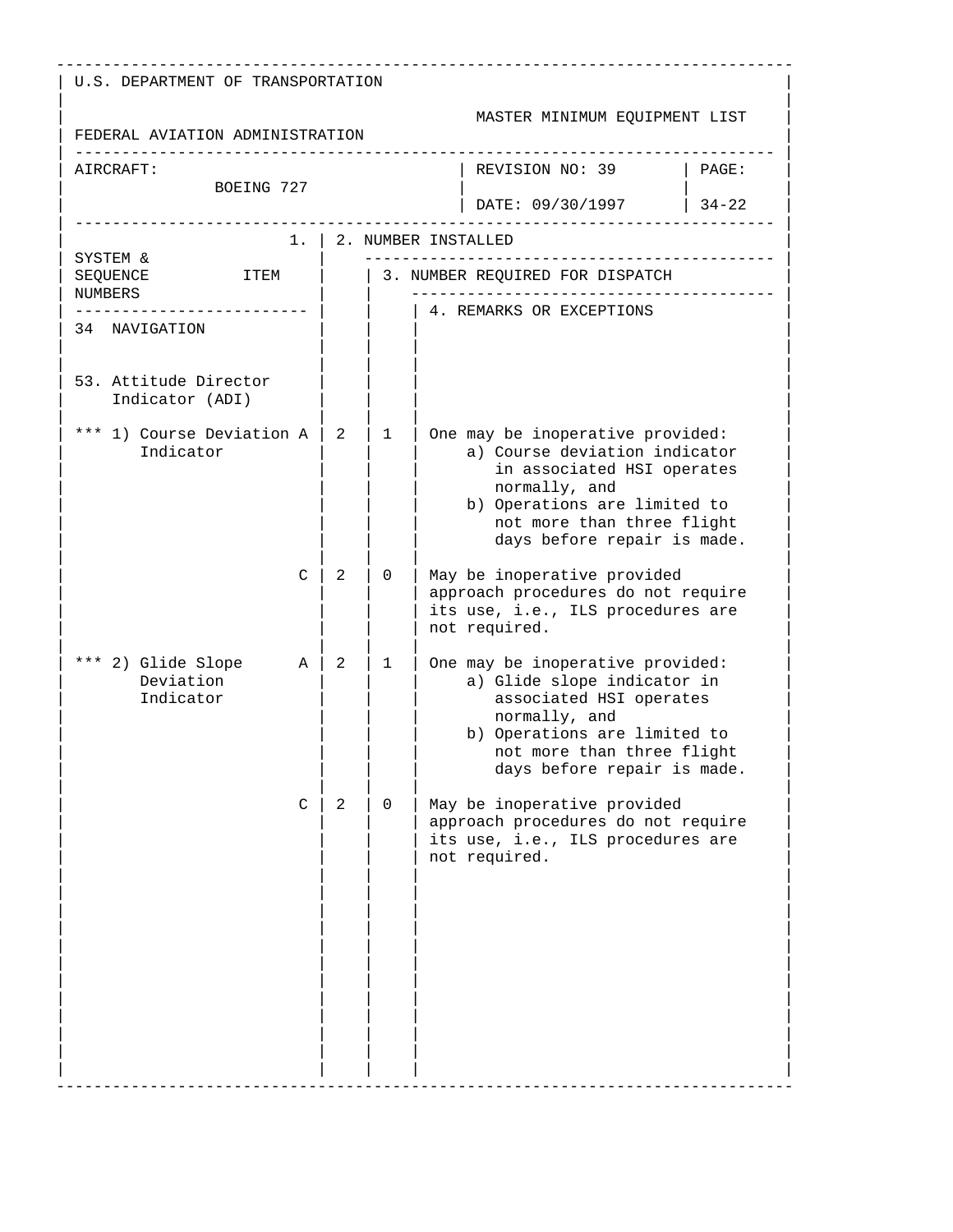U.S. DEPARTMENT OF TRANSPORTATION

FEDERAL AVIATION ADMINISTRATION

MASTER MINIMUM EQUIPMENT LIST

| AIRCRAFT: BOEING 727 | REVISION NO: 39 DATE: 09/30/1997 | PAGE: 34-22 |
|---|---|---|

| SYSTEM & SEQUENCE NUMBERS / ITEM | 1. | 2. NUMBER INSTALLED | 3. NUMBER REQUIRED FOR DISPATCH | 4. REMARKS OR EXCEPTIONS |
|---|---|---|---|---|
| 34 NAVIGATION | | | | |
| 53. Attitude Director Indicator (ADI) | | | | |
| *** 1) Course Deviation Indicator | A | 2 | 1 | One may be inoperative provided: a) Course deviation indicator in associated HSI operates normally, and b) Operations are limited to not more than three flight days before repair is made. |
| | C | 2 | 0 | May be inoperative provided approach procedures do not require its use, i.e., ILS procedures are not required. |
| *** 2) Glide Slope Deviation Indicator | A | 2 | 1 | One may be inoperative provided: a) Glide slope indicator in associated HSI operates normally, and b) Operations are limited to not more than three flight days before repair is made. |
| | C | 2 | 0 | May be inoperative provided approach procedures do not require its use, i.e., ILS procedures are not required. |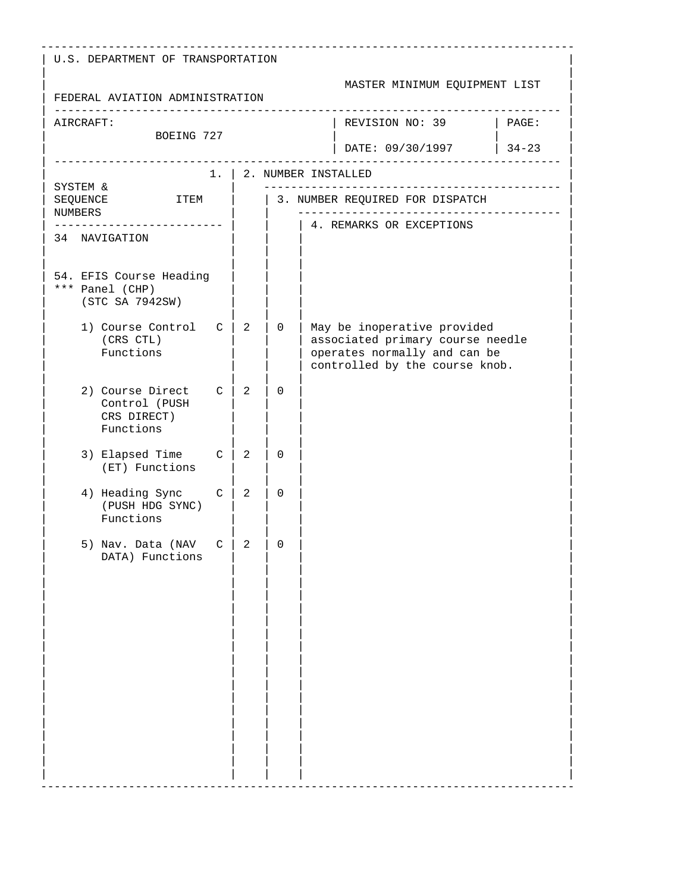U.S. DEPARTMENT OF TRANSPORTATION

FEDERAL AVIATION ADMINISTRATION

MASTER MINIMUM EQUIPMENT LIST

| AIRCRAFT: BOEING 727 | REVISION NO: 39 | PAGE: |
|---|---|---|
| | DATE: 09/30/1997 | 34-23 |

| SYSTEM & SEQUENCE NUMBERS ITEM | 1. | 2. NUMBER INSTALLED | 3. NUMBER REQUIRED FOR DISPATCH | 4. REMARKS OR EXCEPTIONS |
|---|---|---|---|---|
| 34 NAVIGATION | | | | |
| 54. EFIS Course Heading *** Panel (CHP) (STC SA 7942SW) | | | | |
| 1) Course Control (CRS CTL) Functions | C | 2 | 0 | May be inoperative provided associated primary course needle operates normally and can be controlled by the course knob. |
| 2) Course Direct Control (PUSH CRS DIRECT) Functions | C | 2 | 0 | |
| 3) Elapsed Time (ET) Functions | C | 2 | 0 | |
| 4) Heading Sync (PUSH HDG SYNC) Functions | C | 2 | 0 | |
| 5) Nav. Data (NAV DATA) Functions | C | 2 | 0 | |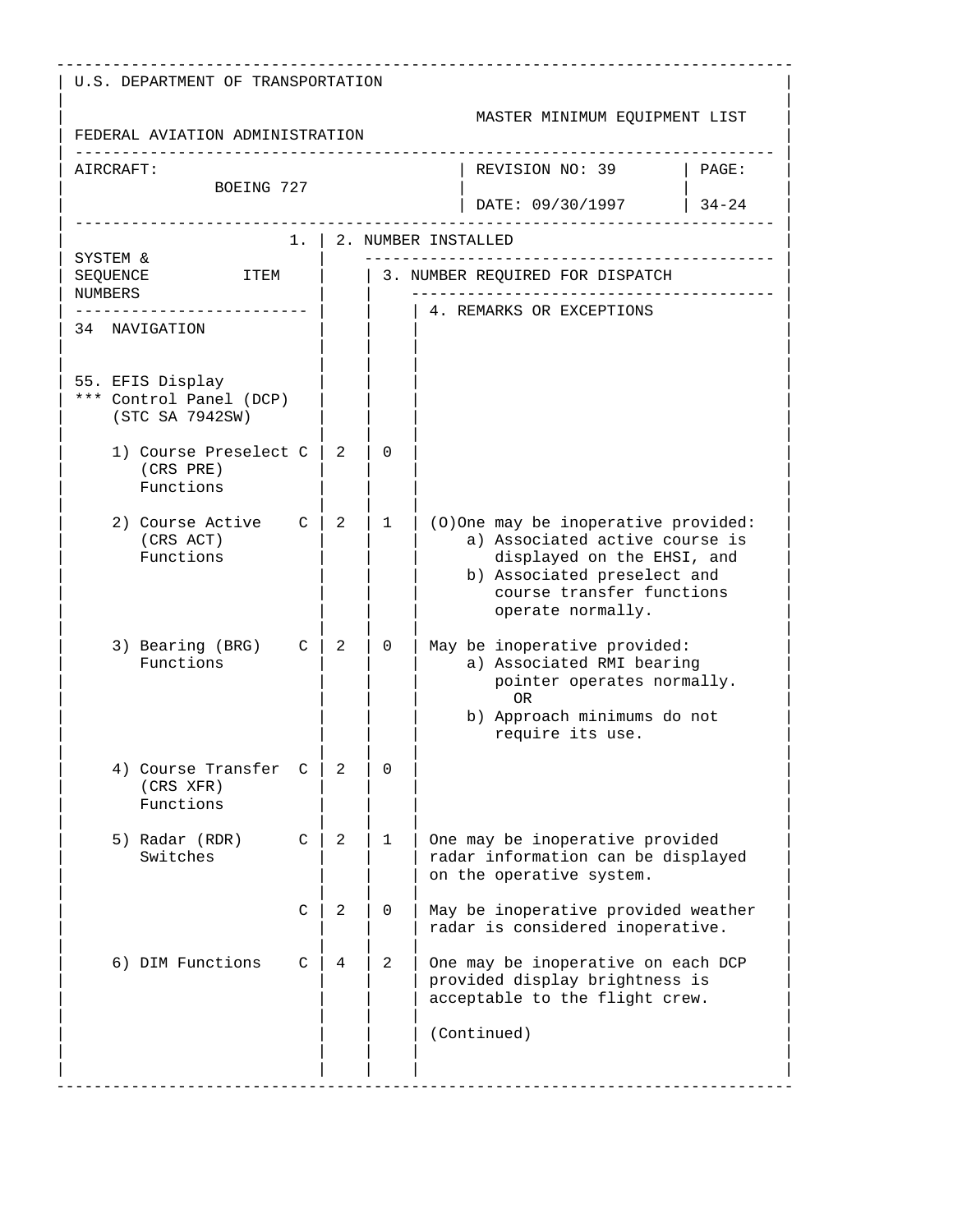U.S. DEPARTMENT OF TRANSPORTATION

FEDERAL AVIATION ADMINISTRATION

MASTER MINIMUM EQUIPMENT LIST

| AIRCRAFT: BOEING 727 | REVISION NO: 39 | PAGE: |
|---|---|---|
| | DATE: 09/30/1997 | 34-24 |

| SYSTEM & SEQUENCE NUMBERS / ITEM | | 1. | 2. NUMBER INSTALLED | 3. NUMBER REQUIRED FOR DISPATCH | 4. REMARKS OR EXCEPTIONS |
|---|---|---|---|---|---|
| 34 NAVIGATION | | | | | |
| 55. EFIS Display *** Control Panel (DCP) (STC SA 7942SW) | | | | | |
| | 1) Course Preselect (CRS PRE) Functions | C | 2 | 0 | |
| | 2) Course Active (CRS ACT) Functions | C | 2 | 1 | (O)One may be inoperative provided: a) Associated active course is displayed on the EHSI, and b) Associated preselect and course transfer functions operate normally. |
| | 3) Bearing (BRG) Functions | C | 2 | 0 | May be inoperative provided: a) Associated RMI bearing pointer operates normally. OR b) Approach minimums do not require its use. |
| | 4) Course Transfer (CRS XFR) Functions | C | 2 | 0 | |
| | 5) Radar (RDR) Switches | C | 2 | 1 | One may be inoperative provided radar information can be displayed on the operative system. |
| | | C | 2 | 0 | May be inoperative provided weather radar is considered inoperative. |
| | 6) DIM Functions | C | 4 | 2 | One may be inoperative on each DCP provided display brightness is acceptable to the flight crew. (Continued) |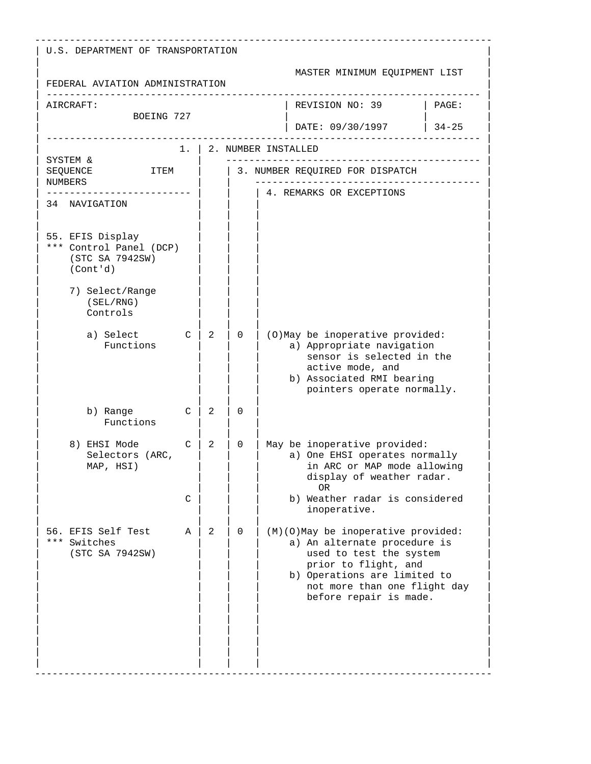U.S. DEPARTMENT OF TRANSPORTATION

FEDERAL AVIATION ADMINISTRATION

MASTER MINIMUM EQUIPMENT LIST

| AIRCRAFT: BOEING 727 | REVISION NO: 39 DATE: 09/30/1997 | PAGE: 34-25 |
|---|---|---|

| SYSTEM & SEQUENCE NUMBERS ITEM | 1. | 2. NUMBER INSTALLED | 3. NUMBER REQUIRED FOR DISPATCH | 4. REMARKS OR EXCEPTIONS |
|---|---|---|---|---|
| 34 NAVIGATION | | | | |
| 55. EFIS Display *** Control Panel (DCP) (STC SA 7942SW) (Cont'd) | | | | |
| 7) Select/Range (SEL/RNG) Controls | | | | |
| a) Select Functions | C | 2 | 0 | (O)May be inoperative provided: a) Appropriate navigation sensor is selected in the active mode, and b) Associated RMI bearing pointers operate normally. |
| b) Range Functions | C | 2 | 0 | |
| 8) EHSI Mode Selectors (ARC, MAP, HSI) | C | 2 | 0 | May be inoperative provided: a) One EHSI operates normally in ARC or MAP mode allowing display of weather radar. OR |
| | C | | | b) Weather radar is considered inoperative. |
| 56. EFIS Self Test *** Switches (STC SA 7942SW) | A | 2 | 0 | (M)(O)May be inoperative provided: a) An alternate procedure is used to test the system prior to flight, and b) Operations are limited to not more than one flight day before repair is made. |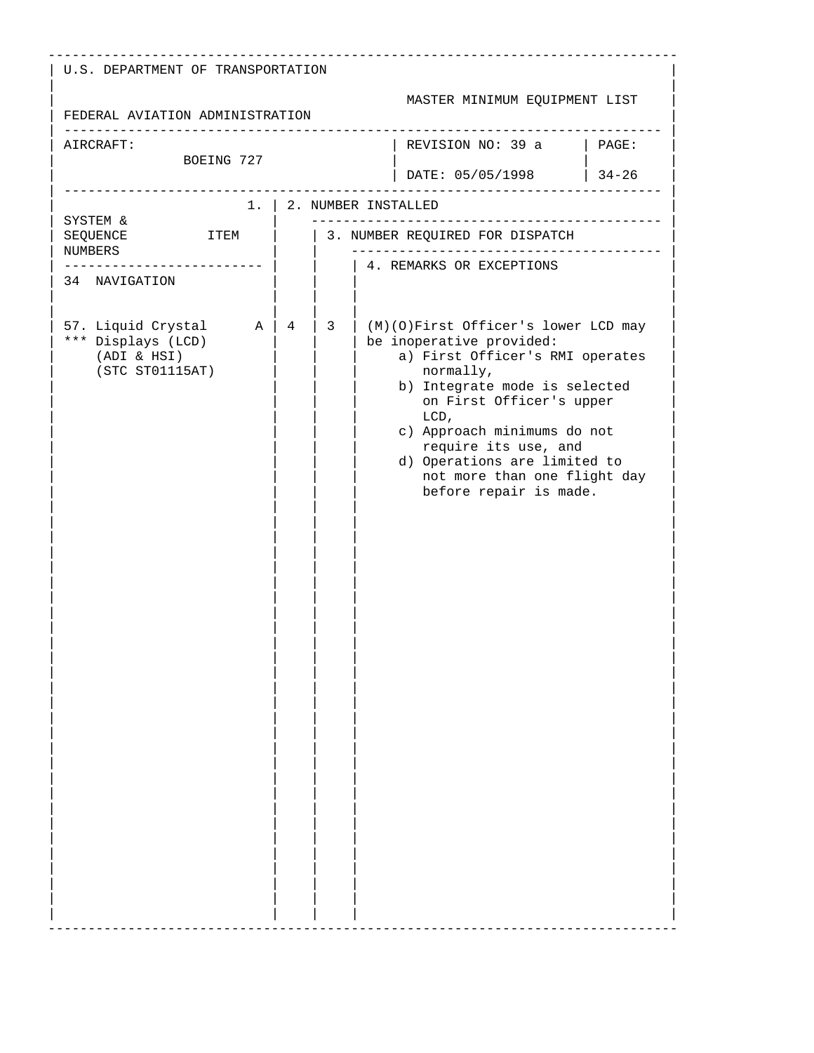U.S. DEPARTMENT OF TRANSPORTATION

FEDERAL AVIATION ADMINISTRATION

MASTER MINIMUM EQUIPMENT LIST

| AIRCRAFT: BOEING 727 | REVISION NO: 39 a<br>DATE: 05/05/1998 | PAGE: 34-26 |
|---|---|---|

| SYSTEM & SEQUENCE NUMBERS | 1. ITEM | 2. NUMBER INSTALLED | 3. NUMBER REQUIRED FOR DISPATCH | 4. REMARKS OR EXCEPTIONS |
|---|---|---|---|---|
| 34 NAVIGATION | | | | |
| 57. Liquid Crystal *** Displays (LCD) (ADI & HSI) (STC ST01115AT) | A | 4 | 3 | (M)(O)First Officer's lower LCD may be inoperative provided:<br>a) First Officer's RMI operates normally,<br>b) Integrate mode is selected on First Officer's upper LCD,<br>c) Approach minimums do not require its use, and<br>d) Operations are limited to not more than one flight day before repair is made. |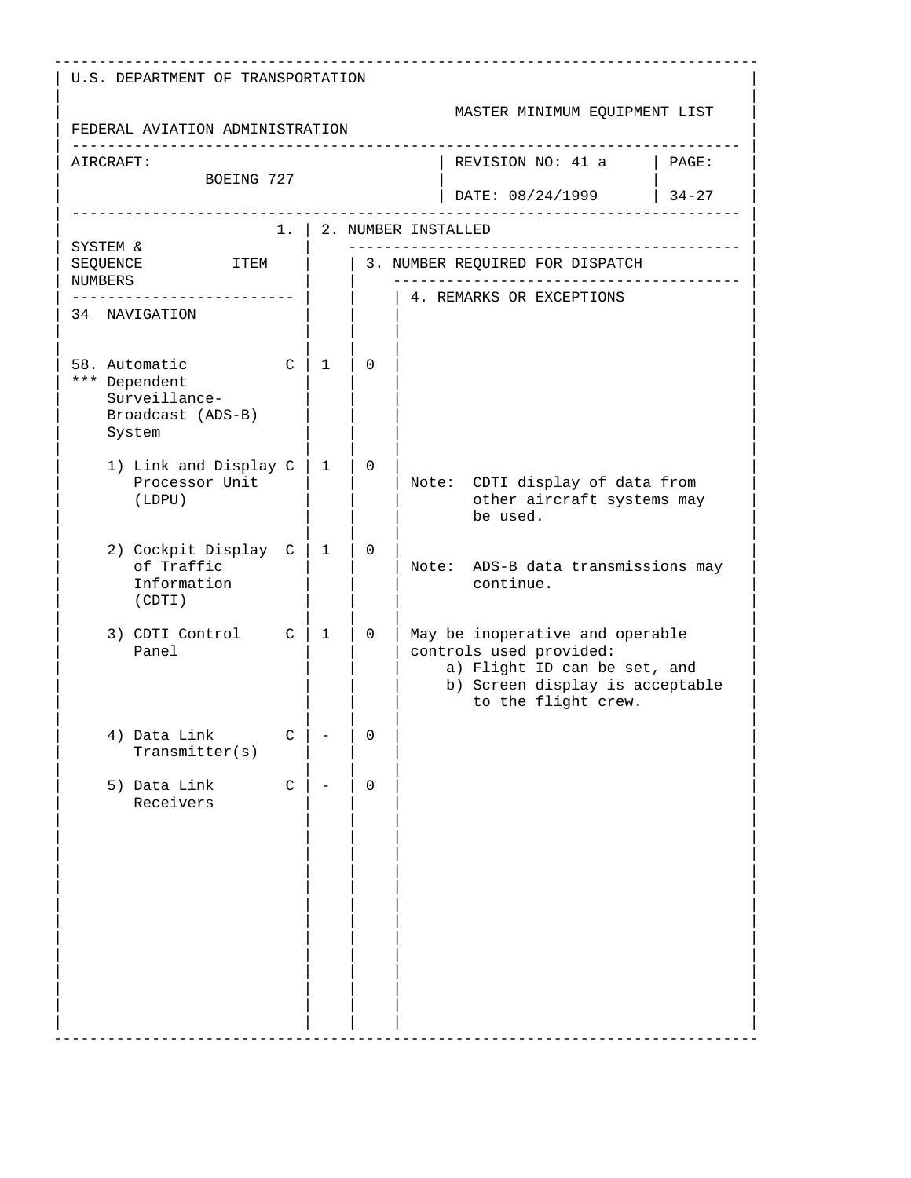U.S. DEPARTMENT OF TRANSPORTATION

FEDERAL AVIATION ADMINISTRATION

MASTER MINIMUM EQUIPMENT LIST

AIRCRAFT: BOEING 727

REVISION NO: 41 a

DATE: 08/24/1999

PAGE: 34-27

| SYSTEM & SEQUENCE NUMBERS / ITEM | 1. | 2. NUMBER INSTALLED | 3. NUMBER REQUIRED FOR DISPATCH | 4. REMARKS OR EXCEPTIONS |
|---|---|---|---|---|
| 34 NAVIGATION | | | | |
| 58. Automatic *** Dependent Surveillance-Broadcast (ADS-B) System | C | 1 | 0 | |
| 1) Link and Display Processor Unit (LDPU) | C | 1 | 0 | Note: CDTI display of data from other aircraft systems may be used. |
| 2) Cockpit Display of Traffic Information (CDTI) | C | 1 | 0 | Note: ADS-B data transmissions may continue. |
| 3) CDTI Control Panel | C | 1 | 0 | May be inoperative and operable controls used provided:<br>a) Flight ID can be set, and<br>b) Screen display is acceptable to the flight crew. |
| 4) Data Link Transmitter(s) | C | - | 0 | |
| 5) Data Link Receivers | C | - | 0 | |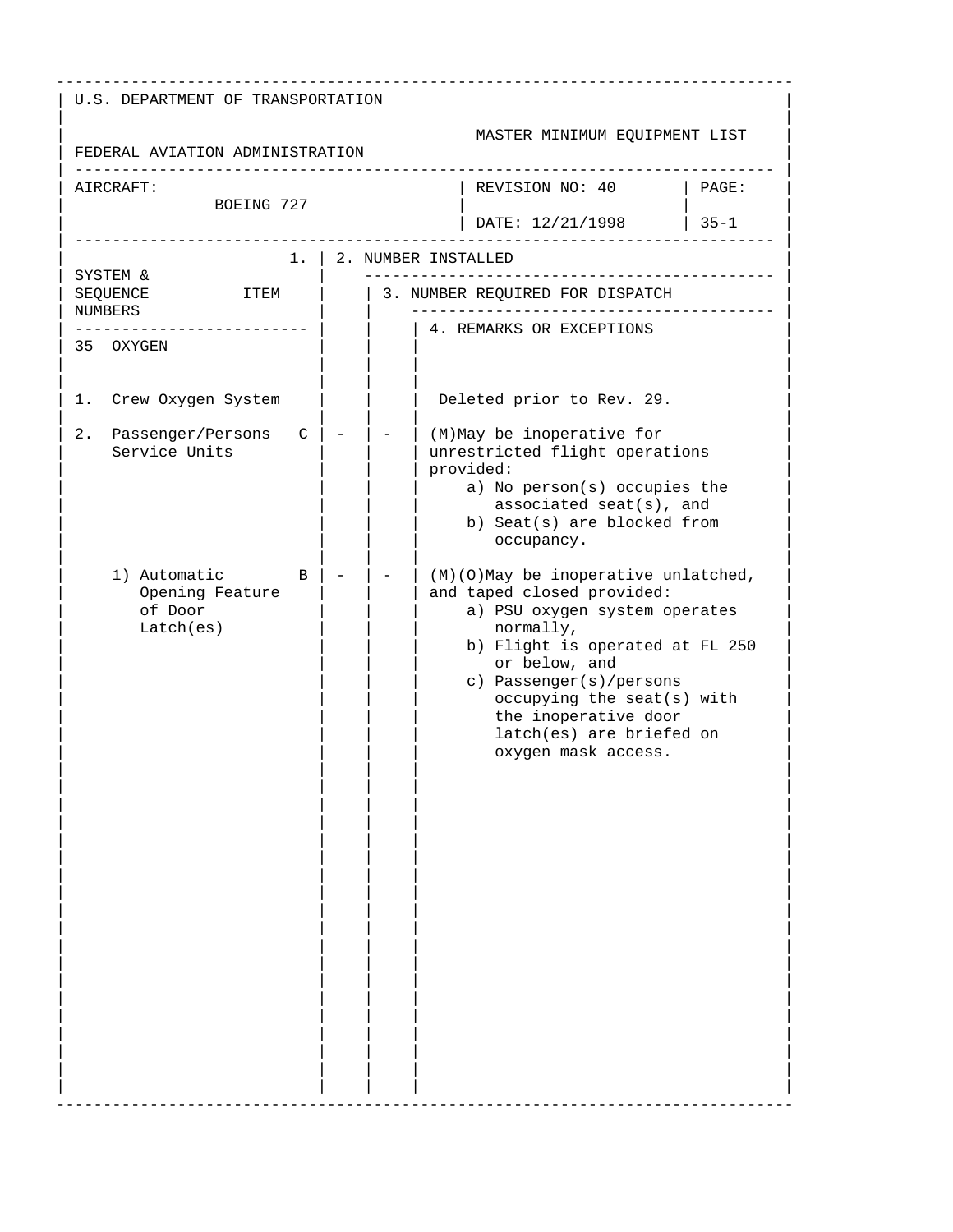U.S. DEPARTMENT OF TRANSPORTATION

FEDERAL AVIATION ADMINISTRATION

MASTER MINIMUM EQUIPMENT LIST

| AIRCRAFT: BOEING 727 | REVISION NO: 40 | PAGE: |
|---|---|---|
| | DATE: 12/21/1998 | 35-1 |

| SYSTEM & SEQUENCE NUMBERS ITEM | 1. | 2. NUMBER INSTALLED | 3. NUMBER REQUIRED FOR DISPATCH | 4. REMARKS OR EXCEPTIONS |
|---|---|---|---|---|
| 35 OXYGEN | | | | |
| 1. Crew Oxygen System | | | | Deleted prior to Rev. 29. |
| 2. Passenger/Persons Service Units | C | - | - | (M)May be inoperative for unrestricted flight operations provided:<br>a) No person(s) occupies the associated seat(s), and<br>b) Seat(s) are blocked from occupancy. |
| 1) Automatic Opening Feature of Door Latch(es) | B | - | - | (M)(O)May be inoperative unlatched, and taped closed provided:<br>a) PSU oxygen system operates normally,<br>b) Flight is operated at FL 250 or below, and<br>c) Passenger(s)/persons occupying the seat(s) with the inoperative door latch(es) are briefed on oxygen mask access. |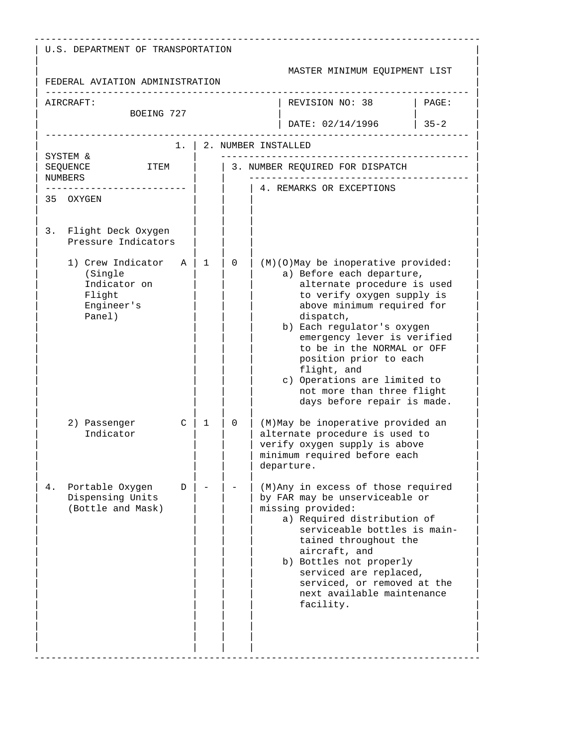U.S. DEPARTMENT OF TRANSPORTATION

FEDERAL AVIATION ADMINISTRATION

MASTER MINIMUM EQUIPMENT LIST

AIRCRAFT: BOEING 727

REVISION NO: 38

DATE: 02/14/1996

PAGE: 35-2

| SYSTEM & SEQUENCE NUMBERS ITEM | | 1. | 2. NUMBER INSTALLED | 3. NUMBER REQUIRED FOR DISPATCH | 4. REMARKS OR EXCEPTIONS |
|---|---|---|---|---|
| **35 OXYGEN** | | | | |
| 3. Flight Deck Oxygen Pressure Indicators | | | | |
| 1) Crew Indicator (Single Indicator on Flight Engineer's Panel) | A | 1 | 0 | (M)(O)May be inoperative provided:<br>a) Before each departure, alternate procedure is used to verify oxygen supply is above minimum required for dispatch,<br>b) Each regulator's oxygen emergency lever is verified to be in the NORMAL or OFF position prior to each flight, and<br>c) Operations are limited to not more than three flight days before repair is made. |
| 2) Passenger Indicator | C | 1 | 0 | (M)May be inoperative provided an alternate procedure is used to verify oxygen supply is above minimum required before each departure. |
| 4. Portable Oxygen Dispensing Units (Bottle and Mask) | D | - | - | (M)Any in excess of those required by FAR may be unserviceable or missing provided:<br>a) Required distribution of serviceable bottles is maintained throughout the aircraft, and<br>b) Bottles not properly serviced are replaced, serviced, or removed at the next available maintenance facility. |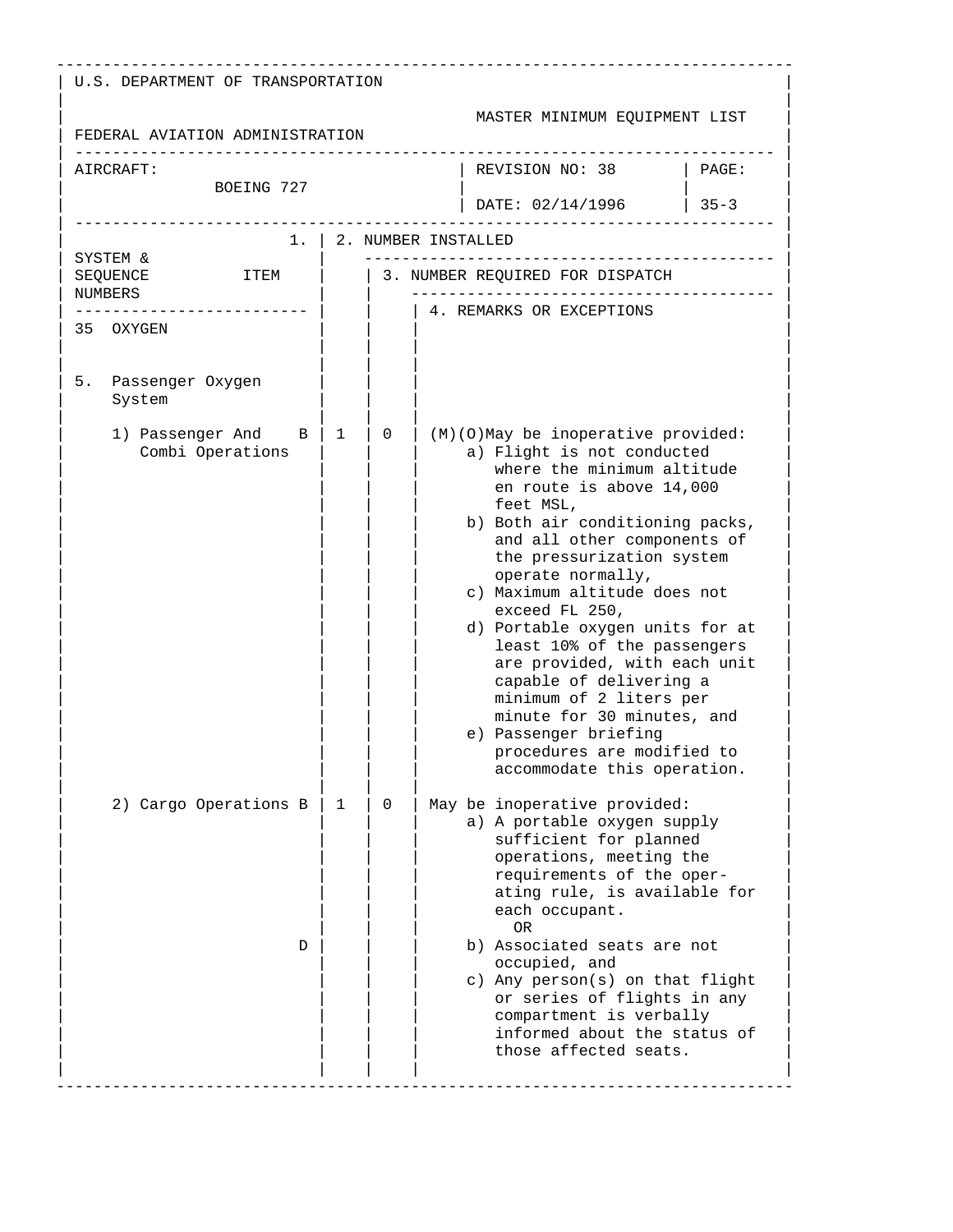U.S. DEPARTMENT OF TRANSPORTATION

FEDERAL AVIATION ADMINISTRATION

MASTER MINIMUM EQUIPMENT LIST

| AIRCRAFT: BOEING 727 | REVISION NO: 38 DATE: 02/14/1996 | PAGE: 35-3 |
|---|---|---|

| SYSTEM & SEQUENCE NUMBERS ITEM | 1. | 2. NUMBER INSTALLED | 3. NUMBER REQUIRED FOR DISPATCH | 4. REMARKS OR EXCEPTIONS |
|---|---|---|---|---|
| 35 OXYGEN | | | | |
| 5. Passenger Oxygen System | | | | |
| 1) Passenger And Combi Operations | B | 1 | 0 | (M)(O)May be inoperative provided: a) Flight is not conducted where the minimum altitude en route is above 14,000 feet MSL, b) Both air conditioning packs, and all other components of the pressurization system operate normally, c) Maximum altitude does not exceed FL 250, d) Portable oxygen units for at least 10% of the passengers are provided, with each unit capable of delivering a minimum of 2 liters per minute for 30 minutes, and e) Passenger briefing procedures are modified to accommodate this operation. |
| 2) Cargo Operations | B | 1 | 0 | May be inoperative provided: a) A portable oxygen supply sufficient for planned operations, meeting the requirements of the operating rule, is available for each occupant. |
| | | | | OR |
| | D | | | b) Associated seats are not occupied, and c) Any person(s) on that flight or series of flights in any compartment is verbally informed about the status of those affected seats. |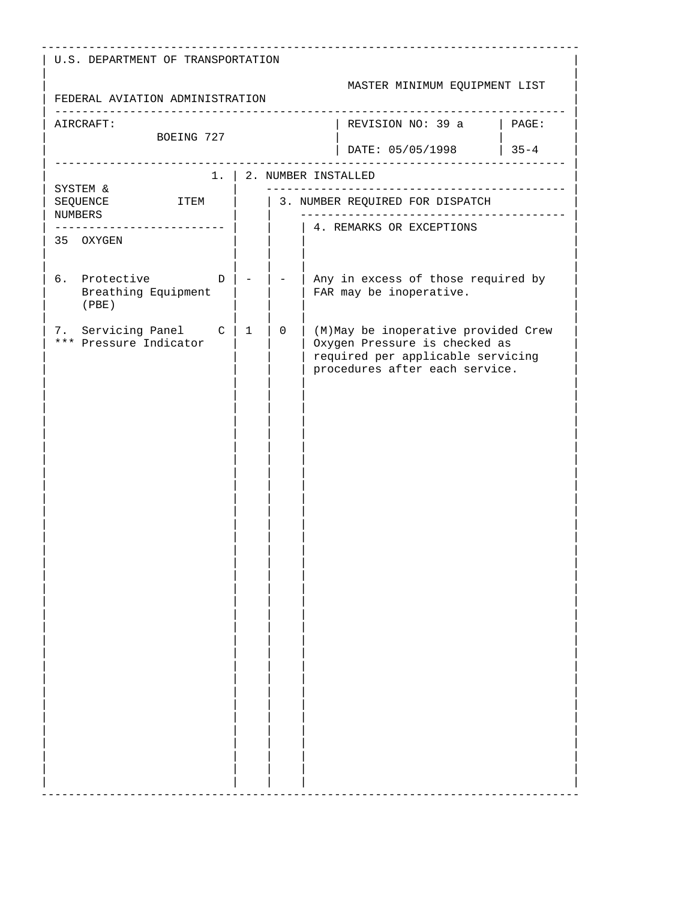U.S. DEPARTMENT OF TRANSPORTATION

FEDERAL AVIATION ADMINISTRATION

MASTER MINIMUM EQUIPMENT LIST

| AIRCRAFT: BOEING 727 | REVISION NO: 39 a | PAGE: |
|---|---|---|
| | DATE: 05/05/1998 | 35-4 |

| SYSTEM & SEQUENCE NUMBERS | 1. ITEM | 2. NUMBER INSTALLED | 3. NUMBER REQUIRED FOR DISPATCH | 4. REMARKS OR EXCEPTIONS |
|---|---|---|---|---|
| 35 OXYGEN | | | | |
| 6. Protective Breathing Equipment (PBE) | D | - | - | Any in excess of those required by FAR may be inoperative. |
| 7. Servicing Panel *** Pressure Indicator | C | 1 | 0 | (M)May be inoperative provided Crew Oxygen Pressure is checked as required per applicable servicing procedures after each service. |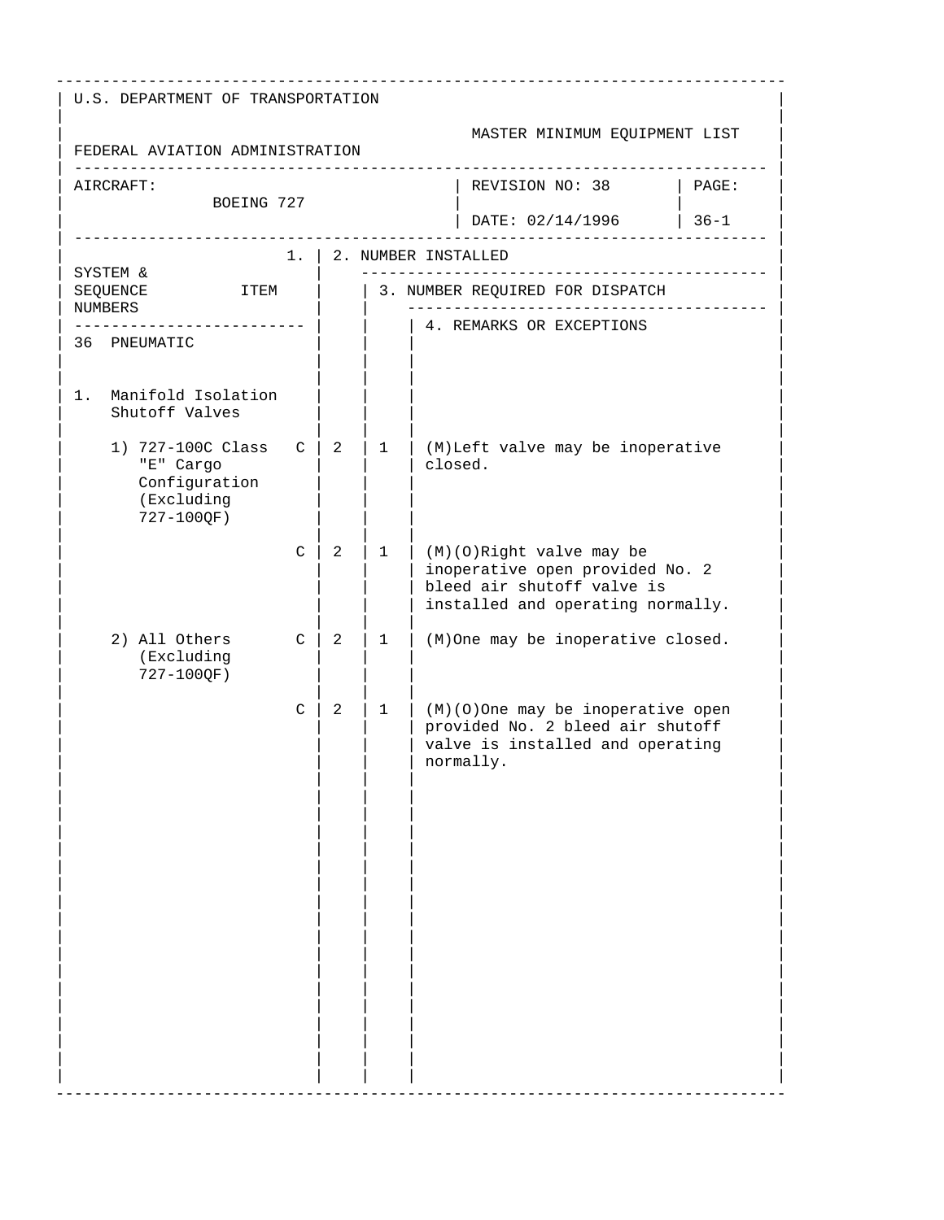U.S. DEPARTMENT OF TRANSPORTATION

FEDERAL AVIATION ADMINISTRATION

MASTER MINIMUM EQUIPMENT LIST

| AIRCRAFT: BOEING 727 | REVISION NO: 38<br>DATE: 02/14/1996 | PAGE: 36-1 |
|---|---|---|

| SYSTEM & SEQUENCE NUMBERS ITEM | 1. | 2. NUMBER INSTALLED | 3. NUMBER REQUIRED FOR DISPATCH | 4. REMARKS OR EXCEPTIONS |
|---|---|---|---|---|
| 36 PNEUMATIC | | | | |
| 1. Manifold Isolation Shutoff Valves | | | | |
| 1) 727-100C Class "E" Cargo Configuration (Excluding 727-100QF) | C | 2 | 1 | (M)Left valve may be inoperative closed. |
| | C | 2 | 1 | (M)(O)Right valve may be inoperative open provided No. 2 bleed air shutoff valve is installed and operating normally. |
| 2) All Others (Excluding 727-100QF) | C | 2 | 1 | (M)One may be inoperative closed. |
| | C | 2 | 1 | (M)(O)One may be inoperative open provided No. 2 bleed air shutoff valve is installed and operating normally. |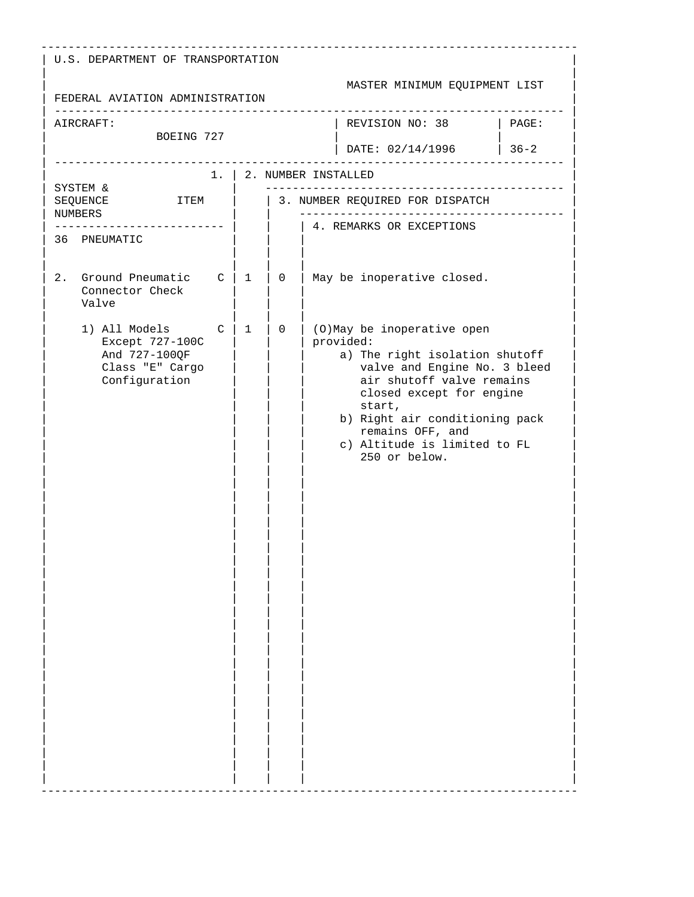U.S. DEPARTMENT OF TRANSPORTATION

FEDERAL AVIATION ADMINISTRATION

MASTER MINIMUM EQUIPMENT LIST

| AIRCRAFT: BOEING 727 | REVISION NO: 38 | PAGE: |
|---|---|---|
| | DATE: 02/14/1996 | 36-2 |

| SYSTEM & SEQUENCE NUMBERS / ITEM | | 1. | 2. NUMBER INSTALLED | 3. NUMBER REQUIRED FOR DISPATCH | 4. REMARKS OR EXCEPTIONS |
|---|---|---|---|---|---|
| **36 PNEUMATIC** | | | | | |
| 2. Ground Pneumatic Connector Check Valve | C | | 1 | 0 | May be inoperative closed. |
| 1) All Models Except 727-100C And 727-100QF Class "E" Cargo Configuration | C | | 1 | 0 | (O)May be inoperative open provided:<br>a) The right isolation shutoff valve and Engine No. 3 bleed air shutoff valve remains closed except for engine start,<br>b) Right air conditioning pack remains OFF, and<br>c) Altitude is limited to FL 250 or below. |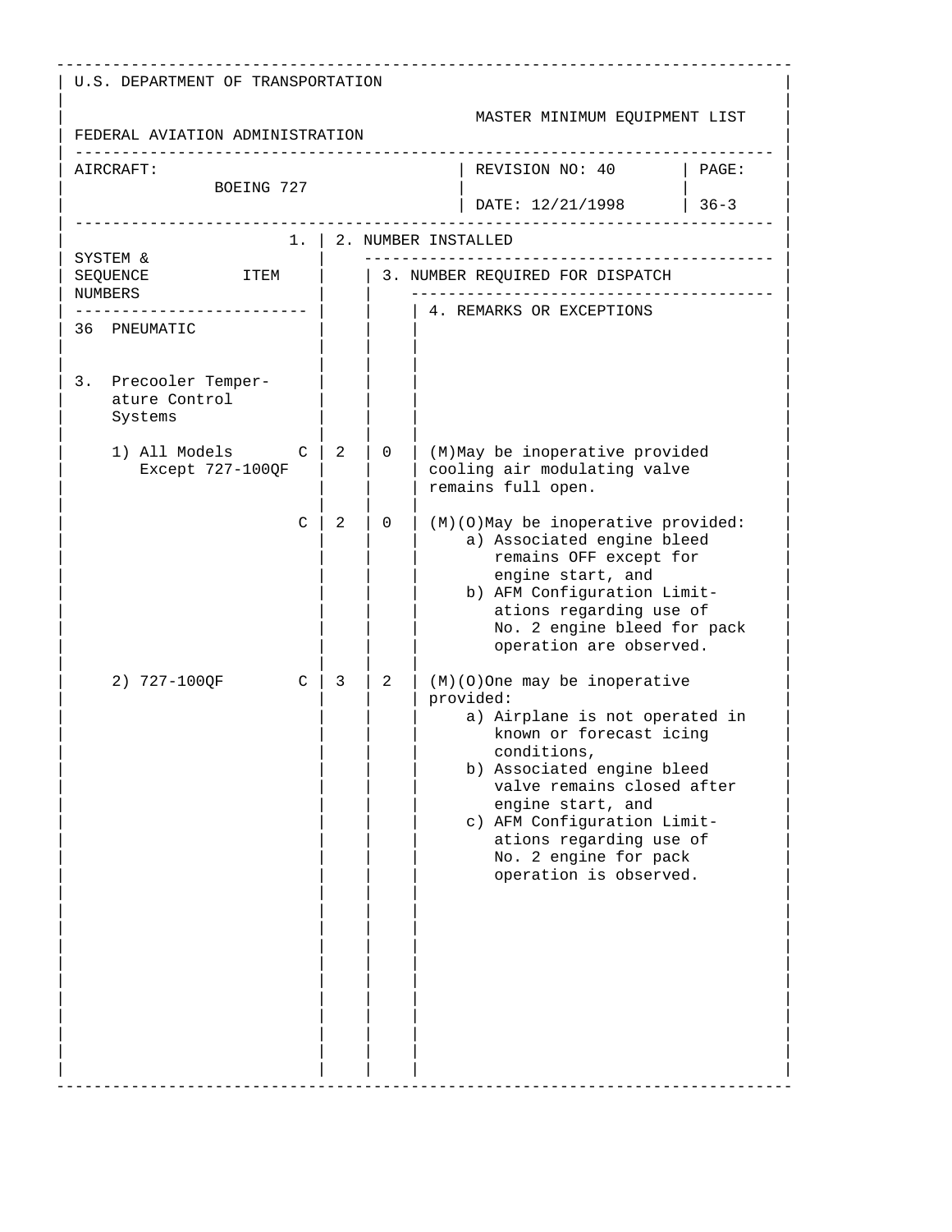U.S. DEPARTMENT OF TRANSPORTATION

FEDERAL AVIATION ADMINISTRATION

MASTER MINIMUM EQUIPMENT LIST

| AIRCRAFT: BOEING 727 | REVISION NO: 40 DATE: 12/21/1998 | PAGE: 36-3 |
|---|---|---|

| SYSTEM & SEQUENCE NUMBERS | ITEM | 1. | 2. NUMBER INSTALLED | 3. NUMBER REQUIRED FOR DISPATCH | 4. REMARKS OR EXCEPTIONS |
|---|---|---|---|---|---|
| 36 PNEUMATIC | | | | | |
| 3. | Precooler Temperature Control Systems | | | | |
| | 1) All Models Except 727-100QF | C | 2 | 0 | (M)May be inoperative provided cooling air modulating valve remains full open. |
| | | C | 2 | 0 | (M)(O)May be inoperative provided: a) Associated engine bleed remains OFF except for engine start, and b) AFM Configuration Limitations regarding use of No. 2 engine bleed for pack operation are observed. |
| | 2) 727-100QF | C | 3 | 2 | (M)(O)One may be inoperative provided: a) Airplane is not operated in known or forecast icing conditions, b) Associated engine bleed valve remains closed after engine start, and c) AFM Configuration Limitations regarding use of No. 2 engine for pack operation is observed. |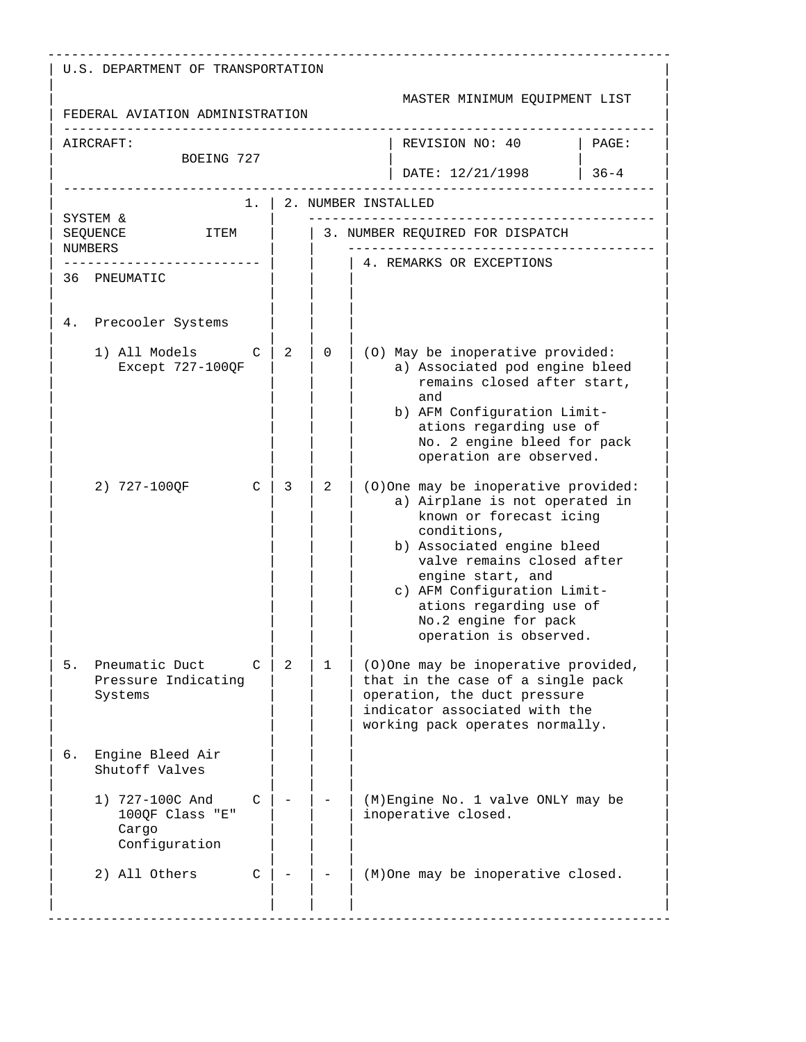U.S. DEPARTMENT OF TRANSPORTATION

FEDERAL AVIATION ADMINISTRATION

MASTER MINIMUM EQUIPMENT LIST

| AIRCRAFT: BOEING 727 | REVISION NO: 40 DATE: 12/21/1998 | PAGE: 36-4 |
|---|---|---|

| SYSTEM & SEQUENCE NUMBERS ITEM | | 1. 2. NUMBER INSTALLED | 3. NUMBER REQUIRED FOR DISPATCH | 4. REMARKS OR EXCEPTIONS |
|---|---|---|---|---|
| 36 PNEUMATIC | | | | |
| 4. Precooler Systems | | | | |
| 1) All Models Except 727-100QF | C | 2 | 0 | (O) May be inoperative provided: a) Associated pod engine bleed remains closed after start, and b) AFM Configuration Limitations regarding use of No. 2 engine bleed for pack operation are observed. |
| 2) 727-100QF | C | 3 | 2 | (O)One may be inoperative provided: a) Airplane is not operated in known or forecast icing conditions, b) Associated engine bleed valve remains closed after engine start, and c) AFM Configuration Limitations regarding use of No.2 engine for pack operation is observed. |
| 5. Pneumatic Duct Pressure Indicating Systems | C | 2 | 1 | (O)One may be inoperative provided, that in the case of a single pack operation, the duct pressure indicator associated with the working pack operates normally. |
| 6. Engine Bleed Air Shutoff Valves | | | | |
| 1) 727-100C And 100QF Class "E" Cargo Configuration | C | - | - | (M)Engine No. 1 valve ONLY may be inoperative closed. |
| 2) All Others | C | - | - | (M)One may be inoperative closed. |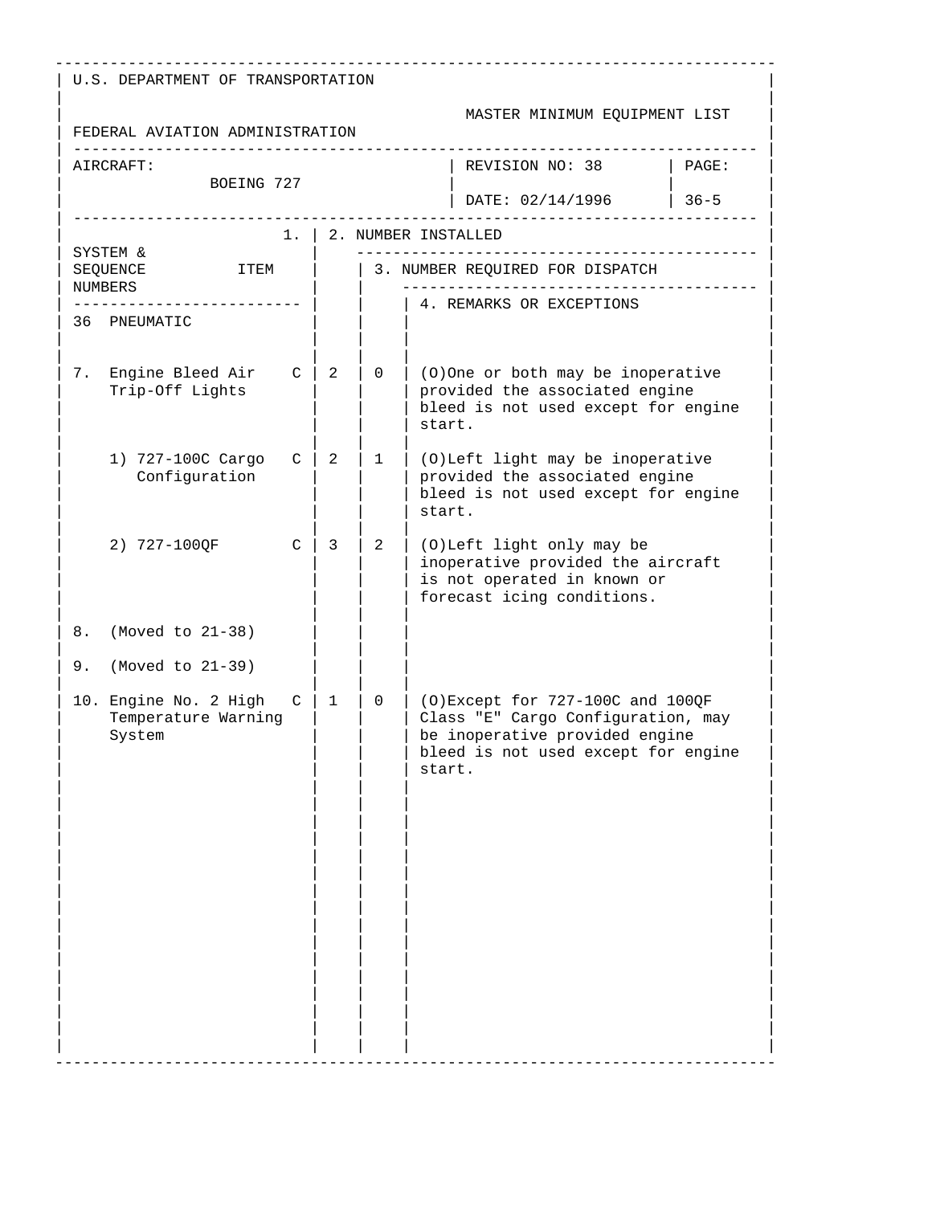U.S. DEPARTMENT OF TRANSPORTATION

FEDERAL AVIATION ADMINISTRATION

MASTER MINIMUM EQUIPMENT LIST

| AIRCRAFT: BOEING 727 | REVISION NO: 38 | PAGE: |
|---|---|---|
| | DATE: 02/14/1996 | 36-5 |

| SYSTEM & SEQUENCE NUMBERS / ITEM | | 1. 2. NUMBER INSTALLED | 3. NUMBER REQUIRED FOR DISPATCH | 4. REMARKS OR EXCEPTIONS |
|---|---|---|---|---|
| 36 PNEUMATIC | | | | |
| 7. Engine Bleed Air Trip-Off Lights | C | 2 | 0 | (O)One or both may be inoperative provided the associated engine bleed is not used except for engine start. |
| 1) 727-100C Cargo Configuration | C | 2 | 1 | (O)Left light may be inoperative provided the associated engine bleed is not used except for engine start. |
| 2) 727-100QF | C | 3 | 2 | (O)Left light only may be inoperative provided the aircraft is not operated in known or forecast icing conditions. |
| 8. (Moved to 21-38) | | | | |
| 9. (Moved to 21-39) | | | | |
| 10. Engine No. 2 High Temperature Warning System | C | 1 | 0 | (O)Except for 727-100C and 100QF Class "E" Cargo Configuration, may be inoperative provided engine bleed is not used except for engine start. |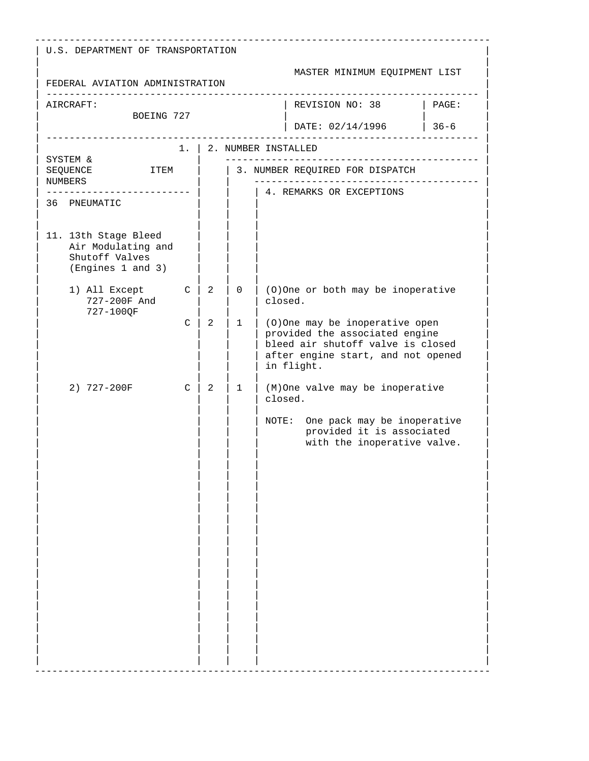U.S. DEPARTMENT OF TRANSPORTATION

FEDERAL AVIATION ADMINISTRATION

MASTER MINIMUM EQUIPMENT LIST

| AIRCRAFT: BOEING 727 | REVISION NO: 38 DATE: 02/14/1996 | PAGE: 36-6 |
|---|---|---|

| SYSTEM & SEQUENCE NUMBERS ITEM | 1. | 2. NUMBER INSTALLED | 3. NUMBER REQUIRED FOR DISPATCH | 4. REMARKS OR EXCEPTIONS |
|---|---|---|---|---|
| 36 PNEUMATIC | | | | |
| 11. 13th Stage Bleed Air Modulating and Shutoff Valves (Engines 1 and 3) | | | | |
| 1) All Except 727-200F And 727-100QF | C | 2 | 0 | (O)One or both may be inoperative closed. |
| | C | 2 | 1 | (O)One may be inoperative open provided the associated engine bleed air shutoff valve is closed after engine start, and not opened in flight. |
| 2) 727-200F | C | 2 | 1 | (M)One valve may be inoperative closed.<br><br>NOTE: One pack may be inoperative provided it is associated with the inoperative valve. |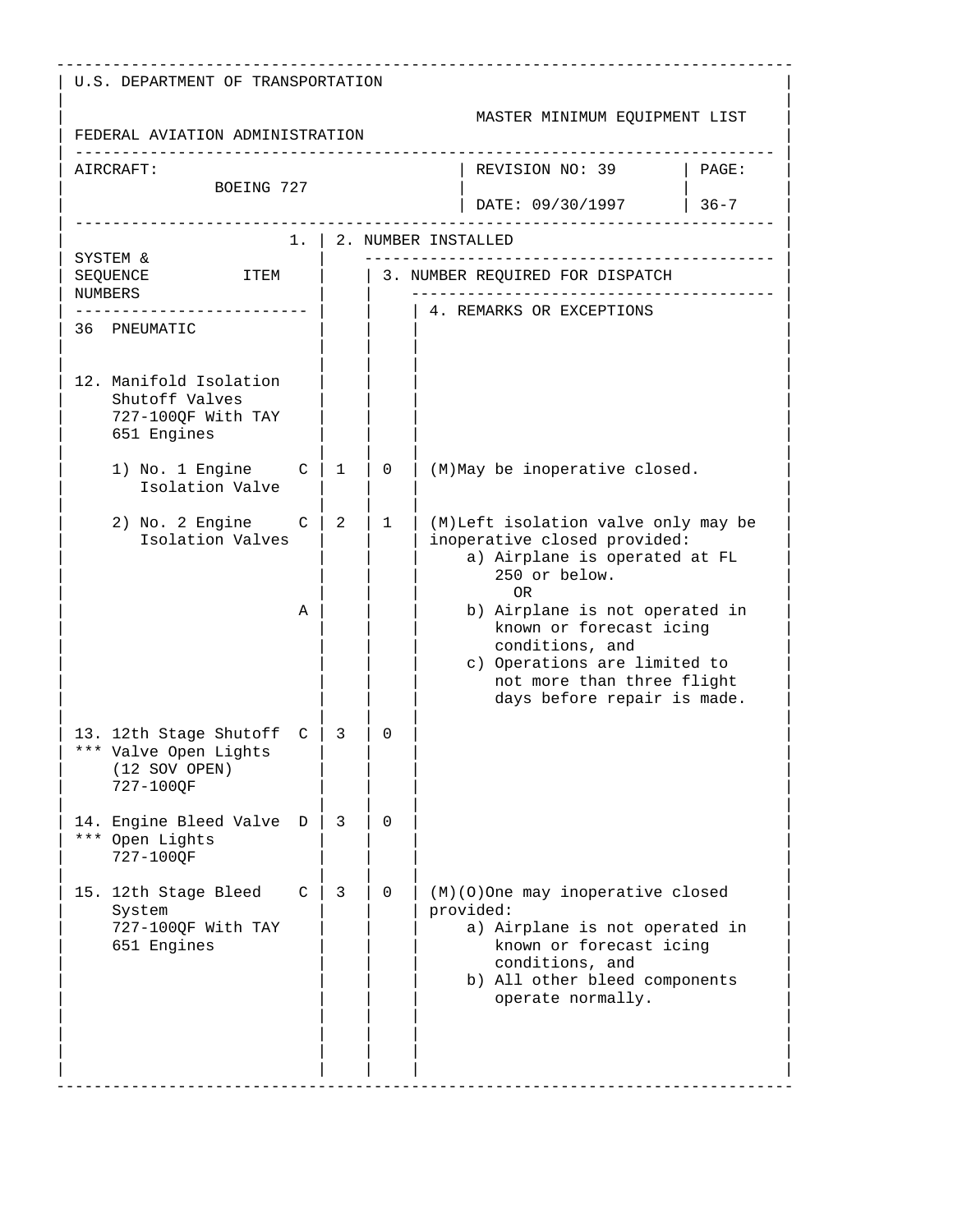U.S. DEPARTMENT OF TRANSPORTATION

FEDERAL AVIATION ADMINISTRATION

MASTER MINIMUM EQUIPMENT LIST

| AIRCRAFT: BOEING 727 | REVISION NO: 39 DATE: 09/30/1997 | PAGE: 36-7 |
|---|---|---|

| SYSTEM & SEQUENCE NUMBERS ITEM | 1. | 2. NUMBER INSTALLED | 3. NUMBER REQUIRED FOR DISPATCH | 4. REMARKS OR EXCEPTIONS |
|---|---|---|---|---|
| 36 PNEUMATIC | | | | |
| 12. Manifold Isolation Shutoff Valves 727-100QF With TAY 651 Engines | | | | |
| 1) No. 1 Engine Isolation Valve | C | 1 | 0 | (M)May be inoperative closed. |
| 2) No. 2 Engine Isolation Valves | C | 2 | 1 | (M)Left isolation valve only may be inoperative closed provided: a) Airplane is operated at FL 250 or below. OR |
| | A | | | b) Airplane is not operated in known or forecast icing conditions, and c) Operations are limited to not more than three flight days before repair is made. |
| 13. 12th Stage Shutoff *** Valve Open Lights (12 SOV OPEN) 727-100QF | C | 3 | 0 | |
| 14. Engine Bleed Valve *** Open Lights 727-100QF | D | 3 | 0 | |
| 15. 12th Stage Bleed System 727-100QF With TAY 651 Engines | C | 3 | 0 | (M)(O)One may inoperative closed provided: a) Airplane is not operated in known or forecast icing conditions, and b) All other bleed components operate normally. |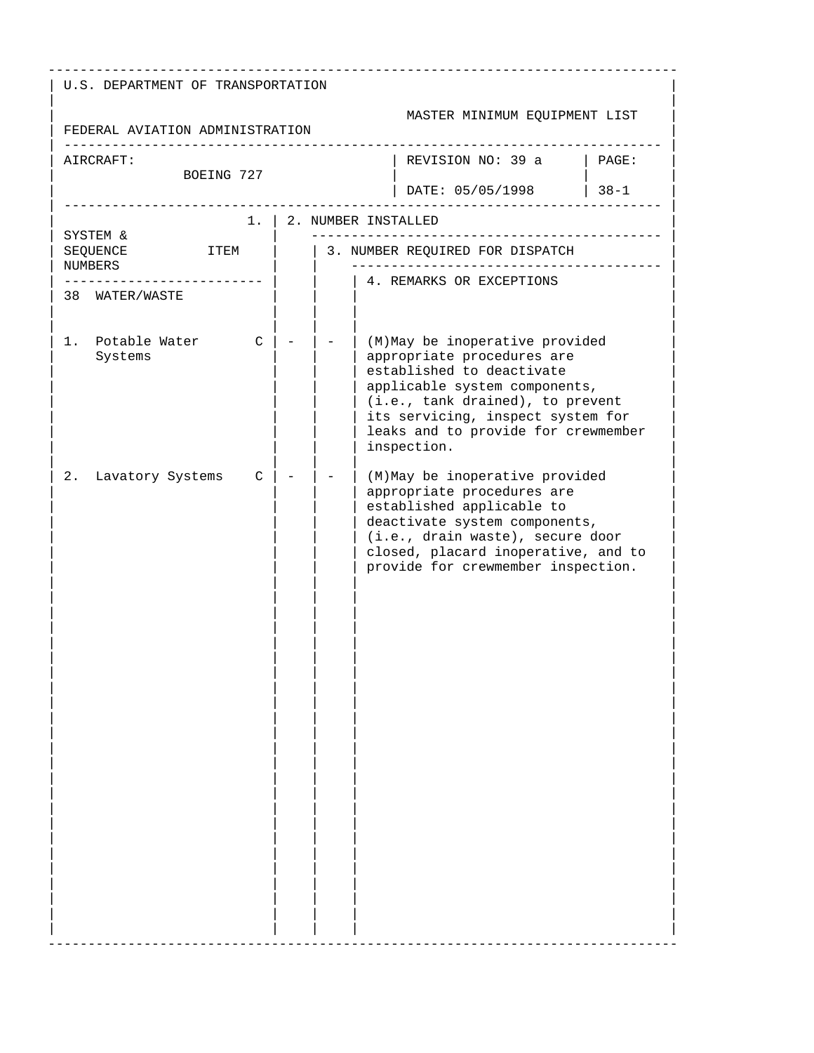U.S. DEPARTMENT OF TRANSPORTATION

FEDERAL AVIATION ADMINISTRATION

MASTER MINIMUM EQUIPMENT LIST

| AIRCRAFT: BOEING 727 | REVISION NO: 39 a | PAGE: |
|---|---|---|
| | DATE: 05/05/1998 | 38-1 |

| SYSTEM & SEQUENCE NUMBERS | ITEM | 1. | 2. NUMBER INSTALLED | 3. NUMBER REQUIRED FOR DISPATCH | 4. REMARKS OR EXCEPTIONS |
|---|---|---|---|---|---|
| 38 WATER/WASTE | | | | | |
| 1. Potable Water Systems | | C | - | - | (M)May be inoperative provided appropriate procedures are established to deactivate applicable system components, (i.e., tank drained), to prevent its servicing, inspect system for leaks and to provide for crewmember inspection. |
| 2. Lavatory Systems | | C | - | - | (M)May be inoperative provided appropriate procedures are established applicable to deactivate system components, (i.e., drain waste), secure door closed, placard inoperative, and to provide for crewmember inspection. |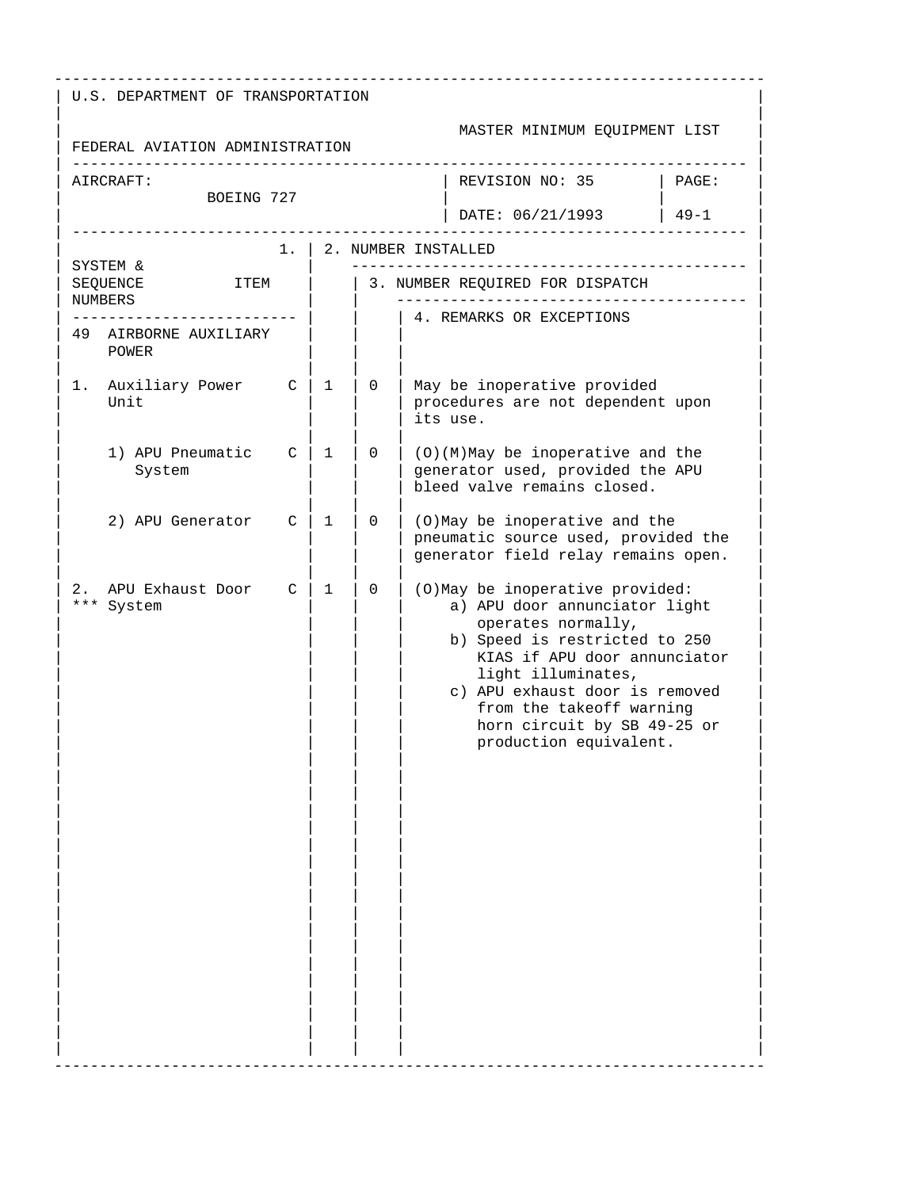U.S. DEPARTMENT OF TRANSPORTATION

FEDERAL AVIATION ADMINISTRATION

MASTER MINIMUM EQUIPMENT LIST

| AIRCRAFT: BOEING 727 | REVISION NO: 35 DATE: 06/21/1993 | PAGE: 49-1 |
|---|---|---|

| SYSTEM & SEQUENCE NUMBERS ITEM | | 1. | 2. NUMBER INSTALLED | 3. NUMBER REQUIRED FOR DISPATCH | 4. REMARKS OR EXCEPTIONS |
|---|---|---|---|---|---|
| 49 AIRBORNE AUXILIARY POWER | | | | | |
| 1. Auxiliary Power Unit | | C | 1 | 0 | May be inoperative provided procedures are not dependent upon its use. |
| 1) APU Pneumatic System | | C | 1 | 0 | (O)(M)May be inoperative and the generator used, provided the APU bleed valve remains closed. |
| 2) APU Generator | | C | 1 | 0 | (O)May be inoperative and the pneumatic source used, provided the generator field relay remains open. |
| 2. *** APU Exhaust Door System | | C | 1 | 0 | (O)May be inoperative provided:<br>a) APU door annunciator light operates normally,<br>b) Speed is restricted to 250 KIAS if APU door annunciator light illuminates,<br>c) APU exhaust door is removed from the takeoff warning horn circuit by SB 49-25 or production equivalent. |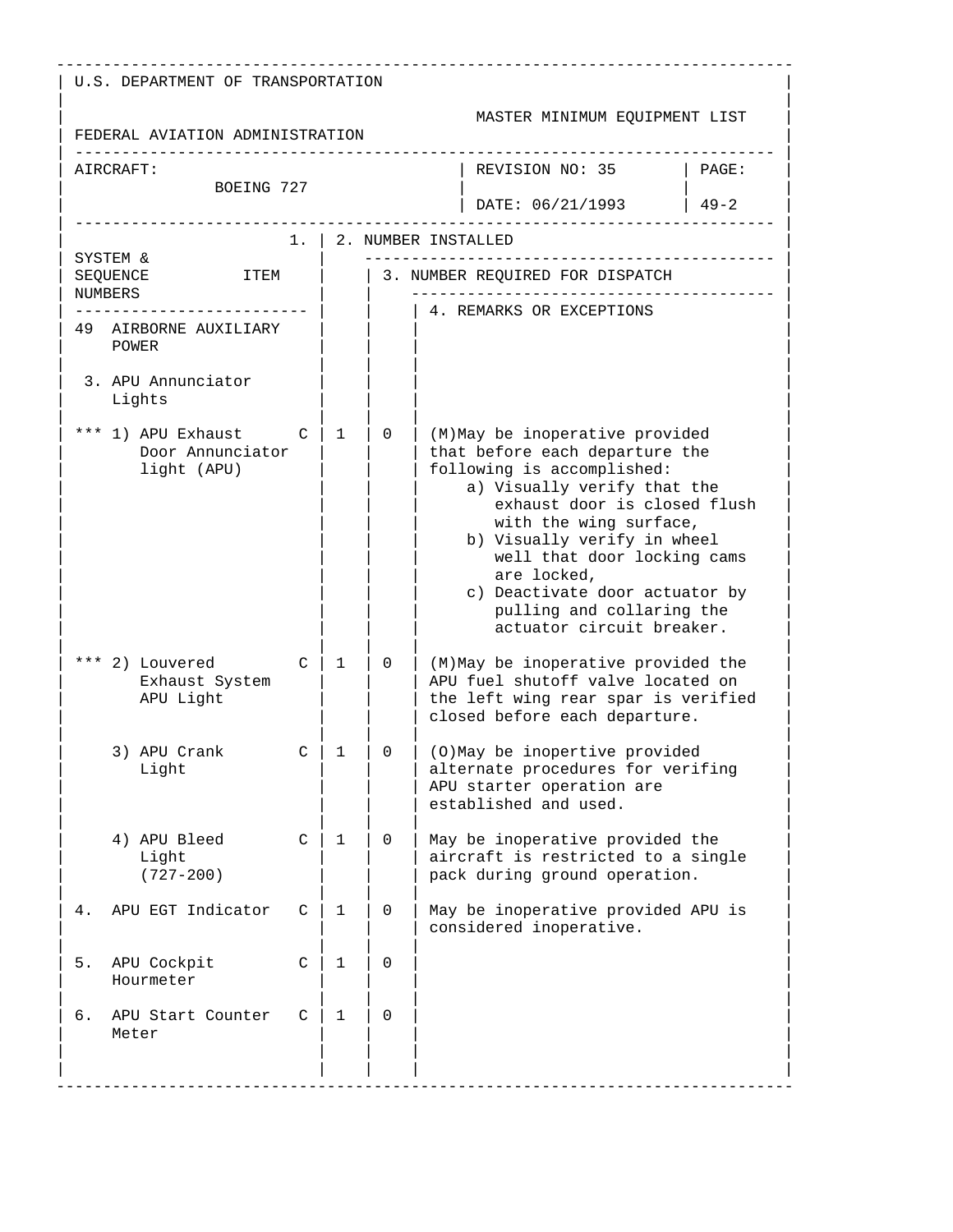U.S. DEPARTMENT OF TRANSPORTATION

FEDERAL AVIATION ADMINISTRATION

MASTER MINIMUM EQUIPMENT LIST

| AIRCRAFT: BOEING 727 | REVISION NO: 35 DATE: 06/21/1993 | PAGE: 49-2 |
|---|---|---|

| SYSTEM & SEQUENCE NUMBERS / ITEM | 1. | 2. NUMBER INSTALLED | 3. NUMBER REQUIRED FOR DISPATCH | 4. REMARKS OR EXCEPTIONS |
|---|---|---|---|---|
| 49 AIRBORNE AUXILIARY POWER | | | | |
| 3. APU Annunciator Lights | | | | |
| *** 1) APU Exhaust Door Annunciator light (APU) | C | 1 | 0 | (M)May be inoperative provided that before each departure the following is accomplished:<br>a) Visually verify that the exhaust door is closed flush with the wing surface,<br>b) Visually verify in wheel well that door locking cams are locked,<br>c) Deactivate door actuator by pulling and collaring the actuator circuit breaker. |
| *** 2) Louvered Exhaust System APU Light | C | 1 | 0 | (M)May be inoperative provided the APU fuel shutoff valve located on the left wing rear spar is verified closed before each departure. |
| 3) APU Crank Light | C | 1 | 0 | (O)May be inopertive provided alternate procedures for verifing APU starter operation are established and used. |
| 4) APU Bleed Light (727-200) | C | 1 | 0 | May be inoperative provided the aircraft is restricted to a single pack during ground operation. |
| 4. APU EGT Indicator | C | 1 | 0 | May be inoperative provided APU is considered inoperative. |
| 5. APU Cockpit Hourmeter | C | 1 | 0 | |
| 6. APU Start Counter Meter | C | 1 | 0 | |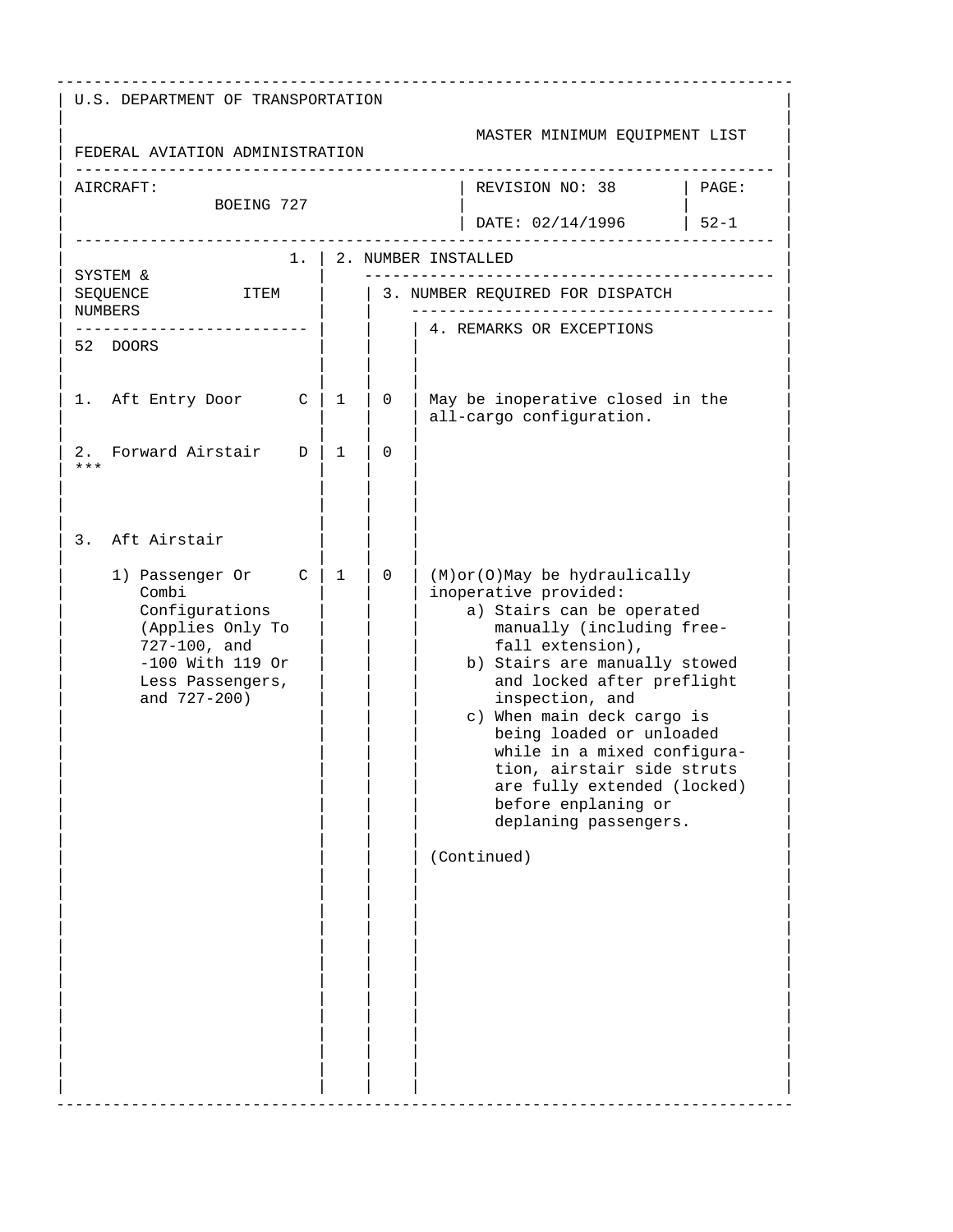U.S. DEPARTMENT OF TRANSPORTATION

FEDERAL AVIATION ADMINISTRATION

MASTER MINIMUM EQUIPMENT LIST

| AIRCRAFT: BOEING 727 | REVISION NO: 38 | PAGE: |
|---|---|---|
| | DATE: 02/14/1996 | 52-1 |

| SYSTEM & SEQUENCE NUMBERS / ITEM | 1. | 2. NUMBER INSTALLED | 3. NUMBER REQUIRED FOR DISPATCH | 4. REMARKS OR EXCEPTIONS |
|---|---|---|---|---|
| 52 DOORS | | | | |
| 1. Aft Entry Door | C | 1 | 0 | May be inoperative closed in the all-cargo configuration. |
| 2. Forward Airstair *** | D | 1 | 0 | |
| 3. Aft Airstair | | | | |
| 1) Passenger Or Combi Configurations (Applies Only To 727-100, and -100 With 119 Or Less Passengers, and 727-200) | C | 1 | 0 | (M)or(O)May be hydraulically inoperative provided:<br>a) Stairs can be operated manually (including free-fall extension),<br>b) Stairs are manually stowed and locked after preflight inspection, and<br>c) When main deck cargo is being loaded or unloaded while in a mixed configuration, airstair side struts are fully extended (locked) before enplaning or deplaning passengers.<br><br>(Continued) |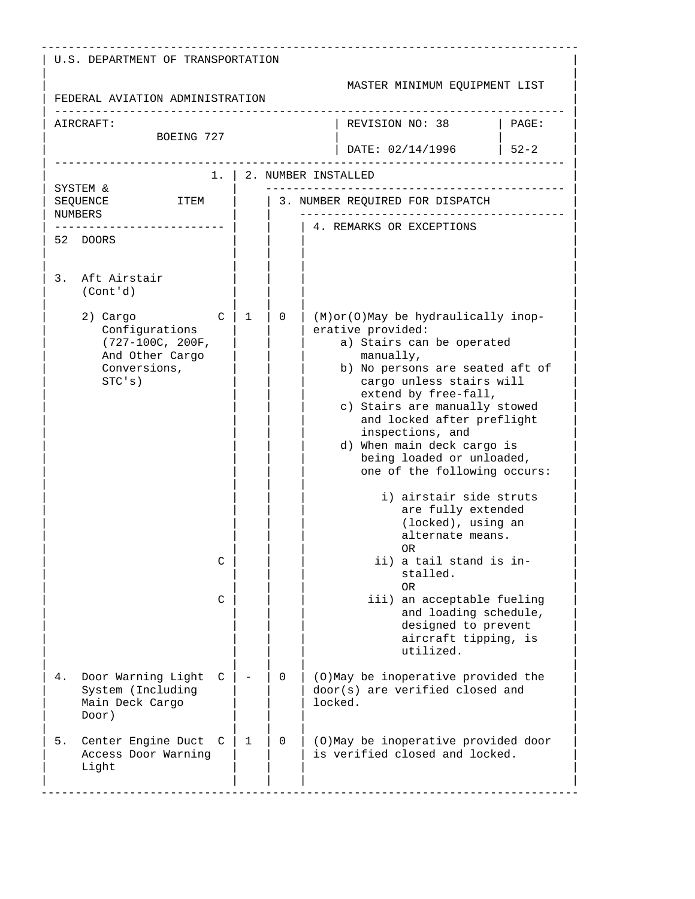U.S. DEPARTMENT OF TRANSPORTATION

FEDERAL AVIATION ADMINISTRATION

MASTER MINIMUM EQUIPMENT LIST

| AIRCRAFT: BOEING 727 | REVISION NO: 38 DATE: 02/14/1996 | PAGE: 52-2 |
|---|---|---|

| SYSTEM & SEQUENCE NUMBERS ITEM | 1. | 2. NUMBER INSTALLED | 3. NUMBER REQUIRED FOR DISPATCH | 4. REMARKS OR EXCEPTIONS |
|---|---|---|---|---|
| 52 DOORS | | | | |
| 3. Aft Airstair (Cont'd) | | | | |
| 2) Cargo Configurations (727-100C, 200F, And Other Cargo Conversions, STC's) | C | 1 | 0 | (M)or(O)May be hydraulically inoperative provided:<br>a) Stairs can be operated manually,<br>b) No persons are seated aft of cargo unless stairs will extend by free-fall,<br>c) Stairs are manually stowed and locked after preflight inspections, and<br>d) When main deck cargo is being loaded or unloaded, one of the following occurs:<br>i) airstair side struts are fully extended (locked), using an alternate means.<br>OR |
| | C | | | ii) a tail stand is installed.<br>OR |
| | C | | | iii) an acceptable fueling and loading schedule, designed to prevent aircraft tipping, is utilized. |
| 4. Door Warning Light System (Including Main Deck Cargo Door) | C | - | 0 | (O)May be inoperative provided the door(s) are verified closed and locked. |
| 5. Center Engine Duct Access Door Warning Light | C | 1 | 0 | (O)May be inoperative provided door is verified closed and locked. |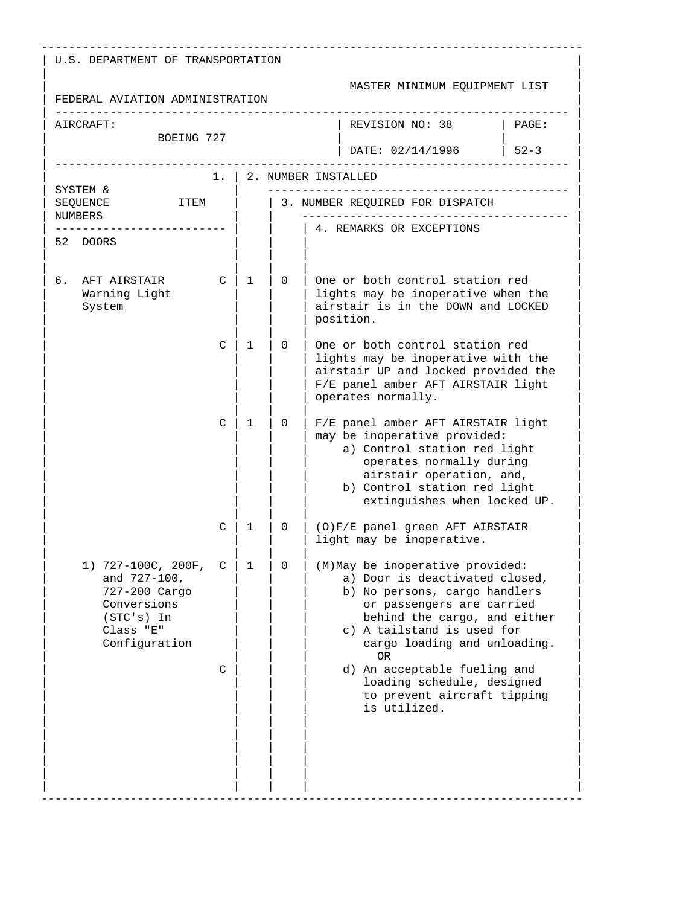U.S. DEPARTMENT OF TRANSPORTATION

FEDERAL AVIATION ADMINISTRATION

MASTER MINIMUM EQUIPMENT LIST

AIRCRAFT: BOEING 727

REVISION NO: 38

DATE: 02/14/1996

PAGE: 52-3

| 1. SYSTEM & SEQUENCE NUMBERS / ITEM | | 2. NUMBER INSTALLED | 3. NUMBER REQUIRED FOR DISPATCH | 4. REMARKS OR EXCEPTIONS |
|---|---|---|---|---|
| 52 DOORS | | | | |
| 6. AFT AIRSTAIR Warning Light System | C | 1 | 0 | One or both control station red lights may be inoperative when the airstair is in the DOWN and LOCKED position. |
| | C | 1 | 0 | One or both control station red lights may be inoperative with the airstair UP and locked provided the F/E panel amber AFT AIRSTAIR light operates normally. |
| | C | 1 | 0 | F/E panel amber AFT AIRSTAIR light may be inoperative provided: a) Control station red light operates normally during airstair operation, and, b) Control station red light extinguishes when locked UP. |
| | C | 1 | 0 | (O)F/E panel green AFT AIRSTAIR light may be inoperative. |
| 1) 727-100C, 200F, and 727-100, 727-200 Cargo Conversions (STC's) In Class "E" Configuration | C | 1 | 0 | (M)May be inoperative provided: a) Door is deactivated closed, b) No persons, cargo handlers or passengers are carried behind the cargo, and either c) A tailstand is used for cargo loading and unloading. OR |
| | C | | | d) An acceptable fueling and loading schedule, designed to prevent aircraft tipping is utilized. |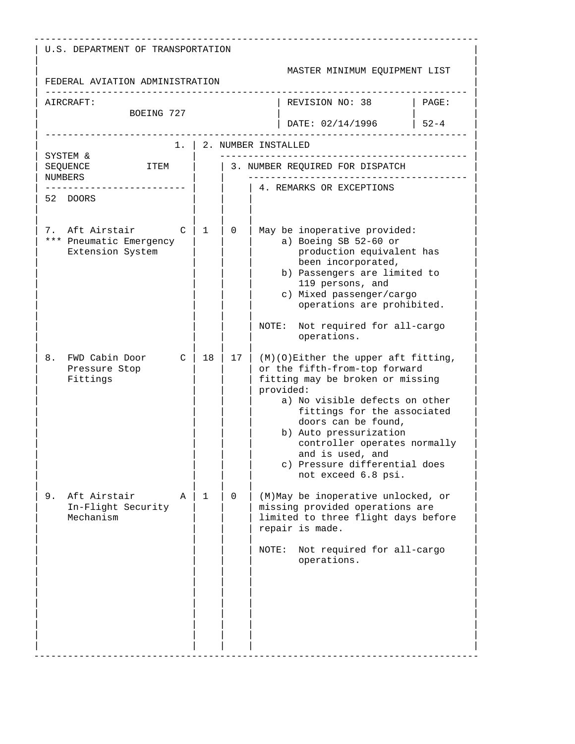U.S. DEPARTMENT OF TRANSPORTATION

FEDERAL AVIATION ADMINISTRATION

MASTER MINIMUM EQUIPMENT LIST

| AIRCRAFT: BOEING 727 | REVISION NO: 38 | PAGE: |
|---|---|---|
| | DATE: 02/14/1996 | 52-4 |

| SYSTEM & SEQUENCE NUMBERS ITEM | 1. | 2. NUMBER INSTALLED | 3. NUMBER REQUIRED FOR DISPATCH | 4. REMARKS OR EXCEPTIONS |
|---|---|---|---|---|
| 52 DOORS | | | | |
| 7. Aft Airstair *** Pneumatic Emergency Extension System | C | 1 | 0 | May be inoperative provided: a) Boeing SB 52-60 or production equivalent has been incorporated, b) Passengers are limited to 119 persons, and c) Mixed passenger/cargo operations are prohibited. NOTE: Not required for all-cargo operations. |
| 8. FWD Cabin Door Pressure Stop Fittings | C | 18 | 17 | (M)(O)Either the upper aft fitting, or the fifth-from-top forward fitting may be broken or missing provided: a) No visible defects on other fittings for the associated doors can be found, b) Auto pressurization controller operates normally and is used, and c) Pressure differential does not exceed 6.8 psi. |
| 9. Aft Airstair In-Flight Security Mechanism | A | 1 | 0 | (M)May be inoperative unlocked, or missing provided operations are limited to three flight days before repair is made. NOTE: Not required for all-cargo operations. |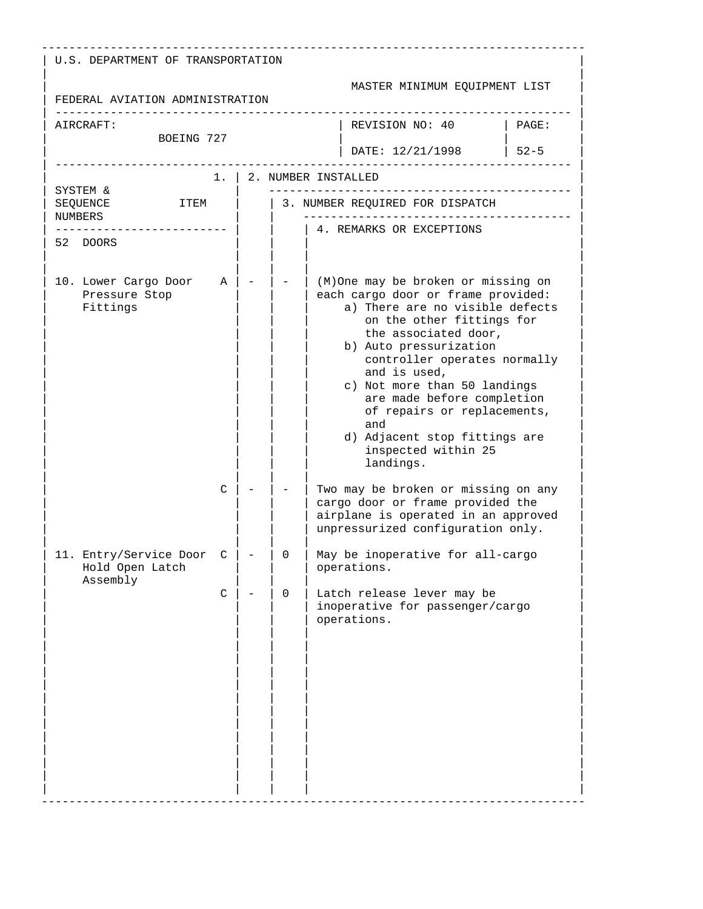U.S. DEPARTMENT OF TRANSPORTATION

FEDERAL AVIATION ADMINISTRATION

MASTER MINIMUM EQUIPMENT LIST

| AIRCRAFT: | REVISION NO: 40 | PAGE: |
|---|---|---|
| BOEING 727 | DATE: 12/21/1998 | 52-5 |

| SYSTEM & SEQUENCE NUMBERS | ITEM | 1. | 2. NUMBER INSTALLED | 3. NUMBER REQUIRED FOR DISPATCH | 4. REMARKS OR EXCEPTIONS |
|---|---|---|---|---|---|
| 52 DOORS | | | | | |
| 10. | Lower Cargo Door Pressure Stop Fittings | A | - | - | (M)One may be broken or missing on each cargo door or frame provided: a) There are no visible defects on the other fittings for the associated door, b) Auto pressurization controller operates normally and is used, c) Not more than 50 landings are made before completion of repairs or replacements, and d) Adjacent stop fittings are inspected within 25 landings. |
| | | C | - | - | Two may be broken or missing on any cargo door or frame provided the airplane is operated in an approved unpressurized configuration only. |
| 11. | Entry/Service Door Hold Open Latch Assembly | C | - | 0 | May be inoperative for all-cargo operations. |
| | | C | - | 0 | Latch release lever may be inoperative for passenger/cargo operations. |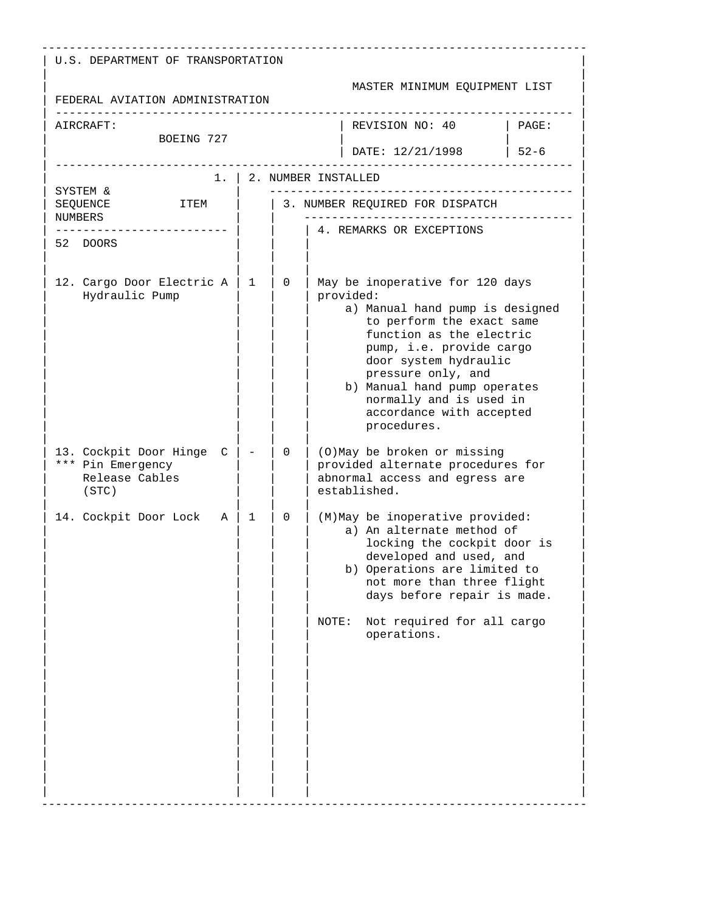U.S. DEPARTMENT OF TRANSPORTATION

FEDERAL AVIATION ADMINISTRATION

MASTER MINIMUM EQUIPMENT LIST

| AIRCRAFT: | REVISION NO: 40 | PAGE: |
|---|---|---|
| BOEING 727 | DATE: 12/21/1998 | 52-6 |

| SYSTEM & SEQUENCE NUMBERS ITEM | 1. | 2. NUMBER INSTALLED | 3. NUMBER REQUIRED FOR DISPATCH | 4. REMARKS OR EXCEPTIONS |
|---|---|---|---|---|
| 52 DOORS | | | | |
| 12. Cargo Door Electric Hydraulic Pump | A | 1 | 0 | May be inoperative for 120 days provided:<br>a) Manual hand pump is designed to perform the exact same function as the electric pump, i.e. provide cargo door system hydraulic pressure only, and<br>b) Manual hand pump operates normally and is used in accordance with accepted procedures. |
| 13. Cockpit Door Hinge *** Pin Emergency Release Cables (STC) | C | - | 0 | (O)May be broken or missing provided alternate procedures for abnormal access and egress are established. |
| 14. Cockpit Door Lock | A | 1 | 0 | (M)May be inoperative provided:<br>a) An alternate method of locking the cockpit door is developed and used, and<br>b) Operations are limited to not more than three flight days before repair is made.<br><br>NOTE: Not required for all cargo operations. |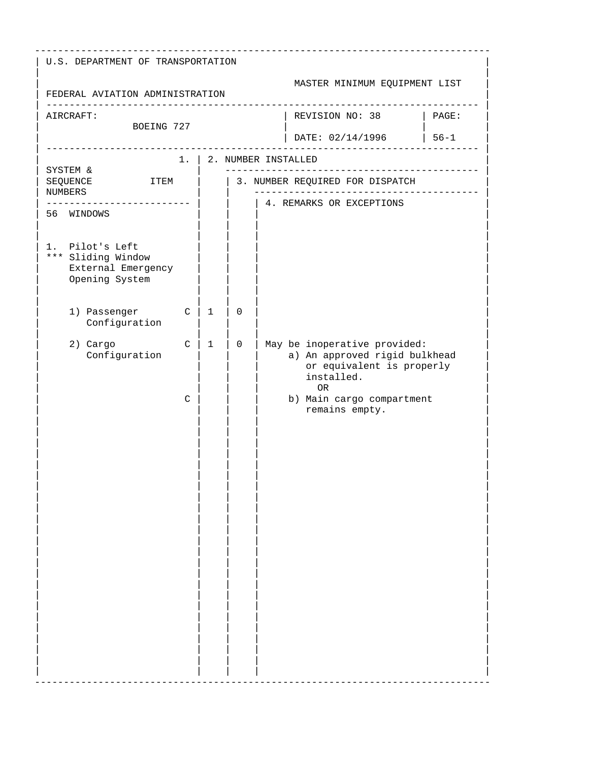U.S. DEPARTMENT OF TRANSPORTATION

FEDERAL AVIATION ADMINISTRATION

MASTER MINIMUM EQUIPMENT LIST

| AIRCRAFT: BOEING 727 | REVISION NO: 38 | PAGE: |
|---|---|---|
| | DATE: 02/14/1996 | 56-1 |

| SYSTEM & SEQUENCE NUMBERS / ITEM | | 2. NUMBER INSTALLED | 3. NUMBER REQUIRED FOR DISPATCH | 4. REMARKS OR EXCEPTIONS |
|---|---|---|---|---|
| 56 WINDOWS | | | | |
| 1. Pilot's Left *** Sliding Window External Emergency Opening System | | | | |
| 1) Passenger Configuration | C | 1 | 0 | |
| 2) Cargo Configuration | C | 1 | 0 | May be inoperative provided: a) An approved rigid bulkhead or equivalent is properly installed. OR |
| | C | | | b) Main cargo compartment remains empty. |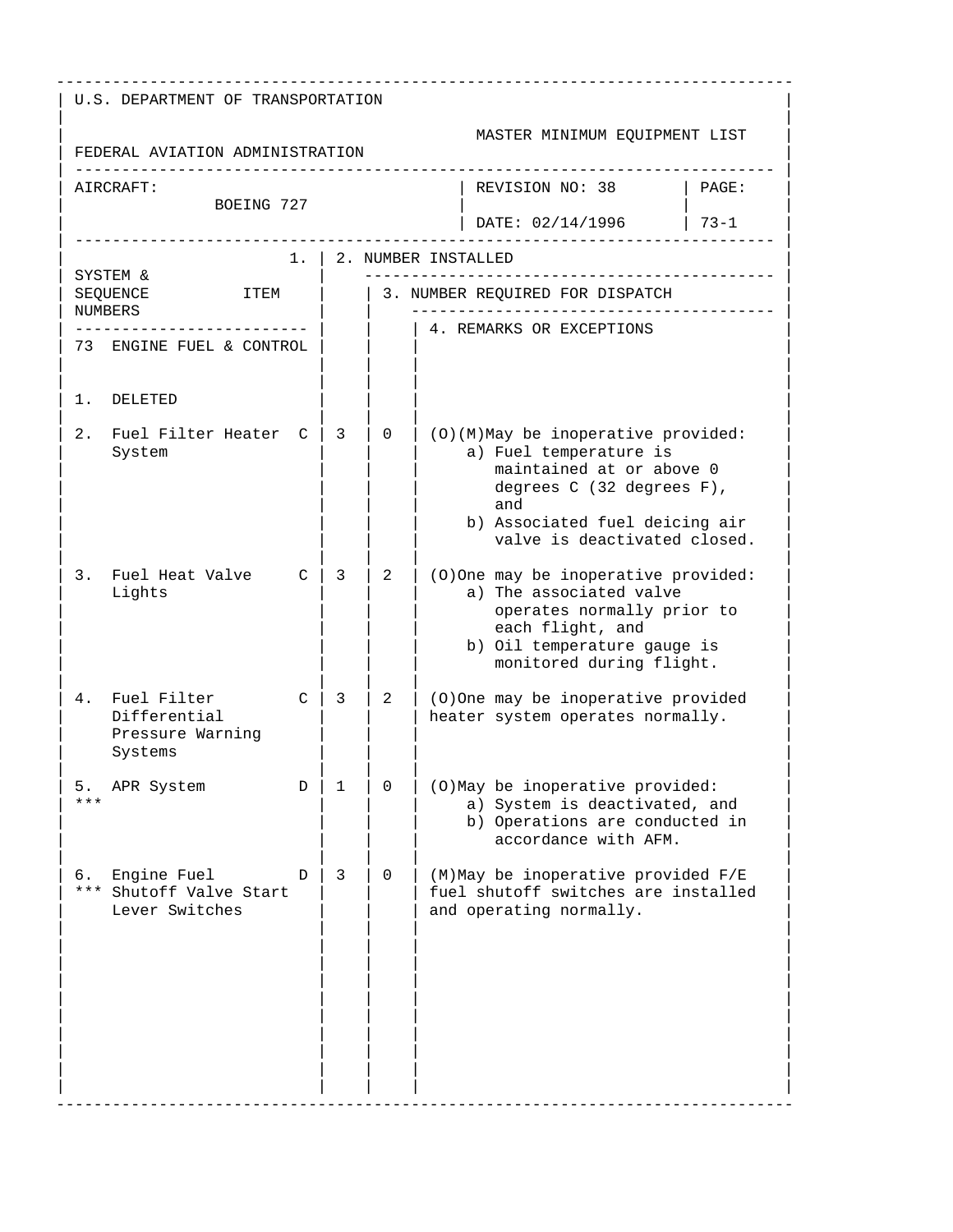U.S. DEPARTMENT OF TRANSPORTATION

FEDERAL AVIATION ADMINISTRATION

MASTER MINIMUM EQUIPMENT LIST

| AIRCRAFT: BOEING 727 | REVISION NO: 38 | PAGE: |
|---|---|---|
| | DATE: 02/14/1996 | 73-1 |

| SYSTEM & SEQUENCE NUMBERS / ITEM | | 1. | 2. NUMBER INSTALLED | 3. NUMBER REQUIRED FOR DISPATCH | 4. REMARKS OR EXCEPTIONS |
|---|---|---|---|---|---|
| 73 ENGINE FUEL & CONTROL | | | | | |
| 1. DELETED | | | | | |
| 2. Fuel Filter Heater System | | C | 3 | 0 | (O)(M)May be inoperative provided:<br>a) Fuel temperature is maintained at or above 0 degrees C (32 degrees F), and<br>b) Associated fuel deicing air valve is deactivated closed. |
| 3. Fuel Heat Valve Lights | | C | 3 | 2 | (O)One may be inoperative provided:<br>a) The associated valve operates normally prior to each flight, and<br>b) Oil temperature gauge is monitored during flight. |
| 4. Fuel Filter Differential Pressure Warning Systems | | C | 3 | 2 | (O)One may be inoperative provided heater system operates normally. |
| 5. APR System | *** | D | 1 | 0 | (O)May be inoperative provided:<br>a) System is deactivated, and<br>b) Operations are conducted in accordance with AFM. |
| 6. Engine Fuel Shutoff Valve Start Lever Switches | *** | D | 3 | 0 | (M)May be inoperative provided F/E fuel shutoff switches are installed and operating normally. |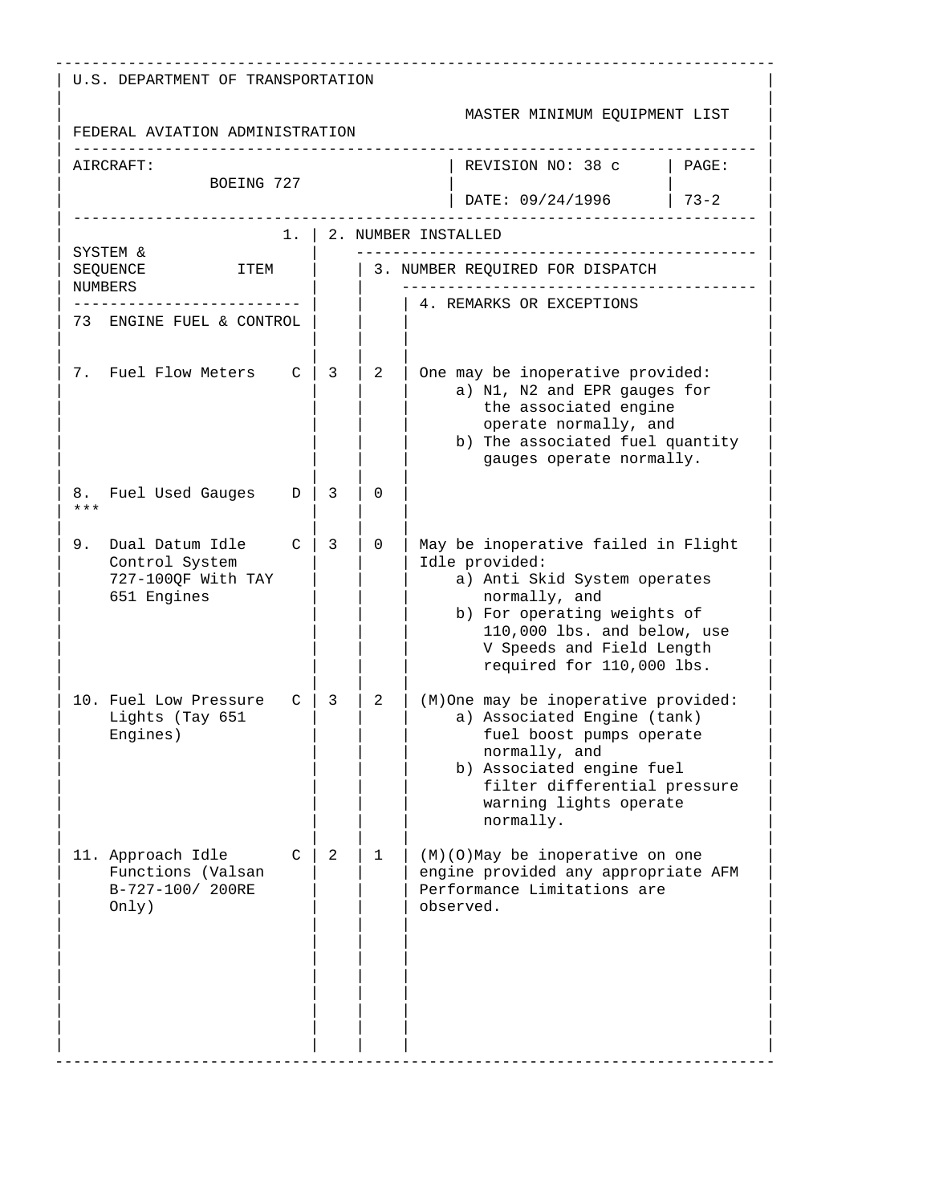U.S. DEPARTMENT OF TRANSPORTATION

FEDERAL AVIATION ADMINISTRATION

MASTER MINIMUM EQUIPMENT LIST

| AIRCRAFT: BOEING 727 | REVISION NO: 38 c | PAGE: |
| --- | --- | --- |
| | DATE: 09/24/1996 | 73-2 |

| SYSTEM & SEQUENCE NUMBERS | ITEM | 1. | 2. NUMBER INSTALLED | 3. NUMBER REQUIRED FOR DISPATCH | 4. REMARKS OR EXCEPTIONS |
| --- | --- | --- | --- | --- | --- |
| 73 | ENGINE FUEL & CONTROL | | | | |
| 7. | Fuel Flow Meters | C | 3 | 2 | One may be inoperative provided:<br>a) N1, N2 and EPR gauges for the associated engine operate normally, and<br>b) The associated fuel quantity gauges operate normally. |
| 8. *** | Fuel Used Gauges | D | 3 | 0 | |
| 9. | Dual Datum Idle Control System 727-100QF With TAY 651 Engines | C | 3 | 0 | May be inoperative failed in Flight Idle provided:<br>a) Anti Skid System operates normally, and<br>b) For operating weights of 110,000 lbs. and below, use V Speeds and Field Length required for 110,000 lbs. |
| 10. | Fuel Low Pressure Lights (Tay 651 Engines) | C | 3 | 2 | (M)One may be inoperative provided:<br>a) Associated Engine (tank) fuel boost pumps operate normally, and<br>b) Associated engine fuel filter differential pressure warning lights operate normally. |
| 11. | Approach Idle Functions (Valsan B-727-100/ 200RE Only) | C | 2 | 1 | (M)(O)May be inoperative on one engine provided any appropriate AFM Performance Limitations are observed. |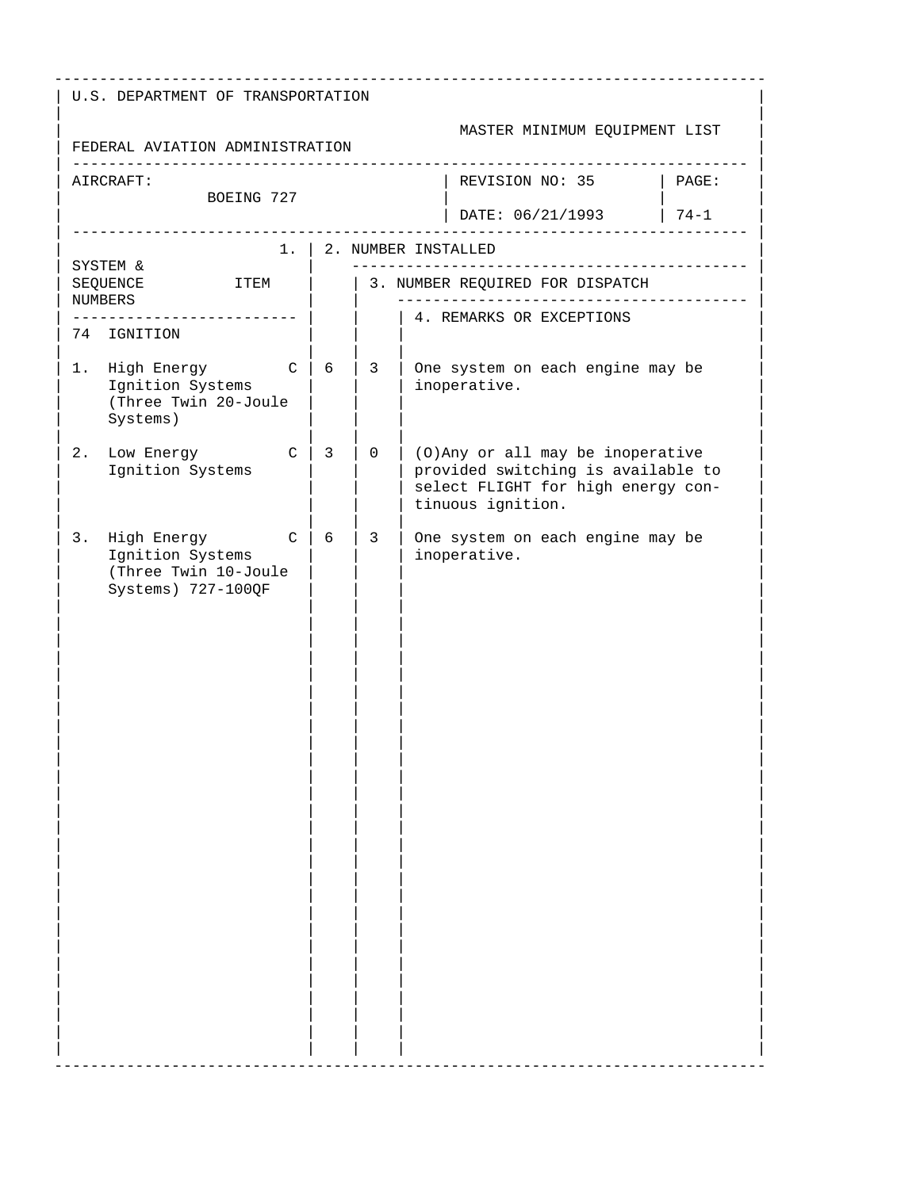U.S. DEPARTMENT OF TRANSPORTATION

FEDERAL AVIATION ADMINISTRATION

MASTER MINIMUM EQUIPMENT LIST

| AIRCRAFT: BOEING 727 | REVISION NO: 35 | PAGE: |
|---|---|---|
| | DATE: 06/21/1993 | 74-1 |

| SYSTEM & SEQUENCE NUMBERS | 1. ITEM | 2. NUMBER INSTALLED | 3. NUMBER REQUIRED FOR DISPATCH | 4. REMARKS OR EXCEPTIONS |
|---|---|---|---|---|
| 74 IGNITION | | | | |
| 1. High Energy Ignition Systems (Three Twin 20-Joule Systems) | C | 6 | 3 | One system on each engine may be inoperative. |
| 2. Low Energy Ignition Systems | C | 3 | 0 | (O)Any or all may be inoperative provided switching is available to select FLIGHT for high energy continuous ignition. |
| 3. High Energy Ignition Systems (Three Twin 10-Joule Systems) 727-100QF | C | 6 | 3 | One system on each engine may be inoperative. |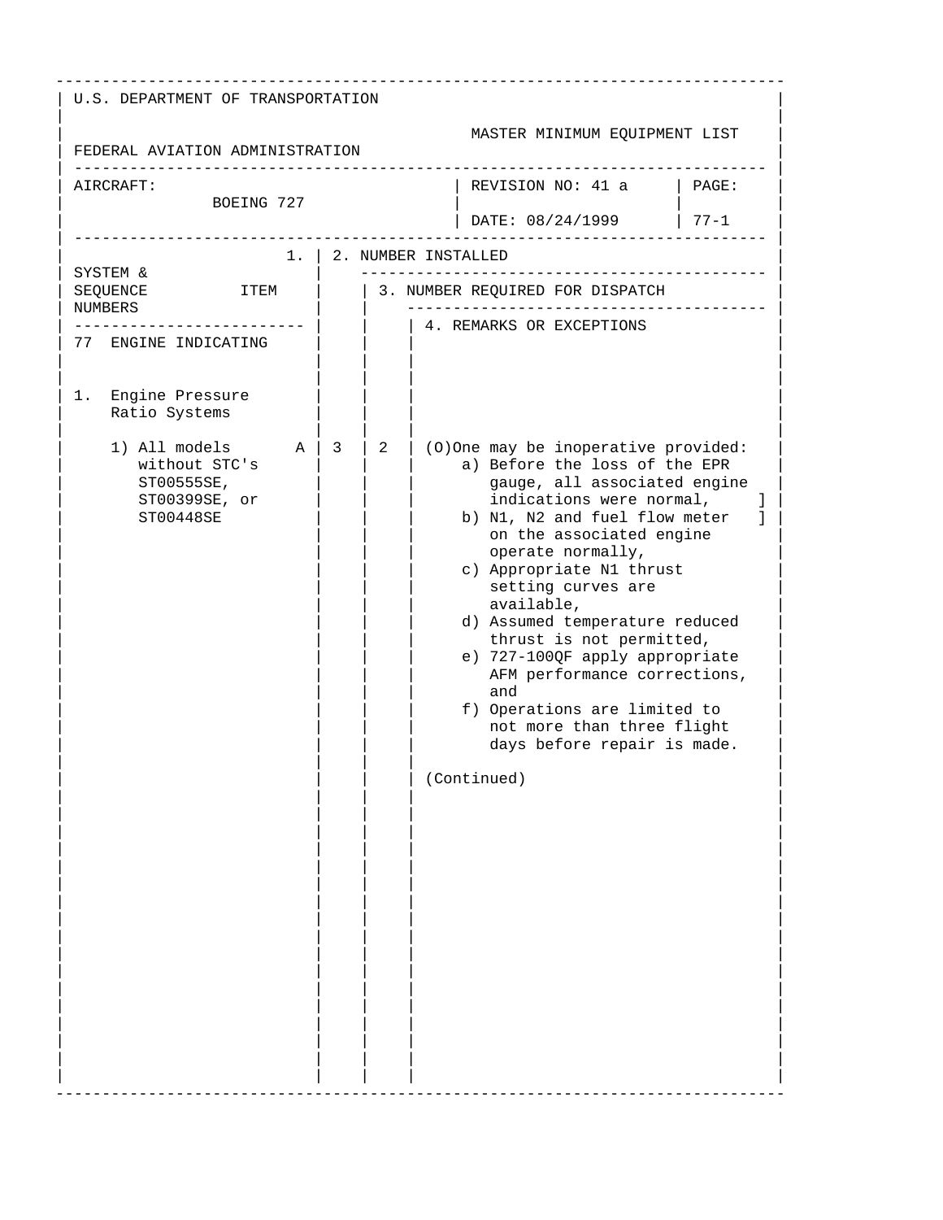U.S. DEPARTMENT OF TRANSPORTATION

FEDERAL AVIATION ADMINISTRATION

MASTER MINIMUM EQUIPMENT LIST

| AIRCRAFT: BOEING 727 | REVISION NO: 41 a | PAGE: |
|---|---|---|
| | DATE: 08/24/1999 | 77-1 |

| SYSTEM & SEQUENCE NUMBERS ITEM | 1. | 2. NUMBER INSTALLED | 3. NUMBER REQUIRED FOR DISPATCH | 4. REMARKS OR EXCEPTIONS |
|---|---|---|---|---|
| 77 ENGINE INDICATING | | | | |
| 1. Engine Pressure Ratio Systems | | | | |
| 1) All models without STC's ST00555SE, ST00399SE, or ST00448SE | A | 3 | 2 | (O)One may be inoperative provided:<br>a) Before the loss of the EPR gauge, all associated engine indications were normal, ]<br>b) N1, N2 and fuel flow meter ] on the associated engine operate normally,<br>c) Appropriate N1 thrust setting curves are available,<br>d) Assumed temperature reduced thrust is not permitted,<br>e) 727-100QF apply appropriate AFM performance corrections, and<br>f) Operations are limited to not more than three flight days before repair is made.<br><br>(Continued) |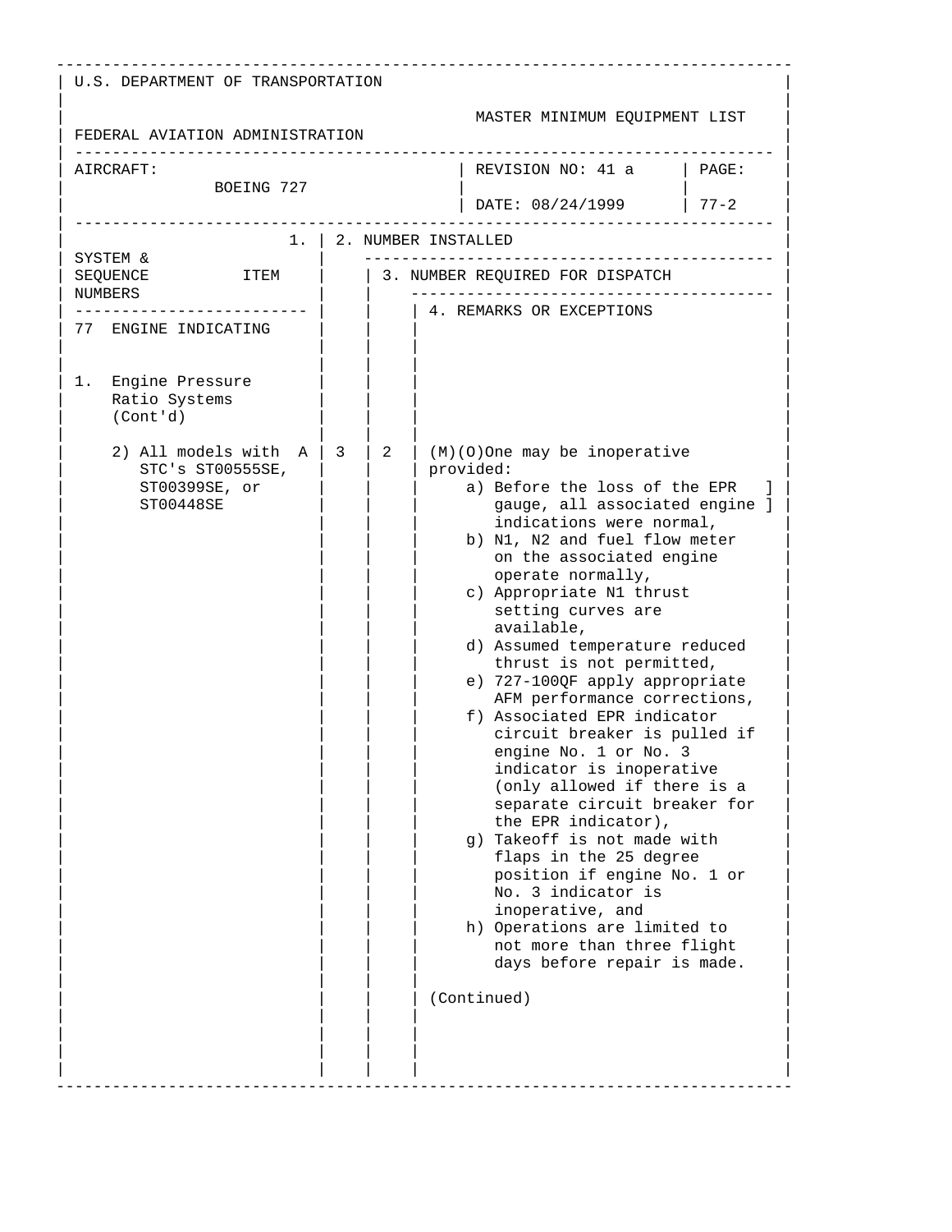U.S. DEPARTMENT OF TRANSPORTATION

FEDERAL AVIATION ADMINISTRATION

MASTER MINIMUM EQUIPMENT LIST

| AIRCRAFT: BOEING 727 | REVISION NO: 41 a | PAGE: |
|---|---|---|
| | DATE: 08/24/1999 | 77-2 |

| SYSTEM & SEQUENCE NUMBERS ITEM | 1. | 2. NUMBER INSTALLED | 3. NUMBER REQUIRED FOR DISPATCH | 4. REMARKS OR EXCEPTIONS |
|---|---|---|---|---|
| 77 ENGINE INDICATING | | | | |
| 1. Engine Pressure Ratio Systems (Cont'd) | | | | |
| 2) All models with STC's ST00555SE, ST00399SE, or ST00448SE | A | 3 | 2 | (M)(O)One may be inoperative provided:<br>a) Before the loss of the EPR gauge, all associated engine indications were normal, ]<br>b) N1, N2 and fuel flow meter on the associated engine operate normally,<br>c) Appropriate N1 thrust setting curves are available,<br>d) Assumed temperature reduced thrust is not permitted,<br>e) 727-100QF apply appropriate AFM performance corrections,<br>f) Associated EPR indicator circuit breaker is pulled if engine No. 1 or No. 3 indicator is inoperative (only allowed if there is a separate circuit breaker for the EPR indicator),<br>g) Takeoff is not made with flaps in the 25 degree position if engine No. 1 or No. 3 indicator is inoperative, and<br>h) Operations are limited to not more than three flight days before repair is made.<br><br>(Continued) |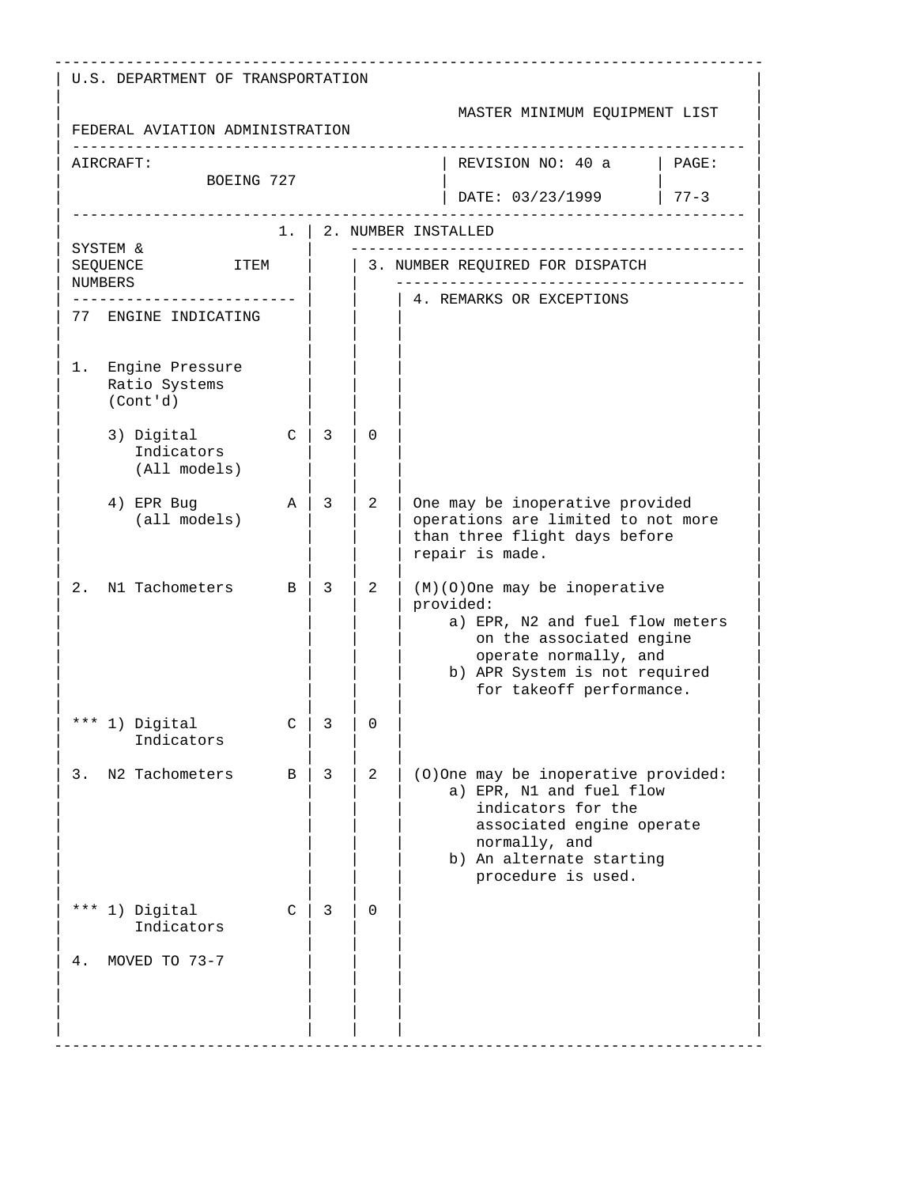U.S. DEPARTMENT OF TRANSPORTATION

FEDERAL AVIATION ADMINISTRATION

MASTER MINIMUM EQUIPMENT LIST

| AIRCRAFT: BOEING 727 | REVISION NO: 40 a | PAGE: |
|---|---|---|
| | DATE: 03/23/1999 | 77-3 |

| SYSTEM & SEQUENCE NUMBERS ITEM | 1. | 2. NUMBER INSTALLED | 3. NUMBER REQUIRED FOR DISPATCH | 4. REMARKS OR EXCEPTIONS |
|---|---|---|---|---|
| 77 ENGINE INDICATING | | | | |
| 1. Engine Pressure Ratio Systems (Cont'd) | | | | |
| 3) Digital Indicators (All models) | C | 3 | 0 | |
| 4) EPR Bug (all models) | A | 3 | 2 | One may be inoperative provided operations are limited to not more than three flight days before repair is made. |
| 2. N1 Tachometers | B | 3 | 2 | (M)(O)One may be inoperative provided:<br>a) EPR, N2 and fuel flow meters on the associated engine operate normally, and<br>b) APR System is not required for takeoff performance. |
| *** 1) Digital Indicators | C | 3 | 0 | |
| 3. N2 Tachometers | B | 3 | 2 | (O)One may be inoperative provided:<br>a) EPR, N1 and fuel flow indicators for the associated engine operate normally, and<br>b) An alternate starting procedure is used. |
| *** 1) Digital Indicators | C | 3 | 0 | |
| 4. MOVED TO 73-7 | | | | |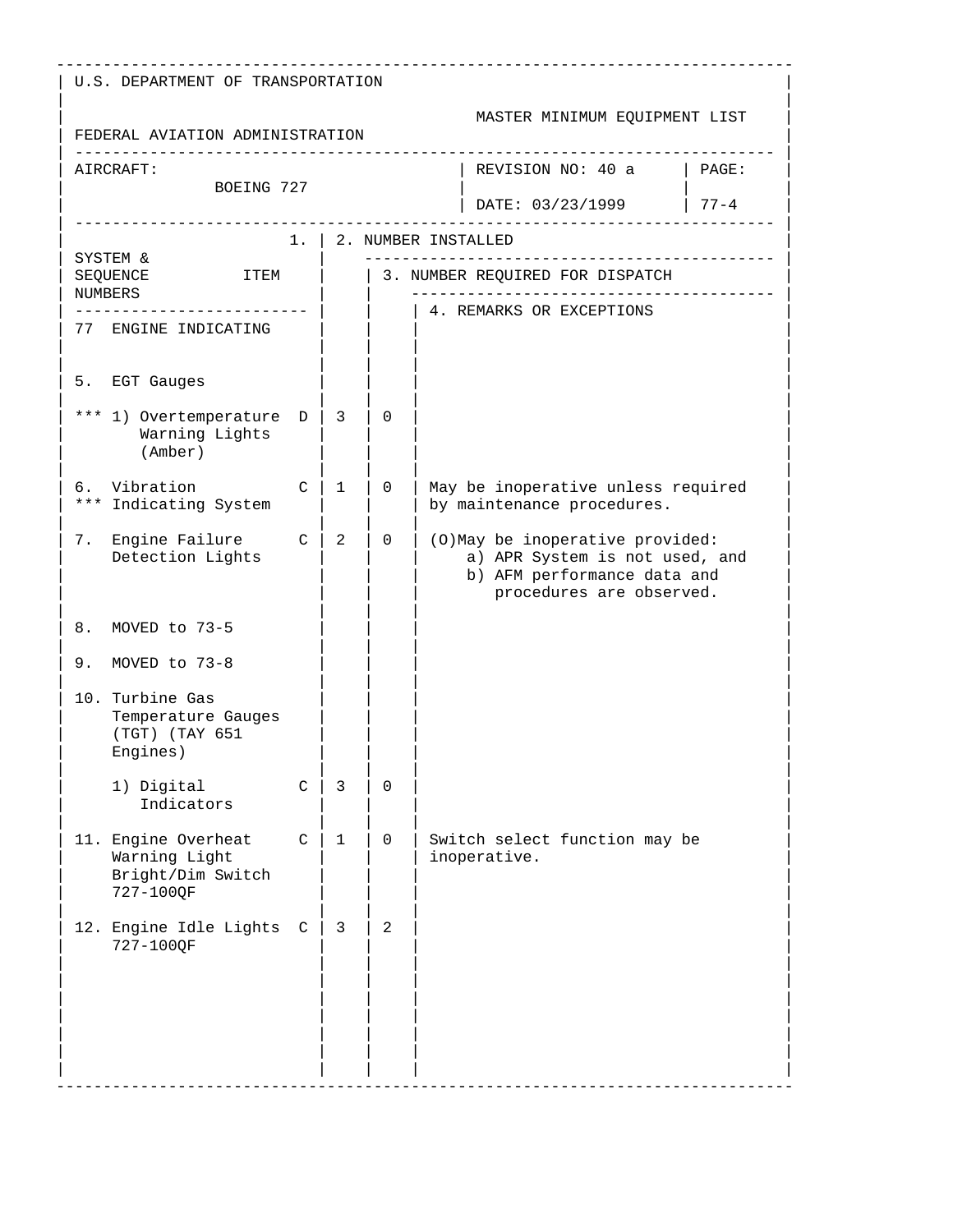U.S. DEPARTMENT OF TRANSPORTATION

FEDERAL AVIATION ADMINISTRATION

MASTER MINIMUM EQUIPMENT LIST

| AIRCRAFT: BOEING 727 | REVISION NO: 40 a | PAGE: |
|---|---|---|
| | DATE: 03/23/1999 | 77-4 |

| SYSTEM & SEQUENCE NUMBERS / ITEM | 1. | 2. NUMBER INSTALLED | 3. NUMBER REQUIRED FOR DISPATCH | 4. REMARKS OR EXCEPTIONS |
|---|---|---|---|---|
| 77 ENGINE INDICATING | | | | |
| 5. EGT Gauges | | | | |
| *** 1) Overtemperature Warning Lights (Amber) | D | 3 | 0 | |
| 6. Vibration *** Indicating System | C | 1 | 0 | May be inoperative unless required by maintenance procedures. |
| 7. Engine Failure Detection Lights | C | 2 | 0 | (O)May be inoperative provided:<br>a) APR System is not used, and<br>b) AFM performance data and procedures are observed. |
| 8. MOVED to 73-5 | | | | |
| 9. MOVED to 73-8 | | | | |
| 10. Turbine Gas Temperature Gauges (TGT) (TAY 651 Engines) | | | | |
| 1) Digital Indicators | C | 3 | 0 | |
| 11. Engine Overheat Warning Light Bright/Dim Switch 727-100QF | C | 1 | 0 | Switch select function may be inoperative. |
| 12. Engine Idle Lights 727-100QF | C | 3 | 2 | |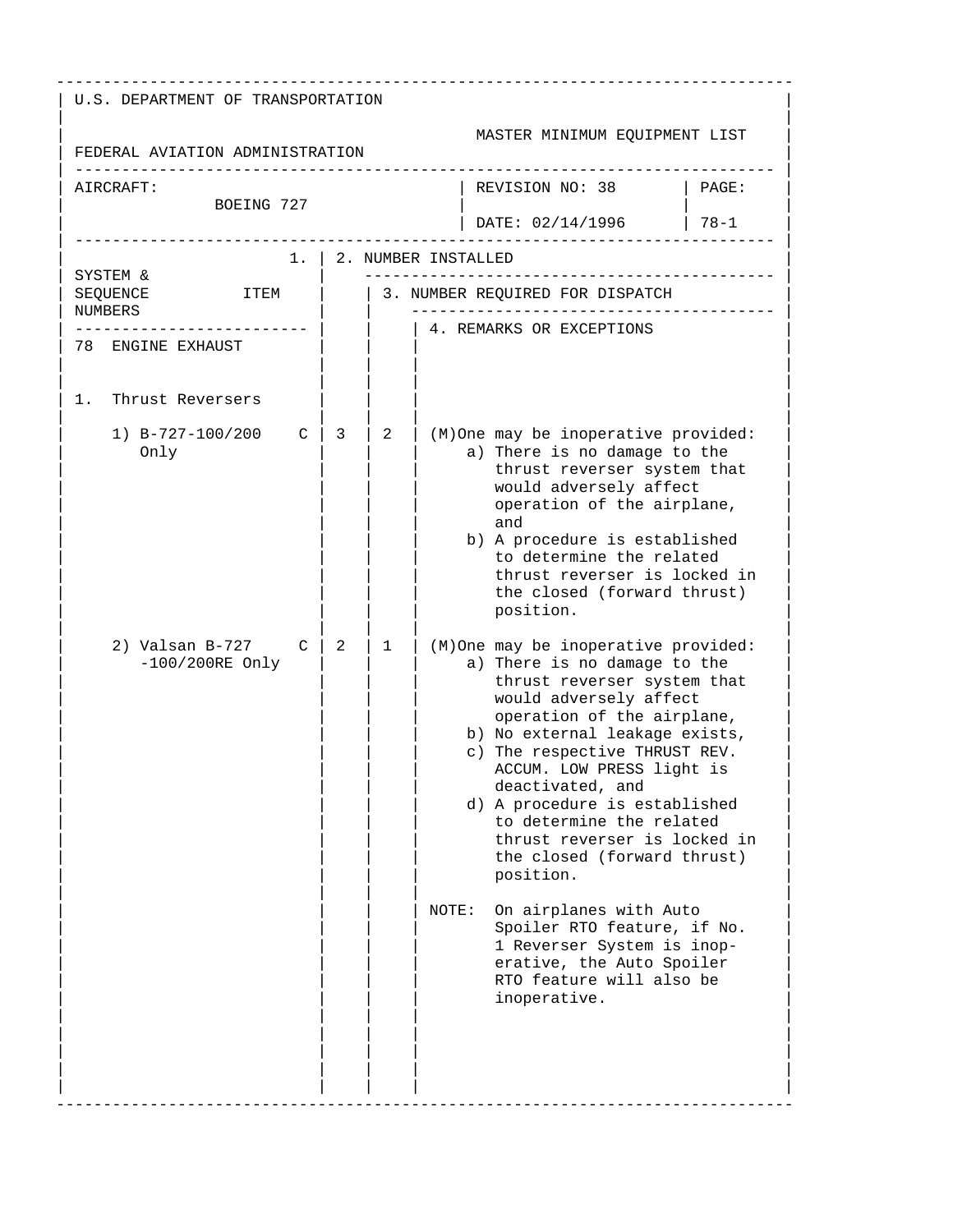U.S. DEPARTMENT OF TRANSPORTATION

FEDERAL AVIATION ADMINISTRATION

MASTER MINIMUM EQUIPMENT LIST

| AIRCRAFT: BOEING 727 | REVISION NO: 38 | PAGE: |
|---|---|---|
| | DATE: 02/14/1996 | 78-1 |

| SYSTEM & SEQUENCE NUMBERS / ITEM | 1. | 2. NUMBER INSTALLED | 3. NUMBER REQUIRED FOR DISPATCH | 4. REMARKS OR EXCEPTIONS |
|---|---|---|---|---|
| **78 ENGINE EXHAUST** | | | | |
| 1. Thrust Reversers | | | | |
| 1) B-727-100/200 Only | C | 3 | 2 | (M)One may be inoperative provided: a) There is no damage to the thrust reverser system that would adversely affect operation of the airplane, and b) A procedure is established to determine the related thrust reverser is locked in the closed (forward thrust) position. |
| 2) Valsan B-727 -100/200RE Only | C | 2 | 1 | (M)One may be inoperative provided: a) There is no damage to the thrust reverser system that would adversely affect operation of the airplane, b) No external leakage exists, c) The respective THRUST REV. ACCUM. LOW PRESS light is deactivated, and d) A procedure is established to determine the related thrust reverser is locked in the closed (forward thrust) position.<br><br>NOTE: On airplanes with Auto Spoiler RTO feature, if No. 1 Reverser System is inoperative, the Auto Spoiler RTO feature will also be inoperative. |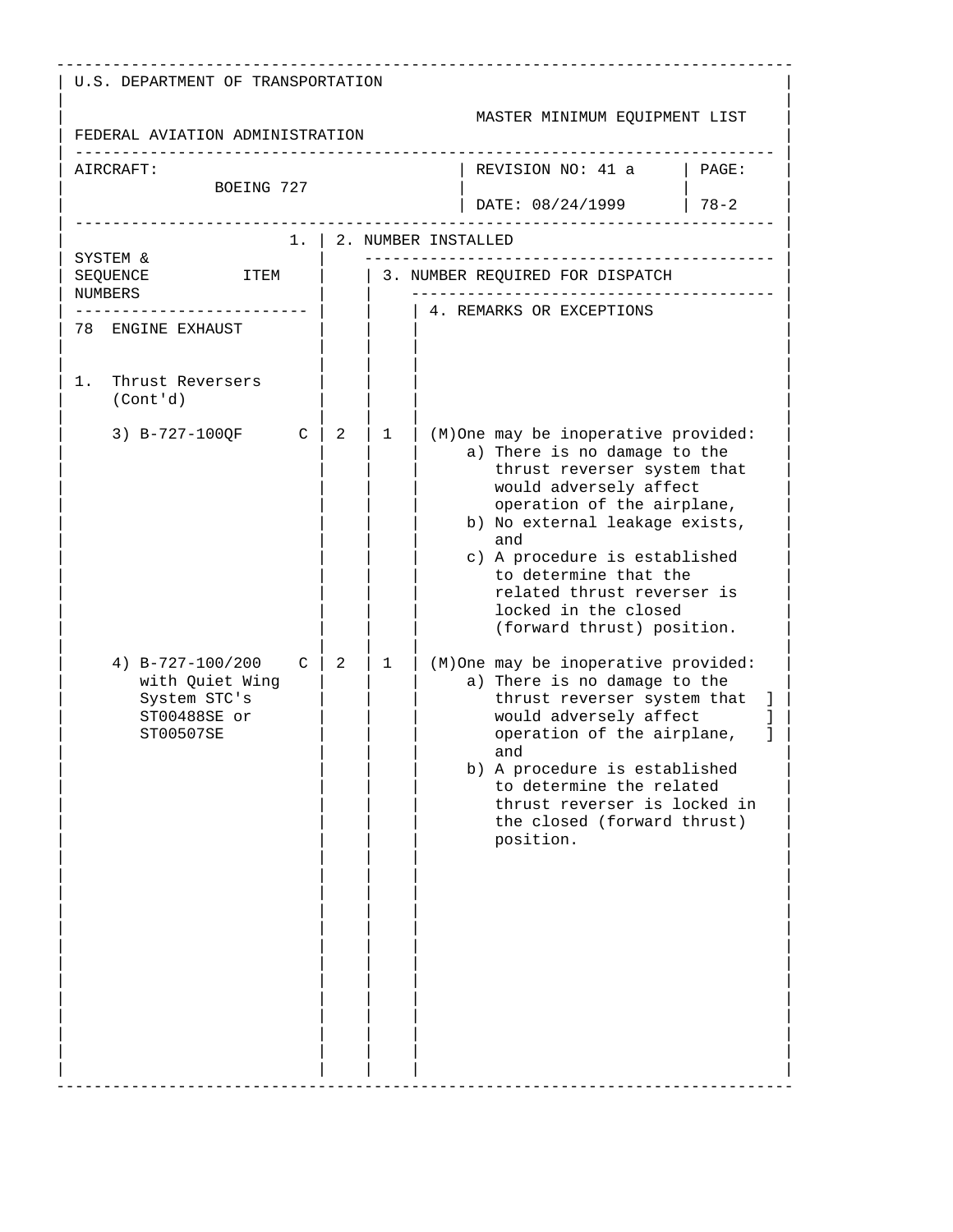U.S. DEPARTMENT OF TRANSPORTATION

FEDERAL AVIATION ADMINISTRATION

MASTER MINIMUM EQUIPMENT LIST

| AIRCRAFT: | REVISION NO: 41 a | PAGE: |
|---|---|---|
| BOEING 727 | DATE: 08/24/1999 | 78-2 |

| SYSTEM & SEQUENCE NUMBERS / ITEM | | 1. | 2. NUMBER INSTALLED | 3. NUMBER REQUIRED FOR DISPATCH | 4. REMARKS OR EXCEPTIONS |
|---|---|---|---|---|---|
| 78 ENGINE EXHAUST | | | | | |
| 1. Thrust Reversers (Cont'd) | | | | | |
| 3) B-727-100QF | | C | 2 | 1 | (M)One may be inoperative provided: a) There is no damage to the thrust reverser system that would adversely affect operation of the airplane, b) No external leakage exists, and c) A procedure is established to determine that the related thrust reverser is locked in the closed (forward thrust) position. |
| 4) B-727-100/200 with Quiet Wing System STC's ST00488SE or ST00507SE | | C | 2 | 1 | (M)One may be inoperative provided: a) There is no damage to the thrust reverser system that would adversely affect operation of the airplane, and b) A procedure is established to determine the related thrust reverser is locked in the closed (forward thrust) position. |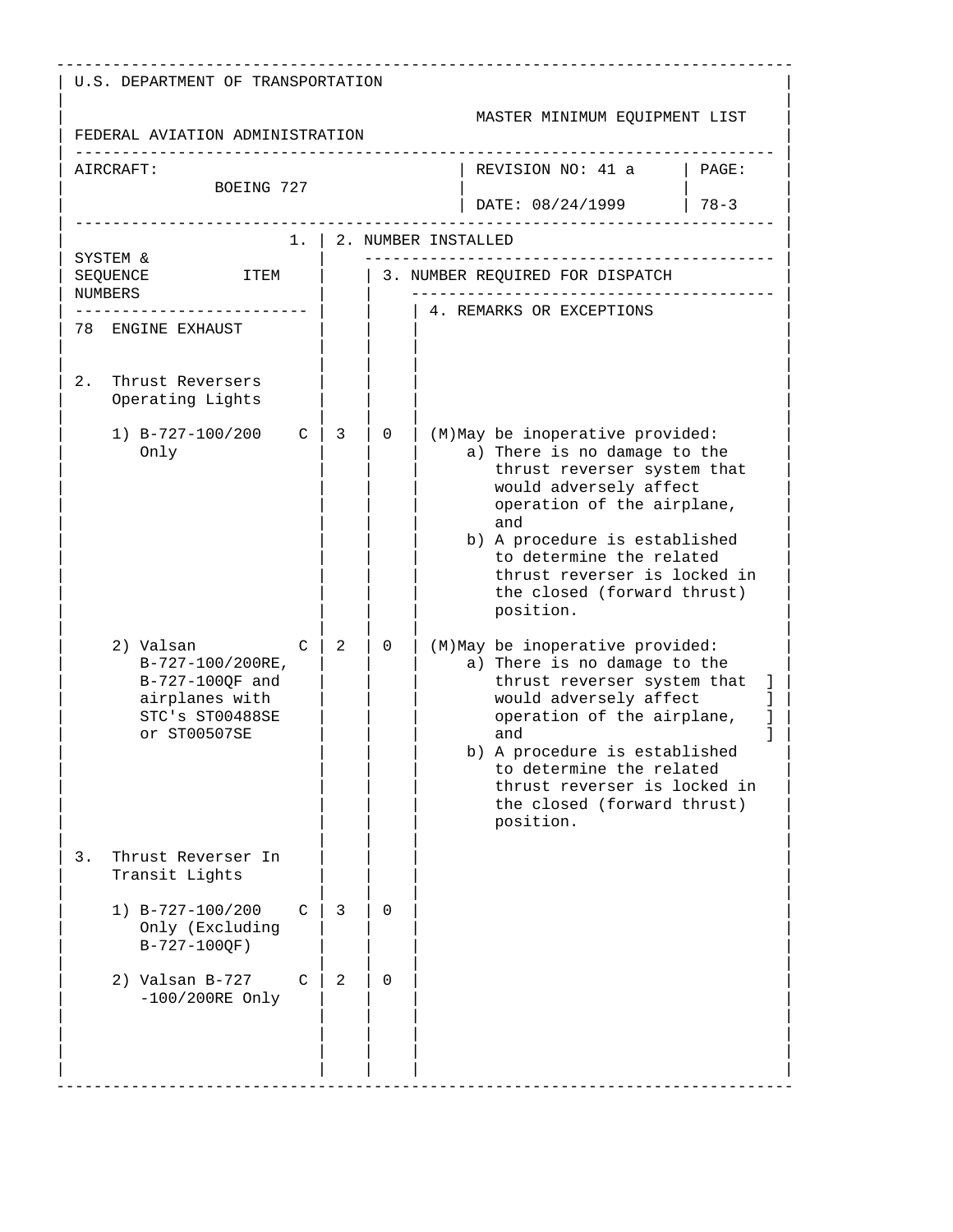U.S. DEPARTMENT OF TRANSPORTATION

FEDERAL AVIATION ADMINISTRATION

MASTER MINIMUM EQUIPMENT LIST

| AIRCRAFT: BOEING 727 | REVISION NO: 41 a | PAGE: |
|---|---|---|
| | DATE: 08/24/1999 | 78-3 |

| SYSTEM & SEQUENCE NUMBERS / 1. ITEM | | 2. NUMBER INSTALLED | 3. NUMBER REQUIRED FOR DISPATCH | 4. REMARKS OR EXCEPTIONS |
|---|---|---|---|---|
| 78 ENGINE EXHAUST | | | | |
| 2. Thrust Reversers Operating Lights | | | | |
| 1) B-727-100/200 Only | C | 3 | 0 | (M)May be inoperative provided: a) There is no damage to the thrust reverser system that would adversely affect operation of the airplane, and b) A procedure is established to determine the related thrust reverser is locked in the closed (forward thrust) position. |
| 2) Valsan B-727-100/200RE, B-727-100QF and airplanes with STC's ST00488SE or ST00507SE | C | 2 | 0 | (M)May be inoperative provided: a) There is no damage to the thrust reverser system that would adversely affect operation of the airplane, and ] b) A procedure is established to determine the related thrust reverser is locked in the closed (forward thrust) position. |
| 3. Thrust Reverser In Transit Lights | | | | |
| 1) B-727-100/200 Only (Excluding B-727-100QF) | C | 3 | 0 | |
| 2) Valsan B-727 -100/200RE Only | C | 2 | 0 | |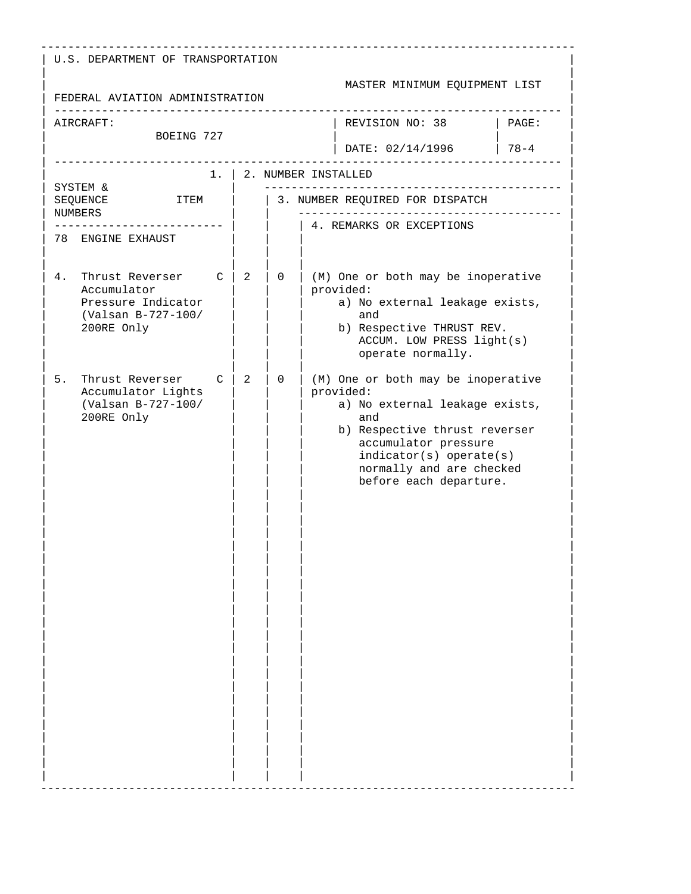U.S. DEPARTMENT OF TRANSPORTATION

FEDERAL AVIATION ADMINISTRATION

MASTER MINIMUM EQUIPMENT LIST

| AIRCRAFT: BOEING 727 | REVISION NO: 38 DATE: 02/14/1996 | PAGE: 78-4 |
|---|---|---|

| SYSTEM & SEQUENCE NUMBERS / ITEM | 1. | 2. NUMBER INSTALLED | 3. NUMBER REQUIRED FOR DISPATCH | 4. REMARKS OR EXCEPTIONS |
|---|---|---|---|---|
| 78 ENGINE EXHAUST | | | | |
| 4. Thrust Reverser Accumulator Pressure Indicator (Valsan B-727-100/ 200RE Only | C | 2 | 0 | (M) One or both may be inoperative provided:<br>a) No external leakage exists, and<br>b) Respective THRUST REV. ACCUM. LOW PRESS light(s) operate normally. |
| 5. Thrust Reverser Accumulator Lights (Valsan B-727-100/ 200RE Only | C | 2 | 0 | (M) One or both may be inoperative provided:<br>a) No external leakage exists, and<br>b) Respective thrust reverser accumulator pressure indicator(s) operate(s) normally and are checked before each departure. |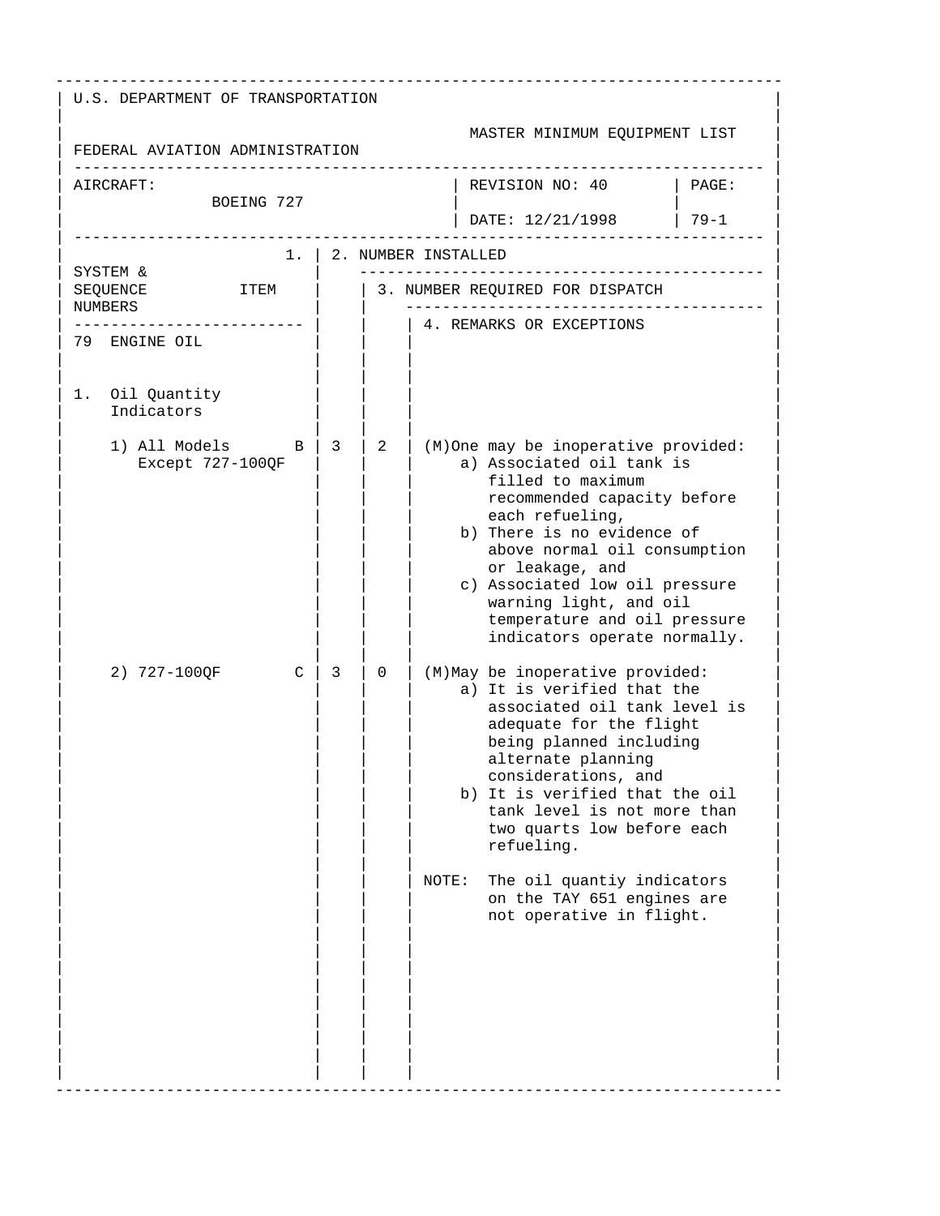U.S. DEPARTMENT OF TRANSPORTATION

FEDERAL AVIATION ADMINISTRATION

MASTER MINIMUM EQUIPMENT LIST

| AIRCRAFT: BOEING 727 | REVISION NO: 40<br>DATE: 12/21/1998 | PAGE: 79-1 |
|---|---|---|

| SYSTEM & SEQUENCE NUMBERS / ITEM | | 1. | 2. NUMBER INSTALLED | 3. NUMBER REQUIRED FOR DISPATCH | 4. REMARKS OR EXCEPTIONS |
|---|---|---|---|---|---|
| **79 ENGINE OIL** | | | | | |
| 1. Oil Quantity Indicators | | | | | |
| 1) All Models Except 727-100QF | | B | 3 | 2 | (M)One may be inoperative provided:<br>a) Associated oil tank is filled to maximum recommended capacity before each refueling,<br>b) There is no evidence of above normal oil consumption or leakage, and<br>c) Associated low oil pressure warning light, and oil temperature and oil pressure indicators operate normally. |
| 2) 727-100QF | | C | 3 | 0 | (M)May be inoperative provided:<br>a) It is verified that the associated oil tank level is adequate for the flight being planned including alternate planning considerations, and<br>b) It is verified that the oil tank level is not more than two quarts low before each refueling.<br><br>NOTE: The oil quantiy indicators on the TAY 651 engines are not operative in flight. |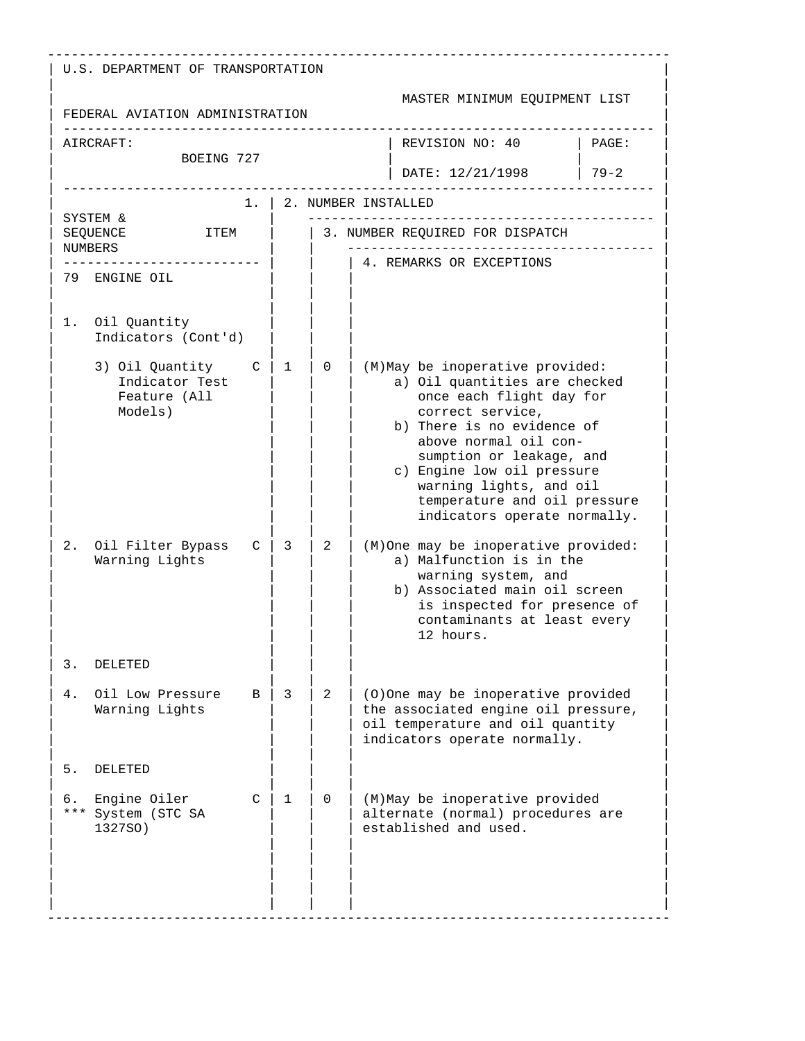U.S. DEPARTMENT OF TRANSPORTATION

FEDERAL AVIATION ADMINISTRATION

MASTER MINIMUM EQUIPMENT LIST

| AIRCRAFT: | REVISION NO: 40 | PAGE: |
|---|---|---|
| BOEING 727 | DATE: 12/21/1998 | 79-2 |

| SYSTEM & SEQUENCE NUMBERS | ITEM | 1. | 2. NUMBER INSTALLED | 3. NUMBER REQUIRED FOR DISPATCH | 4. REMARKS OR EXCEPTIONS |
|---|---|---|---|---|---|
| 79 | ENGINE OIL | | | | |
| 1. | Oil Quantity Indicators (Cont'd) | | | | |
| | 3) Oil Quantity Indicator Test Feature (All Models) | C | 1 | 0 | (M)May be inoperative provided: a) Oil quantities are checked once each flight day for correct service, b) There is no evidence of above normal oil consumption or leakage, and c) Engine low oil pressure warning lights, and oil temperature and oil pressure indicators operate normally. |
| 2. | Oil Filter Bypass Warning Lights | C | 3 | 2 | (M)One may be inoperative provided: a) Malfunction is in the warning system, and b) Associated main oil screen is inspected for presence of contaminants at least every 12 hours. |
| 3. | DELETED | | | | |
| 4. | Oil Low Pressure Warning Lights | B | 3 | 2 | (O)One may be inoperative provided the associated engine oil pressure, oil temperature and oil quantity indicators operate normally. |
| 5. | DELETED | | | | |
| 6. *** | Engine Oiler System (STC SA 1327SO) | C | 1 | 0 | (M)May be inoperative provided alternate (normal) procedures are established and used. |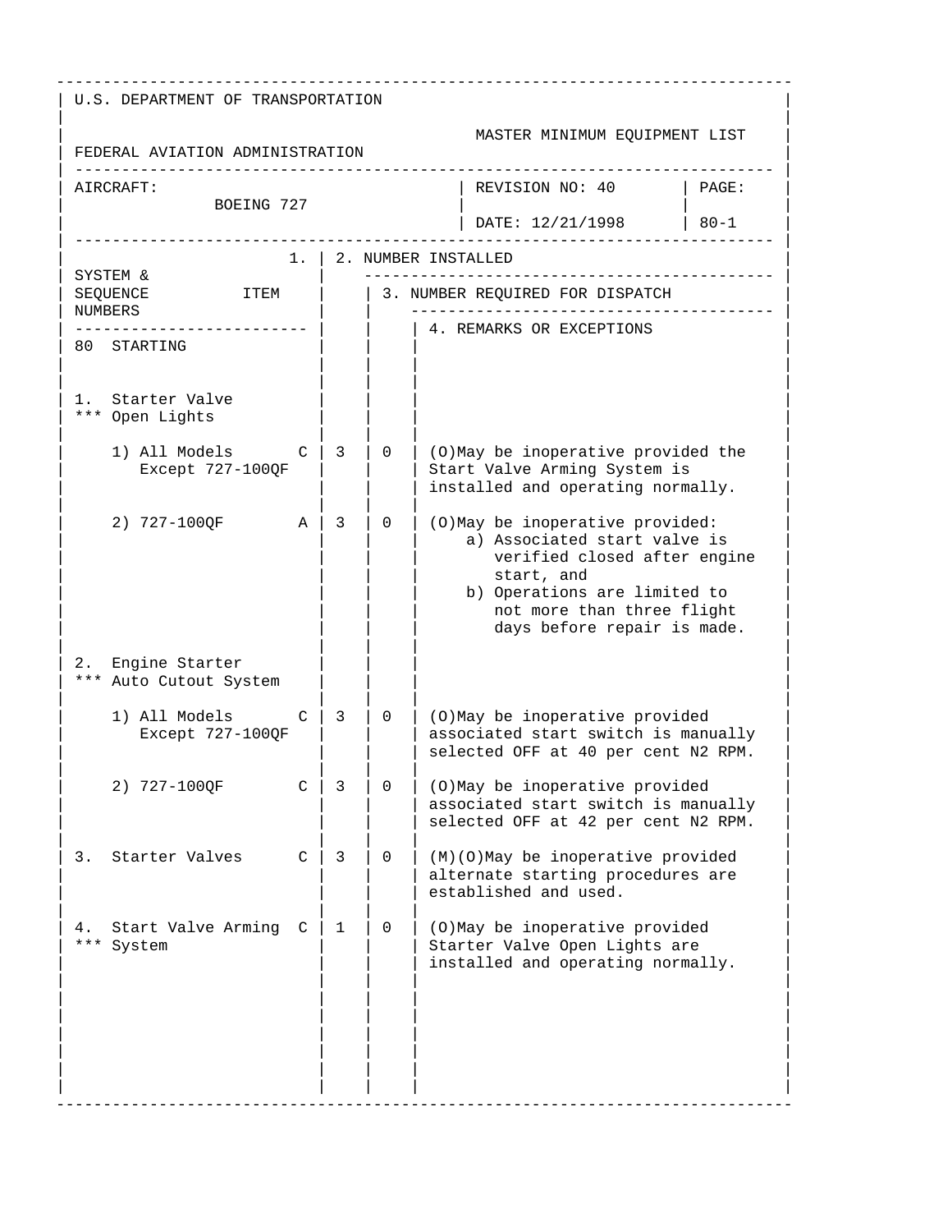U.S. DEPARTMENT OF TRANSPORTATION

FEDERAL AVIATION ADMINISTRATION

MASTER MINIMUM EQUIPMENT LIST

AIRCRAFT: BOEING 727

REVISION NO: 40

DATE: 12/21/1998

PAGE: 80-1

| SYSTEM & SEQUENCE NUMBERS / ITEM | | 1. | 2. NUMBER INSTALLED | 3. NUMBER REQUIRED FOR DISPATCH | 4. REMARKS OR EXCEPTIONS |
|---|---|---|---|---|---|
| 80 STARTING | | | | | |
| 1. Starter Valve *** Open Lights | | | | | |
| 1) All Models Except 727-100QF | | C | 3 | 0 | (O)May be inoperative provided the Start Valve Arming System is installed and operating normally. |
| 2) 727-100QF | | A | 3 | 0 | (O)May be inoperative provided: a) Associated start valve is verified closed after engine start, and b) Operations are limited to not more than three flight days before repair is made. |
| 2. Engine Starter *** Auto Cutout System | | | | | |
| 1) All Models Except 727-100QF | | C | 3 | 0 | (O)May be inoperative provided associated start switch is manually selected OFF at 40 per cent N2 RPM. |
| 2) 727-100QF | | C | 3 | 0 | (O)May be inoperative provided associated start switch is manually selected OFF at 42 per cent N2 RPM. |
| 3. Starter Valves | | C | 3 | 0 | (M)(O)May be inoperative provided alternate starting procedures are established and used. |
| 4. Start Valve Arming *** System | | C | 1 | 0 | (O)May be inoperative provided Starter Valve Open Lights are installed and operating normally. |